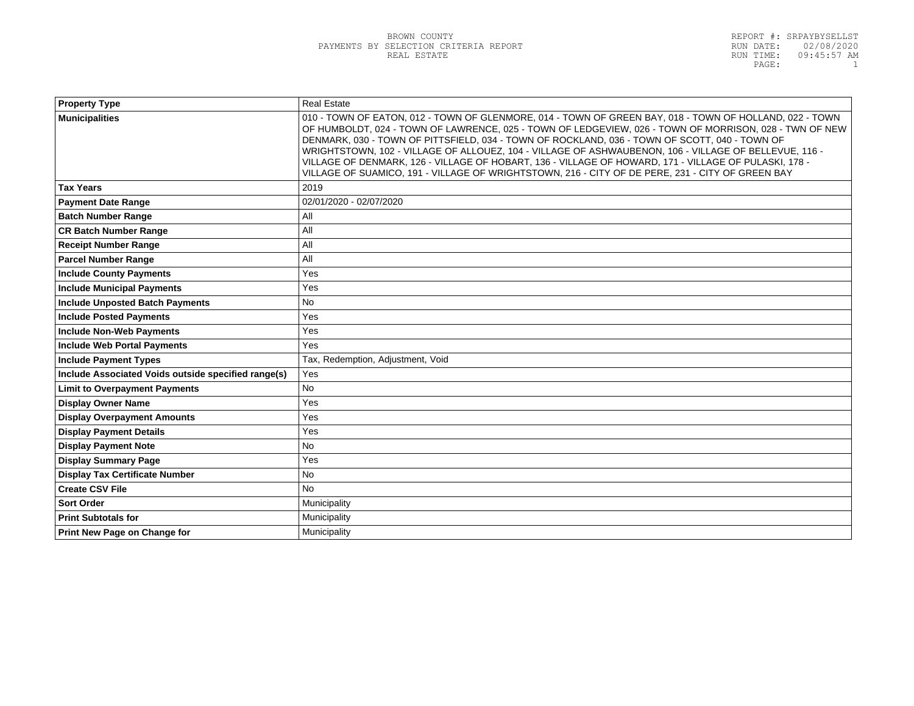BROWN COUNTY
PAYMENTS BY SELECTION CRITERIA REPORT
REAL ESTATE

REPORT #: SRPAYBYSELLST
RUN DATE: 02/08/2020
RUN TIME: 09:45:57 AM

| Property Type | Real Estate |
|---|---|
| Municipalities | 010 - TOWN OF EATON, 012 - TOWN OF GLENMORE, 014 - TOWN OF GREEN BAY, 018 - TOWN OF HOLLAND, 022 - TOWN OF HUMBOLDT, 024 - TOWN OF LAWRENCE, 025 - TOWN OF LEDGEVIEW, 026 - TOWN OF MORRISON, 028 - TWN OF NEW DENMARK, 030 - TOWN OF PITTSFIELD, 034 - TOWN OF ROCKLAND, 036 - TOWN OF SCOTT, 040 - TOWN OF WRIGHTSTOWN, 102 - VILLAGE OF ALLOUEZ, 104 - VILLAGE OF ASHWAUBENON, 106 - VILLAGE OF BELLEVUE, 116 - VILLAGE OF DENMARK, 126 - VILLAGE OF HOBART, 136 - VILLAGE OF HOWARD, 171 - VILLAGE OF PULASKI, 178 - VILLAGE OF SUAMICO, 191 - VILLAGE OF WRIGHTSTOWN, 216 - CITY OF DE PERE, 231 - CITY OF GREEN BAY |
| Tax Years | 2019 |
| Payment Date Range | 02/01/2020 - 02/07/2020 |
| Batch Number Range | All |
| CR Batch Number Range | All |
| Receipt Number Range | All |
| Parcel Number Range | All |
| Include County Payments | Yes |
| Include Municipal Payments | Yes |
| Include Unposted Batch Payments | No |
| Include Posted Payments | Yes |
| Include Non-Web Payments | Yes |
| Include Web Portal Payments | Yes |
| Include Payment Types | Tax, Redemption, Adjustment, Void |
| Include Associated Voids outside specified range(s) | Yes |
| Limit to Overpayment Payments | No |
| Display Owner Name | Yes |
| Display Overpayment Amounts | Yes |
| Display Payment Details | Yes |
| Display Payment Note | No |
| Display Summary Page | Yes |
| Display Tax Certificate Number | No |
| Create CSV File | No |
| Sort Order | Municipality |
| Print Subtotals for | Municipality |
| Print New Page on Change for | Municipality |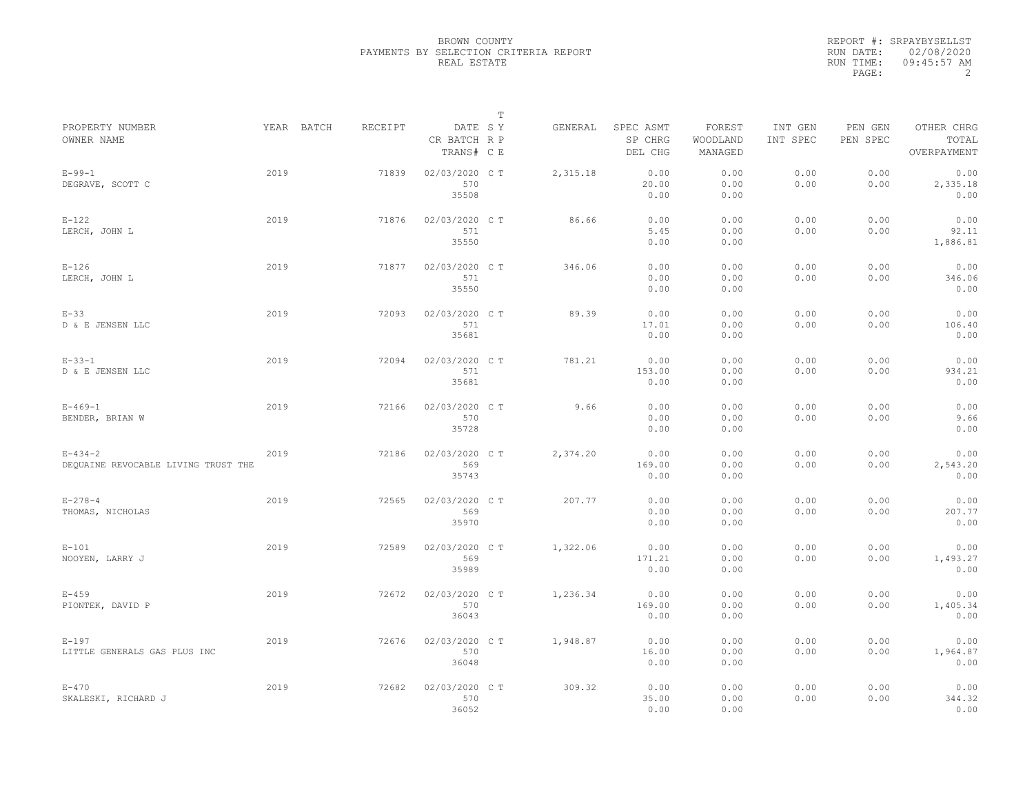BROWN COUNTY
PAYMENTS BY SELECTION CRITERIA REPORT
REAL ESTATE

REPORT #: SRPAYBYSELLST
RUN DATE: 02/08/2020
RUN TIME: 09:45:57 AM

| PROPERTY NUMBER / OWNER NAME | YEAR | BATCH | RECEIPT | DATE / CR BATCH / TRANS# | SY | TRPE | GENERAL | SPEC ASMT / SP CHRG / DEL CHG | FOREST / WOODLAND / MANAGED | INT GEN / INT SPEC | PEN GEN / PEN SPEC | OTHER CHRG / TOTAL / OVERPAYMENT |
|---|---|---|---|---|---|---|---|---|---|---|---|---|
| E-99-1 DEGRAVE, SCOTT C | 2019 | | 71839 | 02/03/2020 570 35508 | C | T | 2,315.18 | 0.00 20.00 0.00 | 0.00 0.00 0.00 | 0.00 0.00 | 0.00 0.00 | 0.00 2,335.18 0.00 |
| E-122 LERCH, JOHN L | 2019 | | 71876 | 02/03/2020 571 35550 | C | T | 86.66 | 0.00 5.45 0.00 | 0.00 0.00 0.00 | 0.00 0.00 | 0.00 0.00 | 0.00 92.11 1,886.81 |
| E-126 LERCH, JOHN L | 2019 | | 71877 | 02/03/2020 571 35550 | C | T | 346.06 | 0.00 0.00 0.00 | 0.00 0.00 0.00 | 0.00 0.00 | 0.00 0.00 | 0.00 346.06 0.00 |
| E-33 D & E JENSEN LLC | 2019 | | 72093 | 02/03/2020 571 35681 | C | T | 89.39 | 0.00 17.01 0.00 | 0.00 0.00 0.00 | 0.00 0.00 | 0.00 0.00 | 0.00 106.40 0.00 |
| E-33-1 D & E JENSEN LLC | 2019 | | 72094 | 02/03/2020 571 35681 | C | T | 781.21 | 0.00 153.00 0.00 | 0.00 0.00 0.00 | 0.00 0.00 | 0.00 0.00 | 0.00 934.21 0.00 |
| E-469-1 BENDER, BRIAN W | 2019 | | 72166 | 02/03/2020 570 35728 | C | T | 9.66 | 0.00 0.00 0.00 | 0.00 0.00 0.00 | 0.00 0.00 | 0.00 0.00 | 0.00 9.66 0.00 |
| E-434-2 DEQUAINE REVOCABLE LIVING TRUST THE | 2019 | | 72186 | 02/03/2020 569 35743 | C | T | 2,374.20 | 0.00 169.00 0.00 | 0.00 0.00 0.00 | 0.00 0.00 | 0.00 0.00 | 0.00 2,543.20 0.00 |
| E-278-4 THOMAS, NICHOLAS | 2019 | | 72565 | 02/03/2020 569 35970 | C | T | 207.77 | 0.00 0.00 0.00 | 0.00 0.00 0.00 | 0.00 0.00 | 0.00 0.00 | 0.00 207.77 0.00 |
| E-101 NOOYEN, LARRY J | 2019 | | 72589 | 02/03/2020 569 35989 | C | T | 1,322.06 | 0.00 171.21 0.00 | 0.00 0.00 0.00 | 0.00 0.00 | 0.00 0.00 | 0.00 1,493.27 0.00 |
| E-459 PIONTEK, DAVID P | 2019 | | 72672 | 02/03/2020 570 36043 | C | T | 1,236.34 | 0.00 169.00 0.00 | 0.00 0.00 0.00 | 0.00 0.00 | 0.00 0.00 | 0.00 1,405.34 0.00 |
| E-197 LITTLE GENERALS GAS PLUS INC | 2019 | | 72676 | 02/03/2020 570 36048 | C | T | 1,948.87 | 0.00 16.00 0.00 | 0.00 0.00 0.00 | 0.00 0.00 | 0.00 0.00 | 0.00 1,964.87 0.00 |
| E-470 SKALESKI, RICHARD J | 2019 | | 72682 | 02/03/2020 570 36052 | C | T | 309.32 | 0.00 35.00 0.00 | 0.00 0.00 0.00 | 0.00 0.00 | 0.00 0.00 | 0.00 344.32 0.00 |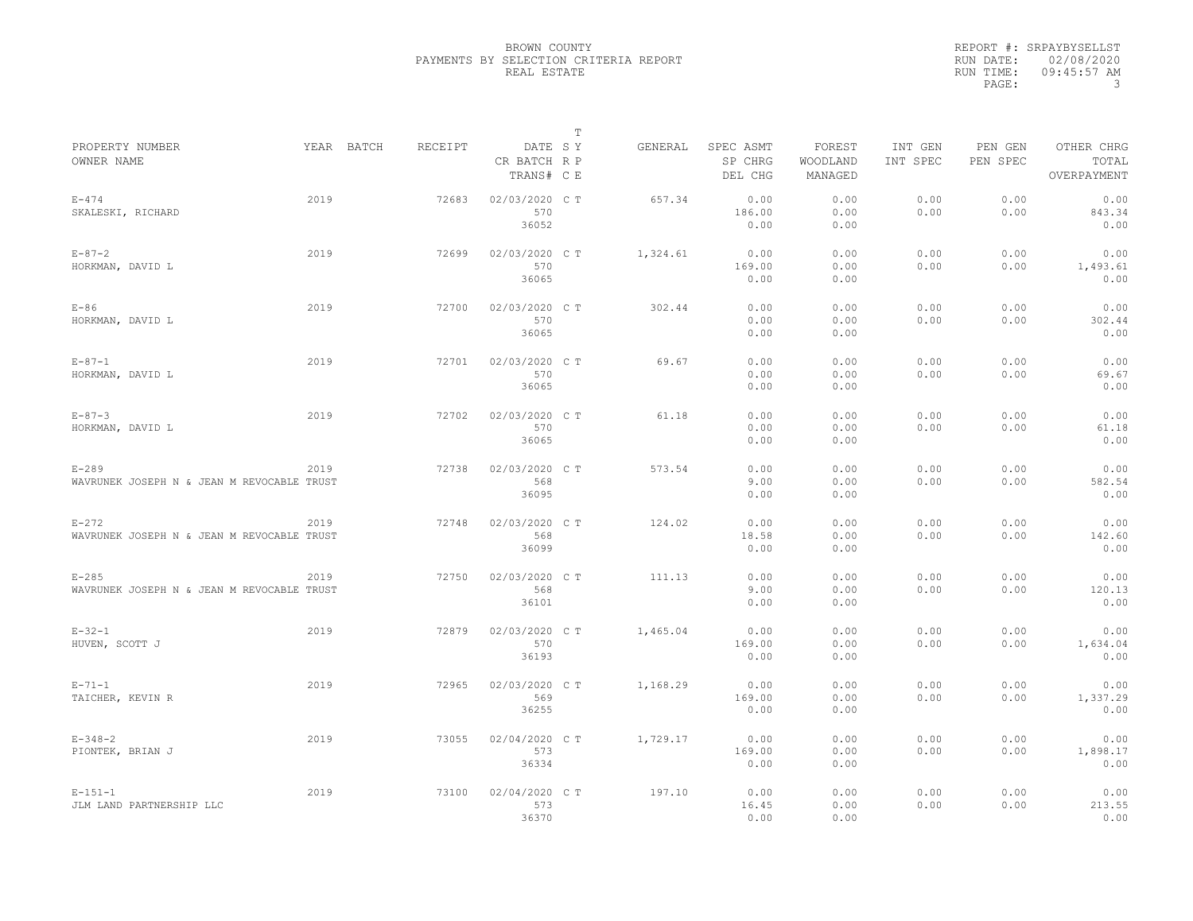BROWN COUNTY
PAYMENTS BY SELECTION CRITERIA REPORT
REAL ESTATE

REPORT #: SRPAYBYSELLST
RUN DATE: 02/08/2020
RUN TIME: 09:45:57 AM

| PROPERTY NUMBER<br>OWNER NAME | YEAR | BATCH | RECEIPT | DATE<br>CR BATCH<br>TRANS# | T SY RP CE | GENERAL | SPEC ASMT<br>SP CHRG<br>DEL CHG | FOREST<br>WOODLAND<br>MANAGED | INT GEN<br>INT SPEC | PEN GEN<br>PEN SPEC | OTHER CHRG<br>TOTAL<br>OVERPAYMENT |
|---|---|---|---|---|---|---|---|---|---|---|---|
| E-474<br>SKALESKI, RICHARD | 2019 | | 72683 | 02/03/2020<br>570<br>36052 | C T | 657.34 | 0.00<br>186.00<br>0.00 | 0.00<br>0.00<br>0.00 | 0.00<br>0.00 | 0.00<br>0.00 | 0.00<br>843.34<br>0.00 |
| E-87-2<br>HORKMAN, DAVID L | 2019 | | 72699 | 02/03/2020<br>570<br>36065 | C T | 1,324.61 | 0.00<br>169.00<br>0.00 | 0.00<br>0.00<br>0.00 | 0.00<br>0.00 | 0.00<br>0.00 | 0.00<br>1,493.61<br>0.00 |
| E-86<br>HORKMAN, DAVID L | 2019 | | 72700 | 02/03/2020<br>570<br>36065 | C T | 302.44 | 0.00<br>0.00<br>0.00 | 0.00<br>0.00<br>0.00 | 0.00<br>0.00 | 0.00<br>0.00 | 0.00<br>302.44<br>0.00 |
| E-87-1<br>HORKMAN, DAVID L | 2019 | | 72701 | 02/03/2020<br>570<br>36065 | C T | 69.67 | 0.00<br>0.00<br>0.00 | 0.00<br>0.00<br>0.00 | 0.00<br>0.00 | 0.00<br>0.00 | 0.00<br>69.67<br>0.00 |
| E-87-3<br>HORKMAN, DAVID L | 2019 | | 72702 | 02/03/2020<br>570<br>36065 | C T | 61.18 | 0.00<br>0.00<br>0.00 | 0.00<br>0.00<br>0.00 | 0.00<br>0.00 | 0.00<br>0.00 | 0.00<br>61.18<br>0.00 |
| E-289<br>WAVRUNEK JOSEPH N & JEAN M REVOCABLE TRUST | 2019 | | 72738 | 02/03/2020<br>568<br>36095 | C T | 573.54 | 0.00<br>9.00<br>0.00 | 0.00<br>0.00<br>0.00 | 0.00<br>0.00 | 0.00<br>0.00 | 0.00<br>582.54<br>0.00 |
| E-272<br>WAVRUNEK JOSEPH N & JEAN M REVOCABLE TRUST | 2019 | | 72748 | 02/03/2020<br>568<br>36099 | C T | 124.02 | 0.00<br>18.58<br>0.00 | 0.00<br>0.00<br>0.00 | 0.00<br>0.00 | 0.00<br>0.00 | 0.00<br>142.60<br>0.00 |
| E-285<br>WAVRUNEK JOSEPH N & JEAN M REVOCABLE TRUST | 2019 | | 72750 | 02/03/2020<br>568<br>36101 | C T | 111.13 | 0.00<br>9.00<br>0.00 | 0.00<br>0.00<br>0.00 | 0.00<br>0.00 | 0.00<br>0.00 | 0.00<br>120.13<br>0.00 |
| E-32-1<br>HUVEN, SCOTT J | 2019 | | 72879 | 02/03/2020<br>570<br>36193 | C T | 1,465.04 | 0.00<br>169.00<br>0.00 | 0.00<br>0.00<br>0.00 | 0.00<br>0.00 | 0.00<br>0.00 | 0.00<br>1,634.04<br>0.00 |
| E-71-1<br>TAICHER, KEVIN R | 2019 | | 72965 | 02/03/2020<br>569<br>36255 | C T | 1,168.29 | 0.00<br>169.00<br>0.00 | 0.00<br>0.00<br>0.00 | 0.00<br>0.00 | 0.00<br>0.00 | 0.00<br>1,337.29<br>0.00 |
| E-348-2<br>PIONTEK, BRIAN J | 2019 | | 73055 | 02/04/2020<br>573<br>36334 | C T | 1,729.17 | 0.00<br>169.00<br>0.00 | 0.00<br>0.00<br>0.00 | 0.00<br>0.00 | 0.00<br>0.00 | 0.00<br>1,898.17<br>0.00 |
| E-151-1<br>JLM LAND PARTNERSHIP LLC | 2019 | | 73100 | 02/04/2020<br>573<br>36370 | C T | 197.10 | 0.00<br>16.45<br>0.00 | 0.00<br>0.00<br>0.00 | 0.00<br>0.00 | 0.00<br>0.00 | 0.00<br>213.55<br>0.00 |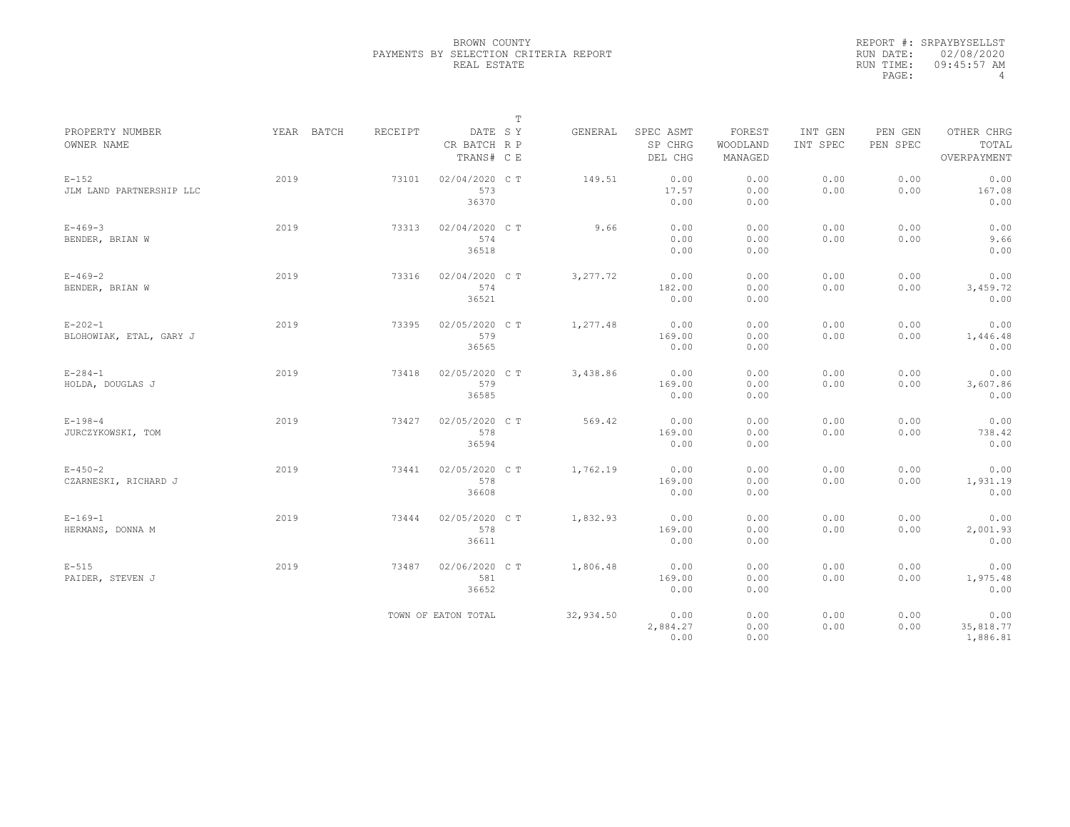BROWN COUNTY
PAYMENTS BY SELECTION CRITERIA REPORT
REAL ESTATE

REPORT #: SRPAYBYSELLST
RUN DATE: 02/08/2020
RUN TIME: 09:45:57 AM

| PROPERTY NUMBER / OWNER NAME | YEAR | BATCH | RECEIPT | DATE / CR BATCH / TRANS# | T SY RP CE | GENERAL | SPEC ASMT / SP CHRG / DEL CHG | FOREST / WOODLAND / MANAGED | INT GEN / INT SPEC | PEN GEN / PEN SPEC | OTHER CHRG / TOTAL / OVERPAYMENT |
|---|---|---|---|---|---|---|---|---|---|---|---|
| E-152 JLM LAND PARTNERSHIP LLC | 2019 | | 73101 | 02/04/2020 573 36370 | C T | 149.51 | 0.00 17.57 0.00 | 0.00 0.00 0.00 | 0.00 0.00 | 0.00 0.00 | 0.00 167.08 0.00 |
| E-469-3 BENDER, BRIAN W | 2019 | | 73313 | 02/04/2020 574 36518 | C T | 9.66 | 0.00 0.00 0.00 | 0.00 0.00 0.00 | 0.00 0.00 | 0.00 0.00 | 0.00 9.66 0.00 |
| E-469-2 BENDER, BRIAN W | 2019 | | 73316 | 02/04/2020 574 36521 | C T | 3,277.72 | 0.00 182.00 0.00 | 0.00 0.00 0.00 | 0.00 0.00 | 0.00 0.00 | 0.00 3,459.72 0.00 |
| E-202-1 BLOHOWIAK, ETAL, GARY J | 2019 | | 73395 | 02/05/2020 579 36565 | C T | 1,277.48 | 0.00 169.00 0.00 | 0.00 0.00 0.00 | 0.00 0.00 | 0.00 0.00 | 0.00 1,446.48 0.00 |
| E-284-1 HOLDA, DOUGLAS J | 2019 | | 73418 | 02/05/2020 579 36585 | C T | 3,438.86 | 0.00 169.00 0.00 | 0.00 0.00 0.00 | 0.00 0.00 | 0.00 0.00 | 0.00 3,607.86 0.00 |
| E-198-4 JURCZYKOWSKI, TOM | 2019 | | 73427 | 02/05/2020 578 36594 | C T | 569.42 | 0.00 169.00 0.00 | 0.00 0.00 0.00 | 0.00 0.00 | 0.00 0.00 | 0.00 738.42 0.00 |
| E-450-2 CZARNESKI, RICHARD J | 2019 | | 73441 | 02/05/2020 578 36608 | C T | 1,762.19 | 0.00 169.00 0.00 | 0.00 0.00 0.00 | 0.00 0.00 | 0.00 0.00 | 0.00 1,931.19 0.00 |
| E-169-1 HERMANS, DONNA M | 2019 | | 73444 | 02/05/2020 578 36611 | C T | 1,832.93 | 0.00 169.00 0.00 | 0.00 0.00 0.00 | 0.00 0.00 | 0.00 0.00 | 0.00 2,001.93 0.00 |
| E-515 PAIDER, STEVEN J | 2019 | | 73487 | 02/06/2020 581 36652 | C T | 1,806.48 | 0.00 169.00 0.00 | 0.00 0.00 0.00 | 0.00 0.00 | 0.00 0.00 | 0.00 1,975.48 0.00 |
| | | | TOWN OF EATON TOTAL | | | 32,934.50 | 0.00 2,884.27 0.00 | 0.00 0.00 0.00 | 0.00 0.00 | 0.00 0.00 | 0.00 35,818.77 1,886.81 |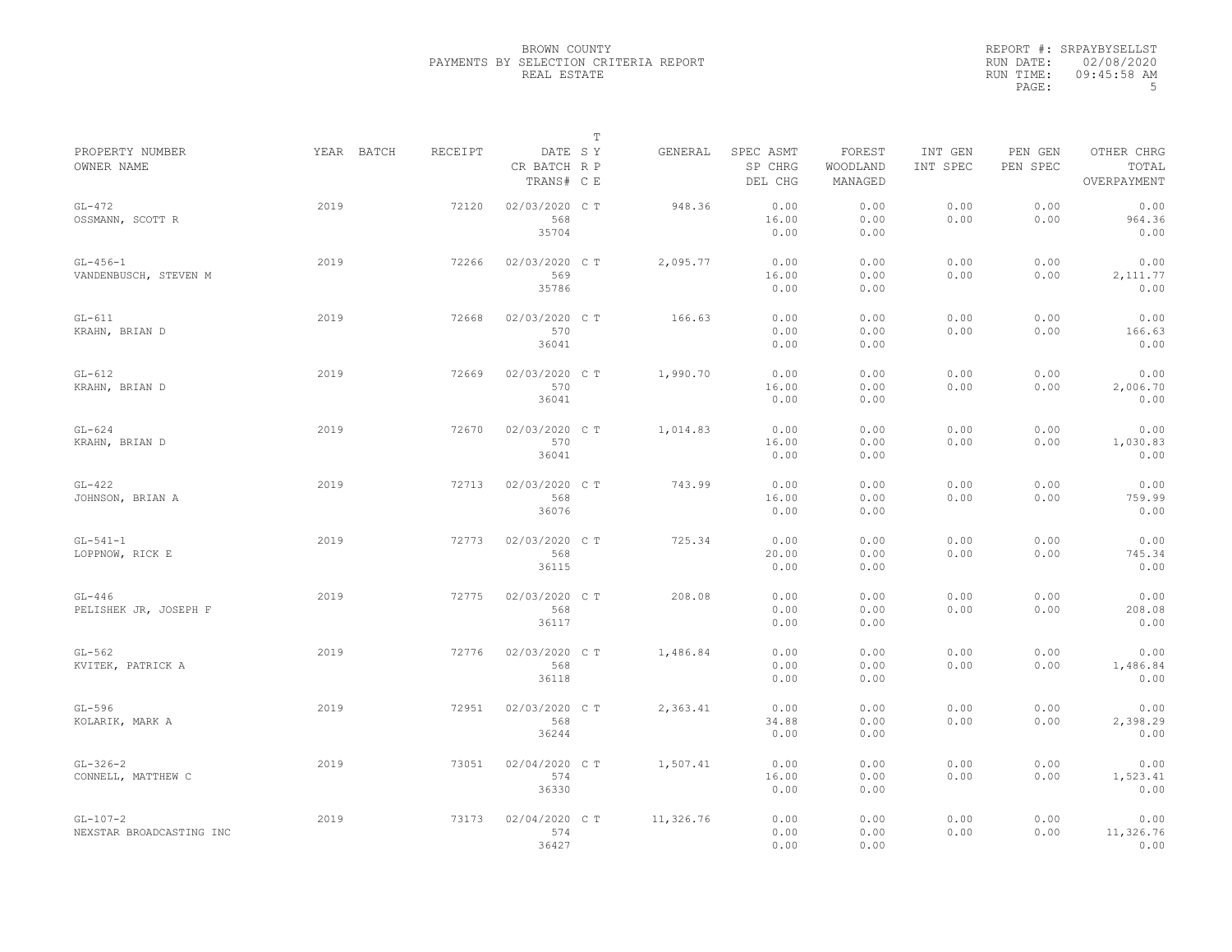BROWN COUNTY
PAYMENTS BY SELECTION CRITERIA REPORT
REAL ESTATE

REPORT #: SRPAYBYSELLST
RUN DATE: 02/08/2020
RUN TIME: 09:45:58 AM

| PROPERTY NUMBER<br>OWNER NAME | YEAR | BATCH | RECEIPT | DATE<br>CR BATCH<br>TRANS# | T SY RP CE | GENERAL | SPEC ASMT<br>SP CHRG<br>DEL CHG | FOREST<br>WOODLAND<br>MANAGED | INT GEN<br>INT SPEC | PEN GEN<br>PEN SPEC | OTHER CHRG<br>TOTAL<br>OVERPAYMENT |
|---|---|---|---|---|---|---|---|---|---|---|---|
| GL-472<br>OSSMANN, SCOTT R | 2019 | | 72120 | 02/03/2020<br>568<br>35704 | C T | 948.36 | 0.00<br>16.00<br>0.00 | 0.00<br>0.00<br>0.00 | 0.00<br>0.00 | 0.00<br>0.00 | 0.00<br>964.36<br>0.00 |
| GL-456-1<br>VANDENBUSCH, STEVEN M | 2019 | | 72266 | 02/03/2020<br>569<br>35786 | C T | 2,095.77 | 0.00<br>16.00<br>0.00 | 0.00<br>0.00<br>0.00 | 0.00<br>0.00 | 0.00<br>0.00 | 0.00<br>2,111.77<br>0.00 |
| GL-611<br>KRAHN, BRIAN D | 2019 | | 72668 | 02/03/2020<br>570<br>36041 | C T | 166.63 | 0.00<br>0.00<br>0.00 | 0.00<br>0.00<br>0.00 | 0.00<br>0.00 | 0.00<br>0.00 | 0.00<br>166.63<br>0.00 |
| GL-612<br>KRAHN, BRIAN D | 2019 | | 72669 | 02/03/2020<br>570<br>36041 | C T | 1,990.70 | 0.00<br>16.00<br>0.00 | 0.00<br>0.00<br>0.00 | 0.00<br>0.00 | 0.00<br>0.00 | 0.00<br>2,006.70<br>0.00 |
| GL-624<br>KRAHN, BRIAN D | 2019 | | 72670 | 02/03/2020<br>570<br>36041 | C T | 1,014.83 | 0.00<br>16.00<br>0.00 | 0.00<br>0.00<br>0.00 | 0.00<br>0.00 | 0.00<br>0.00 | 0.00<br>1,030.83<br>0.00 |
| GL-422<br>JOHNSON, BRIAN A | 2019 | | 72713 | 02/03/2020<br>568<br>36076 | C T | 743.99 | 0.00<br>16.00<br>0.00 | 0.00<br>0.00<br>0.00 | 0.00<br>0.00 | 0.00<br>0.00 | 0.00<br>759.99<br>0.00 |
| GL-541-1<br>LOPPNOW, RICK E | 2019 | | 72773 | 02/03/2020<br>568<br>36115 | C T | 725.34 | 0.00<br>20.00<br>0.00 | 0.00<br>0.00<br>0.00 | 0.00<br>0.00 | 0.00<br>0.00 | 0.00<br>745.34<br>0.00 |
| GL-446<br>PELISHEK JR, JOSEPH F | 2019 | | 72775 | 02/03/2020<br>568<br>36117 | C T | 208.08 | 0.00<br>0.00<br>0.00 | 0.00<br>0.00<br>0.00 | 0.00<br>0.00 | 0.00<br>0.00 | 0.00<br>208.08<br>0.00 |
| GL-562<br>KVITEK, PATRICK A | 2019 | | 72776 | 02/03/2020<br>568<br>36118 | C T | 1,486.84 | 0.00<br>0.00<br>0.00 | 0.00<br>0.00<br>0.00 | 0.00<br>0.00 | 0.00<br>0.00 | 0.00<br>1,486.84<br>0.00 |
| GL-596<br>KOLARIK, MARK A | 2019 | | 72951 | 02/03/2020<br>568<br>36244 | C T | 2,363.41 | 0.00<br>34.88<br>0.00 | 0.00<br>0.00<br>0.00 | 0.00<br>0.00 | 0.00<br>0.00 | 0.00<br>2,398.29<br>0.00 |
| GL-326-2<br>CONNELL, MATTHEW C | 2019 | | 73051 | 02/04/2020<br>574<br>36330 | C T | 1,507.41 | 0.00<br>16.00<br>0.00 | 0.00<br>0.00<br>0.00 | 0.00<br>0.00 | 0.00<br>0.00 | 0.00<br>1,523.41<br>0.00 |
| GL-107-2<br>NEXSTAR BROADCASTING INC | 2019 | | 73173 | 02/04/2020<br>574<br>36427 | C T | 11,326.76 | 0.00<br>0.00<br>0.00 | 0.00<br>0.00<br>0.00 | 0.00<br>0.00 | 0.00<br>0.00 | 0.00<br>11,326.76<br>0.00 |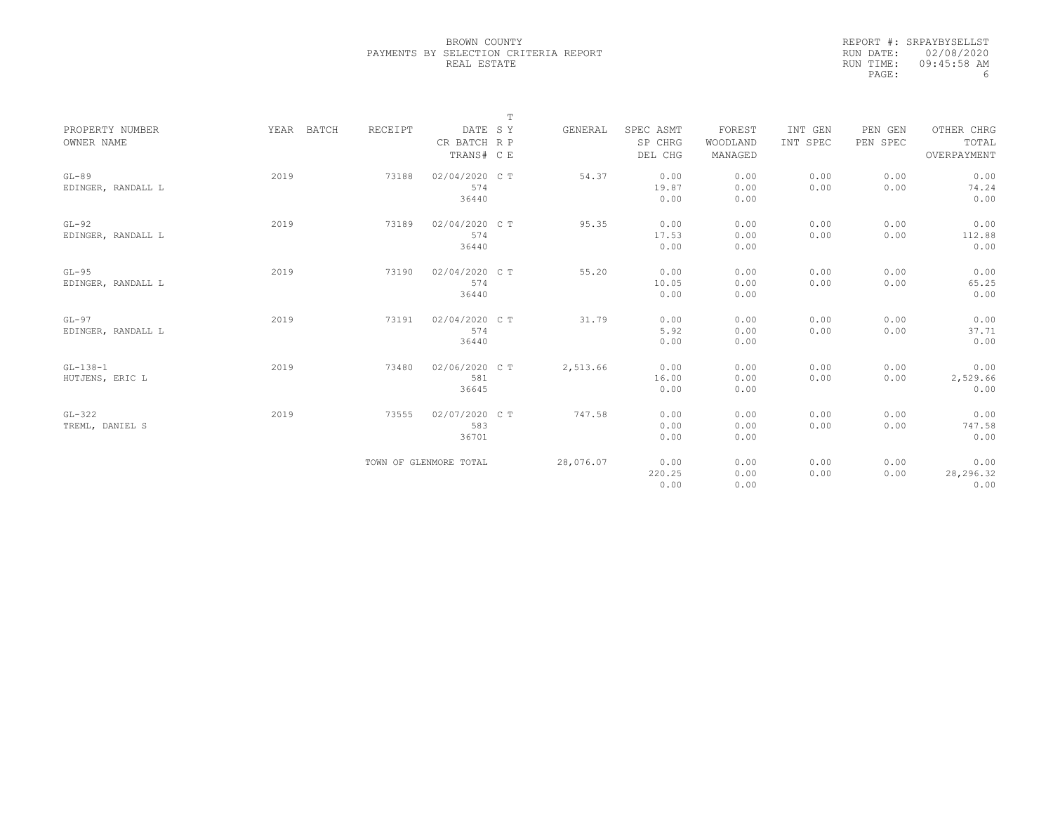BROWN COUNTY
PAYMENTS BY SELECTION CRITERIA REPORT
REAL ESTATE

REPORT #: SRPAYBYSELLST
RUN DATE: 02/08/2020
RUN TIME: 09:45:58 AM

| PROPERTY NUMBER<br>OWNER NAME | YEAR | BATCH | RECEIPT | DATE<br>CR BATCH<br>TRANS# | T<br>S Y<br>R P<br>C E | GENERAL | SPEC ASMT<br>SP CHRG<br>DEL CHG | FOREST<br>WOODLAND<br>MANAGED | INT GEN<br>INT SPEC | PEN GEN<br>PEN SPEC | OTHER CHRG<br>TOTAL<br>OVERPAYMENT |
|---|---|---|---|---|---|---|---|---|---|---|---|
| GL-89<br>EDINGER, RANDALL L | 2019 | | 73188 | 02/04/2020<br>574<br>36440 | C T | 54.37 | 0.00<br>19.87<br>0.00 | 0.00<br>0.00<br>0.00 | 0.00<br>0.00 | 0.00<br>0.00 | 0.00<br>74.24<br>0.00 |
| GL-92<br>EDINGER, RANDALL L | 2019 | | 73189 | 02/04/2020<br>574<br>36440 | C T | 95.35 | 0.00<br>17.53<br>0.00 | 0.00<br>0.00<br>0.00 | 0.00<br>0.00 | 0.00<br>0.00 | 0.00<br>112.88<br>0.00 |
| GL-95<br>EDINGER, RANDALL L | 2019 | | 73190 | 02/04/2020<br>574<br>36440 | C T | 55.20 | 0.00<br>10.05<br>0.00 | 0.00<br>0.00<br>0.00 | 0.00<br>0.00 | 0.00<br>0.00 | 0.00<br>65.25<br>0.00 |
| GL-97<br>EDINGER, RANDALL L | 2019 | | 73191 | 02/04/2020<br>574<br>36440 | C T | 31.79 | 0.00<br>5.92<br>0.00 | 0.00<br>0.00<br>0.00 | 0.00<br>0.00 | 0.00<br>0.00 | 0.00<br>37.71<br>0.00 |
| GL-138-1<br>HUTJENS, ERIC L | 2019 | | 73480 | 02/06/2020<br>581<br>36645 | C T | 2,513.66 | 0.00<br>16.00<br>0.00 | 0.00<br>0.00<br>0.00 | 0.00<br>0.00 | 0.00<br>0.00 | 0.00<br>2,529.66<br>0.00 |
| GL-322<br>TREML, DANIEL S | 2019 | | 73555 | 02/07/2020<br>583<br>36701 | C T | 747.58 | 0.00<br>0.00<br>0.00 | 0.00<br>0.00<br>0.00 | 0.00<br>0.00 | 0.00<br>0.00 | 0.00<br>747.58<br>0.00 |
| | | | TOWN OF GLENMORE TOTAL | | | 28,076.07 | 0.00<br>220.25<br>0.00 | 0.00<br>0.00<br>0.00 | 0.00<br>0.00 | 0.00<br>0.00 | 0.00<br>28,296.32<br>0.00 |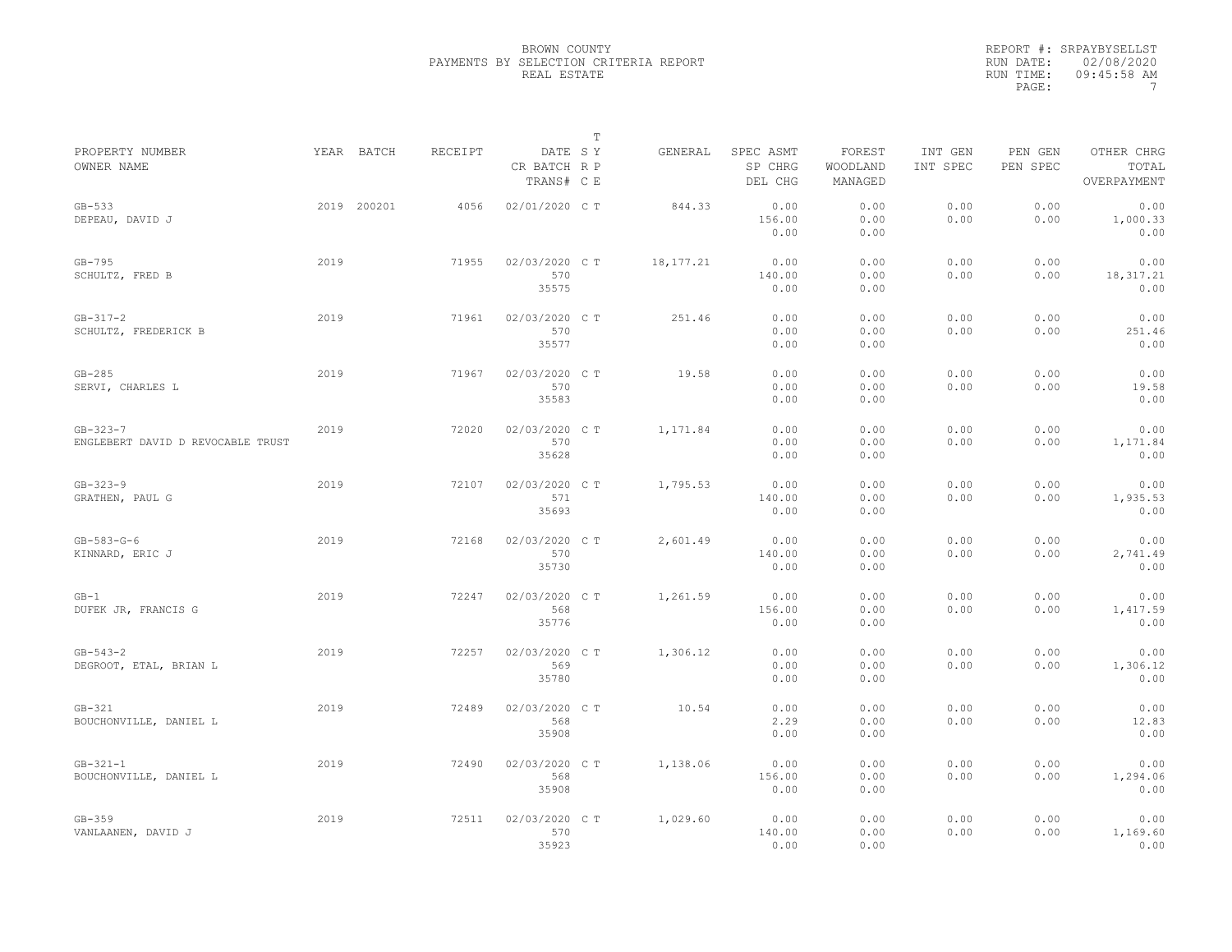BROWN COUNTY
PAYMENTS BY SELECTION CRITERIA REPORT
REAL ESTATE

REPORT #: SRPAYBYSELLST
RUN DATE: 02/08/2020
RUN TIME: 09:45:58 AM

| PROPERTY NUMBER / OWNER NAME | YEAR | BATCH | RECEIPT | DATE / CR BATCH / TRANS# | T SY / RP / CE | GENERAL | SPEC ASMT / SP CHRG / DEL CHG | FOREST / WOODLAND / MANAGED | INT GEN / INT SPEC | PEN GEN / PEN SPEC | OTHER CHRG / TOTAL / OVERPAYMENT |
|---|---|---|---|---|---|---|---|---|---|---|---|
| GB-533 / DEPEAU, DAVID J | 2019 | 200201 | 4056 | 02/01/2020 | C T | 844.33 | 0.00 / 156.00 / 0.00 | 0.00 / 0.00 / 0.00 | 0.00 / 0.00 | 0.00 / 0.00 | 0.00 / 1,000.33 / 0.00 |
| GB-795 / SCHULTZ, FRED B | 2019 | | 71955 | 02/03/2020 / 570 / 35575 | C T | 18,177.21 | 0.00 / 140.00 / 0.00 | 0.00 / 0.00 / 0.00 | 0.00 / 0.00 | 0.00 / 0.00 | 0.00 / 18,317.21 / 0.00 |
| GB-317-2 / SCHULTZ, FREDERICK B | 2019 | | 71961 | 02/03/2020 / 570 / 35577 | C T | 251.46 | 0.00 / 0.00 / 0.00 | 0.00 / 0.00 / 0.00 | 0.00 / 0.00 | 0.00 / 0.00 | 0.00 / 251.46 / 0.00 |
| GB-285 / SERVI, CHARLES L | 2019 | | 71967 | 02/03/2020 / 570 / 35583 | C T | 19.58 | 0.00 / 0.00 / 0.00 | 0.00 / 0.00 / 0.00 | 0.00 / 0.00 | 0.00 / 0.00 | 0.00 / 19.58 / 0.00 |
| GB-323-7 / ENGLEBERT DAVID D REVOCABLE TRUST | 2019 | | 72020 | 02/03/2020 / 570 / 35628 | C T | 1,171.84 | 0.00 / 0.00 / 0.00 | 0.00 / 0.00 / 0.00 | 0.00 / 0.00 | 0.00 / 0.00 | 0.00 / 1,171.84 / 0.00 |
| GB-323-9 / GRATHEN, PAUL G | 2019 | | 72107 | 02/03/2020 / 571 / 35693 | C T | 1,795.53 | 0.00 / 140.00 / 0.00 | 0.00 / 0.00 / 0.00 | 0.00 / 0.00 | 0.00 / 0.00 | 0.00 / 1,935.53 / 0.00 |
| GB-583-G-6 / KINNARD, ERIC J | 2019 | | 72168 | 02/03/2020 / 570 / 35730 | C T | 2,601.49 | 0.00 / 140.00 / 0.00 | 0.00 / 0.00 / 0.00 | 0.00 / 0.00 | 0.00 / 0.00 | 0.00 / 2,741.49 / 0.00 |
| GB-1 / DUFEK JR, FRANCIS G | 2019 | | 72247 | 02/03/2020 / 568 / 35776 | C T | 1,261.59 | 0.00 / 156.00 / 0.00 | 0.00 / 0.00 / 0.00 | 0.00 / 0.00 | 0.00 / 0.00 | 0.00 / 1,417.59 / 0.00 |
| GB-543-2 / DEGROOT, ETAL, BRIAN L | 2019 | | 72257 | 02/03/2020 / 569 / 35780 | C T | 1,306.12 | 0.00 / 0.00 / 0.00 | 0.00 / 0.00 / 0.00 | 0.00 / 0.00 | 0.00 / 0.00 | 0.00 / 1,306.12 / 0.00 |
| GB-321 / BOUCHONVILLE, DANIEL L | 2019 | | 72489 | 02/03/2020 / 568 / 35908 | C T | 10.54 | 0.00 / 2.29 / 0.00 | 0.00 / 0.00 / 0.00 | 0.00 / 0.00 | 0.00 / 0.00 | 0.00 / 12.83 / 0.00 |
| GB-321-1 / BOUCHONVILLE, DANIEL L | 2019 | | 72490 | 02/03/2020 / 568 / 35908 | C T | 1,138.06 | 0.00 / 156.00 / 0.00 | 0.00 / 0.00 / 0.00 | 0.00 / 0.00 | 0.00 / 0.00 | 0.00 / 1,294.06 / 0.00 |
| GB-359 / VANLAANEN, DAVID J | 2019 | | 72511 | 02/03/2020 / 570 / 35923 | C T | 1,029.60 | 0.00 / 140.00 / 0.00 | 0.00 / 0.00 / 0.00 | 0.00 / 0.00 | 0.00 / 0.00 | 0.00 / 1,169.60 / 0.00 |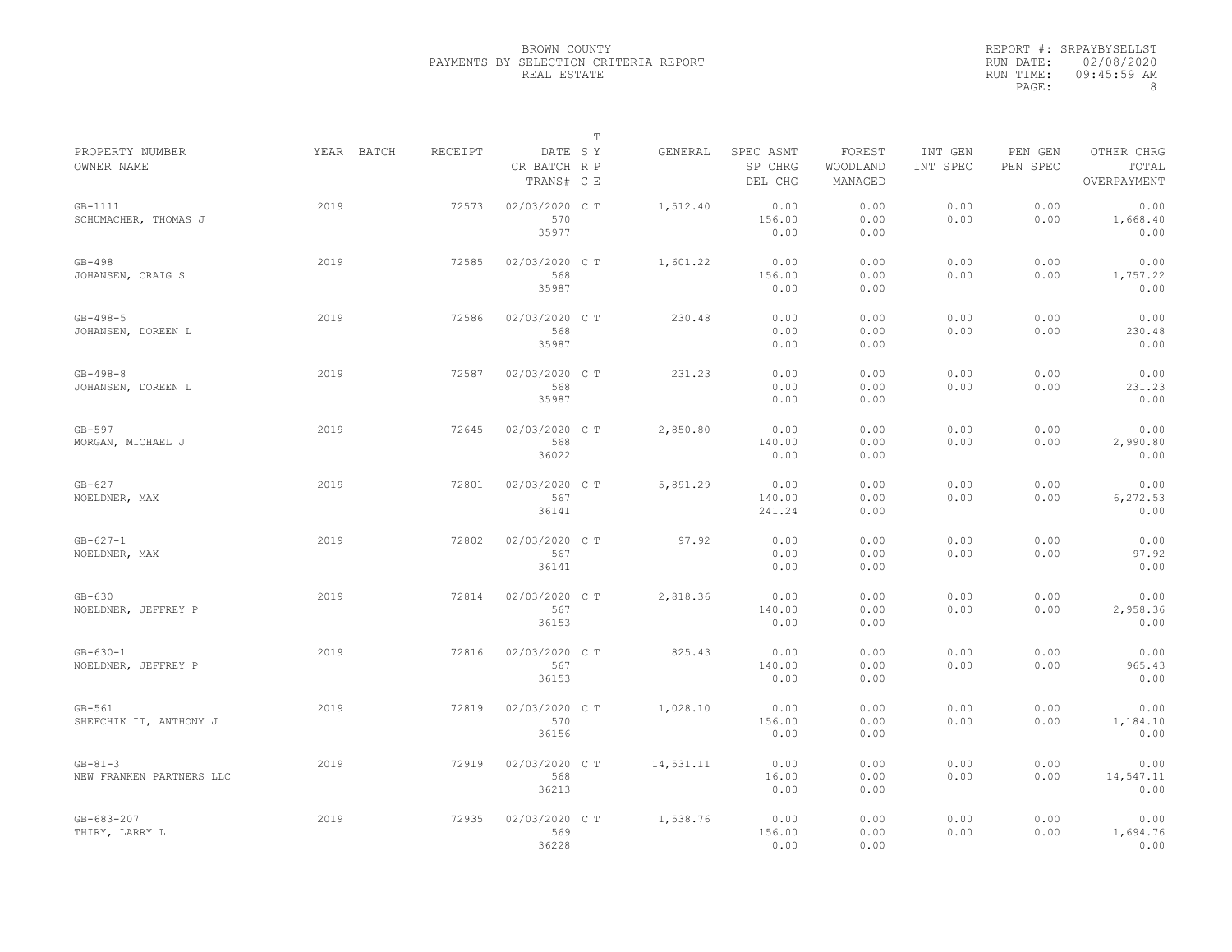BROWN COUNTY
PAYMENTS BY SELECTION CRITERIA REPORT
REAL ESTATE

REPORT #: SRPAYBYSELLST
RUN DATE: 02/08/2020
RUN TIME: 09:45:59 AM

| PROPERTY NUMBER<br>OWNER NAME | YEAR | BATCH | RECEIPT | DATE<br>CR BATCH<br>TRANS# | T S Y R P C E | GENERAL | SPEC ASMT<br>SP CHRG<br>DEL CHG | FOREST<br>WOODLAND<br>MANAGED | INT GEN<br>INT SPEC | PEN GEN<br>PEN SPEC | OTHER CHRG<br>TOTAL<br>OVERPAYMENT |
|---|---|---|---|---|---|---|---|---|---|---|---|
| GB-1111<br>SCHUMACHER, THOMAS J | 2019 | | 72573 | 02/03/2020<br>570<br>35977 | C T | 1,512.40 | 0.00<br>156.00<br>0.00 | 0.00<br>0.00<br>0.00 | 0.00<br>0.00 | 0.00<br>0.00 | 0.00<br>1,668.40<br>0.00 |
| GB-498<br>JOHANSEN, CRAIG S | 2019 | | 72585 | 02/03/2020<br>568<br>35987 | C T | 1,601.22 | 0.00<br>156.00<br>0.00 | 0.00<br>0.00<br>0.00 | 0.00<br>0.00 | 0.00<br>0.00 | 0.00<br>1,757.22<br>0.00 |
| GB-498-5<br>JOHANSEN, DOREEN L | 2019 | | 72586 | 02/03/2020<br>568<br>35987 | C T | 230.48 | 0.00<br>0.00<br>0.00 | 0.00<br>0.00<br>0.00 | 0.00<br>0.00 | 0.00<br>0.00 | 0.00<br>230.48<br>0.00 |
| GB-498-8<br>JOHANSEN, DOREEN L | 2019 | | 72587 | 02/03/2020<br>568<br>35987 | C T | 231.23 | 0.00<br>0.00<br>0.00 | 0.00<br>0.00<br>0.00 | 0.00<br>0.00 | 0.00<br>0.00 | 0.00<br>231.23<br>0.00 |
| GB-597<br>MORGAN, MICHAEL J | 2019 | | 72645 | 02/03/2020<br>568<br>36022 | C T | 2,850.80 | 0.00<br>140.00<br>0.00 | 0.00<br>0.00<br>0.00 | 0.00<br>0.00 | 0.00<br>0.00 | 0.00<br>2,990.80<br>0.00 |
| GB-627<br>NOELDNER, MAX | 2019 | | 72801 | 02/03/2020<br>567<br>36141 | C T | 5,891.29 | 0.00<br>140.00<br>241.24 | 0.00<br>0.00<br>0.00 | 0.00<br>0.00 | 0.00<br>0.00 | 0.00<br>6,272.53<br>0.00 |
| GB-627-1<br>NOELDNER, MAX | 2019 | | 72802 | 02/03/2020<br>567<br>36141 | C T | 97.92 | 0.00<br>0.00<br>0.00 | 0.00<br>0.00<br>0.00 | 0.00<br>0.00 | 0.00<br>0.00 | 0.00<br>97.92<br>0.00 |
| GB-630<br>NOELDNER, JEFFREY P | 2019 | | 72814 | 02/03/2020<br>567<br>36153 | C T | 2,818.36 | 0.00<br>140.00<br>0.00 | 0.00<br>0.00<br>0.00 | 0.00<br>0.00 | 0.00<br>0.00 | 0.00<br>2,958.36<br>0.00 |
| GB-630-1<br>NOELDNER, JEFFREY P | 2019 | | 72816 | 02/03/2020<br>567<br>36153 | C T | 825.43 | 0.00<br>140.00<br>0.00 | 0.00<br>0.00<br>0.00 | 0.00<br>0.00 | 0.00<br>0.00 | 0.00<br>965.43<br>0.00 |
| GB-561<br>SHEFCHIK II, ANTHONY J | 2019 | | 72819 | 02/03/2020<br>570<br>36156 | C T | 1,028.10 | 0.00<br>156.00<br>0.00 | 0.00<br>0.00<br>0.00 | 0.00<br>0.00 | 0.00<br>0.00 | 0.00<br>1,184.10<br>0.00 |
| GB-81-3<br>NEW FRANKEN PARTNERS LLC | 2019 | | 72919 | 02/03/2020<br>568<br>36213 | C T | 14,531.11 | 0.00<br>16.00<br>0.00 | 0.00<br>0.00<br>0.00 | 0.00<br>0.00 | 0.00<br>0.00 | 0.00<br>14,547.11<br>0.00 |
| GB-683-207<br>THIRY, LARRY L | 2019 | | 72935 | 02/03/2020<br>569<br>36228 | C T | 1,538.76 | 0.00<br>156.00<br>0.00 | 0.00<br>0.00<br>0.00 | 0.00<br>0.00 | 0.00<br>0.00 | 0.00<br>1,694.76<br>0.00 |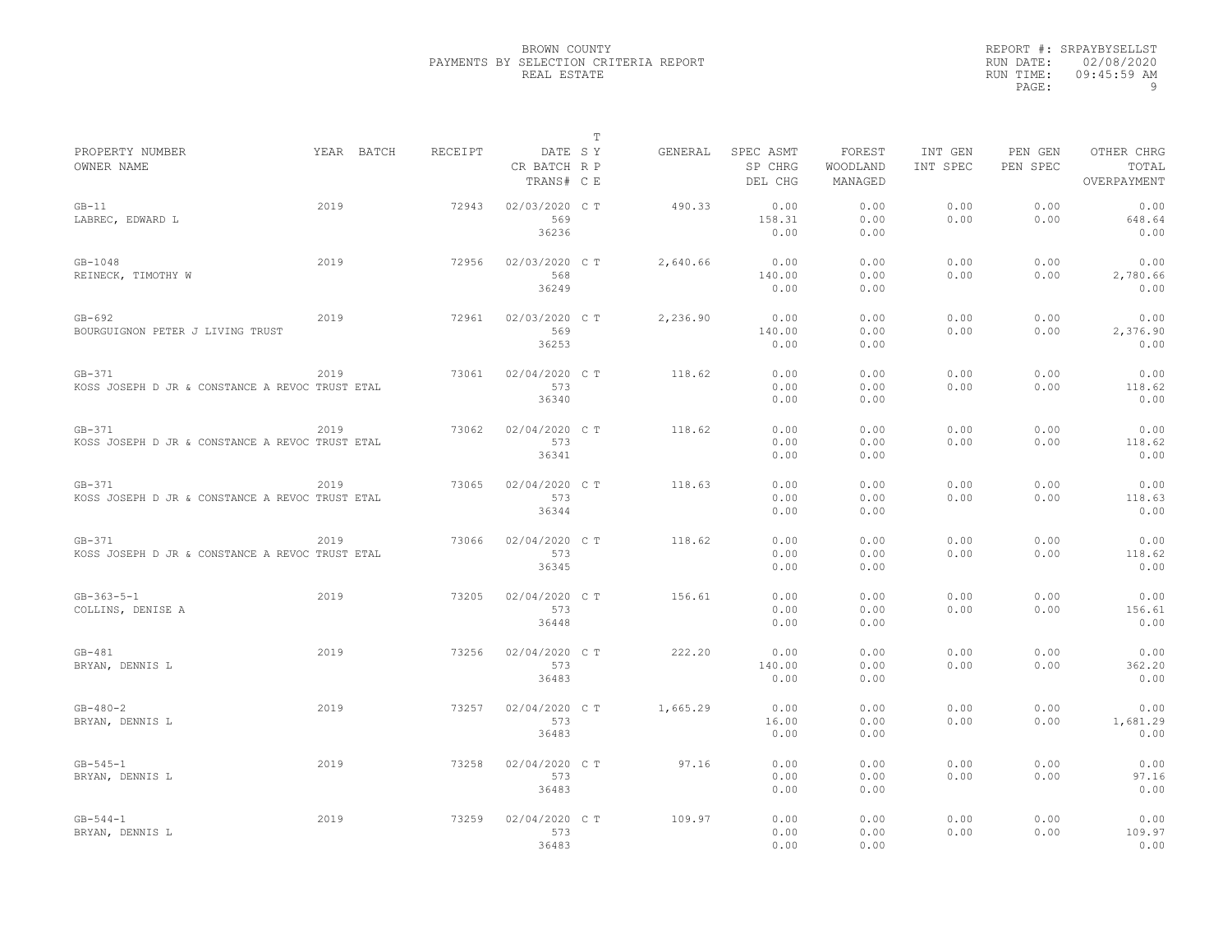BROWN COUNTY
PAYMENTS BY SELECTION CRITERIA REPORT
REAL ESTATE

REPORT #: SRPAYBYSELLST
RUN DATE: 02/08/2020
RUN TIME: 09:45:59 AM

| PROPERTY NUMBER / OWNER NAME | YEAR | BATCH | RECEIPT | DATE / CR BATCH / TRANS# | T S Y / R P / C E | GENERAL | SPEC ASMT / SP CHRG / DEL CHG | FOREST / WOODLAND / MANAGED | INT GEN / INT SPEC | PEN GEN / PEN SPEC | OTHER CHRG / TOTAL / OVERPAYMENT |
|---|---|---|---|---|---|---|---|---|---|---|---|
| GB-11 / LABREC, EDWARD L | 2019 | | 72943 | 02/03/2020 / 569 / 36236 | C T | 490.33 | 0.00 / 158.31 / 0.00 | 0.00 / 0.00 / 0.00 | 0.00 / 0.00 | 0.00 / 0.00 | 0.00 / 648.64 / 0.00 |
| GB-1048 / REINECK, TIMOTHY W | 2019 | | 72956 | 02/03/2020 / 568 / 36249 | C T | 2,640.66 | 0.00 / 140.00 / 0.00 | 0.00 / 0.00 / 0.00 | 0.00 / 0.00 | 0.00 / 0.00 | 0.00 / 2,780.66 / 0.00 |
| GB-692 / BOURGUIGNON PETER J LIVING TRUST | 2019 | | 72961 | 02/03/2020 / 569 / 36253 | C T | 2,236.90 | 0.00 / 140.00 / 0.00 | 0.00 / 0.00 / 0.00 | 0.00 / 0.00 | 0.00 / 0.00 | 0.00 / 2,376.90 / 0.00 |
| GB-371 / KOSS JOSEPH D JR & CONSTANCE A REVOC TRUST ETAL | 2019 | | 73061 | 02/04/2020 / 573 / 36340 | C T | 118.62 | 0.00 / 0.00 / 0.00 | 0.00 / 0.00 / 0.00 | 0.00 / 0.00 | 0.00 / 0.00 | 0.00 / 118.62 / 0.00 |
| GB-371 / KOSS JOSEPH D JR & CONSTANCE A REVOC TRUST ETAL | 2019 | | 73062 | 02/04/2020 / 573 / 36341 | C T | 118.62 | 0.00 / 0.00 / 0.00 | 0.00 / 0.00 / 0.00 | 0.00 / 0.00 | 0.00 / 0.00 | 0.00 / 118.62 / 0.00 |
| GB-371 / KOSS JOSEPH D JR & CONSTANCE A REVOC TRUST ETAL | 2019 | | 73065 | 02/04/2020 / 573 / 36344 | C T | 118.63 | 0.00 / 0.00 / 0.00 | 0.00 / 0.00 / 0.00 | 0.00 / 0.00 | 0.00 / 0.00 | 0.00 / 118.63 / 0.00 |
| GB-371 / KOSS JOSEPH D JR & CONSTANCE A REVOC TRUST ETAL | 2019 | | 73066 | 02/04/2020 / 573 / 36345 | C T | 118.62 | 0.00 / 0.00 / 0.00 | 0.00 / 0.00 / 0.00 | 0.00 / 0.00 | 0.00 / 0.00 | 0.00 / 118.62 / 0.00 |
| GB-363-5-1 / COLLINS, DENISE A | 2019 | | 73205 | 02/04/2020 / 573 / 36448 | C T | 156.61 | 0.00 / 0.00 / 0.00 | 0.00 / 0.00 / 0.00 | 0.00 / 0.00 | 0.00 / 0.00 | 0.00 / 156.61 / 0.00 |
| GB-481 / BRYAN, DENNIS L | 2019 | | 73256 | 02/04/2020 / 573 / 36483 | C T | 222.20 | 0.00 / 140.00 / 0.00 | 0.00 / 0.00 / 0.00 | 0.00 / 0.00 | 0.00 / 0.00 | 0.00 / 362.20 / 0.00 |
| GB-480-2 / BRYAN, DENNIS L | 2019 | | 73257 | 02/04/2020 / 573 / 36483 | C T | 1,665.29 | 0.00 / 16.00 / 0.00 | 0.00 / 0.00 / 0.00 | 0.00 / 0.00 | 0.00 / 0.00 | 0.00 / 1,681.29 / 0.00 |
| GB-545-1 / BRYAN, DENNIS L | 2019 | | 73258 | 02/04/2020 / 573 / 36483 | C T | 97.16 | 0.00 / 0.00 / 0.00 | 0.00 / 0.00 / 0.00 | 0.00 / 0.00 | 0.00 / 0.00 | 0.00 / 97.16 / 0.00 |
| GB-544-1 / BRYAN, DENNIS L | 2019 | | 73259 | 02/04/2020 / 573 / 36483 | C T | 109.97 | 0.00 / 0.00 / 0.00 | 0.00 / 0.00 / 0.00 | 0.00 / 0.00 | 0.00 / 0.00 | 0.00 / 109.97 / 0.00 |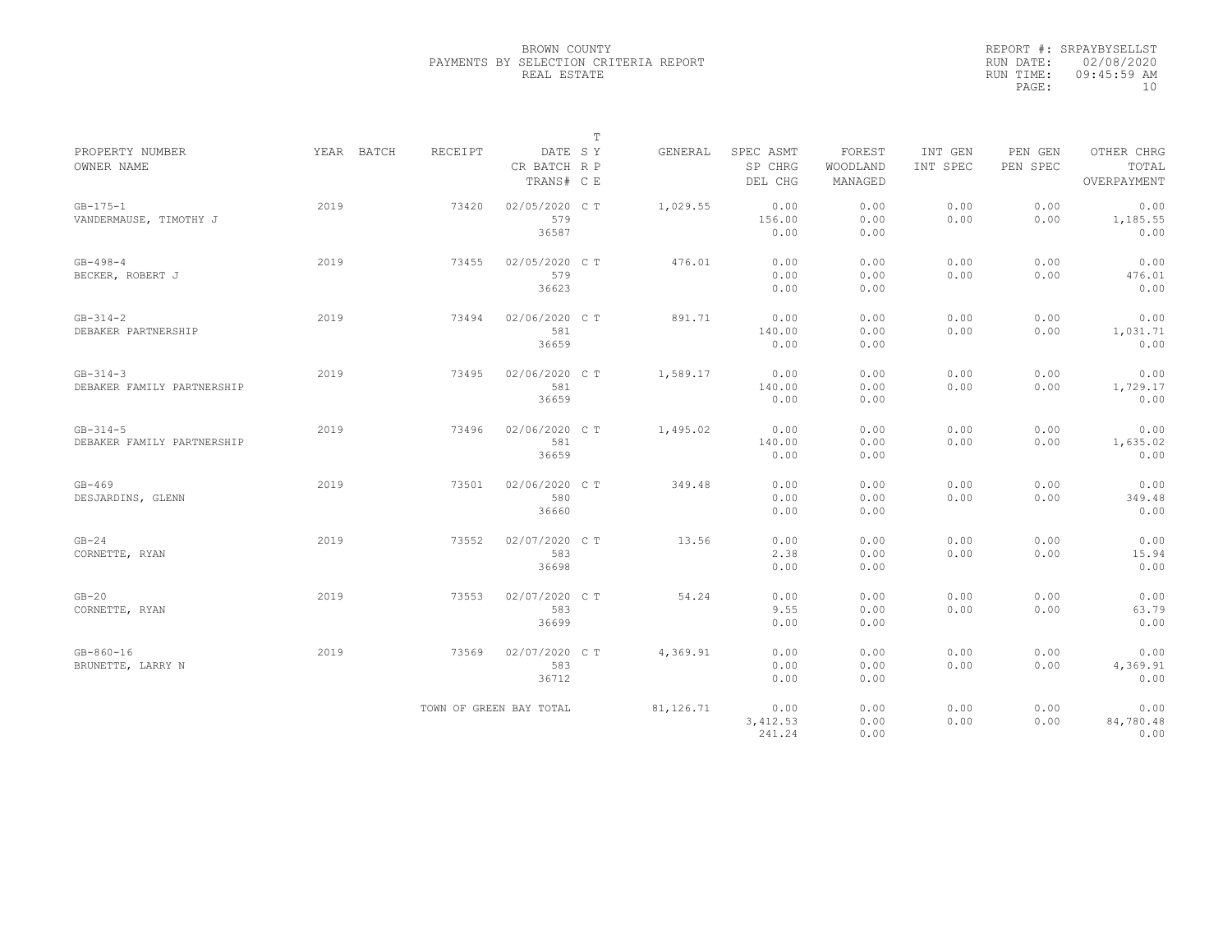BROWN COUNTY
PAYMENTS BY SELECTION CRITERIA REPORT
REAL ESTATE

REPORT #: SRPAYBYSELLST
RUN DATE: 02/08/2020
RUN TIME: 09:45:59 AM
PAGE: 10

| PROPERTY NUMBER / OWNER NAME | YEAR | BATCH | RECEIPT | DATE / CR BATCH / TRANS# | T S Y R P C E | GENERAL | SPEC ASMT / SP CHRG / DEL CHG | FOREST / WOODLAND / MANAGED | INT GEN / INT SPEC | PEN GEN / PEN SPEC | OTHER CHRG / TOTAL / OVERPAYMENT |
|---|---|---|---|---|---|---|---|---|---|---|---|
| GB-175-1<br>VANDERMAUSE, TIMOTHY J | 2019 | | 73420 | 02/05/2020<br>579<br>36587 | C T | 1,029.55 | 0.00<br>156.00<br>0.00 | 0.00<br>0.00<br>0.00 | 0.00<br>0.00 | 0.00<br>0.00 | 0.00<br>1,185.55<br>0.00 |
| GB-498-4<br>BECKER, ROBERT J | 2019 | | 73455 | 02/05/2020<br>579<br>36623 | C T | 476.01 | 0.00<br>0.00<br>0.00 | 0.00<br>0.00<br>0.00 | 0.00<br>0.00 | 0.00<br>0.00 | 0.00<br>476.01<br>0.00 |
| GB-314-2<br>DEBAKER PARTNERSHIP | 2019 | | 73494 | 02/06/2020<br>581<br>36659 | C T | 891.71 | 0.00<br>140.00<br>0.00 | 0.00<br>0.00<br>0.00 | 0.00<br>0.00 | 0.00<br>0.00 | 0.00<br>1,031.71<br>0.00 |
| GB-314-3<br>DEBAKER FAMILY PARTNERSHIP | 2019 | | 73495 | 02/06/2020<br>581<br>36659 | C T | 1,589.17 | 0.00<br>140.00<br>0.00 | 0.00<br>0.00<br>0.00 | 0.00<br>0.00 | 0.00<br>0.00 | 0.00<br>1,729.17<br>0.00 |
| GB-314-5<br>DEBAKER FAMILY PARTNERSHIP | 2019 | | 73496 | 02/06/2020<br>581<br>36659 | C T | 1,495.02 | 0.00<br>140.00<br>0.00 | 0.00<br>0.00<br>0.00 | 0.00<br>0.00 | 0.00<br>0.00 | 0.00<br>1,635.02<br>0.00 |
| GB-469<br>DESJARDINS, GLENN | 2019 | | 73501 | 02/06/2020<br>580<br>36660 | C T | 349.48 | 0.00<br>0.00<br>0.00 | 0.00<br>0.00<br>0.00 | 0.00<br>0.00 | 0.00<br>0.00 | 0.00<br>349.48<br>0.00 |
| GB-24<br>CORNETTE, RYAN | 2019 | | 73552 | 02/07/2020<br>583<br>36698 | C T | 13.56 | 0.00<br>2.38<br>0.00 | 0.00<br>0.00<br>0.00 | 0.00<br>0.00 | 0.00<br>0.00 | 0.00<br>15.94<br>0.00 |
| GB-20<br>CORNETTE, RYAN | 2019 | | 73553 | 02/07/2020<br>583<br>36699 | C T | 54.24 | 0.00<br>9.55<br>0.00 | 0.00<br>0.00<br>0.00 | 0.00<br>0.00 | 0.00<br>0.00 | 0.00<br>63.79<br>0.00 |
| GB-860-16<br>BRUNETTE, LARRY N | 2019 | | 73569 | 02/07/2020<br>583<br>36712 | C T | 4,369.91 | 0.00<br>0.00<br>0.00 | 0.00<br>0.00<br>0.00 | 0.00<br>0.00 | 0.00<br>0.00 | 0.00<br>4,369.91<br>0.00 |
| | | | TOWN OF GREEN BAY TOTAL | | | 81,126.71 | 0.00<br>3,412.53<br>241.24 | 0.00<br>0.00<br>0.00 | 0.00<br>0.00 | 0.00<br>0.00 | 0.00<br>84,780.48<br>0.00 |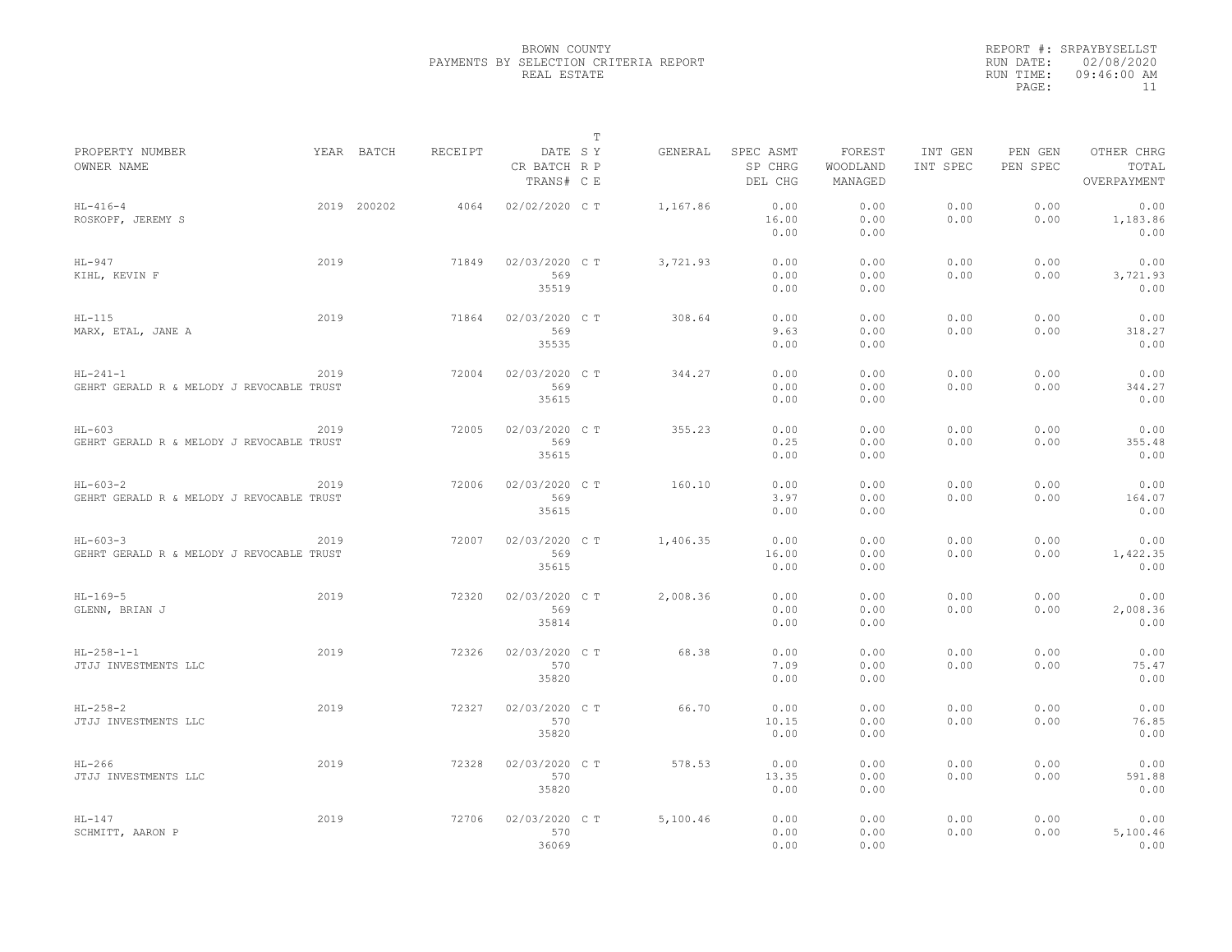BROWN COUNTY
PAYMENTS BY SELECTION CRITERIA REPORT
REAL ESTATE

REPORT #: SRPAYBYSELLST
RUN DATE: 02/08/2020
RUN TIME: 09:46:00 AM

| PROPERTY NUMBER / OWNER NAME | YEAR | BATCH | RECEIPT | DATE / CR BATCH / TRANS# | T SY RP CE | GENERAL | SPEC ASMT / SP CHRG / DEL CHG | FOREST / WOODLAND / MANAGED | INT GEN / INT SPEC | PEN GEN / PEN SPEC | OTHER CHRG / TOTAL / OVERPAYMENT |
|---|---|---|---|---|---|---|---|---|---|---|---|
| HL-416-4 / ROSKOPF, JEREMY S | 2019 | 200202 | 4064 | 02/02/2020 | C T | 1,167.86 | 0.00 / 16.00 / 0.00 | 0.00 / 0.00 / 0.00 | 0.00 / 0.00 | 0.00 / 0.00 | 0.00 / 1,183.86 / 0.00 |
| HL-947 / KIHL, KEVIN F | 2019 | | 71849 | 02/03/2020 / 569 / 35519 | C T | 3,721.93 | 0.00 / 0.00 / 0.00 | 0.00 / 0.00 / 0.00 | 0.00 / 0.00 | 0.00 / 0.00 | 0.00 / 3,721.93 / 0.00 |
| HL-115 / MARX, ETAL, JANE A | 2019 | | 71864 | 02/03/2020 / 569 / 35535 | C T | 308.64 | 0.00 / 9.63 / 0.00 | 0.00 / 0.00 / 0.00 | 0.00 / 0.00 | 0.00 / 0.00 | 0.00 / 318.27 / 0.00 |
| HL-241-1 / GEHRT GERALD R & MELODY J REVOCABLE TRUST | 2019 | | 72004 | 02/03/2020 / 569 / 35615 | C T | 344.27 | 0.00 / 0.00 / 0.00 | 0.00 / 0.00 / 0.00 | 0.00 / 0.00 | 0.00 / 0.00 | 0.00 / 344.27 / 0.00 |
| HL-603 / GEHRT GERALD R & MELODY J REVOCABLE TRUST | 2019 | | 72005 | 02/03/2020 / 569 / 35615 | C T | 355.23 | 0.00 / 0.25 / 0.00 | 0.00 / 0.00 / 0.00 | 0.00 / 0.00 | 0.00 / 0.00 | 0.00 / 355.48 / 0.00 |
| HL-603-2 / GEHRT GERALD R & MELODY J REVOCABLE TRUST | 2019 | | 72006 | 02/03/2020 / 569 / 35615 | C T | 160.10 | 0.00 / 3.97 / 0.00 | 0.00 / 0.00 / 0.00 | 0.00 / 0.00 | 0.00 / 0.00 | 0.00 / 164.07 / 0.00 |
| HL-603-3 / GEHRT GERALD R & MELODY J REVOCABLE TRUST | 2019 | | 72007 | 02/03/2020 / 569 / 35615 | C T | 1,406.35 | 0.00 / 16.00 / 0.00 | 0.00 / 0.00 / 0.00 | 0.00 / 0.00 | 0.00 / 0.00 | 0.00 / 1,422.35 / 0.00 |
| HL-169-5 / GLENN, BRIAN J | 2019 | | 72320 | 02/03/2020 / 569 / 35814 | C T | 2,008.36 | 0.00 / 0.00 / 0.00 | 0.00 / 0.00 / 0.00 | 0.00 / 0.00 | 0.00 / 0.00 | 0.00 / 2,008.36 / 0.00 |
| HL-258-1-1 / JTJJ INVESTMENTS LLC | 2019 | | 72326 | 02/03/2020 / 570 / 35820 | C T | 68.38 | 0.00 / 7.09 / 0.00 | 0.00 / 0.00 / 0.00 | 0.00 / 0.00 | 0.00 / 0.00 | 0.00 / 75.47 / 0.00 |
| HL-258-2 / JTJJ INVESTMENTS LLC | 2019 | | 72327 | 02/03/2020 / 570 / 35820 | C T | 66.70 | 0.00 / 10.15 / 0.00 | 0.00 / 0.00 / 0.00 | 0.00 / 0.00 | 0.00 / 0.00 | 0.00 / 76.85 / 0.00 |
| HL-266 / JTJJ INVESTMENTS LLC | 2019 | | 72328 | 02/03/2020 / 570 / 35820 | C T | 578.53 | 0.00 / 13.35 / 0.00 | 0.00 / 0.00 / 0.00 | 0.00 / 0.00 | 0.00 / 0.00 | 0.00 / 591.88 / 0.00 |
| HL-147 / SCHMITT, AARON P | 2019 | | 72706 | 02/03/2020 / 570 / 36069 | C T | 5,100.46 | 0.00 / 0.00 / 0.00 | 0.00 / 0.00 / 0.00 | 0.00 / 0.00 | 0.00 / 0.00 | 0.00 / 5,100.46 / 0.00 |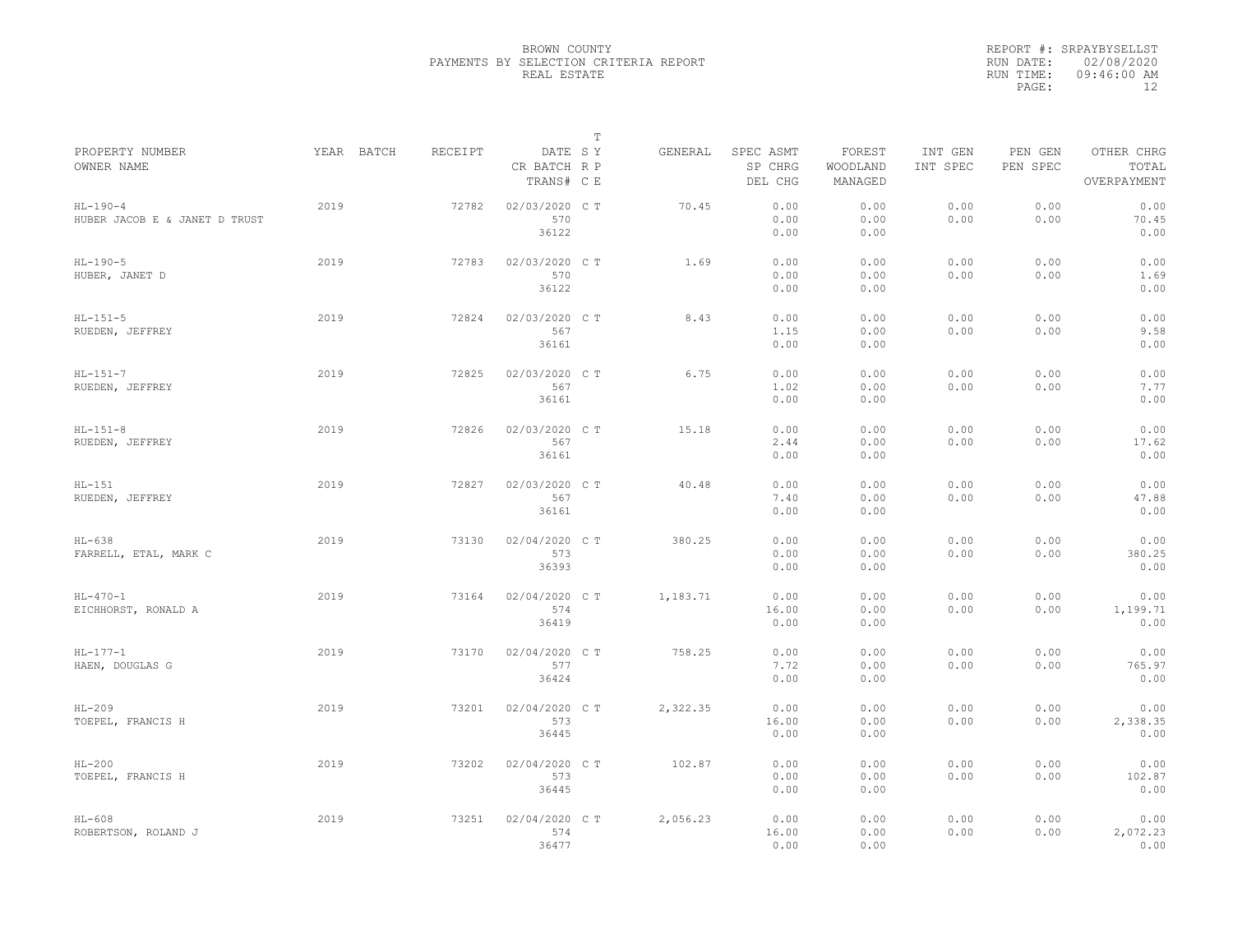BROWN COUNTY
PAYMENTS BY SELECTION CRITERIA REPORT
REAL ESTATE

REPORT #: SRPAYBYSELLST
RUN DATE: 02/08/2020
RUN TIME: 09:46:00 AM

| PROPERTY NUMBER<br>OWNER NAME | YEAR | BATCH | RECEIPT | DATE<br>CR BATCH<br>TRANS# | T S Y R P C E | GENERAL | SPEC ASMT<br>SP CHRG<br>DEL CHG | FOREST<br>WOODLAND<br>MANAGED | INT GEN<br>INT SPEC | PEN GEN<br>PEN SPEC | OTHER CHRG<br>TOTAL<br>OVERPAYMENT |
|---|---|---|---|---|---|---|---|---|---|---|---|
| HL-190-4<br>HUBER JACOB E & JANET D TRUST | 2019 | | 72782 | 02/03/2020<br>570<br>36122 | C T | 70.45 | 0.00<br>0.00<br>0.00 | 0.00<br>0.00<br>0.00 | 0.00<br>0.00 | 0.00<br>0.00 | 0.00<br>70.45<br>0.00 |
| HL-190-5<br>HUBER, JANET D | 2019 | | 72783 | 02/03/2020<br>570<br>36122 | C T | 1.69 | 0.00<br>0.00<br>0.00 | 0.00<br>0.00<br>0.00 | 0.00<br>0.00 | 0.00<br>0.00 | 0.00<br>1.69<br>0.00 |
| HL-151-5<br>RUEDEN, JEFFREY | 2019 | | 72824 | 02/03/2020<br>567<br>36161 | C T | 8.43 | 0.00<br>1.15<br>0.00 | 0.00<br>0.00<br>0.00 | 0.00<br>0.00 | 0.00<br>0.00 | 0.00<br>9.58<br>0.00 |
| HL-151-7<br>RUEDEN, JEFFREY | 2019 | | 72825 | 02/03/2020<br>567<br>36161 | C T | 6.75 | 0.00<br>1.02<br>0.00 | 0.00<br>0.00<br>0.00 | 0.00<br>0.00 | 0.00<br>0.00 | 0.00<br>7.77<br>0.00 |
| HL-151-8<br>RUEDEN, JEFFREY | 2019 | | 72826 | 02/03/2020<br>567<br>36161 | C T | 15.18 | 0.00<br>2.44<br>0.00 | 0.00<br>0.00<br>0.00 | 0.00<br>0.00 | 0.00<br>0.00 | 0.00<br>17.62<br>0.00 |
| HL-151<br>RUEDEN, JEFFREY | 2019 | | 72827 | 02/03/2020<br>567<br>36161 | C T | 40.48 | 0.00<br>7.40<br>0.00 | 0.00<br>0.00<br>0.00 | 0.00<br>0.00 | 0.00<br>0.00 | 0.00<br>47.88<br>0.00 |
| HL-638<br>FARRELL, ETAL, MARK C | 2019 | | 73130 | 02/04/2020<br>573<br>36393 | C T | 380.25 | 0.00<br>0.00<br>0.00 | 0.00<br>0.00<br>0.00 | 0.00<br>0.00 | 0.00<br>0.00 | 0.00<br>380.25<br>0.00 |
| HL-470-1<br>EICHHORST, RONALD A | 2019 | | 73164 | 02/04/2020<br>574<br>36419 | C T | 1,183.71 | 0.00<br>16.00<br>0.00 | 0.00<br>0.00<br>0.00 | 0.00<br>0.00 | 0.00<br>0.00 | 0.00<br>1,199.71<br>0.00 |
| HL-177-1<br>HAEN, DOUGLAS G | 2019 | | 73170 | 02/04/2020<br>577<br>36424 | C T | 758.25 | 0.00<br>7.72<br>0.00 | 0.00<br>0.00<br>0.00 | 0.00<br>0.00 | 0.00<br>0.00 | 0.00<br>765.97<br>0.00 |
| HL-209<br>TOEPEL, FRANCIS H | 2019 | | 73201 | 02/04/2020<br>573<br>36445 | C T | 2,322.35 | 0.00<br>16.00<br>0.00 | 0.00<br>0.00<br>0.00 | 0.00<br>0.00 | 0.00<br>0.00 | 0.00<br>2,338.35<br>0.00 |
| HL-200<br>TOEPEL, FRANCIS H | 2019 | | 73202 | 02/04/2020<br>573<br>36445 | C T | 102.87 | 0.00<br>0.00<br>0.00 | 0.00<br>0.00<br>0.00 | 0.00<br>0.00 | 0.00<br>0.00 | 0.00<br>102.87<br>0.00 |
| HL-608<br>ROBERTSON, ROLAND J | 2019 | | 73251 | 02/04/2020<br>574<br>36477 | C T | 2,056.23 | 0.00<br>16.00<br>0.00 | 0.00<br>0.00<br>0.00 | 0.00<br>0.00 | 0.00<br>0.00 | 0.00<br>2,072.23<br>0.00 |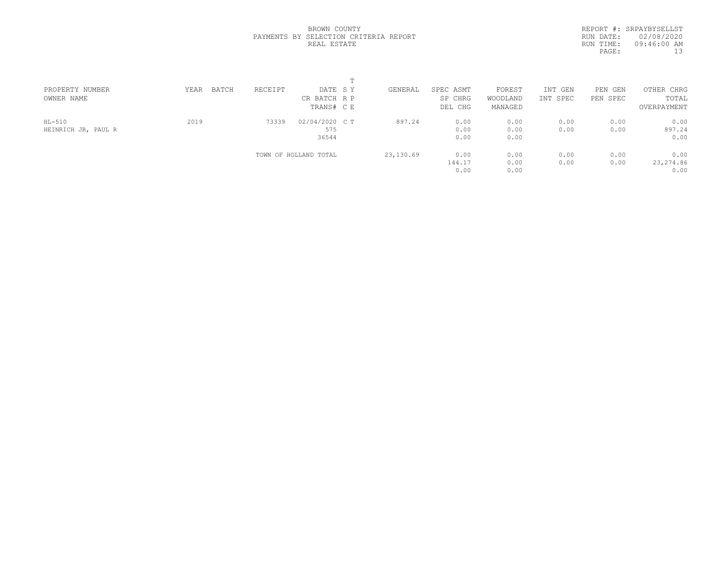BROWN COUNTY
PAYMENTS BY SELECTION CRITERIA REPORT
REAL ESTATE

REPORT #: SRPAYBYSELLST
RUN DATE: 02/08/2020
RUN TIME: 09:46:00 AM
PAGE: 13

| PROPERTY NUMBER / OWNER NAME | YEAR | BATCH | RECEIPT | DATE / CR BATCH / TRANS# | T S Y / R P / C E | GENERAL | SPEC ASMT / SP CHRG / DEL CHG | FOREST / WOODLAND / MANAGED | INT GEN / INT SPEC | PEN GEN / PEN SPEC | OTHER CHRG / TOTAL / OVERPAYMENT |
|---|---|---|---|---|---|---|---|---|---|---|---|
| HL-510 / HEINRICH JR, PAUL R | 2019 | | 73339 | 02/04/2020 / 575 / 36544 | C T | 897.24 | 0.00 / 0.00 / 0.00 | 0.00 / 0.00 / 0.00 | 0.00 / 0.00 | 0.00 / 0.00 | 0.00 / 897.24 / 0.00 |
| | | | TOWN OF HOLLAND TOTAL | | | 23,130.69 | 0.00 / 144.17 / 0.00 | 0.00 / 0.00 / 0.00 | 0.00 / 0.00 | 0.00 / 0.00 | 0.00 / 23,274.86 / 0.00 |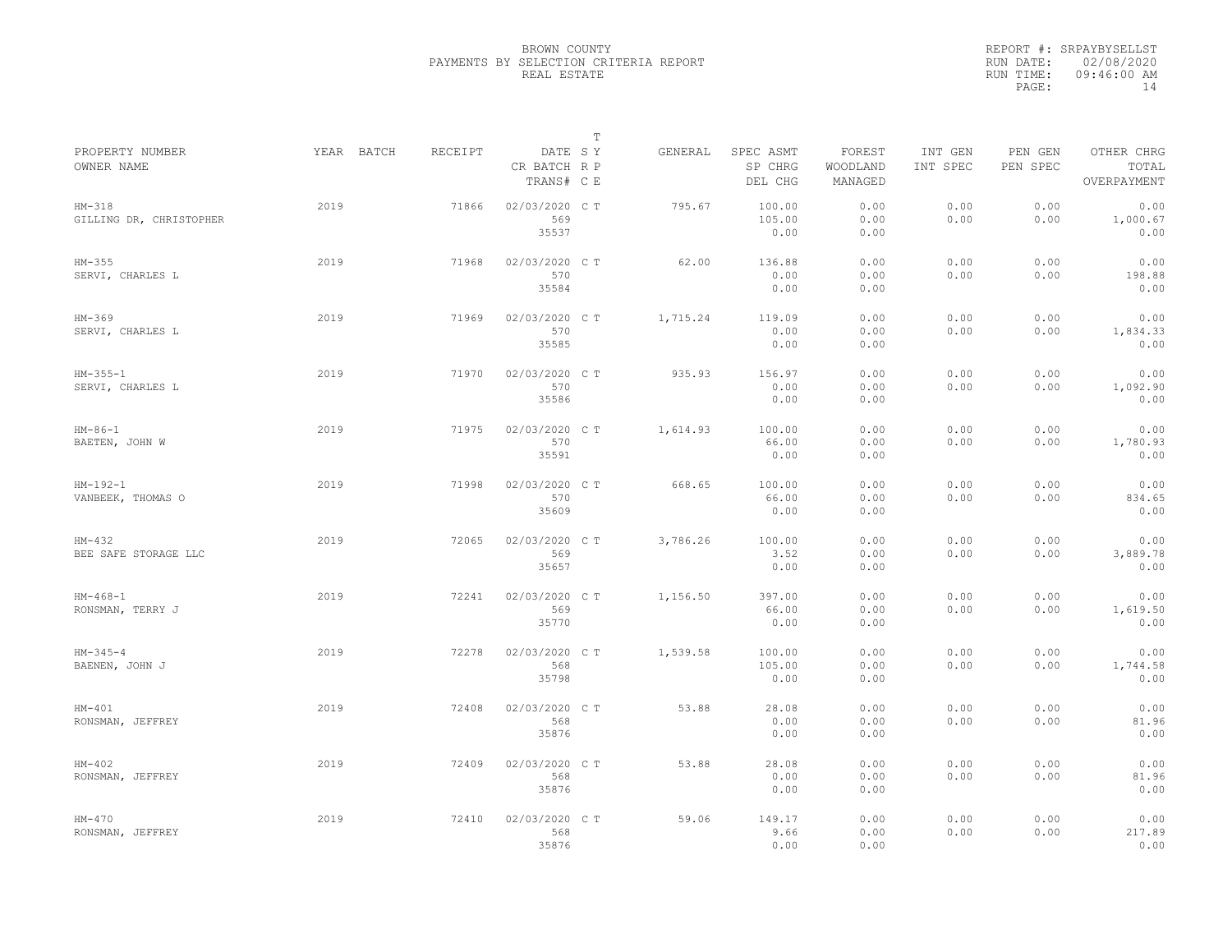BROWN COUNTY
PAYMENTS BY SELECTION CRITERIA REPORT
REAL ESTATE

REPORT #: SRPAYBYSELLST
RUN DATE: 02/08/2020
RUN TIME: 09:46:00 AM

| PROPERTY NUMBER<br>OWNER NAME | YEAR | BATCH | RECEIPT | DATE<br>CR BATCH<br>TRANS# | T<br>S Y<br>R P<br>C E | GENERAL | SPEC ASMT<br>SP CHRG<br>DEL CHG | FOREST<br>WOODLAND<br>MANAGED | INT GEN<br>INT SPEC | PEN GEN<br>PEN SPEC | OTHER CHRG<br>TOTAL<br>OVERPAYMENT |
|---|---|---|---|---|---|---|---|---|---|---|---|
| HM-318<br>GILLING DR, CHRISTOPHER | 2019 | | 71866 | 02/03/2020<br>569<br>35537 | C T | 795.67 | 100.00<br>105.00<br>0.00 | 0.00<br>0.00<br>0.00 | 0.00<br>0.00 | 0.00<br>0.00 | 0.00<br>1,000.67<br>0.00 |
| HM-355<br>SERVI, CHARLES L | 2019 | | 71968 | 02/03/2020<br>570<br>35584 | C T | 62.00 | 136.88<br>0.00<br>0.00 | 0.00<br>0.00<br>0.00 | 0.00<br>0.00 | 0.00<br>0.00 | 0.00<br>198.88<br>0.00 |
| HM-369<br>SERVI, CHARLES L | 2019 | | 71969 | 02/03/2020<br>570<br>35585 | C T | 1,715.24 | 119.09<br>0.00<br>0.00 | 0.00<br>0.00<br>0.00 | 0.00<br>0.00 | 0.00<br>0.00 | 0.00<br>1,834.33<br>0.00 |
| HM-355-1<br>SERVI, CHARLES L | 2019 | | 71970 | 02/03/2020<br>570<br>35586 | C T | 935.93 | 156.97<br>0.00<br>0.00 | 0.00<br>0.00<br>0.00 | 0.00<br>0.00 | 0.00<br>0.00 | 0.00<br>1,092.90<br>0.00 |
| HM-86-1<br>BAETEN, JOHN W | 2019 | | 71975 | 02/03/2020<br>570<br>35591 | C T | 1,614.93 | 100.00<br>66.00<br>0.00 | 0.00<br>0.00<br>0.00 | 0.00<br>0.00 | 0.00<br>0.00 | 0.00<br>1,780.93<br>0.00 |
| HM-192-1<br>VANBEEK, THOMAS O | 2019 | | 71998 | 02/03/2020<br>570<br>35609 | C T | 668.65 | 100.00<br>66.00<br>0.00 | 0.00<br>0.00<br>0.00 | 0.00<br>0.00 | 0.00<br>0.00 | 0.00<br>834.65<br>0.00 |
| HM-432<br>BEE SAFE STORAGE LLC | 2019 | | 72065 | 02/03/2020<br>569<br>35657 | C T | 3,786.26 | 100.00<br>3.52<br>0.00 | 0.00<br>0.00<br>0.00 | 0.00<br>0.00 | 0.00<br>0.00 | 0.00<br>3,889.78<br>0.00 |
| HM-468-1<br>RONSMAN, TERRY J | 2019 | | 72241 | 02/03/2020<br>569<br>35770 | C T | 1,156.50 | 397.00<br>66.00<br>0.00 | 0.00<br>0.00<br>0.00 | 0.00<br>0.00 | 0.00<br>0.00 | 0.00<br>1,619.50<br>0.00 |
| HM-345-4<br>BAENEN, JOHN J | 2019 | | 72278 | 02/03/2020<br>568<br>35798 | C T | 1,539.58 | 100.00<br>105.00<br>0.00 | 0.00<br>0.00<br>0.00 | 0.00<br>0.00 | 0.00<br>0.00 | 0.00<br>1,744.58<br>0.00 |
| HM-401<br>RONSMAN, JEFFREY | 2019 | | 72408 | 02/03/2020<br>568<br>35876 | C T | 53.88 | 28.08<br>0.00<br>0.00 | 0.00<br>0.00<br>0.00 | 0.00<br>0.00 | 0.00<br>0.00 | 0.00<br>81.96<br>0.00 |
| HM-402<br>RONSMAN, JEFFREY | 2019 | | 72409 | 02/03/2020<br>568<br>35876 | C T | 53.88 | 28.08<br>0.00<br>0.00 | 0.00<br>0.00<br>0.00 | 0.00<br>0.00 | 0.00<br>0.00 | 0.00<br>81.96<br>0.00 |
| HM-470<br>RONSMAN, JEFFREY | 2019 | | 72410 | 02/03/2020<br>568<br>35876 | C T | 59.06 | 149.17<br>9.66<br>0.00 | 0.00<br>0.00<br>0.00 | 0.00<br>0.00 | 0.00<br>0.00 | 0.00<br>217.89<br>0.00 |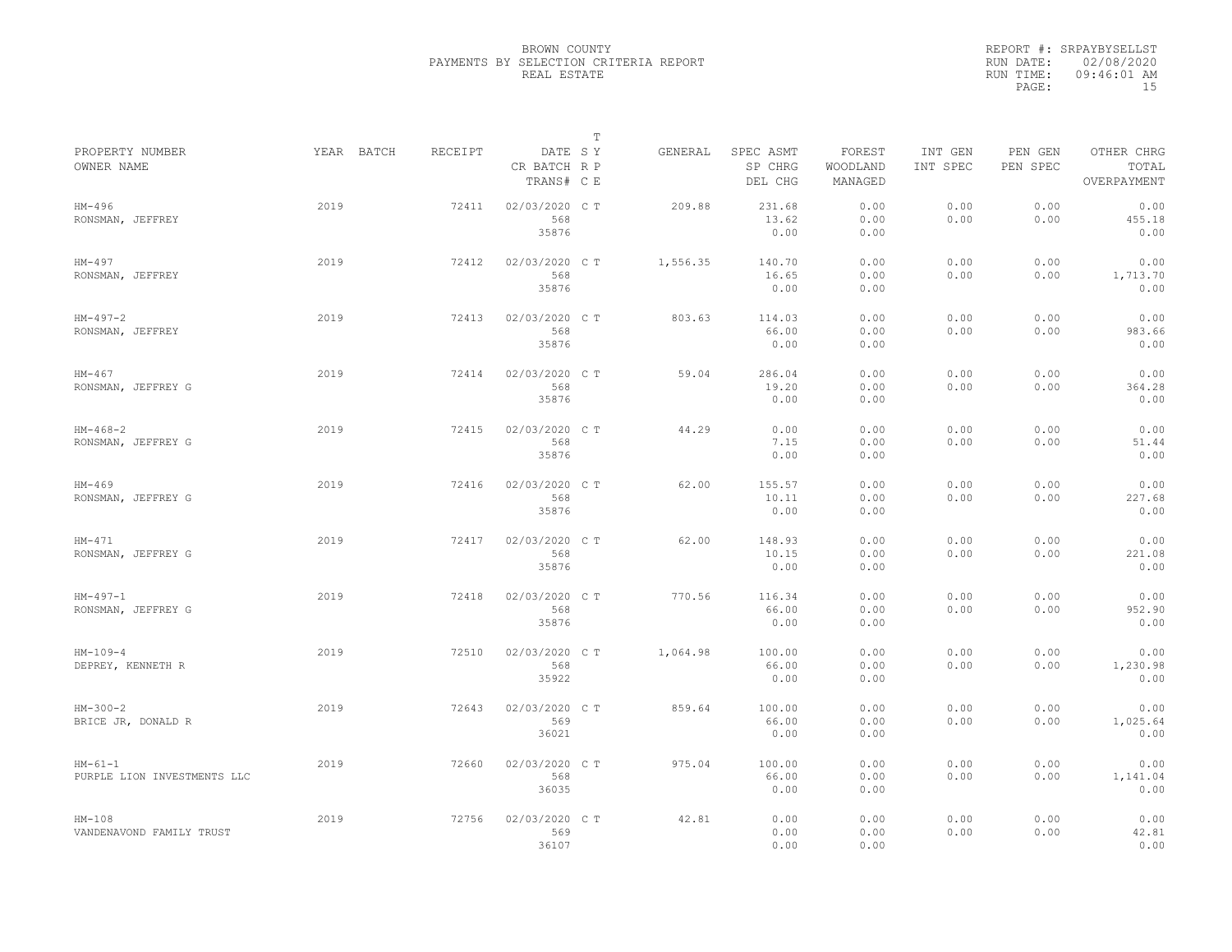BROWN COUNTY
PAYMENTS BY SELECTION CRITERIA REPORT
REAL ESTATE

REPORT #: SRPAYBYSELLST
RUN DATE: 02/08/2020
RUN TIME: 09:46:01 AM

| PROPERTY NUMBER<br>OWNER NAME | YEAR | BATCH | RECEIPT | DATE<br>CR BATCH<br>TRANS# | T<br>S Y<br>R P<br>C E | GENERAL | SPEC ASMT<br>SP CHRG<br>DEL CHG | FOREST<br>WOODLAND<br>MANAGED | INT GEN<br>INT SPEC | PEN GEN<br>PEN SPEC | OTHER CHRG<br>TOTAL<br>OVERPAYMENT |
|---|---|---|---|---|---|---|---|---|---|---|---|
| HM-496<br>RONSMAN, JEFFREY | 2019 | | 72411 | 02/03/2020<br>568<br>35876 | C T | 209.88 | 231.68<br>13.62<br>0.00 | 0.00<br>0.00<br>0.00 | 0.00<br>0.00 | 0.00<br>0.00 | 0.00<br>455.18<br>0.00 |
| HM-497<br>RONSMAN, JEFFREY | 2019 | | 72412 | 02/03/2020<br>568<br>35876 | C T | 1,556.35 | 140.70<br>16.65<br>0.00 | 0.00<br>0.00<br>0.00 | 0.00<br>0.00 | 0.00<br>0.00 | 0.00<br>1,713.70<br>0.00 |
| HM-497-2<br>RONSMAN, JEFFREY | 2019 | | 72413 | 02/03/2020<br>568<br>35876 | C T | 803.63 | 114.03<br>66.00<br>0.00 | 0.00<br>0.00<br>0.00 | 0.00<br>0.00 | 0.00<br>0.00 | 0.00<br>983.66<br>0.00 |
| HM-467<br>RONSMAN, JEFFREY G | 2019 | | 72414 | 02/03/2020<br>568<br>35876 | C T | 59.04 | 286.04<br>19.20<br>0.00 | 0.00<br>0.00<br>0.00 | 0.00<br>0.00 | 0.00<br>0.00 | 0.00<br>364.28<br>0.00 |
| HM-468-2<br>RONSMAN, JEFFREY G | 2019 | | 72415 | 02/03/2020<br>568<br>35876 | C T | 44.29 | 0.00<br>7.15<br>0.00 | 0.00<br>0.00<br>0.00 | 0.00<br>0.00 | 0.00<br>0.00 | 0.00<br>51.44<br>0.00 |
| HM-469<br>RONSMAN, JEFFREY G | 2019 | | 72416 | 02/03/2020<br>568<br>35876 | C T | 62.00 | 155.57<br>10.11<br>0.00 | 0.00<br>0.00<br>0.00 | 0.00<br>0.00 | 0.00<br>0.00 | 0.00<br>227.68<br>0.00 |
| HM-471<br>RONSMAN, JEFFREY G | 2019 | | 72417 | 02/03/2020<br>568<br>35876 | C T | 62.00 | 148.93<br>10.15<br>0.00 | 0.00<br>0.00<br>0.00 | 0.00<br>0.00 | 0.00<br>0.00 | 0.00<br>221.08<br>0.00 |
| HM-497-1<br>RONSMAN, JEFFREY G | 2019 | | 72418 | 02/03/2020<br>568<br>35876 | C T | 770.56 | 116.34<br>66.00<br>0.00 | 0.00<br>0.00<br>0.00 | 0.00<br>0.00 | 0.00<br>0.00 | 0.00<br>952.90<br>0.00 |
| HM-109-4<br>DEPREY, KENNETH R | 2019 | | 72510 | 02/03/2020<br>568<br>35922 | C T | 1,064.98 | 100.00<br>66.00<br>0.00 | 0.00<br>0.00<br>0.00 | 0.00<br>0.00 | 0.00<br>0.00 | 0.00<br>1,230.98<br>0.00 |
| HM-300-2<br>BRICE JR, DONALD R | 2019 | | 72643 | 02/03/2020<br>569<br>36021 | C T | 859.64 | 100.00<br>66.00<br>0.00 | 0.00<br>0.00<br>0.00 | 0.00<br>0.00 | 0.00<br>0.00 | 0.00<br>1,025.64<br>0.00 |
| HM-61-1<br>PURPLE LION INVESTMENTS LLC | 2019 | | 72660 | 02/03/2020<br>568<br>36035 | C T | 975.04 | 100.00<br>66.00<br>0.00 | 0.00<br>0.00<br>0.00 | 0.00<br>0.00 | 0.00<br>0.00 | 0.00<br>1,141.04<br>0.00 |
| HM-108<br>VANDENAVOND FAMILY TRUST | 2019 | | 72756 | 02/03/2020<br>569<br>36107 | C T | 42.81 | 0.00<br>0.00<br>0.00 | 0.00<br>0.00<br>0.00 | 0.00<br>0.00 | 0.00<br>0.00 | 0.00<br>42.81<br>0.00 |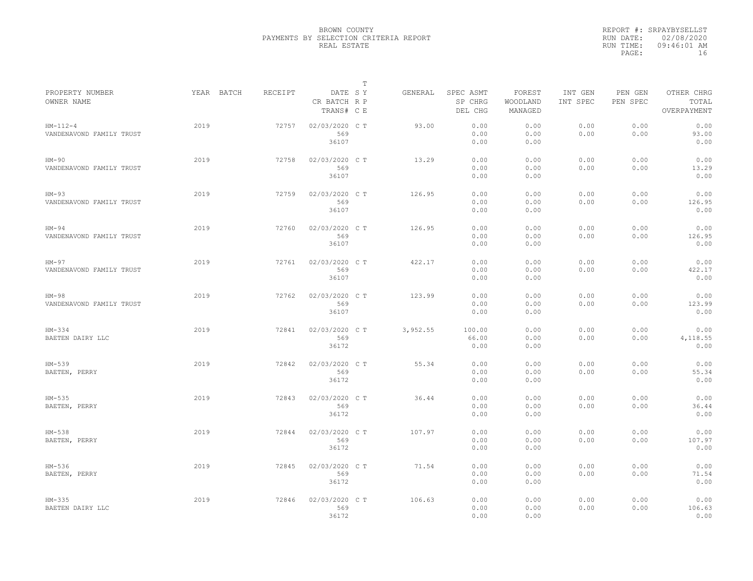BROWN COUNTY
PAYMENTS BY SELECTION CRITERIA REPORT
REAL ESTATE

REPORT #: SRPAYBYSELLST
RUN DATE: 02/08/2020
RUN TIME: 09:46:01 AM

| PROPERTY NUMBER<br>OWNER NAME | YEAR | BATCH | RECEIPT | DATE<br>CR BATCH<br>TRANS# | SY<br>RP<br>CE | T | GENERAL | SPEC ASMT<br>SP CHRG<br>DEL CHG | FOREST<br>WOODLAND<br>MANAGED | INT GEN<br>INT SPEC | PEN GEN<br>PEN SPEC | OTHER CHRG<br>TOTAL<br>OVERPAYMENT |
|---|---|---|---|---|---|---|---|---|---|---|---|---|
| HM-112-4<br>VANDENAVOND FAMILY TRUST | 2019 | | 72757 | 02/03/2020<br>569<br>36107 | C | T | 93.00 | 0.00<br>0.00<br>0.00 | 0.00<br>0.00<br>0.00 | 0.00<br>0.00 | 0.00<br>0.00 | 0.00<br>93.00<br>0.00 |
| HM-90<br>VANDENAVOND FAMILY TRUST | 2019 | | 72758 | 02/03/2020<br>569<br>36107 | C | T | 13.29 | 0.00<br>0.00<br>0.00 | 0.00<br>0.00<br>0.00 | 0.00<br>0.00 | 0.00<br>0.00 | 0.00<br>13.29<br>0.00 |
| HM-93<br>VANDENAVOND FAMILY TRUST | 2019 | | 72759 | 02/03/2020<br>569<br>36107 | C | T | 126.95 | 0.00<br>0.00<br>0.00 | 0.00<br>0.00<br>0.00 | 0.00<br>0.00 | 0.00<br>0.00 | 0.00<br>126.95<br>0.00 |
| HM-94<br>VANDENAVOND FAMILY TRUST | 2019 | | 72760 | 02/03/2020<br>569<br>36107 | C | T | 126.95 | 0.00<br>0.00<br>0.00 | 0.00<br>0.00<br>0.00 | 0.00<br>0.00 | 0.00<br>0.00 | 0.00<br>126.95<br>0.00 |
| HM-97<br>VANDENAVOND FAMILY TRUST | 2019 | | 72761 | 02/03/2020<br>569<br>36107 | C | T | 422.17 | 0.00<br>0.00<br>0.00 | 0.00<br>0.00<br>0.00 | 0.00<br>0.00 | 0.00<br>0.00 | 0.00<br>422.17<br>0.00 |
| HM-98<br>VANDENAVOND FAMILY TRUST | 2019 | | 72762 | 02/03/2020<br>569<br>36107 | C | T | 123.99 | 0.00<br>0.00<br>0.00 | 0.00<br>0.00<br>0.00 | 0.00<br>0.00 | 0.00<br>0.00 | 0.00<br>123.99<br>0.00 |
| HM-334<br>BAETEN DAIRY LLC | 2019 | | 72841 | 02/03/2020<br>569<br>36172 | C | T | 3,952.55 | 100.00<br>66.00<br>0.00 | 0.00<br>0.00<br>0.00 | 0.00<br>0.00 | 0.00<br>0.00 | 0.00<br>4,118.55<br>0.00 |
| HM-539<br>BAETEN, PERRY | 2019 | | 72842 | 02/03/2020<br>569<br>36172 | C | T | 55.34 | 0.00<br>0.00<br>0.00 | 0.00<br>0.00<br>0.00 | 0.00<br>0.00 | 0.00<br>0.00 | 0.00<br>55.34<br>0.00 |
| HM-535<br>BAETEN, PERRY | 2019 | | 72843 | 02/03/2020<br>569<br>36172 | C | T | 36.44 | 0.00<br>0.00<br>0.00 | 0.00<br>0.00<br>0.00 | 0.00<br>0.00 | 0.00<br>0.00 | 0.00<br>36.44<br>0.00 |
| HM-538<br>BAETEN, PERRY | 2019 | | 72844 | 02/03/2020<br>569<br>36172 | C | T | 107.97 | 0.00<br>0.00<br>0.00 | 0.00<br>0.00<br>0.00 | 0.00<br>0.00 | 0.00<br>0.00 | 0.00<br>107.97<br>0.00 |
| HM-536<br>BAETEN, PERRY | 2019 | | 72845 | 02/03/2020<br>569<br>36172 | C | T | 71.54 | 0.00<br>0.00<br>0.00 | 0.00<br>0.00<br>0.00 | 0.00<br>0.00 | 0.00<br>0.00 | 0.00<br>71.54<br>0.00 |
| HM-335<br>BAETEN DAIRY LLC | 2019 | | 72846 | 02/03/2020<br>569<br>36172 | C | T | 106.63 | 0.00<br>0.00<br>0.00 | 0.00<br>0.00<br>0.00 | 0.00<br>0.00 | 0.00<br>0.00 | 0.00<br>106.63<br>0.00 |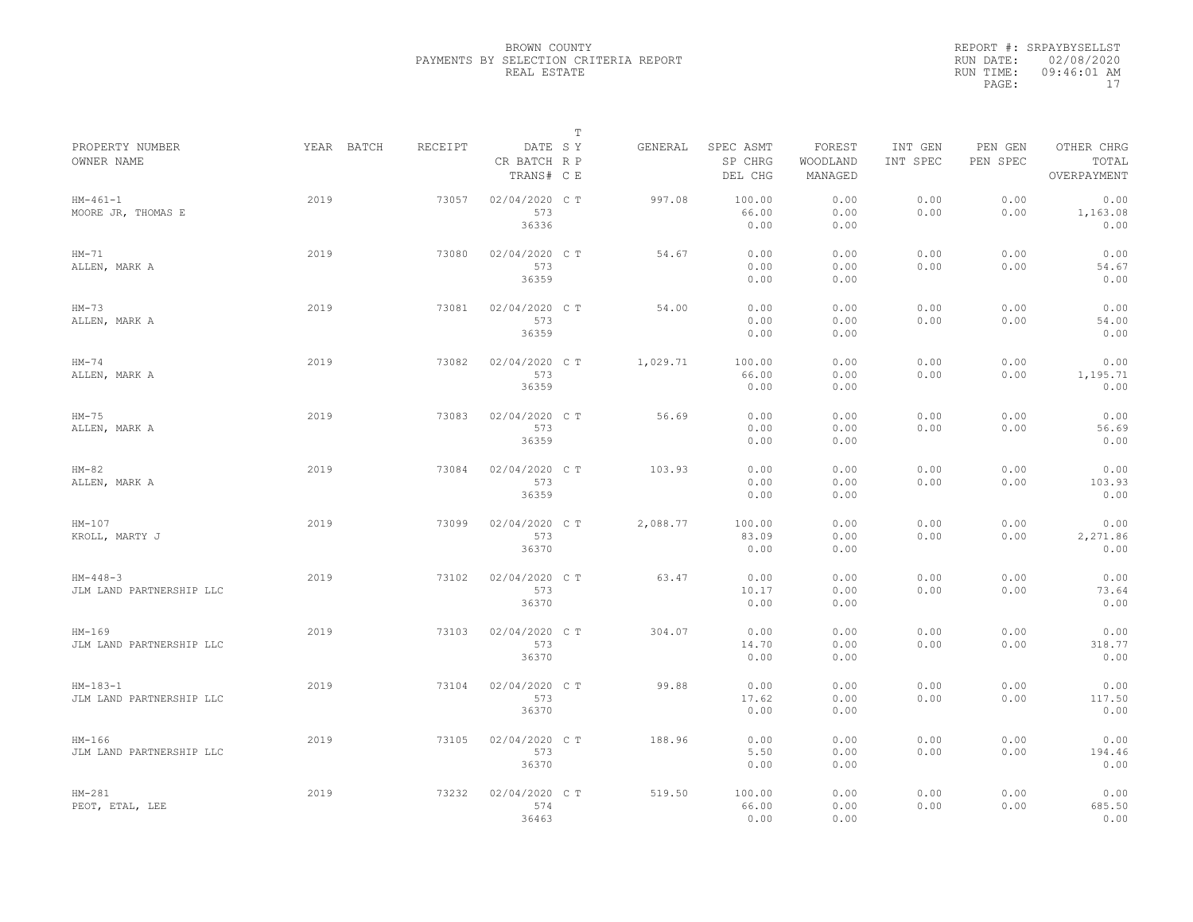BROWN COUNTY
PAYMENTS BY SELECTION CRITERIA REPORT
REAL ESTATE

REPORT #: SRPAYBYSELLST
RUN DATE: 02/08/2020
RUN TIME: 09:46:01 AM

| PROPERTY NUMBER<br>OWNER NAME | YEAR | BATCH | RECEIPT | DATE<br>CR BATCH<br>TRANS# | T<br>S Y<br>R P<br>C E | GENERAL | SPEC ASMT<br>SP CHRG<br>DEL CHG | FOREST<br>WOODLAND<br>MANAGED | INT GEN<br>INT SPEC | PEN GEN<br>PEN SPEC | OTHER CHRG<br>TOTAL<br>OVERPAYMENT |
|---|---|---|---|---|---|---|---|---|---|---|---|
| HM-461-1<br>MOORE JR, THOMAS E | 2019 | | 73057 | 02/04/2020<br>573<br>36336 | C T | 997.08 | 100.00<br>66.00<br>0.00 | 0.00<br>0.00<br>0.00 | 0.00<br>0.00 | 0.00<br>0.00 | 0.00<br>1,163.08<br>0.00 |
| HM-71<br>ALLEN, MARK A | 2019 | | 73080 | 02/04/2020<br>573<br>36359 | C T | 54.67 | 0.00<br>0.00<br>0.00 | 0.00<br>0.00<br>0.00 | 0.00<br>0.00 | 0.00<br>0.00 | 0.00<br>54.67<br>0.00 |
| HM-73<br>ALLEN, MARK A | 2019 | | 73081 | 02/04/2020<br>573<br>36359 | C T | 54.00 | 0.00<br>0.00<br>0.00 | 0.00<br>0.00<br>0.00 | 0.00<br>0.00 | 0.00<br>0.00 | 0.00<br>54.00<br>0.00 |
| HM-74<br>ALLEN, MARK A | 2019 | | 73082 | 02/04/2020<br>573<br>36359 | C T | 1,029.71 | 100.00<br>66.00<br>0.00 | 0.00<br>0.00<br>0.00 | 0.00<br>0.00 | 0.00<br>0.00 | 0.00<br>1,195.71<br>0.00 |
| HM-75<br>ALLEN, MARK A | 2019 | | 73083 | 02/04/2020<br>573<br>36359 | C T | 56.69 | 0.00<br>0.00<br>0.00 | 0.00<br>0.00<br>0.00 | 0.00<br>0.00 | 0.00<br>0.00 | 0.00<br>56.69<br>0.00 |
| HM-82<br>ALLEN, MARK A | 2019 | | 73084 | 02/04/2020<br>573<br>36359 | C T | 103.93 | 0.00<br>0.00<br>0.00 | 0.00<br>0.00<br>0.00 | 0.00<br>0.00 | 0.00<br>0.00 | 0.00<br>103.93<br>0.00 |
| HM-107<br>KROLL, MARTY J | 2019 | | 73099 | 02/04/2020<br>573<br>36370 | C T | 2,088.77 | 100.00<br>83.09<br>0.00 | 0.00<br>0.00<br>0.00 | 0.00<br>0.00 | 0.00<br>0.00 | 0.00<br>2,271.86<br>0.00 |
| HM-448-3<br>JLM LAND PARTNERSHIP LLC | 2019 | | 73102 | 02/04/2020<br>573<br>36370 | C T | 63.47 | 0.00<br>10.17<br>0.00 | 0.00<br>0.00<br>0.00 | 0.00<br>0.00 | 0.00<br>0.00 | 0.00<br>73.64<br>0.00 |
| HM-169<br>JLM LAND PARTNERSHIP LLC | 2019 | | 73103 | 02/04/2020<br>573<br>36370 | C T | 304.07 | 0.00<br>14.70<br>0.00 | 0.00<br>0.00<br>0.00 | 0.00<br>0.00 | 0.00<br>0.00 | 0.00<br>318.77<br>0.00 |
| HM-183-1<br>JLM LAND PARTNERSHIP LLC | 2019 | | 73104 | 02/04/2020<br>573<br>36370 | C T | 99.88 | 0.00<br>17.62<br>0.00 | 0.00<br>0.00<br>0.00 | 0.00<br>0.00 | 0.00<br>0.00 | 0.00<br>117.50<br>0.00 |
| HM-166<br>JLM LAND PARTNERSHIP LLC | 2019 | | 73105 | 02/04/2020<br>573<br>36370 | C T | 188.96 | 0.00<br>5.50<br>0.00 | 0.00<br>0.00<br>0.00 | 0.00<br>0.00 | 0.00<br>0.00 | 0.00<br>194.46<br>0.00 |
| HM-281<br>PEOT, ETAL, LEE | 2019 | | 73232 | 02/04/2020<br>574<br>36463 | C T | 519.50 | 100.00<br>66.00<br>0.00 | 0.00<br>0.00<br>0.00 | 0.00<br>0.00 | 0.00<br>0.00 | 0.00<br>685.50<br>0.00 |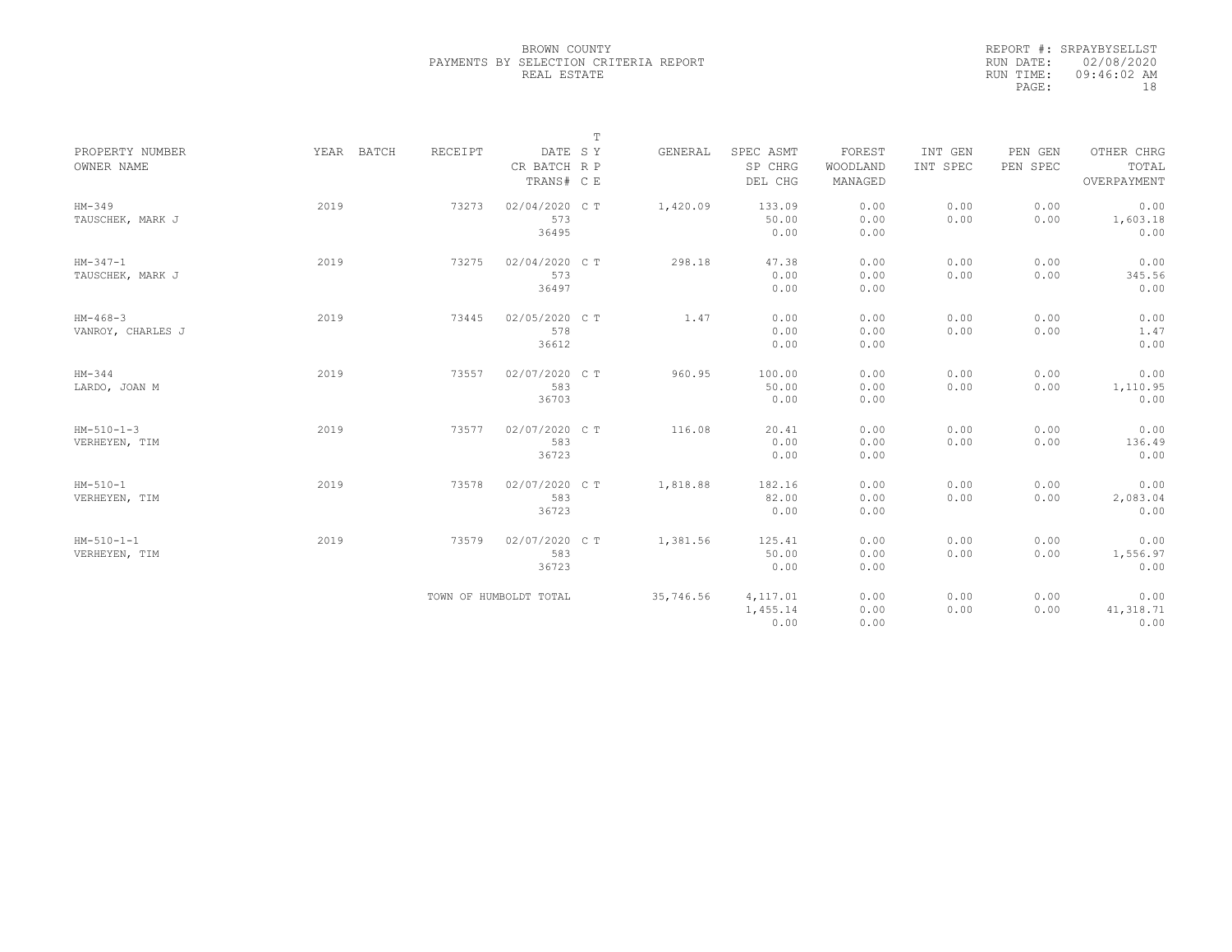BROWN COUNTY
PAYMENTS BY SELECTION CRITERIA REPORT
REAL ESTATE

REPORT #: SRPAYBYSELLST
RUN DATE: 02/08/2020
RUN TIME: 09:46:02 AM
PAGE: 18

| PROPERTY NUMBER / OWNER NAME | YEAR | BATCH | RECEIPT | DATE / CR BATCH / TRANS# | T S Y R P C E | GENERAL | SPEC ASMT / SP CHRG / DEL CHG | FOREST / WOODLAND / MANAGED | INT GEN / INT SPEC | PEN GEN / PEN SPEC | OTHER CHRG / TOTAL / OVERPAYMENT |
|---|---|---|---|---|---|---|---|---|---|---|---|
| HM-349 / TAUSCHEK, MARK J | 2019 | | 73273 | 02/04/2020 / 573 / 36495 | C T | 1,420.09 | 133.09 / 50.00 / 0.00 | 0.00 / 0.00 / 0.00 | 0.00 / 0.00 | 0.00 / 0.00 | 0.00 / 1,603.18 / 0.00 |
| HM-347-1 / TAUSCHEK, MARK J | 2019 | | 73275 | 02/04/2020 / 573 / 36497 | C T | 298.18 | 47.38 / 0.00 / 0.00 | 0.00 / 0.00 / 0.00 | 0.00 / 0.00 | 0.00 / 0.00 | 0.00 / 345.56 / 0.00 |
| HM-468-3 / VANROY, CHARLES J | 2019 | | 73445 | 02/05/2020 / 578 / 36612 | C T | 1.47 | 0.00 / 0.00 / 0.00 | 0.00 / 0.00 / 0.00 | 0.00 / 0.00 | 0.00 / 0.00 | 0.00 / 1.47 / 0.00 |
| HM-344 / LARDO, JOAN M | 2019 | | 73557 | 02/07/2020 / 583 / 36703 | C T | 960.95 | 100.00 / 50.00 / 0.00 | 0.00 / 0.00 / 0.00 | 0.00 / 0.00 | 0.00 / 0.00 | 0.00 / 1,110.95 / 0.00 |
| HM-510-1-3 / VERHEYEN, TIM | 2019 | | 73577 | 02/07/2020 / 583 / 36723 | C T | 116.08 | 20.41 / 0.00 / 0.00 | 0.00 / 0.00 / 0.00 | 0.00 / 0.00 | 0.00 / 0.00 | 0.00 / 136.49 / 0.00 |
| HM-510-1 / VERHEYEN, TIM | 2019 | | 73578 | 02/07/2020 / 583 / 36723 | C T | 1,818.88 | 182.16 / 82.00 / 0.00 | 0.00 / 0.00 / 0.00 | 0.00 / 0.00 | 0.00 / 0.00 | 0.00 / 2,083.04 / 0.00 |
| HM-510-1-1 / VERHEYEN, TIM | 2019 | | 73579 | 02/07/2020 / 583 / 36723 | C T | 1,381.56 | 125.41 / 50.00 / 0.00 | 0.00 / 0.00 / 0.00 | 0.00 / 0.00 | 0.00 / 0.00 | 0.00 / 1,556.97 / 0.00 |
| | | | TOWN OF HUMBOLDT TOTAL | | | 35,746.56 | 4,117.01 / 1,455.14 / 0.00 | 0.00 / 0.00 / 0.00 | 0.00 / 0.00 | 0.00 / 0.00 | 0.00 / 41,318.71 / 0.00 |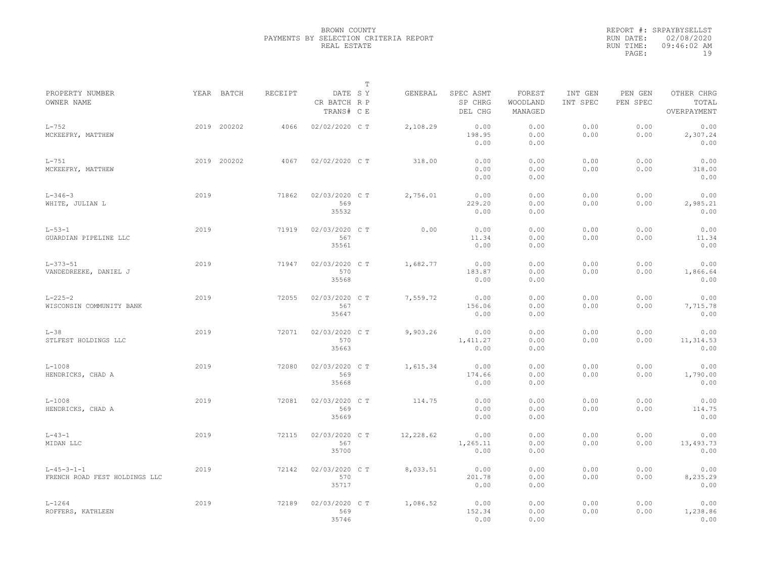BROWN COUNTY
PAYMENTS BY SELECTION CRITERIA REPORT
REAL ESTATE

REPORT #: SRPAYBYSELLST
RUN DATE: 02/08/2020
RUN TIME: 09:46:02 AM

| PROPERTY NUMBER / OWNER NAME | YEAR | BATCH | RECEIPT | DATE / CR BATCH / TRANS# | T SY RP CE | GENERAL | SPEC ASMT / SP CHRG / DEL CHG | FOREST / WOODLAND / MANAGED | INT GEN / INT SPEC | PEN GEN / PEN SPEC | OTHER CHRG / TOTAL / OVERPAYMENT |
|---|---|---|---|---|---|---|---|---|---|---|---|
| L-752 / MCKEEFRY, MATTHEW | 2019 | 200202 | 4066 | 02/02/2020 | C T | 2,108.29 | 0.00 / 198.95 / 0.00 | 0.00 / 0.00 / 0.00 | 0.00 / 0.00 | 0.00 / 0.00 | 0.00 / 2,307.24 / 0.00 |
| L-751 / MCKEEFRY, MATTHEW | 2019 | 200202 | 4067 | 02/02/2020 | C T | 318.00 | 0.00 / 0.00 / 0.00 | 0.00 / 0.00 / 0.00 | 0.00 / 0.00 | 0.00 / 0.00 | 0.00 / 318.00 / 0.00 |
| L-346-3 / WHITE, JULIAN L | 2019 | | 71862 | 02/03/2020 / 569 / 35532 | C T | 2,756.01 | 0.00 / 229.20 / 0.00 | 0.00 / 0.00 / 0.00 | 0.00 / 0.00 | 0.00 / 0.00 | 0.00 / 2,985.21 / 0.00 |
| L-53-1 / GUARDIAN PIPELINE LLC | 2019 | | 71919 | 02/03/2020 / 567 / 35561 | C T | 0.00 | 0.00 / 11.34 / 0.00 | 0.00 / 0.00 / 0.00 | 0.00 / 0.00 | 0.00 / 0.00 | 0.00 / 11.34 / 0.00 |
| L-373-51 / VANDEDREEKE, DANIEL J | 2019 | | 71947 | 02/03/2020 / 570 / 35568 | C T | 1,682.77 | 0.00 / 183.87 / 0.00 | 0.00 / 0.00 / 0.00 | 0.00 / 0.00 | 0.00 / 0.00 | 0.00 / 1,866.64 / 0.00 |
| L-225-2 / WISCONSIN COMMUNITY BANK | 2019 | | 72055 | 02/03/2020 / 567 / 35647 | C T | 7,559.72 | 0.00 / 156.06 / 0.00 | 0.00 / 0.00 / 0.00 | 0.00 / 0.00 | 0.00 / 0.00 | 0.00 / 7,715.78 / 0.00 |
| L-38 / STLFEST HOLDINGS LLC | 2019 | | 72071 | 02/03/2020 / 570 / 35663 | C T | 9,903.26 | 0.00 / 1,411.27 / 0.00 | 0.00 / 0.00 / 0.00 | 0.00 / 0.00 | 0.00 / 0.00 | 0.00 / 11,314.53 / 0.00 |
| L-1008 / HENDRICKS, CHAD A | 2019 | | 72080 | 02/03/2020 / 569 / 35668 | C T | 1,615.34 | 0.00 / 174.66 / 0.00 | 0.00 / 0.00 / 0.00 | 0.00 / 0.00 | 0.00 / 0.00 | 0.00 / 1,790.00 / 0.00 |
| L-1008 / HENDRICKS, CHAD A | 2019 | | 72081 | 02/03/2020 / 569 / 35669 | C T | 114.75 | 0.00 / 0.00 / 0.00 | 0.00 / 0.00 / 0.00 | 0.00 / 0.00 | 0.00 / 0.00 | 0.00 / 114.75 / 0.00 |
| L-43-1 / MIDAN LLC | 2019 | | 72115 | 02/03/2020 / 567 / 35700 | C T | 12,228.62 | 0.00 / 1,265.11 / 0.00 | 0.00 / 0.00 / 0.00 | 0.00 / 0.00 | 0.00 / 0.00 | 0.00 / 13,493.73 / 0.00 |
| L-45-3-1-1 / FRENCH ROAD FEST HOLDINGS LLC | 2019 | | 72142 | 02/03/2020 / 570 / 35717 | C T | 8,033.51 | 0.00 / 201.78 / 0.00 | 0.00 / 0.00 / 0.00 | 0.00 / 0.00 | 0.00 / 0.00 | 0.00 / 8,235.29 / 0.00 |
| L-1264 / ROFFERS, KATHLEEN | 2019 | | 72189 | 02/03/2020 / 569 / 35746 | C T | 1,086.52 | 0.00 / 152.34 / 0.00 | 0.00 / 0.00 / 0.00 | 0.00 / 0.00 | 0.00 / 0.00 | 0.00 / 1,238.86 / 0.00 |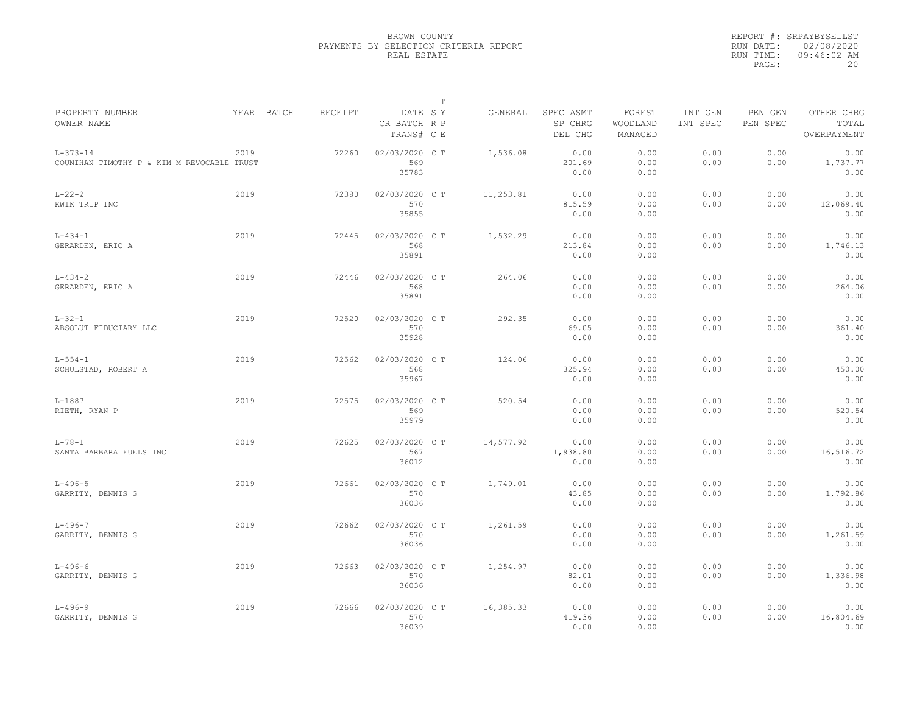BROWN COUNTY
PAYMENTS BY SELECTION CRITERIA REPORT
REAL ESTATE

REPORT #: SRPAYBYSELLST
RUN DATE: 02/08/2020
RUN TIME: 09:46:02 AM
PAGE: 20

| PROPERTY NUMBER<br>OWNER NAME | YEAR | BATCH | RECEIPT | DATE<br>CR BATCH<br>TRANS# | T<br>S Y<br>R P<br>C E | GENERAL | SPEC ASMT<br>SP CHRG<br>DEL CHG | FOREST<br>WOODLAND<br>MANAGED | INT GEN<br>INT SPEC | PEN GEN<br>PEN SPEC | OTHER CHRG<br>TOTAL<br>OVERPAYMENT |
|---|---|---|---|---|---|---|---|---|---|---|---|
| L-373-14<br>COUNIHAN TIMOTHY P & KIM M REVOCABLE TRUST | 2019 | | 72260 | 02/03/2020<br>569<br>35783 | C T | 1,536.08 | 0.00<br>201.69<br>0.00 | 0.00<br>0.00<br>0.00 | 0.00<br>0.00 | 0.00<br>0.00 | 0.00<br>1,737.77<br>0.00 |
| L-22-2<br>KWIK TRIP INC | 2019 | | 72380 | 02/03/2020<br>570<br>35855 | C T | 11,253.81 | 0.00<br>815.59<br>0.00 | 0.00<br>0.00<br>0.00 | 0.00<br>0.00 | 0.00<br>0.00 | 0.00<br>12,069.40<br>0.00 |
| L-434-1<br>GERARDEN, ERIC A | 2019 | | 72445 | 02/03/2020<br>568<br>35891 | C T | 1,532.29 | 0.00<br>213.84<br>0.00 | 0.00<br>0.00<br>0.00 | 0.00<br>0.00 | 0.00<br>0.00 | 0.00<br>1,746.13<br>0.00 |
| L-434-2<br>GERARDEN, ERIC A | 2019 | | 72446 | 02/03/2020<br>568<br>35891 | C T | 264.06 | 0.00<br>0.00<br>0.00 | 0.00<br>0.00<br>0.00 | 0.00<br>0.00 | 0.00<br>0.00 | 0.00<br>264.06<br>0.00 |
| L-32-1<br>ABSOLUT FIDUCIARY LLC | 2019 | | 72520 | 02/03/2020<br>570<br>35928 | C T | 292.35 | 0.00<br>69.05<br>0.00 | 0.00<br>0.00<br>0.00 | 0.00<br>0.00 | 0.00<br>0.00 | 0.00<br>361.40<br>0.00 |
| L-554-1<br>SCHULSTAD, ROBERT A | 2019 | | 72562 | 02/03/2020<br>568<br>35967 | C T | 124.06 | 0.00<br>325.94<br>0.00 | 0.00<br>0.00<br>0.00 | 0.00<br>0.00 | 0.00<br>0.00 | 0.00<br>450.00<br>0.00 |
| L-1887<br>RIETH, RYAN P | 2019 | | 72575 | 02/03/2020<br>569<br>35979 | C T | 520.54 | 0.00<br>0.00<br>0.00 | 0.00<br>0.00<br>0.00 | 0.00<br>0.00 | 0.00<br>0.00 | 0.00<br>520.54<br>0.00 |
| L-78-1<br>SANTA BARBARA FUELS INC | 2019 | | 72625 | 02/03/2020<br>567<br>36012 | C T | 14,577.92 | 0.00<br>1,938.80<br>0.00 | 0.00<br>0.00<br>0.00 | 0.00<br>0.00 | 0.00<br>0.00 | 0.00<br>16,516.72<br>0.00 |
| L-496-5<br>GARRITY, DENNIS G | 2019 | | 72661 | 02/03/2020<br>570<br>36036 | C T | 1,749.01 | 0.00<br>43.85<br>0.00 | 0.00<br>0.00<br>0.00 | 0.00<br>0.00 | 0.00<br>0.00 | 0.00<br>1,792.86<br>0.00 |
| L-496-7<br>GARRITY, DENNIS G | 2019 | | 72662 | 02/03/2020<br>570<br>36036 | C T | 1,261.59 | 0.00<br>0.00<br>0.00 | 0.00<br>0.00<br>0.00 | 0.00<br>0.00 | 0.00<br>0.00 | 0.00<br>1,261.59<br>0.00 |
| L-496-6<br>GARRITY, DENNIS G | 2019 | | 72663 | 02/03/2020<br>570<br>36036 | C T | 1,254.97 | 0.00<br>82.01<br>0.00 | 0.00<br>0.00<br>0.00 | 0.00<br>0.00 | 0.00<br>0.00 | 0.00<br>1,336.98<br>0.00 |
| L-496-9<br>GARRITY, DENNIS G | 2019 | | 72666 | 02/03/2020<br>570<br>36039 | C T | 16,385.33 | 0.00<br>419.36<br>0.00 | 0.00<br>0.00<br>0.00 | 0.00<br>0.00 | 0.00<br>0.00 | 0.00<br>16,804.69<br>0.00 |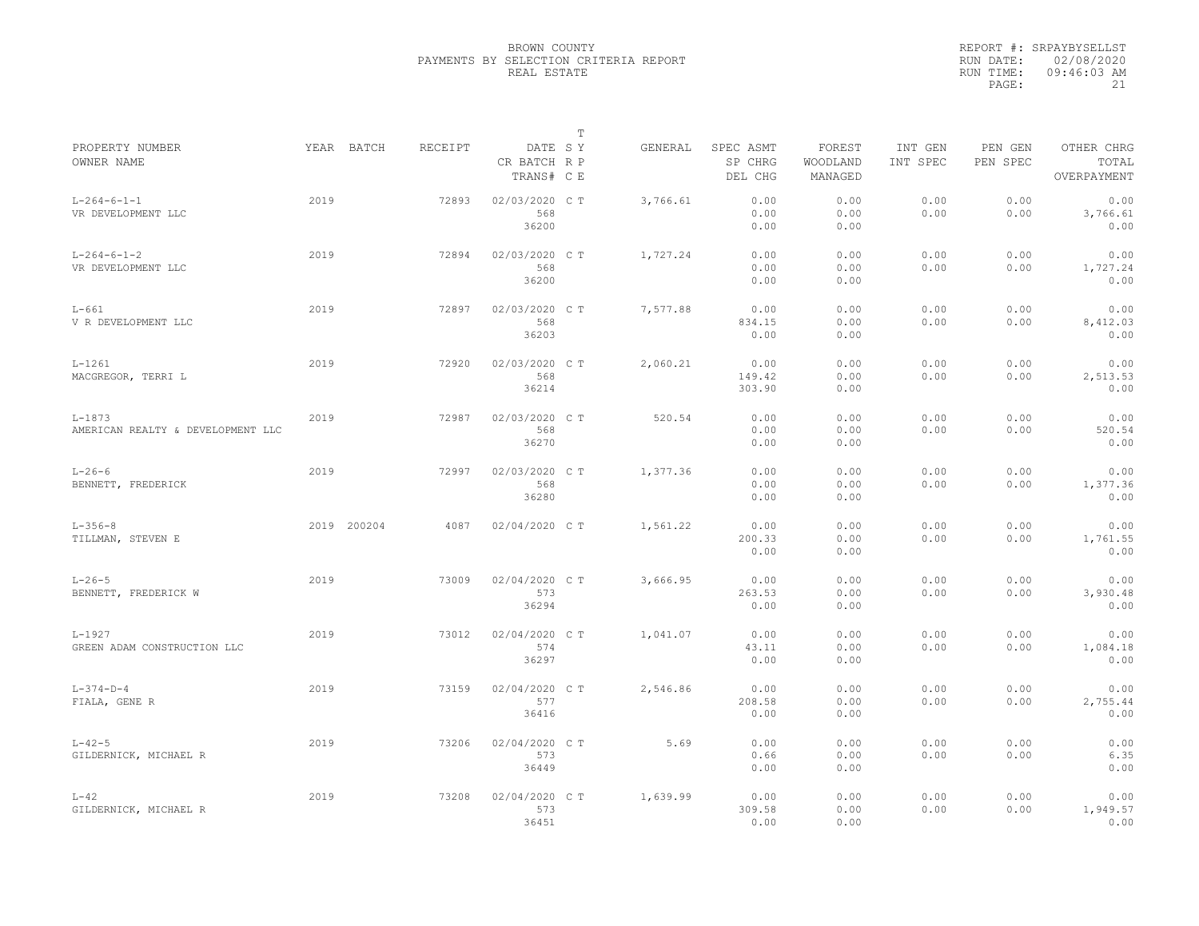BROWN COUNTY
PAYMENTS BY SELECTION CRITERIA REPORT
REAL ESTATE

REPORT #: SRPAYBYSELLST
RUN DATE: 02/08/2020
RUN TIME: 09:46:03 AM

| PROPERTY NUMBER / OWNER NAME | YEAR | BATCH | RECEIPT | DATE / CR BATCH / TRANS# | T SY RP CE | GENERAL | SPEC ASMT / SP CHRG / DEL CHG | FOREST / WOODLAND / MANAGED | INT GEN / INT SPEC | PEN GEN / PEN SPEC | OTHER CHRG / TOTAL / OVERPAYMENT |
|---|---|---|---|---|---|---|---|---|---|---|---|
| L-264-6-1-1 / VR DEVELOPMENT LLC | 2019 | | 72893 | 02/03/2020 / 568 / 36200 | C T | 3,766.61 | 0.00 / 0.00 / 0.00 | 0.00 / 0.00 / 0.00 | 0.00 / 0.00 | 0.00 / 0.00 | 0.00 / 3,766.61 / 0.00 |
| L-264-6-1-2 / VR DEVELOPMENT LLC | 2019 | | 72894 | 02/03/2020 / 568 / 36200 | C T | 1,727.24 | 0.00 / 0.00 / 0.00 | 0.00 / 0.00 / 0.00 | 0.00 / 0.00 | 0.00 / 0.00 | 0.00 / 1,727.24 / 0.00 |
| L-661 / V R DEVELOPMENT LLC | 2019 | | 72897 | 02/03/2020 / 568 / 36203 | C T | 7,577.88 | 0.00 / 834.15 / 0.00 | 0.00 / 0.00 / 0.00 | 0.00 / 0.00 | 0.00 / 0.00 | 0.00 / 8,412.03 / 0.00 |
| L-1261 / MACGREGOR, TERRI L | 2019 | | 72920 | 02/03/2020 / 568 / 36214 | C T | 2,060.21 | 0.00 / 149.42 / 303.90 | 0.00 / 0.00 / 0.00 | 0.00 / 0.00 | 0.00 / 0.00 | 0.00 / 2,513.53 / 0.00 |
| L-1873 / AMERICAN REALTY & DEVELOPMENT LLC | 2019 | | 72987 | 02/03/2020 / 568 / 36270 | C T | 520.54 | 0.00 / 0.00 / 0.00 | 0.00 / 0.00 / 0.00 | 0.00 / 0.00 | 0.00 / 0.00 | 0.00 / 520.54 / 0.00 |
| L-26-6 / BENNETT, FREDERICK | 2019 | | 72997 | 02/03/2020 / 568 / 36280 | C T | 1,377.36 | 0.00 / 0.00 / 0.00 | 0.00 / 0.00 / 0.00 | 0.00 / 0.00 | 0.00 / 0.00 | 0.00 / 1,377.36 / 0.00 |
| L-356-8 / TILLMAN, STEVEN E | 2019 | 200204 | 4087 | 02/04/2020 | C T | 1,561.22 | 0.00 / 200.33 / 0.00 | 0.00 / 0.00 / 0.00 | 0.00 / 0.00 | 0.00 / 0.00 | 0.00 / 1,761.55 / 0.00 |
| L-26-5 / BENNETT, FREDERICK W | 2019 | | 73009 | 02/04/2020 / 573 / 36294 | C T | 3,666.95 | 0.00 / 263.53 / 0.00 | 0.00 / 0.00 / 0.00 | 0.00 / 0.00 | 0.00 / 0.00 | 0.00 / 3,930.48 / 0.00 |
| L-1927 / GREEN ADAM CONSTRUCTION LLC | 2019 | | 73012 | 02/04/2020 / 574 / 36297 | C T | 1,041.07 | 0.00 / 43.11 / 0.00 | 0.00 / 0.00 / 0.00 | 0.00 / 0.00 | 0.00 / 0.00 | 0.00 / 1,084.18 / 0.00 |
| L-374-D-4 / FIALA, GENE R | 2019 | | 73159 | 02/04/2020 / 577 / 36416 | C T | 2,546.86 | 0.00 / 208.58 / 0.00 | 0.00 / 0.00 / 0.00 | 0.00 / 0.00 | 0.00 / 0.00 | 0.00 / 2,755.44 / 0.00 |
| L-42-5 / GILDERNICK, MICHAEL R | 2019 | | 73206 | 02/04/2020 / 573 / 36449 | C T | 5.69 | 0.00 / 0.66 / 0.00 | 0.00 / 0.00 / 0.00 | 0.00 / 0.00 | 0.00 / 0.00 | 0.00 / 6.35 / 0.00 |
| L-42 / GILDERNICK, MICHAEL R | 2019 | | 73208 | 02/04/2020 / 573 / 36451 | C T | 1,639.99 | 0.00 / 309.58 / 0.00 | 0.00 / 0.00 / 0.00 | 0.00 / 0.00 | 0.00 / 0.00 | 0.00 / 1,949.57 / 0.00 |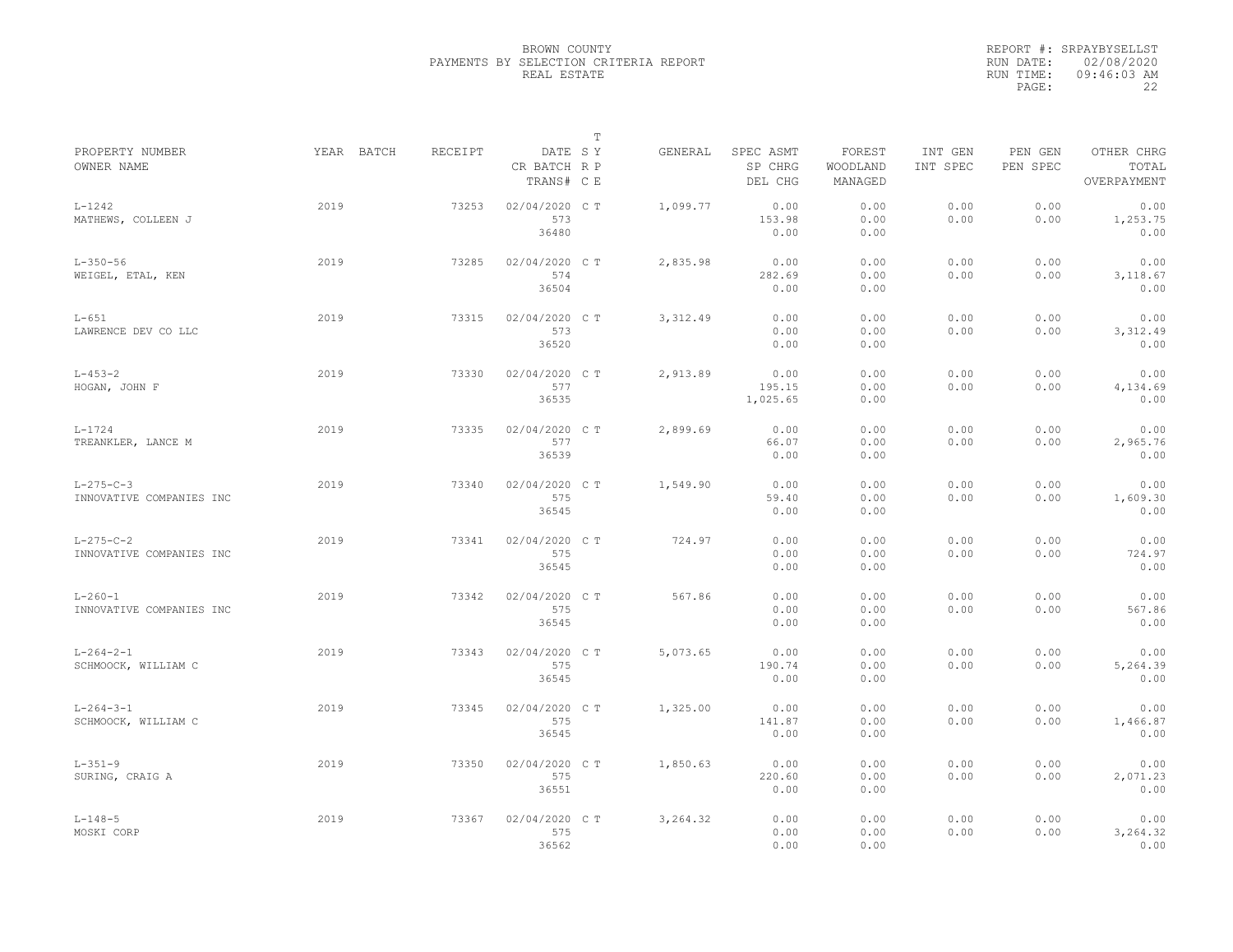BROWN COUNTY
PAYMENTS BY SELECTION CRITERIA REPORT
REAL ESTATE

REPORT #: SRPAYBYSELLST
RUN DATE: 02/08/2020
RUN TIME: 09:46:03 AM

| PROPERTY NUMBER<br>OWNER NAME | YEAR | BATCH | RECEIPT | DATE<br>CR BATCH<br>TRANS# | T<br>S Y<br>R P<br>C E | GENERAL | SPEC ASMT<br>SP CHRG<br>DEL CHG | FOREST<br>WOODLAND<br>MANAGED | INT GEN<br>INT SPEC | PEN GEN<br>PEN SPEC | OTHER CHRG<br>TOTAL<br>OVERPAYMENT |
|---|---|---|---|---|---|---|---|---|---|---|---|
| L-1242<br>MATHEWS, COLLEEN J | 2019 | | 73253 | 02/04/2020<br>573<br>36480 | C T | 1,099.77 | 0.00<br>153.98<br>0.00 | 0.00<br>0.00<br>0.00 | 0.00<br>0.00 | 0.00<br>0.00 | 0.00<br>1,253.75<br>0.00 |
| L-350-56<br>WEIGEL, ETAL, KEN | 2019 | | 73285 | 02/04/2020<br>574<br>36504 | C T | 2,835.98 | 0.00<br>282.69<br>0.00 | 0.00<br>0.00<br>0.00 | 0.00<br>0.00 | 0.00<br>0.00 | 0.00<br>3,118.67<br>0.00 |
| L-651<br>LAWRENCE DEV CO LLC | 2019 | | 73315 | 02/04/2020<br>573<br>36520 | C T | 3,312.49 | 0.00<br>0.00<br>0.00 | 0.00<br>0.00<br>0.00 | 0.00<br>0.00 | 0.00<br>0.00 | 0.00<br>3,312.49<br>0.00 |
| L-453-2<br>HOGAN, JOHN F | 2019 | | 73330 | 02/04/2020<br>577<br>36535 | C T | 2,913.89 | 0.00<br>195.15<br>1,025.65 | 0.00<br>0.00<br>0.00 | 0.00<br>0.00 | 0.00<br>0.00 | 0.00<br>4,134.69<br>0.00 |
| L-1724<br>TREANKLER, LANCE M | 2019 | | 73335 | 02/04/2020<br>577<br>36539 | C T | 2,899.69 | 0.00<br>66.07<br>0.00 | 0.00<br>0.00<br>0.00 | 0.00<br>0.00 | 0.00<br>0.00 | 0.00<br>2,965.76<br>0.00 |
| L-275-C-3<br>INNOVATIVE COMPANIES INC | 2019 | | 73340 | 02/04/2020<br>575<br>36545 | C T | 1,549.90 | 0.00<br>59.40<br>0.00 | 0.00<br>0.00<br>0.00 | 0.00<br>0.00 | 0.00<br>0.00 | 0.00<br>1,609.30<br>0.00 |
| L-275-C-2<br>INNOVATIVE COMPANIES INC | 2019 | | 73341 | 02/04/2020<br>575<br>36545 | C T | 724.97 | 0.00<br>0.00<br>0.00 | 0.00<br>0.00<br>0.00 | 0.00<br>0.00 | 0.00<br>0.00 | 0.00<br>724.97<br>0.00 |
| L-260-1<br>INNOVATIVE COMPANIES INC | 2019 | | 73342 | 02/04/2020<br>575<br>36545 | C T | 567.86 | 0.00<br>0.00<br>0.00 | 0.00<br>0.00<br>0.00 | 0.00<br>0.00 | 0.00<br>0.00 | 0.00<br>567.86<br>0.00 |
| L-264-2-1<br>SCHMOOCK, WILLIAM C | 2019 | | 73343 | 02/04/2020<br>575<br>36545 | C T | 5,073.65 | 0.00<br>190.74<br>0.00 | 0.00<br>0.00<br>0.00 | 0.00<br>0.00 | 0.00<br>0.00 | 0.00<br>5,264.39<br>0.00 |
| L-264-3-1<br>SCHMOOCK, WILLIAM C | 2019 | | 73345 | 02/04/2020<br>575<br>36545 | C T | 1,325.00 | 0.00<br>141.87<br>0.00 | 0.00<br>0.00<br>0.00 | 0.00<br>0.00 | 0.00<br>0.00 | 0.00<br>1,466.87<br>0.00 |
| L-351-9<br>SURING, CRAIG A | 2019 | | 73350 | 02/04/2020<br>575<br>36551 | C T | 1,850.63 | 0.00<br>220.60<br>0.00 | 0.00<br>0.00<br>0.00 | 0.00<br>0.00 | 0.00<br>0.00 | 0.00<br>2,071.23<br>0.00 |
| L-148-5<br>MOSKI CORP | 2019 | | 73367 | 02/04/2020<br>575<br>36562 | C T | 3,264.32 | 0.00<br>0.00<br>0.00 | 0.00<br>0.00<br>0.00 | 0.00<br>0.00 | 0.00<br>0.00 | 0.00<br>3,264.32<br>0.00 |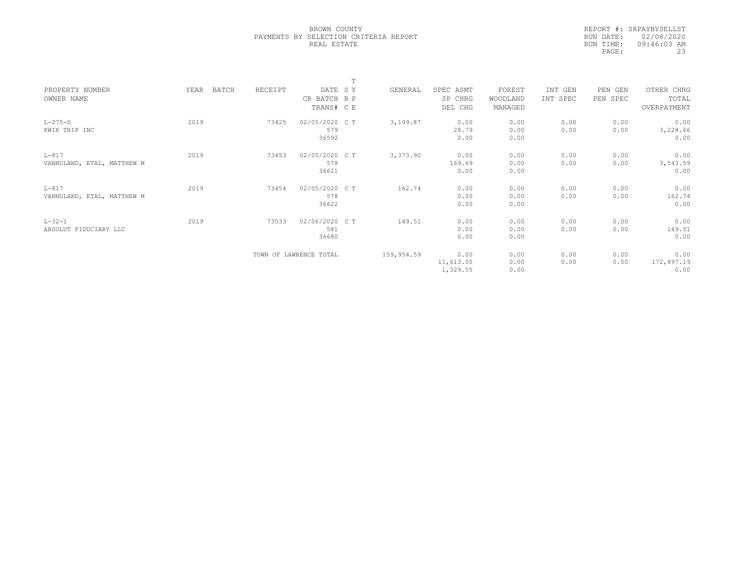BROWN COUNTY
PAYMENTS BY SELECTION CRITERIA REPORT
REAL ESTATE

REPORT #: SRPAYBYSELLST
RUN DATE: 02/08/2020
RUN TIME: 09:46:03 AM

| PROPERTY NUMBER<br>OWNER NAME | YEAR | BATCH | RECEIPT | DATE<br>CR BATCH<br>TRANS# | T<br>S Y<br>R P<br>C E | GENERAL | SPEC ASMT<br>SP CHRG<br>DEL CHG | FOREST<br>WOODLAND<br>MANAGED | INT GEN<br>INT SPEC | PEN GEN<br>PEN SPEC | OTHER CHRG<br>TOTAL<br>OVERPAYMENT |
|---|---|---|---|---|---|---|---|---|---|---|---|
| L-275-D<br>KWIK TRIP INC | 2019 | | 73425 | 02/05/2020<br>579<br>36592 | C T | 3,199.87 | 0.00<br>28.79<br>0.00 | 0.00<br>0.00<br>0.00 | 0.00<br>0.00 | 0.00<br>0.00 | 0.00<br>3,228.66<br>0.00 |
| L-817<br>VANNULAND, ETAL, MATTHEW M | 2019 | | 73453 | 02/05/2020<br>578<br>36621 | C T | 3,373.90 | 0.00<br>169.69<br>0.00 | 0.00<br>0.00<br>0.00 | 0.00<br>0.00 | 0.00<br>0.00 | 0.00<br>3,543.59<br>0.00 |
| L-817<br>VANNULAND, ETAL, MATTHEW M | 2019 | | 73454 | 02/05/2020<br>578<br>36622 | C T | 162.74 | 0.00<br>0.00<br>0.00 | 0.00<br>0.00<br>0.00 | 0.00<br>0.00 | 0.00<br>0.00 | 0.00<br>162.74<br>0.00 |
| L-32-1<br>ABSOLUT FIDUCIARY LLC | 2019 | | 73533 | 02/06/2020<br>581<br>36680 | C T | 149.51 | 0.00<br>0.00<br>0.00 | 0.00<br>0.00<br>0.00 | 0.00<br>0.00 | 0.00<br>0.00 | 0.00<br>149.51<br>0.00 |
| | | | TOWN OF LAWRENCE TOTAL | | | 159,954.59 | 0.00<br>11,613.05<br>1,329.55 | 0.00<br>0.00<br>0.00 | 0.00<br>0.00 | 0.00<br>0.00 | 0.00<br>172,897.19<br>0.00 |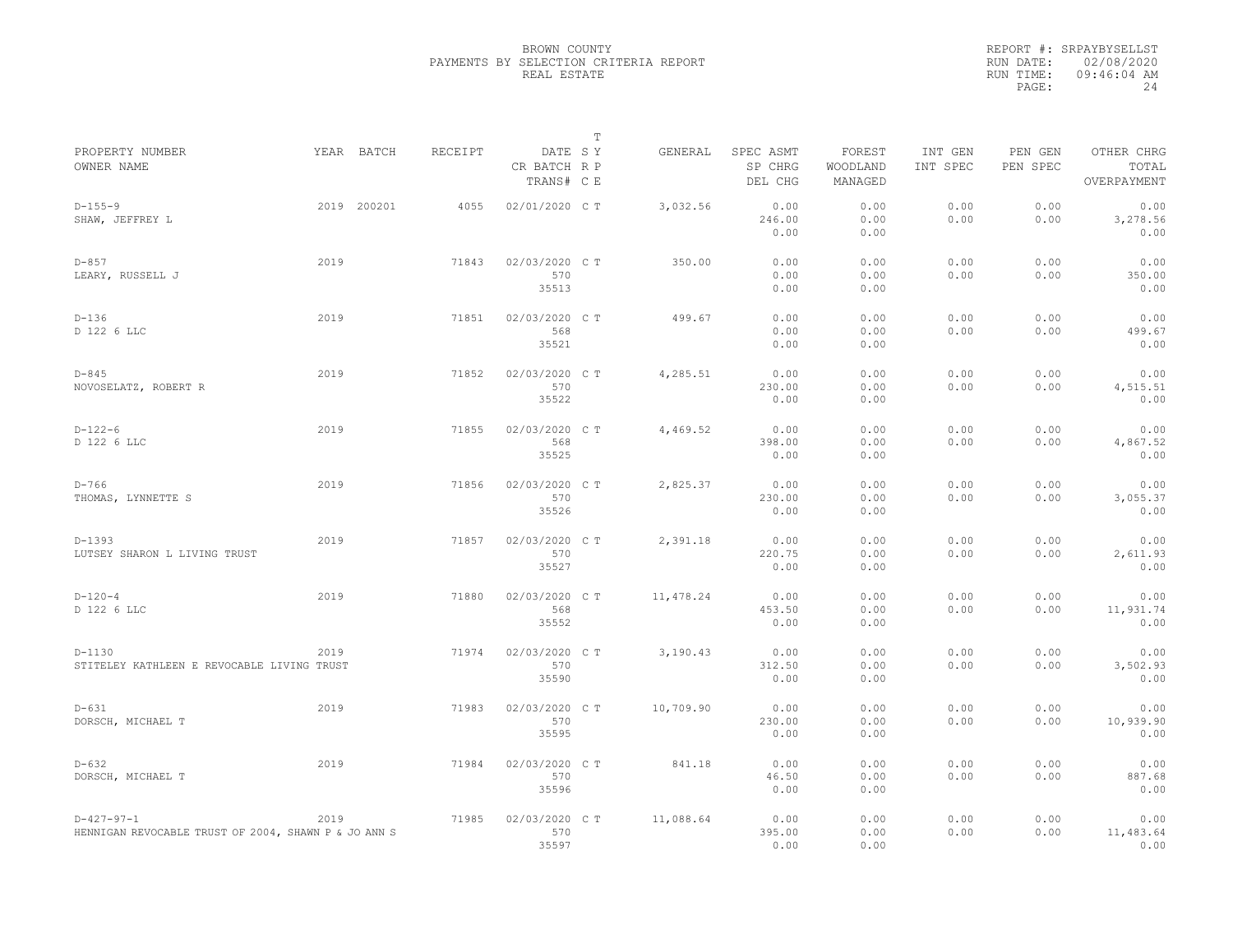BROWN COUNTY
PAYMENTS BY SELECTION CRITERIA REPORT
REAL ESTATE

REPORT #: SRPAYBYSELLST
RUN DATE: 02/08/2020
RUN TIME: 09:46:04 AM

| PROPERTY NUMBER / OWNER NAME | YEAR | BATCH | RECEIPT | DATE / CR BATCH / TRANS# | T SY RP CE | GENERAL | SPEC ASMT / SP CHRG / DEL CHG | FOREST / WOODLAND / MANAGED | INT GEN / INT SPEC | PEN GEN / PEN SPEC | OTHER CHRG / TOTAL / OVERPAYMENT |
|---|---|---|---|---|---|---|---|---|---|---|---|
| D-155-9 / SHAW, JEFFREY L | 2019 | 200201 | 4055 | 02/01/2020 | C T | 3,032.56 | 0.00 / 246.00 / 0.00 | 0.00 / 0.00 / 0.00 | 0.00 / 0.00 | 0.00 / 0.00 | 0.00 / 3,278.56 / 0.00 |
| D-857 / LEARY, RUSSELL J | 2019 | | 71843 | 02/03/2020 / 570 / 35513 | C T | 350.00 | 0.00 / 0.00 / 0.00 | 0.00 / 0.00 / 0.00 | 0.00 / 0.00 | 0.00 / 0.00 | 0.00 / 350.00 / 0.00 |
| D-136 / D 122 6 LLC | 2019 | | 71851 | 02/03/2020 / 568 / 35521 | C T | 499.67 | 0.00 / 0.00 / 0.00 | 0.00 / 0.00 / 0.00 | 0.00 / 0.00 | 0.00 / 0.00 | 0.00 / 499.67 / 0.00 |
| D-845 / NOVOSELATZ, ROBERT R | 2019 | | 71852 | 02/03/2020 / 570 / 35522 | C T | 4,285.51 | 0.00 / 230.00 / 0.00 | 0.00 / 0.00 / 0.00 | 0.00 / 0.00 | 0.00 / 0.00 | 0.00 / 4,515.51 / 0.00 |
| D-122-6 / D 122 6 LLC | 2019 | | 71855 | 02/03/2020 / 568 / 35525 | C T | 4,469.52 | 0.00 / 398.00 / 0.00 | 0.00 / 0.00 / 0.00 | 0.00 / 0.00 | 0.00 / 0.00 | 0.00 / 4,867.52 / 0.00 |
| D-766 / THOMAS, LYNNETTE S | 2019 | | 71856 | 02/03/2020 / 570 / 35526 | C T | 2,825.37 | 0.00 / 230.00 / 0.00 | 0.00 / 0.00 / 0.00 | 0.00 / 0.00 | 0.00 / 0.00 | 0.00 / 3,055.37 / 0.00 |
| D-1393 / LUTSEY SHARON L LIVING TRUST | 2019 | | 71857 | 02/03/2020 / 570 / 35527 | C T | 2,391.18 | 0.00 / 220.75 / 0.00 | 0.00 / 0.00 / 0.00 | 0.00 / 0.00 | 0.00 / 0.00 | 0.00 / 2,611.93 / 0.00 |
| D-120-4 / D 122 6 LLC | 2019 | | 71880 | 02/03/2020 / 568 / 35552 | C T | 11,478.24 | 0.00 / 453.50 / 0.00 | 0.00 / 0.00 / 0.00 | 0.00 / 0.00 | 0.00 / 0.00 | 0.00 / 11,931.74 / 0.00 |
| D-1130 / STITELEY KATHLEEN E REVOCABLE LIVING TRUST | 2019 | | 71974 | 02/03/2020 / 570 / 35590 | C T | 3,190.43 | 0.00 / 312.50 / 0.00 | 0.00 / 0.00 / 0.00 | 0.00 / 0.00 | 0.00 / 0.00 | 0.00 / 3,502.93 / 0.00 |
| D-631 / DORSCH, MICHAEL T | 2019 | | 71983 | 02/03/2020 / 570 / 35595 | C T | 10,709.90 | 0.00 / 230.00 / 0.00 | 0.00 / 0.00 / 0.00 | 0.00 / 0.00 | 0.00 / 0.00 | 0.00 / 10,939.90 / 0.00 |
| D-632 / DORSCH, MICHAEL T | 2019 | | 71984 | 02/03/2020 / 570 / 35596 | C T | 841.18 | 0.00 / 46.50 / 0.00 | 0.00 / 0.00 / 0.00 | 0.00 / 0.00 | 0.00 / 0.00 | 0.00 / 887.68 / 0.00 |
| D-427-97-1 / HENNIGAN REVOCABLE TRUST OF 2004, SHAWN P & JO ANN S | 2019 | | 71985 | 02/03/2020 / 570 / 35597 | C T | 11,088.64 | 0.00 / 395.00 / 0.00 | 0.00 / 0.00 / 0.00 | 0.00 / 0.00 | 0.00 / 0.00 | 0.00 / 11,483.64 / 0.00 |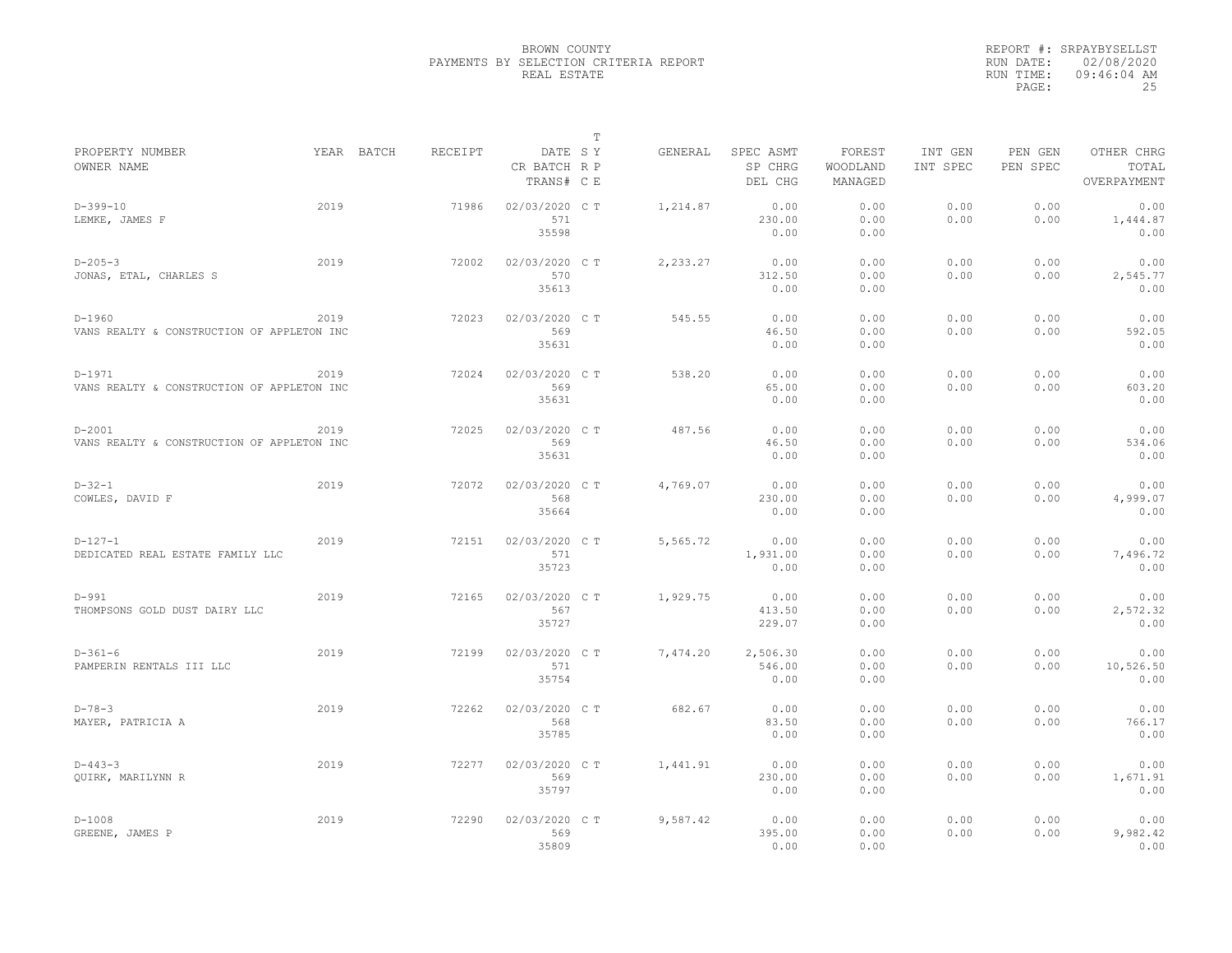BROWN COUNTY
PAYMENTS BY SELECTION CRITERIA REPORT
REAL ESTATE

REPORT #: SRPAYBYSELLST
RUN DATE: 02/08/2020
RUN TIME: 09:46:04 AM

| PROPERTY NUMBER / OWNER NAME | YEAR | BATCH | RECEIPT | DATE / CR BATCH / TRANS# | T SY / R P / C E | GENERAL | SPEC ASMT / SP CHRG / DEL CHG | FOREST / WOODLAND / MANAGED | INT GEN / INT SPEC | PEN GEN / PEN SPEC | OTHER CHRG / TOTAL / OVERPAYMENT |
|---|---|---|---|---|---|---|---|---|---|---|---|
| D-399-10 / LEMKE, JAMES F | 2019 | | 71986 | 02/03/2020 / 571 / 35598 | C T | 1,214.87 | 0.00 / 230.00 / 0.00 | 0.00 / 0.00 / 0.00 | 0.00 / 0.00 | 0.00 / 0.00 | 0.00 / 1,444.87 / 0.00 |
| D-205-3 / JONAS, ETAL, CHARLES S | 2019 | | 72002 | 02/03/2020 / 570 / 35613 | C T | 2,233.27 | 0.00 / 312.50 / 0.00 | 0.00 / 0.00 / 0.00 | 0.00 / 0.00 | 0.00 / 0.00 | 0.00 / 2,545.77 / 0.00 |
| D-1960 / VANS REALTY & CONSTRUCTION OF APPLETON INC | 2019 | | 72023 | 02/03/2020 / 569 / 35631 | C T | 545.55 | 0.00 / 46.50 / 0.00 | 0.00 / 0.00 / 0.00 | 0.00 / 0.00 | 0.00 / 0.00 | 0.00 / 592.05 / 0.00 |
| D-1971 / VANS REALTY & CONSTRUCTION OF APPLETON INC | 2019 | | 72024 | 02/03/2020 / 569 / 35631 | C T | 538.20 | 0.00 / 65.00 / 0.00 | 0.00 / 0.00 / 0.00 | 0.00 / 0.00 | 0.00 / 0.00 | 0.00 / 603.20 / 0.00 |
| D-2001 / VANS REALTY & CONSTRUCTION OF APPLETON INC | 2019 | | 72025 | 02/03/2020 / 569 / 35631 | C T | 487.56 | 0.00 / 46.50 / 0.00 | 0.00 / 0.00 / 0.00 | 0.00 / 0.00 | 0.00 / 0.00 | 0.00 / 534.06 / 0.00 |
| D-32-1 / COWLES, DAVID F | 2019 | | 72072 | 02/03/2020 / 568 / 35664 | C T | 4,769.07 | 0.00 / 230.00 / 0.00 | 0.00 / 0.00 / 0.00 | 0.00 / 0.00 | 0.00 / 0.00 | 0.00 / 4,999.07 / 0.00 |
| D-127-1 / DEDICATED REAL ESTATE FAMILY LLC | 2019 | | 72151 | 02/03/2020 / 571 / 35723 | C T | 5,565.72 | 0.00 / 1,931.00 / 0.00 | 0.00 / 0.00 / 0.00 | 0.00 / 0.00 | 0.00 / 0.00 | 0.00 / 7,496.72 / 0.00 |
| D-991 / THOMPSONS GOLD DUST DAIRY LLC | 2019 | | 72165 | 02/03/2020 / 567 / 35727 | C T | 1,929.75 | 0.00 / 413.50 / 229.07 | 0.00 / 0.00 / 0.00 | 0.00 / 0.00 | 0.00 / 0.00 | 0.00 / 2,572.32 / 0.00 |
| D-361-6 / PAMPERIN RENTALS III LLC | 2019 | | 72199 | 02/03/2020 / 571 / 35754 | C T | 7,474.20 | 2,506.30 / 546.00 / 0.00 | 0.00 / 0.00 / 0.00 | 0.00 / 0.00 | 0.00 / 0.00 | 0.00 / 10,526.50 / 0.00 |
| D-78-3 / MAYER, PATRICIA A | 2019 | | 72262 | 02/03/2020 / 568 / 35785 | C T | 682.67 | 0.00 / 83.50 / 0.00 | 0.00 / 0.00 / 0.00 | 0.00 / 0.00 | 0.00 / 0.00 | 0.00 / 766.17 / 0.00 |
| D-443-3 / QUIRK, MARILYNN R | 2019 | | 72277 | 02/03/2020 / 569 / 35797 | C T | 1,441.91 | 0.00 / 230.00 / 0.00 | 0.00 / 0.00 / 0.00 | 0.00 / 0.00 | 0.00 / 0.00 | 0.00 / 1,671.91 / 0.00 |
| D-1008 / GREENE, JAMES P | 2019 | | 72290 | 02/03/2020 / 569 / 35809 | C T | 9,587.42 | 0.00 / 395.00 / 0.00 | 0.00 / 0.00 / 0.00 | 0.00 / 0.00 | 0.00 / 0.00 | 0.00 / 9,982.42 / 0.00 |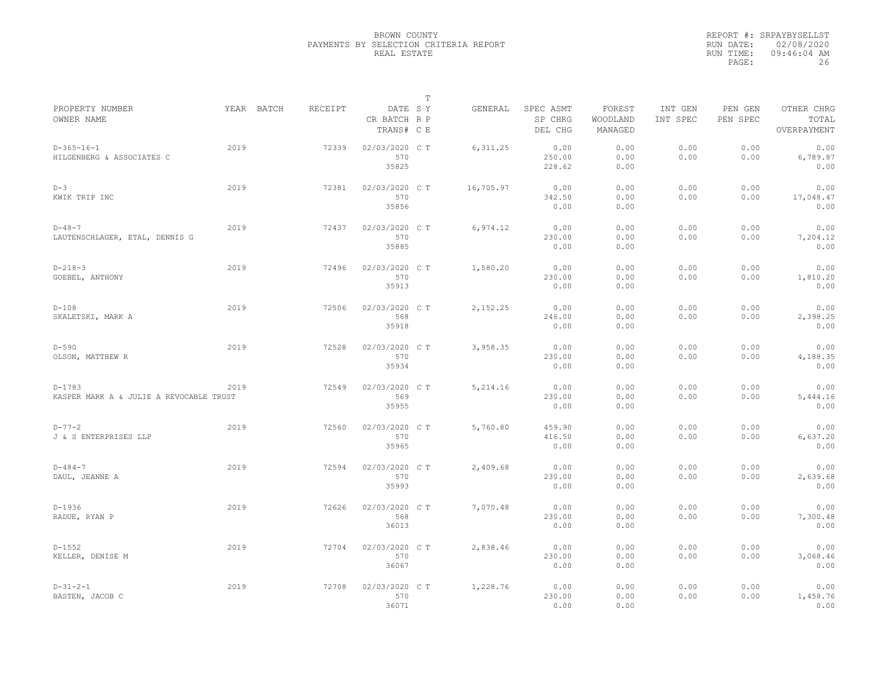BROWN COUNTY
PAYMENTS BY SELECTION CRITERIA REPORT
REAL ESTATE

REPORT #: SRPAYBYSELLST
RUN DATE: 02/08/2020
RUN TIME: 09:46:04 AM

| PROPERTY NUMBER<br>OWNER NAME | YEAR | BATCH | RECEIPT | DATE<br>CR BATCH<br>TRANS# | T<br>S Y<br>R P<br>C E | GENERAL | SPEC ASMT<br>SP CHRG<br>DEL CHG | FOREST<br>WOODLAND<br>MANAGED | INT GEN<br>INT SPEC | PEN GEN<br>PEN SPEC | OTHER CHRG<br>TOTAL<br>OVERPAYMENT |
|---|---|---|---|---|---|---|---|---|---|---|---|
| D-365-16-1<br>HILGENBERG & ASSOCIATES C | 2019 | | 72339 | 02/03/2020<br>570<br>35825 | C T | 6,311.25 | 0.00<br>250.00<br>228.62 | 0.00<br>0.00<br>0.00 | 0.00<br>0.00 | 0.00<br>0.00 | 0.00<br>6,789.87<br>0.00 |
| D-3<br>KWIK TRIP INC | 2019 | | 72381 | 02/03/2020<br>570<br>35856 | C T | 16,705.97 | 0.00<br>342.50<br>0.00 | 0.00<br>0.00<br>0.00 | 0.00<br>0.00 | 0.00<br>0.00 | 0.00<br>17,048.47<br>0.00 |
| D-48-7<br>LAUTENSCHLAGER, ETAL, DENNIS G | 2019 | | 72437 | 02/03/2020<br>570<br>35885 | C T | 6,974.12 | 0.00<br>230.00<br>0.00 | 0.00<br>0.00<br>0.00 | 0.00<br>0.00 | 0.00<br>0.00 | 0.00<br>7,204.12<br>0.00 |
| D-218-3<br>GOEBEL, ANTHONY | 2019 | | 72496 | 02/03/2020<br>570<br>35913 | C T | 1,580.20 | 0.00<br>230.00<br>0.00 | 0.00<br>0.00<br>0.00 | 0.00<br>0.00 | 0.00<br>0.00 | 0.00<br>1,810.20<br>0.00 |
| D-108<br>SKALETSKI, MARK A | 2019 | | 72506 | 02/03/2020<br>568<br>35918 | C T | 2,152.25 | 0.00<br>246.00<br>0.00 | 0.00<br>0.00<br>0.00 | 0.00<br>0.00 | 0.00<br>0.00 | 0.00<br>2,398.25<br>0.00 |
| D-590<br>OLSON, MATTHEW R | 2019 | | 72528 | 02/03/2020<br>570<br>35934 | C T | 3,958.35 | 0.00<br>230.00<br>0.00 | 0.00<br>0.00<br>0.00 | 0.00<br>0.00 | 0.00<br>0.00 | 0.00<br>4,188.35<br>0.00 |
| D-1783<br>KASPER MARK A & JULIE A REVOCABLE TRUST | 2019 | | 72549 | 02/03/2020<br>569<br>35955 | C T | 5,214.16 | 0.00<br>230.00<br>0.00 | 0.00<br>0.00<br>0.00 | 0.00<br>0.00 | 0.00<br>0.00 | 0.00<br>5,444.16<br>0.00 |
| D-77-2<br>J & S ENTERPRISES LLP | 2019 | | 72560 | 02/03/2020<br>570<br>35965 | C T | 5,760.80 | 459.90<br>416.50<br>0.00 | 0.00<br>0.00<br>0.00 | 0.00<br>0.00 | 0.00<br>0.00 | 0.00<br>6,637.20<br>0.00 |
| D-484-7<br>DAUL, JEANNE A | 2019 | | 72594 | 02/03/2020<br>570<br>35993 | C T | 2,409.68 | 0.00<br>230.00<br>0.00 | 0.00<br>0.00<br>0.00 | 0.00<br>0.00 | 0.00<br>0.00 | 0.00<br>2,639.68<br>0.00 |
| D-1936<br>RADUE, RYAN P | 2019 | | 72626 | 02/03/2020<br>568<br>36013 | C T | 7,070.48 | 0.00<br>230.00<br>0.00 | 0.00<br>0.00<br>0.00 | 0.00<br>0.00 | 0.00<br>0.00 | 0.00<br>7,300.48<br>0.00 |
| D-1552<br>KELLER, DENISE M | 2019 | | 72704 | 02/03/2020<br>570<br>36067 | C T | 2,838.46 | 0.00<br>230.00<br>0.00 | 0.00<br>0.00<br>0.00 | 0.00<br>0.00 | 0.00<br>0.00 | 0.00<br>3,068.46<br>0.00 |
| D-31-2-1<br>BASTEN, JACOB C | 2019 | | 72708 | 02/03/2020<br>570<br>36071 | C T | 1,228.76 | 0.00<br>230.00<br>0.00 | 0.00<br>0.00<br>0.00 | 0.00<br>0.00 | 0.00<br>0.00 | 0.00<br>1,458.76<br>0.00 |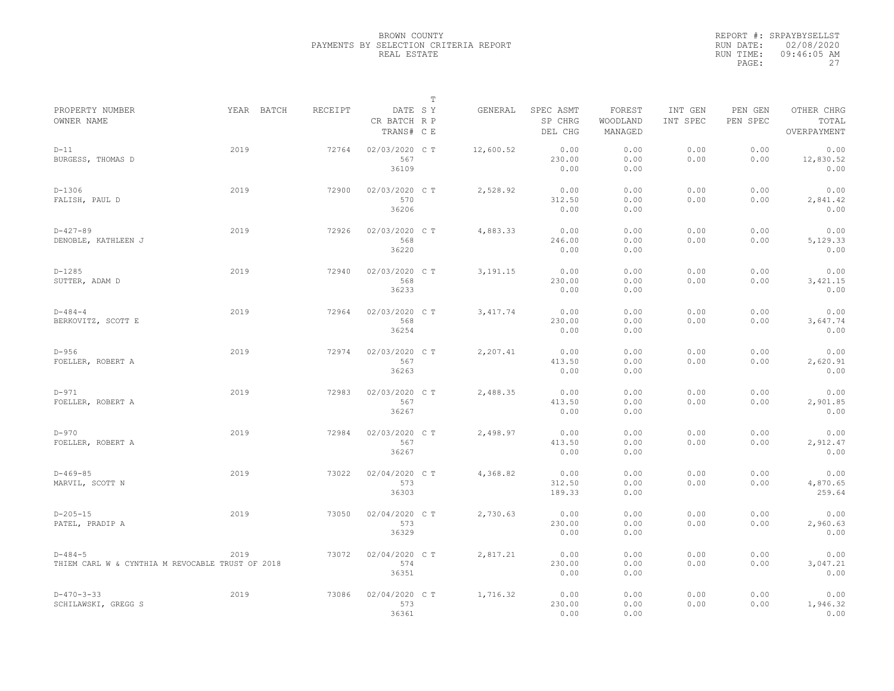BROWN COUNTY
PAYMENTS BY SELECTION CRITERIA REPORT
REAL ESTATE

REPORT #: SRPAYBYSELLST
RUN DATE: 02/08/2020
RUN TIME: 09:46:05 AM

| PROPERTY NUMBER / OWNER NAME | YEAR | BATCH | RECEIPT | DATE / CR BATCH / TRANS# | T S Y R P C E | GENERAL | SPEC ASMT / SP CHRG / DEL CHG | FOREST / WOODLAND / MANAGED | INT GEN / INT SPEC | PEN GEN / PEN SPEC | OTHER CHRG / TOTAL / OVERPAYMENT |
|---|---|---|---|---|---|---|---|---|---|---|---|
| D-11<br>BURGESS, THOMAS D | 2019 | | 72764 | 02/03/2020<br>567<br>36109 | C T | 12,600.52 | 0.00<br>230.00<br>0.00 | 0.00<br>0.00<br>0.00 | 0.00<br>0.00 | 0.00<br>0.00 | 0.00<br>12,830.52<br>0.00 |
| D-1306<br>FALISH, PAUL D | 2019 | | 72900 | 02/03/2020<br>570<br>36206 | C T | 2,528.92 | 0.00<br>312.50<br>0.00 | 0.00<br>0.00<br>0.00 | 0.00<br>0.00 | 0.00<br>0.00 | 0.00<br>2,841.42<br>0.00 |
| D-427-89<br>DENOBLE, KATHLEEN J | 2019 | | 72926 | 02/03/2020<br>568<br>36220 | C T | 4,883.33 | 0.00<br>246.00<br>0.00 | 0.00<br>0.00<br>0.00 | 0.00<br>0.00 | 0.00<br>0.00 | 0.00<br>5,129.33<br>0.00 |
| D-1285<br>SUTTER, ADAM D | 2019 | | 72940 | 02/03/2020<br>568<br>36233 | C T | 3,191.15 | 0.00<br>230.00<br>0.00 | 0.00<br>0.00<br>0.00 | 0.00<br>0.00 | 0.00<br>0.00 | 0.00<br>3,421.15<br>0.00 |
| D-484-4<br>BERKOVITZ, SCOTT E | 2019 | | 72964 | 02/03/2020<br>568<br>36254 | C T | 3,417.74 | 0.00<br>230.00<br>0.00 | 0.00<br>0.00<br>0.00 | 0.00<br>0.00 | 0.00<br>0.00 | 0.00<br>3,647.74<br>0.00 |
| D-956<br>FOELLER, ROBERT A | 2019 | | 72974 | 02/03/2020<br>567<br>36263 | C T | 2,207.41 | 0.00<br>413.50<br>0.00 | 0.00<br>0.00<br>0.00 | 0.00<br>0.00 | 0.00<br>0.00 | 0.00<br>2,620.91<br>0.00 |
| D-971<br>FOELLER, ROBERT A | 2019 | | 72983 | 02/03/2020<br>567<br>36267 | C T | 2,488.35 | 0.00<br>413.50<br>0.00 | 0.00<br>0.00<br>0.00 | 0.00<br>0.00 | 0.00<br>0.00 | 0.00<br>2,901.85<br>0.00 |
| D-970<br>FOELLER, ROBERT A | 2019 | | 72984 | 02/03/2020<br>567<br>36267 | C T | 2,498.97 | 0.00<br>413.50<br>0.00 | 0.00<br>0.00<br>0.00 | 0.00<br>0.00 | 0.00<br>0.00 | 0.00<br>2,912.47<br>0.00 |
| D-469-85<br>MARVIL, SCOTT N | 2019 | | 73022 | 02/04/2020<br>573<br>36303 | C T | 4,368.82 | 0.00<br>312.50<br>189.33 | 0.00<br>0.00<br>0.00 | 0.00<br>0.00 | 0.00<br>0.00 | 0.00<br>4,870.65<br>259.64 |
| D-205-15<br>PATEL, PRADIP A | 2019 | | 73050 | 02/04/2020<br>573<br>36329 | C T | 2,730.63 | 0.00<br>230.00<br>0.00 | 0.00<br>0.00<br>0.00 | 0.00<br>0.00 | 0.00<br>0.00 | 0.00<br>2,960.63<br>0.00 |
| D-484-5<br>THIEM CARL W & CYNTHIA M REVOCABLE TRUST OF 2018 | 2019 | | 73072 | 02/04/2020<br>574<br>36351 | C T | 2,817.21 | 0.00<br>230.00<br>0.00 | 0.00<br>0.00<br>0.00 | 0.00<br>0.00 | 0.00<br>0.00 | 0.00<br>3,047.21<br>0.00 |
| D-470-3-33<br>SCHILAWSKI, GREGG S | 2019 | | 73086 | 02/04/2020<br>573<br>36361 | C T | 1,716.32 | 0.00<br>230.00<br>0.00 | 0.00<br>0.00<br>0.00 | 0.00<br>0.00 | 0.00<br>0.00 | 0.00<br>1,946.32<br>0.00 |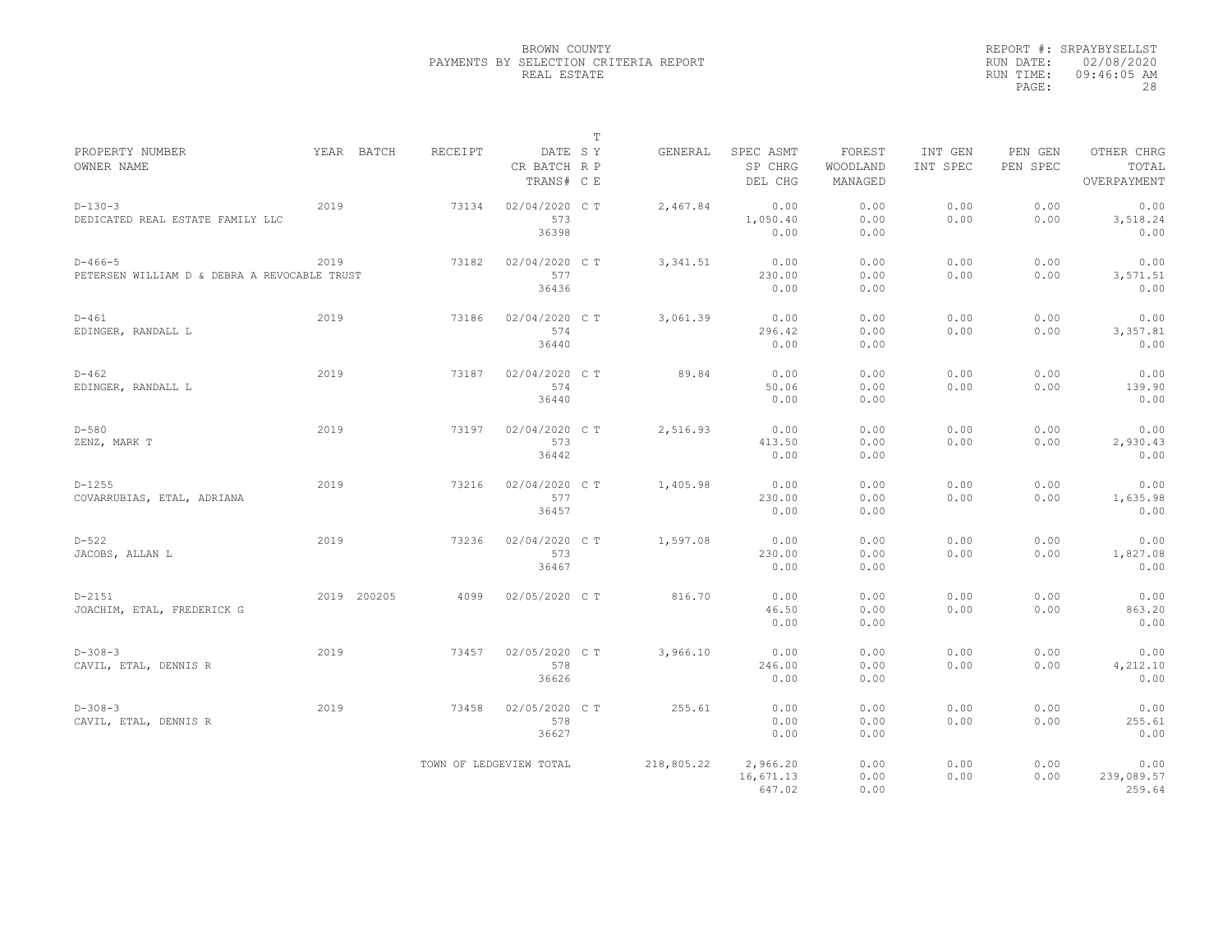BROWN COUNTY
PAYMENTS BY SELECTION CRITERIA REPORT
REAL ESTATE

REPORT #: SRPAYBYSELLST
RUN DATE: 02/08/2020
RUN TIME: 09:46:05 AM

| PROPERTY NUMBER / OWNER NAME | YEAR | BATCH | RECEIPT | DATE / CR BATCH / TRANS# | T SY RP CE | GENERAL | SPEC ASMT / SP CHRG / DEL CHG | FOREST / WOODLAND / MANAGED | INT GEN / INT SPEC | PEN GEN / PEN SPEC | OTHER CHRG / TOTAL / OVERPAYMENT |
|---|---|---|---|---|---|---|---|---|---|---|---|
| D-130-3 DEDICATED REAL ESTATE FAMILY LLC | 2019 | | 73134 | 02/04/2020 573 36398 | C T | 2,467.84 | 0.00 1,050.40 0.00 | 0.00 0.00 0.00 | 0.00 0.00 | 0.00 0.00 | 0.00 3,518.24 0.00 |
| D-466-5 PETERSEN WILLIAM D & DEBRA A REVOCABLE TRUST | 2019 | | 73182 | 02/04/2020 577 36436 | C T | 3,341.51 | 0.00 230.00 0.00 | 0.00 0.00 0.00 | 0.00 0.00 | 0.00 0.00 | 0.00 3,571.51 0.00 |
| D-461 EDINGER, RANDALL L | 2019 | | 73186 | 02/04/2020 574 36440 | C T | 3,061.39 | 0.00 296.42 0.00 | 0.00 0.00 0.00 | 0.00 0.00 | 0.00 0.00 | 0.00 3,357.81 0.00 |
| D-462 EDINGER, RANDALL L | 2019 | | 73187 | 02/04/2020 574 36440 | C T | 89.84 | 0.00 50.06 0.00 | 0.00 0.00 0.00 | 0.00 0.00 | 0.00 0.00 | 0.00 139.90 0.00 |
| D-580 ZENZ, MARK T | 2019 | | 73197 | 02/04/2020 573 36442 | C T | 2,516.93 | 0.00 413.50 0.00 | 0.00 0.00 0.00 | 0.00 0.00 | 0.00 0.00 | 0.00 2,930.43 0.00 |
| D-1255 COVARRUBIAS, ETAL, ADRIANA | 2019 | | 73216 | 02/04/2020 577 36457 | C T | 1,405.98 | 0.00 230.00 0.00 | 0.00 0.00 0.00 | 0.00 0.00 | 0.00 0.00 | 0.00 1,635.98 0.00 |
| D-522 JACOBS, ALLAN L | 2019 | | 73236 | 02/04/2020 573 36467 | C T | 1,597.08 | 0.00 230.00 0.00 | 0.00 0.00 0.00 | 0.00 0.00 | 0.00 0.00 | 0.00 1,827.08 0.00 |
| D-2151 JOACHIM, ETAL, FREDERICK G | 2019 | 200205 | 4099 | 02/05/2020 | C T | 816.70 | 0.00 46.50 0.00 | 0.00 0.00 0.00 | 0.00 0.00 | 0.00 0.00 | 0.00 863.20 0.00 |
| D-308-3 CAVIL, ETAL, DENNIS R | 2019 | | 73457 | 02/05/2020 578 36626 | C T | 3,966.10 | 0.00 246.00 0.00 | 0.00 0.00 0.00 | 0.00 0.00 | 0.00 0.00 | 0.00 4,212.10 0.00 |
| D-308-3 CAVIL, ETAL, DENNIS R | 2019 | | 73458 | 02/05/2020 578 36627 | C T | 255.61 | 0.00 0.00 0.00 | 0.00 0.00 0.00 | 0.00 0.00 | 0.00 0.00 | 0.00 255.61 0.00 |
| TOWN OF LEDGEVIEW TOTAL | | | | | | 218,805.22 | 2,966.20 16,671.13 647.02 | 0.00 0.00 0.00 | 0.00 0.00 | 0.00 0.00 | 0.00 239,089.57 259.64 |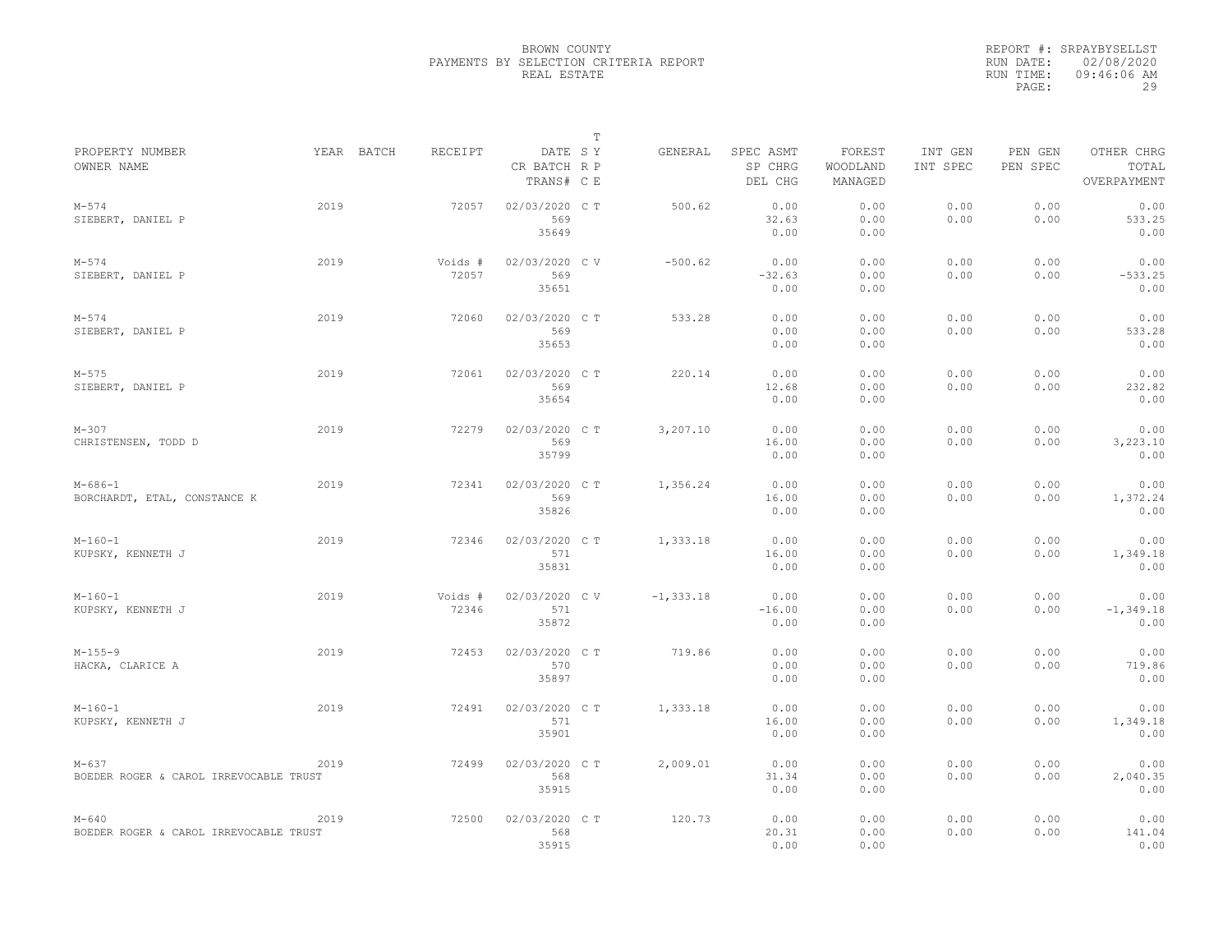BROWN COUNTY
PAYMENTS BY SELECTION CRITERIA REPORT
REAL ESTATE

REPORT #: SRPAYBYSELLST
RUN DATE: 02/08/2020
RUN TIME: 09:46:06 AM

| PROPERTY NUMBER / OWNER NAME | YEAR | BATCH | RECEIPT | DATE / CR BATCH / TRANS# | T SY RP CE | GENERAL | SPEC ASMT / SP CHRG / DEL CHG | FOREST / WOODLAND / MANAGED | INT GEN / INT SPEC | PEN GEN / PEN SPEC | OTHER CHRG / TOTAL / OVERPAYMENT |
|---|---|---|---|---|---|---|---|---|---|---|---|
| M-574 SIEBERT, DANIEL P | 2019 | | 72057 | 02/03/2020 569 35649 | C T | 500.62 | 0.00 32.63 0.00 | 0.00 0.00 0.00 | 0.00 0.00 | 0.00 0.00 | 0.00 533.25 0.00 |
| M-574 SIEBERT, DANIEL P | 2019 | | Voids # 72057 | 02/03/2020 569 35651 | C V | -500.62 | 0.00 -32.63 0.00 | 0.00 0.00 0.00 | 0.00 0.00 | 0.00 0.00 | 0.00 -533.25 0.00 |
| M-574 SIEBERT, DANIEL P | 2019 | | 72060 | 02/03/2020 569 35653 | C T | 533.28 | 0.00 0.00 0.00 | 0.00 0.00 0.00 | 0.00 0.00 | 0.00 0.00 | 0.00 533.28 0.00 |
| M-575 SIEBERT, DANIEL P | 2019 | | 72061 | 02/03/2020 569 35654 | C T | 220.14 | 0.00 12.68 0.00 | 0.00 0.00 0.00 | 0.00 0.00 | 0.00 0.00 | 0.00 232.82 0.00 |
| M-307 CHRISTENSEN, TODD D | 2019 | | 72279 | 02/03/2020 569 35799 | C T | 3,207.10 | 0.00 16.00 0.00 | 0.00 0.00 0.00 | 0.00 0.00 | 0.00 0.00 | 0.00 3,223.10 0.00 |
| M-686-1 BORCHARDT, ETAL, CONSTANCE K | 2019 | | 72341 | 02/03/2020 569 35826 | C T | 1,356.24 | 0.00 16.00 0.00 | 0.00 0.00 0.00 | 0.00 0.00 | 0.00 0.00 | 0.00 1,372.24 0.00 |
| M-160-1 KUPSKY, KENNETH J | 2019 | | 72346 | 02/03/2020 571 35831 | C T | 1,333.18 | 0.00 16.00 0.00 | 0.00 0.00 0.00 | 0.00 0.00 | 0.00 0.00 | 0.00 1,349.18 0.00 |
| M-160-1 KUPSKY, KENNETH J | 2019 | | Voids # 72346 | 02/03/2020 571 35872 | C V | -1,333.18 | 0.00 -16.00 0.00 | 0.00 0.00 0.00 | 0.00 0.00 | 0.00 0.00 | 0.00 -1,349.18 0.00 |
| M-155-9 HACKA, CLARICE A | 2019 | | 72453 | 02/03/2020 570 35897 | C T | 719.86 | 0.00 0.00 0.00 | 0.00 0.00 0.00 | 0.00 0.00 | 0.00 0.00 | 0.00 719.86 0.00 |
| M-160-1 KUPSKY, KENNETH J | 2019 | | 72491 | 02/03/2020 571 35901 | C T | 1,333.18 | 0.00 16.00 0.00 | 0.00 0.00 0.00 | 0.00 0.00 | 0.00 0.00 | 0.00 1,349.18 0.00 |
| M-637 BOEDER ROGER & CAROL IRREVOCABLE TRUST | 2019 | | 72499 | 02/03/2020 568 35915 | C T | 2,009.01 | 0.00 31.34 0.00 | 0.00 0.00 0.00 | 0.00 0.00 | 0.00 0.00 | 0.00 2,040.35 0.00 |
| M-640 BOEDER ROGER & CAROL IRREVOCABLE TRUST | 2019 | | 72500 | 02/03/2020 568 35915 | C T | 120.73 | 0.00 20.31 0.00 | 0.00 0.00 0.00 | 0.00 0.00 | 0.00 0.00 | 0.00 141.04 0.00 |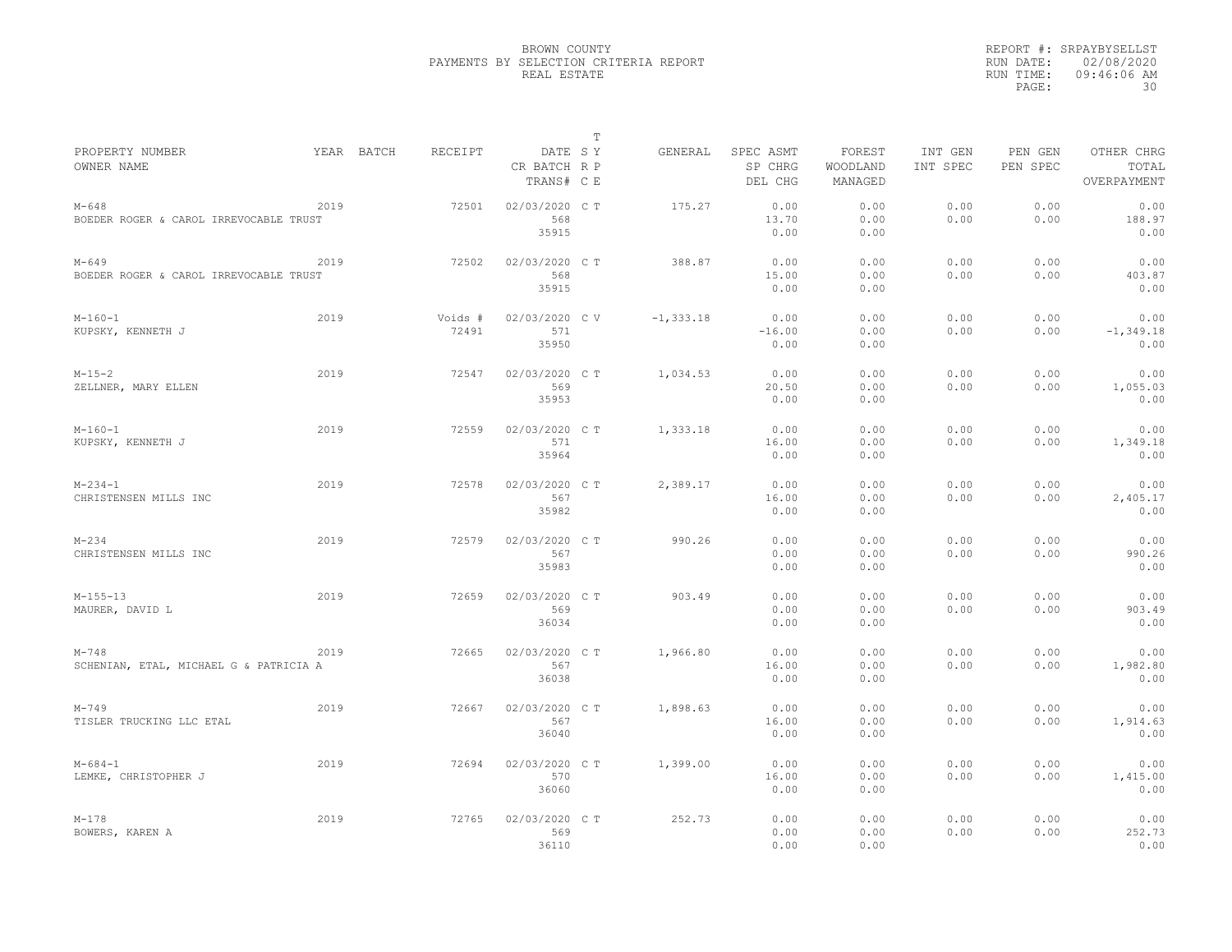BROWN COUNTY
PAYMENTS BY SELECTION CRITERIA REPORT
REAL ESTATE

REPORT #: SRPAYBYSELLST
RUN DATE: 02/08/2020
RUN TIME: 09:46:06 AM

| PROPERTY NUMBER / OWNER NAME | YEAR | BATCH | RECEIPT | DATE / CR BATCH / TRANS# | T SY RP CE | GENERAL | SPEC ASMT / SP CHRG / DEL CHG | FOREST / WOODLAND / MANAGED | INT GEN / INT SPEC | PEN GEN / PEN SPEC | OTHER CHRG / TOTAL / OVERPAYMENT |
|---|---|---|---|---|---|---|---|---|---|---|---|
| M-648 BOEDER ROGER & CAROL IRREVOCABLE TRUST | 2019 | | 72501 | 02/03/2020 568 35915 | C T | 175.27 | 0.00 13.70 0.00 | 0.00 0.00 0.00 | 0.00 0.00 | 0.00 0.00 | 0.00 188.97 0.00 |
| M-649 BOEDER ROGER & CAROL IRREVOCABLE TRUST | 2019 | | 72502 | 02/03/2020 568 35915 | C T | 388.87 | 0.00 15.00 0.00 | 0.00 0.00 0.00 | 0.00 0.00 | 0.00 0.00 | 0.00 403.87 0.00 |
| M-160-1 KUPSKY, KENNETH J | 2019 | | Voids # 72491 | 02/03/2020 571 35950 | C V | -1,333.18 | 0.00 -16.00 0.00 | 0.00 0.00 0.00 | 0.00 0.00 | 0.00 0.00 | 0.00 -1,349.18 0.00 |
| M-15-2 ZELLNER, MARY ELLEN | 2019 | | 72547 | 02/03/2020 569 35953 | C T | 1,034.53 | 0.00 20.50 0.00 | 0.00 0.00 0.00 | 0.00 0.00 | 0.00 0.00 | 0.00 1,055.03 0.00 |
| M-160-1 KUPSKY, KENNETH J | 2019 | | 72559 | 02/03/2020 571 35964 | C T | 1,333.18 | 0.00 16.00 0.00 | 0.00 0.00 0.00 | 0.00 0.00 | 0.00 0.00 | 0.00 1,349.18 0.00 |
| M-234-1 CHRISTENSEN MILLS INC | 2019 | | 72578 | 02/03/2020 567 35982 | C T | 2,389.17 | 0.00 16.00 0.00 | 0.00 0.00 0.00 | 0.00 0.00 | 0.00 0.00 | 0.00 2,405.17 0.00 |
| M-234 CHRISTENSEN MILLS INC | 2019 | | 72579 | 02/03/2020 567 35983 | C T | 990.26 | 0.00 0.00 0.00 | 0.00 0.00 0.00 | 0.00 0.00 | 0.00 0.00 | 0.00 990.26 0.00 |
| M-155-13 MAURER, DAVID L | 2019 | | 72659 | 02/03/2020 569 36034 | C T | 903.49 | 0.00 0.00 0.00 | 0.00 0.00 0.00 | 0.00 0.00 | 0.00 0.00 | 0.00 903.49 0.00 |
| M-748 SCHENIAN, ETAL, MICHAEL G & PATRICIA A | 2019 | | 72665 | 02/03/2020 567 36038 | C T | 1,966.80 | 0.00 16.00 0.00 | 0.00 0.00 0.00 | 0.00 0.00 | 0.00 0.00 | 0.00 1,982.80 0.00 |
| M-749 TISLER TRUCKING LLC ETAL | 2019 | | 72667 | 02/03/2020 567 36040 | C T | 1,898.63 | 0.00 16.00 0.00 | 0.00 0.00 0.00 | 0.00 0.00 | 0.00 0.00 | 0.00 1,914.63 0.00 |
| M-684-1 LEMKE, CHRISTOPHER J | 2019 | | 72694 | 02/03/2020 570 36060 | C T | 1,399.00 | 0.00 16.00 0.00 | 0.00 0.00 0.00 | 0.00 0.00 | 0.00 0.00 | 0.00 1,415.00 0.00 |
| M-178 BOWERS, KAREN A | 2019 | | 72765 | 02/03/2020 569 36110 | C T | 252.73 | 0.00 0.00 0.00 | 0.00 0.00 0.00 | 0.00 0.00 | 0.00 0.00 | 0.00 252.73 0.00 |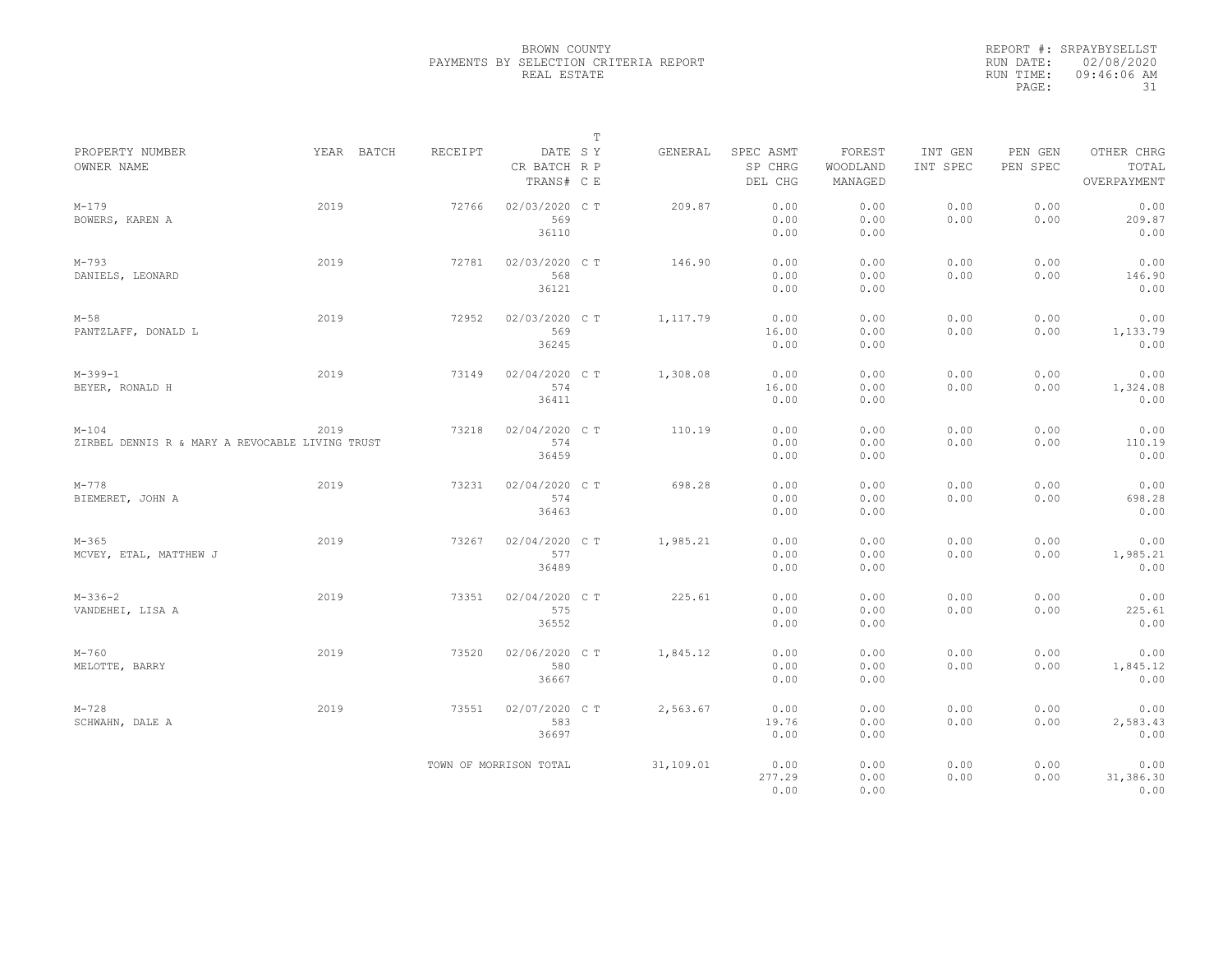BROWN COUNTY
PAYMENTS BY SELECTION CRITERIA REPORT
REAL ESTATE

REPORT #: SRPAYBYSELLST
RUN DATE: 02/08/2020
RUN TIME: 09:46:06 AM

| PROPERTY NUMBER / OWNER NAME | YEAR | BATCH | RECEIPT | DATE / CR BATCH / TRANS# | T SY RP CE | GENERAL | SPEC ASMT / SP CHRG / DEL CHG | FOREST / WOODLAND / MANAGED | INT GEN / INT SPEC | PEN GEN / PEN SPEC | OTHER CHRG / TOTAL / OVERPAYMENT |
|---|---|---|---|---|---|---|---|---|---|---|---|
| M-179 BOWERS, KAREN A | 2019 | | 72766 | 02/03/2020 569 36110 | C T | 209.87 | 0.00 0.00 0.00 | 0.00 0.00 0.00 | 0.00 0.00 | 0.00 0.00 | 0.00 209.87 0.00 |
| M-793 DANIELS, LEONARD | 2019 | | 72781 | 02/03/2020 568 36121 | C T | 146.90 | 0.00 0.00 0.00 | 0.00 0.00 0.00 | 0.00 0.00 | 0.00 0.00 | 0.00 146.90 0.00 |
| M-58 PANTZLAFF, DONALD L | 2019 | | 72952 | 02/03/2020 569 36245 | C T | 1,117.79 | 0.00 16.00 0.00 | 0.00 0.00 0.00 | 0.00 0.00 | 0.00 0.00 | 0.00 1,133.79 0.00 |
| M-399-1 BEYER, RONALD H | 2019 | | 73149 | 02/04/2020 574 36411 | C T | 1,308.08 | 0.00 16.00 0.00 | 0.00 0.00 0.00 | 0.00 0.00 | 0.00 0.00 | 0.00 1,324.08 0.00 |
| M-104 ZIRBEL DENNIS R & MARY A REVOCABLE LIVING TRUST | 2019 | | 73218 | 02/04/2020 574 36459 | C T | 110.19 | 0.00 0.00 0.00 | 0.00 0.00 0.00 | 0.00 0.00 | 0.00 0.00 | 0.00 110.19 0.00 |
| M-778 BIEMERET, JOHN A | 2019 | | 73231 | 02/04/2020 574 36463 | C T | 698.28 | 0.00 0.00 0.00 | 0.00 0.00 0.00 | 0.00 0.00 | 0.00 0.00 | 0.00 698.28 0.00 |
| M-365 MCVEY, ETAL, MATTHEW J | 2019 | | 73267 | 02/04/2020 577 36489 | C T | 1,985.21 | 0.00 0.00 0.00 | 0.00 0.00 0.00 | 0.00 0.00 | 0.00 0.00 | 0.00 1,985.21 0.00 |
| M-336-2 VANDEHEI, LISA A | 2019 | | 73351 | 02/04/2020 575 36552 | C T | 225.61 | 0.00 0.00 0.00 | 0.00 0.00 0.00 | 0.00 0.00 | 0.00 0.00 | 0.00 225.61 0.00 |
| M-760 MELOTTE, BARRY | 2019 | | 73520 | 02/06/2020 580 36667 | C T | 1,845.12 | 0.00 0.00 0.00 | 0.00 0.00 0.00 | 0.00 0.00 | 0.00 0.00 | 0.00 1,845.12 0.00 |
| M-728 SCHWAHN, DALE A | 2019 | | 73551 | 02/07/2020 583 36697 | C T | 2,563.67 | 0.00 19.76 0.00 | 0.00 0.00 0.00 | 0.00 0.00 | 0.00 0.00 | 0.00 2,583.43 0.00 |
| | | | TOWN OF MORRISON TOTAL | | | 31,109.01 | 0.00 277.29 0.00 | 0.00 0.00 0.00 | 0.00 0.00 | 0.00 0.00 | 0.00 31,386.30 0.00 |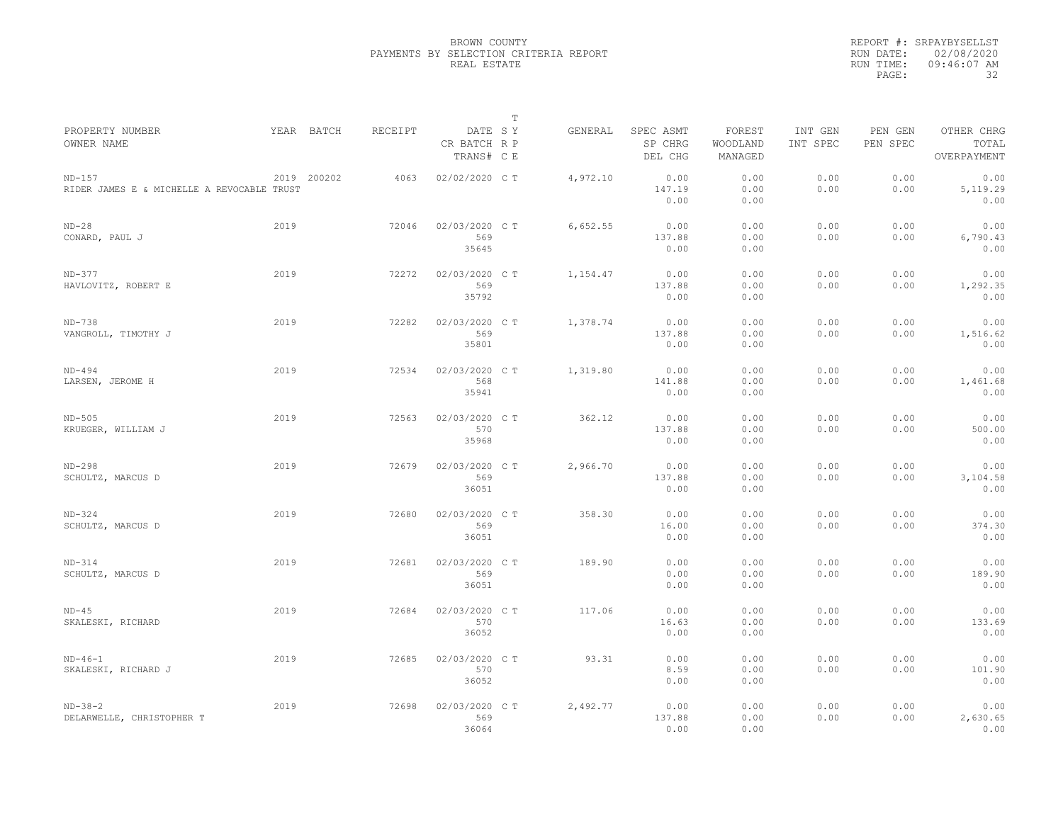BROWN COUNTY
PAYMENTS BY SELECTION CRITERIA REPORT
REAL ESTATE

REPORT #: SRPAYBYSELLST
RUN DATE: 02/08/2020
RUN TIME: 09:46:07 AM

| PROPERTY NUMBER<br>OWNER NAME | YEAR | BATCH | RECEIPT | DATE<br>CR BATCH<br>TRANS# | S R C | T Y P E | GENERAL | SPEC ASMT<br>SP CHRG<br>DEL CHG | FOREST<br>WOODLAND<br>MANAGED | INT GEN<br>INT SPEC | PEN GEN<br>PEN SPEC | OTHER CHRG<br>TOTAL<br>OVERPAYMENT |
|---|---|---|---|---|---|---|---|---|---|---|---|---|
| ND-157<br>RIDER JAMES E & MICHELLE A REVOCABLE TRUST | 2019 | 200202 | 4063 | 02/02/2020 | C | T | 4,972.10 | 0.00<br>147.19<br>0.00 | 0.00<br>0.00<br>0.00 | 0.00<br>0.00 | 0.00<br>0.00 | 0.00<br>5,119.29<br>0.00 |
| ND-28<br>CONARD, PAUL J | 2019 | | 72046 | 02/03/2020<br>569<br>35645 | C | T | 6,652.55 | 0.00<br>137.88<br>0.00 | 0.00<br>0.00<br>0.00 | 0.00<br>0.00 | 0.00<br>0.00 | 0.00<br>6,790.43<br>0.00 |
| ND-377<br>HAVLOVITZ, ROBERT E | 2019 | | 72272 | 02/03/2020<br>569<br>35792 | C | T | 1,154.47 | 0.00<br>137.88<br>0.00 | 0.00<br>0.00<br>0.00 | 0.00<br>0.00 | 0.00<br>0.00 | 0.00<br>1,292.35<br>0.00 |
| ND-738<br>VANGROLL, TIMOTHY J | 2019 | | 72282 | 02/03/2020<br>569<br>35801 | C | T | 1,378.74 | 0.00<br>137.88<br>0.00 | 0.00<br>0.00<br>0.00 | 0.00<br>0.00 | 0.00<br>0.00 | 0.00<br>1,516.62<br>0.00 |
| ND-494<br>LARSEN, JEROME H | 2019 | | 72534 | 02/03/2020<br>568<br>35941 | C | T | 1,319.80 | 0.00<br>141.88<br>0.00 | 0.00<br>0.00<br>0.00 | 0.00<br>0.00 | 0.00<br>0.00 | 0.00<br>1,461.68<br>0.00 |
| ND-505<br>KRUEGER, WILLIAM J | 2019 | | 72563 | 02/03/2020<br>570<br>35968 | C | T | 362.12 | 0.00<br>137.88<br>0.00 | 0.00<br>0.00<br>0.00 | 0.00<br>0.00 | 0.00<br>0.00 | 0.00<br>500.00<br>0.00 |
| ND-298<br>SCHULTZ, MARCUS D | 2019 | | 72679 | 02/03/2020<br>569<br>36051 | C | T | 2,966.70 | 0.00<br>137.88<br>0.00 | 0.00<br>0.00<br>0.00 | 0.00<br>0.00 | 0.00<br>0.00 | 0.00<br>3,104.58<br>0.00 |
| ND-324<br>SCHULTZ, MARCUS D | 2019 | | 72680 | 02/03/2020<br>569<br>36051 | C | T | 358.30 | 0.00<br>16.00<br>0.00 | 0.00<br>0.00<br>0.00 | 0.00<br>0.00 | 0.00<br>0.00 | 0.00<br>374.30<br>0.00 |
| ND-314<br>SCHULTZ, MARCUS D | 2019 | | 72681 | 02/03/2020<br>569<br>36051 | C | T | 189.90 | 0.00<br>0.00<br>0.00 | 0.00<br>0.00<br>0.00 | 0.00<br>0.00 | 0.00<br>0.00 | 0.00<br>189.90<br>0.00 |
| ND-45<br>SKALESKI, RICHARD | 2019 | | 72684 | 02/03/2020<br>570<br>36052 | C | T | 117.06 | 0.00<br>16.63<br>0.00 | 0.00<br>0.00<br>0.00 | 0.00<br>0.00 | 0.00<br>0.00 | 0.00<br>133.69<br>0.00 |
| ND-46-1<br>SKALESKI, RICHARD J | 2019 | | 72685 | 02/03/2020<br>570<br>36052 | C | T | 93.31 | 0.00<br>8.59<br>0.00 | 0.00<br>0.00<br>0.00 | 0.00<br>0.00 | 0.00<br>0.00 | 0.00<br>101.90<br>0.00 |
| ND-38-2<br>DELARWELLE, CHRISTOPHER T | 2019 | | 72698 | 02/03/2020<br>569<br>36064 | C | T | 2,492.77 | 0.00<br>137.88<br>0.00 | 0.00<br>0.00<br>0.00 | 0.00<br>0.00 | 0.00<br>0.00 | 0.00<br>2,630.65<br>0.00 |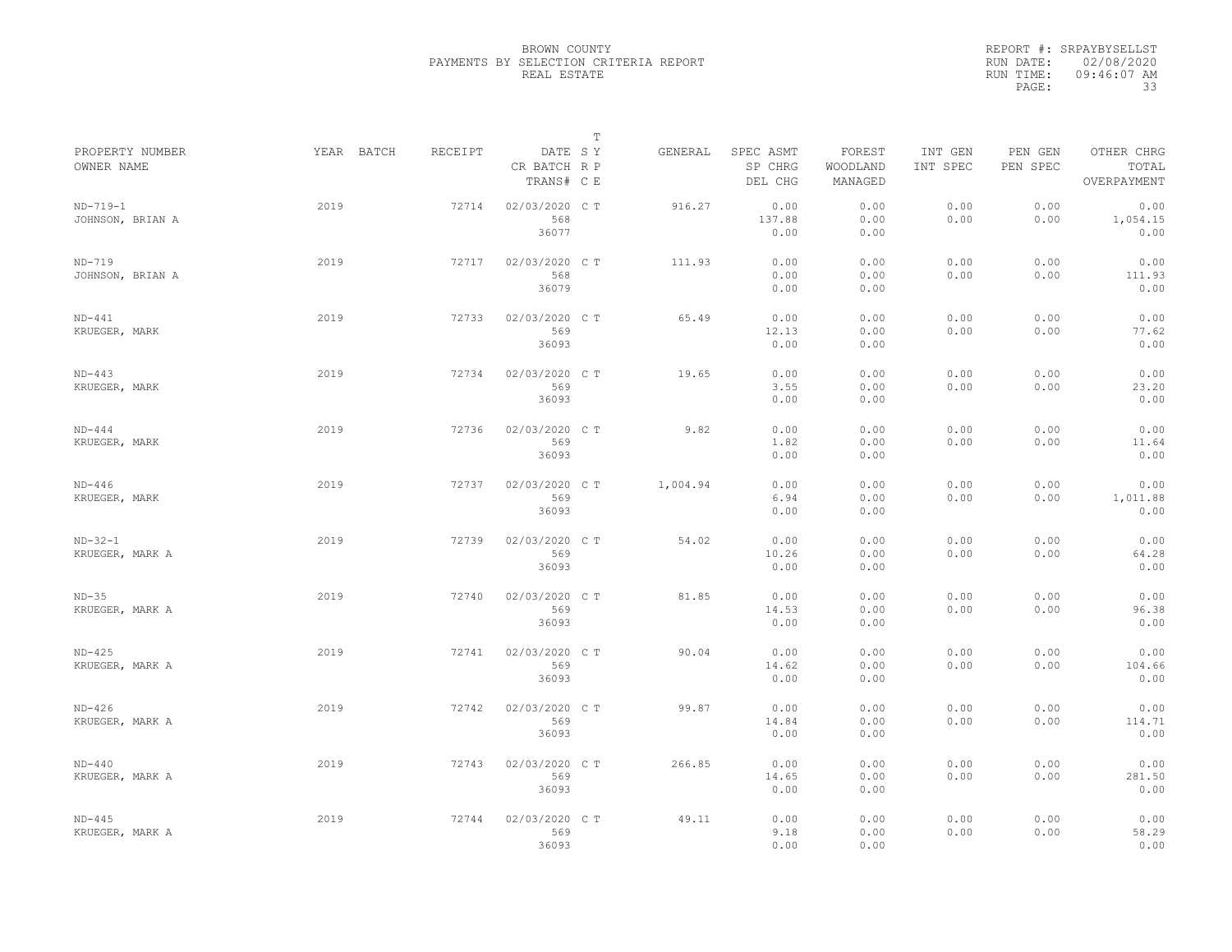BROWN COUNTY
PAYMENTS BY SELECTION CRITERIA REPORT
REAL ESTATE

REPORT #: SRPAYBYSELLST
RUN DATE: 02/08/2020
RUN TIME: 09:46:07 AM

| PROPERTY NUMBER<br>OWNER NAME | YEAR | BATCH | RECEIPT | DATE<br>CR BATCH<br>TRANS# | T<br>SY<br>RP<br>CE | GENERAL | SPEC ASMT<br>SP CHRG<br>DEL CHG | FOREST<br>WOODLAND<br>MANAGED | INT GEN<br>INT SPEC | PEN GEN<br>PEN SPEC | OTHER CHRG<br>TOTAL<br>OVERPAYMENT |
|---|---|---|---|---|---|---|---|---|---|---|---|
| ND-719-1<br>JOHNSON, BRIAN A | 2019 | | 72714 | 02/03/2020<br>568<br>36077 | C T | 916.27 | 0.00<br>137.88<br>0.00 | 0.00<br>0.00<br>0.00 | 0.00<br>0.00 | 0.00<br>0.00 | 0.00<br>1,054.15<br>0.00 |
| ND-719<br>JOHNSON, BRIAN A | 2019 | | 72717 | 02/03/2020<br>568<br>36079 | C T | 111.93 | 0.00<br>0.00<br>0.00 | 0.00<br>0.00<br>0.00 | 0.00<br>0.00 | 0.00<br>0.00 | 0.00<br>111.93<br>0.00 |
| ND-441<br>KRUEGER, MARK | 2019 | | 72733 | 02/03/2020<br>569<br>36093 | C T | 65.49 | 0.00<br>12.13<br>0.00 | 0.00<br>0.00<br>0.00 | 0.00<br>0.00 | 0.00<br>0.00 | 0.00<br>77.62<br>0.00 |
| ND-443<br>KRUEGER, MARK | 2019 | | 72734 | 02/03/2020<br>569<br>36093 | C T | 19.65 | 0.00<br>3.55<br>0.00 | 0.00<br>0.00<br>0.00 | 0.00<br>0.00 | 0.00<br>0.00 | 0.00<br>23.20<br>0.00 |
| ND-444<br>KRUEGER, MARK | 2019 | | 72736 | 02/03/2020<br>569<br>36093 | C T | 9.82 | 0.00<br>1.82<br>0.00 | 0.00<br>0.00<br>0.00 | 0.00<br>0.00 | 0.00<br>0.00 | 0.00<br>11.64<br>0.00 |
| ND-446<br>KRUEGER, MARK | 2019 | | 72737 | 02/03/2020<br>569<br>36093 | C T | 1,004.94 | 0.00<br>6.94<br>0.00 | 0.00<br>0.00<br>0.00 | 0.00<br>0.00 | 0.00<br>0.00 | 0.00<br>1,011.88<br>0.00 |
| ND-32-1<br>KRUEGER, MARK A | 2019 | | 72739 | 02/03/2020<br>569<br>36093 | C T | 54.02 | 0.00<br>10.26<br>0.00 | 0.00<br>0.00<br>0.00 | 0.00<br>0.00 | 0.00<br>0.00 | 0.00<br>64.28<br>0.00 |
| ND-35<br>KRUEGER, MARK A | 2019 | | 72740 | 02/03/2020<br>569<br>36093 | C T | 81.85 | 0.00<br>14.53<br>0.00 | 0.00<br>0.00<br>0.00 | 0.00<br>0.00 | 0.00<br>0.00 | 0.00<br>96.38<br>0.00 |
| ND-425<br>KRUEGER, MARK A | 2019 | | 72741 | 02/03/2020<br>569<br>36093 | C T | 90.04 | 0.00<br>14.62<br>0.00 | 0.00<br>0.00<br>0.00 | 0.00<br>0.00 | 0.00<br>0.00 | 0.00<br>104.66<br>0.00 |
| ND-426<br>KRUEGER, MARK A | 2019 | | 72742 | 02/03/2020<br>569<br>36093 | C T | 99.87 | 0.00<br>14.84<br>0.00 | 0.00<br>0.00<br>0.00 | 0.00<br>0.00 | 0.00<br>0.00 | 0.00<br>114.71<br>0.00 |
| ND-440<br>KRUEGER, MARK A | 2019 | | 72743 | 02/03/2020<br>569<br>36093 | C T | 266.85 | 0.00<br>14.65<br>0.00 | 0.00<br>0.00<br>0.00 | 0.00<br>0.00 | 0.00<br>0.00 | 0.00<br>281.50<br>0.00 |
| ND-445<br>KRUEGER, MARK A | 2019 | | 72744 | 02/03/2020<br>569<br>36093 | C T | 49.11 | 0.00<br>9.18<br>0.00 | 0.00<br>0.00<br>0.00 | 0.00<br>0.00 | 0.00<br>0.00 | 0.00<br>58.29<br>0.00 |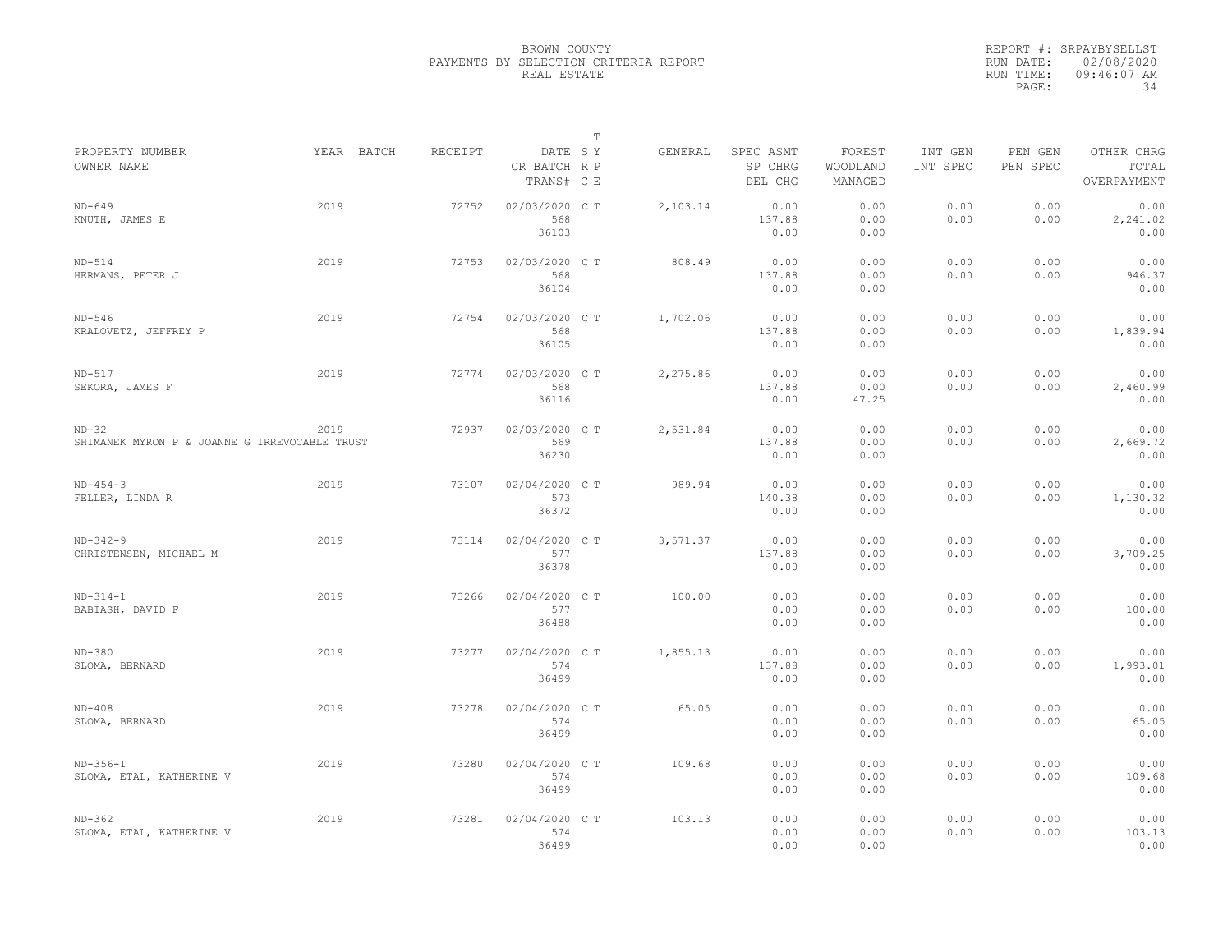BROWN COUNTY
PAYMENTS BY SELECTION CRITERIA REPORT
REAL ESTATE

REPORT #: SRPAYBYSELLST
RUN DATE: 02/08/2020
RUN TIME: 09:46:07 AM

| PROPERTY NUMBER<br>OWNER NAME | YEAR | BATCH | RECEIPT | DATE<br>CR BATCH<br>TRANS# | T S Y R P C E | GENERAL | SPEC ASMT<br>SP CHRG<br>DEL CHG | FOREST<br>WOODLAND<br>MANAGED | INT GEN<br>INT SPEC | PEN GEN<br>PEN SPEC | OTHER CHRG<br>TOTAL<br>OVERPAYMENT |
|---|---|---|---|---|---|---|---|---|---|---|---|
| ND-649<br>KNUTH, JAMES E | 2019 | | 72752 | 02/03/2020<br>568<br>36103 | C T | 2,103.14 | 0.00<br>137.88<br>0.00 | 0.00<br>0.00<br>0.00 | 0.00<br>0.00 | 0.00<br>0.00 | 0.00<br>2,241.02<br>0.00 |
| ND-514<br>HERMANS, PETER J | 2019 | | 72753 | 02/03/2020<br>568<br>36104 | C T | 808.49 | 0.00<br>137.88<br>0.00 | 0.00<br>0.00<br>0.00 | 0.00<br>0.00 | 0.00<br>0.00 | 0.00<br>946.37<br>0.00 |
| ND-546<br>KRALOVETZ, JEFFREY P | 2019 | | 72754 | 02/03/2020<br>568<br>36105 | C T | 1,702.06 | 0.00<br>137.88<br>0.00 | 0.00<br>0.00<br>0.00 | 0.00<br>0.00 | 0.00<br>0.00 | 0.00<br>1,839.94<br>0.00 |
| ND-517<br>SEKORA, JAMES F | 2019 | | 72774 | 02/03/2020<br>568<br>36116 | C T | 2,275.86 | 0.00<br>137.88<br>0.00 | 0.00<br>0.00<br>47.25 | 0.00<br>0.00 | 0.00<br>0.00 | 0.00<br>2,460.99<br>0.00 |
| ND-32<br>SHIMANEK MYRON P & JOANNE G IRREVOCABLE TRUST | 2019 | | 72937 | 02/03/2020<br>569<br>36230 | C T | 2,531.84 | 0.00<br>137.88<br>0.00 | 0.00<br>0.00<br>0.00 | 0.00<br>0.00 | 0.00<br>0.00 | 0.00<br>2,669.72<br>0.00 |
| ND-454-3<br>FELLER, LINDA R | 2019 | | 73107 | 02/04/2020<br>573<br>36372 | C T | 989.94 | 0.00<br>140.38<br>0.00 | 0.00<br>0.00<br>0.00 | 0.00<br>0.00 | 0.00<br>0.00 | 0.00<br>1,130.32<br>0.00 |
| ND-342-9<br>CHRISTENSEN, MICHAEL M | 2019 | | 73114 | 02/04/2020<br>577<br>36378 | C T | 3,571.37 | 0.00<br>137.88<br>0.00 | 0.00<br>0.00<br>0.00 | 0.00<br>0.00 | 0.00<br>0.00 | 0.00<br>3,709.25<br>0.00 |
| ND-314-1<br>BABIASH, DAVID F | 2019 | | 73266 | 02/04/2020<br>577<br>36488 | C T | 100.00 | 0.00<br>0.00<br>0.00 | 0.00<br>0.00<br>0.00 | 0.00<br>0.00 | 0.00<br>0.00 | 0.00<br>100.00<br>0.00 |
| ND-380<br>SLOMA, BERNARD | 2019 | | 73277 | 02/04/2020<br>574<br>36499 | C T | 1,855.13 | 0.00<br>137.88<br>0.00 | 0.00<br>0.00<br>0.00 | 0.00<br>0.00 | 0.00<br>0.00 | 0.00<br>1,993.01<br>0.00 |
| ND-408<br>SLOMA, BERNARD | 2019 | | 73278 | 02/04/2020<br>574<br>36499 | C T | 65.05 | 0.00<br>0.00<br>0.00 | 0.00<br>0.00<br>0.00 | 0.00<br>0.00 | 0.00<br>0.00 | 0.00<br>65.05<br>0.00 |
| ND-356-1<br>SLOMA, ETAL, KATHERINE V | 2019 | | 73280 | 02/04/2020<br>574<br>36499 | C T | 109.68 | 0.00<br>0.00<br>0.00 | 0.00<br>0.00<br>0.00 | 0.00<br>0.00 | 0.00<br>0.00 | 0.00<br>109.68<br>0.00 |
| ND-362<br>SLOMA, ETAL, KATHERINE V | 2019 | | 73281 | 02/04/2020<br>574<br>36499 | C T | 103.13 | 0.00<br>0.00<br>0.00 | 0.00<br>0.00<br>0.00 | 0.00<br>0.00 | 0.00<br>0.00 | 0.00<br>103.13<br>0.00 |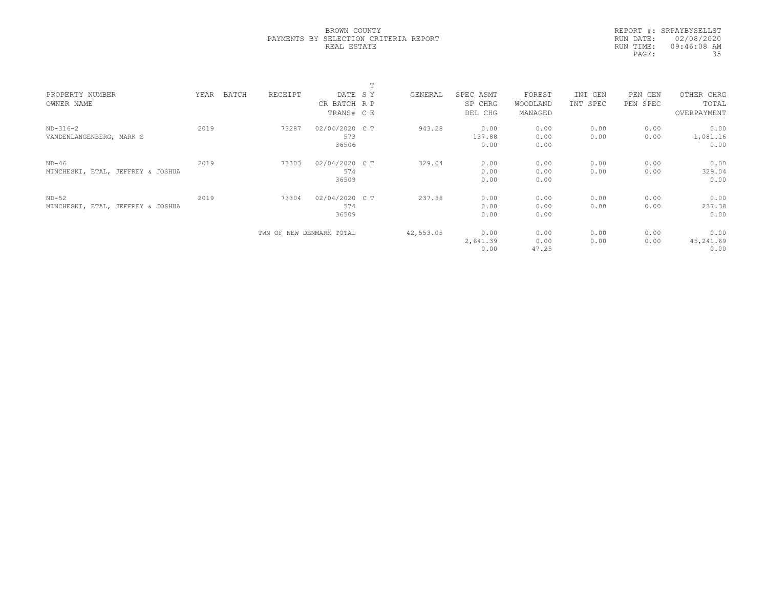BROWN COUNTY
PAYMENTS BY SELECTION CRITERIA REPORT
REAL ESTATE

REPORT #: SRPAYBYSELLST
RUN DATE: 02/08/2020
RUN TIME: 09:46:08 AM

| PROPERTY NUMBER<br>OWNER NAME | YEAR | BATCH | RECEIPT | DATE<br>CR BATCH<br>TRANS# | T<br>S Y<br>R P<br>C E | GENERAL | SPEC ASMT<br>SP CHRG<br>DEL CHG | FOREST<br>WOODLAND<br>MANAGED | INT GEN<br>INT SPEC | PEN GEN<br>PEN SPEC | OTHER CHRG<br>TOTAL<br>OVERPAYMENT |
|---|---|---|---|---|---|---|---|---|---|---|---|
| ND-316-2<br>VANDENLANGENBERG, MARK S | 2019 | | 73287 | 02/04/2020<br>573<br>36506 | C T | 943.28 | 0.00<br>137.88<br>0.00 | 0.00<br>0.00<br>0.00 | 0.00<br>0.00 | 0.00<br>0.00 | 0.00<br>1,081.16<br>0.00 |
| ND-46<br>MINCHESKI, ETAL, JEFFREY & JOSHUA | 2019 | | 73303 | 02/04/2020<br>574<br>36509 | C T | 329.04 | 0.00<br>0.00<br>0.00 | 0.00<br>0.00<br>0.00 | 0.00<br>0.00 | 0.00<br>0.00 | 0.00<br>329.04<br>0.00 |
| ND-52<br>MINCHESKI, ETAL, JEFFREY & JOSHUA | 2019 | | 73304 | 02/04/2020<br>574<br>36509 | C T | 237.38 | 0.00<br>0.00<br>0.00 | 0.00<br>0.00<br>0.00 | 0.00<br>0.00 | 0.00<br>0.00 | 0.00<br>237.38<br>0.00 |
| | | | TWN OF NEW DENMARK TOTAL | | | 42,553.05 | 0.00<br>2,641.39<br>0.00 | 0.00<br>0.00<br>47.25 | 0.00<br>0.00 | 0.00<br>0.00 | 0.00<br>45,241.69<br>0.00 |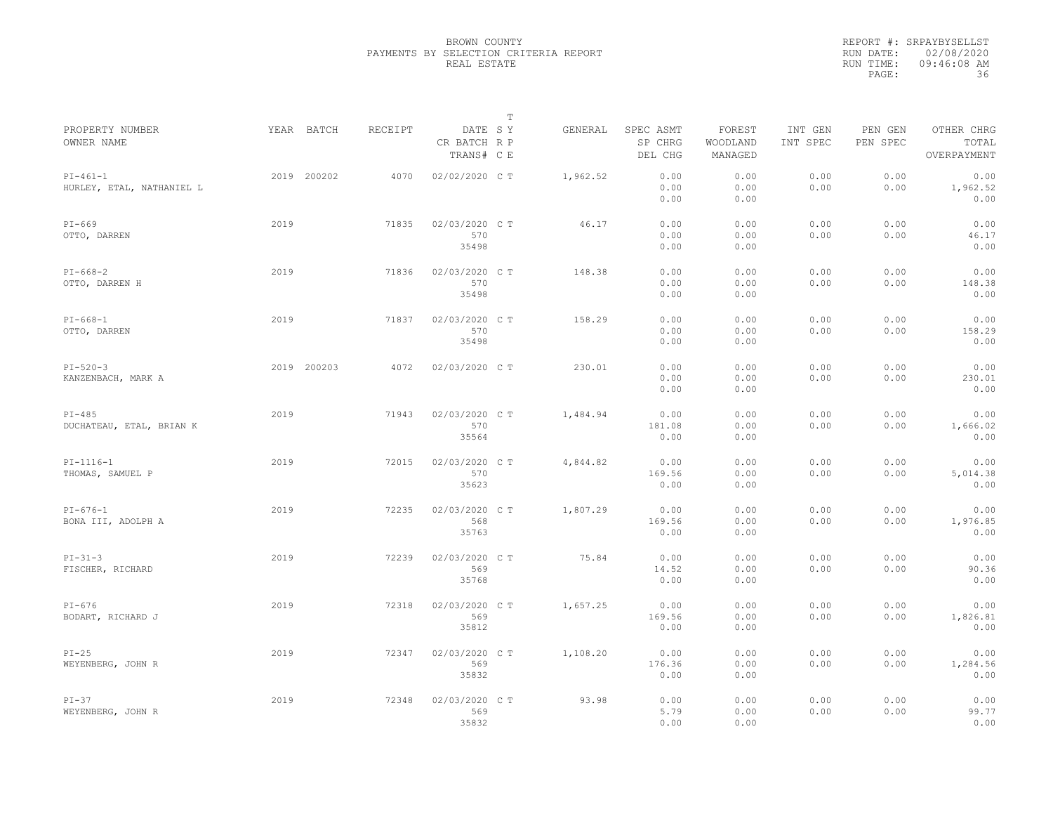BROWN COUNTY
PAYMENTS BY SELECTION CRITERIA REPORT
REAL ESTATE

REPORT #: SRPAYBYSELLST
RUN DATE: 02/08/2020
RUN TIME: 09:46:08 AM

| PROPERTY NUMBER / OWNER NAME | YEAR | BATCH | RECEIPT | DATE / CR BATCH / TRANS# | T S R C | T Y P E | GENERAL | SPEC ASMT / SP CHRG / DEL CHG | FOREST / WOODLAND / MANAGED | INT GEN / INT SPEC | PEN GEN / PEN SPEC | OTHER CHRG / TOTAL / OVERPAYMENT |
|---|---|---|---|---|---|---|---|---|---|---|---|---|
| PI-461-1 HURLEY, ETAL, NATHANIEL L | 2019 | 200202 | 4070 | 02/02/2020 | C | T | 1,962.52 | 0.00 0.00 0.00 | 0.00 0.00 0.00 | 0.00 0.00 | 0.00 0.00 | 0.00 1,962.52 0.00 |
| PI-669 OTTO, DARREN | 2019 | | 71835 | 02/03/2020 570 35498 | C | T | 46.17 | 0.00 0.00 0.00 | 0.00 0.00 0.00 | 0.00 0.00 | 0.00 0.00 | 0.00 46.17 0.00 |
| PI-668-2 OTTO, DARREN H | 2019 | | 71836 | 02/03/2020 570 35498 | C | T | 148.38 | 0.00 0.00 0.00 | 0.00 0.00 0.00 | 0.00 0.00 | 0.00 0.00 | 0.00 148.38 0.00 |
| PI-668-1 OTTO, DARREN | 2019 | | 71837 | 02/03/2020 570 35498 | C | T | 158.29 | 0.00 0.00 0.00 | 0.00 0.00 0.00 | 0.00 0.00 | 0.00 0.00 | 0.00 158.29 0.00 |
| PI-520-3 KANZENBACH, MARK A | 2019 | 200203 | 4072 | 02/03/2020 | C | T | 230.01 | 0.00 0.00 0.00 | 0.00 0.00 0.00 | 0.00 0.00 | 0.00 0.00 | 0.00 230.01 0.00 |
| PI-485 DUCHATEAU, ETAL, BRIAN K | 2019 | | 71943 | 02/03/2020 570 35564 | C | T | 1,484.94 | 0.00 181.08 0.00 | 0.00 0.00 0.00 | 0.00 0.00 | 0.00 0.00 | 0.00 1,666.02 0.00 |
| PI-1116-1 THOMAS, SAMUEL P | 2019 | | 72015 | 02/03/2020 570 35623 | C | T | 4,844.82 | 0.00 169.56 0.00 | 0.00 0.00 0.00 | 0.00 0.00 | 0.00 0.00 | 0.00 5,014.38 0.00 |
| PI-676-1 BONA III, ADOLPH A | 2019 | | 72235 | 02/03/2020 568 35763 | C | T | 1,807.29 | 0.00 169.56 0.00 | 0.00 0.00 0.00 | 0.00 0.00 | 0.00 0.00 | 0.00 1,976.85 0.00 |
| PI-31-3 FISCHER, RICHARD | 2019 | | 72239 | 02/03/2020 569 35768 | C | T | 75.84 | 0.00 14.52 0.00 | 0.00 0.00 0.00 | 0.00 0.00 | 0.00 0.00 | 0.00 90.36 0.00 |
| PI-676 BODART, RICHARD J | 2019 | | 72318 | 02/03/2020 569 35812 | C | T | 1,657.25 | 0.00 169.56 0.00 | 0.00 0.00 0.00 | 0.00 0.00 | 0.00 0.00 | 0.00 1,826.81 0.00 |
| PI-25 WEYENBERG, JOHN R | 2019 | | 72347 | 02/03/2020 569 35832 | C | T | 1,108.20 | 0.00 176.36 0.00 | 0.00 0.00 0.00 | 0.00 0.00 | 0.00 0.00 | 0.00 1,284.56 0.00 |
| PI-37 WEYENBERG, JOHN R | 2019 | | 72348 | 02/03/2020 569 35832 | C | T | 93.98 | 0.00 5.79 0.00 | 0.00 0.00 0.00 | 0.00 0.00 | 0.00 0.00 | 0.00 99.77 0.00 |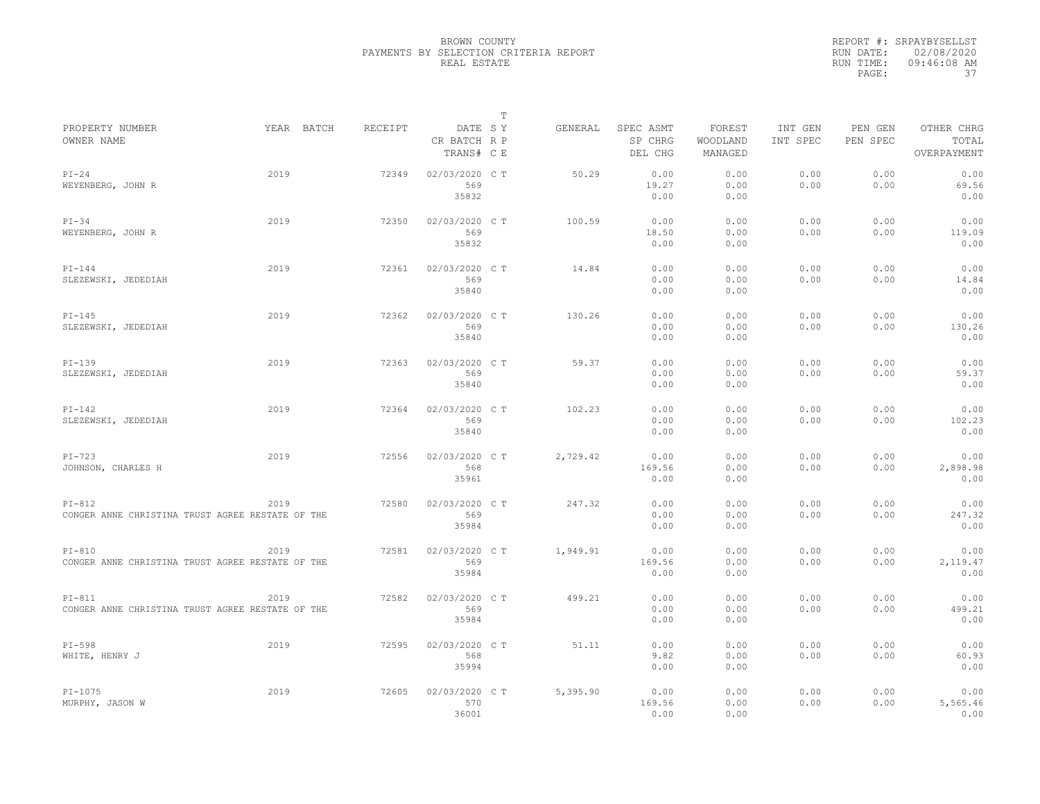BROWN COUNTY
PAYMENTS BY SELECTION CRITERIA REPORT
REAL ESTATE

REPORT #: SRPAYBYSELLST
RUN DATE: 02/08/2020
RUN TIME: 09:46:08 AM

| PROPERTY NUMBER / OWNER NAME | YEAR | BATCH | RECEIPT | DATE / CR BATCH / TRANS# | T SY RP CE | GENERAL | SPEC ASMT / SP CHRG / DEL CHG | FOREST / WOODLAND / MANAGED | INT GEN / INT SPEC | PEN GEN / PEN SPEC | OTHER CHRG / TOTAL / OVERPAYMENT |
|---|---|---|---|---|---|---|---|---|---|---|---|
| PI-24<br>WEYENBERG, JOHN R | 2019 | | 72349 | 02/03/2020<br>569<br>35832 | C T | 50.29 | 0.00<br>19.27<br>0.00 | 0.00<br>0.00<br>0.00 | 0.00<br>0.00 | 0.00<br>0.00 | 0.00<br>69.56<br>0.00 |
| PI-34<br>WEYENBERG, JOHN R | 2019 | | 72350 | 02/03/2020<br>569<br>35832 | C T | 100.59 | 0.00<br>18.50<br>0.00 | 0.00<br>0.00<br>0.00 | 0.00<br>0.00 | 0.00<br>0.00 | 0.00<br>119.09<br>0.00 |
| PI-144<br>SLEZEWSKI, JEDEDIAH | 2019 | | 72361 | 02/03/2020<br>569<br>35840 | C T | 14.84 | 0.00<br>0.00<br>0.00 | 0.00<br>0.00<br>0.00 | 0.00<br>0.00 | 0.00<br>0.00 | 0.00<br>14.84<br>0.00 |
| PI-145<br>SLEZEWSKI, JEDEDIAH | 2019 | | 72362 | 02/03/2020<br>569<br>35840 | C T | 130.26 | 0.00<br>0.00<br>0.00 | 0.00<br>0.00<br>0.00 | 0.00<br>0.00 | 0.00<br>0.00 | 0.00<br>130.26<br>0.00 |
| PI-139<br>SLEZEWSKI, JEDEDIAH | 2019 | | 72363 | 02/03/2020<br>569<br>35840 | C T | 59.37 | 0.00<br>0.00<br>0.00 | 0.00<br>0.00<br>0.00 | 0.00<br>0.00 | 0.00<br>0.00 | 0.00<br>59.37<br>0.00 |
| PI-142<br>SLEZEWSKI, JEDEDIAH | 2019 | | 72364 | 02/03/2020<br>569<br>35840 | C T | 102.23 | 0.00<br>0.00<br>0.00 | 0.00<br>0.00<br>0.00 | 0.00<br>0.00 | 0.00<br>0.00 | 0.00<br>102.23<br>0.00 |
| PI-723<br>JOHNSON, CHARLES H | 2019 | | 72556 | 02/03/2020<br>568<br>35961 | C T | 2,729.42 | 0.00<br>169.56<br>0.00 | 0.00<br>0.00<br>0.00 | 0.00<br>0.00 | 0.00<br>0.00 | 0.00<br>2,898.98<br>0.00 |
| PI-812<br>CONGER ANNE CHRISTINA TRUST AGREE RESTATE OF THE | 2019 | | 72580 | 02/03/2020<br>569<br>35984 | C T | 247.32 | 0.00<br>0.00<br>0.00 | 0.00<br>0.00<br>0.00 | 0.00<br>0.00 | 0.00<br>0.00 | 0.00<br>247.32<br>0.00 |
| PI-810<br>CONGER ANNE CHRISTINA TRUST AGREE RESTATE OF THE | 2019 | | 72581 | 02/03/2020<br>569<br>35984 | C T | 1,949.91 | 0.00<br>169.56<br>0.00 | 0.00<br>0.00<br>0.00 | 0.00<br>0.00 | 0.00<br>0.00 | 0.00<br>2,119.47<br>0.00 |
| PI-811<br>CONGER ANNE CHRISTINA TRUST AGREE RESTATE OF THE | 2019 | | 72582 | 02/03/2020<br>569<br>35984 | C T | 499.21 | 0.00<br>0.00<br>0.00 | 0.00<br>0.00<br>0.00 | 0.00<br>0.00 | 0.00<br>0.00 | 0.00<br>499.21<br>0.00 |
| PI-598<br>WHITE, HENRY J | 2019 | | 72595 | 02/03/2020<br>568<br>35994 | C T | 51.11 | 0.00<br>9.82<br>0.00 | 0.00<br>0.00<br>0.00 | 0.00<br>0.00 | 0.00<br>0.00 | 0.00<br>60.93<br>0.00 |
| PI-1075<br>MURPHY, JASON W | 2019 | | 72605 | 02/03/2020<br>570<br>36001 | C T | 5,395.90 | 0.00<br>169.56<br>0.00 | 0.00<br>0.00<br>0.00 | 0.00<br>0.00 | 0.00<br>0.00 | 0.00<br>5,565.46<br>0.00 |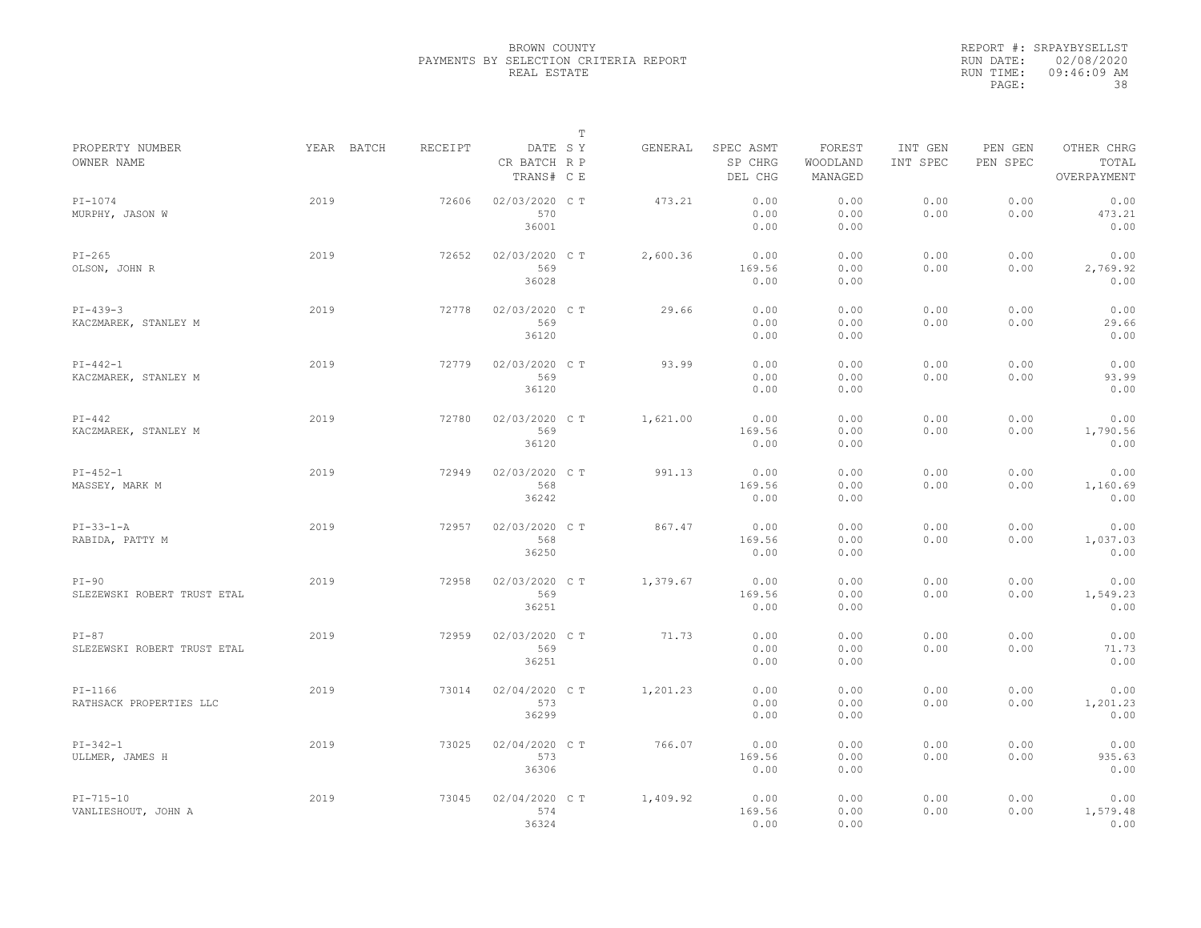BROWN COUNTY
PAYMENTS BY SELECTION CRITERIA REPORT
REAL ESTATE

REPORT #: SRPAYBYSELLST
RUN DATE: 02/08/2020
RUN TIME: 09:46:09 AM

| PROPERTY NUMBER / OWNER NAME | YEAR | BATCH | RECEIPT | DATE / CR BATCH / TRANS# | S R C | T Y P E | GENERAL | SPEC ASMT / SP CHRG / DEL CHG | FOREST / WOODLAND / MANAGED | INT GEN / INT SPEC | PEN GEN / PEN SPEC | OTHER CHRG / TOTAL / OVERPAYMENT |
|---|---|---|---|---|---|---|---|---|---|---|---|---|
| PI-1074 / MURPHY, JASON W | 2019 | | 72606 | 02/03/2020 / 570 / 36001 | C | T | 473.21 | 0.00 / 0.00 / 0.00 | 0.00 / 0.00 / 0.00 | 0.00 / 0.00 | 0.00 / 0.00 | 0.00 / 473.21 / 0.00 |
| PI-265 / OLSON, JOHN R | 2019 | | 72652 | 02/03/2020 / 569 / 36028 | C | T | 2,600.36 | 0.00 / 169.56 / 0.00 | 0.00 / 0.00 / 0.00 | 0.00 / 0.00 | 0.00 / 0.00 | 0.00 / 2,769.92 / 0.00 |
| PI-439-3 / KACZMAREK, STANLEY M | 2019 | | 72778 | 02/03/2020 / 569 / 36120 | C | T | 29.66 | 0.00 / 0.00 / 0.00 | 0.00 / 0.00 / 0.00 | 0.00 / 0.00 | 0.00 / 0.00 | 0.00 / 29.66 / 0.00 |
| PI-442-1 / KACZMAREK, STANLEY M | 2019 | | 72779 | 02/03/2020 / 569 / 36120 | C | T | 93.99 | 0.00 / 0.00 / 0.00 | 0.00 / 0.00 / 0.00 | 0.00 / 0.00 | 0.00 / 0.00 | 0.00 / 93.99 / 0.00 |
| PI-442 / KACZMAREK, STANLEY M | 2019 | | 72780 | 02/03/2020 / 569 / 36120 | C | T | 1,621.00 | 0.00 / 169.56 / 0.00 | 0.00 / 0.00 / 0.00 | 0.00 / 0.00 | 0.00 / 0.00 | 0.00 / 1,790.56 / 0.00 |
| PI-452-1 / MASSEY, MARK M | 2019 | | 72949 | 02/03/2020 / 568 / 36242 | C | T | 991.13 | 0.00 / 169.56 / 0.00 | 0.00 / 0.00 / 0.00 | 0.00 / 0.00 | 0.00 / 0.00 | 0.00 / 1,160.69 / 0.00 |
| PI-33-1-A / RABIDA, PATTY M | 2019 | | 72957 | 02/03/2020 / 568 / 36250 | C | T | 867.47 | 0.00 / 169.56 / 0.00 | 0.00 / 0.00 / 0.00 | 0.00 / 0.00 | 0.00 / 0.00 | 0.00 / 1,037.03 / 0.00 |
| PI-90 / SLEZEWSKI ROBERT TRUST ETAL | 2019 | | 72958 | 02/03/2020 / 569 / 36251 | C | T | 1,379.67 | 0.00 / 169.56 / 0.00 | 0.00 / 0.00 / 0.00 | 0.00 / 0.00 | 0.00 / 0.00 | 0.00 / 1,549.23 / 0.00 |
| PI-87 / SLEZEWSKI ROBERT TRUST ETAL | 2019 | | 72959 | 02/03/2020 / 569 / 36251 | C | T | 71.73 | 0.00 / 0.00 / 0.00 | 0.00 / 0.00 / 0.00 | 0.00 / 0.00 | 0.00 / 0.00 | 0.00 / 71.73 / 0.00 |
| PI-1166 / RATHSACK PROPERTIES LLC | 2019 | | 73014 | 02/04/2020 / 573 / 36299 | C | T | 1,201.23 | 0.00 / 0.00 / 0.00 | 0.00 / 0.00 / 0.00 | 0.00 / 0.00 | 0.00 / 0.00 | 0.00 / 1,201.23 / 0.00 |
| PI-342-1 / ULLMER, JAMES H | 2019 | | 73025 | 02/04/2020 / 573 / 36306 | C | T | 766.07 | 0.00 / 169.56 / 0.00 | 0.00 / 0.00 / 0.00 | 0.00 / 0.00 | 0.00 / 0.00 | 0.00 / 935.63 / 0.00 |
| PI-715-10 / VANLIESHOUT, JOHN A | 2019 | | 73045 | 02/04/2020 / 574 / 36324 | C | T | 1,409.92 | 0.00 / 169.56 / 0.00 | 0.00 / 0.00 / 0.00 | 0.00 / 0.00 | 0.00 / 0.00 | 0.00 / 1,579.48 / 0.00 |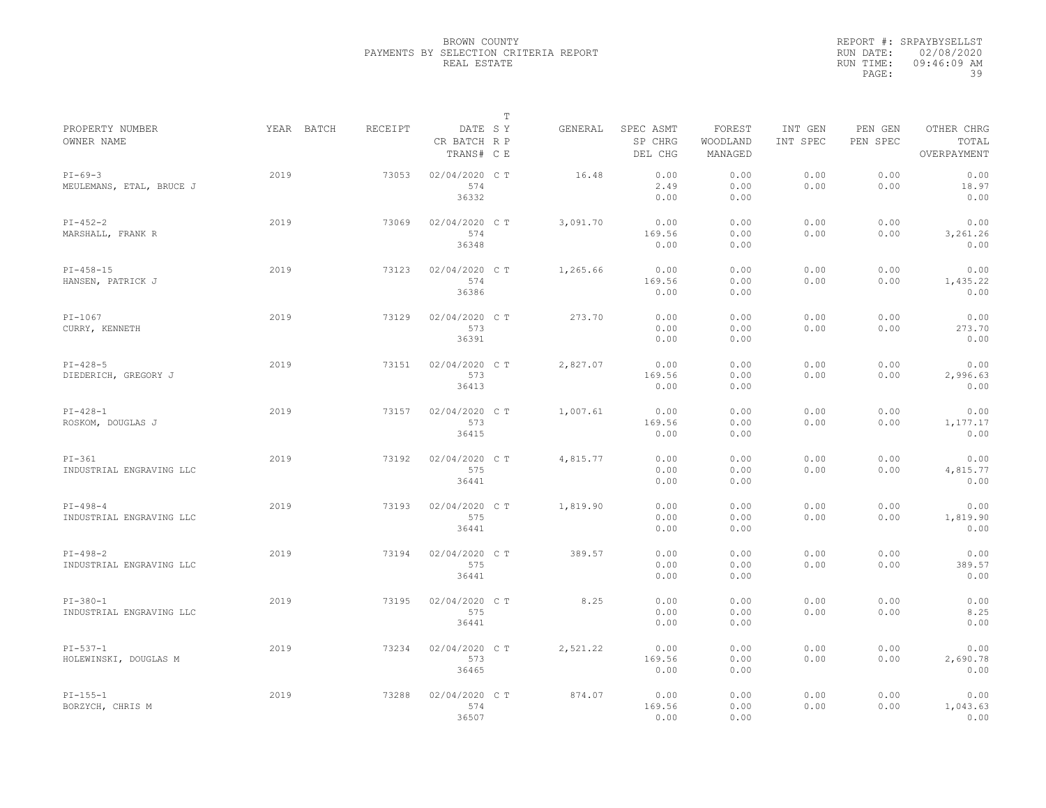BROWN COUNTY
PAYMENTS BY SELECTION CRITERIA REPORT
REAL ESTATE

REPORT #: SRPAYBYSELLST
RUN DATE: 02/08/2020
RUN TIME: 09:46:09 AM

| PROPERTY NUMBER / OWNER NAME | YEAR | BATCH | RECEIPT | DATE / CR BATCH / TRANS# | T S Y / R P / C E | GENERAL | SPEC ASMT / SP CHRG / DEL CHG | FOREST / WOODLAND / MANAGED | INT GEN / INT SPEC | PEN GEN / PEN SPEC | OTHER CHRG / TOTAL / OVERPAYMENT |
|---|---|---|---|---|---|---|---|---|---|---|---|
| PI-69-3 / MEULEMANS, ETAL, BRUCE J | 2019 | | 73053 | 02/04/2020 / 574 / 36332 | C T | 16.48 | 0.00 / 2.49 / 0.00 | 0.00 / 0.00 / 0.00 | 0.00 / 0.00 | 0.00 / 0.00 | 0.00 / 18.97 / 0.00 |
| PI-452-2 / MARSHALL, FRANK R | 2019 | | 73069 | 02/04/2020 / 574 / 36348 | C T | 3,091.70 | 0.00 / 169.56 / 0.00 | 0.00 / 0.00 / 0.00 | 0.00 / 0.00 | 0.00 / 0.00 | 0.00 / 3,261.26 / 0.00 |
| PI-458-15 / HANSEN, PATRICK J | 2019 | | 73123 | 02/04/2020 / 574 / 36386 | C T | 1,265.66 | 0.00 / 169.56 / 0.00 | 0.00 / 0.00 / 0.00 | 0.00 / 0.00 | 0.00 / 0.00 | 0.00 / 1,435.22 / 0.00 |
| PI-1067 / CURRY, KENNETH | 2019 | | 73129 | 02/04/2020 / 573 / 36391 | C T | 273.70 | 0.00 / 0.00 / 0.00 | 0.00 / 0.00 / 0.00 | 0.00 / 0.00 | 0.00 / 0.00 | 0.00 / 273.70 / 0.00 |
| PI-428-5 / DIEDERICH, GREGORY J | 2019 | | 73151 | 02/04/2020 / 573 / 36413 | C T | 2,827.07 | 0.00 / 169.56 / 0.00 | 0.00 / 0.00 / 0.00 | 0.00 / 0.00 | 0.00 / 0.00 | 0.00 / 2,996.63 / 0.00 |
| PI-428-1 / ROSKOM, DOUGLAS J | 2019 | | 73157 | 02/04/2020 / 573 / 36415 | C T | 1,007.61 | 0.00 / 169.56 / 0.00 | 0.00 / 0.00 / 0.00 | 0.00 / 0.00 | 0.00 / 0.00 | 0.00 / 1,177.17 / 0.00 |
| PI-361 / INDUSTRIAL ENGRAVING LLC | 2019 | | 73192 | 02/04/2020 / 575 / 36441 | C T | 4,815.77 | 0.00 / 0.00 / 0.00 | 0.00 / 0.00 / 0.00 | 0.00 / 0.00 | 0.00 / 0.00 | 0.00 / 4,815.77 / 0.00 |
| PI-498-4 / INDUSTRIAL ENGRAVING LLC | 2019 | | 73193 | 02/04/2020 / 575 / 36441 | C T | 1,819.90 | 0.00 / 0.00 / 0.00 | 0.00 / 0.00 / 0.00 | 0.00 / 0.00 | 0.00 / 0.00 | 0.00 / 1,819.90 / 0.00 |
| PI-498-2 / INDUSTRIAL ENGRAVING LLC | 2019 | | 73194 | 02/04/2020 / 575 / 36441 | C T | 389.57 | 0.00 / 0.00 / 0.00 | 0.00 / 0.00 / 0.00 | 0.00 / 0.00 | 0.00 / 0.00 | 0.00 / 389.57 / 0.00 |
| PI-380-1 / INDUSTRIAL ENGRAVING LLC | 2019 | | 73195 | 02/04/2020 / 575 / 36441 | C T | 8.25 | 0.00 / 0.00 / 0.00 | 0.00 / 0.00 / 0.00 | 0.00 / 0.00 | 0.00 / 0.00 | 0.00 / 8.25 / 0.00 |
| PI-537-1 / HOLEWINSKI, DOUGLAS M | 2019 | | 73234 | 02/04/2020 / 573 / 36465 | C T | 2,521.22 | 0.00 / 169.56 / 0.00 | 0.00 / 0.00 / 0.00 | 0.00 / 0.00 | 0.00 / 0.00 | 0.00 / 2,690.78 / 0.00 |
| PI-155-1 / BORZYCH, CHRIS M | 2019 | | 73288 | 02/04/2020 / 574 / 36507 | C T | 874.07 | 0.00 / 169.56 / 0.00 | 0.00 / 0.00 / 0.00 | 0.00 / 0.00 | 0.00 / 0.00 | 0.00 / 1,043.63 / 0.00 |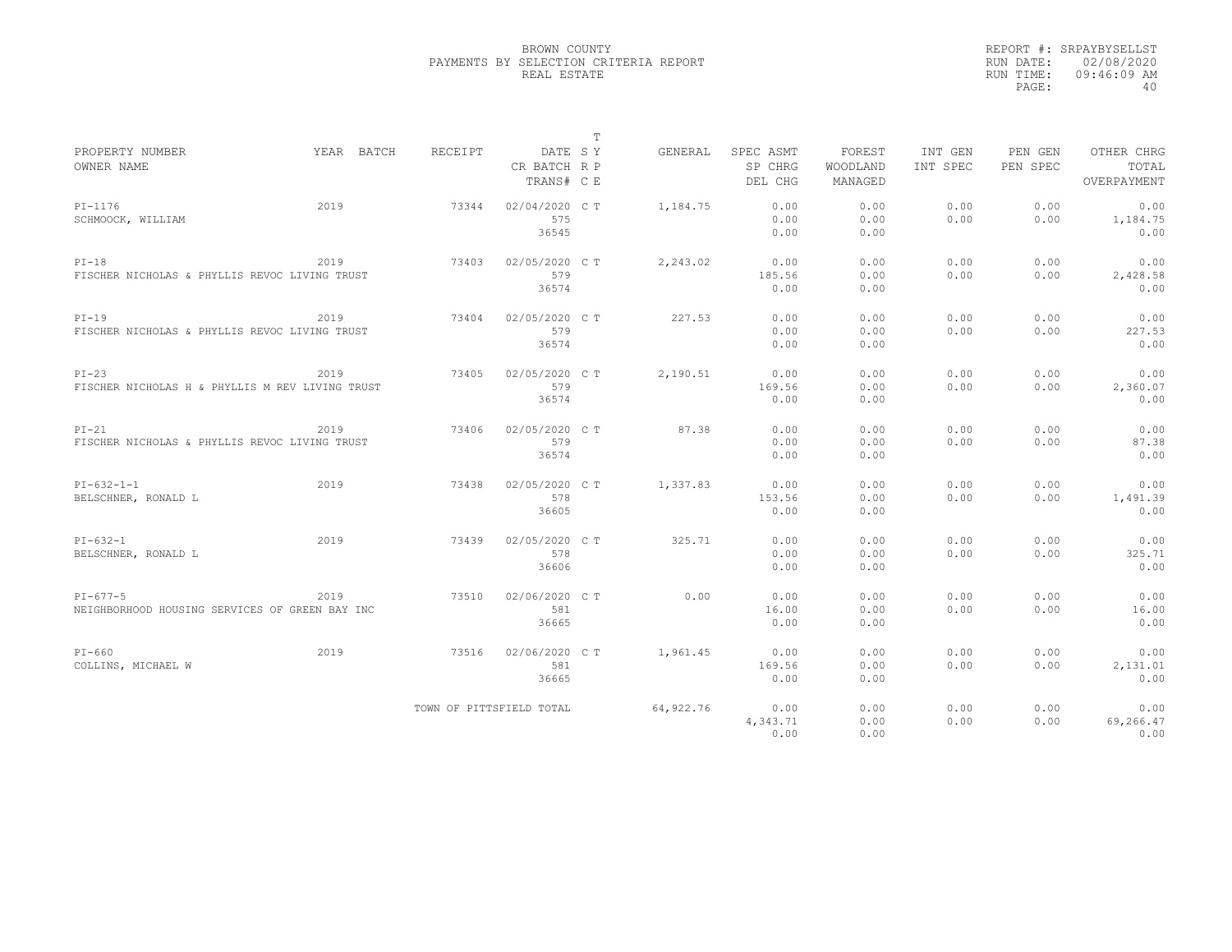BROWN COUNTY
PAYMENTS BY SELECTION CRITERIA REPORT
REAL ESTATE

REPORT #: SRPAYBYSELLST
RUN DATE: 02/08/2020
RUN TIME: 09:46:09 AM
PAGE: 40

| PROPERTY NUMBER / OWNER NAME | YEAR | BATCH | RECEIPT | DATE / CR BATCH / TRANS# | T SY RP CE | GENERAL | SPEC ASMT / SP CHRG / DEL CHG | FOREST / WOODLAND / MANAGED | INT GEN / INT SPEC | PEN GEN / PEN SPEC | OTHER CHRG / TOTAL / OVERPAYMENT |
|---|---|---|---|---|---|---|---|---|---|---|---|
| PI-1176 / SCHMOOCK, WILLIAM | 2019 | | 73344 | 02/04/2020 / 575 / 36545 | C T | 1,184.75 | 0.00 / 0.00 / 0.00 | 0.00 / 0.00 / 0.00 | 0.00 / 0.00 | 0.00 / 0.00 | 0.00 / 1,184.75 / 0.00 |
| PI-18 / FISCHER NICHOLAS & PHYLLIS REVOC LIVING TRUST | 2019 | | 73403 | 02/05/2020 / 579 / 36574 | C T | 2,243.02 | 0.00 / 185.56 / 0.00 | 0.00 / 0.00 / 0.00 | 0.00 / 0.00 | 0.00 / 0.00 | 0.00 / 2,428.58 / 0.00 |
| PI-19 / FISCHER NICHOLAS & PHYLLIS REVOC LIVING TRUST | 2019 | | 73404 | 02/05/2020 / 579 / 36574 | C T | 227.53 | 0.00 / 0.00 / 0.00 | 0.00 / 0.00 / 0.00 | 0.00 / 0.00 | 0.00 / 0.00 | 0.00 / 227.53 / 0.00 |
| PI-23 / FISCHER NICHOLAS H & PHYLLIS M REV LIVING TRUST | 2019 | | 73405 | 02/05/2020 / 579 / 36574 | C T | 2,190.51 | 0.00 / 169.56 / 0.00 | 0.00 / 0.00 / 0.00 | 0.00 / 0.00 | 0.00 / 0.00 | 0.00 / 2,360.07 / 0.00 |
| PI-21 / FISCHER NICHOLAS & PHYLLIS REVOC LIVING TRUST | 2019 | | 73406 | 02/05/2020 / 579 / 36574 | C T | 87.38 | 0.00 / 0.00 / 0.00 | 0.00 / 0.00 / 0.00 | 0.00 / 0.00 | 0.00 / 0.00 | 0.00 / 87.38 / 0.00 |
| PI-632-1-1 / BELSCHNER, RONALD L | 2019 | | 73438 | 02/05/2020 / 578 / 36605 | C T | 1,337.83 | 0.00 / 153.56 / 0.00 | 0.00 / 0.00 / 0.00 | 0.00 / 0.00 | 0.00 / 0.00 | 0.00 / 1,491.39 / 0.00 |
| PI-632-1 / BELSCHNER, RONALD L | 2019 | | 73439 | 02/05/2020 / 578 / 36606 | C T | 325.71 | 0.00 / 0.00 / 0.00 | 0.00 / 0.00 / 0.00 | 0.00 / 0.00 | 0.00 / 0.00 | 0.00 / 325.71 / 0.00 |
| PI-677-5 / NEIGHBORHOOD HOUSING SERVICES OF GREEN BAY INC | 2019 | | 73510 | 02/06/2020 / 581 / 36665 | C T | 0.00 | 0.00 / 16.00 / 0.00 | 0.00 / 0.00 / 0.00 | 0.00 / 0.00 | 0.00 / 0.00 | 0.00 / 16.00 / 0.00 |
| PI-660 / COLLINS, MICHAEL W | 2019 | | 73516 | 02/06/2020 / 581 / 36665 | C T | 1,961.45 | 0.00 / 169.56 / 0.00 | 0.00 / 0.00 / 0.00 | 0.00 / 0.00 | 0.00 / 0.00 | 0.00 / 2,131.01 / 0.00 |
| | | | TOWN OF PITTSFIELD TOTAL | | | 64,922.76 | 0.00 / 4,343.71 / 0.00 | 0.00 / 0.00 / 0.00 | 0.00 / 0.00 | 0.00 / 0.00 | 0.00 / 69,266.47 / 0.00 |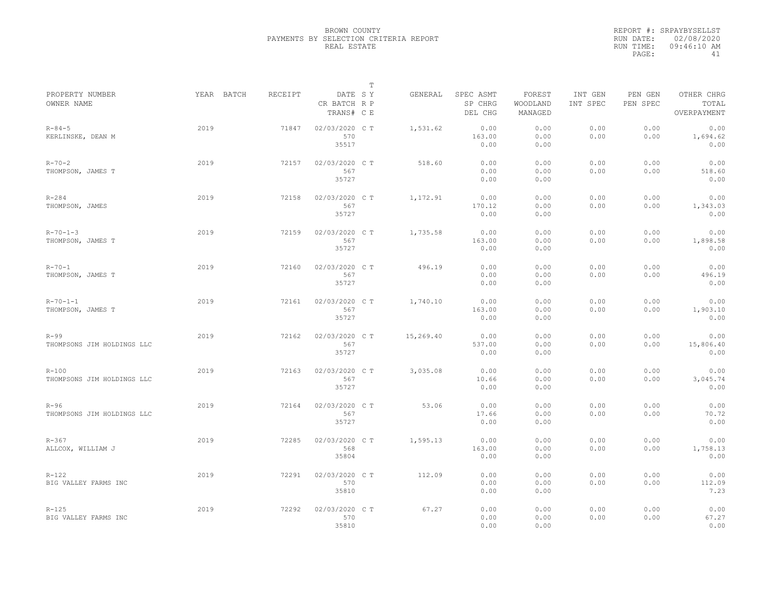BROWN COUNTY
PAYMENTS BY SELECTION CRITERIA REPORT
REAL ESTATE

REPORT #: SRPAYBYSELLST
RUN DATE: 02/08/2020
RUN TIME: 09:46:10 AM
PAGE: 41

| PROPERTY NUMBER<br>OWNER NAME | YEAR | BATCH | RECEIPT | DATE<br>CR BATCH<br>TRANS# | S R C | T Y P E | GENERAL | SPEC ASMT<br>SP CHRG<br>DEL CHG | FOREST<br>WOODLAND<br>MANAGED | INT GEN<br>INT SPEC | PEN GEN<br>PEN SPEC | OTHER CHRG<br>TOTAL<br>OVERPAYMENT |
|---|---|---|---|---|---|---|---|---|---|---|---|---|
| R-84-5<br>KERLINSKE, DEAN M | 2019 | | 71847 | 02/03/2020<br>570<br>35517 | C | T | 1,531.62 | 0.00<br>163.00<br>0.00 | 0.00<br>0.00<br>0.00 | 0.00<br>0.00 | 0.00<br>0.00 | 0.00<br>1,694.62<br>0.00 |
| R-70-2<br>THOMPSON, JAMES T | 2019 | | 72157 | 02/03/2020<br>567<br>35727 | C | T | 518.60 | 0.00<br>0.00<br>0.00 | 0.00<br>0.00<br>0.00 | 0.00<br>0.00 | 0.00<br>0.00 | 0.00<br>518.60<br>0.00 |
| R-284<br>THOMPSON, JAMES | 2019 | | 72158 | 02/03/2020<br>567<br>35727 | C | T | 1,172.91 | 0.00<br>170.12<br>0.00 | 0.00<br>0.00<br>0.00 | 0.00<br>0.00 | 0.00<br>0.00 | 0.00<br>1,343.03<br>0.00 |
| R-70-1-3<br>THOMPSON, JAMES T | 2019 | | 72159 | 02/03/2020<br>567<br>35727 | C | T | 1,735.58 | 0.00<br>163.00<br>0.00 | 0.00<br>0.00<br>0.00 | 0.00<br>0.00 | 0.00<br>0.00 | 0.00<br>1,898.58<br>0.00 |
| R-70-1<br>THOMPSON, JAMES T | 2019 | | 72160 | 02/03/2020<br>567<br>35727 | C | T | 496.19 | 0.00<br>0.00<br>0.00 | 0.00<br>0.00<br>0.00 | 0.00<br>0.00 | 0.00<br>0.00 | 0.00<br>496.19<br>0.00 |
| R-70-1-1<br>THOMPSON, JAMES T | 2019 | | 72161 | 02/03/2020<br>567<br>35727 | C | T | 1,740.10 | 0.00<br>163.00<br>0.00 | 0.00<br>0.00<br>0.00 | 0.00<br>0.00 | 0.00<br>0.00 | 0.00<br>1,903.10<br>0.00 |
| R-99<br>THOMPSONS JIM HOLDINGS LLC | 2019 | | 72162 | 02/03/2020<br>567<br>35727 | C | T | 15,269.40 | 0.00<br>537.00<br>0.00 | 0.00<br>0.00<br>0.00 | 0.00<br>0.00 | 0.00<br>0.00 | 0.00<br>15,806.40<br>0.00 |
| R-100<br>THOMPSONS JIM HOLDINGS LLC | 2019 | | 72163 | 02/03/2020<br>567<br>35727 | C | T | 3,035.08 | 0.00<br>10.66<br>0.00 | 0.00<br>0.00<br>0.00 | 0.00<br>0.00 | 0.00<br>0.00 | 0.00<br>3,045.74<br>0.00 |
| R-96<br>THOMPSONS JIM HOLDINGS LLC | 2019 | | 72164 | 02/03/2020<br>567<br>35727 | C | T | 53.06 | 0.00<br>17.66<br>0.00 | 0.00<br>0.00<br>0.00 | 0.00<br>0.00 | 0.00<br>0.00 | 0.00<br>70.72<br>0.00 |
| R-367<br>ALLCOX, WILLIAM J | 2019 | | 72285 | 02/03/2020<br>568<br>35804 | C | T | 1,595.13 | 0.00<br>163.00<br>0.00 | 0.00<br>0.00<br>0.00 | 0.00<br>0.00 | 0.00<br>0.00 | 0.00<br>1,758.13<br>0.00 |
| R-122<br>BIG VALLEY FARMS INC | 2019 | | 72291 | 02/03/2020<br>570<br>35810 | C | T | 112.09 | 0.00<br>0.00<br>0.00 | 0.00<br>0.00<br>0.00 | 0.00<br>0.00 | 0.00<br>0.00 | 0.00<br>112.09<br>7.23 |
| R-125<br>BIG VALLEY FARMS INC | 2019 | | 72292 | 02/03/2020<br>570<br>35810 | C | T | 67.27 | 0.00<br>0.00<br>0.00 | 0.00<br>0.00<br>0.00 | 0.00<br>0.00 | 0.00<br>0.00 | 0.00<br>67.27<br>0.00 |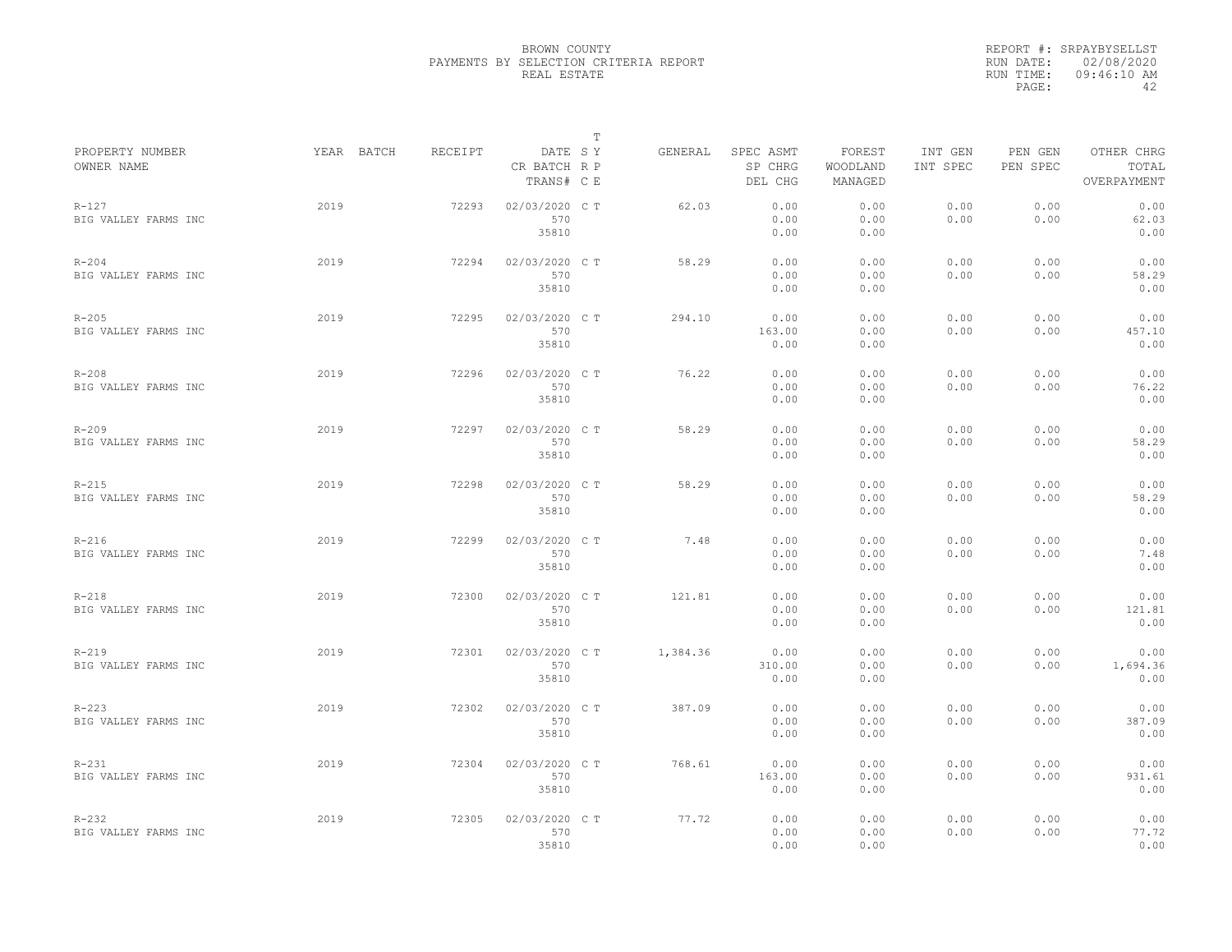BROWN COUNTY
PAYMENTS BY SELECTION CRITERIA REPORT
REAL ESTATE

REPORT #: SRPAYBYSELLST
RUN DATE: 02/08/2020
RUN TIME: 09:46:10 AM

| PROPERTY NUMBER<br>OWNER NAME | YEAR | BATCH | RECEIPT | DATE<br>CR BATCH<br>TRANS# | T<br>S Y<br>R P<br>C E | GENERAL | SPEC ASMT<br>SP CHRG<br>DEL CHG | FOREST<br>WOODLAND<br>MANAGED | INT GEN<br>INT SPEC | PEN GEN<br>PEN SPEC | OTHER CHRG<br>TOTAL<br>OVERPAYMENT |
|---|---|---|---|---|---|---|---|---|---|---|---|
| R-127<br>BIG VALLEY FARMS INC | 2019 | | 72293 | 02/03/2020<br>570<br>35810 | C T | 62.03 | 0.00<br>0.00<br>0.00 | 0.00<br>0.00<br>0.00 | 0.00<br>0.00 | 0.00<br>0.00 | 0.00<br>62.03<br>0.00 |
| R-204<br>BIG VALLEY FARMS INC | 2019 | | 72294 | 02/03/2020<br>570<br>35810 | C T | 58.29 | 0.00<br>0.00<br>0.00 | 0.00<br>0.00<br>0.00 | 0.00<br>0.00 | 0.00<br>0.00 | 0.00<br>58.29<br>0.00 |
| R-205<br>BIG VALLEY FARMS INC | 2019 | | 72295 | 02/03/2020<br>570<br>35810 | C T | 294.10 | 0.00<br>163.00<br>0.00 | 0.00<br>0.00<br>0.00 | 0.00<br>0.00 | 0.00<br>0.00 | 0.00<br>457.10<br>0.00 |
| R-208<br>BIG VALLEY FARMS INC | 2019 | | 72296 | 02/03/2020<br>570<br>35810 | C T | 76.22 | 0.00<br>0.00<br>0.00 | 0.00<br>0.00<br>0.00 | 0.00<br>0.00 | 0.00<br>0.00 | 0.00<br>76.22<br>0.00 |
| R-209<br>BIG VALLEY FARMS INC | 2019 | | 72297 | 02/03/2020<br>570<br>35810 | C T | 58.29 | 0.00<br>0.00<br>0.00 | 0.00<br>0.00<br>0.00 | 0.00<br>0.00 | 0.00<br>0.00 | 0.00<br>58.29<br>0.00 |
| R-215<br>BIG VALLEY FARMS INC | 2019 | | 72298 | 02/03/2020<br>570<br>35810 | C T | 58.29 | 0.00<br>0.00<br>0.00 | 0.00<br>0.00<br>0.00 | 0.00<br>0.00 | 0.00<br>0.00 | 0.00<br>58.29<br>0.00 |
| R-216<br>BIG VALLEY FARMS INC | 2019 | | 72299 | 02/03/2020<br>570<br>35810 | C T | 7.48 | 0.00<br>0.00<br>0.00 | 0.00<br>0.00<br>0.00 | 0.00<br>0.00 | 0.00<br>0.00 | 0.00<br>7.48<br>0.00 |
| R-218<br>BIG VALLEY FARMS INC | 2019 | | 72300 | 02/03/2020<br>570<br>35810 | C T | 121.81 | 0.00<br>0.00<br>0.00 | 0.00<br>0.00<br>0.00 | 0.00<br>0.00 | 0.00<br>0.00 | 0.00<br>121.81<br>0.00 |
| R-219<br>BIG VALLEY FARMS INC | 2019 | | 72301 | 02/03/2020<br>570<br>35810 | C T | 1,384.36 | 0.00<br>310.00<br>0.00 | 0.00<br>0.00<br>0.00 | 0.00<br>0.00 | 0.00<br>0.00 | 0.00<br>1,694.36<br>0.00 |
| R-223<br>BIG VALLEY FARMS INC | 2019 | | 72302 | 02/03/2020<br>570<br>35810 | C T | 387.09 | 0.00<br>0.00<br>0.00 | 0.00<br>0.00<br>0.00 | 0.00<br>0.00 | 0.00<br>0.00 | 0.00<br>387.09<br>0.00 |
| R-231<br>BIG VALLEY FARMS INC | 2019 | | 72304 | 02/03/2020<br>570<br>35810 | C T | 768.61 | 0.00<br>163.00<br>0.00 | 0.00<br>0.00<br>0.00 | 0.00<br>0.00 | 0.00<br>0.00 | 0.00<br>931.61<br>0.00 |
| R-232<br>BIG VALLEY FARMS INC | 2019 | | 72305 | 02/03/2020<br>570<br>35810 | C T | 77.72 | 0.00<br>0.00<br>0.00 | 0.00<br>0.00<br>0.00 | 0.00<br>0.00 | 0.00<br>0.00 | 0.00<br>77.72<br>0.00 |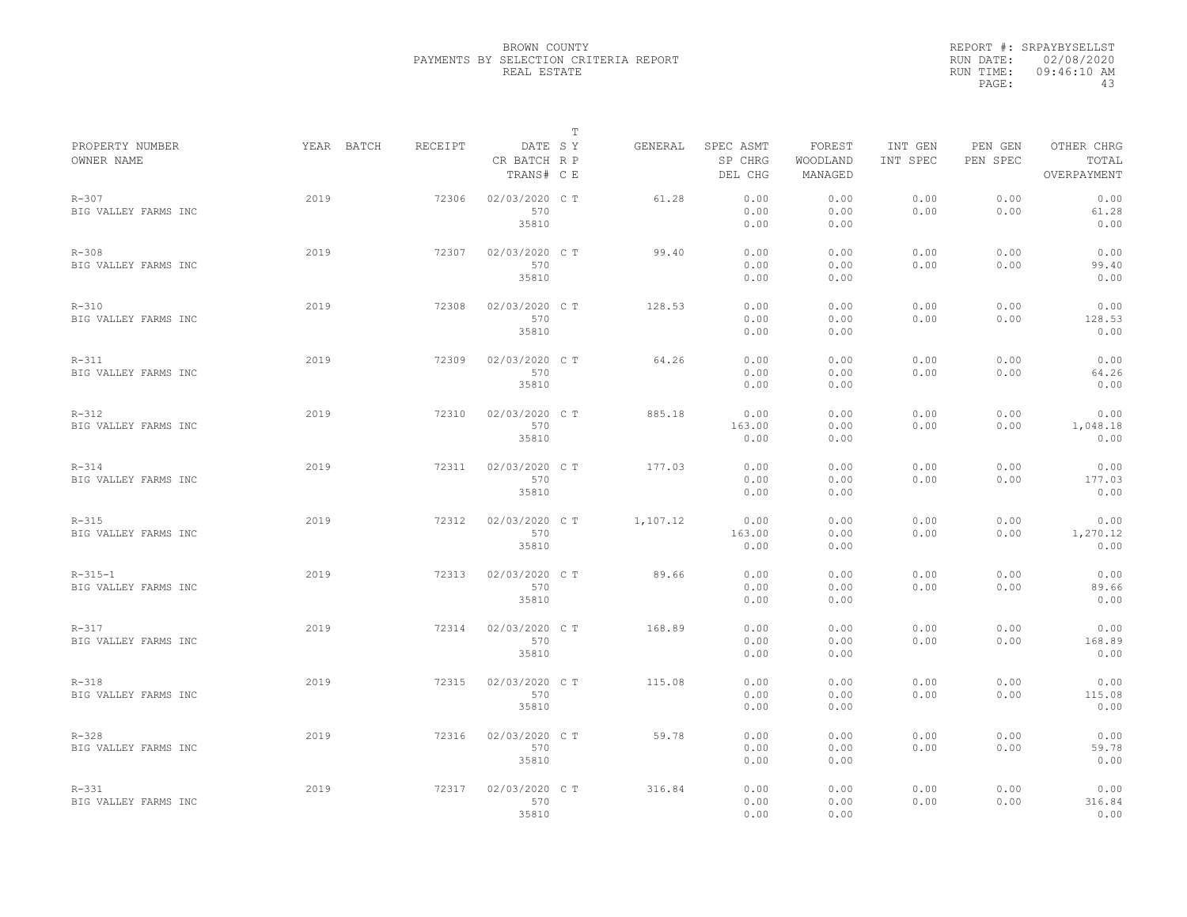BROWN COUNTY
PAYMENTS BY SELECTION CRITERIA REPORT
REAL ESTATE

REPORT #: SRPAYBYSELLST
RUN DATE: 02/08/2020
RUN TIME: 09:46:10 AM

| PROPERTY NUMBER<br>OWNER NAME | YEAR | BATCH | RECEIPT | DATE<br>CR BATCH<br>TRANS# | T<br>S Y<br>R P<br>C E | GENERAL | SPEC ASMT<br>SP CHRG<br>DEL CHG | FOREST<br>WOODLAND<br>MANAGED | INT GEN<br>INT SPEC | PEN GEN<br>PEN SPEC | OTHER CHRG<br>TOTAL<br>OVERPAYMENT |
|---|---|---|---|---|---|---|---|---|---|---|---|
| R-307<br>BIG VALLEY FARMS INC | 2019 | | 72306 | 02/03/2020<br>570<br>35810 | C T | 61.28 | 0.00<br>0.00<br>0.00 | 0.00<br>0.00<br>0.00 | 0.00<br>0.00 | 0.00<br>0.00 | 0.00<br>61.28<br>0.00 |
| R-308<br>BIG VALLEY FARMS INC | 2019 | | 72307 | 02/03/2020<br>570<br>35810 | C T | 99.40 | 0.00<br>0.00<br>0.00 | 0.00<br>0.00<br>0.00 | 0.00<br>0.00 | 0.00<br>0.00 | 0.00<br>99.40<br>0.00 |
| R-310<br>BIG VALLEY FARMS INC | 2019 | | 72308 | 02/03/2020<br>570<br>35810 | C T | 128.53 | 0.00<br>0.00<br>0.00 | 0.00<br>0.00<br>0.00 | 0.00<br>0.00 | 0.00<br>0.00 | 0.00<br>128.53<br>0.00 |
| R-311<br>BIG VALLEY FARMS INC | 2019 | | 72309 | 02/03/2020<br>570<br>35810 | C T | 64.26 | 0.00<br>0.00<br>0.00 | 0.00<br>0.00<br>0.00 | 0.00<br>0.00 | 0.00<br>0.00 | 0.00<br>64.26<br>0.00 |
| R-312<br>BIG VALLEY FARMS INC | 2019 | | 72310 | 02/03/2020<br>570<br>35810 | C T | 885.18 | 0.00<br>163.00<br>0.00 | 0.00<br>0.00<br>0.00 | 0.00<br>0.00 | 0.00<br>0.00 | 0.00<br>1,048.18<br>0.00 |
| R-314<br>BIG VALLEY FARMS INC | 2019 | | 72311 | 02/03/2020<br>570<br>35810 | C T | 177.03 | 0.00<br>0.00<br>0.00 | 0.00<br>0.00<br>0.00 | 0.00<br>0.00 | 0.00<br>0.00 | 0.00<br>177.03<br>0.00 |
| R-315<br>BIG VALLEY FARMS INC | 2019 | | 72312 | 02/03/2020<br>570<br>35810 | C T | 1,107.12 | 0.00<br>163.00<br>0.00 | 0.00<br>0.00<br>0.00 | 0.00<br>0.00 | 0.00<br>0.00 | 0.00<br>1,270.12<br>0.00 |
| R-315-1<br>BIG VALLEY FARMS INC | 2019 | | 72313 | 02/03/2020<br>570<br>35810 | C T | 89.66 | 0.00<br>0.00<br>0.00 | 0.00<br>0.00<br>0.00 | 0.00<br>0.00 | 0.00<br>0.00 | 0.00<br>89.66<br>0.00 |
| R-317<br>BIG VALLEY FARMS INC | 2019 | | 72314 | 02/03/2020<br>570<br>35810 | C T | 168.89 | 0.00<br>0.00<br>0.00 | 0.00<br>0.00<br>0.00 | 0.00<br>0.00 | 0.00<br>0.00 | 0.00<br>168.89<br>0.00 |
| R-318<br>BIG VALLEY FARMS INC | 2019 | | 72315 | 02/03/2020<br>570<br>35810 | C T | 115.08 | 0.00<br>0.00<br>0.00 | 0.00<br>0.00<br>0.00 | 0.00<br>0.00 | 0.00<br>0.00 | 0.00<br>115.08<br>0.00 |
| R-328<br>BIG VALLEY FARMS INC | 2019 | | 72316 | 02/03/2020<br>570<br>35810 | C T | 59.78 | 0.00<br>0.00<br>0.00 | 0.00<br>0.00<br>0.00 | 0.00<br>0.00 | 0.00<br>0.00 | 0.00<br>59.78<br>0.00 |
| R-331<br>BIG VALLEY FARMS INC | 2019 | | 72317 | 02/03/2020<br>570<br>35810 | C T | 316.84 | 0.00<br>0.00<br>0.00 | 0.00<br>0.00<br>0.00 | 0.00<br>0.00 | 0.00<br>0.00 | 0.00<br>316.84<br>0.00 |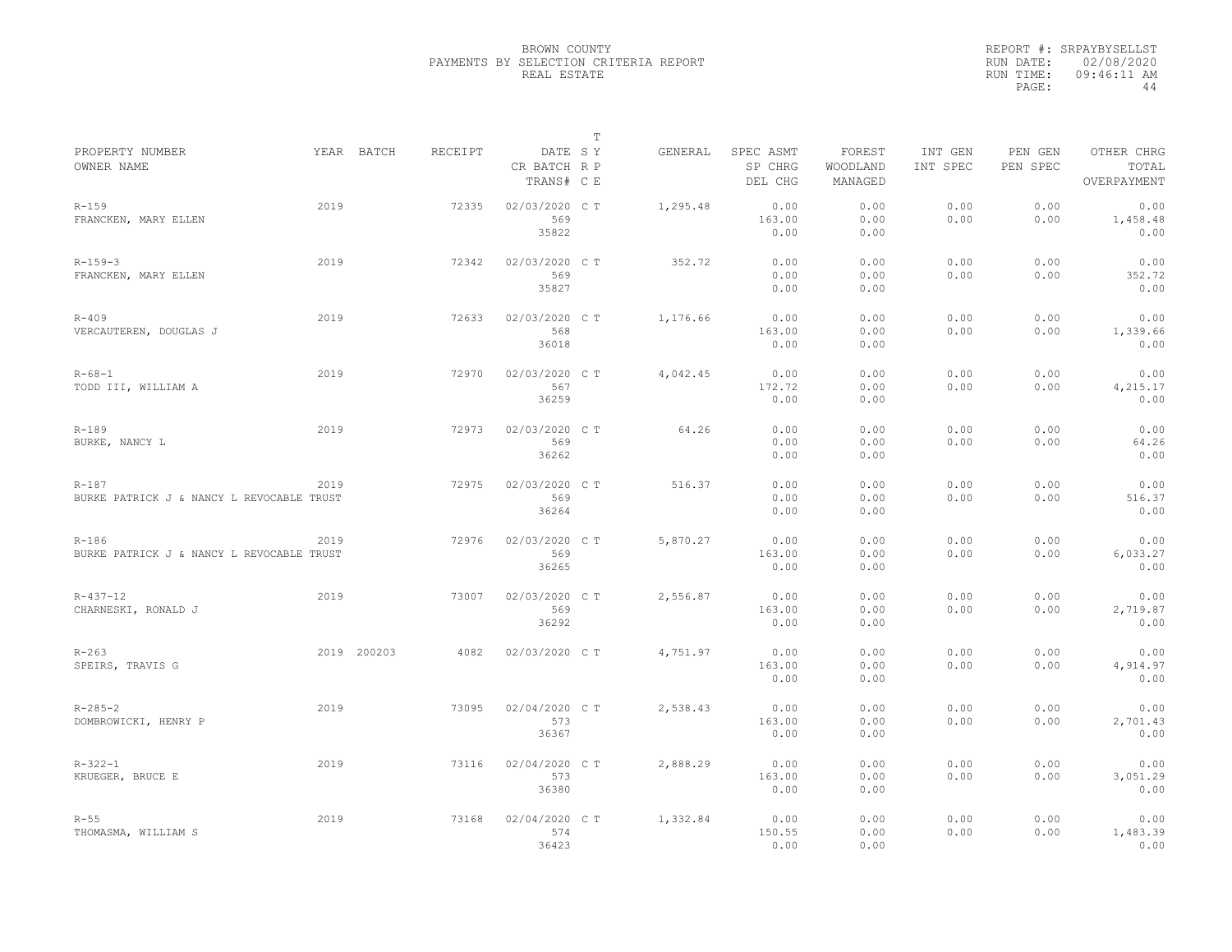BROWN COUNTY
PAYMENTS BY SELECTION CRITERIA REPORT
REAL ESTATE

REPORT #: SRPAYBYSELLST
RUN DATE: 02/08/2020
RUN TIME: 09:46:11 AM

| PROPERTY NUMBER / OWNER NAME | YEAR | BATCH | RECEIPT | DATE / CR BATCH / TRANS# | T SY RP CE | GENERAL | SPEC ASMT / SP CHRG / DEL CHG | FOREST / WOODLAND / MANAGED | INT GEN / INT SPEC | PEN GEN / PEN SPEC | OTHER CHRG / TOTAL / OVERPAYMENT |
|---|---|---|---|---|---|---|---|---|---|---|---|
| R-159 FRANCKEN, MARY ELLEN | 2019 | | 72335 | 02/03/2020 569 35822 | C T | 1,295.48 | 0.00 163.00 0.00 | 0.00 0.00 0.00 | 0.00 0.00 | 0.00 0.00 | 0.00 1,458.48 0.00 |
| R-159-3 FRANCKEN, MARY ELLEN | 2019 | | 72342 | 02/03/2020 569 35827 | C T | 352.72 | 0.00 0.00 0.00 | 0.00 0.00 0.00 | 0.00 0.00 | 0.00 0.00 | 0.00 352.72 0.00 |
| R-409 VERCAUTEREN, DOUGLAS J | 2019 | | 72633 | 02/03/2020 568 36018 | C T | 1,176.66 | 0.00 163.00 0.00 | 0.00 0.00 0.00 | 0.00 0.00 | 0.00 0.00 | 0.00 1,339.66 0.00 |
| R-68-1 TODD III, WILLIAM A | 2019 | | 72970 | 02/03/2020 567 36259 | C T | 4,042.45 | 0.00 172.72 0.00 | 0.00 0.00 0.00 | 0.00 0.00 | 0.00 0.00 | 0.00 4,215.17 0.00 |
| R-189 BURKE, NANCY L | 2019 | | 72973 | 02/03/2020 569 36262 | C T | 64.26 | 0.00 0.00 0.00 | 0.00 0.00 0.00 | 0.00 0.00 | 0.00 0.00 | 0.00 64.26 0.00 |
| R-187 BURKE PATRICK J & NANCY L REVOCABLE TRUST | 2019 | | 72975 | 02/03/2020 569 36264 | C T | 516.37 | 0.00 0.00 0.00 | 0.00 0.00 0.00 | 0.00 0.00 | 0.00 0.00 | 0.00 516.37 0.00 |
| R-186 BURKE PATRICK J & NANCY L REVOCABLE TRUST | 2019 | | 72976 | 02/03/2020 569 36265 | C T | 5,870.27 | 0.00 163.00 0.00 | 0.00 0.00 0.00 | 0.00 0.00 | 0.00 0.00 | 0.00 6,033.27 0.00 |
| R-437-12 CHARNESKI, RONALD J | 2019 | | 73007 | 02/03/2020 569 36292 | C T | 2,556.87 | 0.00 163.00 0.00 | 0.00 0.00 0.00 | 0.00 0.00 | 0.00 0.00 | 0.00 2,719.87 0.00 |
| R-263 SPEIRS, TRAVIS G | 2019 | 200203 | 4082 | 02/03/2020 | C T | 4,751.97 | 0.00 163.00 0.00 | 0.00 0.00 0.00 | 0.00 0.00 | 0.00 0.00 | 0.00 4,914.97 0.00 |
| R-285-2 DOMBROWICKI, HENRY P | 2019 | | 73095 | 02/04/2020 573 36367 | C T | 2,538.43 | 0.00 163.00 0.00 | 0.00 0.00 0.00 | 0.00 0.00 | 0.00 0.00 | 0.00 2,701.43 0.00 |
| R-322-1 KRUEGER, BRUCE E | 2019 | | 73116 | 02/04/2020 573 36380 | C T | 2,888.29 | 0.00 163.00 0.00 | 0.00 0.00 0.00 | 0.00 0.00 | 0.00 0.00 | 0.00 3,051.29 0.00 |
| R-55 THOMASMA, WILLIAM S | 2019 | | 73168 | 02/04/2020 574 36423 | C T | 1,332.84 | 0.00 150.55 0.00 | 0.00 0.00 0.00 | 0.00 0.00 | 0.00 0.00 | 0.00 1,483.39 0.00 |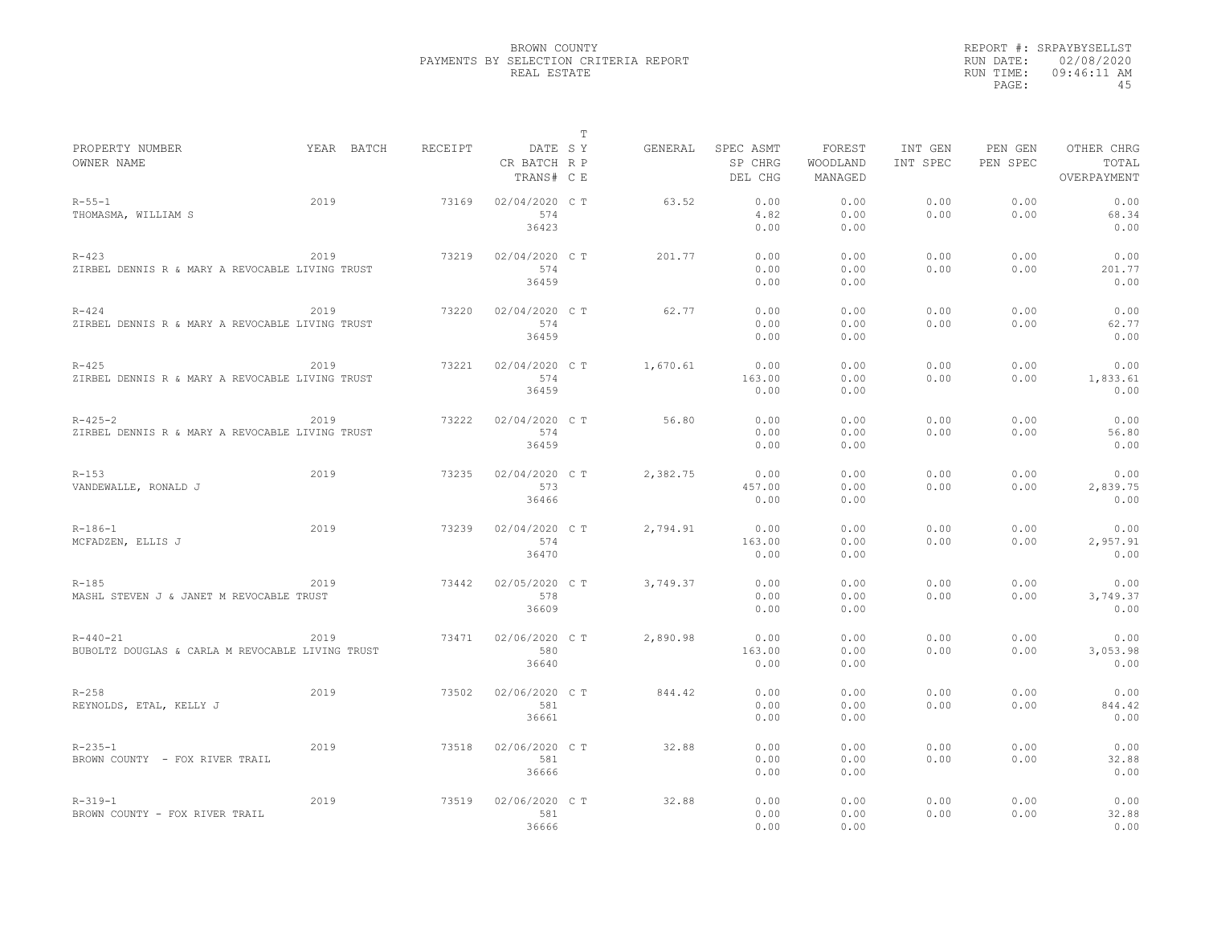BROWN COUNTY
PAYMENTS BY SELECTION CRITERIA REPORT
REAL ESTATE

REPORT #: SRPAYBYSELLST
RUN DATE: 02/08/2020
RUN TIME: 09:46:11 AM

| PROPERTY NUMBER / OWNER NAME | YEAR | BATCH | RECEIPT | DATE / CR BATCH / TRANS# | T SY RP CE | GENERAL | SPEC ASMT / SP CHRG / DEL CHG | FOREST / WOODLAND / MANAGED | INT GEN / INT SPEC | PEN GEN / PEN SPEC | OTHER CHRG / TOTAL / OVERPAYMENT |
|---|---|---|---|---|---|---|---|---|---|---|---|
| R-55-1 THOMASMA, WILLIAM S | 2019 | | 73169 | 02/04/2020 574 36423 | C T | 63.52 | 0.00 4.82 0.00 | 0.00 0.00 0.00 | 0.00 0.00 | 0.00 0.00 | 0.00 68.34 0.00 |
| R-423 ZIRBEL DENNIS R & MARY A REVOCABLE LIVING TRUST | 2019 | | 73219 | 02/04/2020 574 36459 | C T | 201.77 | 0.00 0.00 0.00 | 0.00 0.00 0.00 | 0.00 0.00 | 0.00 0.00 | 0.00 201.77 0.00 |
| R-424 ZIRBEL DENNIS R & MARY A REVOCABLE LIVING TRUST | 2019 | | 73220 | 02/04/2020 574 36459 | C T | 62.77 | 0.00 0.00 0.00 | 0.00 0.00 0.00 | 0.00 0.00 | 0.00 0.00 | 0.00 62.77 0.00 |
| R-425 ZIRBEL DENNIS R & MARY A REVOCABLE LIVING TRUST | 2019 | | 73221 | 02/04/2020 574 36459 | C T | 1,670.61 | 0.00 163.00 0.00 | 0.00 0.00 0.00 | 0.00 0.00 | 0.00 0.00 | 0.00 1,833.61 0.00 |
| R-425-2 ZIRBEL DENNIS R & MARY A REVOCABLE LIVING TRUST | 2019 | | 73222 | 02/04/2020 574 36459 | C T | 56.80 | 0.00 0.00 0.00 | 0.00 0.00 0.00 | 0.00 0.00 | 0.00 0.00 | 0.00 56.80 0.00 |
| R-153 VANDEWALLE, RONALD J | 2019 | | 73235 | 02/04/2020 573 36466 | C T | 2,382.75 | 0.00 457.00 0.00 | 0.00 0.00 0.00 | 0.00 0.00 | 0.00 0.00 | 0.00 2,839.75 0.00 |
| R-186-1 MCFADZEN, ELLIS J | 2019 | | 73239 | 02/04/2020 574 36470 | C T | 2,794.91 | 0.00 163.00 0.00 | 0.00 0.00 0.00 | 0.00 0.00 | 0.00 0.00 | 0.00 2,957.91 0.00 |
| R-185 MASHL STEVEN J & JANET M REVOCABLE TRUST | 2019 | | 73442 | 02/05/2020 578 36609 | C T | 3,749.37 | 0.00 0.00 0.00 | 0.00 0.00 0.00 | 0.00 0.00 | 0.00 0.00 | 0.00 3,749.37 0.00 |
| R-440-21 BUBOLTZ DOUGLAS & CARLA M REVOCABLE LIVING TRUST | 2019 | | 73471 | 02/06/2020 580 36640 | C T | 2,890.98 | 0.00 163.00 0.00 | 0.00 0.00 0.00 | 0.00 0.00 | 0.00 0.00 | 0.00 3,053.98 0.00 |
| R-258 REYNOLDS, ETAL, KELLY J | 2019 | | 73502 | 02/06/2020 581 36661 | C T | 844.42 | 0.00 0.00 0.00 | 0.00 0.00 0.00 | 0.00 0.00 | 0.00 0.00 | 0.00 844.42 0.00 |
| R-235-1 BROWN COUNTY - FOX RIVER TRAIL | 2019 | | 73518 | 02/06/2020 581 36666 | C T | 32.88 | 0.00 0.00 0.00 | 0.00 0.00 0.00 | 0.00 0.00 | 0.00 0.00 | 0.00 32.88 0.00 |
| R-319-1 BROWN COUNTY - FOX RIVER TRAIL | 2019 | | 73519 | 02/06/2020 581 36666 | C T | 32.88 | 0.00 0.00 0.00 | 0.00 0.00 0.00 | 0.00 0.00 | 0.00 0.00 | 0.00 32.88 0.00 |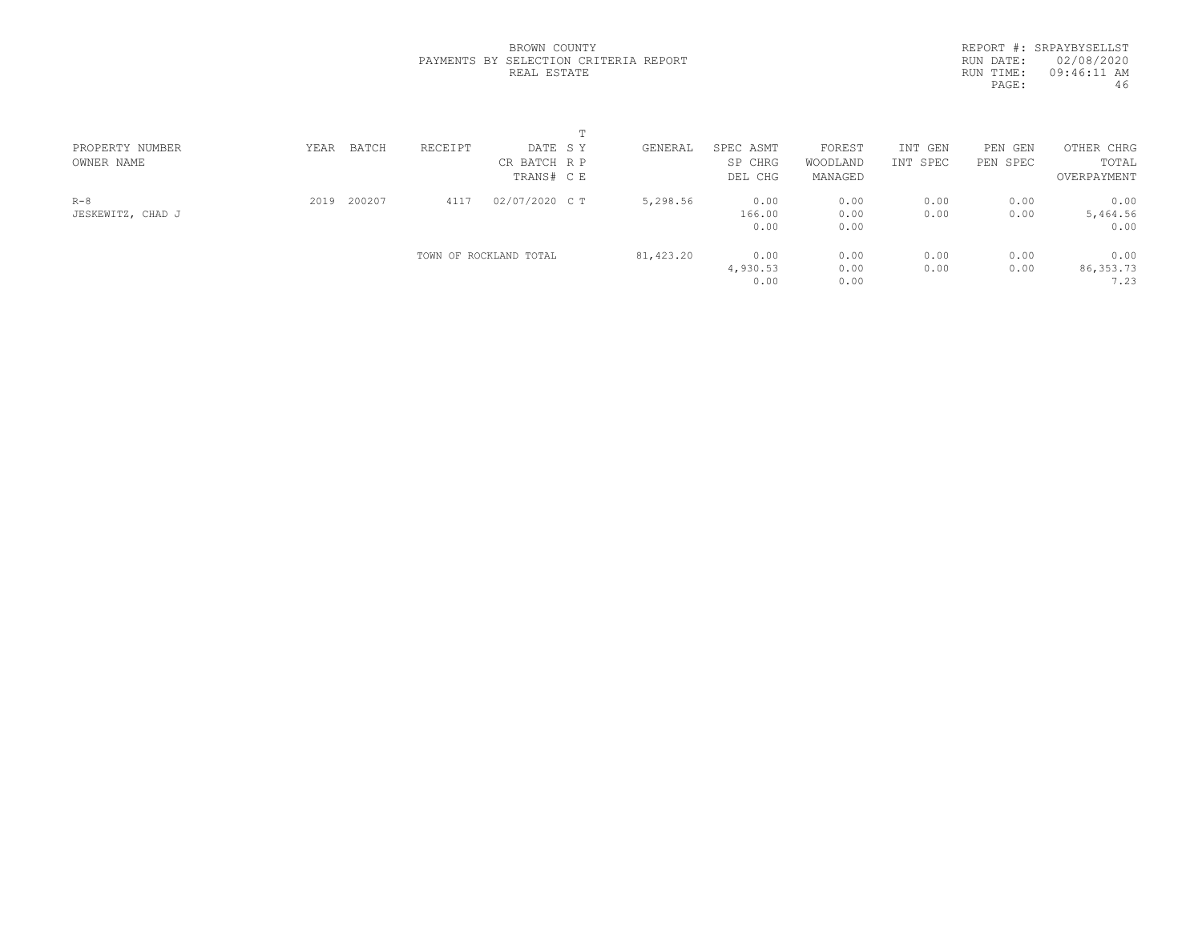BROWN COUNTY
PAYMENTS BY SELECTION CRITERIA REPORT
REAL ESTATE

REPORT #: SRPAYBYSELLST
RUN DATE: 02/08/2020
RUN TIME: 09:46:11 AM

| PROPERTY NUMBER<br>OWNER NAME | YEAR | BATCH | RECEIPT | DATE<br>CR BATCH<br>TRANS# | T<br>S Y<br>R P<br>C E | GENERAL | SPEC ASMT<br>SP CHRG<br>DEL CHG | FOREST<br>WOODLAND<br>MANAGED | INT GEN<br>INT SPEC | PEN GEN<br>PEN SPEC | OTHER CHRG<br>TOTAL<br>OVERPAYMENT |
|---|---|---|---|---|---|---|---|---|---|---|---|
| R-8<br>JESKEWITZ, CHAD J | 2019 | 200207 | 4117 | 02/07/2020 | C T | 5,298.56 | 0.00<br>166.00<br>0.00 | 0.00<br>0.00<br>0.00 | 0.00<br>0.00 | 0.00<br>0.00 | 0.00<br>5,464.56<br>0.00 |
| | | | TOWN OF ROCKLAND TOTAL | | | 81,423.20 | 0.00<br>4,930.53<br>0.00 | 0.00<br>0.00<br>0.00 | 0.00<br>0.00 | 0.00<br>0.00 | 0.00<br>86,353.73<br>7.23 |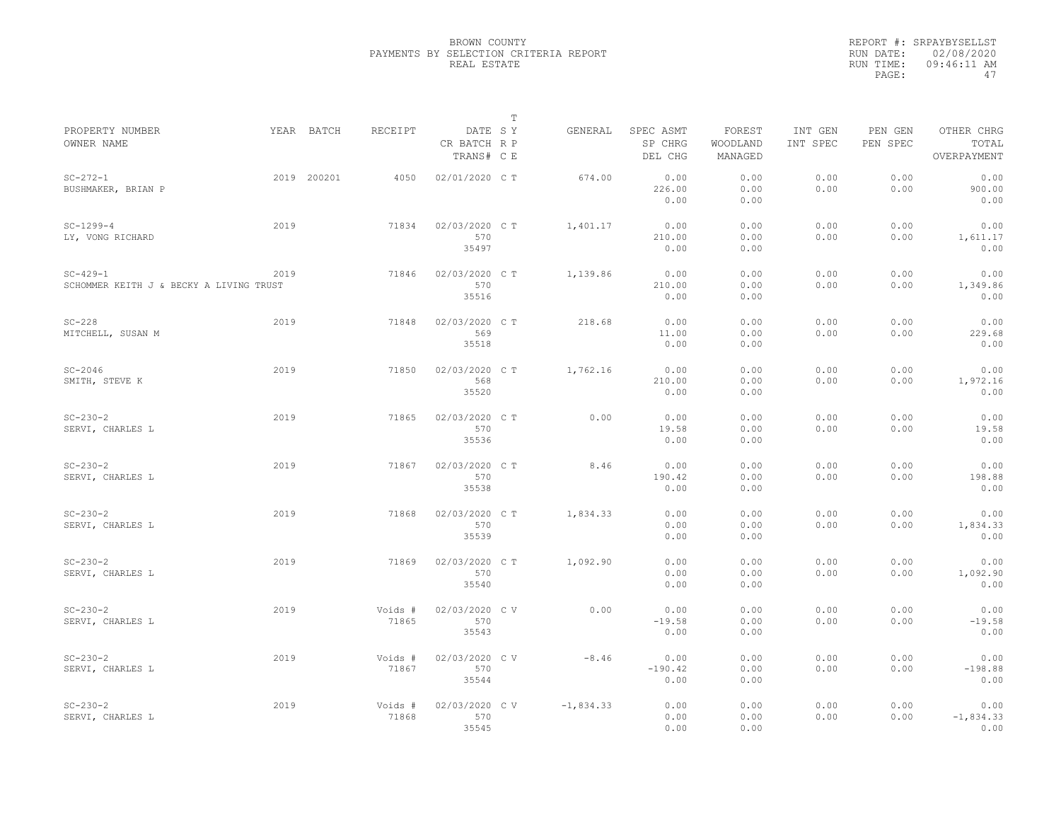BROWN COUNTY
PAYMENTS BY SELECTION CRITERIA REPORT
REAL ESTATE

REPORT #: SRPAYBYSELLST
RUN DATE: 02/08/2020
RUN TIME: 09:46:11 AM
PAGE: 47

| PROPERTY NUMBER / OWNER NAME | YEAR | BATCH | RECEIPT | DATE / CR BATCH / TRANS# | T SY RP CE | GENERAL | SPEC ASMT / SP CHRG / DEL CHG | FOREST / WOODLAND / MANAGED | INT GEN / INT SPEC | PEN GEN / PEN SPEC | OTHER CHRG / TOTAL / OVERPAYMENT |
|---|---|---|---|---|---|---|---|---|---|---|---|
| SC-272-1 BUSHMAKER, BRIAN P | 2019 | 200201 | 4050 | 02/01/2020 | C T | 674.00 | 0.00 / 226.00 / 0.00 | 0.00 / 0.00 / 0.00 | 0.00 / 0.00 | 0.00 / 0.00 | 0.00 / 900.00 / 0.00 |
| SC-1299-4 LY, VONG RICHARD | 2019 | | 71834 | 02/03/2020 / 570 / 35497 | C T | 1,401.17 | 0.00 / 210.00 / 0.00 | 0.00 / 0.00 / 0.00 | 0.00 / 0.00 | 0.00 / 0.00 | 0.00 / 1,611.17 / 0.00 |
| SC-429-1 SCHOMMER KEITH J & BECKY A LIVING TRUST | 2019 | | 71846 | 02/03/2020 / 570 / 35516 | C T | 1,139.86 | 0.00 / 210.00 / 0.00 | 0.00 / 0.00 / 0.00 | 0.00 / 0.00 | 0.00 / 0.00 | 0.00 / 1,349.86 / 0.00 |
| SC-228 MITCHELL, SUSAN M | 2019 | | 71848 | 02/03/2020 / 569 / 35518 | C T | 218.68 | 0.00 / 11.00 / 0.00 | 0.00 / 0.00 / 0.00 | 0.00 / 0.00 | 0.00 / 0.00 | 0.00 / 229.68 / 0.00 |
| SC-2046 SMITH, STEVE K | 2019 | | 71850 | 02/03/2020 / 568 / 35520 | C T | 1,762.16 | 0.00 / 210.00 / 0.00 | 0.00 / 0.00 / 0.00 | 0.00 / 0.00 | 0.00 / 0.00 | 0.00 / 1,972.16 / 0.00 |
| SC-230-2 SERVI, CHARLES L | 2019 | | 71865 | 02/03/2020 / 570 / 35536 | C T | 0.00 | 0.00 / 19.58 / 0.00 | 0.00 / 0.00 / 0.00 | 0.00 / 0.00 | 0.00 / 0.00 | 0.00 / 19.58 / 0.00 |
| SC-230-2 SERVI, CHARLES L | 2019 | | 71867 | 02/03/2020 / 570 / 35538 | C T | 8.46 | 0.00 / 190.42 / 0.00 | 0.00 / 0.00 / 0.00 | 0.00 / 0.00 | 0.00 / 0.00 | 0.00 / 198.88 / 0.00 |
| SC-230-2 SERVI, CHARLES L | 2019 | | 71868 | 02/03/2020 / 570 / 35539 | C T | 1,834.33 | 0.00 / 0.00 / 0.00 | 0.00 / 0.00 / 0.00 | 0.00 / 0.00 | 0.00 / 0.00 | 0.00 / 1,834.33 / 0.00 |
| SC-230-2 SERVI, CHARLES L | 2019 | | 71869 | 02/03/2020 / 570 / 35540 | C T | 1,092.90 | 0.00 / 0.00 / 0.00 | 0.00 / 0.00 / 0.00 | 0.00 / 0.00 | 0.00 / 0.00 | 0.00 / 1,092.90 / 0.00 |
| SC-230-2 SERVI, CHARLES L | 2019 | | Voids # 71865 | 02/03/2020 / 570 / 35543 | C V | 0.00 | 0.00 / -19.58 / 0.00 | 0.00 / 0.00 / 0.00 | 0.00 / 0.00 | 0.00 / 0.00 | 0.00 / -19.58 / 0.00 |
| SC-230-2 SERVI, CHARLES L | 2019 | | Voids # 71867 | 02/03/2020 / 570 / 35544 | C V | -8.46 | 0.00 / -190.42 / 0.00 | 0.00 / 0.00 / 0.00 | 0.00 / 0.00 | 0.00 / 0.00 | 0.00 / -198.88 / 0.00 |
| SC-230-2 SERVI, CHARLES L | 2019 | | Voids # 71868 | 02/03/2020 / 570 / 35545 | C V | -1,834.33 | 0.00 / 0.00 / 0.00 | 0.00 / 0.00 / 0.00 | 0.00 / 0.00 | 0.00 / 0.00 | 0.00 / -1,834.33 / 0.00 |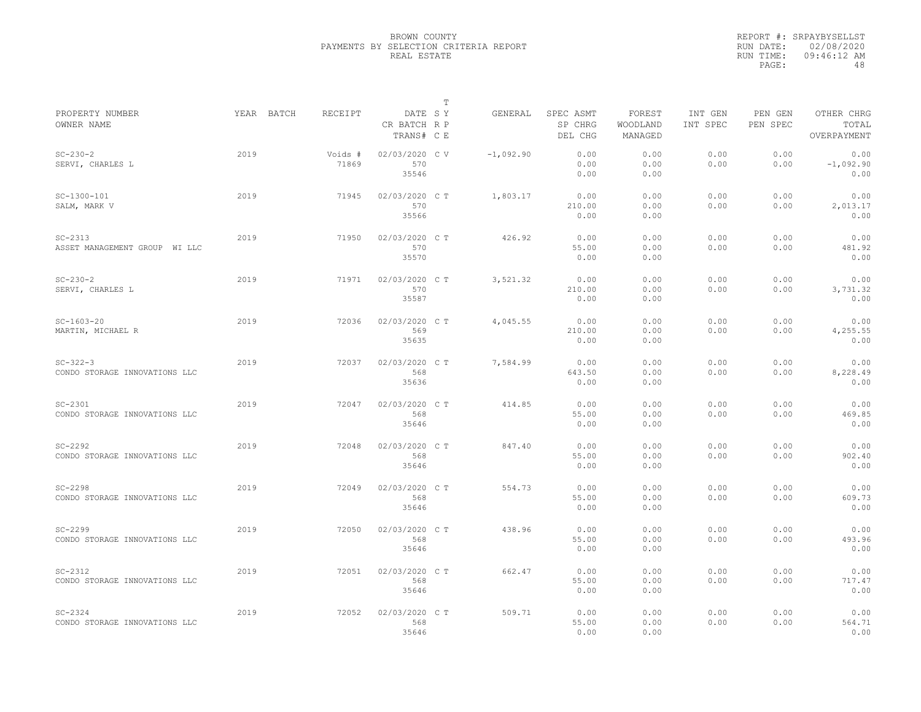BROWN COUNTY
PAYMENTS BY SELECTION CRITERIA REPORT
REAL ESTATE

REPORT #: SRPAYBYSELLST
RUN DATE: 02/08/2020
RUN TIME: 09:46:12 AM
PAGE: 48

| PROPERTY NUMBER<br>OWNER NAME | YEAR | BATCH | RECEIPT | DATE<br>CR BATCH<br>TRANS# | T<br>S Y<br>R P<br>C E | GENERAL | SPEC ASMT<br>SP CHRG<br>DEL CHG | FOREST<br>WOODLAND<br>MANAGED | INT GEN<br>INT SPEC | PEN GEN<br>PEN SPEC | OTHER CHRG<br>TOTAL<br>OVERPAYMENT |
|---|---|---|---|---|---|---|---|---|---|---|---|
| SC-230-2<br>SERVI, CHARLES L | 2019 | | Voids #<br>71869 | 02/03/2020<br>570<br>35546 | C V | -1,092.90 | 0.00<br>0.00<br>0.00 | 0.00<br>0.00<br>0.00 | 0.00<br>0.00 | 0.00<br>0.00 | 0.00<br>-1,092.90<br>0.00 |
| SC-1300-101<br>SALM, MARK V | 2019 | | 71945 | 02/03/2020<br>570<br>35566 | C T | 1,803.17 | 0.00<br>210.00<br>0.00 | 0.00<br>0.00<br>0.00 | 0.00<br>0.00 | 0.00<br>0.00 | 0.00<br>2,013.17<br>0.00 |
| SC-2313<br>ASSET MANAGEMENT GROUP WI LLC | 2019 | | 71950 | 02/03/2020<br>570<br>35570 | C T | 426.92 | 0.00<br>55.00<br>0.00 | 0.00<br>0.00<br>0.00 | 0.00<br>0.00 | 0.00<br>0.00 | 0.00<br>481.92<br>0.00 |
| SC-230-2<br>SERVI, CHARLES L | 2019 | | 71971 | 02/03/2020<br>570<br>35587 | C T | 3,521.32 | 0.00<br>210.00<br>0.00 | 0.00<br>0.00<br>0.00 | 0.00<br>0.00 | 0.00<br>0.00 | 0.00<br>3,731.32<br>0.00 |
| SC-1603-20<br>MARTIN, MICHAEL R | 2019 | | 72036 | 02/03/2020<br>569<br>35635 | C T | 4,045.55 | 0.00<br>210.00<br>0.00 | 0.00<br>0.00<br>0.00 | 0.00<br>0.00 | 0.00<br>0.00 | 0.00<br>4,255.55<br>0.00 |
| SC-322-3<br>CONDO STORAGE INNOVATIONS LLC | 2019 | | 72037 | 02/03/2020<br>568<br>35636 | C T | 7,584.99 | 0.00<br>643.50<br>0.00 | 0.00<br>0.00<br>0.00 | 0.00<br>0.00 | 0.00<br>0.00 | 0.00<br>8,228.49<br>0.00 |
| SC-2301<br>CONDO STORAGE INNOVATIONS LLC | 2019 | | 72047 | 02/03/2020<br>568<br>35646 | C T | 414.85 | 0.00<br>55.00<br>0.00 | 0.00<br>0.00<br>0.00 | 0.00<br>0.00 | 0.00<br>0.00 | 0.00<br>469.85<br>0.00 |
| SC-2292<br>CONDO STORAGE INNOVATIONS LLC | 2019 | | 72048 | 02/03/2020<br>568<br>35646 | C T | 847.40 | 0.00<br>55.00<br>0.00 | 0.00<br>0.00<br>0.00 | 0.00<br>0.00 | 0.00<br>0.00 | 0.00<br>902.40<br>0.00 |
| SC-2298<br>CONDO STORAGE INNOVATIONS LLC | 2019 | | 72049 | 02/03/2020<br>568<br>35646 | C T | 554.73 | 0.00<br>55.00<br>0.00 | 0.00<br>0.00<br>0.00 | 0.00<br>0.00 | 0.00<br>0.00 | 0.00<br>609.73<br>0.00 |
| SC-2299<br>CONDO STORAGE INNOVATIONS LLC | 2019 | | 72050 | 02/03/2020<br>568<br>35646 | C T | 438.96 | 0.00<br>55.00<br>0.00 | 0.00<br>0.00<br>0.00 | 0.00<br>0.00 | 0.00<br>0.00 | 0.00<br>493.96<br>0.00 |
| SC-2312<br>CONDO STORAGE INNOVATIONS LLC | 2019 | | 72051 | 02/03/2020<br>568<br>35646 | C T | 662.47 | 0.00<br>55.00<br>0.00 | 0.00<br>0.00<br>0.00 | 0.00<br>0.00 | 0.00<br>0.00 | 0.00<br>717.47<br>0.00 |
| SC-2324<br>CONDO STORAGE INNOVATIONS LLC | 2019 | | 72052 | 02/03/2020<br>568<br>35646 | C T | 509.71 | 0.00<br>55.00<br>0.00 | 0.00<br>0.00<br>0.00 | 0.00<br>0.00 | 0.00<br>0.00 | 0.00<br>564.71<br>0.00 |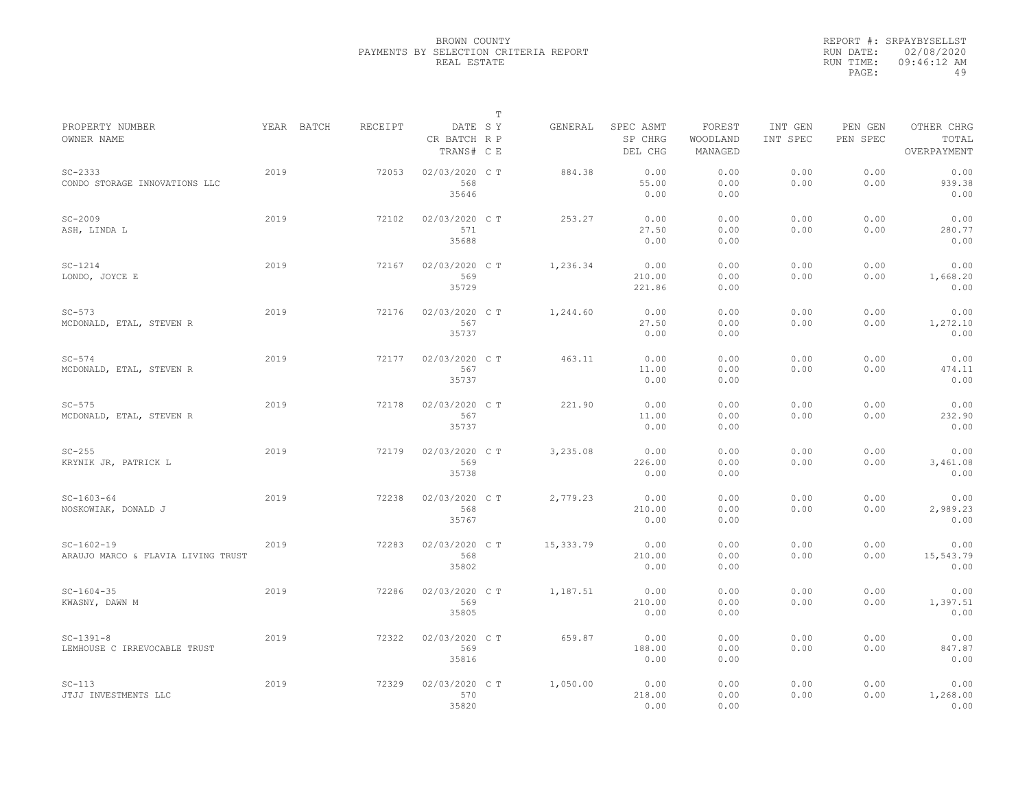BROWN COUNTY
PAYMENTS BY SELECTION CRITERIA REPORT
REAL ESTATE

REPORT #: SRPAYBYSELLST
RUN DATE: 02/08/2020
RUN TIME: 09:46:12 AM

| PROPERTY NUMBER<br>OWNER NAME | YEAR | BATCH | RECEIPT | DATE<br>CR BATCH<br>TRANS# | T SY RP CE | GENERAL | SPEC ASMT<br>SP CHRG<br>DEL CHG | FOREST<br>WOODLAND<br>MANAGED | INT GEN<br>INT SPEC | PEN GEN<br>PEN SPEC | OTHER CHRG<br>TOTAL<br>OVERPAYMENT |
|---|---|---|---|---|---|---|---|---|---|---|---|
| SC-2333<br>CONDO STORAGE INNOVATIONS LLC | 2019 | | 72053 | 02/03/2020<br>568<br>35646 | C T | 884.38 | 0.00<br>55.00<br>0.00 | 0.00<br>0.00<br>0.00 | 0.00<br>0.00 | 0.00<br>0.00 | 0.00<br>939.38<br>0.00 |
| SC-2009<br>ASH, LINDA L | 2019 | | 72102 | 02/03/2020<br>571<br>35688 | C T | 253.27 | 0.00<br>27.50<br>0.00 | 0.00<br>0.00<br>0.00 | 0.00<br>0.00 | 0.00<br>0.00 | 0.00<br>280.77<br>0.00 |
| SC-1214<br>LONDO, JOYCE E | 2019 | | 72167 | 02/03/2020<br>569<br>35729 | C T | 1,236.34 | 0.00<br>210.00<br>221.86 | 0.00<br>0.00<br>0.00 | 0.00<br>0.00 | 0.00<br>0.00 | 0.00<br>1,668.20<br>0.00 |
| SC-573<br>MCDONALD, ETAL, STEVEN R | 2019 | | 72176 | 02/03/2020<br>567<br>35737 | C T | 1,244.60 | 0.00<br>27.50<br>0.00 | 0.00<br>0.00<br>0.00 | 0.00<br>0.00 | 0.00<br>0.00 | 0.00<br>1,272.10<br>0.00 |
| SC-574<br>MCDONALD, ETAL, STEVEN R | 2019 | | 72177 | 02/03/2020<br>567<br>35737 | C T | 463.11 | 0.00<br>11.00<br>0.00 | 0.00<br>0.00<br>0.00 | 0.00<br>0.00 | 0.00<br>0.00 | 0.00<br>474.11<br>0.00 |
| SC-575<br>MCDONALD, ETAL, STEVEN R | 2019 | | 72178 | 02/03/2020<br>567<br>35737 | C T | 221.90 | 0.00<br>11.00<br>0.00 | 0.00<br>0.00<br>0.00 | 0.00<br>0.00 | 0.00<br>0.00 | 0.00<br>232.90<br>0.00 |
| SC-255<br>KRYNIK JR, PATRICK L | 2019 | | 72179 | 02/03/2020<br>569<br>35738 | C T | 3,235.08 | 0.00<br>226.00<br>0.00 | 0.00<br>0.00<br>0.00 | 0.00<br>0.00 | 0.00<br>0.00 | 0.00<br>3,461.08<br>0.00 |
| SC-1603-64<br>NOSKOWIAK, DONALD J | 2019 | | 72238 | 02/03/2020<br>568<br>35767 | C T | 2,779.23 | 0.00<br>210.00<br>0.00 | 0.00<br>0.00<br>0.00 | 0.00<br>0.00 | 0.00<br>0.00 | 0.00<br>2,989.23<br>0.00 |
| SC-1602-19<br>ARAUJO MARCO & FLAVIA LIVING TRUST | 2019 | | 72283 | 02/03/2020<br>568<br>35802 | C T | 15,333.79 | 0.00<br>210.00<br>0.00 | 0.00<br>0.00<br>0.00 | 0.00<br>0.00 | 0.00<br>0.00 | 0.00<br>15,543.79<br>0.00 |
| SC-1604-35<br>KWASNY, DAWN M | 2019 | | 72286 | 02/03/2020<br>569<br>35805 | C T | 1,187.51 | 0.00<br>210.00<br>0.00 | 0.00<br>0.00<br>0.00 | 0.00<br>0.00 | 0.00<br>0.00 | 0.00<br>1,397.51<br>0.00 |
| SC-1391-8<br>LEMHOUSE C IRREVOCABLE TRUST | 2019 | | 72322 | 02/03/2020<br>569<br>35816 | C T | 659.87 | 0.00<br>188.00<br>0.00 | 0.00<br>0.00<br>0.00 | 0.00<br>0.00 | 0.00<br>0.00 | 0.00<br>847.87<br>0.00 |
| SC-113<br>JTJJ INVESTMENTS LLC | 2019 | | 72329 | 02/03/2020<br>570<br>35820 | C T | 1,050.00 | 0.00<br>218.00<br>0.00 | 0.00<br>0.00<br>0.00 | 0.00<br>0.00 | 0.00<br>0.00 | 0.00<br>1,268.00<br>0.00 |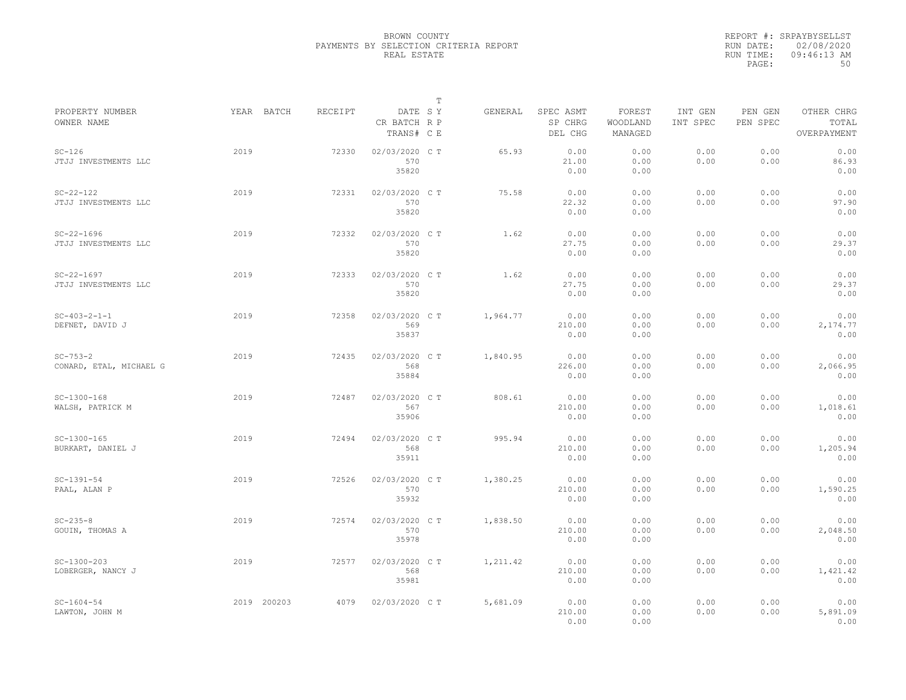BROWN COUNTY
PAYMENTS BY SELECTION CRITERIA REPORT
REAL ESTATE

REPORT #: SRPAYBYSELLST
RUN DATE: 02/08/2020
RUN TIME: 09:46:13 AM

| PROPERTY NUMBER / OWNER NAME | YEAR | BATCH | RECEIPT | DATE / CR BATCH / TRANS# | T S Y / R P / C E | GENERAL | SPEC ASMT / SP CHRG / DEL CHG | FOREST / WOODLAND / MANAGED | INT GEN / INT SPEC | PEN GEN / PEN SPEC | OTHER CHRG / TOTAL / OVERPAYMENT |
|---|---|---|---|---|---|---|---|---|---|---|---|
| SC-126 / JTJJ INVESTMENTS LLC | 2019 | | 72330 | 02/03/2020 / 570 / 35820 | C T | 65.93 | 0.00 / 21.00 / 0.00 | 0.00 / 0.00 / 0.00 | 0.00 / 0.00 | 0.00 / 0.00 | 0.00 / 86.93 / 0.00 |
| SC-22-122 / JTJJ INVESTMENTS LLC | 2019 | | 72331 | 02/03/2020 / 570 / 35820 | C T | 75.58 | 0.00 / 22.32 / 0.00 | 0.00 / 0.00 / 0.00 | 0.00 / 0.00 | 0.00 / 0.00 | 0.00 / 97.90 / 0.00 |
| SC-22-1696 / JTJJ INVESTMENTS LLC | 2019 | | 72332 | 02/03/2020 / 570 / 35820 | C T | 1.62 | 0.00 / 27.75 / 0.00 | 0.00 / 0.00 / 0.00 | 0.00 / 0.00 | 0.00 / 0.00 | 0.00 / 29.37 / 0.00 |
| SC-22-1697 / JTJJ INVESTMENTS LLC | 2019 | | 72333 | 02/03/2020 / 570 / 35820 | C T | 1.62 | 0.00 / 27.75 / 0.00 | 0.00 / 0.00 / 0.00 | 0.00 / 0.00 | 0.00 / 0.00 | 0.00 / 29.37 / 0.00 |
| SC-403-2-1-1 / DEFNET, DAVID J | 2019 | | 72358 | 02/03/2020 / 569 / 35837 | C T | 1,964.77 | 0.00 / 210.00 / 0.00 | 0.00 / 0.00 / 0.00 | 0.00 / 0.00 | 0.00 / 0.00 | 0.00 / 2,174.77 / 0.00 |
| SC-753-2 / CONARD, ETAL, MICHAEL G | 2019 | | 72435 | 02/03/2020 / 568 / 35884 | C T | 1,840.95 | 0.00 / 226.00 / 0.00 | 0.00 / 0.00 / 0.00 | 0.00 / 0.00 | 0.00 / 0.00 | 0.00 / 2,066.95 / 0.00 |
| SC-1300-168 / WALSH, PATRICK M | 2019 | | 72487 | 02/03/2020 / 567 / 35906 | C T | 808.61 | 0.00 / 210.00 / 0.00 | 0.00 / 0.00 / 0.00 | 0.00 / 0.00 | 0.00 / 0.00 | 0.00 / 1,018.61 / 0.00 |
| SC-1300-165 / BURKART, DANIEL J | 2019 | | 72494 | 02/03/2020 / 568 / 35911 | C T | 995.94 | 0.00 / 210.00 / 0.00 | 0.00 / 0.00 / 0.00 | 0.00 / 0.00 | 0.00 / 0.00 | 0.00 / 1,205.94 / 0.00 |
| SC-1391-54 / PAAL, ALAN P | 2019 | | 72526 | 02/03/2020 / 570 / 35932 | C T | 1,380.25 | 0.00 / 210.00 / 0.00 | 0.00 / 0.00 / 0.00 | 0.00 / 0.00 | 0.00 / 0.00 | 0.00 / 1,590.25 / 0.00 |
| SC-235-8 / GOUIN, THOMAS A | 2019 | | 72574 | 02/03/2020 / 570 / 35978 | C T | 1,838.50 | 0.00 / 210.00 / 0.00 | 0.00 / 0.00 / 0.00 | 0.00 / 0.00 | 0.00 / 0.00 | 0.00 / 2,048.50 / 0.00 |
| SC-1300-203 / LOBERGER, NANCY J | 2019 | | 72577 | 02/03/2020 / 568 / 35981 | C T | 1,211.42 | 0.00 / 210.00 / 0.00 | 0.00 / 0.00 / 0.00 | 0.00 / 0.00 | 0.00 / 0.00 | 0.00 / 1,421.42 / 0.00 |
| SC-1604-54 / LAWTON, JOHN M | 2019 | 200203 | 4079 | 02/03/2020 | C T | 5,681.09 | 0.00 / 210.00 / 0.00 | 0.00 / 0.00 / 0.00 | 0.00 / 0.00 | 0.00 / 0.00 | 0.00 / 5,891.09 / 0.00 |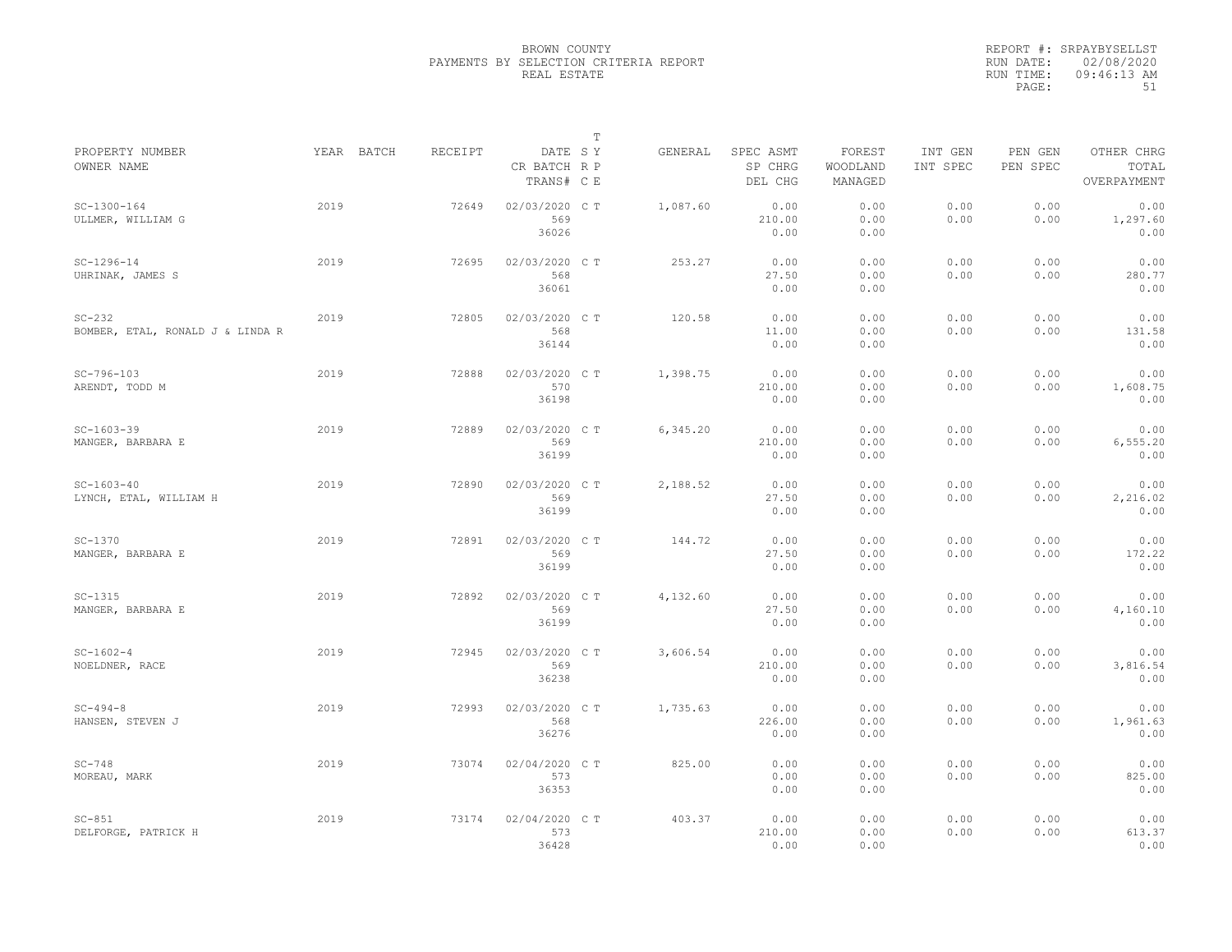BROWN COUNTY
PAYMENTS BY SELECTION CRITERIA REPORT
REAL ESTATE

REPORT #: SRPAYBYSELLST
RUN DATE: 02/08/2020
RUN TIME: 09:46:13 AM

| PROPERTY NUMBER<br>OWNER NAME | YEAR | BATCH | RECEIPT | DATE<br>CR BATCH<br>TRANS# | T<br>S Y<br>R P<br>C E | GENERAL | SPEC ASMT<br>SP CHRG<br>DEL CHG | FOREST<br>WOODLAND<br>MANAGED | INT GEN<br>INT SPEC | PEN GEN<br>PEN SPEC | OTHER CHRG<br>TOTAL<br>OVERPAYMENT |
|---|---|---|---|---|---|---|---|---|---|---|---|
| SC-1300-164<br>ULLMER, WILLIAM G | 2019 | | 72649 | 02/03/2020<br>569<br>36026 | C T | 1,087.60 | 0.00<br>210.00<br>0.00 | 0.00<br>0.00<br>0.00 | 0.00<br>0.00 | 0.00<br>0.00 | 0.00<br>1,297.60<br>0.00 |
| SC-1296-14<br>UHRINAK, JAMES S | 2019 | | 72695 | 02/03/2020<br>568<br>36061 | C T | 253.27 | 0.00<br>27.50<br>0.00 | 0.00<br>0.00<br>0.00 | 0.00<br>0.00 | 0.00<br>0.00 | 0.00<br>280.77<br>0.00 |
| SC-232<br>BOMBER, ETAL, RONALD J & LINDA R | 2019 | | 72805 | 02/03/2020<br>568<br>36144 | C T | 120.58 | 0.00<br>11.00<br>0.00 | 0.00<br>0.00<br>0.00 | 0.00<br>0.00 | 0.00<br>0.00 | 0.00<br>131.58<br>0.00 |
| SC-796-103<br>ARENDT, TODD M | 2019 | | 72888 | 02/03/2020<br>570<br>36198 | C T | 1,398.75 | 0.00<br>210.00<br>0.00 | 0.00<br>0.00<br>0.00 | 0.00<br>0.00 | 0.00<br>0.00 | 0.00<br>1,608.75<br>0.00 |
| SC-1603-39<br>MANGER, BARBARA E | 2019 | | 72889 | 02/03/2020<br>569<br>36199 | C T | 6,345.20 | 0.00<br>210.00<br>0.00 | 0.00<br>0.00<br>0.00 | 0.00<br>0.00 | 0.00<br>0.00 | 0.00<br>6,555.20<br>0.00 |
| SC-1603-40<br>LYNCH, ETAL, WILLIAM H | 2019 | | 72890 | 02/03/2020<br>569<br>36199 | C T | 2,188.52 | 0.00<br>27.50<br>0.00 | 0.00<br>0.00<br>0.00 | 0.00<br>0.00 | 0.00<br>0.00 | 0.00<br>2,216.02<br>0.00 |
| SC-1370<br>MANGER, BARBARA E | 2019 | | 72891 | 02/03/2020<br>569<br>36199 | C T | 144.72 | 0.00<br>27.50<br>0.00 | 0.00<br>0.00<br>0.00 | 0.00<br>0.00 | 0.00<br>0.00 | 0.00<br>172.22<br>0.00 |
| SC-1315<br>MANGER, BARBARA E | 2019 | | 72892 | 02/03/2020<br>569<br>36199 | C T | 4,132.60 | 0.00<br>27.50<br>0.00 | 0.00<br>0.00<br>0.00 | 0.00<br>0.00 | 0.00<br>0.00 | 0.00<br>4,160.10<br>0.00 |
| SC-1602-4<br>NOELDNER, RACE | 2019 | | 72945 | 02/03/2020<br>569<br>36238 | C T | 3,606.54 | 0.00<br>210.00<br>0.00 | 0.00<br>0.00<br>0.00 | 0.00<br>0.00 | 0.00<br>0.00 | 0.00<br>3,816.54<br>0.00 |
| SC-494-8<br>HANSEN, STEVEN J | 2019 | | 72993 | 02/03/2020<br>568<br>36276 | C T | 1,735.63 | 0.00<br>226.00<br>0.00 | 0.00<br>0.00<br>0.00 | 0.00<br>0.00 | 0.00<br>0.00 | 0.00<br>1,961.63<br>0.00 |
| SC-748<br>MOREAU, MARK | 2019 | | 73074 | 02/04/2020<br>573<br>36353 | C T | 825.00 | 0.00<br>0.00<br>0.00 | 0.00<br>0.00<br>0.00 | 0.00<br>0.00 | 0.00<br>0.00 | 0.00<br>825.00<br>0.00 |
| SC-851<br>DELFORGE, PATRICK H | 2019 | | 73174 | 02/04/2020<br>573<br>36428 | C T | 403.37 | 0.00<br>210.00<br>0.00 | 0.00<br>0.00<br>0.00 | 0.00<br>0.00 | 0.00<br>0.00 | 0.00<br>613.37<br>0.00 |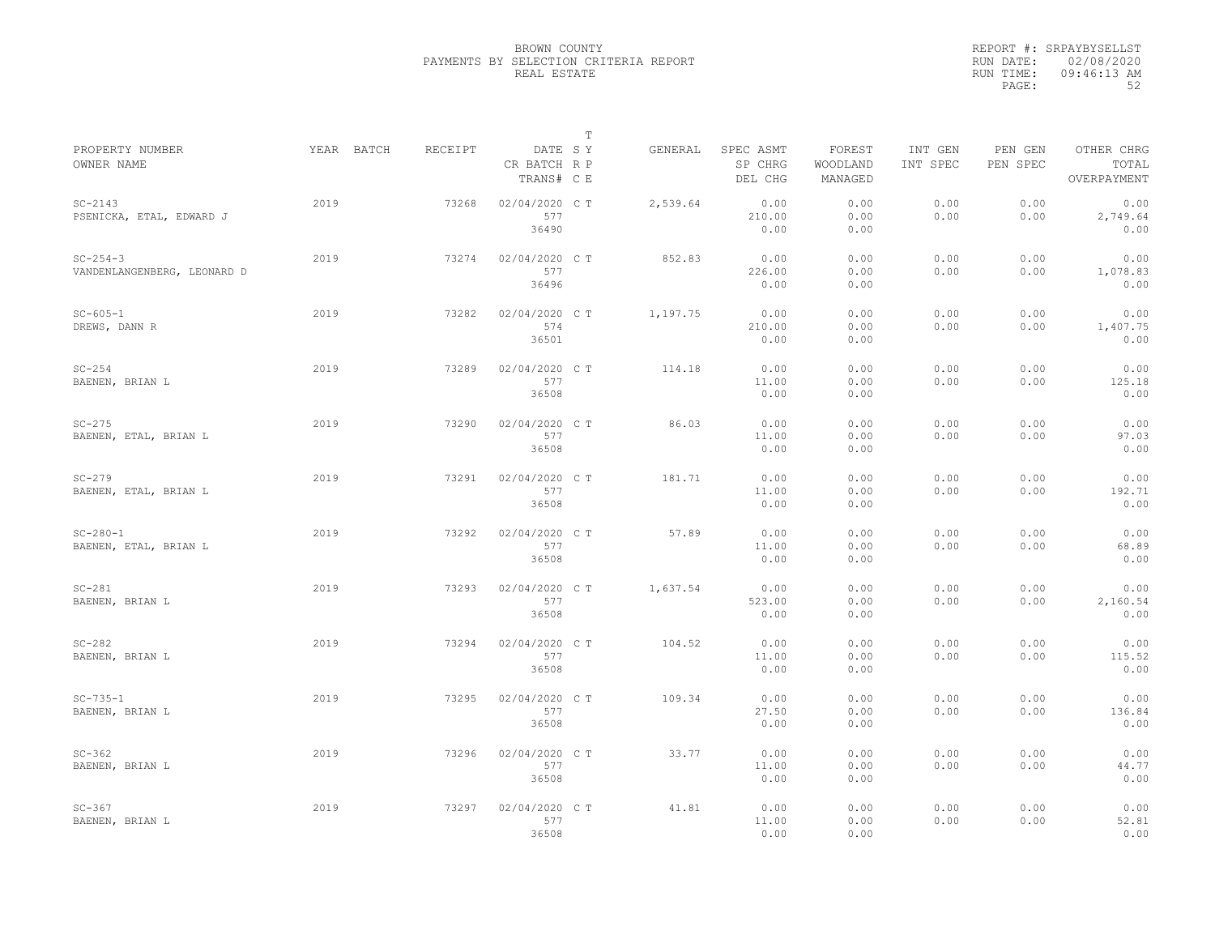BROWN COUNTY
PAYMENTS BY SELECTION CRITERIA REPORT
REAL ESTATE

REPORT #: SRPAYBYSELLST
RUN DATE: 02/08/2020
RUN TIME: 09:46:13 AM

| PROPERTY NUMBER / OWNER NAME | YEAR | BATCH | RECEIPT | DATE / CR BATCH / TRANS# | T S Y R P C E | GENERAL | SPEC ASMT / SP CHRG / DEL CHG | FOREST / WOODLAND / MANAGED | INT GEN / INT SPEC | PEN GEN / PEN SPEC | OTHER CHRG / TOTAL / OVERPAYMENT |
|---|---|---|---|---|---|---|---|---|---|---|---|
| SC-2143 / PSENICKA, ETAL, EDWARD J | 2019 | | 73268 | 02/04/2020 / 577 / 36490 | C T | 2,539.64 | 0.00 / 210.00 / 0.00 | 0.00 / 0.00 / 0.00 | 0.00 / 0.00 | 0.00 / 0.00 | 0.00 / 2,749.64 / 0.00 |
| SC-254-3 / VANDENLANGENBERG, LEONARD D | 2019 | | 73274 | 02/04/2020 / 577 / 36496 | C T | 852.83 | 0.00 / 226.00 / 0.00 | 0.00 / 0.00 / 0.00 | 0.00 / 0.00 | 0.00 / 0.00 | 0.00 / 1,078.83 / 0.00 |
| SC-605-1 / DREWS, DANN R | 2019 | | 73282 | 02/04/2020 / 574 / 36501 | C T | 1,197.75 | 0.00 / 210.00 / 0.00 | 0.00 / 0.00 / 0.00 | 0.00 / 0.00 | 0.00 / 0.00 | 0.00 / 1,407.75 / 0.00 |
| SC-254 / BAENEN, BRIAN L | 2019 | | 73289 | 02/04/2020 / 577 / 36508 | C T | 114.18 | 0.00 / 11.00 / 0.00 | 0.00 / 0.00 / 0.00 | 0.00 / 0.00 | 0.00 / 0.00 | 0.00 / 125.18 / 0.00 |
| SC-275 / BAENEN, ETAL, BRIAN L | 2019 | | 73290 | 02/04/2020 / 577 / 36508 | C T | 86.03 | 0.00 / 11.00 / 0.00 | 0.00 / 0.00 / 0.00 | 0.00 / 0.00 | 0.00 / 0.00 | 0.00 / 97.03 / 0.00 |
| SC-279 / BAENEN, ETAL, BRIAN L | 2019 | | 73291 | 02/04/2020 / 577 / 36508 | C T | 181.71 | 0.00 / 11.00 / 0.00 | 0.00 / 0.00 / 0.00 | 0.00 / 0.00 | 0.00 / 0.00 | 0.00 / 192.71 / 0.00 |
| SC-280-1 / BAENEN, ETAL, BRIAN L | 2019 | | 73292 | 02/04/2020 / 577 / 36508 | C T | 57.89 | 0.00 / 11.00 / 0.00 | 0.00 / 0.00 / 0.00 | 0.00 / 0.00 | 0.00 / 0.00 | 0.00 / 68.89 / 0.00 |
| SC-281 / BAENEN, BRIAN L | 2019 | | 73293 | 02/04/2020 / 577 / 36508 | C T | 1,637.54 | 0.00 / 523.00 / 0.00 | 0.00 / 0.00 / 0.00 | 0.00 / 0.00 | 0.00 / 0.00 | 0.00 / 2,160.54 / 0.00 |
| SC-282 / BAENEN, BRIAN L | 2019 | | 73294 | 02/04/2020 / 577 / 36508 | C T | 104.52 | 0.00 / 11.00 / 0.00 | 0.00 / 0.00 / 0.00 | 0.00 / 0.00 | 0.00 / 0.00 | 0.00 / 115.52 / 0.00 |
| SC-735-1 / BAENEN, BRIAN L | 2019 | | 73295 | 02/04/2020 / 577 / 36508 | C T | 109.34 | 0.00 / 27.50 / 0.00 | 0.00 / 0.00 / 0.00 | 0.00 / 0.00 | 0.00 / 0.00 | 0.00 / 136.84 / 0.00 |
| SC-362 / BAENEN, BRIAN L | 2019 | | 73296 | 02/04/2020 / 577 / 36508 | C T | 33.77 | 0.00 / 11.00 / 0.00 | 0.00 / 0.00 / 0.00 | 0.00 / 0.00 | 0.00 / 0.00 | 0.00 / 44.77 / 0.00 |
| SC-367 / BAENEN, BRIAN L | 2019 | | 73297 | 02/04/2020 / 577 / 36508 | C T | 41.81 | 0.00 / 11.00 / 0.00 | 0.00 / 0.00 / 0.00 | 0.00 / 0.00 | 0.00 / 0.00 | 0.00 / 52.81 / 0.00 |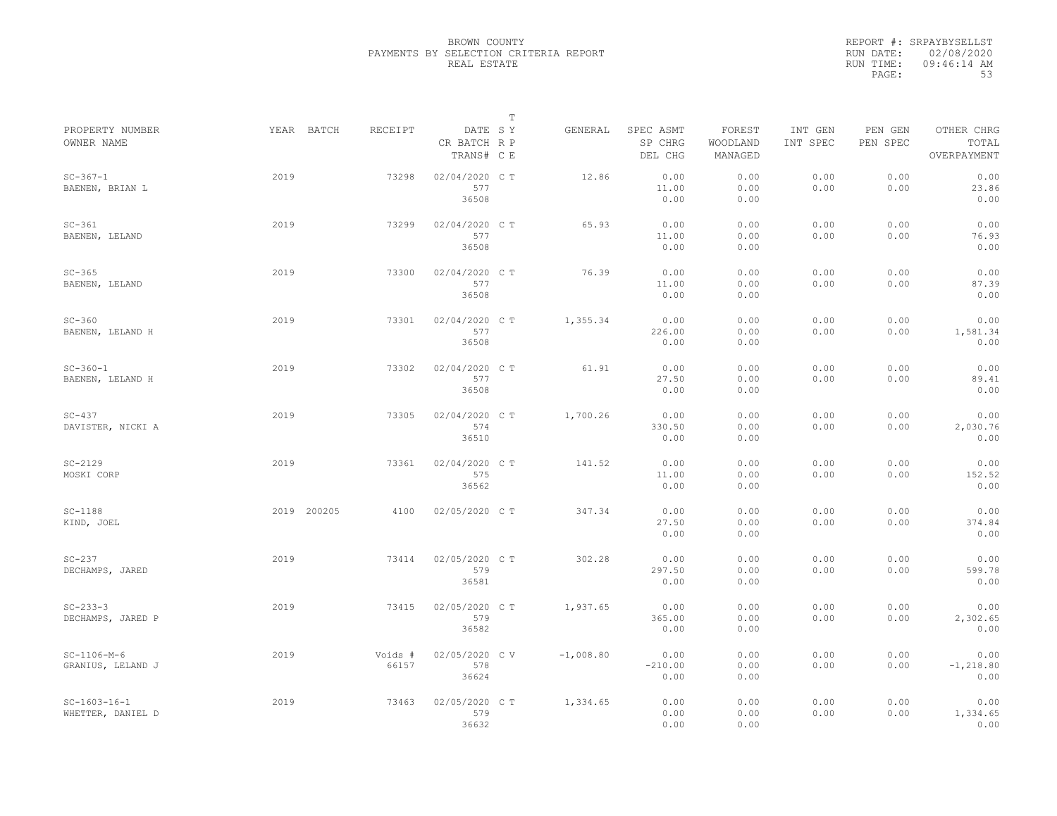BROWN COUNTY
PAYMENTS BY SELECTION CRITERIA REPORT
REAL ESTATE

REPORT #: SRPAYBYSELLST
RUN DATE: 02/08/2020
RUN TIME: 09:46:14 AM

| PROPERTY NUMBER<br>OWNER NAME | YEAR | BATCH | RECEIPT | DATE<br>CR BATCH<br>TRANS# | T<br>S Y<br>R P<br>C E | GENERAL | SPEC ASMT<br>SP CHRG<br>DEL CHG | FOREST<br>WOODLAND<br>MANAGED | INT GEN<br>INT SPEC | PEN GEN<br>PEN SPEC | OTHER CHRG<br>TOTAL<br>OVERPAYMENT |
|---|---|---|---|---|---|---|---|---|---|---|---|
| SC-367-1<br>BAENEN, BRIAN L | 2019 | | 73298 | 02/04/2020<br>577<br>36508 | C T | 12.86 | 0.00<br>11.00<br>0.00 | 0.00<br>0.00<br>0.00 | 0.00<br>0.00 | 0.00<br>0.00 | 0.00<br>23.86<br>0.00 |
| SC-361<br>BAENEN, LELAND | 2019 | | 73299 | 02/04/2020<br>577<br>36508 | C T | 65.93 | 0.00<br>11.00<br>0.00 | 0.00<br>0.00<br>0.00 | 0.00<br>0.00 | 0.00<br>0.00 | 0.00<br>76.93<br>0.00 |
| SC-365<br>BAENEN, LELAND | 2019 | | 73300 | 02/04/2020<br>577<br>36508 | C T | 76.39 | 0.00<br>11.00<br>0.00 | 0.00<br>0.00<br>0.00 | 0.00<br>0.00 | 0.00<br>0.00 | 0.00<br>87.39<br>0.00 |
| SC-360<br>BAENEN, LELAND H | 2019 | | 73301 | 02/04/2020<br>577<br>36508 | C T | 1,355.34 | 0.00<br>226.00<br>0.00 | 0.00<br>0.00<br>0.00 | 0.00<br>0.00 | 0.00<br>0.00 | 0.00<br>1,581.34<br>0.00 |
| SC-360-1<br>BAENEN, LELAND H | 2019 | | 73302 | 02/04/2020<br>577<br>36508 | C T | 61.91 | 0.00<br>27.50<br>0.00 | 0.00<br>0.00<br>0.00 | 0.00<br>0.00 | 0.00<br>0.00 | 0.00<br>89.41<br>0.00 |
| SC-437<br>DAVISTER, NICKI A | 2019 | | 73305 | 02/04/2020<br>574<br>36510 | C T | 1,700.26 | 0.00<br>330.50<br>0.00 | 0.00<br>0.00<br>0.00 | 0.00<br>0.00 | 0.00<br>0.00 | 0.00<br>2,030.76<br>0.00 |
| SC-2129<br>MOSKI CORP | 2019 | | 73361 | 02/04/2020<br>575<br>36562 | C T | 141.52 | 0.00<br>11.00<br>0.00 | 0.00<br>0.00<br>0.00 | 0.00<br>0.00 | 0.00<br>0.00 | 0.00<br>152.52<br>0.00 |
| SC-1188<br>KIND, JOEL | 2019 | 200205 | 4100 | 02/05/2020 | C T | 347.34 | 0.00<br>27.50<br>0.00 | 0.00<br>0.00<br>0.00 | 0.00<br>0.00 | 0.00<br>0.00 | 0.00<br>374.84<br>0.00 |
| SC-237<br>DECHAMPS, JARED | 2019 | | 73414 | 02/05/2020<br>579<br>36581 | C T | 302.28 | 0.00<br>297.50<br>0.00 | 0.00<br>0.00<br>0.00 | 0.00<br>0.00 | 0.00<br>0.00 | 0.00<br>599.78<br>0.00 |
| SC-233-3<br>DECHAMPS, JARED P | 2019 | | 73415 | 02/05/2020<br>579<br>36582 | C T | 1,937.65 | 0.00<br>365.00<br>0.00 | 0.00<br>0.00<br>0.00 | 0.00<br>0.00 | 0.00<br>0.00 | 0.00<br>2,302.65<br>0.00 |
| SC-1106-M-6<br>GRANIUS, LELAND J | 2019 | | Voids #<br>66157 | 02/05/2020<br>578<br>36624 | C V | -1,008.80 | 0.00<br>-210.00<br>0.00 | 0.00<br>0.00<br>0.00 | 0.00<br>0.00 | 0.00<br>0.00 | 0.00<br>-1,218.80<br>0.00 |
| SC-1603-16-1<br>WHETTER, DANIEL D | 2019 | | 73463 | 02/05/2020<br>579<br>36632 | C T | 1,334.65 | 0.00<br>0.00<br>0.00 | 0.00<br>0.00<br>0.00 | 0.00<br>0.00 | 0.00<br>0.00 | 0.00<br>1,334.65<br>0.00 |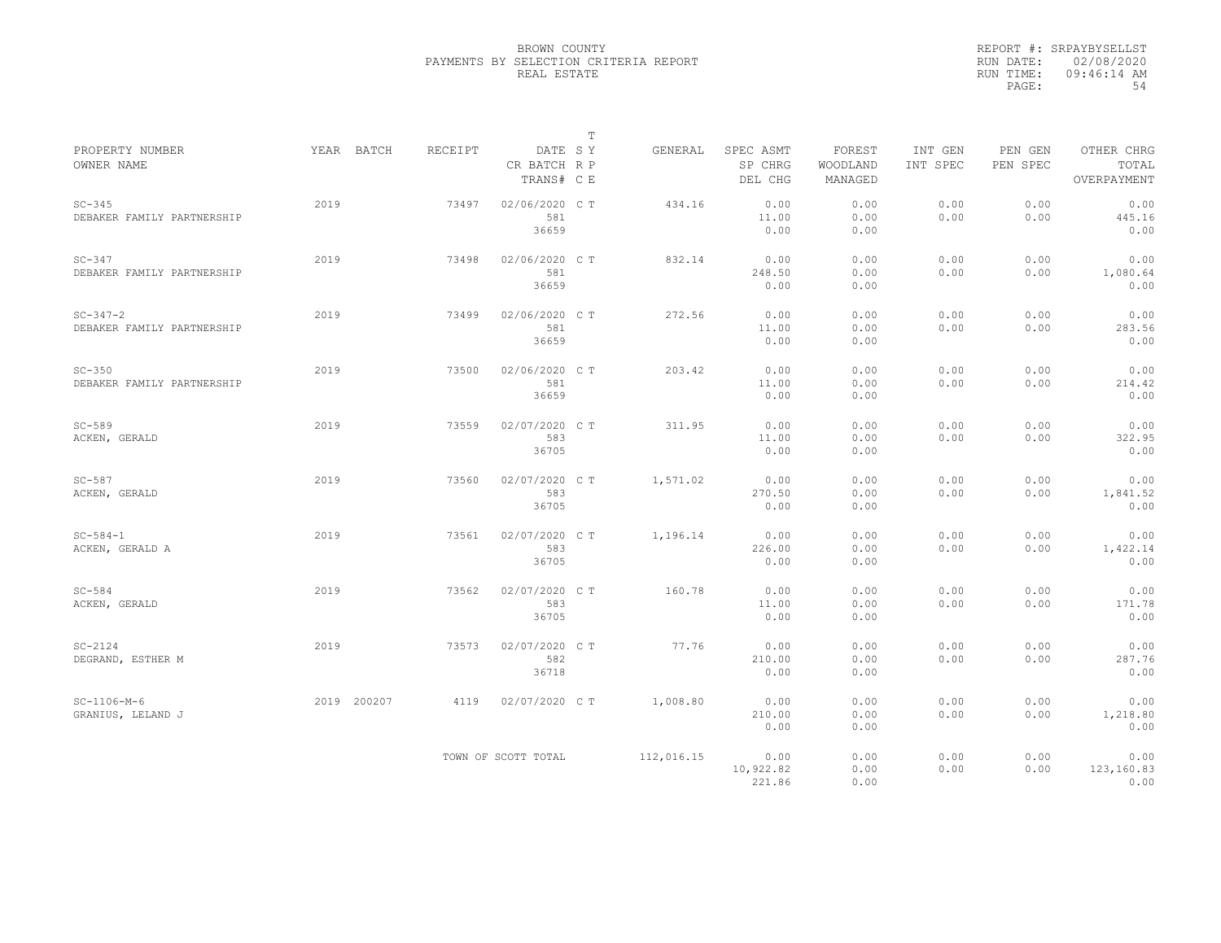BROWN COUNTY
PAYMENTS BY SELECTION CRITERIA REPORT
REAL ESTATE

REPORT #: SRPAYBYSELLST
RUN DATE: 02/08/2020
RUN TIME: 09:46:14 AM

| PROPERTY NUMBER<br>OWNER NAME | YEAR | BATCH | RECEIPT | DATE<br>CR BATCH<br>TRANS# | T<br>S Y<br>R P<br>C E | GENERAL | SPEC ASMT<br>SP CHRG<br>DEL CHG | FOREST<br>WOODLAND<br>MANAGED | INT GEN<br>INT SPEC | PEN GEN<br>PEN SPEC | OTHER CHRG<br>TOTAL<br>OVERPAYMENT |
|---|---|---|---|---|---|---|---|---|---|---|---|
| SC-345<br>DEBAKER FAMILY PARTNERSHIP | 2019 | | 73497 | 02/06/2020<br>581<br>36659 | C T | 434.16 | 0.00<br>11.00<br>0.00 | 0.00<br>0.00<br>0.00 | 0.00<br>0.00 | 0.00<br>0.00 | 0.00<br>445.16<br>0.00 |
| SC-347<br>DEBAKER FAMILY PARTNERSHIP | 2019 | | 73498 | 02/06/2020<br>581<br>36659 | C T | 832.14 | 0.00<br>248.50<br>0.00 | 0.00<br>0.00<br>0.00 | 0.00<br>0.00 | 0.00<br>0.00 | 0.00<br>1,080.64<br>0.00 |
| SC-347-2<br>DEBAKER FAMILY PARTNERSHIP | 2019 | | 73499 | 02/06/2020<br>581<br>36659 | C T | 272.56 | 0.00<br>11.00<br>0.00 | 0.00<br>0.00<br>0.00 | 0.00<br>0.00 | 0.00<br>0.00 | 0.00<br>283.56<br>0.00 |
| SC-350<br>DEBAKER FAMILY PARTNERSHIP | 2019 | | 73500 | 02/06/2020<br>581<br>36659 | C T | 203.42 | 0.00<br>11.00<br>0.00 | 0.00<br>0.00<br>0.00 | 0.00<br>0.00 | 0.00<br>0.00 | 0.00<br>214.42<br>0.00 |
| SC-589<br>ACKEN, GERALD | 2019 | | 73559 | 02/07/2020<br>583<br>36705 | C T | 311.95 | 0.00<br>11.00<br>0.00 | 0.00<br>0.00<br>0.00 | 0.00<br>0.00 | 0.00<br>0.00 | 0.00<br>322.95<br>0.00 |
| SC-587<br>ACKEN, GERALD | 2019 | | 73560 | 02/07/2020<br>583<br>36705 | C T | 1,571.02 | 0.00<br>270.50<br>0.00 | 0.00<br>0.00<br>0.00 | 0.00<br>0.00 | 0.00<br>0.00 | 0.00<br>1,841.52<br>0.00 |
| SC-584-1<br>ACKEN, GERALD A | 2019 | | 73561 | 02/07/2020<br>583<br>36705 | C T | 1,196.14 | 0.00<br>226.00<br>0.00 | 0.00<br>0.00<br>0.00 | 0.00<br>0.00 | 0.00<br>0.00 | 0.00<br>1,422.14<br>0.00 |
| SC-584<br>ACKEN, GERALD | 2019 | | 73562 | 02/07/2020<br>583<br>36705 | C T | 160.78 | 0.00<br>11.00<br>0.00 | 0.00<br>0.00<br>0.00 | 0.00<br>0.00 | 0.00<br>0.00 | 0.00<br>171.78<br>0.00 |
| SC-2124<br>DEGRAND, ESTHER M | 2019 | | 73573 | 02/07/2020<br>582<br>36718 | C T | 77.76 | 0.00<br>210.00<br>0.00 | 0.00<br>0.00<br>0.00 | 0.00<br>0.00 | 0.00<br>0.00 | 0.00<br>287.76<br>0.00 |
| SC-1106-M-6<br>GRANIUS, LELAND J | 2019 | 200207 | 4119 | 02/07/2020 | C T | 1,008.80 | 0.00<br>210.00<br>0.00 | 0.00<br>0.00<br>0.00 | 0.00<br>0.00 | 0.00<br>0.00 | 0.00<br>1,218.80<br>0.00 |
| | | | TOWN OF SCOTT TOTAL | | | 112,016.15 | 0.00<br>10,922.82<br>221.86 | 0.00<br>0.00<br>0.00 | 0.00<br>0.00 | 0.00<br>0.00 | 0.00<br>123,160.83<br>0.00 |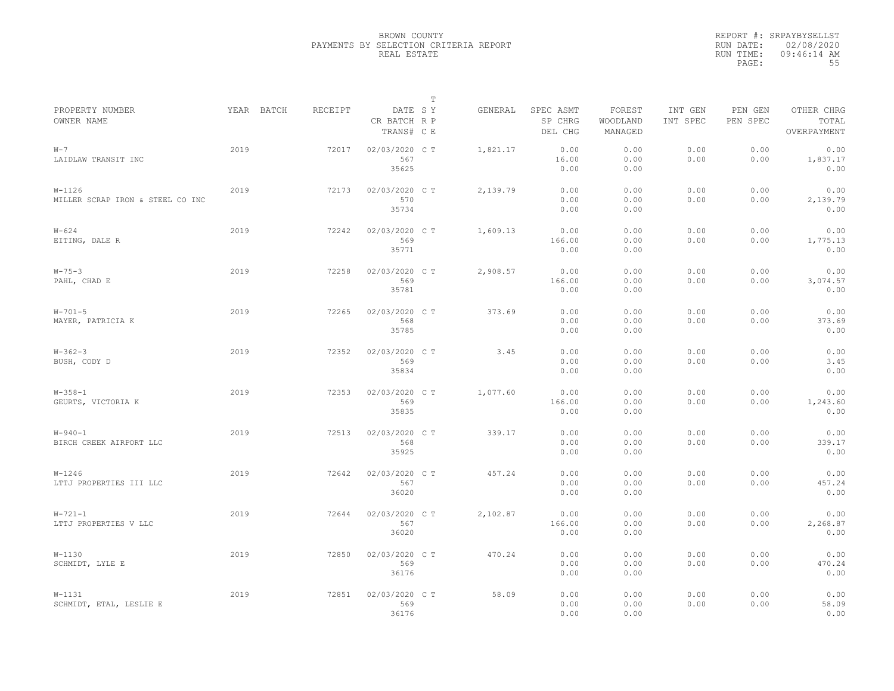BROWN COUNTY
PAYMENTS BY SELECTION CRITERIA REPORT
REAL ESTATE

REPORT #: SRPAYBYSELLST
RUN DATE: 02/08/2020
RUN TIME: 09:46:14 AM

| PROPERTY NUMBER<br>OWNER NAME | YEAR | BATCH | RECEIPT | DATE<br>CR BATCH<br>TRANS# | T<br>S Y<br>R P<br>C E | GENERAL | SPEC ASMT<br>SP CHRG<br>DEL CHG | FOREST<br>WOODLAND<br>MANAGED | INT GEN<br>INT SPEC | PEN GEN<br>PEN SPEC | OTHER CHRG<br>TOTAL<br>OVERPAYMENT |
|---|---|---|---|---|---|---|---|---|---|---|---|
| W-7<br>LAIDLAW TRANSIT INC | 2019 | | 72017 | 02/03/2020<br>567<br>35625 | C T | 1,821.17 | 0.00<br>16.00<br>0.00 | 0.00<br>0.00<br>0.00 | 0.00<br>0.00 | 0.00<br>0.00 | 0.00<br>1,837.17<br>0.00 |
| W-1126<br>MILLER SCRAP IRON & STEEL CO INC | 2019 | | 72173 | 02/03/2020<br>570<br>35734 | C T | 2,139.79 | 0.00<br>0.00<br>0.00 | 0.00<br>0.00<br>0.00 | 0.00<br>0.00 | 0.00<br>0.00 | 0.00<br>2,139.79<br>0.00 |
| W-624<br>EITING, DALE R | 2019 | | 72242 | 02/03/2020<br>569<br>35771 | C T | 1,609.13 | 0.00<br>166.00<br>0.00 | 0.00<br>0.00<br>0.00 | 0.00<br>0.00 | 0.00<br>0.00 | 0.00<br>1,775.13<br>0.00 |
| W-75-3<br>PAHL, CHAD E | 2019 | | 72258 | 02/03/2020<br>569<br>35781 | C T | 2,908.57 | 0.00<br>166.00<br>0.00 | 0.00<br>0.00<br>0.00 | 0.00<br>0.00 | 0.00<br>0.00 | 0.00<br>3,074.57<br>0.00 |
| W-701-5<br>MAYER, PATRICIA K | 2019 | | 72265 | 02/03/2020<br>568<br>35785 | C T | 373.69 | 0.00<br>0.00<br>0.00 | 0.00<br>0.00<br>0.00 | 0.00<br>0.00 | 0.00<br>0.00 | 0.00<br>373.69<br>0.00 |
| W-362-3<br>BUSH, CODY D | 2019 | | 72352 | 02/03/2020<br>569<br>35834 | C T | 3.45 | 0.00<br>0.00<br>0.00 | 0.00<br>0.00<br>0.00 | 0.00<br>0.00 | 0.00<br>0.00 | 0.00<br>3.45<br>0.00 |
| W-358-1<br>GEURTS, VICTORIA K | 2019 | | 72353 | 02/03/2020<br>569<br>35835 | C T | 1,077.60 | 0.00<br>166.00<br>0.00 | 0.00<br>0.00<br>0.00 | 0.00<br>0.00 | 0.00<br>0.00 | 0.00<br>1,243.60<br>0.00 |
| W-940-1<br>BIRCH CREEK AIRPORT LLC | 2019 | | 72513 | 02/03/2020<br>568<br>35925 | C T | 339.17 | 0.00<br>0.00<br>0.00 | 0.00<br>0.00<br>0.00 | 0.00<br>0.00 | 0.00<br>0.00 | 0.00<br>339.17<br>0.00 |
| W-1246<br>LTTJ PROPERTIES III LLC | 2019 | | 72642 | 02/03/2020<br>567<br>36020 | C T | 457.24 | 0.00<br>0.00<br>0.00 | 0.00<br>0.00<br>0.00 | 0.00<br>0.00 | 0.00<br>0.00 | 0.00<br>457.24<br>0.00 |
| W-721-1<br>LTTJ PROPERTIES V LLC | 2019 | | 72644 | 02/03/2020<br>567<br>36020 | C T | 2,102.87 | 0.00<br>166.00<br>0.00 | 0.00<br>0.00<br>0.00 | 0.00<br>0.00 | 0.00<br>0.00 | 0.00<br>2,268.87<br>0.00 |
| W-1130<br>SCHMIDT, LYLE E | 2019 | | 72850 | 02/03/2020<br>569<br>36176 | C T | 470.24 | 0.00<br>0.00<br>0.00 | 0.00<br>0.00<br>0.00 | 0.00<br>0.00 | 0.00<br>0.00 | 0.00<br>470.24<br>0.00 |
| W-1131<br>SCHMIDT, ETAL, LESLIE E | 2019 | | 72851 | 02/03/2020<br>569<br>36176 | C T | 58.09 | 0.00<br>0.00<br>0.00 | 0.00<br>0.00<br>0.00 | 0.00<br>0.00 | 0.00<br>0.00 | 0.00<br>58.09<br>0.00 |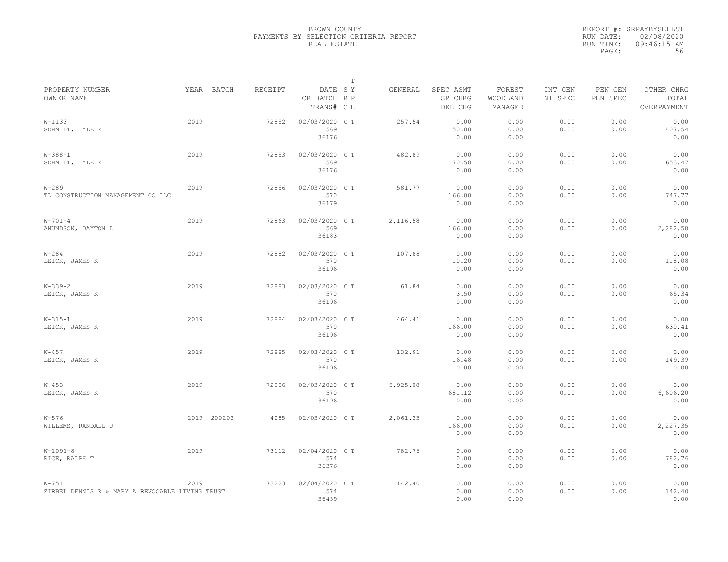BROWN COUNTY
PAYMENTS BY SELECTION CRITERIA REPORT
REAL ESTATE

REPORT #: SRPAYBYSELLST
RUN DATE: 02/08/2020
RUN TIME: 09:46:15 AM

| PROPERTY NUMBER<br>OWNER NAME | YEAR | BATCH | RECEIPT | DATE<br>CR BATCH<br>TRANS# | T<br>S Y<br>R P<br>C E | GENERAL | SPEC ASMT<br>SP CHRG<br>DEL CHG | FOREST<br>WOODLAND<br>MANAGED | INT GEN<br>INT SPEC | PEN GEN<br>PEN SPEC | OTHER CHRG<br>TOTAL<br>OVERPAYMENT |
|---|---|---|---|---|---|---|---|---|---|---|---|
| W-1133<br>SCHMIDT, LYLE E | 2019 | | 72852 | 02/03/2020<br>569<br>36176 | C T | 257.54 | 0.00<br>150.00<br>0.00 | 0.00<br>0.00<br>0.00 | 0.00<br>0.00 | 0.00<br>0.00 | 0.00<br>407.54<br>0.00 |
| W-388-1<br>SCHMIDT, LYLE E | 2019 | | 72853 | 02/03/2020<br>569<br>36176 | C T | 482.89 | 0.00<br>170.58<br>0.00 | 0.00<br>0.00<br>0.00 | 0.00<br>0.00 | 0.00<br>0.00 | 0.00<br>653.47<br>0.00 |
| W-289<br>TL CONSTRUCTION MANAGEMENT CO LLC | 2019 | | 72856 | 02/03/2020<br>570<br>36179 | C T | 581.77 | 0.00<br>166.00<br>0.00 | 0.00<br>0.00<br>0.00 | 0.00<br>0.00 | 0.00<br>0.00 | 0.00<br>747.77<br>0.00 |
| W-701-4<br>AMUNDSON, DAYTON L | 2019 | | 72863 | 02/03/2020<br>569<br>36183 | C T | 2,116.58 | 0.00<br>166.00<br>0.00 | 0.00<br>0.00<br>0.00 | 0.00<br>0.00 | 0.00<br>0.00 | 0.00<br>2,282.58<br>0.00 |
| W-284<br>LEICK, JAMES K | 2019 | | 72882 | 02/03/2020<br>570<br>36196 | C T | 107.88 | 0.00<br>10.20<br>0.00 | 0.00<br>0.00<br>0.00 | 0.00<br>0.00 | 0.00<br>0.00 | 0.00<br>118.08<br>0.00 |
| W-339-2<br>LEICK, JAMES K | 2019 | | 72883 | 02/03/2020<br>570<br>36196 | C T | 61.84 | 0.00<br>3.50<br>0.00 | 0.00<br>0.00<br>0.00 | 0.00<br>0.00 | 0.00<br>0.00 | 0.00<br>65.34<br>0.00 |
| W-315-1<br>LEICK, JAMES K | 2019 | | 72884 | 02/03/2020<br>570<br>36196 | C T | 464.41 | 0.00<br>166.00<br>0.00 | 0.00<br>0.00<br>0.00 | 0.00<br>0.00 | 0.00<br>0.00 | 0.00<br>630.41<br>0.00 |
| W-457<br>LEICK, JAMES K | 2019 | | 72885 | 02/03/2020<br>570<br>36196 | C T | 132.91 | 0.00<br>16.48<br>0.00 | 0.00<br>0.00<br>0.00 | 0.00<br>0.00 | 0.00<br>0.00 | 0.00<br>149.39<br>0.00 |
| W-453<br>LEICK, JAMES K | 2019 | | 72886 | 02/03/2020<br>570<br>36196 | C T | 5,925.08 | 0.00<br>681.12<br>0.00 | 0.00<br>0.00<br>0.00 | 0.00<br>0.00 | 0.00<br>0.00 | 0.00<br>6,606.20<br>0.00 |
| W-576<br>WILLEMS, RANDALL J | 2019 | 200203 | 4085 | 02/03/2020 | C T | 2,061.35 | 0.00<br>166.00<br>0.00 | 0.00<br>0.00<br>0.00 | 0.00<br>0.00 | 0.00<br>0.00 | 0.00<br>2,227.35<br>0.00 |
| W-1091-8<br>RICE, RALPH T | 2019 | | 73112 | 02/04/2020<br>574<br>36376 | C T | 782.76 | 0.00<br>0.00<br>0.00 | 0.00<br>0.00<br>0.00 | 0.00<br>0.00 | 0.00<br>0.00 | 0.00<br>782.76<br>0.00 |
| W-751<br>ZIRBEL DENNIS R & MARY A REVOCABLE LIVING TRUST | 2019 | | 73223 | 02/04/2020<br>574<br>36459 | C T | 142.40 | 0.00<br>0.00<br>0.00 | 0.00<br>0.00<br>0.00 | 0.00<br>0.00 | 0.00<br>0.00 | 0.00<br>142.40<br>0.00 |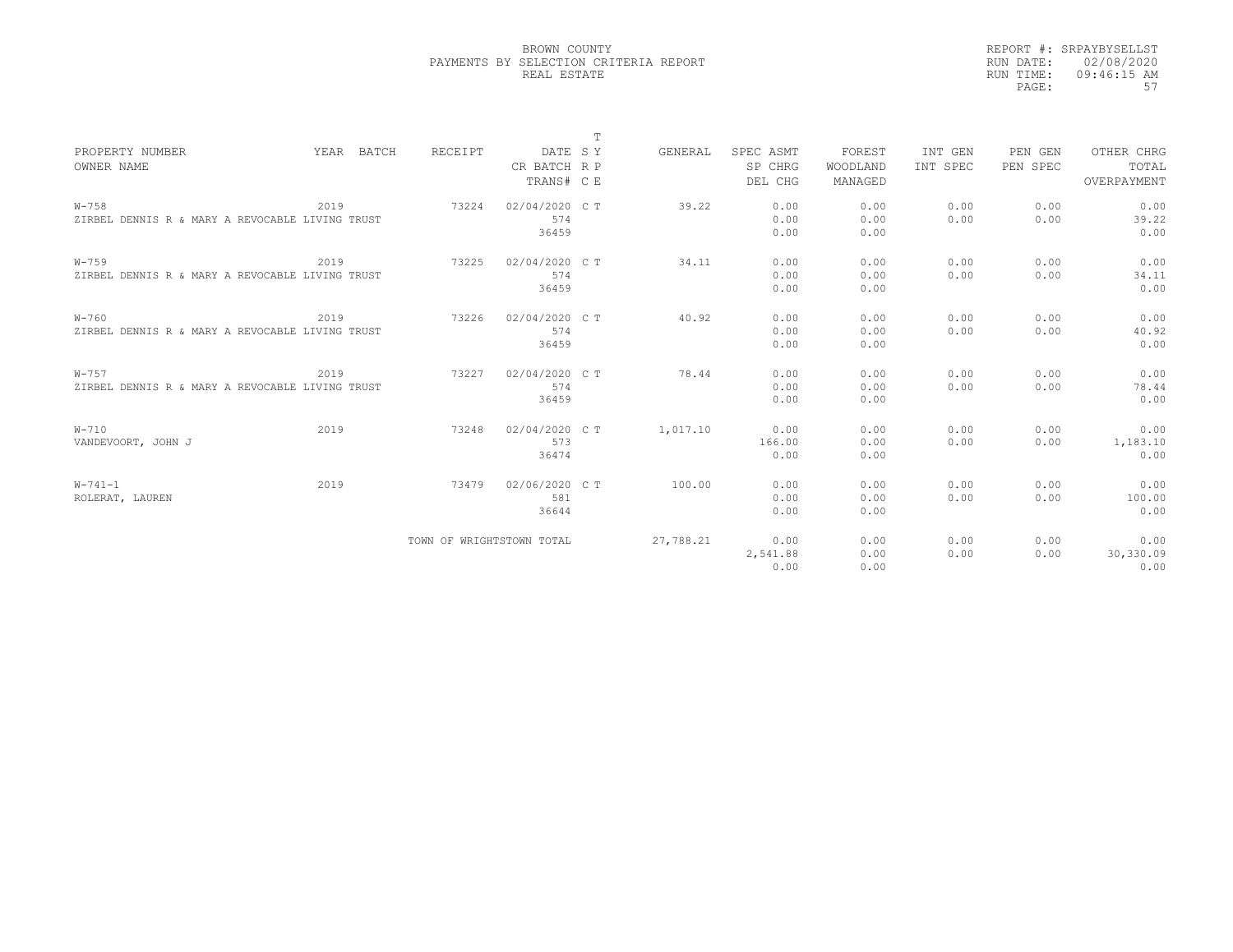BROWN COUNTY
PAYMENTS BY SELECTION CRITERIA REPORT
REAL ESTATE

REPORT #: SRPAYBYSELLST
RUN DATE: 02/08/2020
RUN TIME: 09:46:15 AM

| PROPERTY NUMBER / OWNER NAME | YEAR | BATCH | RECEIPT | DATE / CR BATCH / TRANS# | T SY / R P / C E | GENERAL | SPEC ASMT / SP CHRG / DEL CHG | FOREST / WOODLAND / MANAGED | INT GEN / INT SPEC | PEN GEN / PEN SPEC | OTHER CHRG / TOTAL / OVERPAYMENT |
|---|---|---|---|---|---|---|---|---|---|---|---|
| W-758 / ZIRBEL DENNIS R & MARY A REVOCABLE LIVING TRUST | 2019 | | 73224 | 02/04/2020 / 574 / 36459 | C T | 39.22 | 0.00 / 0.00 / 0.00 | 0.00 / 0.00 / 0.00 | 0.00 / 0.00 | 0.00 / 0.00 | 0.00 / 39.22 / 0.00 |
| W-759 / ZIRBEL DENNIS R & MARY A REVOCABLE LIVING TRUST | 2019 | | 73225 | 02/04/2020 / 574 / 36459 | C T | 34.11 | 0.00 / 0.00 / 0.00 | 0.00 / 0.00 / 0.00 | 0.00 / 0.00 | 0.00 / 0.00 | 0.00 / 34.11 / 0.00 |
| W-760 / ZIRBEL DENNIS R & MARY A REVOCABLE LIVING TRUST | 2019 | | 73226 | 02/04/2020 / 574 / 36459 | C T | 40.92 | 0.00 / 0.00 / 0.00 | 0.00 / 0.00 / 0.00 | 0.00 / 0.00 | 0.00 / 0.00 | 0.00 / 40.92 / 0.00 |
| W-757 / ZIRBEL DENNIS R & MARY A REVOCABLE LIVING TRUST | 2019 | | 73227 | 02/04/2020 / 574 / 36459 | C T | 78.44 | 0.00 / 0.00 / 0.00 | 0.00 / 0.00 / 0.00 | 0.00 / 0.00 | 0.00 / 0.00 | 0.00 / 78.44 / 0.00 |
| W-710 / VANDEVOORT, JOHN J | 2019 | | 73248 | 02/04/2020 / 573 / 36474 | C T | 1,017.10 | 0.00 / 166.00 / 0.00 | 0.00 / 0.00 / 0.00 | 0.00 / 0.00 | 0.00 / 0.00 | 0.00 / 1,183.10 / 0.00 |
| W-741-1 / ROLERAT, LAUREN | 2019 | | 73479 | 02/06/2020 / 581 / 36644 | C T | 100.00 | 0.00 / 0.00 / 0.00 | 0.00 / 0.00 / 0.00 | 0.00 / 0.00 | 0.00 / 0.00 | 0.00 / 100.00 / 0.00 |
| TOWN OF WRIGHTSTOWN TOTAL | | | | | | 27,788.21 | 0.00 / 2,541.88 / 0.00 | 0.00 / 0.00 / 0.00 | 0.00 / 0.00 | 0.00 / 0.00 | 0.00 / 30,330.09 / 0.00 |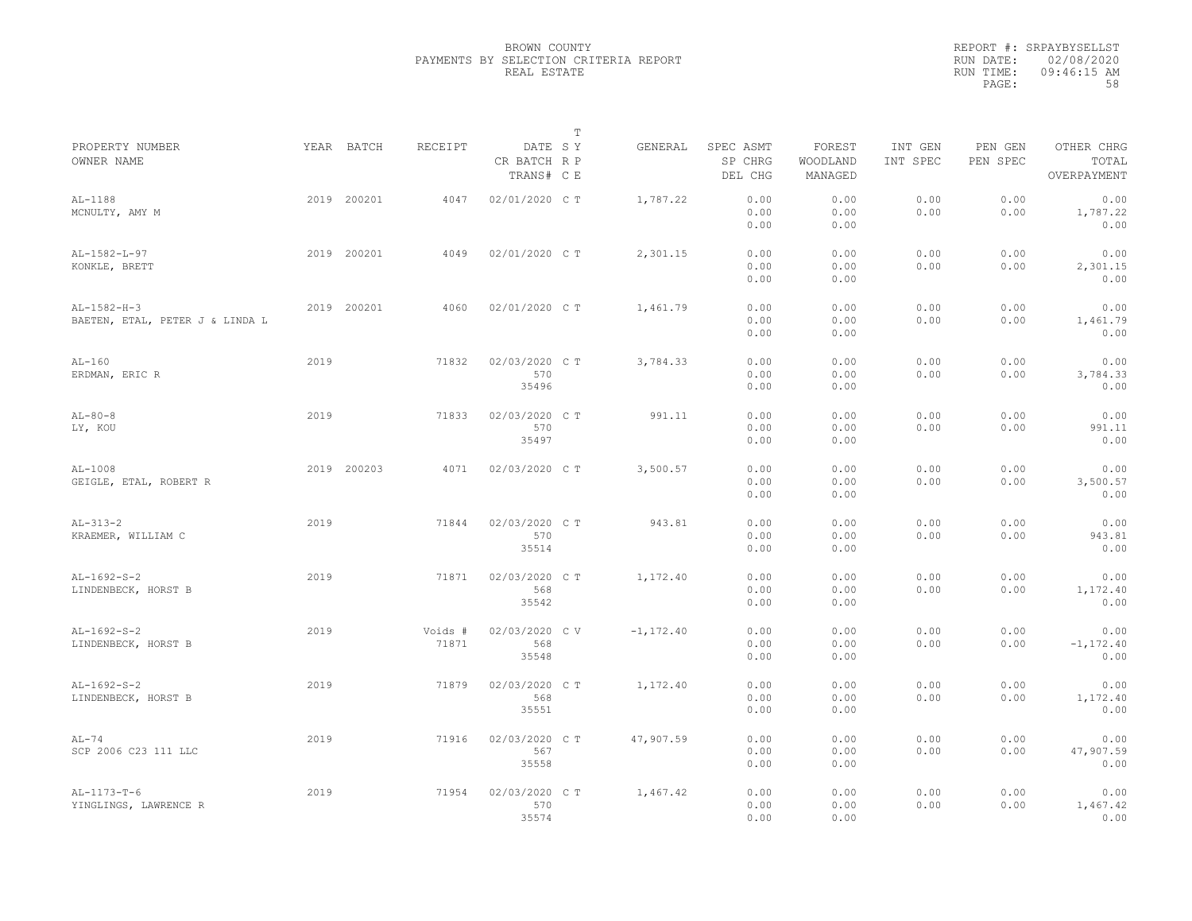BROWN COUNTY
PAYMENTS BY SELECTION CRITERIA REPORT
REAL ESTATE

REPORT #: SRPAYBYSELLST
RUN DATE: 02/08/2020
RUN TIME: 09:46:15 AM

| PROPERTY NUMBER<br>OWNER NAME | YEAR | BATCH | RECEIPT | DATE<br>CR BATCH<br>TRANS# | S R C | T Y P E | GENERAL | SPEC ASMT<br>SP CHRG<br>DEL CHG | FOREST<br>WOODLAND<br>MANAGED | INT GEN<br>INT SPEC | PEN GEN<br>PEN SPEC | OTHER CHRG<br>TOTAL<br>OVERPAYMENT |
|---|---|---|---|---|---|---|---|---|---|---|---|---|
| AL-1188<br>MCNULTY, AMY M | 2019 | 200201 | 4047 | 02/01/2020 | C | T | 1,787.22 | 0.00<br>0.00<br>0.00 | 0.00<br>0.00<br>0.00 | 0.00<br>0.00 | 0.00<br>0.00 | 0.00<br>1,787.22<br>0.00 |
| AL-1582-L-97<br>KONKLE, BRETT | 2019 | 200201 | 4049 | 02/01/2020 | C | T | 2,301.15 | 0.00<br>0.00<br>0.00 | 0.00<br>0.00<br>0.00 | 0.00<br>0.00 | 0.00<br>0.00 | 0.00<br>2,301.15<br>0.00 |
| AL-1582-H-3<br>BAETEN, ETAL, PETER J & LINDA L | 2019 | 200201 | 4060 | 02/01/2020 | C | T | 1,461.79 | 0.00<br>0.00<br>0.00 | 0.00<br>0.00<br>0.00 | 0.00<br>0.00 | 0.00<br>0.00 | 0.00<br>1,461.79<br>0.00 |
| AL-160<br>ERDMAN, ERIC R | 2019 | | 71832 | 02/03/2020<br>570<br>35496 | C | T | 3,784.33 | 0.00<br>0.00<br>0.00 | 0.00<br>0.00<br>0.00 | 0.00<br>0.00 | 0.00<br>0.00 | 0.00<br>3,784.33<br>0.00 |
| AL-80-8<br>LY, KOU | 2019 | | 71833 | 02/03/2020<br>570<br>35497 | C | T | 991.11 | 0.00<br>0.00<br>0.00 | 0.00<br>0.00<br>0.00 | 0.00<br>0.00 | 0.00<br>0.00 | 0.00<br>991.11<br>0.00 |
| AL-1008<br>GEIGLE, ETAL, ROBERT R | 2019 | 200203 | 4071 | 02/03/2020 | C | T | 3,500.57 | 0.00<br>0.00<br>0.00 | 0.00<br>0.00<br>0.00 | 0.00<br>0.00 | 0.00<br>0.00 | 0.00<br>3,500.57<br>0.00 |
| AL-313-2<br>KRAEMER, WILLIAM C | 2019 | | 71844 | 02/03/2020<br>570<br>35514 | C | T | 943.81 | 0.00<br>0.00<br>0.00 | 0.00<br>0.00<br>0.00 | 0.00<br>0.00 | 0.00<br>0.00 | 0.00<br>943.81<br>0.00 |
| AL-1692-S-2<br>LINDENBECK, HORST B | 2019 | | 71871 | 02/03/2020<br>568<br>35542 | C | T | 1,172.40 | 0.00<br>0.00<br>0.00 | 0.00<br>0.00<br>0.00 | 0.00<br>0.00 | 0.00<br>0.00 | 0.00<br>1,172.40<br>0.00 |
| AL-1692-S-2<br>LINDENBECK, HORST B | 2019 | | Voids #<br>71871 | 02/03/2020<br>568<br>35548 | C | V | -1,172.40 | 0.00<br>0.00<br>0.00 | 0.00<br>0.00<br>0.00 | 0.00<br>0.00 | 0.00<br>0.00 | 0.00<br>-1,172.40<br>0.00 |
| AL-1692-S-2<br>LINDENBECK, HORST B | 2019 | | 71879 | 02/03/2020<br>568<br>35551 | C | T | 1,172.40 | 0.00<br>0.00<br>0.00 | 0.00<br>0.00<br>0.00 | 0.00<br>0.00 | 0.00<br>0.00 | 0.00<br>1,172.40<br>0.00 |
| AL-74<br>SCP 2006 C23 111 LLC | 2019 | | 71916 | 02/03/2020<br>567<br>35558 | C | T | 47,907.59 | 0.00<br>0.00<br>0.00 | 0.00<br>0.00<br>0.00 | 0.00<br>0.00 | 0.00<br>0.00 | 0.00<br>47,907.59<br>0.00 |
| AL-1173-T-6<br>YINGLINGS, LAWRENCE R | 2019 | | 71954 | 02/03/2020<br>570<br>35574 | C | T | 1,467.42 | 0.00<br>0.00<br>0.00 | 0.00<br>0.00<br>0.00 | 0.00<br>0.00 | 0.00<br>0.00 | 0.00<br>1,467.42<br>0.00 |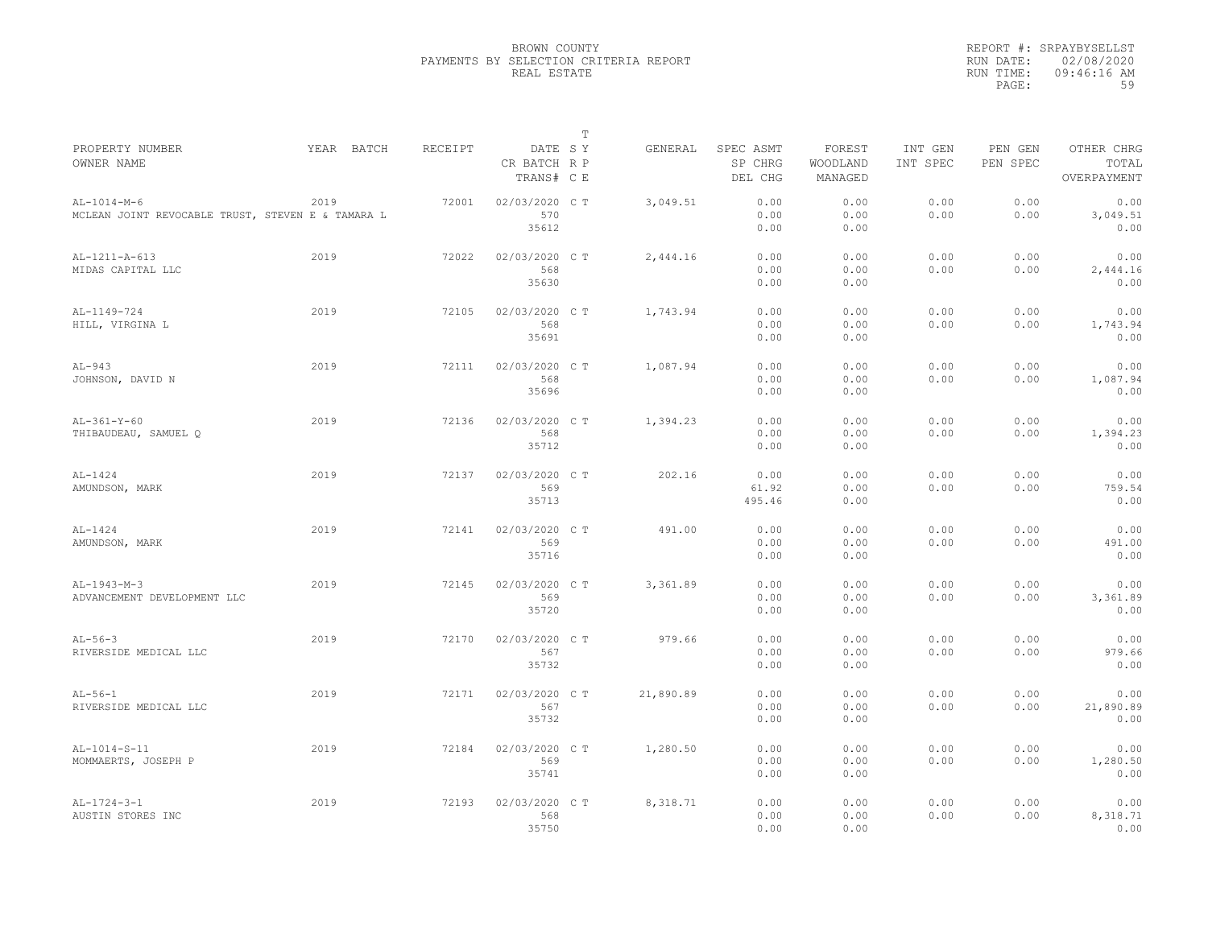BROWN COUNTY
PAYMENTS BY SELECTION CRITERIA REPORT
REAL ESTATE

REPORT #: SRPAYBYSELLST
RUN DATE: 02/08/2020
RUN TIME: 09:46:16 AM
PAGE: 59

| PROPERTY NUMBER / OWNER NAME | YEAR | BATCH | RECEIPT | DATE / CR BATCH / TRANS# | T SY RP CE | GENERAL | SPEC ASMT / SP CHRG / DEL CHG | FOREST WOODLAND MANAGED | INT GEN / INT SPEC | PEN GEN / PEN SPEC | OTHER CHRG / TOTAL / OVERPAYMENT |
|---|---|---|---|---|---|---|---|---|---|---|---|
| AL-1014-M-6 MCLEAN JOINT REVOCABLE TRUST, STEVEN E & TAMARA L | 2019 | | 72001 | 02/03/2020 570 35612 | C T | 3,049.51 | 0.00 0.00 0.00 | 0.00 0.00 0.00 | 0.00 0.00 | 0.00 0.00 | 0.00 3,049.51 0.00 |
| AL-1211-A-613 MIDAS CAPITAL LLC | 2019 | | 72022 | 02/03/2020 568 35630 | C T | 2,444.16 | 0.00 0.00 0.00 | 0.00 0.00 0.00 | 0.00 0.00 | 0.00 0.00 | 0.00 2,444.16 0.00 |
| AL-1149-724 HILL, VIRGINA L | 2019 | | 72105 | 02/03/2020 568 35691 | C T | 1,743.94 | 0.00 0.00 0.00 | 0.00 0.00 0.00 | 0.00 0.00 | 0.00 0.00 | 0.00 1,743.94 0.00 |
| AL-943 JOHNSON, DAVID N | 2019 | | 72111 | 02/03/2020 568 35696 | C T | 1,087.94 | 0.00 0.00 0.00 | 0.00 0.00 0.00 | 0.00 0.00 | 0.00 0.00 | 0.00 1,087.94 0.00 |
| AL-361-Y-60 THIBAUDEAU, SAMUEL Q | 2019 | | 72136 | 02/03/2020 568 35712 | C T | 1,394.23 | 0.00 0.00 0.00 | 0.00 0.00 0.00 | 0.00 0.00 | 0.00 0.00 | 0.00 1,394.23 0.00 |
| AL-1424 AMUNDSON, MARK | 2019 | | 72137 | 02/03/2020 569 35713 | C T | 202.16 | 0.00 61.92 495.46 | 0.00 0.00 0.00 | 0.00 0.00 | 0.00 0.00 | 0.00 759.54 0.00 |
| AL-1424 AMUNDSON, MARK | 2019 | | 72141 | 02/03/2020 569 35716 | C T | 491.00 | 0.00 0.00 0.00 | 0.00 0.00 0.00 | 0.00 0.00 | 0.00 0.00 | 0.00 491.00 0.00 |
| AL-1943-M-3 ADVANCEMENT DEVELOPMENT LLC | 2019 | | 72145 | 02/03/2020 569 35720 | C T | 3,361.89 | 0.00 0.00 0.00 | 0.00 0.00 0.00 | 0.00 0.00 | 0.00 0.00 | 0.00 3,361.89 0.00 |
| AL-56-3 RIVERSIDE MEDICAL LLC | 2019 | | 72170 | 02/03/2020 567 35732 | C T | 979.66 | 0.00 0.00 0.00 | 0.00 0.00 0.00 | 0.00 0.00 | 0.00 0.00 | 0.00 979.66 0.00 |
| AL-56-1 RIVERSIDE MEDICAL LLC | 2019 | | 72171 | 02/03/2020 567 35732 | C T | 21,890.89 | 0.00 0.00 0.00 | 0.00 0.00 0.00 | 0.00 0.00 | 0.00 0.00 | 0.00 21,890.89 0.00 |
| AL-1014-S-11 MOMMAERTS, JOSEPH P | 2019 | | 72184 | 02/03/2020 569 35741 | C T | 1,280.50 | 0.00 0.00 0.00 | 0.00 0.00 0.00 | 0.00 0.00 | 0.00 0.00 | 0.00 1,280.50 0.00 |
| AL-1724-3-1 AUSTIN STORES INC | 2019 | | 72193 | 02/03/2020 568 35750 | C T | 8,318.71 | 0.00 0.00 0.00 | 0.00 0.00 0.00 | 0.00 0.00 | 0.00 0.00 | 0.00 8,318.71 0.00 |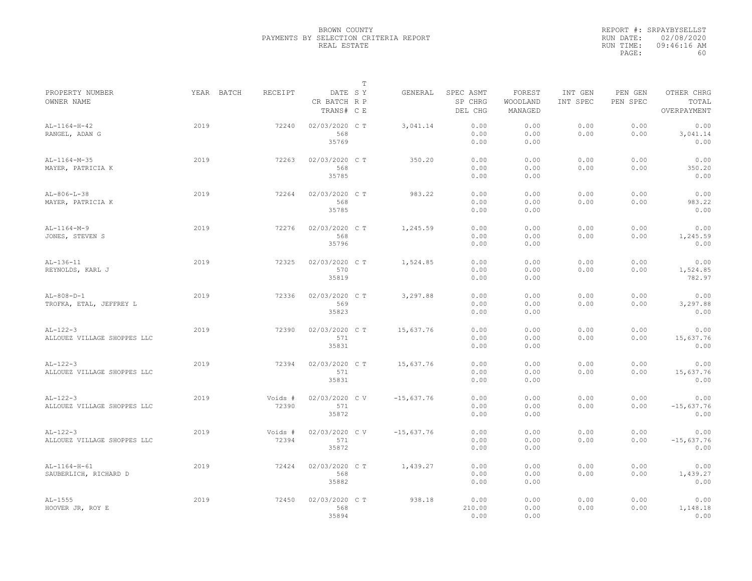BROWN COUNTY
PAYMENTS BY SELECTION CRITERIA REPORT
REAL ESTATE

REPORT #: SRPAYBYSELLST
RUN DATE: 02/08/2020
RUN TIME: 09:46:16 AM

| PROPERTY NUMBER<br>OWNER NAME | YEAR | BATCH | RECEIPT | DATE<br>CR BATCH<br>TRANS# | S R C | T Y P E | GENERAL | SPEC ASMT<br>SP CHRG<br>DEL CHG | FOREST<br>WOODLAND<br>MANAGED | INT GEN<br>INT SPEC | PEN GEN<br>PEN SPEC | OTHER CHRG<br>TOTAL<br>OVERPAYMENT |
|---|---|---|---|---|---|---|---|---|---|---|---|---|
| AL-1164-H-42<br>RANGEL, ADAN G | 2019 | | 72240 | 02/03/2020<br>568<br>35769 | C | T | 3,041.14 | 0.00<br>0.00<br>0.00 | 0.00<br>0.00<br>0.00 | 0.00<br>0.00 | 0.00<br>0.00 | 0.00<br>3,041.14<br>0.00 |
| AL-1164-M-35<br>MAYER, PATRICIA K | 2019 | | 72263 | 02/03/2020<br>568<br>35785 | C | T | 350.20 | 0.00<br>0.00<br>0.00 | 0.00<br>0.00<br>0.00 | 0.00<br>0.00 | 0.00<br>0.00 | 0.00<br>350.20<br>0.00 |
| AL-806-L-38<br>MAYER, PATRICIA K | 2019 | | 72264 | 02/03/2020<br>568<br>35785 | C | T | 983.22 | 0.00<br>0.00<br>0.00 | 0.00<br>0.00<br>0.00 | 0.00<br>0.00 | 0.00<br>0.00 | 0.00<br>983.22<br>0.00 |
| AL-1164-M-9<br>JONES, STEVEN S | 2019 | | 72276 | 02/03/2020<br>568<br>35796 | C | T | 1,245.59 | 0.00<br>0.00<br>0.00 | 0.00<br>0.00<br>0.00 | 0.00<br>0.00 | 0.00<br>0.00 | 0.00<br>1,245.59<br>0.00 |
| AL-136-11<br>REYNOLDS, KARL J | 2019 | | 72325 | 02/03/2020<br>570<br>35819 | C | T | 1,524.85 | 0.00<br>0.00<br>0.00 | 0.00<br>0.00<br>0.00 | 0.00<br>0.00 | 0.00<br>0.00 | 0.00<br>1,524.85<br>782.97 |
| AL-808-D-1<br>TROFKA, ETAL, JEFFREY L | 2019 | | 72336 | 02/03/2020<br>569<br>35823 | C | T | 3,297.88 | 0.00<br>0.00<br>0.00 | 0.00<br>0.00<br>0.00 | 0.00<br>0.00 | 0.00<br>0.00 | 0.00<br>3,297.88<br>0.00 |
| AL-122-3<br>ALLOUEZ VILLAGE SHOPPES LLC | 2019 | | 72390 | 02/03/2020<br>571<br>35831 | C | T | 15,637.76 | 0.00<br>0.00<br>0.00 | 0.00<br>0.00<br>0.00 | 0.00<br>0.00 | 0.00<br>0.00 | 0.00<br>15,637.76<br>0.00 |
| AL-122-3<br>ALLOUEZ VILLAGE SHOPPES LLC | 2019 | | 72394 | 02/03/2020<br>571<br>35831 | C | T | 15,637.76 | 0.00<br>0.00<br>0.00 | 0.00<br>0.00<br>0.00 | 0.00<br>0.00 | 0.00<br>0.00 | 0.00<br>15,637.76<br>0.00 |
| AL-122-3<br>ALLOUEZ VILLAGE SHOPPES LLC | 2019 | | Voids #<br>72390 | 02/03/2020<br>571<br>35872 | C | V | -15,637.76 | 0.00<br>0.00<br>0.00 | 0.00<br>0.00<br>0.00 | 0.00<br>0.00 | 0.00<br>0.00 | 0.00<br>-15,637.76<br>0.00 |
| AL-122-3<br>ALLOUEZ VILLAGE SHOPPES LLC | 2019 | | Voids #<br>72394 | 02/03/2020<br>571<br>35872 | C | V | -15,637.76 | 0.00<br>0.00<br>0.00 | 0.00<br>0.00<br>0.00 | 0.00<br>0.00 | 0.00<br>0.00 | 0.00<br>-15,637.76<br>0.00 |
| AL-1164-H-61<br>SAUBERLICH, RICHARD D | 2019 | | 72424 | 02/03/2020<br>568<br>35882 | C | T | 1,439.27 | 0.00<br>0.00<br>0.00 | 0.00<br>0.00<br>0.00 | 0.00<br>0.00 | 0.00<br>0.00 | 0.00<br>1,439.27<br>0.00 |
| AL-1555<br>HOOVER JR, ROY E | 2019 | | 72450 | 02/03/2020<br>568<br>35894 | C | T | 938.18 | 0.00<br>210.00<br>0.00 | 0.00<br>0.00<br>0.00 | 0.00<br>0.00 | 0.00<br>0.00 | 0.00<br>1,148.18<br>0.00 |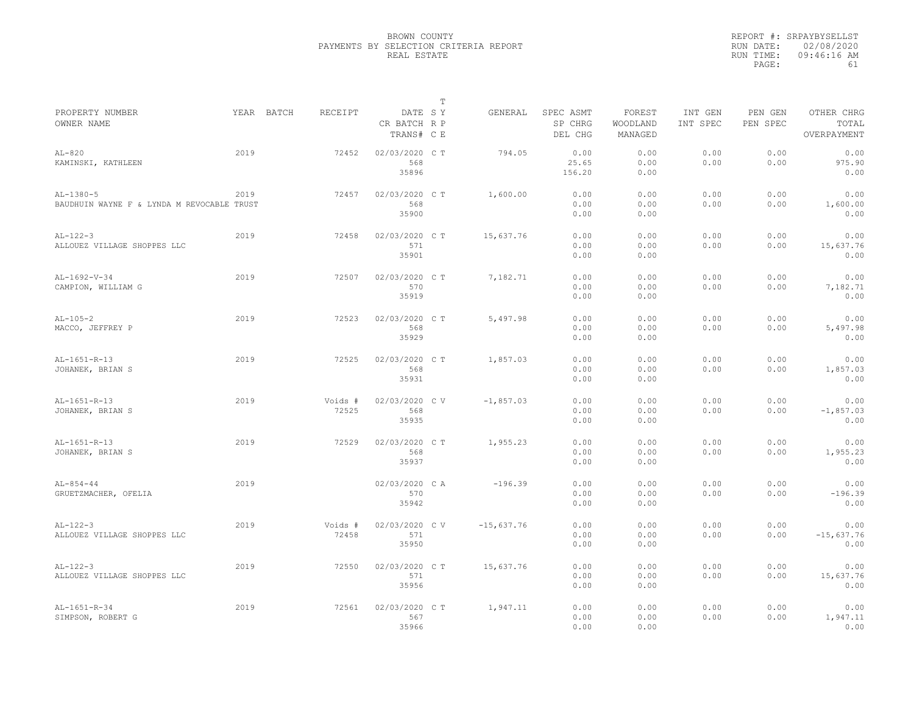BROWN COUNTY
PAYMENTS BY SELECTION CRITERIA REPORT
REAL ESTATE

REPORT #: SRPAYBYSELLST
RUN DATE: 02/08/2020
RUN TIME: 09:46:16 AM

| PROPERTY NUMBER / OWNER NAME | YEAR | BATCH | RECEIPT | DATE / CR BATCH / TRANS# | SY | TRPCE | GENERAL | SPEC ASMT / SP CHRG / DEL CHG | FOREST / WOODLAND / MANAGED | INT GEN / INT SPEC | PEN GEN / PEN SPEC | OTHER CHRG / TOTAL / OVERPAYMENT |
|---|---|---|---|---|---|---|---|---|---|---|---|---|
| AL-820 / KAMINSKI, KATHLEEN | 2019 | | 72452 | 02/03/2020 / 568 / 35896 | C | T | 794.05 | 0.00 / 25.65 / 156.20 | 0.00 / 0.00 / 0.00 | 0.00 / 0.00 | 0.00 / 0.00 | 0.00 / 975.90 / 0.00 |
| AL-1380-5 / BAUDHUIN WAYNE F & LYNDA M REVOCABLE TRUST | 2019 | | 72457 | 02/03/2020 / 568 / 35900 | C | T | 1,600.00 | 0.00 / 0.00 / 0.00 | 0.00 / 0.00 / 0.00 | 0.00 / 0.00 | 0.00 / 0.00 | 0.00 / 1,600.00 / 0.00 |
| AL-122-3 / ALLOUEZ VILLAGE SHOPPES LLC | 2019 | | 72458 | 02/03/2020 / 571 / 35901 | C | T | 15,637.76 | 0.00 / 0.00 / 0.00 | 0.00 / 0.00 / 0.00 | 0.00 / 0.00 | 0.00 / 0.00 | 0.00 / 15,637.76 / 0.00 |
| AL-1692-V-34 / CAMPION, WILLIAM G | 2019 | | 72507 | 02/03/2020 / 570 / 35919 | C | T | 7,182.71 | 0.00 / 0.00 / 0.00 | 0.00 / 0.00 / 0.00 | 0.00 / 0.00 | 0.00 / 0.00 | 0.00 / 7,182.71 / 0.00 |
| AL-105-2 / MACCO, JEFFREY P | 2019 | | 72523 | 02/03/2020 / 568 / 35929 | C | T | 5,497.98 | 0.00 / 0.00 / 0.00 | 0.00 / 0.00 / 0.00 | 0.00 / 0.00 | 0.00 / 0.00 | 0.00 / 5,497.98 / 0.00 |
| AL-1651-R-13 / JOHANEK, BRIAN S | 2019 | | 72525 | 02/03/2020 / 568 / 35931 | C | T | 1,857.03 | 0.00 / 0.00 / 0.00 | 0.00 / 0.00 / 0.00 | 0.00 / 0.00 | 0.00 / 0.00 | 0.00 / 1,857.03 / 0.00 |
| AL-1651-R-13 / JOHANEK, BRIAN S | 2019 | | Voids # 72525 | 02/03/2020 / 568 / 35935 | C | V | -1,857.03 | 0.00 / 0.00 / 0.00 | 0.00 / 0.00 / 0.00 | 0.00 / 0.00 | 0.00 / 0.00 | 0.00 / -1,857.03 / 0.00 |
| AL-1651-R-13 / JOHANEK, BRIAN S | 2019 | | 72529 | 02/03/2020 / 568 / 35937 | C | T | 1,955.23 | 0.00 / 0.00 / 0.00 | 0.00 / 0.00 / 0.00 | 0.00 / 0.00 | 0.00 / 0.00 | 0.00 / 1,955.23 / 0.00 |
| AL-854-44 / GRUETZMACHER, OFELIA | 2019 | | | 02/03/2020 / 570 / 35942 | C | A | -196.39 | 0.00 / 0.00 / 0.00 | 0.00 / 0.00 / 0.00 | 0.00 / 0.00 | 0.00 / 0.00 | 0.00 / -196.39 / 0.00 |
| AL-122-3 / ALLOUEZ VILLAGE SHOPPES LLC | 2019 | | Voids # 72458 | 02/03/2020 / 571 / 35950 | C | V | -15,637.76 | 0.00 / 0.00 / 0.00 | 0.00 / 0.00 / 0.00 | 0.00 / 0.00 | 0.00 / 0.00 | 0.00 / -15,637.76 / 0.00 |
| AL-122-3 / ALLOUEZ VILLAGE SHOPPES LLC | 2019 | | 72550 | 02/03/2020 / 571 / 35956 | C | T | 15,637.76 | 0.00 / 0.00 / 0.00 | 0.00 / 0.00 / 0.00 | 0.00 / 0.00 | 0.00 / 0.00 | 0.00 / 15,637.76 / 0.00 |
| AL-1651-R-34 / SIMPSON, ROBERT G | 2019 | | 72561 | 02/03/2020 / 567 / 35966 | C | T | 1,947.11 | 0.00 / 0.00 / 0.00 | 0.00 / 0.00 / 0.00 | 0.00 / 0.00 | 0.00 / 0.00 | 0.00 / 1,947.11 / 0.00 |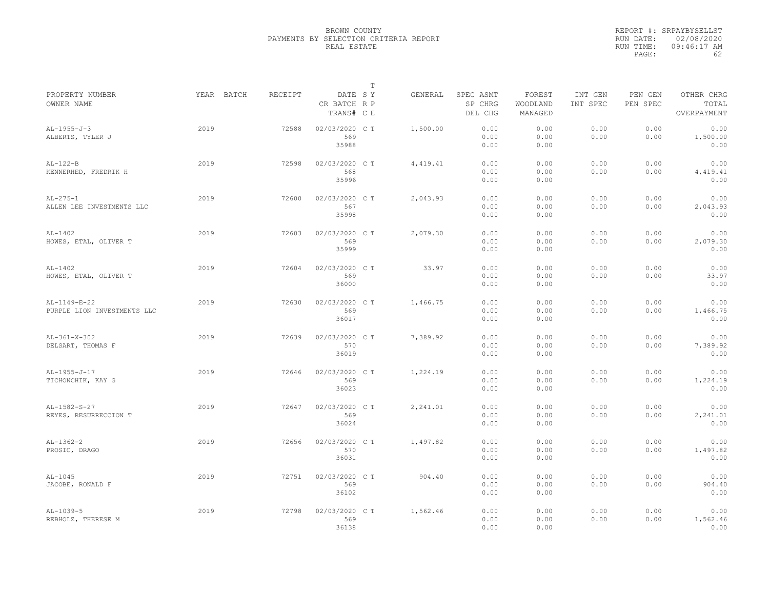BROWN COUNTY
PAYMENTS BY SELECTION CRITERIA REPORT
REAL ESTATE

REPORT #: SRPAYBYSELLST
RUN DATE: 02/08/2020
RUN TIME: 09:46:17 AM

| PROPERTY NUMBER<br>OWNER NAME | YEAR | BATCH | RECEIPT | DATE<br>CR BATCH<br>TRANS# | T<br>S Y<br>R P<br>C E | GENERAL | SPEC ASMT<br>SP CHRG<br>DEL CHG | FOREST<br>WOODLAND<br>MANAGED | INT GEN<br>INT SPEC | PEN GEN<br>PEN SPEC | OTHER CHRG<br>TOTAL<br>OVERPAYMENT |
|---|---|---|---|---|---|---|---|---|---|---|---|
| AL-1955-J-3<br>ALBERTS, TYLER J | 2019 | | 72588 | 02/03/2020<br>569<br>35988 | C T | 1,500.00 | 0.00<br>0.00<br>0.00 | 0.00<br>0.00<br>0.00 | 0.00<br>0.00 | 0.00<br>0.00 | 0.00<br>1,500.00<br>0.00 |
| AL-122-B<br>KENNERHED, FREDRIK H | 2019 | | 72598 | 02/03/2020<br>568<br>35996 | C T | 4,419.41 | 0.00<br>0.00<br>0.00 | 0.00<br>0.00<br>0.00 | 0.00<br>0.00 | 0.00<br>0.00 | 0.00<br>4,419.41<br>0.00 |
| AL-275-1<br>ALLEN LEE INVESTMENTS LLC | 2019 | | 72600 | 02/03/2020<br>567<br>35998 | C T | 2,043.93 | 0.00<br>0.00<br>0.00 | 0.00<br>0.00<br>0.00 | 0.00<br>0.00 | 0.00<br>0.00 | 0.00<br>2,043.93<br>0.00 |
| AL-1402<br>HOWES, ETAL, OLIVER T | 2019 | | 72603 | 02/03/2020<br>569<br>35999 | C T | 2,079.30 | 0.00<br>0.00<br>0.00 | 0.00<br>0.00<br>0.00 | 0.00<br>0.00 | 0.00<br>0.00 | 0.00<br>2,079.30<br>0.00 |
| AL-1402<br>HOWES, ETAL, OLIVER T | 2019 | | 72604 | 02/03/2020<br>569<br>36000 | C T | 33.97 | 0.00<br>0.00<br>0.00 | 0.00<br>0.00<br>0.00 | 0.00<br>0.00 | 0.00<br>0.00 | 0.00<br>33.97<br>0.00 |
| AL-1149-E-22<br>PURPLE LION INVESTMENTS LLC | 2019 | | 72630 | 02/03/2020<br>569<br>36017 | C T | 1,466.75 | 0.00<br>0.00<br>0.00 | 0.00<br>0.00<br>0.00 | 0.00<br>0.00 | 0.00<br>0.00 | 0.00<br>1,466.75<br>0.00 |
| AL-361-X-302<br>DELSART, THOMAS F | 2019 | | 72639 | 02/03/2020<br>570<br>36019 | C T | 7,389.92 | 0.00<br>0.00<br>0.00 | 0.00<br>0.00<br>0.00 | 0.00<br>0.00 | 0.00<br>0.00 | 0.00<br>7,389.92<br>0.00 |
| AL-1955-J-17<br>TICHONCHIK, KAY G | 2019 | | 72646 | 02/03/2020<br>569<br>36023 | C T | 1,224.19 | 0.00<br>0.00<br>0.00 | 0.00<br>0.00<br>0.00 | 0.00<br>0.00 | 0.00<br>0.00 | 0.00<br>1,224.19<br>0.00 |
| AL-1582-S-27<br>REYES, RESURRECCION T | 2019 | | 72647 | 02/03/2020<br>569<br>36024 | C T | 2,241.01 | 0.00<br>0.00<br>0.00 | 0.00<br>0.00<br>0.00 | 0.00<br>0.00 | 0.00<br>0.00 | 0.00<br>2,241.01<br>0.00 |
| AL-1362-2<br>PROSIC, DRAGO | 2019 | | 72656 | 02/03/2020<br>570<br>36031 | C T | 1,497.82 | 0.00<br>0.00<br>0.00 | 0.00<br>0.00<br>0.00 | 0.00<br>0.00 | 0.00<br>0.00 | 0.00<br>1,497.82<br>0.00 |
| AL-1045<br>JACOBE, RONALD F | 2019 | | 72751 | 02/03/2020<br>569<br>36102 | C T | 904.40 | 0.00<br>0.00<br>0.00 | 0.00<br>0.00<br>0.00 | 0.00<br>0.00 | 0.00<br>0.00 | 0.00<br>904.40<br>0.00 |
| AL-1039-5<br>REBHOLZ, THERESE M | 2019 | | 72798 | 02/03/2020<br>569<br>36138 | C T | 1,562.46 | 0.00<br>0.00<br>0.00 | 0.00<br>0.00<br>0.00 | 0.00<br>0.00 | 0.00<br>0.00 | 0.00<br>1,562.46<br>0.00 |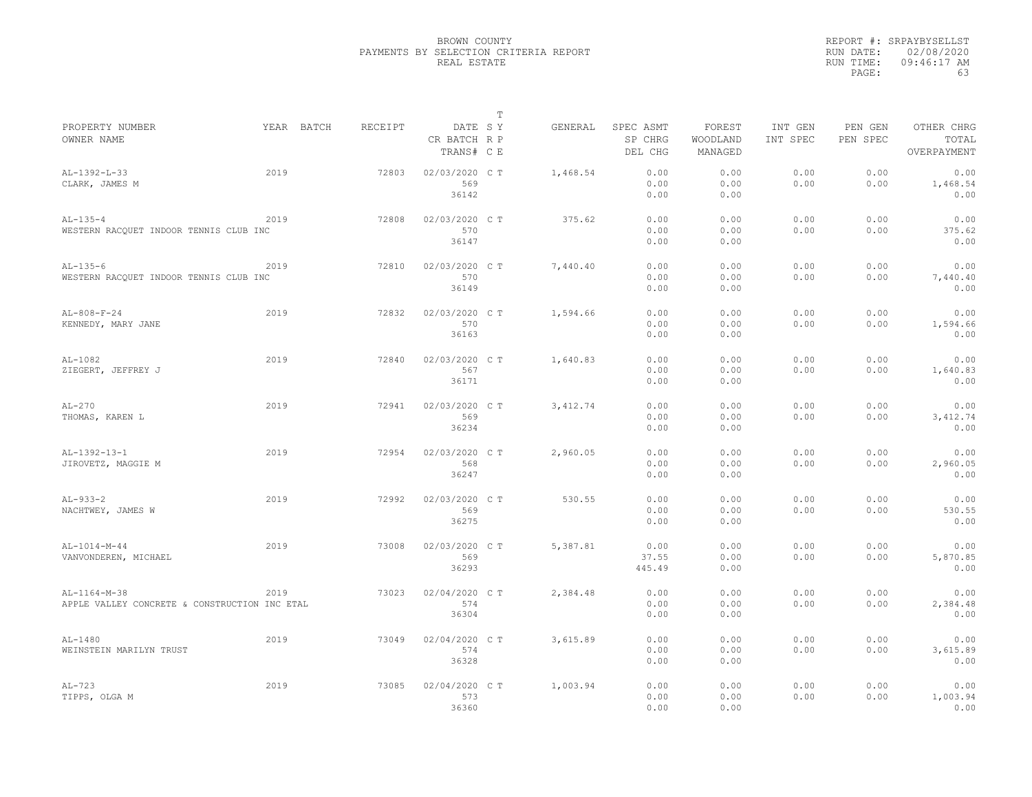BROWN COUNTY
PAYMENTS BY SELECTION CRITERIA REPORT
REAL ESTATE

REPORT #: SRPAYBYSELLST
RUN DATE: 02/08/2020
RUN TIME: 09:46:17 AM

| PROPERTY NUMBER / OWNER NAME | YEAR | BATCH | RECEIPT | DATE / CR BATCH / TRANS# | RP | TYPE | GENERAL | SPEC ASMT / SP CHRG / DEL CHG | FOREST / WOODLAND / MANAGED | INT GEN / INT SPEC | PEN GEN / PEN SPEC | OTHER CHRG / TOTAL / OVERPAYMENT |
|---|---|---|---|---|---|---|---|---|---|---|---|---|
| AL-1392-L-33 CLARK, JAMES M | 2019 | | 72803 | 02/03/2020 569 36142 | C | T | 1,468.54 | 0.00 0.00 0.00 | 0.00 0.00 0.00 | 0.00 0.00 | 0.00 0.00 | 0.00 1,468.54 0.00 |
| AL-135-4 WESTERN RACQUET INDOOR TENNIS CLUB INC | 2019 | | 72808 | 02/03/2020 570 36147 | C | T | 375.62 | 0.00 0.00 0.00 | 0.00 0.00 0.00 | 0.00 0.00 | 0.00 0.00 | 0.00 375.62 0.00 |
| AL-135-6 WESTERN RACQUET INDOOR TENNIS CLUB INC | 2019 | | 72810 | 02/03/2020 570 36149 | C | T | 7,440.40 | 0.00 0.00 0.00 | 0.00 0.00 0.00 | 0.00 0.00 | 0.00 0.00 | 0.00 7,440.40 0.00 |
| AL-808-F-24 KENNEDY, MARY JANE | 2019 | | 72832 | 02/03/2020 570 36163 | C | T | 1,594.66 | 0.00 0.00 0.00 | 0.00 0.00 0.00 | 0.00 0.00 | 0.00 0.00 | 0.00 1,594.66 0.00 |
| AL-1082 ZIEGERT, JEFFREY J | 2019 | | 72840 | 02/03/2020 567 36171 | C | T | 1,640.83 | 0.00 0.00 0.00 | 0.00 0.00 0.00 | 0.00 0.00 | 0.00 0.00 | 0.00 1,640.83 0.00 |
| AL-270 THOMAS, KAREN L | 2019 | | 72941 | 02/03/2020 569 36234 | C | T | 3,412.74 | 0.00 0.00 0.00 | 0.00 0.00 0.00 | 0.00 0.00 | 0.00 0.00 | 0.00 3,412.74 0.00 |
| AL-1392-13-1 JIROVETZ, MAGGIE M | 2019 | | 72954 | 02/03/2020 568 36247 | C | T | 2,960.05 | 0.00 0.00 0.00 | 0.00 0.00 0.00 | 0.00 0.00 | 0.00 0.00 | 0.00 2,960.05 0.00 |
| AL-933-2 NACHTWEY, JAMES W | 2019 | | 72992 | 02/03/2020 569 36275 | C | T | 530.55 | 0.00 0.00 0.00 | 0.00 0.00 0.00 | 0.00 0.00 | 0.00 0.00 | 0.00 530.55 0.00 |
| AL-1014-M-44 VANVONDEREN, MICHAEL | 2019 | | 73008 | 02/03/2020 569 36293 | C | T | 5,387.81 | 0.00 37.55 445.49 | 0.00 0.00 0.00 | 0.00 0.00 | 0.00 0.00 | 0.00 5,870.85 0.00 |
| AL-1164-M-38 APPLE VALLEY CONCRETE & CONSTRUCTION INC ETAL | 2019 | | 73023 | 02/04/2020 574 36304 | C | T | 2,384.48 | 0.00 0.00 0.00 | 0.00 0.00 0.00 | 0.00 0.00 | 0.00 0.00 | 0.00 2,384.48 0.00 |
| AL-1480 WEINSTEIN MARILYN TRUST | 2019 | | 73049 | 02/04/2020 574 36328 | C | T | 3,615.89 | 0.00 0.00 0.00 | 0.00 0.00 0.00 | 0.00 0.00 | 0.00 0.00 | 0.00 3,615.89 0.00 |
| AL-723 TIPPS, OLGA M | 2019 | | 73085 | 02/04/2020 573 36360 | C | T | 1,003.94 | 0.00 0.00 0.00 | 0.00 0.00 0.00 | 0.00 0.00 | 0.00 0.00 | 0.00 1,003.94 0.00 |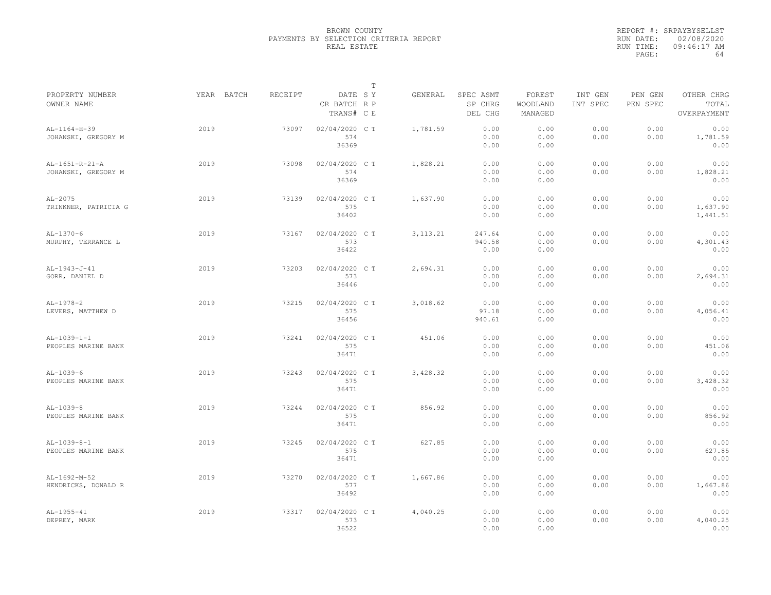BROWN COUNTY
PAYMENTS BY SELECTION CRITERIA REPORT
REAL ESTATE

REPORT #: SRPAYBYSELLST
RUN DATE: 02/08/2020
RUN TIME: 09:46:17 AM

| PROPERTY NUMBER<br>OWNER NAME | YEAR | BATCH | RECEIPT | DATE<br>CR BATCH<br>TRANS# | T S Y<br>R P<br>C E | GENERAL | SPEC ASMT<br>SP CHRG<br>DEL CHG | FOREST<br>WOODLAND<br>MANAGED | INT GEN<br>INT SPEC | PEN GEN<br>PEN SPEC | OTHER CHRG<br>TOTAL<br>OVERPAYMENT |
|---|---|---|---|---|---|---|---|---|---|---|---|
| AL-1164-H-39<br>JOHANSKI, GREGORY M | 2019 | | 73097 | 02/04/2020<br>574<br>36369 | C T | 1,781.59 | 0.00<br>0.00<br>0.00 | 0.00<br>0.00<br>0.00 | 0.00<br>0.00 | 0.00<br>0.00 | 0.00<br>1,781.59<br>0.00 |
| AL-1651-R-21-A<br>JOHANSKI, GREGORY M | 2019 | | 73098 | 02/04/2020<br>574<br>36369 | C T | 1,828.21 | 0.00<br>0.00<br>0.00 | 0.00<br>0.00<br>0.00 | 0.00<br>0.00 | 0.00<br>0.00 | 0.00<br>1,828.21<br>0.00 |
| AL-2075<br>TRINKNER, PATRICIA G | 2019 | | 73139 | 02/04/2020<br>575<br>36402 | C T | 1,637.90 | 0.00<br>0.00<br>0.00 | 0.00<br>0.00<br>0.00 | 0.00<br>0.00 | 0.00<br>0.00 | 0.00<br>1,637.90<br>1,441.51 |
| AL-1370-6<br>MURPHY, TERRANCE L | 2019 | | 73167 | 02/04/2020<br>573<br>36422 | C T | 3,113.21 | 247.64<br>940.58<br>0.00 | 0.00<br>0.00<br>0.00 | 0.00<br>0.00 | 0.00<br>0.00 | 0.00<br>4,301.43<br>0.00 |
| AL-1943-J-41<br>GORR, DANIEL D | 2019 | | 73203 | 02/04/2020<br>573<br>36446 | C T | 2,694.31 | 0.00<br>0.00<br>0.00 | 0.00<br>0.00<br>0.00 | 0.00<br>0.00 | 0.00<br>0.00 | 0.00<br>2,694.31<br>0.00 |
| AL-1978-2<br>LEVERS, MATTHEW D | 2019 | | 73215 | 02/04/2020<br>575<br>36456 | C T | 3,018.62 | 0.00<br>97.18<br>940.61 | 0.00<br>0.00<br>0.00 | 0.00<br>0.00 | 0.00<br>0.00 | 0.00<br>4,056.41<br>0.00 |
| AL-1039-1-1<br>PEOPLES MARINE BANK | 2019 | | 73241 | 02/04/2020<br>575<br>36471 | C T | 451.06 | 0.00<br>0.00<br>0.00 | 0.00<br>0.00<br>0.00 | 0.00<br>0.00 | 0.00<br>0.00 | 0.00<br>451.06<br>0.00 |
| AL-1039-6<br>PEOPLES MARINE BANK | 2019 | | 73243 | 02/04/2020<br>575<br>36471 | C T | 3,428.32 | 0.00<br>0.00<br>0.00 | 0.00<br>0.00<br>0.00 | 0.00<br>0.00 | 0.00<br>0.00 | 0.00<br>3,428.32<br>0.00 |
| AL-1039-8<br>PEOPLES MARINE BANK | 2019 | | 73244 | 02/04/2020<br>575<br>36471 | C T | 856.92 | 0.00<br>0.00<br>0.00 | 0.00<br>0.00<br>0.00 | 0.00<br>0.00 | 0.00<br>0.00 | 0.00<br>856.92<br>0.00 |
| AL-1039-8-1<br>PEOPLES MARINE BANK | 2019 | | 73245 | 02/04/2020<br>575<br>36471 | C T | 627.85 | 0.00<br>0.00<br>0.00 | 0.00<br>0.00<br>0.00 | 0.00<br>0.00 | 0.00<br>0.00 | 0.00<br>627.85<br>0.00 |
| AL-1692-M-52<br>HENDRICKS, DONALD R | 2019 | | 73270 | 02/04/2020<br>577<br>36492 | C T | 1,667.86 | 0.00<br>0.00<br>0.00 | 0.00<br>0.00<br>0.00 | 0.00<br>0.00 | 0.00<br>0.00 | 0.00<br>1,667.86<br>0.00 |
| AL-1955-41<br>DEPREY, MARK | 2019 | | 73317 | 02/04/2020<br>573<br>36522 | C T | 4,040.25 | 0.00<br>0.00<br>0.00 | 0.00<br>0.00<br>0.00 | 0.00<br>0.00 | 0.00<br>0.00 | 0.00<br>4,040.25<br>0.00 |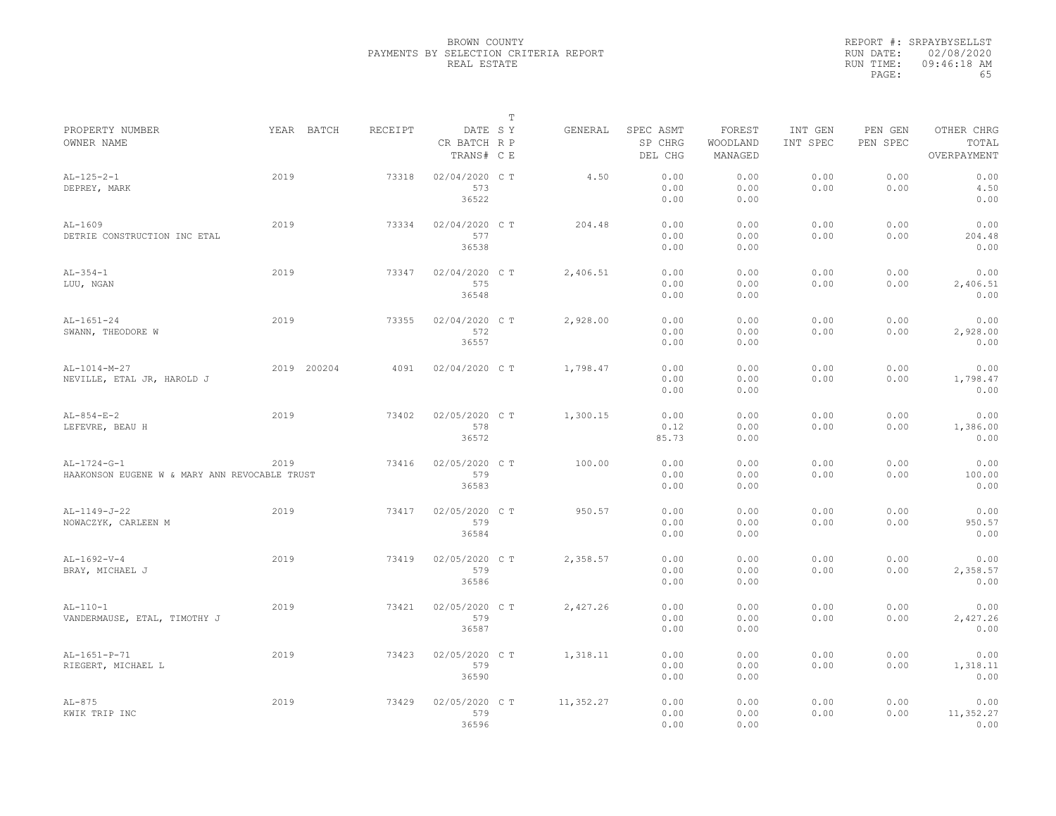BROWN COUNTY
PAYMENTS BY SELECTION CRITERIA REPORT
REAL ESTATE

REPORT #: SRPAYBYSELLST
RUN DATE: 02/08/2020
RUN TIME: 09:46:18 AM

| PROPERTY NUMBER / OWNER NAME | YEAR | BATCH | RECEIPT | DATE / CR BATCH / TRANS# | T S Y / R P / C E | GENERAL | SPEC ASMT / SP CHRG / DEL CHG | FOREST / WOODLAND / MANAGED | INT GEN / INT SPEC | PEN GEN / PEN SPEC | OTHER CHRG / TOTAL / OVERPAYMENT |
|---|---|---|---|---|---|---|---|---|---|---|---|
| AL-125-2-1 DEPREY, MARK | 2019 | | 73318 | 02/04/2020 573 36522 | C T | 4.50 | 0.00 0.00 0.00 | 0.00 0.00 0.00 | 0.00 0.00 | 0.00 0.00 | 0.00 4.50 0.00 |
| AL-1609 DETRIE CONSTRUCTION INC ETAL | 2019 | | 73334 | 02/04/2020 577 36538 | C T | 204.48 | 0.00 0.00 0.00 | 0.00 0.00 0.00 | 0.00 0.00 | 0.00 0.00 | 0.00 204.48 0.00 |
| AL-354-1 LUU, NGAN | 2019 | | 73347 | 02/04/2020 575 36548 | C T | 2,406.51 | 0.00 0.00 0.00 | 0.00 0.00 0.00 | 0.00 0.00 | 0.00 0.00 | 0.00 2,406.51 0.00 |
| AL-1651-24 SWANN, THEODORE W | 2019 | | 73355 | 02/04/2020 572 36557 | C T | 2,928.00 | 0.00 0.00 0.00 | 0.00 0.00 0.00 | 0.00 0.00 | 0.00 0.00 | 0.00 2,928.00 0.00 |
| AL-1014-M-27 NEVILLE, ETAL JR, HAROLD J | 2019 | 200204 | 4091 | 02/04/2020 | C T | 1,798.47 | 0.00 0.00 0.00 | 0.00 0.00 0.00 | 0.00 0.00 | 0.00 0.00 | 0.00 1,798.47 0.00 |
| AL-854-E-2 LEFEVRE, BEAU H | 2019 | | 73402 | 02/05/2020 578 36572 | C T | 1,300.15 | 0.00 0.12 85.73 | 0.00 0.00 0.00 | 0.00 0.00 | 0.00 0.00 | 0.00 1,386.00 0.00 |
| AL-1724-G-1 HAAKONSON EUGENE W & MARY ANN REVOCABLE TRUST | 2019 | | 73416 | 02/05/2020 579 36583 | C T | 100.00 | 0.00 0.00 0.00 | 0.00 0.00 0.00 | 0.00 0.00 | 0.00 0.00 | 0.00 100.00 0.00 |
| AL-1149-J-22 NOWACZYK, CARLEEN M | 2019 | | 73417 | 02/05/2020 579 36584 | C T | 950.57 | 0.00 0.00 0.00 | 0.00 0.00 0.00 | 0.00 0.00 | 0.00 0.00 | 0.00 950.57 0.00 |
| AL-1692-V-4 BRAY, MICHAEL J | 2019 | | 73419 | 02/05/2020 579 36586 | C T | 2,358.57 | 0.00 0.00 0.00 | 0.00 0.00 0.00 | 0.00 0.00 | 0.00 0.00 | 0.00 2,358.57 0.00 |
| AL-110-1 VANDERMAUSE, ETAL, TIMOTHY J | 2019 | | 73421 | 02/05/2020 579 36587 | C T | 2,427.26 | 0.00 0.00 0.00 | 0.00 0.00 0.00 | 0.00 0.00 | 0.00 0.00 | 0.00 2,427.26 0.00 |
| AL-1651-P-71 RIEGERT, MICHAEL L | 2019 | | 73423 | 02/05/2020 579 36590 | C T | 1,318.11 | 0.00 0.00 0.00 | 0.00 0.00 0.00 | 0.00 0.00 | 0.00 0.00 | 0.00 1,318.11 0.00 |
| AL-875 KWIK TRIP INC | 2019 | | 73429 | 02/05/2020 579 36596 | C T | 11,352.27 | 0.00 0.00 0.00 | 0.00 0.00 0.00 | 0.00 0.00 | 0.00 0.00 | 0.00 11,352.27 0.00 |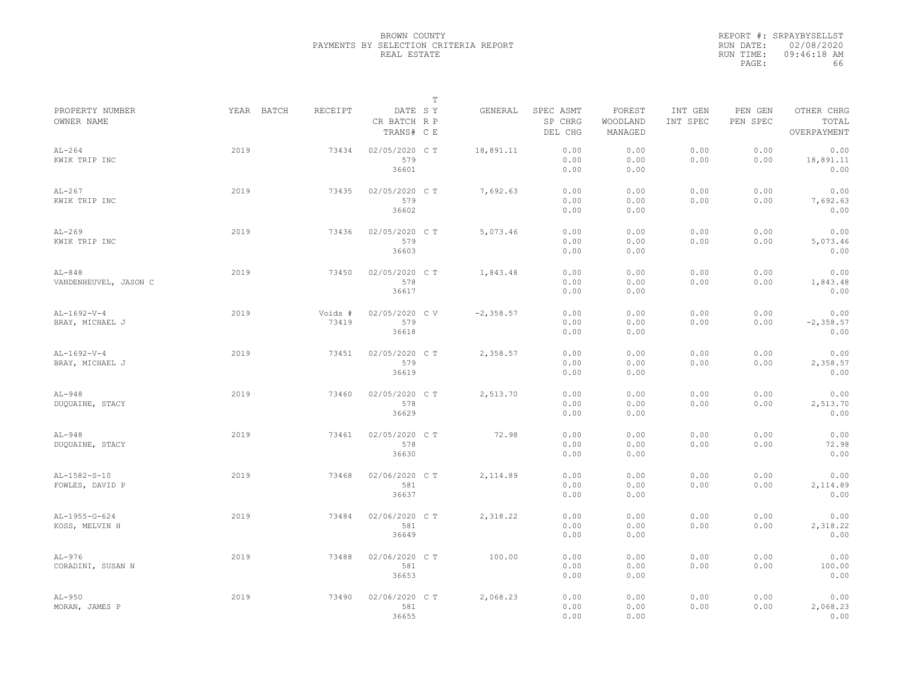BROWN COUNTY
PAYMENTS BY SELECTION CRITERIA REPORT
REAL ESTATE

REPORT #: SRPAYBYSELLST
RUN DATE: 02/08/2020
RUN TIME: 09:46:18 AM

| PROPERTY NUMBER / OWNER NAME | YEAR | BATCH | RECEIPT | DATE / CR BATCH / TRANS# | T SY RP CE | GENERAL | SPEC ASMT / SP CHRG / DEL CHG | FOREST / WOODLAND / MANAGED | INT GEN / INT SPEC | PEN GEN / PEN SPEC | OTHER CHRG / TOTAL / OVERPAYMENT |
|---|---|---|---|---|---|---|---|---|---|---|---|
| AL-264 KWIK TRIP INC | 2019 | | 73434 | 02/05/2020 579 36601 | C T | 18,891.11 | 0.00 0.00 0.00 | 0.00 0.00 0.00 | 0.00 0.00 | 0.00 0.00 | 0.00 18,891.11 0.00 |
| AL-267 KWIK TRIP INC | 2019 | | 73435 | 02/05/2020 579 36602 | C T | 7,692.63 | 0.00 0.00 0.00 | 0.00 0.00 0.00 | 0.00 0.00 | 0.00 0.00 | 0.00 7,692.63 0.00 |
| AL-269 KWIK TRIP INC | 2019 | | 73436 | 02/05/2020 579 36603 | C T | 5,073.46 | 0.00 0.00 0.00 | 0.00 0.00 0.00 | 0.00 0.00 | 0.00 0.00 | 0.00 5,073.46 0.00 |
| AL-848 VANDENHEUVEL, JASON C | 2019 | | 73450 | 02/05/2020 578 36617 | C T | 1,843.48 | 0.00 0.00 0.00 | 0.00 0.00 0.00 | 0.00 0.00 | 0.00 0.00 | 0.00 1,843.48 0.00 |
| AL-1692-V-4 BRAY, MICHAEL J | 2019 | | Voids # 73419 | 02/05/2020 579 36618 | C V | -2,358.57 | 0.00 0.00 0.00 | 0.00 0.00 0.00 | 0.00 0.00 | 0.00 0.00 | 0.00 -2,358.57 0.00 |
| AL-1692-V-4 BRAY, MICHAEL J | 2019 | | 73451 | 02/05/2020 579 36619 | C T | 2,358.57 | 0.00 0.00 0.00 | 0.00 0.00 0.00 | 0.00 0.00 | 0.00 0.00 | 0.00 2,358.57 0.00 |
| AL-948 DUQUAINE, STACY | 2019 | | 73460 | 02/05/2020 578 36629 | C T | 2,513.70 | 0.00 0.00 0.00 | 0.00 0.00 0.00 | 0.00 0.00 | 0.00 0.00 | 0.00 2,513.70 0.00 |
| AL-948 DUQUAINE, STACY | 2019 | | 73461 | 02/05/2020 578 36630 | C T | 72.98 | 0.00 0.00 0.00 | 0.00 0.00 0.00 | 0.00 0.00 | 0.00 0.00 | 0.00 72.98 0.00 |
| AL-1582-S-10 FOWLES, DAVID P | 2019 | | 73468 | 02/06/2020 581 36637 | C T | 2,114.89 | 0.00 0.00 0.00 | 0.00 0.00 0.00 | 0.00 0.00 | 0.00 0.00 | 0.00 2,114.89 0.00 |
| AL-1955-G-624 KOSS, MELVIN H | 2019 | | 73484 | 02/06/2020 581 36649 | C T | 2,318.22 | 0.00 0.00 0.00 | 0.00 0.00 0.00 | 0.00 0.00 | 0.00 0.00 | 0.00 2,318.22 0.00 |
| AL-976 CORADINI, SUSAN N | 2019 | | 73488 | 02/06/2020 581 36653 | C T | 100.00 | 0.00 0.00 0.00 | 0.00 0.00 0.00 | 0.00 0.00 | 0.00 0.00 | 0.00 100.00 0.00 |
| AL-950 MORAN, JAMES P | 2019 | | 73490 | 02/06/2020 581 36655 | C T | 2,068.23 | 0.00 0.00 0.00 | 0.00 0.00 0.00 | 0.00 0.00 | 0.00 0.00 | 0.00 2,068.23 0.00 |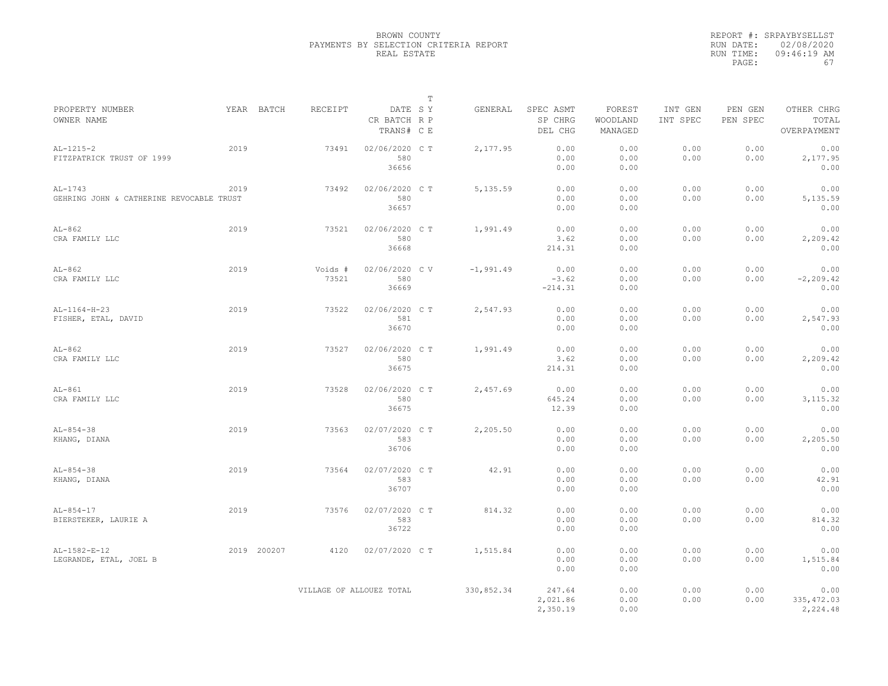BROWN COUNTY
PAYMENTS BY SELECTION CRITERIA REPORT
REAL ESTATE

REPORT #: SRPAYBYSELLST
RUN DATE: 02/08/2020
RUN TIME: 09:46:19 AM

| PROPERTY NUMBER / OWNER NAME | YEAR | BATCH | RECEIPT | DATE / CR BATCH / TRANS# | T SY RP CE | GENERAL | SPEC ASMT / SP CHRG / DEL CHG | FOREST / WOODLAND / MANAGED | INT GEN / INT SPEC | PEN GEN / PEN SPEC | OTHER CHRG / TOTAL / OVERPAYMENT |
|---|---|---|---|---|---|---|---|---|---|---|---|
| AL-1215-2 / FITZPATRICK TRUST OF 1999 | 2019 | | 73491 | 02/06/2020 / 580 / 36656 | C T | 2,177.95 | 0.00 / 0.00 / 0.00 | 0.00 / 0.00 / 0.00 | 0.00 / 0.00 | 0.00 / 0.00 | 0.00 / 2,177.95 / 0.00 |
| AL-1743 / GEHRING JOHN & CATHERINE REVOCABLE TRUST | 2019 | | 73492 | 02/06/2020 / 580 / 36657 | C T | 5,135.59 | 0.00 / 0.00 / 0.00 | 0.00 / 0.00 / 0.00 | 0.00 / 0.00 | 0.00 / 0.00 | 0.00 / 5,135.59 / 0.00 |
| AL-862 / CRA FAMILY LLC | 2019 | | 73521 | 02/06/2020 / 580 / 36668 | C T | 1,991.49 | 0.00 / 3.62 / 214.31 | 0.00 / 0.00 / 0.00 | 0.00 / 0.00 | 0.00 / 0.00 | 0.00 / 2,209.42 / 0.00 |
| AL-862 / CRA FAMILY LLC | 2019 | | Voids # 73521 | 02/06/2020 / 580 / 36669 | C V | -1,991.49 | 0.00 / -3.62 / -214.31 | 0.00 / 0.00 / 0.00 | 0.00 / 0.00 | 0.00 / 0.00 | 0.00 / -2,209.42 / 0.00 |
| AL-1164-H-23 / FISHER, ETAL, DAVID | 2019 | | 73522 | 02/06/2020 / 581 / 36670 | C T | 2,547.93 | 0.00 / 0.00 / 0.00 | 0.00 / 0.00 / 0.00 | 0.00 / 0.00 | 0.00 / 0.00 | 0.00 / 2,547.93 / 0.00 |
| AL-862 / CRA FAMILY LLC | 2019 | | 73527 | 02/06/2020 / 580 / 36675 | C T | 1,991.49 | 0.00 / 3.62 / 214.31 | 0.00 / 0.00 / 0.00 | 0.00 / 0.00 | 0.00 / 0.00 | 0.00 / 2,209.42 / 0.00 |
| AL-861 / CRA FAMILY LLC | 2019 | | 73528 | 02/06/2020 / 580 / 36675 | C T | 2,457.69 | 0.00 / 645.24 / 12.39 | 0.00 / 0.00 / 0.00 | 0.00 / 0.00 | 0.00 / 0.00 | 0.00 / 3,115.32 / 0.00 |
| AL-854-38 / KHANG, DIANA | 2019 | | 73563 | 02/07/2020 / 583 / 36706 | C T | 2,205.50 | 0.00 / 0.00 / 0.00 | 0.00 / 0.00 / 0.00 | 0.00 / 0.00 | 0.00 / 0.00 | 0.00 / 2,205.50 / 0.00 |
| AL-854-38 / KHANG, DIANA | 2019 | | 73564 | 02/07/2020 / 583 / 36707 | C T | 42.91 | 0.00 / 0.00 / 0.00 | 0.00 / 0.00 / 0.00 | 0.00 / 0.00 | 0.00 / 0.00 | 0.00 / 42.91 / 0.00 |
| AL-854-17 / BIERSTEKER, LAURIE A | 2019 | | 73576 | 02/07/2020 / 583 / 36722 | C T | 814.32 | 0.00 / 0.00 / 0.00 | 0.00 / 0.00 / 0.00 | 0.00 / 0.00 | 0.00 / 0.00 | 0.00 / 814.32 / 0.00 |
| AL-1582-E-12 / LEGRANDE, ETAL, JOEL B | 2019 | 200207 | 4120 | 02/07/2020 | C T | 1,515.84 | 0.00 / 0.00 / 0.00 | 0.00 / 0.00 / 0.00 | 0.00 / 0.00 | 0.00 / 0.00 | 0.00 / 1,515.84 / 0.00 |
| | | | VILLAGE OF ALLOUEZ TOTAL | | | 330,852.34 | 247.64 / 2,021.86 / 2,350.19 | 0.00 / 0.00 / 0.00 | 0.00 / 0.00 | 0.00 / 0.00 | 0.00 / 335,472.03 / 2,224.48 |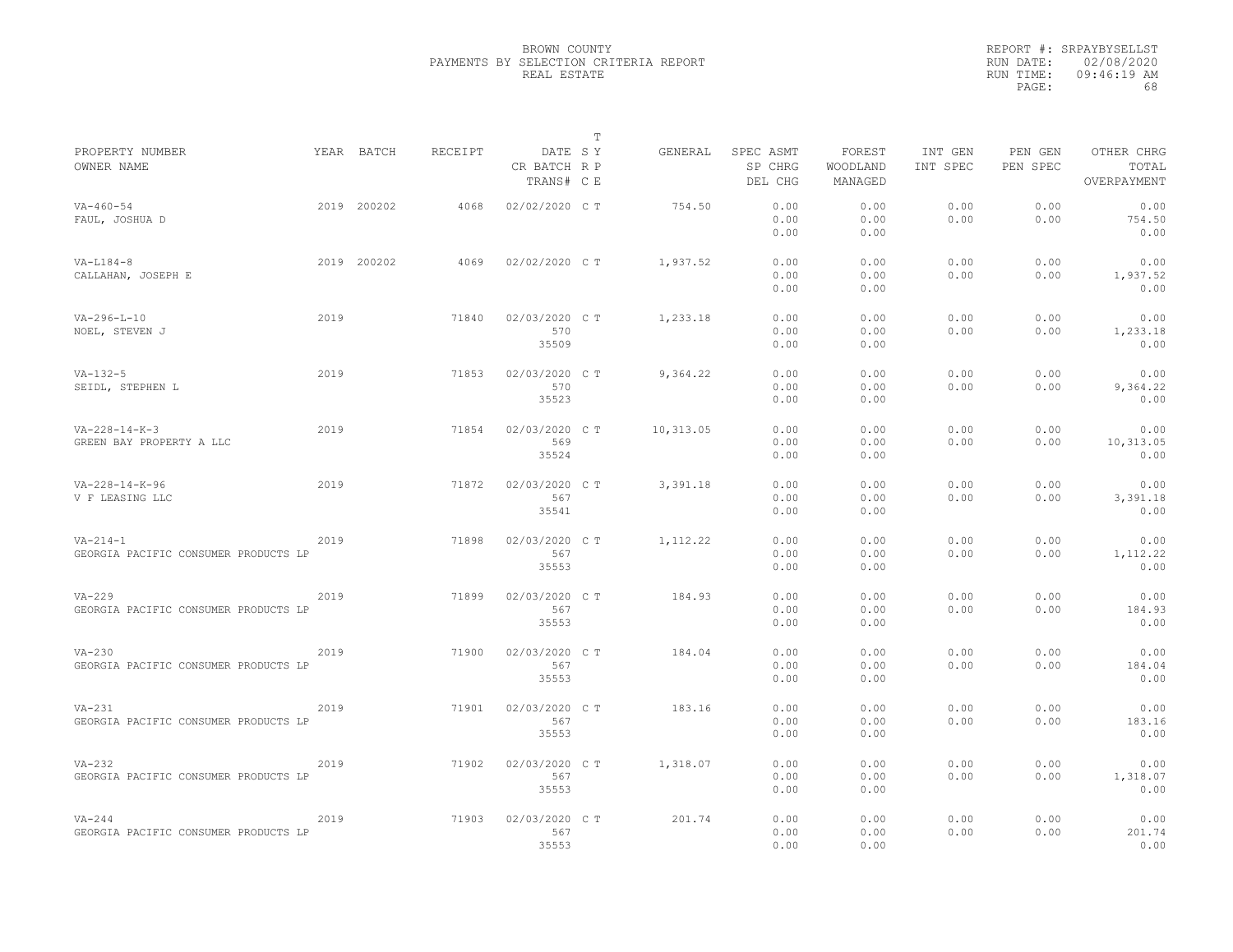BROWN COUNTY
PAYMENTS BY SELECTION CRITERIA REPORT
REAL ESTATE

REPORT #: SRPAYBYSELLST
RUN DATE: 02/08/2020
RUN TIME: 09:46:19 AM

| PROPERTY NUMBER<br>OWNER NAME | YEAR | BATCH | RECEIPT | DATE<br>CR BATCH<br>TRANS# | T<br>S Y<br>R P<br>C E | GENERAL | SPEC ASMT<br>SP CHRG<br>DEL CHG | FOREST<br>WOODLAND<br>MANAGED | INT GEN<br>INT SPEC | PEN GEN<br>PEN SPEC | OTHER CHRG<br>TOTAL<br>OVERPAYMENT |
|---|---|---|---|---|---|---|---|---|---|---|---|
| VA-460-54<br>FAUL, JOSHUA D | 2019 | 200202 | 4068 | 02/02/2020 | C T | 754.50 | 0.00<br>0.00<br>0.00 | 0.00<br>0.00<br>0.00 | 0.00<br>0.00 | 0.00<br>0.00 | 0.00<br>754.50<br>0.00 |
| VA-L184-8<br>CALLAHAN, JOSEPH E | 2019 | 200202 | 4069 | 02/02/2020 | C T | 1,937.52 | 0.00<br>0.00<br>0.00 | 0.00<br>0.00<br>0.00 | 0.00<br>0.00 | 0.00<br>0.00 | 0.00<br>1,937.52<br>0.00 |
| VA-296-L-10<br>NOEL, STEVEN J | 2019 | | 71840 | 02/03/2020<br>570<br>35509 | C T | 1,233.18 | 0.00<br>0.00<br>0.00 | 0.00<br>0.00<br>0.00 | 0.00<br>0.00 | 0.00<br>0.00 | 0.00<br>1,233.18<br>0.00 |
| VA-132-5<br>SEIDL, STEPHEN L | 2019 | | 71853 | 02/03/2020<br>570<br>35523 | C T | 9,364.22 | 0.00<br>0.00<br>0.00 | 0.00<br>0.00<br>0.00 | 0.00<br>0.00 | 0.00<br>0.00 | 0.00<br>9,364.22<br>0.00 |
| VA-228-14-K-3<br>GREEN BAY PROPERTY A LLC | 2019 | | 71854 | 02/03/2020<br>569<br>35524 | C T | 10,313.05 | 0.00<br>0.00<br>0.00 | 0.00<br>0.00<br>0.00 | 0.00<br>0.00 | 0.00<br>0.00 | 0.00<br>10,313.05<br>0.00 |
| VA-228-14-K-96<br>V F LEASING LLC | 2019 | | 71872 | 02/03/2020<br>567<br>35541 | C T | 3,391.18 | 0.00<br>0.00<br>0.00 | 0.00<br>0.00<br>0.00 | 0.00<br>0.00 | 0.00<br>0.00 | 0.00<br>3,391.18<br>0.00 |
| VA-214-1<br>GEORGIA PACIFIC CONSUMER PRODUCTS LP | 2019 | | 71898 | 02/03/2020<br>567<br>35553 | C T | 1,112.22 | 0.00<br>0.00<br>0.00 | 0.00<br>0.00<br>0.00 | 0.00<br>0.00 | 0.00<br>0.00 | 0.00<br>1,112.22<br>0.00 |
| VA-229<br>GEORGIA PACIFIC CONSUMER PRODUCTS LP | 2019 | | 71899 | 02/03/2020<br>567<br>35553 | C T | 184.93 | 0.00<br>0.00<br>0.00 | 0.00<br>0.00<br>0.00 | 0.00<br>0.00 | 0.00<br>0.00 | 0.00<br>184.93<br>0.00 |
| VA-230<br>GEORGIA PACIFIC CONSUMER PRODUCTS LP | 2019 | | 71900 | 02/03/2020<br>567<br>35553 | C T | 184.04 | 0.00<br>0.00<br>0.00 | 0.00<br>0.00<br>0.00 | 0.00<br>0.00 | 0.00<br>0.00 | 0.00<br>184.04<br>0.00 |
| VA-231<br>GEORGIA PACIFIC CONSUMER PRODUCTS LP | 2019 | | 71901 | 02/03/2020<br>567<br>35553 | C T | 183.16 | 0.00<br>0.00<br>0.00 | 0.00<br>0.00<br>0.00 | 0.00<br>0.00 | 0.00<br>0.00 | 0.00<br>183.16<br>0.00 |
| VA-232<br>GEORGIA PACIFIC CONSUMER PRODUCTS LP | 2019 | | 71902 | 02/03/2020<br>567<br>35553 | C T | 1,318.07 | 0.00<br>0.00<br>0.00 | 0.00<br>0.00<br>0.00 | 0.00<br>0.00 | 0.00<br>0.00 | 0.00<br>1,318.07<br>0.00 |
| VA-244<br>GEORGIA PACIFIC CONSUMER PRODUCTS LP | 2019 | | 71903 | 02/03/2020<br>567<br>35553 | C T | 201.74 | 0.00<br>0.00<br>0.00 | 0.00<br>0.00<br>0.00 | 0.00<br>0.00 | 0.00<br>0.00 | 0.00<br>201.74<br>0.00 |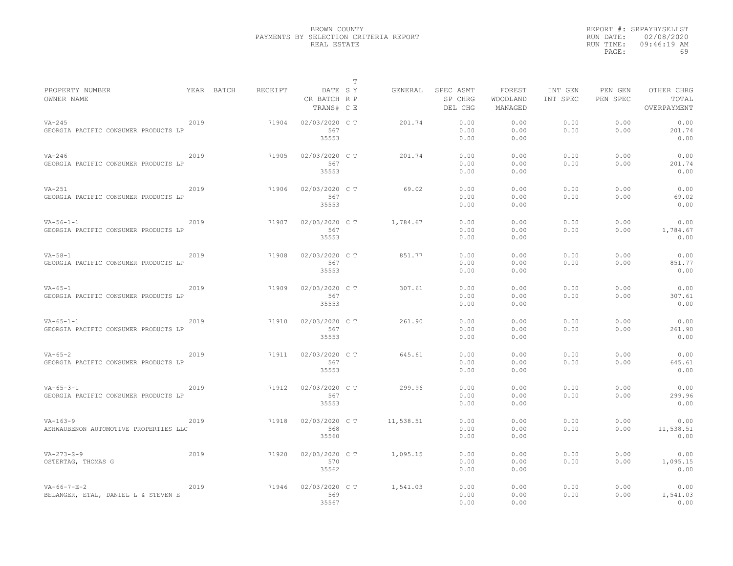BROWN COUNTY
PAYMENTS BY SELECTION CRITERIA REPORT
REAL ESTATE

REPORT #: SRPAYBYSELLST
RUN DATE: 02/08/2020
RUN TIME: 09:46:19 AM

| PROPERTY NUMBER / OWNER NAME | YEAR | BATCH | RECEIPT | DATE / CR BATCH / TRANS# | T SY RP CE | GENERAL | SPEC ASMT / SP CHRG / DEL CHG | FOREST / WOODLAND / MANAGED | INT GEN / INT SPEC | PEN GEN / PEN SPEC | OTHER CHRG / TOTAL / OVERPAYMENT |
|---|---|---|---|---|---|---|---|---|---|---|---|
| VA-245 GEORGIA PACIFIC CONSUMER PRODUCTS LP | 2019 | | 71904 | 02/03/2020 567 35553 | C T | 201.74 | 0.00 0.00 0.00 | 0.00 0.00 0.00 | 0.00 0.00 | 0.00 0.00 | 0.00 201.74 0.00 |
| VA-246 GEORGIA PACIFIC CONSUMER PRODUCTS LP | 2019 | | 71905 | 02/03/2020 567 35553 | C T | 201.74 | 0.00 0.00 0.00 | 0.00 0.00 0.00 | 0.00 0.00 | 0.00 0.00 | 0.00 201.74 0.00 |
| VA-251 GEORGIA PACIFIC CONSUMER PRODUCTS LP | 2019 | | 71906 | 02/03/2020 567 35553 | C T | 69.02 | 0.00 0.00 0.00 | 0.00 0.00 0.00 | 0.00 0.00 | 0.00 0.00 | 0.00 69.02 0.00 |
| VA-56-1-1 GEORGIA PACIFIC CONSUMER PRODUCTS LP | 2019 | | 71907 | 02/03/2020 567 35553 | C T | 1,784.67 | 0.00 0.00 0.00 | 0.00 0.00 0.00 | 0.00 0.00 | 0.00 0.00 | 0.00 1,784.67 0.00 |
| VA-58-1 GEORGIA PACIFIC CONSUMER PRODUCTS LP | 2019 | | 71908 | 02/03/2020 567 35553 | C T | 851.77 | 0.00 0.00 0.00 | 0.00 0.00 0.00 | 0.00 0.00 | 0.00 0.00 | 0.00 851.77 0.00 |
| VA-65-1 GEORGIA PACIFIC CONSUMER PRODUCTS LP | 2019 | | 71909 | 02/03/2020 567 35553 | C T | 307.61 | 0.00 0.00 0.00 | 0.00 0.00 0.00 | 0.00 0.00 | 0.00 0.00 | 0.00 307.61 0.00 |
| VA-65-1-1 GEORGIA PACIFIC CONSUMER PRODUCTS LP | 2019 | | 71910 | 02/03/2020 567 35553 | C T | 261.90 | 0.00 0.00 0.00 | 0.00 0.00 0.00 | 0.00 0.00 | 0.00 0.00 | 0.00 261.90 0.00 |
| VA-65-2 GEORGIA PACIFIC CONSUMER PRODUCTS LP | 2019 | | 71911 | 02/03/2020 567 35553 | C T | 645.61 | 0.00 0.00 0.00 | 0.00 0.00 0.00 | 0.00 0.00 | 0.00 0.00 | 0.00 645.61 0.00 |
| VA-65-3-1 GEORGIA PACIFIC CONSUMER PRODUCTS LP | 2019 | | 71912 | 02/03/2020 567 35553 | C T | 299.96 | 0.00 0.00 0.00 | 0.00 0.00 0.00 | 0.00 0.00 | 0.00 0.00 | 0.00 299.96 0.00 |
| VA-163-9 ASHWAUBENON AUTOMOTIVE PROPERTIES LLC | 2019 | | 71918 | 02/03/2020 568 35560 | C T | 11,538.51 | 0.00 0.00 0.00 | 0.00 0.00 0.00 | 0.00 0.00 | 0.00 0.00 | 0.00 11,538.51 0.00 |
| VA-273-S-9 OSTERTAG, THOMAS G | 2019 | | 71920 | 02/03/2020 570 35562 | C T | 1,095.15 | 0.00 0.00 0.00 | 0.00 0.00 0.00 | 0.00 0.00 | 0.00 0.00 | 0.00 1,095.15 0.00 |
| VA-66-7-E-2 BELANGER, ETAL, DANIEL L & STEVEN E | 2019 | | 71946 | 02/03/2020 569 35567 | C T | 1,541.03 | 0.00 0.00 0.00 | 0.00 0.00 0.00 | 0.00 0.00 | 0.00 0.00 | 0.00 1,541.03 0.00 |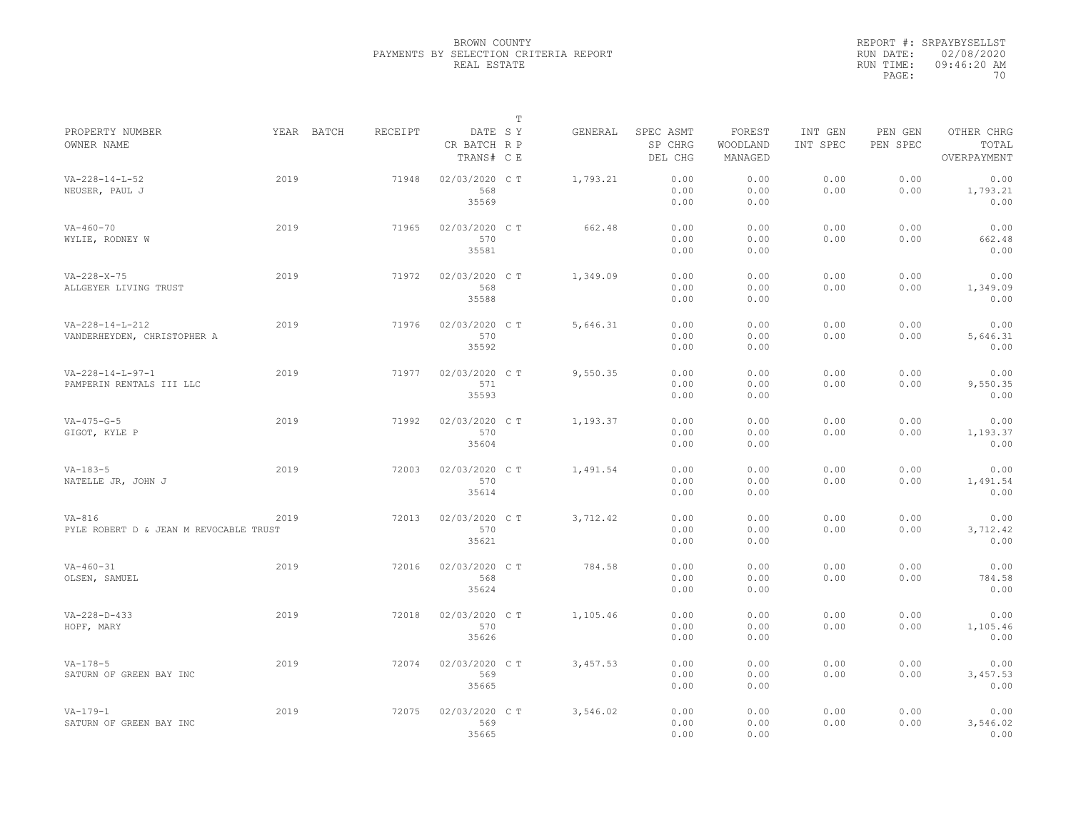BROWN COUNTY
PAYMENTS BY SELECTION CRITERIA REPORT
REAL ESTATE

REPORT #: SRPAYBYSELLST
RUN DATE: 02/08/2020
RUN TIME: 09:46:20 AM

| PROPERTY NUMBER / OWNER NAME | YEAR | BATCH | RECEIPT | DATE / CR BATCH / TRANS# | T SY RP CE | GENERAL | SPEC ASMT / SP CHRG / DEL CHG | FOREST / WOODLAND / MANAGED | INT GEN / INT SPEC | PEN GEN / PEN SPEC | OTHER CHRG / TOTAL / OVERPAYMENT |
|---|---|---|---|---|---|---|---|---|---|---|---|
| VA-228-14-L-52 / NEUSER, PAUL J | 2019 | | 71948 | 02/03/2020 / 568 / 35569 | C T | 1,793.21 | 0.00 / 0.00 / 0.00 | 0.00 / 0.00 / 0.00 | 0.00 / 0.00 | 0.00 / 0.00 | 0.00 / 1,793.21 / 0.00 |
| VA-460-70 / WYLIE, RODNEY W | 2019 | | 71965 | 02/03/2020 / 570 / 35581 | C T | 662.48 | 0.00 / 0.00 / 0.00 | 0.00 / 0.00 / 0.00 | 0.00 / 0.00 | 0.00 / 0.00 | 0.00 / 662.48 / 0.00 |
| VA-228-X-75 / ALLGEYER LIVING TRUST | 2019 | | 71972 | 02/03/2020 / 568 / 35588 | C T | 1,349.09 | 0.00 / 0.00 / 0.00 | 0.00 / 0.00 / 0.00 | 0.00 / 0.00 | 0.00 / 0.00 | 0.00 / 1,349.09 / 0.00 |
| VA-228-14-L-212 / VANDERHEYDEN, CHRISTOPHER A | 2019 | | 71976 | 02/03/2020 / 570 / 35592 | C T | 5,646.31 | 0.00 / 0.00 / 0.00 | 0.00 / 0.00 / 0.00 | 0.00 / 0.00 | 0.00 / 0.00 | 0.00 / 5,646.31 / 0.00 |
| VA-228-14-L-97-1 / PAMPERIN RENTALS III LLC | 2019 | | 71977 | 02/03/2020 / 571 / 35593 | C T | 9,550.35 | 0.00 / 0.00 / 0.00 | 0.00 / 0.00 / 0.00 | 0.00 / 0.00 | 0.00 / 0.00 | 0.00 / 9,550.35 / 0.00 |
| VA-475-G-5 / GIGOT, KYLE P | 2019 | | 71992 | 02/03/2020 / 570 / 35604 | C T | 1,193.37 | 0.00 / 0.00 / 0.00 | 0.00 / 0.00 / 0.00 | 0.00 / 0.00 | 0.00 / 0.00 | 0.00 / 1,193.37 / 0.00 |
| VA-183-5 / NATELLE JR, JOHN J | 2019 | | 72003 | 02/03/2020 / 570 / 35614 | C T | 1,491.54 | 0.00 / 0.00 / 0.00 | 0.00 / 0.00 / 0.00 | 0.00 / 0.00 | 0.00 / 0.00 | 0.00 / 1,491.54 / 0.00 |
| VA-816 / PYLE ROBERT D & JEAN M REVOCABLE TRUST | 2019 | | 72013 | 02/03/2020 / 570 / 35621 | C T | 3,712.42 | 0.00 / 0.00 / 0.00 | 0.00 / 0.00 / 0.00 | 0.00 / 0.00 | 0.00 / 0.00 | 0.00 / 3,712.42 / 0.00 |
| VA-460-31 / OLSEN, SAMUEL | 2019 | | 72016 | 02/03/2020 / 568 / 35624 | C T | 784.58 | 0.00 / 0.00 / 0.00 | 0.00 / 0.00 / 0.00 | 0.00 / 0.00 | 0.00 / 0.00 | 0.00 / 784.58 / 0.00 |
| VA-228-D-433 / HOPF, MARY | 2019 | | 72018 | 02/03/2020 / 570 / 35626 | C T | 1,105.46 | 0.00 / 0.00 / 0.00 | 0.00 / 0.00 / 0.00 | 0.00 / 0.00 | 0.00 / 0.00 | 0.00 / 1,105.46 / 0.00 |
| VA-178-5 / SATURN OF GREEN BAY INC | 2019 | | 72074 | 02/03/2020 / 569 / 35665 | C T | 3,457.53 | 0.00 / 0.00 / 0.00 | 0.00 / 0.00 / 0.00 | 0.00 / 0.00 | 0.00 / 0.00 | 0.00 / 3,457.53 / 0.00 |
| VA-179-1 / SATURN OF GREEN BAY INC | 2019 | | 72075 | 02/03/2020 / 569 / 35665 | C T | 3,546.02 | 0.00 / 0.00 / 0.00 | 0.00 / 0.00 / 0.00 | 0.00 / 0.00 | 0.00 / 0.00 | 0.00 / 3,546.02 / 0.00 |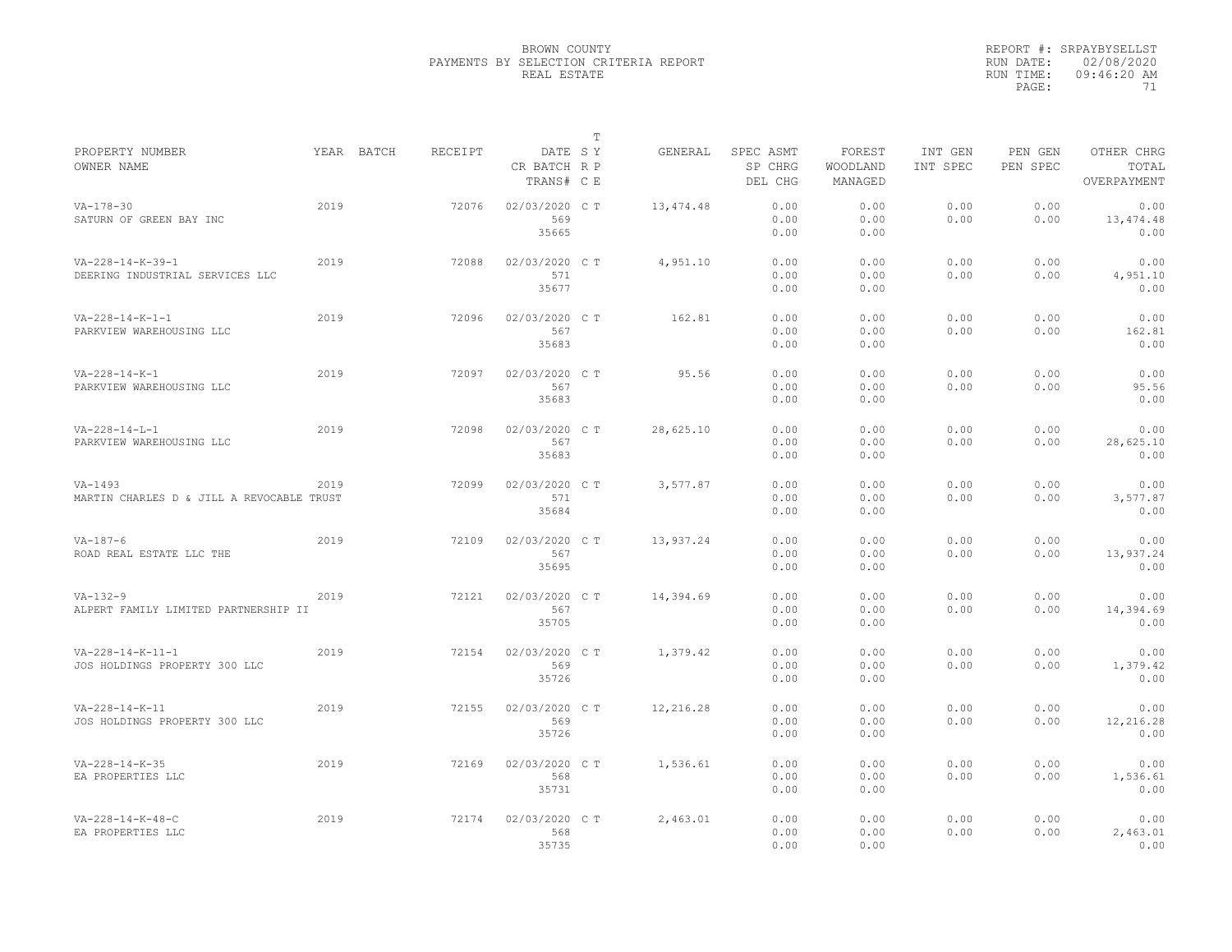BROWN COUNTY
PAYMENTS BY SELECTION CRITERIA REPORT
REAL ESTATE

REPORT #: SRPAYBYSELLST
RUN DATE: 02/08/2020
RUN TIME: 09:46:20 AM

| PROPERTY NUMBER<br>OWNER NAME | YEAR | BATCH | RECEIPT | DATE<br>CR BATCH<br>TRANS# | T<br>S Y<br>R P<br>C E | GENERAL | SPEC ASMT<br>SP CHRG<br>DEL CHG | FOREST<br>WOODLAND<br>MANAGED | INT GEN<br>INT SPEC | PEN GEN<br>PEN SPEC | OTHER CHRG<br>TOTAL<br>OVERPAYMENT |
|---|---|---|---|---|---|---|---|---|---|---|---|
| VA-178-30<br>SATURN OF GREEN BAY INC | 2019 | | 72076 | 02/03/2020<br>569<br>35665 | C T | 13,474.48 | 0.00<br>0.00<br>0.00 | 0.00<br>0.00<br>0.00 | 0.00<br>0.00 | 0.00<br>0.00 | 0.00<br>13,474.48<br>0.00 |
| VA-228-14-K-39-1<br>DEERING INDUSTRIAL SERVICES LLC | 2019 | | 72088 | 02/03/2020<br>571<br>35677 | C T | 4,951.10 | 0.00<br>0.00<br>0.00 | 0.00<br>0.00<br>0.00 | 0.00<br>0.00 | 0.00<br>0.00 | 0.00<br>4,951.10<br>0.00 |
| VA-228-14-K-1-1<br>PARKVIEW WAREHOUSING LLC | 2019 | | 72096 | 02/03/2020<br>567<br>35683 | C T | 162.81 | 0.00<br>0.00<br>0.00 | 0.00<br>0.00<br>0.00 | 0.00<br>0.00 | 0.00<br>0.00 | 0.00<br>162.81<br>0.00 |
| VA-228-14-K-1<br>PARKVIEW WAREHOUSING LLC | 2019 | | 72097 | 02/03/2020<br>567<br>35683 | C T | 95.56 | 0.00<br>0.00<br>0.00 | 0.00<br>0.00<br>0.00 | 0.00<br>0.00 | 0.00<br>0.00 | 0.00<br>95.56<br>0.00 |
| VA-228-14-L-1<br>PARKVIEW WAREHOUSING LLC | 2019 | | 72098 | 02/03/2020<br>567<br>35683 | C T | 28,625.10 | 0.00<br>0.00<br>0.00 | 0.00<br>0.00<br>0.00 | 0.00<br>0.00 | 0.00<br>0.00 | 0.00<br>28,625.10<br>0.00 |
| VA-1493<br>MARTIN CHARLES D & JILL A REVOCABLE TRUST | 2019 | | 72099 | 02/03/2020<br>571<br>35684 | C T | 3,577.87 | 0.00<br>0.00<br>0.00 | 0.00<br>0.00<br>0.00 | 0.00<br>0.00 | 0.00<br>0.00 | 0.00<br>3,577.87<br>0.00 |
| VA-187-6<br>ROAD REAL ESTATE LLC THE | 2019 | | 72109 | 02/03/2020<br>567<br>35695 | C T | 13,937.24 | 0.00<br>0.00<br>0.00 | 0.00<br>0.00<br>0.00 | 0.00<br>0.00 | 0.00<br>0.00 | 0.00<br>13,937.24<br>0.00 |
| VA-132-9<br>ALPERT FAMILY LIMITED PARTNERSHIP II | 2019 | | 72121 | 02/03/2020<br>567<br>35705 | C T | 14,394.69 | 0.00<br>0.00<br>0.00 | 0.00<br>0.00<br>0.00 | 0.00<br>0.00 | 0.00<br>0.00 | 0.00<br>14,394.69<br>0.00 |
| VA-228-14-K-11-1<br>JOS HOLDINGS PROPERTY 300 LLC | 2019 | | 72154 | 02/03/2020<br>569<br>35726 | C T | 1,379.42 | 0.00<br>0.00<br>0.00 | 0.00<br>0.00<br>0.00 | 0.00<br>0.00 | 0.00<br>0.00 | 0.00<br>1,379.42<br>0.00 |
| VA-228-14-K-11<br>JOS HOLDINGS PROPERTY 300 LLC | 2019 | | 72155 | 02/03/2020<br>569<br>35726 | C T | 12,216.28 | 0.00<br>0.00<br>0.00 | 0.00<br>0.00<br>0.00 | 0.00<br>0.00 | 0.00<br>0.00 | 0.00<br>12,216.28<br>0.00 |
| VA-228-14-K-35<br>EA PROPERTIES LLC | 2019 | | 72169 | 02/03/2020<br>568<br>35731 | C T | 1,536.61 | 0.00<br>0.00<br>0.00 | 0.00<br>0.00<br>0.00 | 0.00<br>0.00 | 0.00<br>0.00 | 0.00<br>1,536.61<br>0.00 |
| VA-228-14-K-48-C<br>EA PROPERTIES LLC | 2019 | | 72174 | 02/03/2020<br>568<br>35735 | C T | 2,463.01 | 0.00<br>0.00<br>0.00 | 0.00<br>0.00<br>0.00 | 0.00<br>0.00 | 0.00<br>0.00 | 0.00<br>2,463.01<br>0.00 |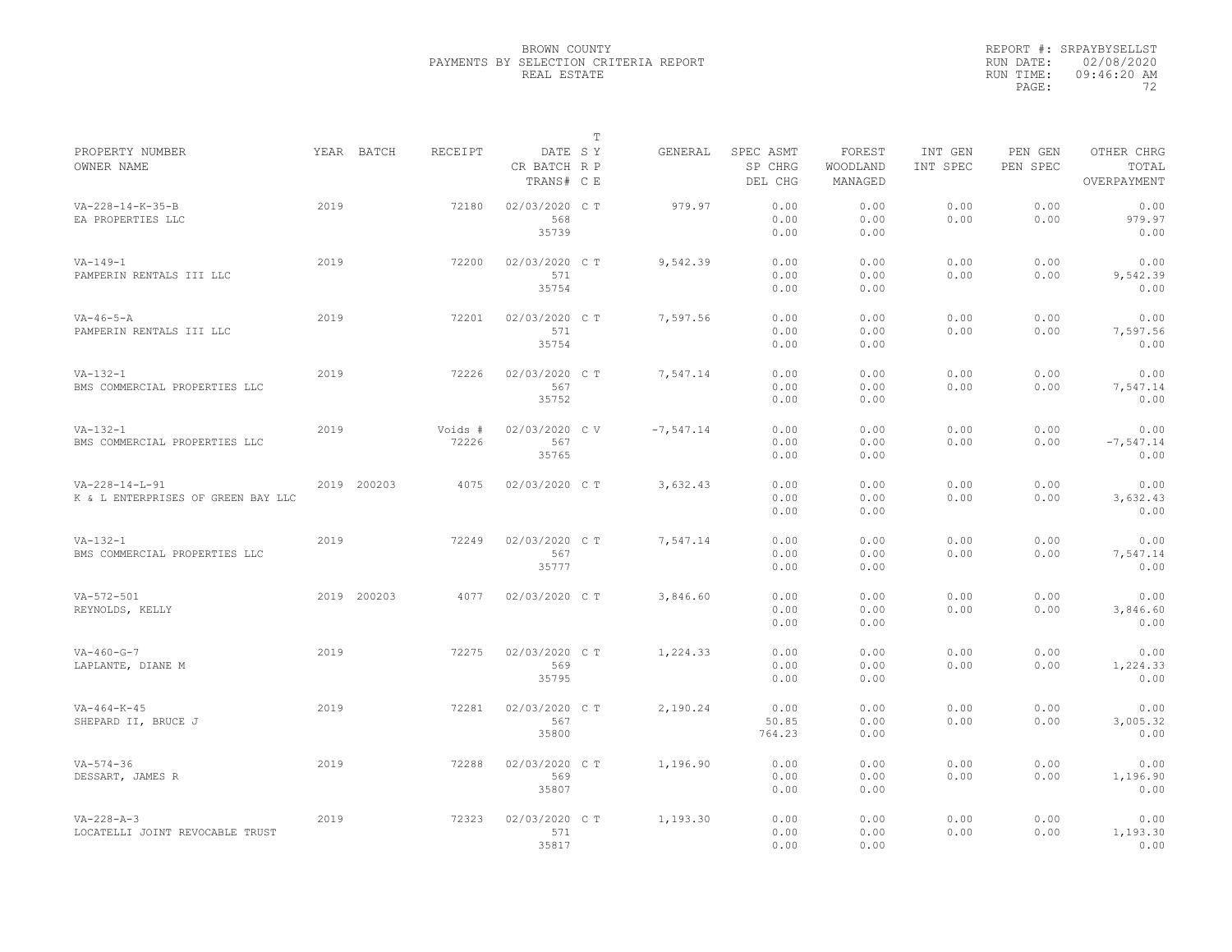BROWN COUNTY
PAYMENTS BY SELECTION CRITERIA REPORT
REAL ESTATE

REPORT #: SRPAYBYSELLST
RUN DATE: 02/08/2020
RUN TIME: 09:46:20 AM

| PROPERTY NUMBER / OWNER NAME | YEAR | BATCH | RECEIPT | DATE / CR BATCH / TRANS# | T S Y / R P / C E | GENERAL | SPEC ASMT / SP CHRG / DEL CHG | FOREST / WOODLAND / MANAGED | INT GEN / INT SPEC | PEN GEN / PEN SPEC | OTHER CHRG / TOTAL / OVERPAYMENT |
|---|---|---|---|---|---|---|---|---|---|---|---|
| VA-228-14-K-35-B<br>EA PROPERTIES LLC | 2019 | | 72180 | 02/03/2020<br>568<br>35739 | C T | 979.97 | 0.00<br>0.00<br>0.00 | 0.00<br>0.00<br>0.00 | 0.00<br>0.00 | 0.00<br>0.00 | 0.00<br>979.97<br>0.00 |
| VA-149-1<br>PAMPERIN RENTALS III LLC | 2019 | | 72200 | 02/03/2020<br>571<br>35754 | C T | 9,542.39 | 0.00<br>0.00<br>0.00 | 0.00<br>0.00<br>0.00 | 0.00<br>0.00 | 0.00<br>0.00 | 0.00<br>9,542.39<br>0.00 |
| VA-46-5-A<br>PAMPERIN RENTALS III LLC | 2019 | | 72201 | 02/03/2020<br>571<br>35754 | C T | 7,597.56 | 0.00<br>0.00<br>0.00 | 0.00<br>0.00<br>0.00 | 0.00<br>0.00 | 0.00<br>0.00 | 0.00<br>7,597.56<br>0.00 |
| VA-132-1<br>BMS COMMERCIAL PROPERTIES LLC | 2019 | | 72226 | 02/03/2020<br>567<br>35752 | C T | 7,547.14 | 0.00<br>0.00<br>0.00 | 0.00<br>0.00<br>0.00 | 0.00<br>0.00 | 0.00<br>0.00 | 0.00<br>7,547.14<br>0.00 |
| VA-132-1<br>BMS COMMERCIAL PROPERTIES LLC | 2019 | | Voids #<br>72226 | 02/03/2020<br>567<br>35765 | C V | -7,547.14 | 0.00<br>0.00<br>0.00 | 0.00<br>0.00<br>0.00 | 0.00<br>0.00 | 0.00<br>0.00 | 0.00<br>-7,547.14<br>0.00 |
| VA-228-14-L-91<br>K & L ENTERPRISES OF GREEN BAY LLC | 2019 | 200203 | 4075 | 02/03/2020 | C T | 3,632.43 | 0.00<br>0.00<br>0.00 | 0.00<br>0.00<br>0.00 | 0.00<br>0.00 | 0.00<br>0.00 | 0.00<br>3,632.43<br>0.00 |
| VA-132-1<br>BMS COMMERCIAL PROPERTIES LLC | 2019 | | 72249 | 02/03/2020<br>567<br>35777 | C T | 7,547.14 | 0.00<br>0.00<br>0.00 | 0.00<br>0.00<br>0.00 | 0.00<br>0.00 | 0.00<br>0.00 | 0.00<br>7,547.14<br>0.00 |
| VA-572-501<br>REYNOLDS, KELLY | 2019 | 200203 | 4077 | 02/03/2020 | C T | 3,846.60 | 0.00<br>0.00<br>0.00 | 0.00<br>0.00<br>0.00 | 0.00<br>0.00 | 0.00<br>0.00 | 0.00<br>3,846.60<br>0.00 |
| VA-460-G-7<br>LAPLANTE, DIANE M | 2019 | | 72275 | 02/03/2020<br>569<br>35795 | C T | 1,224.33 | 0.00<br>0.00<br>0.00 | 0.00<br>0.00<br>0.00 | 0.00<br>0.00 | 0.00<br>0.00 | 0.00<br>1,224.33<br>0.00 |
| VA-464-K-45<br>SHEPARD II, BRUCE J | 2019 | | 72281 | 02/03/2020<br>567<br>35800 | C T | 2,190.24 | 0.00<br>50.85<br>764.23 | 0.00<br>0.00<br>0.00 | 0.00<br>0.00 | 0.00<br>0.00 | 0.00<br>3,005.32<br>0.00 |
| VA-574-36<br>DESSART, JAMES R | 2019 | | 72288 | 02/03/2020<br>569<br>35807 | C T | 1,196.90 | 0.00<br>0.00<br>0.00 | 0.00<br>0.00<br>0.00 | 0.00<br>0.00 | 0.00<br>0.00 | 0.00<br>1,196.90<br>0.00 |
| VA-228-A-3<br>LOCATELLI JOINT REVOCABLE TRUST | 2019 | | 72323 | 02/03/2020<br>571<br>35817 | C T | 1,193.30 | 0.00<br>0.00<br>0.00 | 0.00<br>0.00<br>0.00 | 0.00<br>0.00 | 0.00<br>0.00 | 0.00<br>1,193.30<br>0.00 |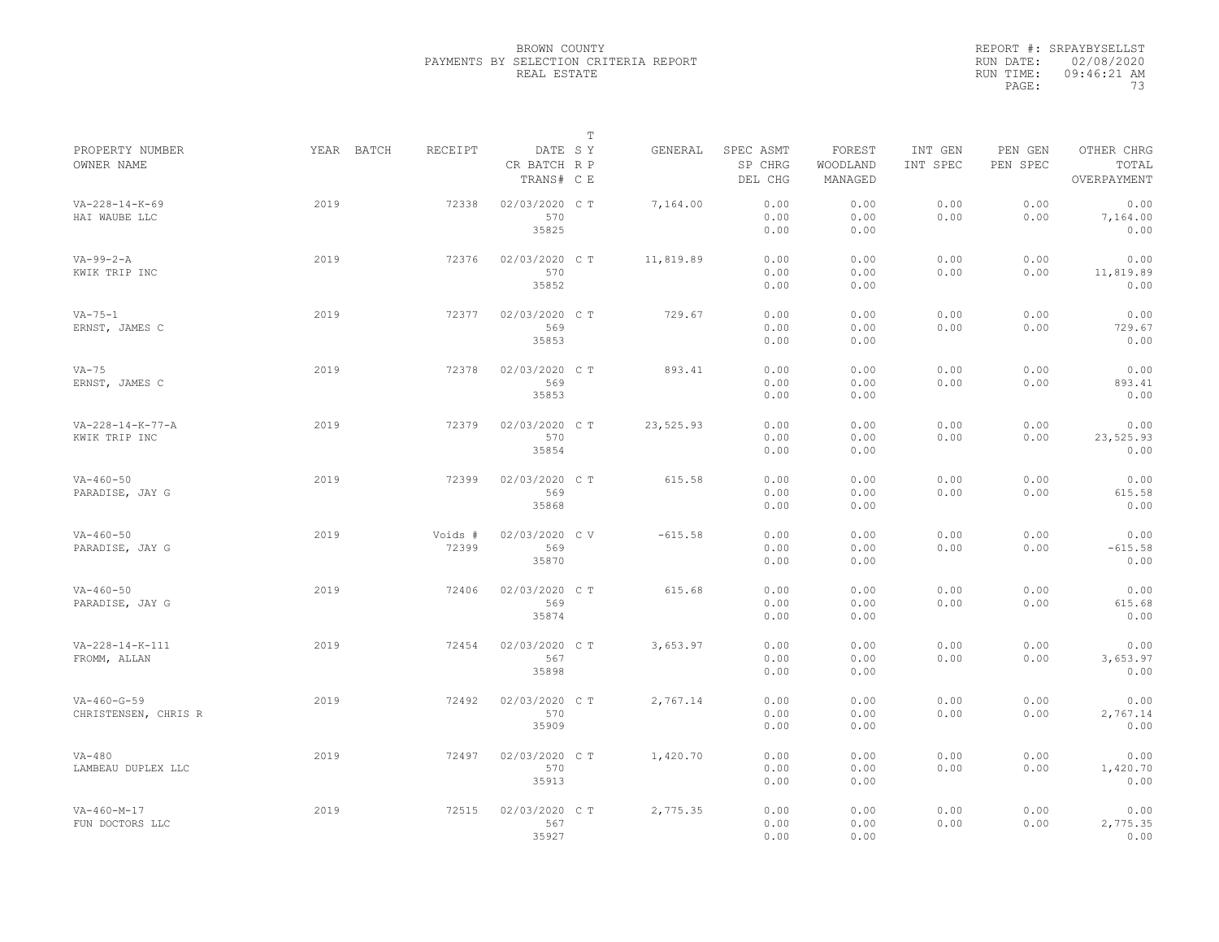BROWN COUNTY
PAYMENTS BY SELECTION CRITERIA REPORT
REAL ESTATE

REPORT #: SRPAYBYSELLST
RUN DATE: 02/08/2020
RUN TIME: 09:46:21 AM

| PROPERTY NUMBER / OWNER NAME | YEAR | BATCH | RECEIPT | DATE / CR BATCH / TRANS# | T SY RP CE | GENERAL | SPEC ASMT / SP CHRG / DEL CHG | FOREST / WOODLAND / MANAGED | INT GEN / INT SPEC | PEN GEN / PEN SPEC | OTHER CHRG / TOTAL / OVERPAYMENT |
|---|---|---|---|---|---|---|---|---|---|---|---|
| VA-228-14-K-69 / HAI WAUBE LLC | 2019 | | 72338 | 02/03/2020 / 570 / 35825 | C T | 7,164.00 | 0.00 / 0.00 / 0.00 | 0.00 / 0.00 / 0.00 | 0.00 / 0.00 | 0.00 / 0.00 | 0.00 / 7,164.00 / 0.00 |
| VA-99-2-A / KWIK TRIP INC | 2019 | | 72376 | 02/03/2020 / 570 / 35852 | C T | 11,819.89 | 0.00 / 0.00 / 0.00 | 0.00 / 0.00 / 0.00 | 0.00 / 0.00 | 0.00 / 0.00 | 0.00 / 11,819.89 / 0.00 |
| VA-75-1 / ERNST, JAMES C | 2019 | | 72377 | 02/03/2020 / 569 / 35853 | C T | 729.67 | 0.00 / 0.00 / 0.00 | 0.00 / 0.00 / 0.00 | 0.00 / 0.00 | 0.00 / 0.00 | 0.00 / 729.67 / 0.00 |
| VA-75 / ERNST, JAMES C | 2019 | | 72378 | 02/03/2020 / 569 / 35853 | C T | 893.41 | 0.00 / 0.00 / 0.00 | 0.00 / 0.00 / 0.00 | 0.00 / 0.00 | 0.00 / 0.00 | 0.00 / 893.41 / 0.00 |
| VA-228-14-K-77-A / KWIK TRIP INC | 2019 | | 72379 | 02/03/2020 / 570 / 35854 | C T | 23,525.93 | 0.00 / 0.00 / 0.00 | 0.00 / 0.00 / 0.00 | 0.00 / 0.00 | 0.00 / 0.00 | 0.00 / 23,525.93 / 0.00 |
| VA-460-50 / PARADISE, JAY G | 2019 | | 72399 | 02/03/2020 / 569 / 35868 | C T | 615.58 | 0.00 / 0.00 / 0.00 | 0.00 / 0.00 / 0.00 | 0.00 / 0.00 | 0.00 / 0.00 | 0.00 / 615.58 / 0.00 |
| VA-460-50 / PARADISE, JAY G | 2019 | | Voids # 72399 | 02/03/2020 / 569 / 35870 | C V | -615.58 | 0.00 / 0.00 / 0.00 | 0.00 / 0.00 / 0.00 | 0.00 / 0.00 | 0.00 / 0.00 | 0.00 / -615.58 / 0.00 |
| VA-460-50 / PARADISE, JAY G | 2019 | | 72406 | 02/03/2020 / 569 / 35874 | C T | 615.68 | 0.00 / 0.00 / 0.00 | 0.00 / 0.00 / 0.00 | 0.00 / 0.00 | 0.00 / 0.00 | 0.00 / 615.68 / 0.00 |
| VA-228-14-K-111 / FROMM, ALLAN | 2019 | | 72454 | 02/03/2020 / 567 / 35898 | C T | 3,653.97 | 0.00 / 0.00 / 0.00 | 0.00 / 0.00 / 0.00 | 0.00 / 0.00 | 0.00 / 0.00 | 0.00 / 3,653.97 / 0.00 |
| VA-460-G-59 / CHRISTENSEN, CHRIS R | 2019 | | 72492 | 02/03/2020 / 570 / 35909 | C T | 2,767.14 | 0.00 / 0.00 / 0.00 | 0.00 / 0.00 / 0.00 | 0.00 / 0.00 | 0.00 / 0.00 | 0.00 / 2,767.14 / 0.00 |
| VA-480 / LAMBEAU DUPLEX LLC | 2019 | | 72497 | 02/03/2020 / 570 / 35913 | C T | 1,420.70 | 0.00 / 0.00 / 0.00 | 0.00 / 0.00 / 0.00 | 0.00 / 0.00 | 0.00 / 0.00 | 0.00 / 1,420.70 / 0.00 |
| VA-460-M-17 / FUN DOCTORS LLC | 2019 | | 72515 | 02/03/2020 / 567 / 35927 | C T | 2,775.35 | 0.00 / 0.00 / 0.00 | 0.00 / 0.00 / 0.00 | 0.00 / 0.00 | 0.00 / 0.00 | 0.00 / 2,775.35 / 0.00 |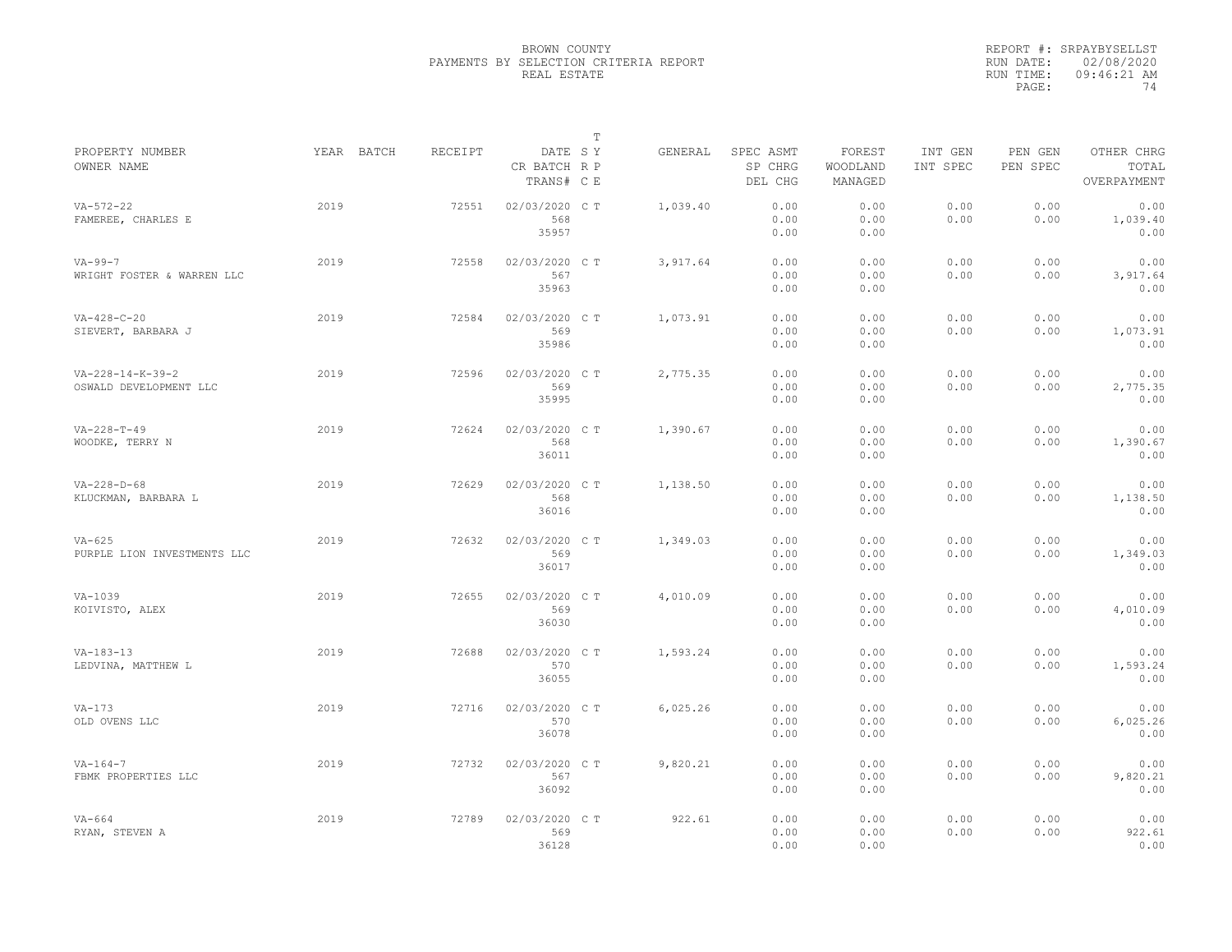# BROWN COUNTY
## PAYMENTS BY SELECTION CRITERIA REPORT
### REAL ESTATE

REPORT #: SRPAYBYSELLST
RUN DATE: 02/08/2020
RUN TIME: 09:46:21 AM

| PROPERTY NUMBER<br>OWNER NAME | YEAR | BATCH | RECEIPT | DATE<br>CR BATCH<br>TRANS# | T S Y R P C E | GENERAL | SPEC ASMT<br>SP CHRG<br>DEL CHG | FOREST<br>WOODLAND<br>MANAGED | INT GEN<br>INT SPEC | PEN GEN<br>PEN SPEC | OTHER CHRG<br>TOTAL<br>OVERPAYMENT |
|---|---|---|---|---|---|---|---|---|---|---|---|
| VA-572-22<br>FAMEREE, CHARLES E | 2019 | | 72551 | 02/03/2020<br>568<br>35957 | C T | 1,039.40 | 0.00<br>0.00<br>0.00 | 0.00<br>0.00<br>0.00 | 0.00<br>0.00 | 0.00<br>0.00 | 0.00<br>1,039.40<br>0.00 |
| VA-99-7<br>WRIGHT FOSTER & WARREN LLC | 2019 | | 72558 | 02/03/2020<br>567<br>35963 | C T | 3,917.64 | 0.00<br>0.00<br>0.00 | 0.00<br>0.00<br>0.00 | 0.00<br>0.00 | 0.00<br>0.00 | 0.00<br>3,917.64<br>0.00 |
| VA-428-C-20<br>SIEVERT, BARBARA J | 2019 | | 72584 | 02/03/2020<br>569<br>35986 | C T | 1,073.91 | 0.00<br>0.00<br>0.00 | 0.00<br>0.00<br>0.00 | 0.00<br>0.00 | 0.00<br>0.00 | 0.00<br>1,073.91<br>0.00 |
| VA-228-14-K-39-2<br>OSWALD DEVELOPMENT LLC | 2019 | | 72596 | 02/03/2020<br>569<br>35995 | C T | 2,775.35 | 0.00<br>0.00<br>0.00 | 0.00<br>0.00<br>0.00 | 0.00<br>0.00 | 0.00<br>0.00 | 0.00<br>2,775.35<br>0.00 |
| VA-228-T-49<br>WOODKE, TERRY N | 2019 | | 72624 | 02/03/2020<br>568<br>36011 | C T | 1,390.67 | 0.00<br>0.00<br>0.00 | 0.00<br>0.00<br>0.00 | 0.00<br>0.00 | 0.00<br>0.00 | 0.00<br>1,390.67<br>0.00 |
| VA-228-D-68<br>KLUCKMAN, BARBARA L | 2019 | | 72629 | 02/03/2020<br>568<br>36016 | C T | 1,138.50 | 0.00<br>0.00<br>0.00 | 0.00<br>0.00<br>0.00 | 0.00<br>0.00 | 0.00<br>0.00 | 0.00<br>1,138.50<br>0.00 |
| VA-625<br>PURPLE LION INVESTMENTS LLC | 2019 | | 72632 | 02/03/2020<br>569<br>36017 | C T | 1,349.03 | 0.00<br>0.00<br>0.00 | 0.00<br>0.00<br>0.00 | 0.00<br>0.00 | 0.00<br>0.00 | 0.00<br>1,349.03<br>0.00 |
| VA-1039<br>KOIVISTO, ALEX | 2019 | | 72655 | 02/03/2020<br>569<br>36030 | C T | 4,010.09 | 0.00<br>0.00<br>0.00 | 0.00<br>0.00<br>0.00 | 0.00<br>0.00 | 0.00<br>0.00 | 0.00<br>4,010.09<br>0.00 |
| VA-183-13<br>LEDVINA, MATTHEW L | 2019 | | 72688 | 02/03/2020<br>570<br>36055 | C T | 1,593.24 | 0.00<br>0.00<br>0.00 | 0.00<br>0.00<br>0.00 | 0.00<br>0.00 | 0.00<br>0.00 | 0.00<br>1,593.24<br>0.00 |
| VA-173<br>OLD OVENS LLC | 2019 | | 72716 | 02/03/2020<br>570<br>36078 | C T | 6,025.26 | 0.00<br>0.00<br>0.00 | 0.00<br>0.00<br>0.00 | 0.00<br>0.00 | 0.00<br>0.00 | 0.00<br>6,025.26<br>0.00 |
| VA-164-7<br>FBMK PROPERTIES LLC | 2019 | | 72732 | 02/03/2020<br>567<br>36092 | C T | 9,820.21 | 0.00<br>0.00<br>0.00 | 0.00<br>0.00<br>0.00 | 0.00<br>0.00 | 0.00<br>0.00 | 0.00<br>9,820.21<br>0.00 |
| VA-664<br>RYAN, STEVEN A | 2019 | | 72789 | 02/03/2020<br>569<br>36128 | C T | 922.61 | 0.00<br>0.00<br>0.00 | 0.00<br>0.00<br>0.00 | 0.00<br>0.00 | 0.00<br>0.00 | 0.00<br>922.61<br>0.00 |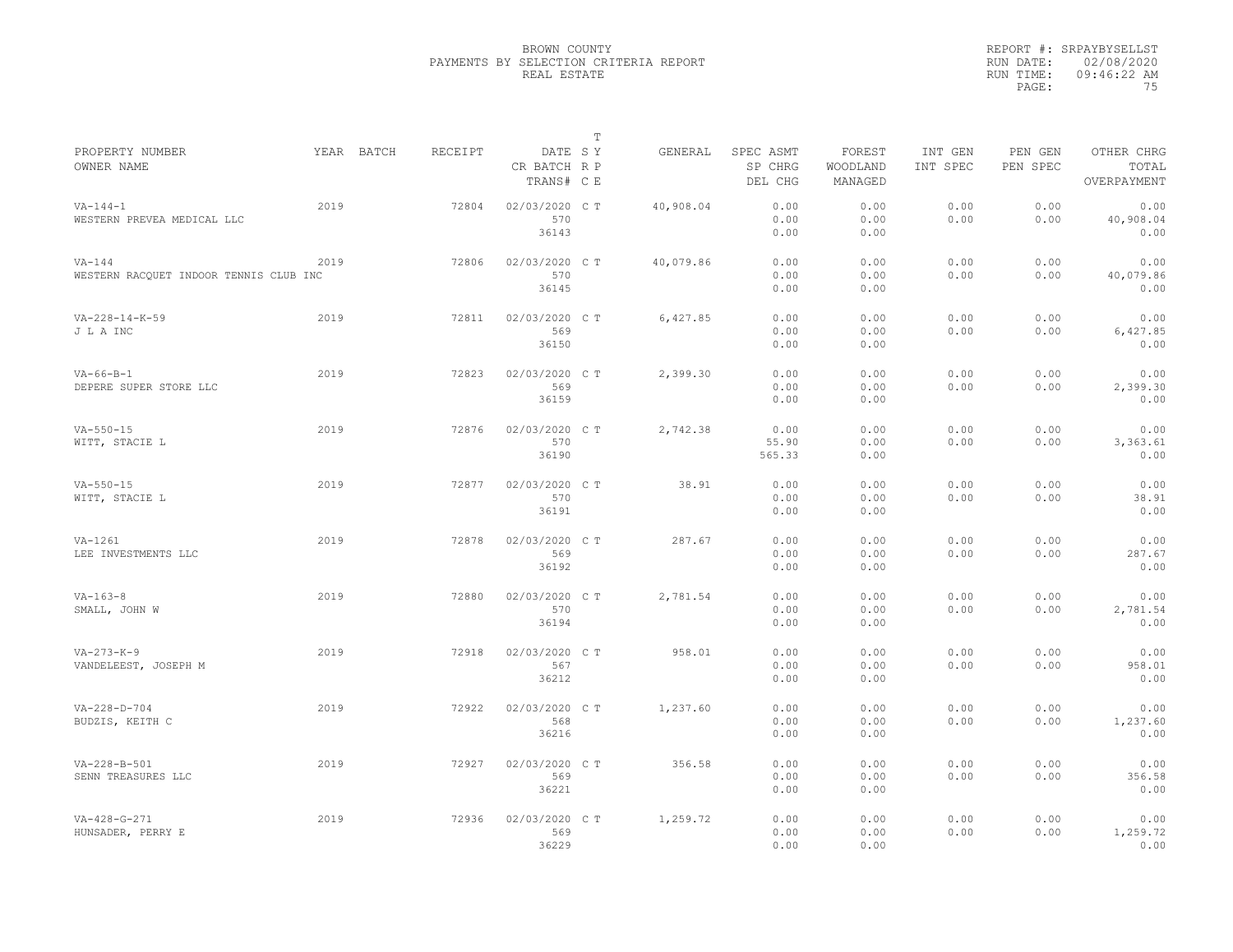BROWN COUNTY
PAYMENTS BY SELECTION CRITERIA REPORT
REAL ESTATE

REPORT #: SRPAYBYSELLST
RUN DATE: 02/08/2020
RUN TIME: 09:46:22 AM
PAGE: 75

| PROPERTY NUMBER<br>OWNER NAME | YEAR | BATCH | RECEIPT | DATE<br>CR BATCH<br>TRANS# | T SY RP CE | GENERAL | SPEC ASMT<br>SP CHRG<br>DEL CHG | FOREST<br>WOODLAND<br>MANAGED | INT GEN<br>INT SPEC | PEN GEN<br>PEN SPEC | OTHER CHRG<br>TOTAL<br>OVERPAYMENT |
|---|---|---|---|---|---|---|---|---|---|---|---|
| VA-144-1<br>WESTERN PREVEA MEDICAL LLC | 2019 | | 72804 | 02/03/2020<br>570<br>36143 | C T | 40,908.04 | 0.00<br>0.00<br>0.00 | 0.00<br>0.00<br>0.00 | 0.00<br>0.00 | 0.00<br>0.00 | 0.00<br>40,908.04<br>0.00 |
| VA-144<br>WESTERN RACQUET INDOOR TENNIS CLUB INC | 2019 | | 72806 | 02/03/2020<br>570<br>36145 | C T | 40,079.86 | 0.00<br>0.00<br>0.00 | 0.00<br>0.00<br>0.00 | 0.00<br>0.00 | 0.00<br>0.00 | 0.00<br>40,079.86<br>0.00 |
| VA-228-14-K-59<br>J L A INC | 2019 | | 72811 | 02/03/2020<br>569<br>36150 | C T | 6,427.85 | 0.00<br>0.00<br>0.00 | 0.00<br>0.00<br>0.00 | 0.00<br>0.00 | 0.00<br>0.00 | 0.00<br>6,427.85<br>0.00 |
| VA-66-B-1<br>DEPERE SUPER STORE LLC | 2019 | | 72823 | 02/03/2020<br>569<br>36159 | C T | 2,399.30 | 0.00<br>0.00<br>0.00 | 0.00<br>0.00<br>0.00 | 0.00<br>0.00 | 0.00<br>0.00 | 0.00<br>2,399.30<br>0.00 |
| VA-550-15<br>WITT, STACIE L | 2019 | | 72876 | 02/03/2020<br>570<br>36190 | C T | 2,742.38 | 0.00<br>55.90<br>565.33 | 0.00<br>0.00<br>0.00 | 0.00<br>0.00 | 0.00<br>0.00 | 0.00<br>3,363.61<br>0.00 |
| VA-550-15<br>WITT, STACIE L | 2019 | | 72877 | 02/03/2020<br>570<br>36191 | C T | 38.91 | 0.00<br>0.00<br>0.00 | 0.00<br>0.00<br>0.00 | 0.00<br>0.00 | 0.00<br>0.00 | 0.00<br>38.91<br>0.00 |
| VA-1261<br>LEE INVESTMENTS LLC | 2019 | | 72878 | 02/03/2020<br>569<br>36192 | C T | 287.67 | 0.00<br>0.00<br>0.00 | 0.00<br>0.00<br>0.00 | 0.00<br>0.00 | 0.00<br>0.00 | 0.00<br>287.67<br>0.00 |
| VA-163-8<br>SMALL, JOHN W | 2019 | | 72880 | 02/03/2020<br>570<br>36194 | C T | 2,781.54 | 0.00<br>0.00<br>0.00 | 0.00<br>0.00<br>0.00 | 0.00<br>0.00 | 0.00<br>0.00 | 0.00<br>2,781.54<br>0.00 |
| VA-273-K-9<br>VANDELEEST, JOSEPH M | 2019 | | 72918 | 02/03/2020<br>567<br>36212 | C T | 958.01 | 0.00<br>0.00<br>0.00 | 0.00<br>0.00<br>0.00 | 0.00<br>0.00 | 0.00<br>0.00 | 0.00<br>958.01<br>0.00 |
| VA-228-D-704<br>BUDZIS, KEITH C | 2019 | | 72922 | 02/03/2020<br>568<br>36216 | C T | 1,237.60 | 0.00<br>0.00<br>0.00 | 0.00<br>0.00<br>0.00 | 0.00<br>0.00 | 0.00<br>0.00 | 0.00<br>1,237.60<br>0.00 |
| VA-228-B-501<br>SENN TREASURES LLC | 2019 | | 72927 | 02/03/2020<br>569<br>36221 | C T | 356.58 | 0.00<br>0.00<br>0.00 | 0.00<br>0.00<br>0.00 | 0.00<br>0.00 | 0.00<br>0.00 | 0.00<br>356.58<br>0.00 |
| VA-428-G-271<br>HUNSADER, PERRY E | 2019 | | 72936 | 02/03/2020<br>569<br>36229 | C T | 1,259.72 | 0.00<br>0.00<br>0.00 | 0.00<br>0.00<br>0.00 | 0.00<br>0.00 | 0.00<br>0.00 | 0.00<br>1,259.72<br>0.00 |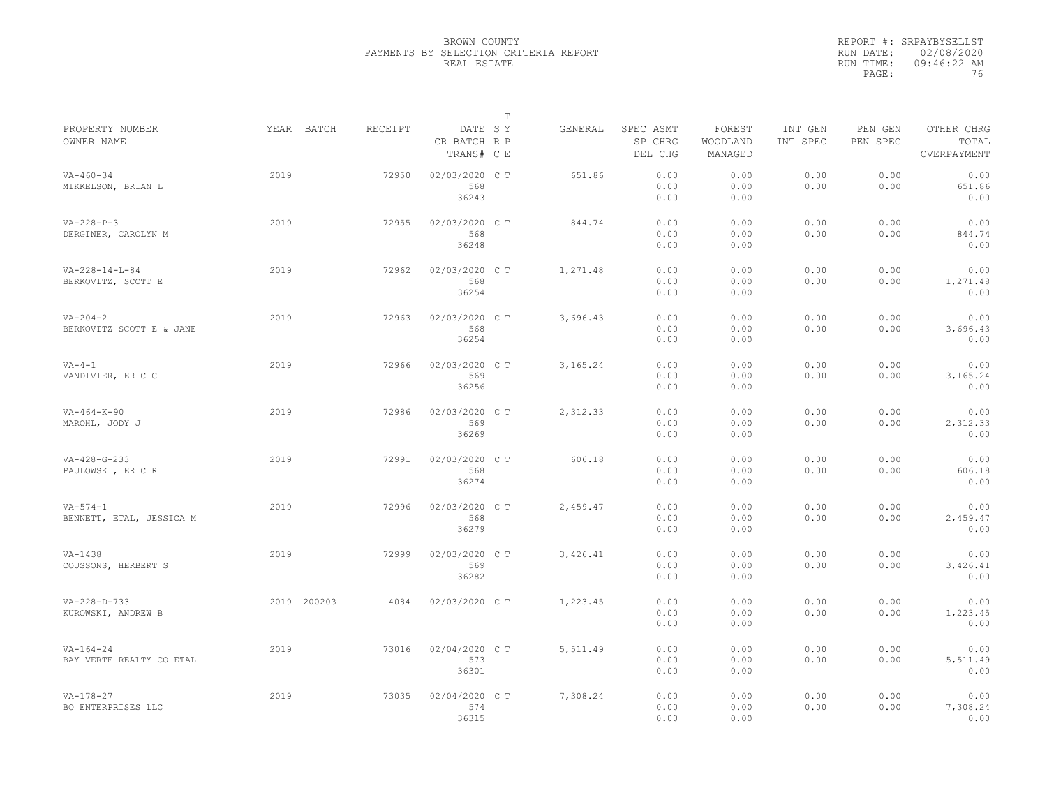BROWN COUNTY
PAYMENTS BY SELECTION CRITERIA REPORT
REAL ESTATE

REPORT #: SRPAYBYSELLST
RUN DATE: 02/08/2020
RUN TIME: 09:46:22 AM

| PROPERTY NUMBER / OWNER NAME | YEAR | BATCH | RECEIPT | DATE / CR BATCH / TRANS# | SY | RP | T / CE | GENERAL | SPEC ASMT / SP CHRG / DEL CHG | FOREST / WOODLAND / MANAGED | INT GEN / INT SPEC | PEN GEN / PEN SPEC | OTHER CHRG / TOTAL / OVERPAYMENT |
|---|---|---|---|---|---|---|---|---|---|---|---|---|---|
| VA-460-34 / MIKKELSON, BRIAN L | 2019 | | 72950 | 02/03/2020 / 568 / 36243 | C | T | | 651.86 | 0.00 / 0.00 / 0.00 | 0.00 / 0.00 / 0.00 | 0.00 / 0.00 | 0.00 / 0.00 | 0.00 / 651.86 / 0.00 |
| VA-228-P-3 / DERGINER, CAROLYN M | 2019 | | 72955 | 02/03/2020 / 568 / 36248 | C | T | | 844.74 | 0.00 / 0.00 / 0.00 | 0.00 / 0.00 / 0.00 | 0.00 / 0.00 | 0.00 / 0.00 | 0.00 / 844.74 / 0.00 |
| VA-228-14-L-84 / BERKOVITZ, SCOTT E | 2019 | | 72962 | 02/03/2020 / 568 / 36254 | C | T | | 1,271.48 | 0.00 / 0.00 / 0.00 | 0.00 / 0.00 / 0.00 | 0.00 / 0.00 | 0.00 / 0.00 | 0.00 / 1,271.48 / 0.00 |
| VA-204-2 / BERKOVITZ SCOTT E & JANE | 2019 | | 72963 | 02/03/2020 / 568 / 36254 | C | T | | 3,696.43 | 0.00 / 0.00 / 0.00 | 0.00 / 0.00 / 0.00 | 0.00 / 0.00 | 0.00 / 0.00 | 0.00 / 3,696.43 / 0.00 |
| VA-4-1 / VANDIVIER, ERIC C | 2019 | | 72966 | 02/03/2020 / 569 / 36256 | C | T | | 3,165.24 | 0.00 / 0.00 / 0.00 | 0.00 / 0.00 / 0.00 | 0.00 / 0.00 | 0.00 / 0.00 | 0.00 / 3,165.24 / 0.00 |
| VA-464-K-90 / MAROHL, JODY J | 2019 | | 72986 | 02/03/2020 / 569 / 36269 | C | T | | 2,312.33 | 0.00 / 0.00 / 0.00 | 0.00 / 0.00 / 0.00 | 0.00 / 0.00 | 0.00 / 0.00 | 0.00 / 2,312.33 / 0.00 |
| VA-428-G-233 / PAULOWSKI, ERIC R | 2019 | | 72991 | 02/03/2020 / 568 / 36274 | C | T | | 606.18 | 0.00 / 0.00 / 0.00 | 0.00 / 0.00 / 0.00 | 0.00 / 0.00 | 0.00 / 0.00 | 0.00 / 606.18 / 0.00 |
| VA-574-1 / BENNETT, ETAL, JESSICA M | 2019 | | 72996 | 02/03/2020 / 568 / 36279 | C | T | | 2,459.47 | 0.00 / 0.00 / 0.00 | 0.00 / 0.00 / 0.00 | 0.00 / 0.00 | 0.00 / 0.00 | 0.00 / 2,459.47 / 0.00 |
| VA-1438 / COUSSONS, HERBERT S | 2019 | | 72999 | 02/03/2020 / 569 / 36282 | C | T | | 3,426.41 | 0.00 / 0.00 / 0.00 | 0.00 / 0.00 / 0.00 | 0.00 / 0.00 | 0.00 / 0.00 | 0.00 / 3,426.41 / 0.00 |
| VA-228-D-733 / KUROWSKI, ANDREW B | 2019 | 200203 | 4084 | 02/03/2020 | C | T | | 1,223.45 | 0.00 / 0.00 / 0.00 | 0.00 / 0.00 / 0.00 | 0.00 / 0.00 | 0.00 / 0.00 | 0.00 / 1,223.45 / 0.00 |
| VA-164-24 / BAY VERTE REALTY CO ETAL | 2019 | | 73016 | 02/04/2020 / 573 / 36301 | C | T | | 5,511.49 | 0.00 / 0.00 / 0.00 | 0.00 / 0.00 / 0.00 | 0.00 / 0.00 | 0.00 / 0.00 | 0.00 / 5,511.49 / 0.00 |
| VA-178-27 / BO ENTERPRISES LLC | 2019 | | 73035 | 02/04/2020 / 574 / 36315 | C | T | | 7,308.24 | 0.00 / 0.00 / 0.00 | 0.00 / 0.00 / 0.00 | 0.00 / 0.00 | 0.00 / 0.00 | 0.00 / 7,308.24 / 0.00 |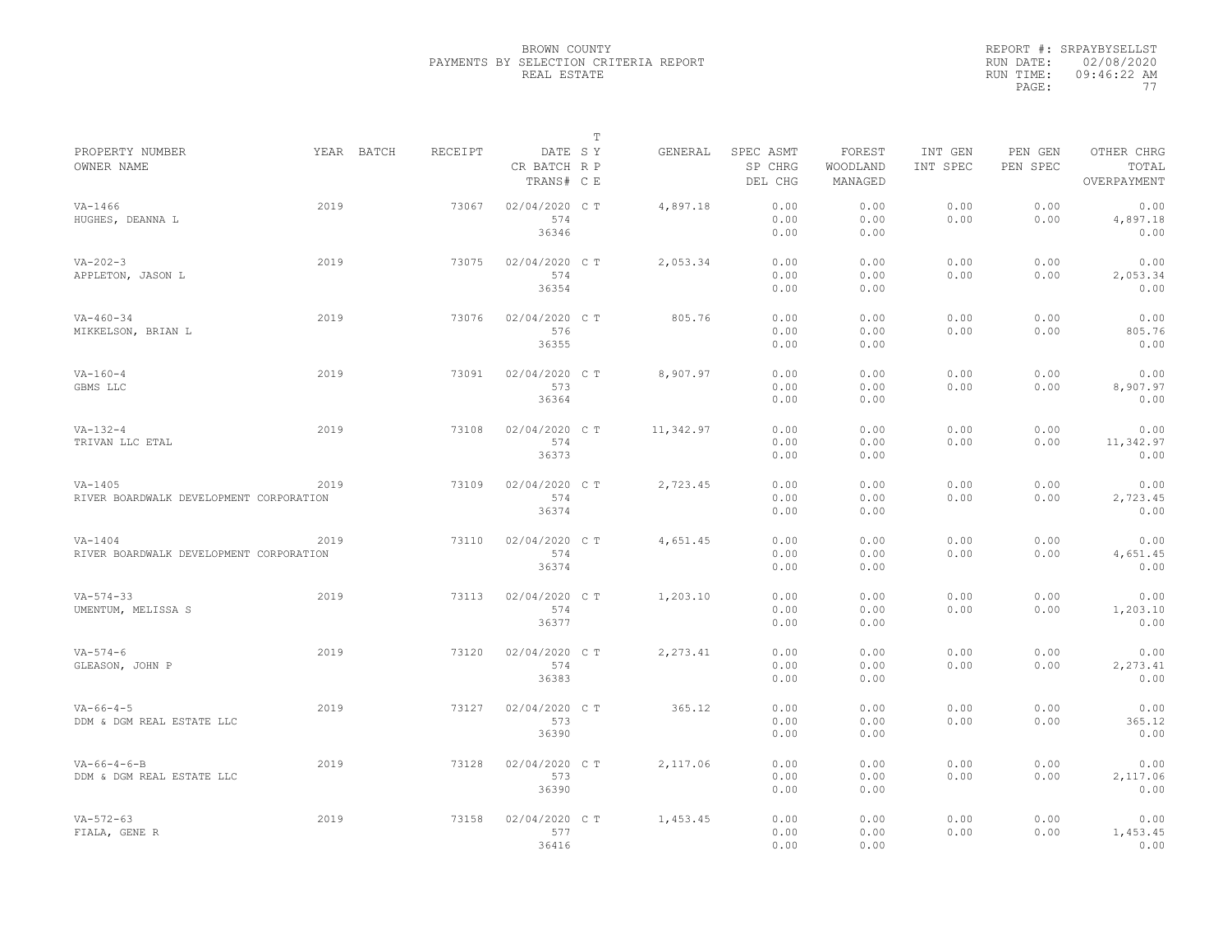BROWN COUNTY
PAYMENTS BY SELECTION CRITERIA REPORT
REAL ESTATE

REPORT #: SRPAYBYSELLST
RUN DATE: 02/08/2020
RUN TIME: 09:46:22 AM

| PROPERTY NUMBER / OWNER NAME | YEAR | BATCH | RECEIPT | DATE / CR BATCH / TRANS# | T SY RP CE | GENERAL | SPEC ASMT / SP CHRG / DEL CHG | FOREST WOODLAND MANAGED | INT GEN / INT SPEC | PEN GEN / PEN SPEC | OTHER CHRG / TOTAL / OVERPAYMENT |
|---|---|---|---|---|---|---|---|---|---|---|---|
| VA-1466<br>HUGHES, DEANNA L | 2019 | | 73067 | 02/04/2020<br>574<br>36346 | C T | 4,897.18 | 0.00<br>0.00<br>0.00 | 0.00<br>0.00<br>0.00 | 0.00<br>0.00 | 0.00<br>0.00 | 0.00<br>4,897.18<br>0.00 |
| VA-202-3<br>APPLETON, JASON L | 2019 | | 73075 | 02/04/2020<br>574<br>36354 | C T | 2,053.34 | 0.00<br>0.00<br>0.00 | 0.00<br>0.00<br>0.00 | 0.00<br>0.00 | 0.00<br>0.00 | 0.00<br>2,053.34<br>0.00 |
| VA-460-34<br>MIKKELSON, BRIAN L | 2019 | | 73076 | 02/04/2020<br>576<br>36355 | C T | 805.76 | 0.00<br>0.00<br>0.00 | 0.00<br>0.00<br>0.00 | 0.00<br>0.00 | 0.00<br>0.00 | 0.00<br>805.76<br>0.00 |
| VA-160-4<br>GBMS LLC | 2019 | | 73091 | 02/04/2020<br>573<br>36364 | C T | 8,907.97 | 0.00<br>0.00<br>0.00 | 0.00<br>0.00<br>0.00 | 0.00<br>0.00 | 0.00<br>0.00 | 0.00<br>8,907.97<br>0.00 |
| VA-132-4<br>TRIVAN LLC ETAL | 2019 | | 73108 | 02/04/2020<br>574<br>36373 | C T | 11,342.97 | 0.00<br>0.00<br>0.00 | 0.00<br>0.00<br>0.00 | 0.00<br>0.00 | 0.00<br>0.00 | 0.00<br>11,342.97<br>0.00 |
| VA-1405<br>RIVER BOARDWALK DEVELOPMENT CORPORATION | 2019 | | 73109 | 02/04/2020<br>574<br>36374 | C T | 2,723.45 | 0.00<br>0.00<br>0.00 | 0.00<br>0.00<br>0.00 | 0.00<br>0.00 | 0.00<br>0.00 | 0.00<br>2,723.45<br>0.00 |
| VA-1404<br>RIVER BOARDWALK DEVELOPMENT CORPORATION | 2019 | | 73110 | 02/04/2020<br>574<br>36374 | C T | 4,651.45 | 0.00<br>0.00<br>0.00 | 0.00<br>0.00<br>0.00 | 0.00<br>0.00 | 0.00<br>0.00 | 0.00<br>4,651.45<br>0.00 |
| VA-574-33<br>UMENTUM, MELISSA S | 2019 | | 73113 | 02/04/2020<br>574<br>36377 | C T | 1,203.10 | 0.00<br>0.00<br>0.00 | 0.00<br>0.00<br>0.00 | 0.00<br>0.00 | 0.00<br>0.00 | 0.00<br>1,203.10<br>0.00 |
| VA-574-6<br>GLEASON, JOHN P | 2019 | | 73120 | 02/04/2020<br>574<br>36383 | C T | 2,273.41 | 0.00<br>0.00<br>0.00 | 0.00<br>0.00<br>0.00 | 0.00<br>0.00 | 0.00<br>0.00 | 0.00<br>2,273.41<br>0.00 |
| VA-66-4-5<br>DDM & DGM REAL ESTATE LLC | 2019 | | 73127 | 02/04/2020<br>573<br>36390 | C T | 365.12 | 0.00<br>0.00<br>0.00 | 0.00<br>0.00<br>0.00 | 0.00<br>0.00 | 0.00<br>0.00 | 0.00<br>365.12<br>0.00 |
| VA-66-4-6-B<br>DDM & DGM REAL ESTATE LLC | 2019 | | 73128 | 02/04/2020<br>573<br>36390 | C T | 2,117.06 | 0.00<br>0.00<br>0.00 | 0.00<br>0.00<br>0.00 | 0.00<br>0.00 | 0.00<br>0.00 | 0.00<br>2,117.06<br>0.00 |
| VA-572-63<br>FIALA, GENE R | 2019 | | 73158 | 02/04/2020<br>577<br>36416 | C T | 1,453.45 | 0.00<br>0.00<br>0.00 | 0.00<br>0.00<br>0.00 | 0.00<br>0.00 | 0.00<br>0.00 | 0.00<br>1,453.45<br>0.00 |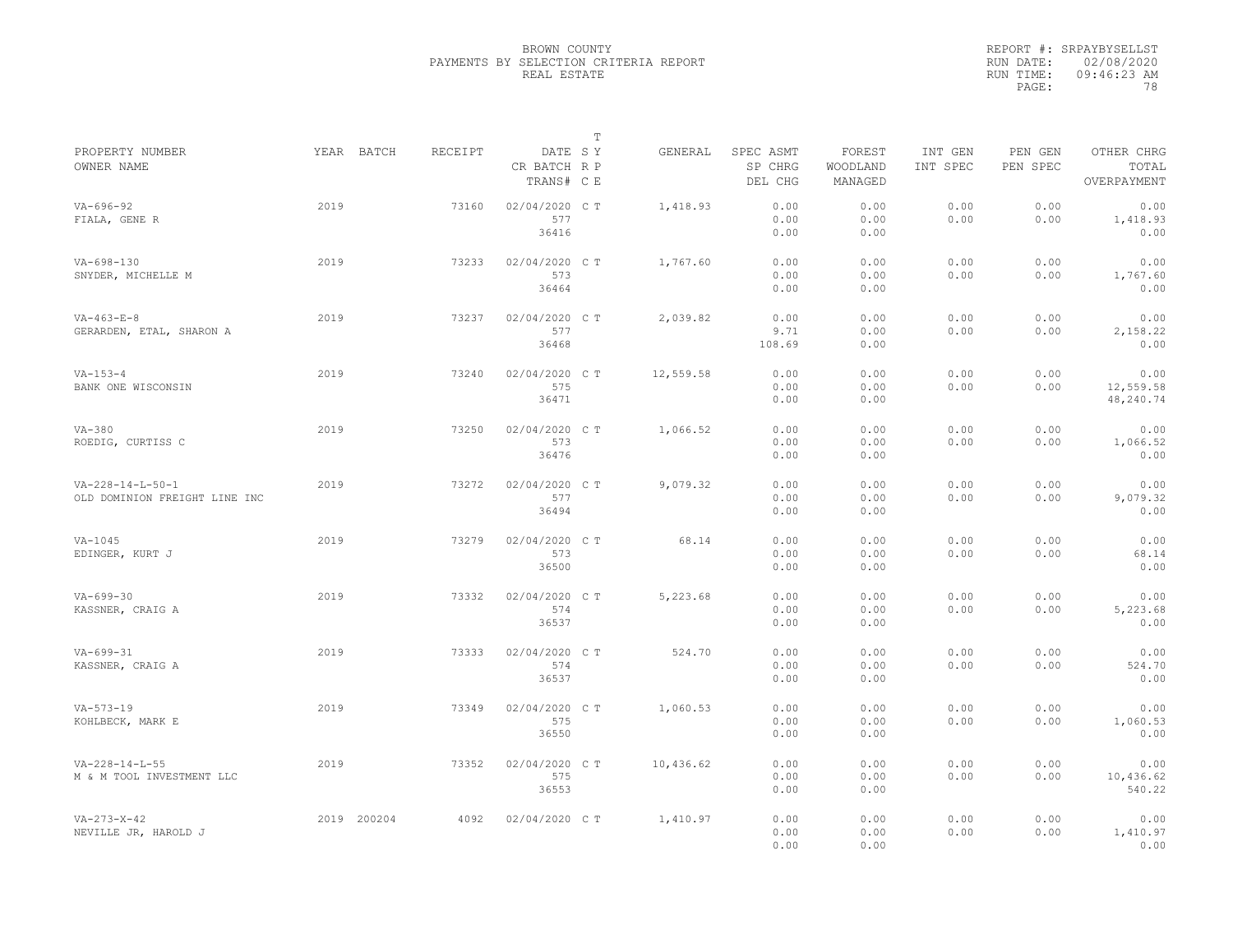# BROWN COUNTY
## PAYMENTS BY SELECTION CRITERIA REPORT
### REAL ESTATE

REPORT #: SRPAYBYSELLST
RUN DATE: 02/08/2020
RUN TIME: 09:46:23 AM

| PROPERTY NUMBER / OWNER NAME | YEAR | BATCH | RECEIPT | DATE / CR BATCH / TRANS# | T SY RP CE | GENERAL | SPEC ASMT / SP CHRG / DEL CHG | FOREST / WOODLAND / MANAGED | INT GEN / INT SPEC | PEN GEN / PEN SPEC | OTHER CHRG / TOTAL / OVERPAYMENT |
|---|---|---|---|---|---|---|---|---|---|---|---|
| VA-696-92 FIALA, GENE R | 2019 | | 73160 | 02/04/2020 577 36416 | C T | 1,418.93 | 0.00 0.00 0.00 | 0.00 0.00 0.00 | 0.00 0.00 | 0.00 0.00 | 0.00 1,418.93 0.00 |
| VA-698-130 SNYDER, MICHELLE M | 2019 | | 73233 | 02/04/2020 573 36464 | C T | 1,767.60 | 0.00 0.00 0.00 | 0.00 0.00 0.00 | 0.00 0.00 | 0.00 0.00 | 0.00 1,767.60 0.00 |
| VA-463-E-8 GERARDEN, ETAL, SHARON A | 2019 | | 73237 | 02/04/2020 577 36468 | C T | 2,039.82 | 0.00 9.71 108.69 | 0.00 0.00 0.00 | 0.00 0.00 | 0.00 0.00 | 0.00 2,158.22 0.00 |
| VA-153-4 BANK ONE WISCONSIN | 2019 | | 73240 | 02/04/2020 575 36471 | C T | 12,559.58 | 0.00 0.00 0.00 | 0.00 0.00 0.00 | 0.00 0.00 | 0.00 0.00 | 0.00 12,559.58 48,240.74 |
| VA-380 ROEDIG, CURTISS C | 2019 | | 73250 | 02/04/2020 573 36476 | C T | 1,066.52 | 0.00 0.00 0.00 | 0.00 0.00 0.00 | 0.00 0.00 | 0.00 0.00 | 0.00 1,066.52 0.00 |
| VA-228-14-L-50-1 OLD DOMINION FREIGHT LINE INC | 2019 | | 73272 | 02/04/2020 577 36494 | C T | 9,079.32 | 0.00 0.00 0.00 | 0.00 0.00 0.00 | 0.00 0.00 | 0.00 0.00 | 0.00 9,079.32 0.00 |
| VA-1045 EDINGER, KURT J | 2019 | | 73279 | 02/04/2020 573 36500 | C T | 68.14 | 0.00 0.00 0.00 | 0.00 0.00 0.00 | 0.00 0.00 | 0.00 0.00 | 0.00 68.14 0.00 |
| VA-699-30 KASSNER, CRAIG A | 2019 | | 73332 | 02/04/2020 574 36537 | C T | 5,223.68 | 0.00 0.00 0.00 | 0.00 0.00 0.00 | 0.00 0.00 | 0.00 0.00 | 0.00 5,223.68 0.00 |
| VA-699-31 KASSNER, CRAIG A | 2019 | | 73333 | 02/04/2020 574 36537 | C T | 524.70 | 0.00 0.00 0.00 | 0.00 0.00 0.00 | 0.00 0.00 | 0.00 0.00 | 0.00 524.70 0.00 |
| VA-573-19 KOHLBECK, MARK E | 2019 | | 73349 | 02/04/2020 575 36550 | C T | 1,060.53 | 0.00 0.00 0.00 | 0.00 0.00 0.00 | 0.00 0.00 | 0.00 0.00 | 0.00 1,060.53 0.00 |
| VA-228-14-L-55 M & M TOOL INVESTMENT LLC | 2019 | | 73352 | 02/04/2020 575 36553 | C T | 10,436.62 | 0.00 0.00 0.00 | 0.00 0.00 0.00 | 0.00 0.00 | 0.00 0.00 | 0.00 10,436.62 540.22 |
| VA-273-X-42 NEVILLE JR, HAROLD J | 2019 | 200204 | 4092 | 02/04/2020 | C T | 1,410.97 | 0.00 0.00 0.00 | 0.00 0.00 0.00 | 0.00 0.00 | 0.00 0.00 | 0.00 1,410.97 0.00 |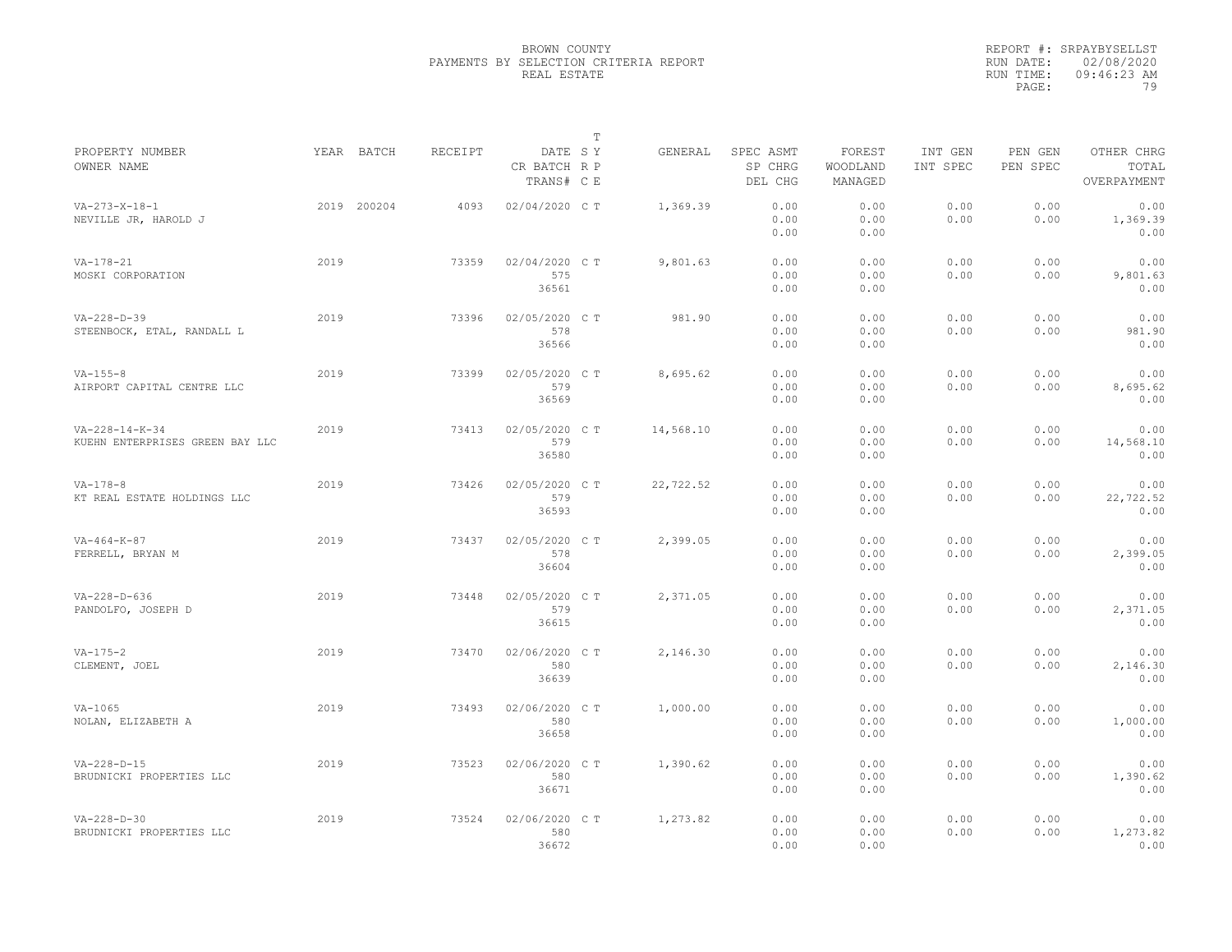BROWN COUNTY
PAYMENTS BY SELECTION CRITERIA REPORT
REAL ESTATE

REPORT #: SRPAYBYSELLST
RUN DATE: 02/08/2020
RUN TIME: 09:46:23 AM

| PROPERTY NUMBER / OWNER NAME | YEAR | BATCH | RECEIPT | DATE / CR BATCH / TRANS# | T SY RP CE | GENERAL | SPEC ASMT / SP CHRG / DEL CHG | FOREST / WOODLAND / MANAGED | INT GEN / INT SPEC | PEN GEN / PEN SPEC | OTHER CHRG / TOTAL / OVERPAYMENT |
|---|---|---|---|---|---|---|---|---|---|---|---|
| VA-273-X-18-1<br>NEVILLE JR, HAROLD J | 2019 | 200204 | 4093 | 02/04/2020 | C T | 1,369.39 | 0.00<br>0.00<br>0.00 | 0.00<br>0.00<br>0.00 | 0.00<br>0.00 | 0.00<br>0.00 | 0.00<br>1,369.39<br>0.00 |
| VA-178-21<br>MOSKI CORPORATION | 2019 | | 73359 | 02/04/2020<br>575<br>36561 | C T | 9,801.63 | 0.00<br>0.00<br>0.00 | 0.00<br>0.00<br>0.00 | 0.00<br>0.00 | 0.00<br>0.00 | 0.00<br>9,801.63<br>0.00 |
| VA-228-D-39<br>STEENBOCK, ETAL, RANDALL L | 2019 | | 73396 | 02/05/2020<br>578<br>36566 | C T | 981.90 | 0.00<br>0.00<br>0.00 | 0.00<br>0.00<br>0.00 | 0.00<br>0.00 | 0.00<br>0.00 | 0.00<br>981.90<br>0.00 |
| VA-155-8<br>AIRPORT CAPITAL CENTRE LLC | 2019 | | 73399 | 02/05/2020<br>579<br>36569 | C T | 8,695.62 | 0.00<br>0.00<br>0.00 | 0.00<br>0.00<br>0.00 | 0.00<br>0.00 | 0.00<br>0.00 | 0.00<br>8,695.62<br>0.00 |
| VA-228-14-K-34<br>KUEHN ENTERPRISES GREEN BAY LLC | 2019 | | 73413 | 02/05/2020<br>579<br>36580 | C T | 14,568.10 | 0.00<br>0.00<br>0.00 | 0.00<br>0.00<br>0.00 | 0.00<br>0.00 | 0.00<br>0.00 | 0.00<br>14,568.10<br>0.00 |
| VA-178-8<br>KT REAL ESTATE HOLDINGS LLC | 2019 | | 73426 | 02/05/2020<br>579<br>36593 | C T | 22,722.52 | 0.00<br>0.00<br>0.00 | 0.00<br>0.00<br>0.00 | 0.00<br>0.00 | 0.00<br>0.00 | 0.00<br>22,722.52<br>0.00 |
| VA-464-K-87<br>FERRELL, BRYAN M | 2019 | | 73437 | 02/05/2020<br>578<br>36604 | C T | 2,399.05 | 0.00<br>0.00<br>0.00 | 0.00<br>0.00<br>0.00 | 0.00<br>0.00 | 0.00<br>0.00 | 0.00<br>2,399.05<br>0.00 |
| VA-228-D-636<br>PANDOLFO, JOSEPH D | 2019 | | 73448 | 02/05/2020<br>579<br>36615 | C T | 2,371.05 | 0.00<br>0.00<br>0.00 | 0.00<br>0.00<br>0.00 | 0.00<br>0.00 | 0.00<br>0.00 | 0.00<br>2,371.05<br>0.00 |
| VA-175-2<br>CLEMENT, JOEL | 2019 | | 73470 | 02/06/2020<br>580<br>36639 | C T | 2,146.30 | 0.00<br>0.00<br>0.00 | 0.00<br>0.00<br>0.00 | 0.00<br>0.00 | 0.00<br>0.00 | 0.00<br>2,146.30<br>0.00 |
| VA-1065<br>NOLAN, ELIZABETH A | 2019 | | 73493 | 02/06/2020<br>580<br>36658 | C T | 1,000.00 | 0.00<br>0.00<br>0.00 | 0.00<br>0.00<br>0.00 | 0.00<br>0.00 | 0.00<br>0.00 | 0.00<br>1,000.00<br>0.00 |
| VA-228-D-15<br>BRUDNICKI PROPERTIES LLC | 2019 | | 73523 | 02/06/2020<br>580<br>36671 | C T | 1,390.62 | 0.00<br>0.00<br>0.00 | 0.00<br>0.00<br>0.00 | 0.00<br>0.00 | 0.00<br>0.00 | 0.00<br>1,390.62<br>0.00 |
| VA-228-D-30<br>BRUDNICKI PROPERTIES LLC | 2019 | | 73524 | 02/06/2020<br>580<br>36672 | C T | 1,273.82 | 0.00<br>0.00<br>0.00 | 0.00<br>0.00<br>0.00 | 0.00<br>0.00 | 0.00<br>0.00 | 0.00<br>1,273.82<br>0.00 |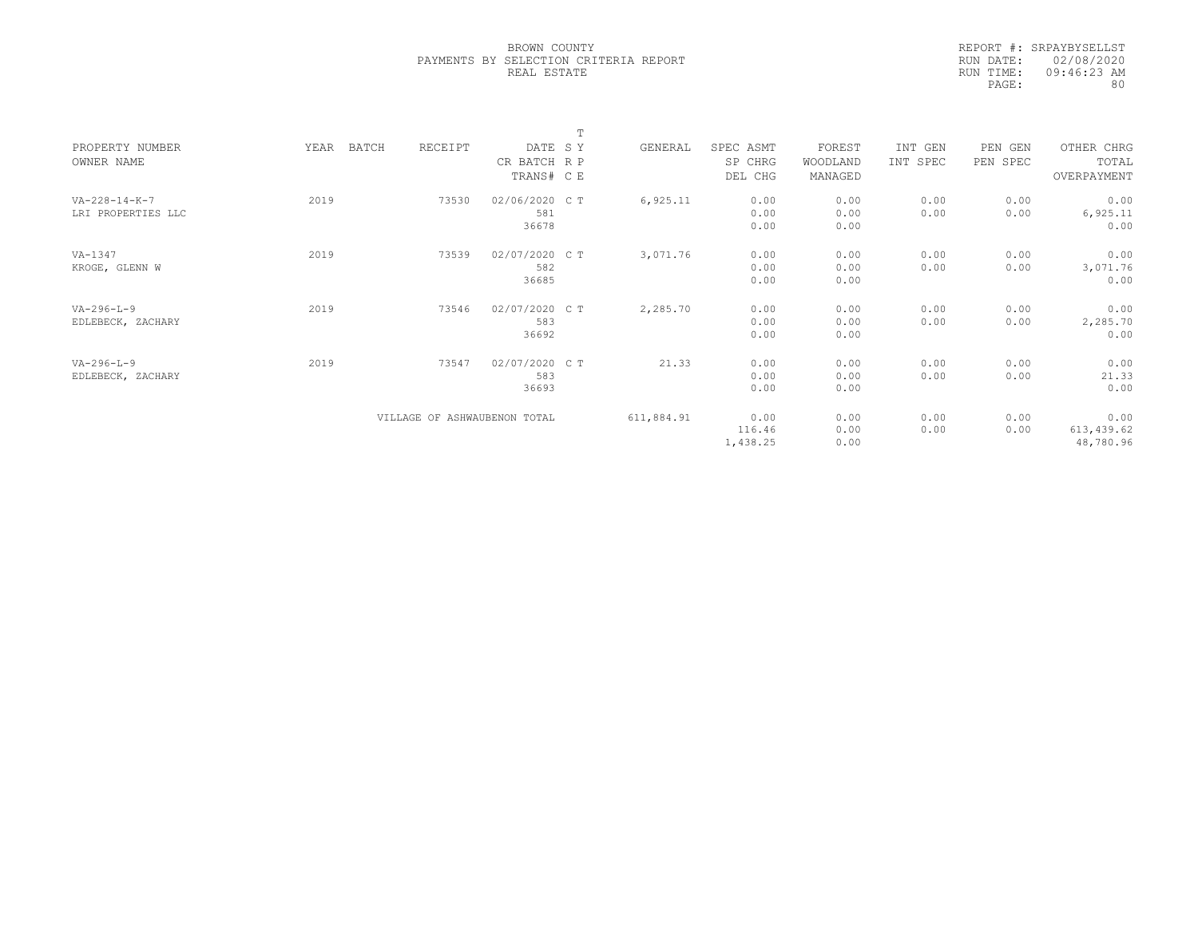BROWN COUNTY
PAYMENTS BY SELECTION CRITERIA REPORT
REAL ESTATE

REPORT #: SRPAYBYSELLST
RUN DATE: 02/08/2020
RUN TIME: 09:46:23 AM

| PROPERTY NUMBER<br>OWNER NAME | YEAR | BATCH | RECEIPT | DATE<br>CR BATCH<br>TRANS# | T<br>S Y<br>R P<br>C E | GENERAL | SPEC ASMT<br>SP CHRG<br>DEL CHG | FOREST<br>WOODLAND<br>MANAGED | INT GEN<br>INT SPEC | PEN GEN<br>PEN SPEC | OTHER CHRG<br>TOTAL<br>OVERPAYMENT |
|---|---|---|---|---|---|---|---|---|---|---|---|
| VA-228-14-K-7<br>LRI PROPERTIES LLC | 2019 | | 73530 | 02/06/2020<br>581<br>36678 | C T | 6,925.11 | 0.00<br>0.00<br>0.00 | 0.00<br>0.00<br>0.00 | 0.00<br>0.00 | 0.00<br>0.00 | 0.00<br>6,925.11<br>0.00 |
| VA-1347<br>KROGE, GLENN W | 2019 | | 73539 | 02/07/2020<br>582<br>36685 | C T | 3,071.76 | 0.00<br>0.00<br>0.00 | 0.00<br>0.00<br>0.00 | 0.00<br>0.00 | 0.00<br>0.00 | 0.00<br>3,071.76<br>0.00 |
| VA-296-L-9<br>EDLEBECK, ZACHARY | 2019 | | 73546 | 02/07/2020<br>583<br>36692 | C T | 2,285.70 | 0.00<br>0.00<br>0.00 | 0.00<br>0.00<br>0.00 | 0.00<br>0.00 | 0.00<br>0.00 | 0.00<br>2,285.70<br>0.00 |
| VA-296-L-9<br>EDLEBECK, ZACHARY | 2019 | | 73547 | 02/07/2020<br>583<br>36693 | C T | 21.33 | 0.00<br>0.00<br>0.00 | 0.00<br>0.00<br>0.00 | 0.00<br>0.00 | 0.00<br>0.00 | 0.00<br>21.33<br>0.00 |
| | | | VILLAGE OF ASHWAUBENON TOTAL | | | 611,884.91 | 0.00<br>116.46<br>1,438.25 | 0.00<br>0.00<br>0.00 | 0.00<br>0.00 | 0.00<br>0.00 | 0.00<br>613,439.62<br>48,780.96 |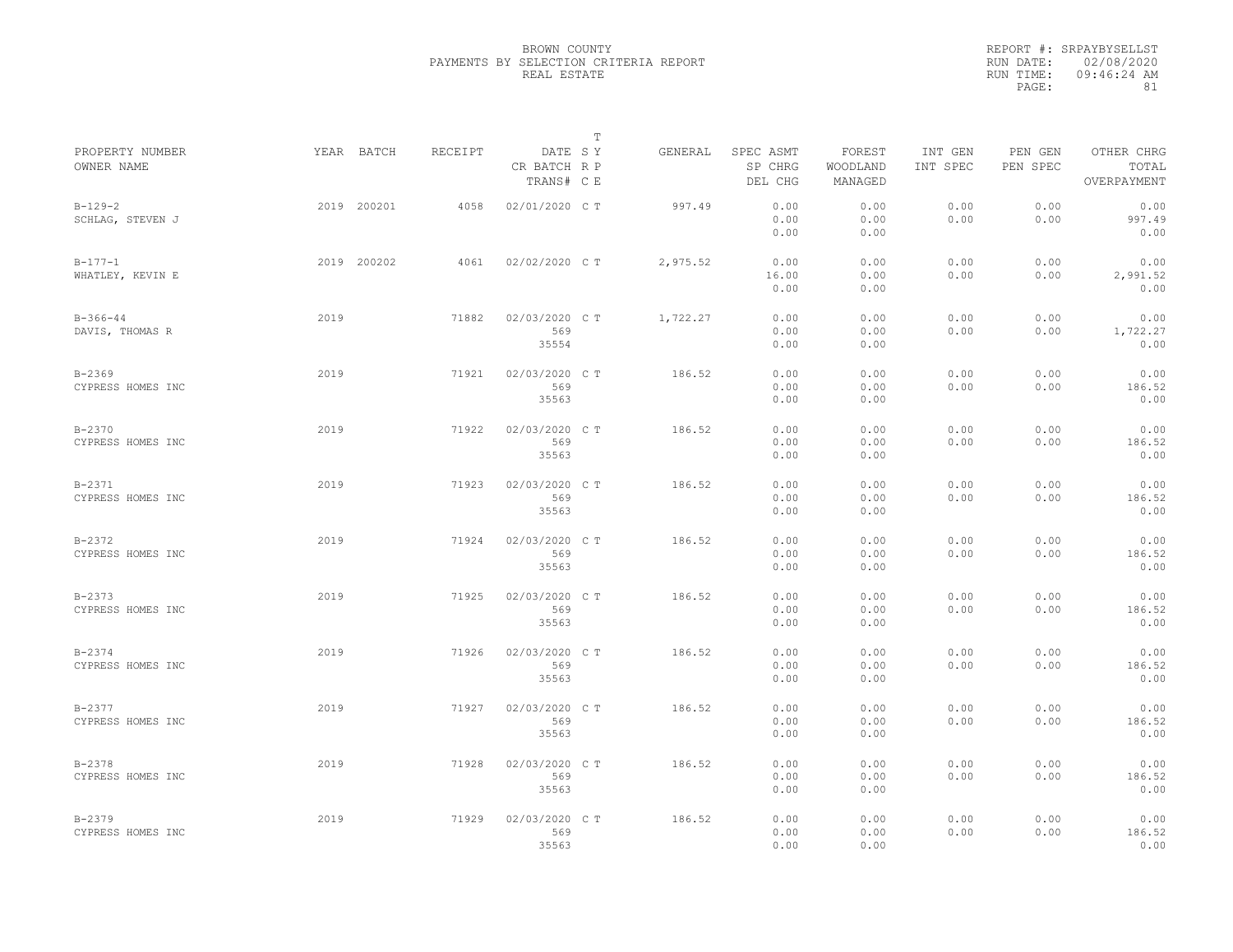BROWN COUNTY
PAYMENTS BY SELECTION CRITERIA REPORT
REAL ESTATE

REPORT #: SRPAYBYSELLST
RUN DATE: 02/08/2020
RUN TIME: 09:46:24 AM
PAGE: 81

| PROPERTY NUMBER<br>OWNER NAME | YEAR | BATCH | RECEIPT | DATE<br>CR BATCH<br>TRANS# | T<br>S Y<br>R P<br>C E | GENERAL | SPEC ASMT<br>SP CHRG<br>DEL CHG | FOREST<br>WOODLAND<br>MANAGED | INT GEN<br>INT SPEC | PEN GEN<br>PEN SPEC | OTHER CHRG<br>TOTAL<br>OVERPAYMENT |
|---|---|---|---|---|---|---|---|---|---|---|---|
| B-129-2<br>SCHLAG, STEVEN J | 2019 | 200201 | 4058 | 02/01/2020 | C T | 997.49 | 0.00<br>0.00<br>0.00 | 0.00<br>0.00<br>0.00 | 0.00<br>0.00 | 0.00<br>0.00 | 0.00<br>997.49<br>0.00 |
| B-177-1<br>WHATLEY, KEVIN E | 2019 | 200202 | 4061 | 02/02/2020 | C T | 2,975.52 | 0.00<br>16.00<br>0.00 | 0.00<br>0.00<br>0.00 | 0.00<br>0.00 | 0.00<br>0.00 | 0.00<br>2,991.52<br>0.00 |
| B-366-44<br>DAVIS, THOMAS R | 2019 | | 71882 | 02/03/2020<br>569<br>35554 | C T | 1,722.27 | 0.00<br>0.00<br>0.00 | 0.00<br>0.00<br>0.00 | 0.00<br>0.00 | 0.00<br>0.00 | 0.00<br>1,722.27<br>0.00 |
| B-2369<br>CYPRESS HOMES INC | 2019 | | 71921 | 02/03/2020<br>569<br>35563 | C T | 186.52 | 0.00<br>0.00<br>0.00 | 0.00<br>0.00<br>0.00 | 0.00<br>0.00 | 0.00<br>0.00 | 0.00<br>186.52<br>0.00 |
| B-2370<br>CYPRESS HOMES INC | 2019 | | 71922 | 02/03/2020<br>569<br>35563 | C T | 186.52 | 0.00<br>0.00<br>0.00 | 0.00<br>0.00<br>0.00 | 0.00<br>0.00 | 0.00<br>0.00 | 0.00<br>186.52<br>0.00 |
| B-2371<br>CYPRESS HOMES INC | 2019 | | 71923 | 02/03/2020<br>569<br>35563 | C T | 186.52 | 0.00<br>0.00<br>0.00 | 0.00<br>0.00<br>0.00 | 0.00<br>0.00 | 0.00<br>0.00 | 0.00<br>186.52<br>0.00 |
| B-2372<br>CYPRESS HOMES INC | 2019 | | 71924 | 02/03/2020<br>569<br>35563 | C T | 186.52 | 0.00<br>0.00<br>0.00 | 0.00<br>0.00<br>0.00 | 0.00<br>0.00 | 0.00<br>0.00 | 0.00<br>186.52<br>0.00 |
| B-2373<br>CYPRESS HOMES INC | 2019 | | 71925 | 02/03/2020<br>569<br>35563 | C T | 186.52 | 0.00<br>0.00<br>0.00 | 0.00<br>0.00<br>0.00 | 0.00<br>0.00 | 0.00<br>0.00 | 0.00<br>186.52<br>0.00 |
| B-2374<br>CYPRESS HOMES INC | 2019 | | 71926 | 02/03/2020<br>569<br>35563 | C T | 186.52 | 0.00<br>0.00<br>0.00 | 0.00<br>0.00<br>0.00 | 0.00<br>0.00 | 0.00<br>0.00 | 0.00<br>186.52<br>0.00 |
| B-2377<br>CYPRESS HOMES INC | 2019 | | 71927 | 02/03/2020<br>569<br>35563 | C T | 186.52 | 0.00<br>0.00<br>0.00 | 0.00<br>0.00<br>0.00 | 0.00<br>0.00 | 0.00<br>0.00 | 0.00<br>186.52<br>0.00 |
| B-2378<br>CYPRESS HOMES INC | 2019 | | 71928 | 02/03/2020<br>569<br>35563 | C T | 186.52 | 0.00<br>0.00<br>0.00 | 0.00<br>0.00<br>0.00 | 0.00<br>0.00 | 0.00<br>0.00 | 0.00<br>186.52<br>0.00 |
| B-2379<br>CYPRESS HOMES INC | 2019 | | 71929 | 02/03/2020<br>569<br>35563 | C T | 186.52 | 0.00<br>0.00<br>0.00 | 0.00<br>0.00<br>0.00 | 0.00<br>0.00 | 0.00<br>0.00 | 0.00<br>186.52<br>0.00 |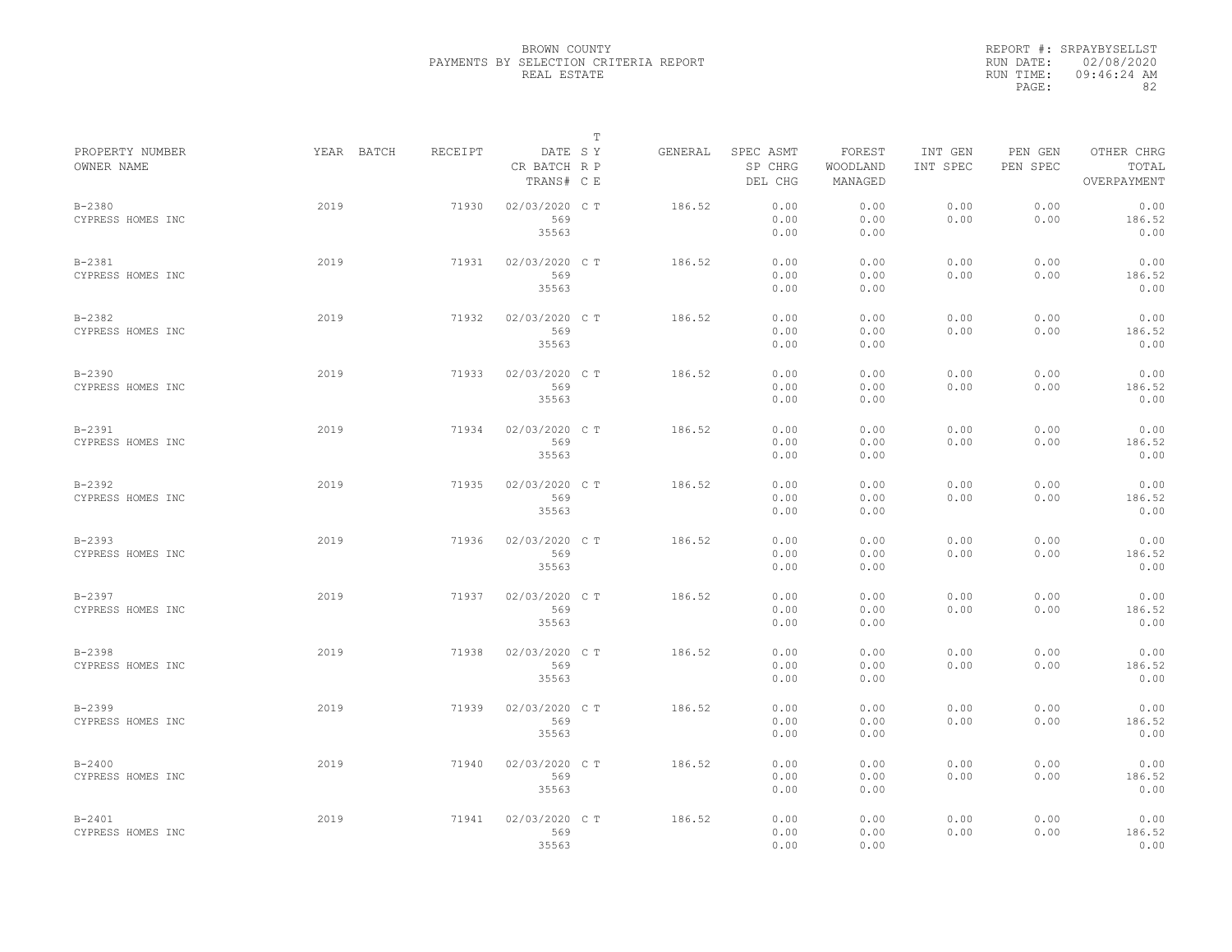BROWN COUNTY
PAYMENTS BY SELECTION CRITERIA REPORT
REAL ESTATE

REPORT #: SRPAYBYSELLST
RUN DATE: 02/08/2020
RUN TIME: 09:46:24 AM
PAGE: 82

| PROPERTY NUMBER<br>OWNER NAME | YEAR | BATCH | RECEIPT | DATE<br>CR BATCH<br>TRANS# | T<br>S Y<br>R P<br>C E | GENERAL | SPEC ASMT<br>SP CHRG<br>DEL CHG | FOREST<br>WOODLAND<br>MANAGED | INT GEN<br>INT SPEC | PEN GEN<br>PEN SPEC | OTHER CHRG<br>TOTAL<br>OVERPAYMENT |
|---|---|---|---|---|---|---|---|---|---|---|---|
| B-2380<br>CYPRESS HOMES INC | 2019 | | 71930 | 02/03/2020<br>569<br>35563 | C T | 186.52 | 0.00<br>0.00<br>0.00 | 0.00<br>0.00<br>0.00 | 0.00<br>0.00 | 0.00<br>0.00 | 0.00<br>186.52<br>0.00 |
| B-2381<br>CYPRESS HOMES INC | 2019 | | 71931 | 02/03/2020<br>569<br>35563 | C T | 186.52 | 0.00<br>0.00<br>0.00 | 0.00<br>0.00<br>0.00 | 0.00<br>0.00 | 0.00<br>0.00 | 0.00<br>186.52<br>0.00 |
| B-2382<br>CYPRESS HOMES INC | 2019 | | 71932 | 02/03/2020<br>569<br>35563 | C T | 186.52 | 0.00<br>0.00<br>0.00 | 0.00<br>0.00<br>0.00 | 0.00<br>0.00 | 0.00<br>0.00 | 0.00<br>186.52<br>0.00 |
| B-2390<br>CYPRESS HOMES INC | 2019 | | 71933 | 02/03/2020<br>569<br>35563 | C T | 186.52 | 0.00<br>0.00<br>0.00 | 0.00<br>0.00<br>0.00 | 0.00<br>0.00 | 0.00<br>0.00 | 0.00<br>186.52<br>0.00 |
| B-2391<br>CYPRESS HOMES INC | 2019 | | 71934 | 02/03/2020<br>569<br>35563 | C T | 186.52 | 0.00<br>0.00<br>0.00 | 0.00<br>0.00<br>0.00 | 0.00<br>0.00 | 0.00<br>0.00 | 0.00<br>186.52<br>0.00 |
| B-2392<br>CYPRESS HOMES INC | 2019 | | 71935 | 02/03/2020<br>569<br>35563 | C T | 186.52 | 0.00<br>0.00<br>0.00 | 0.00<br>0.00<br>0.00 | 0.00<br>0.00 | 0.00<br>0.00 | 0.00<br>186.52<br>0.00 |
| B-2393<br>CYPRESS HOMES INC | 2019 | | 71936 | 02/03/2020<br>569<br>35563 | C T | 186.52 | 0.00<br>0.00<br>0.00 | 0.00<br>0.00<br>0.00 | 0.00<br>0.00 | 0.00<br>0.00 | 0.00<br>186.52<br>0.00 |
| B-2397<br>CYPRESS HOMES INC | 2019 | | 71937 | 02/03/2020<br>569<br>35563 | C T | 186.52 | 0.00<br>0.00<br>0.00 | 0.00<br>0.00<br>0.00 | 0.00<br>0.00 | 0.00<br>0.00 | 0.00<br>186.52<br>0.00 |
| B-2398<br>CYPRESS HOMES INC | 2019 | | 71938 | 02/03/2020<br>569<br>35563 | C T | 186.52 | 0.00<br>0.00<br>0.00 | 0.00<br>0.00<br>0.00 | 0.00<br>0.00 | 0.00<br>0.00 | 0.00<br>186.52<br>0.00 |
| B-2399<br>CYPRESS HOMES INC | 2019 | | 71939 | 02/03/2020<br>569<br>35563 | C T | 186.52 | 0.00<br>0.00<br>0.00 | 0.00<br>0.00<br>0.00 | 0.00<br>0.00 | 0.00<br>0.00 | 0.00<br>186.52<br>0.00 |
| B-2400<br>CYPRESS HOMES INC | 2019 | | 71940 | 02/03/2020<br>569<br>35563 | C T | 186.52 | 0.00<br>0.00<br>0.00 | 0.00<br>0.00<br>0.00 | 0.00<br>0.00 | 0.00<br>0.00 | 0.00<br>186.52<br>0.00 |
| B-2401<br>CYPRESS HOMES INC | 2019 | | 71941 | 02/03/2020<br>569<br>35563 | C T | 186.52 | 0.00<br>0.00<br>0.00 | 0.00<br>0.00<br>0.00 | 0.00<br>0.00 | 0.00<br>0.00 | 0.00<br>186.52<br>0.00 |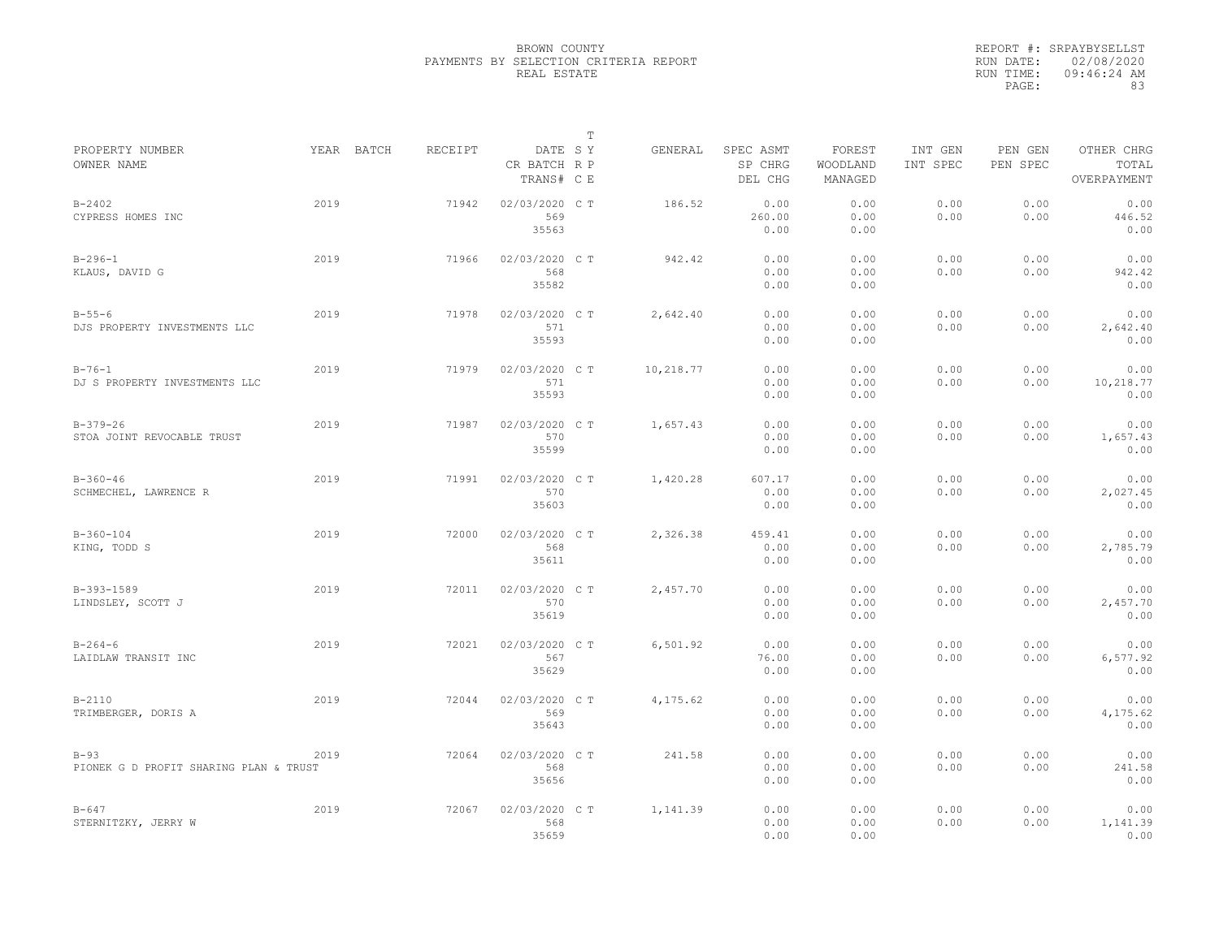BROWN COUNTY
PAYMENTS BY SELECTION CRITERIA REPORT
REAL ESTATE

REPORT #: SRPAYBYSELLST
RUN DATE: 02/08/2020
RUN TIME: 09:46:24 AM

| PROPERTY NUMBER / OWNER NAME | YEAR | BATCH | RECEIPT | DATE / CR BATCH / TRANS# | T SY RP CE | GENERAL | SPEC ASMT / SP CHRG / DEL CHG | FOREST / WOODLAND / MANAGED | INT GEN / INT SPEC | PEN GEN / PEN SPEC | OTHER CHRG / TOTAL / OVERPAYMENT |
|---|---|---|---|---|---|---|---|---|---|---|---|
| B-2402 / CYPRESS HOMES INC | 2019 | | 71942 | 02/03/2020 / 569 / 35563 | C T | 186.52 | 0.00 / 260.00 / 0.00 | 0.00 / 0.00 / 0.00 | 0.00 / 0.00 | 0.00 / 0.00 | 0.00 / 446.52 / 0.00 |
| B-296-1 / KLAUS, DAVID G | 2019 | | 71966 | 02/03/2020 / 568 / 35582 | C T | 942.42 | 0.00 / 0.00 / 0.00 | 0.00 / 0.00 / 0.00 | 0.00 / 0.00 | 0.00 / 0.00 | 0.00 / 942.42 / 0.00 |
| B-55-6 / DJS PROPERTY INVESTMENTS LLC | 2019 | | 71978 | 02/03/2020 / 571 / 35593 | C T | 2,642.40 | 0.00 / 0.00 / 0.00 | 0.00 / 0.00 / 0.00 | 0.00 / 0.00 | 0.00 / 0.00 | 0.00 / 2,642.40 / 0.00 |
| B-76-1 / DJ S PROPERTY INVESTMENTS LLC | 2019 | | 71979 | 02/03/2020 / 571 / 35593 | C T | 10,218.77 | 0.00 / 0.00 / 0.00 | 0.00 / 0.00 / 0.00 | 0.00 / 0.00 | 0.00 / 0.00 | 0.00 / 10,218.77 / 0.00 |
| B-379-26 / STOA JOINT REVOCABLE TRUST | 2019 | | 71987 | 02/03/2020 / 570 / 35599 | C T | 1,657.43 | 0.00 / 0.00 / 0.00 | 0.00 / 0.00 / 0.00 | 0.00 / 0.00 | 0.00 / 0.00 | 0.00 / 1,657.43 / 0.00 |
| B-360-46 / SCHMECHEL, LAWRENCE R | 2019 | | 71991 | 02/03/2020 / 570 / 35603 | C T | 1,420.28 | 607.17 / 0.00 / 0.00 | 0.00 / 0.00 / 0.00 | 0.00 / 0.00 | 0.00 / 0.00 | 0.00 / 2,027.45 / 0.00 |
| B-360-104 / KING, TODD S | 2019 | | 72000 | 02/03/2020 / 568 / 35611 | C T | 2,326.38 | 459.41 / 0.00 / 0.00 | 0.00 / 0.00 / 0.00 | 0.00 / 0.00 | 0.00 / 0.00 | 0.00 / 2,785.79 / 0.00 |
| B-393-1589 / LINDSLEY, SCOTT J | 2019 | | 72011 | 02/03/2020 / 570 / 35619 | C T | 2,457.70 | 0.00 / 0.00 / 0.00 | 0.00 / 0.00 / 0.00 | 0.00 / 0.00 | 0.00 / 0.00 | 0.00 / 2,457.70 / 0.00 |
| B-264-6 / LAIDLAW TRANSIT INC | 2019 | | 72021 | 02/03/2020 / 567 / 35629 | C T | 6,501.92 | 0.00 / 76.00 / 0.00 | 0.00 / 0.00 / 0.00 | 0.00 / 0.00 | 0.00 / 0.00 | 0.00 / 6,577.92 / 0.00 |
| B-2110 / TRIMBERGER, DORIS A | 2019 | | 72044 | 02/03/2020 / 569 / 35643 | C T | 4,175.62 | 0.00 / 0.00 / 0.00 | 0.00 / 0.00 / 0.00 | 0.00 / 0.00 | 0.00 / 0.00 | 0.00 / 4,175.62 / 0.00 |
| B-93 / PIONEK G D PROFIT SHARING PLAN & TRUST | 2019 | | 72064 | 02/03/2020 / 568 / 35656 | C T | 241.58 | 0.00 / 0.00 / 0.00 | 0.00 / 0.00 / 0.00 | 0.00 / 0.00 | 0.00 / 0.00 | 0.00 / 241.58 / 0.00 |
| B-647 / STERNITZKY, JERRY W | 2019 | | 72067 | 02/03/2020 / 568 / 35659 | C T | 1,141.39 | 0.00 / 0.00 / 0.00 | 0.00 / 0.00 / 0.00 | 0.00 / 0.00 | 0.00 / 0.00 | 0.00 / 1,141.39 / 0.00 |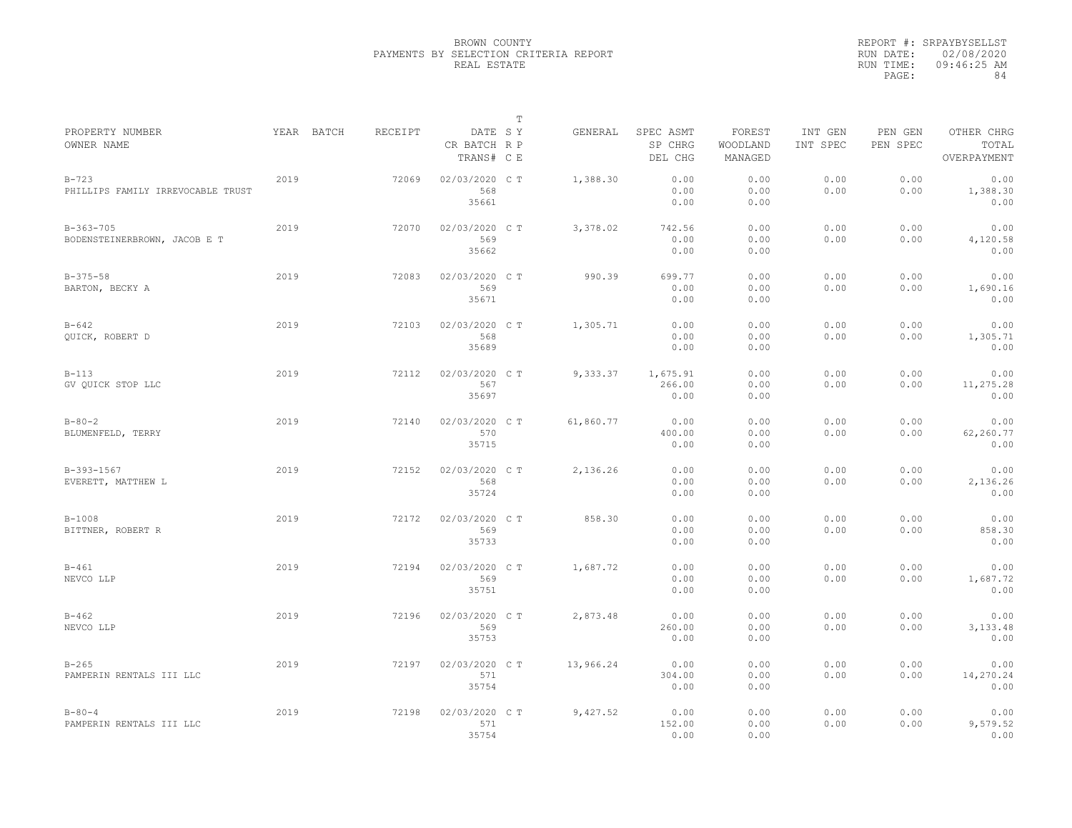BROWN COUNTY
PAYMENTS BY SELECTION CRITERIA REPORT
REAL ESTATE

REPORT #: SRPAYBYSELLST
RUN DATE: 02/08/2020
RUN TIME: 09:46:25 AM
PAGE: 84

| PROPERTY NUMBER / OWNER NAME | YEAR | BATCH | RECEIPT | DATE / CR BATCH / TRANS# | T SY RP CE | GENERAL | SPEC ASMT / SP CHRG / DEL CHG | FOREST / WOODLAND / MANAGED | INT GEN / INT SPEC | PEN GEN / PEN SPEC | OTHER CHRG / TOTAL / OVERPAYMENT |
|---|---|---|---|---|---|---|---|---|---|---|---|
| B-723 PHILLIPS FAMILY IRREVOCABLE TRUST | 2019 | | 72069 | 02/03/2020 568 35661 | C T | 1,388.30 | 0.00 0.00 0.00 | 0.00 0.00 0.00 | 0.00 0.00 | 0.00 0.00 | 0.00 1,388.30 0.00 |
| B-363-705 BODENSTEINERBROWN, JACOB E T | 2019 | | 72070 | 02/03/2020 569 35662 | C T | 3,378.02 | 742.56 0.00 0.00 | 0.00 0.00 0.00 | 0.00 0.00 | 0.00 0.00 | 0.00 4,120.58 0.00 |
| B-375-58 BARTON, BECKY A | 2019 | | 72083 | 02/03/2020 569 35671 | C T | 990.39 | 699.77 0.00 0.00 | 0.00 0.00 0.00 | 0.00 0.00 | 0.00 0.00 | 0.00 1,690.16 0.00 |
| B-642 QUICK, ROBERT D | 2019 | | 72103 | 02/03/2020 568 35689 | C T | 1,305.71 | 0.00 0.00 0.00 | 0.00 0.00 0.00 | 0.00 0.00 | 0.00 0.00 | 0.00 1,305.71 0.00 |
| B-113 GV QUICK STOP LLC | 2019 | | 72112 | 02/03/2020 567 35697 | C T | 9,333.37 | 1,675.91 266.00 0.00 | 0.00 0.00 0.00 | 0.00 0.00 | 0.00 0.00 | 0.00 11,275.28 0.00 |
| B-80-2 BLUMENFELD, TERRY | 2019 | | 72140 | 02/03/2020 570 35715 | C T | 61,860.77 | 0.00 400.00 0.00 | 0.00 0.00 0.00 | 0.00 0.00 | 0.00 0.00 | 0.00 62,260.77 0.00 |
| B-393-1567 EVERETT, MATTHEW L | 2019 | | 72152 | 02/03/2020 568 35724 | C T | 2,136.26 | 0.00 0.00 0.00 | 0.00 0.00 0.00 | 0.00 0.00 | 0.00 0.00 | 0.00 2,136.26 0.00 |
| B-1008 BITTNER, ROBERT R | 2019 | | 72172 | 02/03/2020 569 35733 | C T | 858.30 | 0.00 0.00 0.00 | 0.00 0.00 0.00 | 0.00 0.00 | 0.00 0.00 | 0.00 858.30 0.00 |
| B-461 NEVCO LLP | 2019 | | 72194 | 02/03/2020 569 35751 | C T | 1,687.72 | 0.00 0.00 0.00 | 0.00 0.00 0.00 | 0.00 0.00 | 0.00 0.00 | 0.00 1,687.72 0.00 |
| B-462 NEVCO LLP | 2019 | | 72196 | 02/03/2020 569 35753 | C T | 2,873.48 | 0.00 260.00 0.00 | 0.00 0.00 0.00 | 0.00 0.00 | 0.00 0.00 | 0.00 3,133.48 0.00 |
| B-265 PAMPERIN RENTALS III LLC | 2019 | | 72197 | 02/03/2020 571 35754 | C T | 13,966.24 | 0.00 304.00 0.00 | 0.00 0.00 0.00 | 0.00 0.00 | 0.00 0.00 | 0.00 14,270.24 0.00 |
| B-80-4 PAMPERIN RENTALS III LLC | 2019 | | 72198 | 02/03/2020 571 35754 | C T | 9,427.52 | 0.00 152.00 0.00 | 0.00 0.00 0.00 | 0.00 0.00 | 0.00 0.00 | 0.00 9,579.52 0.00 |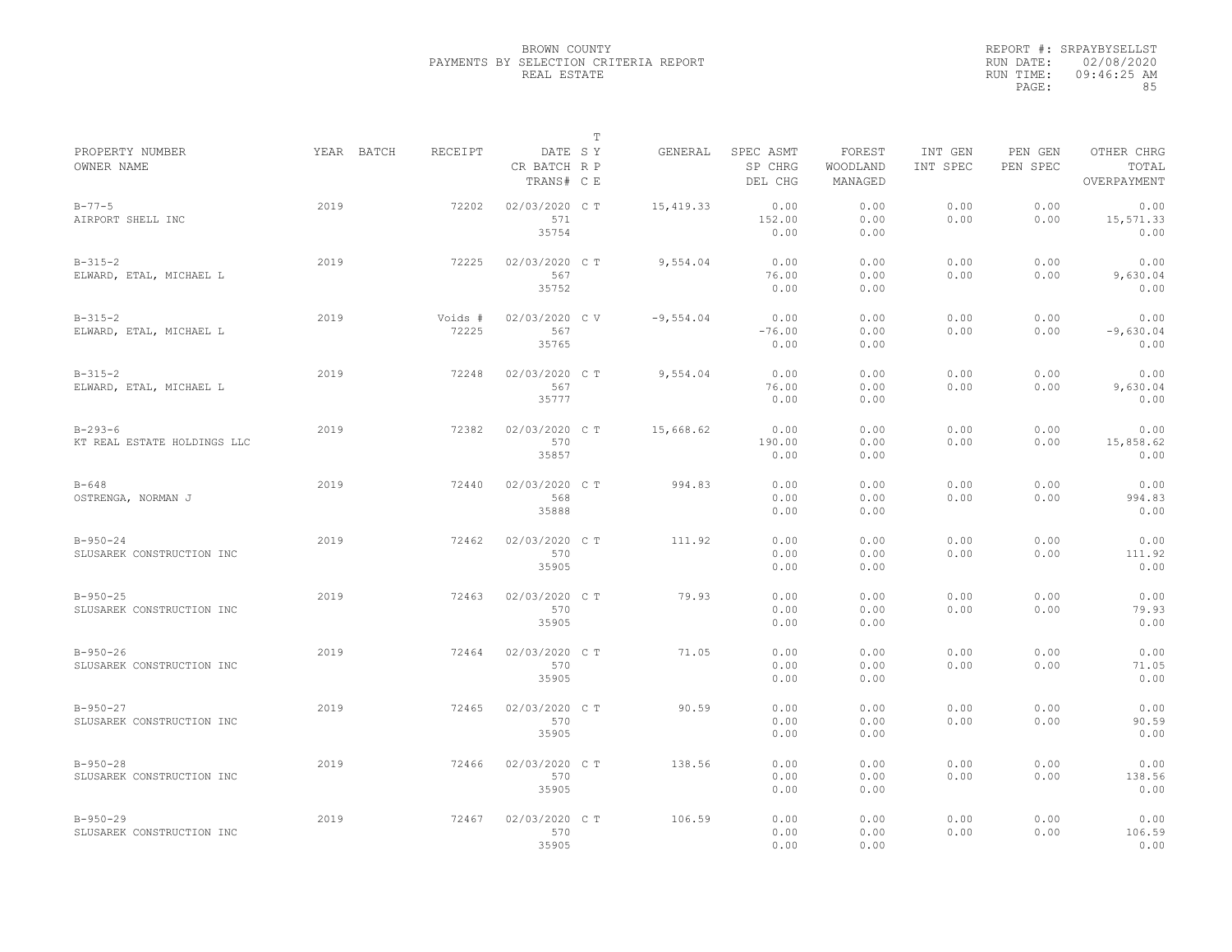BROWN COUNTY
PAYMENTS BY SELECTION CRITERIA REPORT
REAL ESTATE

REPORT #: SRPAYBYSELLST
RUN DATE: 02/08/2020
RUN TIME: 09:46:25 AM

| PROPERTY NUMBER<br>OWNER NAME | YEAR | BATCH | RECEIPT | DATE<br>CR BATCH<br>TRANS# | T<br>S Y<br>R P<br>C E | GENERAL | SPEC ASMT<br>SP CHRG<br>DEL CHG | FOREST<br>WOODLAND<br>MANAGED | INT GEN<br>INT SPEC | PEN GEN<br>PEN SPEC | OTHER CHRG<br>TOTAL<br>OVERPAYMENT |
|---|---|---|---|---|---|---|---|---|---|---|---|
| B-77-5<br>AIRPORT SHELL INC | 2019 | | 72202 | 02/03/2020<br>571<br>35754 | C T | 15,419.33 | 0.00<br>152.00<br>0.00 | 0.00<br>0.00<br>0.00 | 0.00<br>0.00 | 0.00<br>0.00 | 0.00<br>15,571.33<br>0.00 |
| B-315-2<br>ELWARD, ETAL, MICHAEL L | 2019 | | 72225 | 02/03/2020<br>567<br>35752 | C T | 9,554.04 | 0.00<br>76.00<br>0.00 | 0.00<br>0.00<br>0.00 | 0.00<br>0.00 | 0.00<br>0.00 | 0.00<br>9,630.04<br>0.00 |
| B-315-2<br>ELWARD, ETAL, MICHAEL L | 2019 | | Voids #<br>72225 | 02/03/2020<br>567<br>35765 | C V | -9,554.04 | 0.00<br>-76.00<br>0.00 | 0.00<br>0.00<br>0.00 | 0.00<br>0.00 | 0.00<br>0.00 | 0.00<br>-9,630.04<br>0.00 |
| B-315-2<br>ELWARD, ETAL, MICHAEL L | 2019 | | 72248 | 02/03/2020<br>567<br>35777 | C T | 9,554.04 | 0.00<br>76.00<br>0.00 | 0.00<br>0.00<br>0.00 | 0.00<br>0.00 | 0.00<br>0.00 | 0.00<br>9,630.04<br>0.00 |
| B-293-6<br>KT REAL ESTATE HOLDINGS LLC | 2019 | | 72382 | 02/03/2020<br>570<br>35857 | C T | 15,668.62 | 0.00<br>190.00<br>0.00 | 0.00<br>0.00<br>0.00 | 0.00<br>0.00 | 0.00<br>0.00 | 0.00<br>15,858.62<br>0.00 |
| B-648<br>OSTRENGA, NORMAN J | 2019 | | 72440 | 02/03/2020<br>568<br>35888 | C T | 994.83 | 0.00<br>0.00<br>0.00 | 0.00<br>0.00<br>0.00 | 0.00<br>0.00 | 0.00<br>0.00 | 0.00<br>994.83<br>0.00 |
| B-950-24<br>SLUSAREK CONSTRUCTION INC | 2019 | | 72462 | 02/03/2020<br>570<br>35905 | C T | 111.92 | 0.00<br>0.00<br>0.00 | 0.00<br>0.00<br>0.00 | 0.00<br>0.00 | 0.00<br>0.00 | 0.00<br>111.92<br>0.00 |
| B-950-25<br>SLUSAREK CONSTRUCTION INC | 2019 | | 72463 | 02/03/2020<br>570<br>35905 | C T | 79.93 | 0.00<br>0.00<br>0.00 | 0.00<br>0.00<br>0.00 | 0.00<br>0.00 | 0.00<br>0.00 | 0.00<br>79.93<br>0.00 |
| B-950-26<br>SLUSAREK CONSTRUCTION INC | 2019 | | 72464 | 02/03/2020<br>570<br>35905 | C T | 71.05 | 0.00<br>0.00<br>0.00 | 0.00<br>0.00<br>0.00 | 0.00<br>0.00 | 0.00<br>0.00 | 0.00<br>71.05<br>0.00 |
| B-950-27<br>SLUSAREK CONSTRUCTION INC | 2019 | | 72465 | 02/03/2020<br>570<br>35905 | C T | 90.59 | 0.00<br>0.00<br>0.00 | 0.00<br>0.00<br>0.00 | 0.00<br>0.00 | 0.00<br>0.00 | 0.00<br>90.59<br>0.00 |
| B-950-28<br>SLUSAREK CONSTRUCTION INC | 2019 | | 72466 | 02/03/2020<br>570<br>35905 | C T | 138.56 | 0.00<br>0.00<br>0.00 | 0.00<br>0.00<br>0.00 | 0.00<br>0.00 | 0.00<br>0.00 | 0.00<br>138.56<br>0.00 |
| B-950-29<br>SLUSAREK CONSTRUCTION INC | 2019 | | 72467 | 02/03/2020<br>570<br>35905 | C T | 106.59 | 0.00<br>0.00<br>0.00 | 0.00<br>0.00<br>0.00 | 0.00<br>0.00 | 0.00<br>0.00 | 0.00<br>106.59<br>0.00 |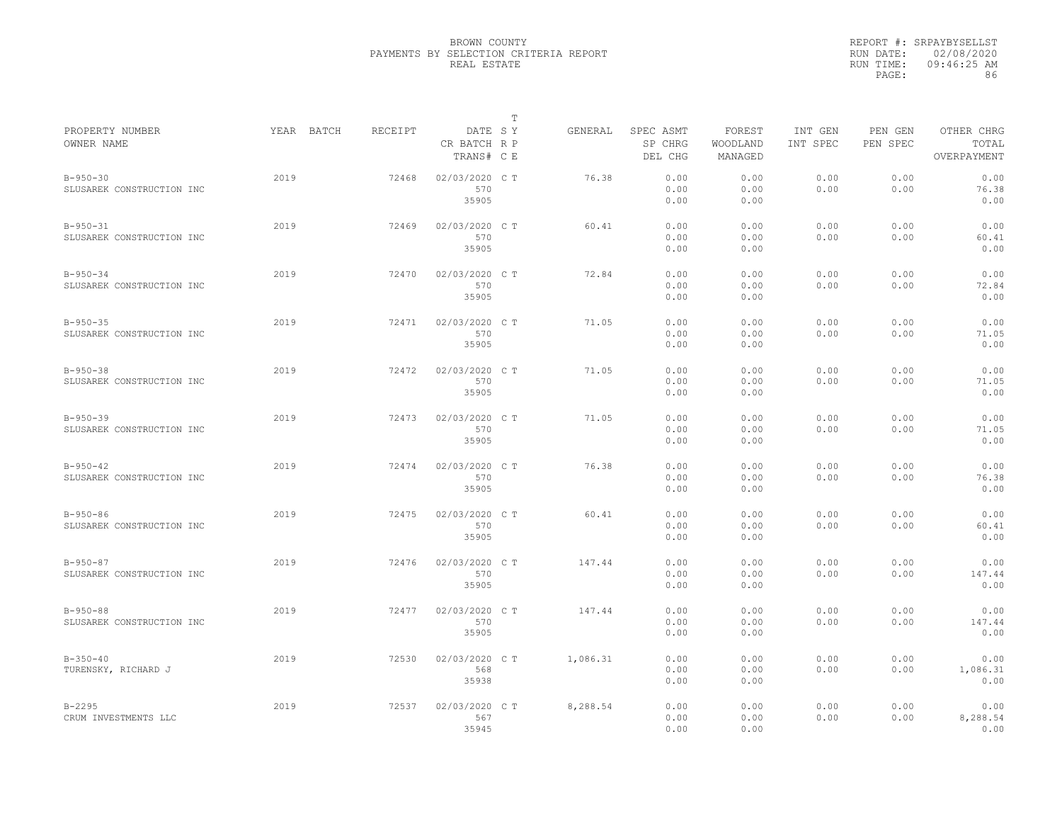BROWN COUNTY
PAYMENTS BY SELECTION CRITERIA REPORT
REAL ESTATE

REPORT #: SRPAYBYSELLST
RUN DATE: 02/08/2020
RUN TIME: 09:46:25 AM

| PROPERTY NUMBER / OWNER NAME | YEAR | BATCH | RECEIPT | DATE / CR BATCH / TRANS# | T SY RP CE | GENERAL | SPEC ASMT / SP CHRG / DEL CHG | FOREST / WOODLAND / MANAGED | INT GEN / INT SPEC | PEN GEN / PEN SPEC | OTHER CHRG / TOTAL / OVERPAYMENT |
|---|---|---|---|---|---|---|---|---|---|---|---|
| B-950-30 SLUSAREK CONSTRUCTION INC | 2019 | | 72468 | 02/03/2020 570 35905 | C T | 76.38 | 0.00 0.00 0.00 | 0.00 0.00 0.00 | 0.00 0.00 | 0.00 0.00 | 0.00 76.38 0.00 |
| B-950-31 SLUSAREK CONSTRUCTION INC | 2019 | | 72469 | 02/03/2020 570 35905 | C T | 60.41 | 0.00 0.00 0.00 | 0.00 0.00 0.00 | 0.00 0.00 | 0.00 0.00 | 0.00 60.41 0.00 |
| B-950-34 SLUSAREK CONSTRUCTION INC | 2019 | | 72470 | 02/03/2020 570 35905 | C T | 72.84 | 0.00 0.00 0.00 | 0.00 0.00 0.00 | 0.00 0.00 | 0.00 0.00 | 0.00 72.84 0.00 |
| B-950-35 SLUSAREK CONSTRUCTION INC | 2019 | | 72471 | 02/03/2020 570 35905 | C T | 71.05 | 0.00 0.00 0.00 | 0.00 0.00 0.00 | 0.00 0.00 | 0.00 0.00 | 0.00 71.05 0.00 |
| B-950-38 SLUSAREK CONSTRUCTION INC | 2019 | | 72472 | 02/03/2020 570 35905 | C T | 71.05 | 0.00 0.00 0.00 | 0.00 0.00 0.00 | 0.00 0.00 | 0.00 0.00 | 0.00 71.05 0.00 |
| B-950-39 SLUSAREK CONSTRUCTION INC | 2019 | | 72473 | 02/03/2020 570 35905 | C T | 71.05 | 0.00 0.00 0.00 | 0.00 0.00 0.00 | 0.00 0.00 | 0.00 0.00 | 0.00 71.05 0.00 |
| B-950-42 SLUSAREK CONSTRUCTION INC | 2019 | | 72474 | 02/03/2020 570 35905 | C T | 76.38 | 0.00 0.00 0.00 | 0.00 0.00 0.00 | 0.00 0.00 | 0.00 0.00 | 0.00 76.38 0.00 |
| B-950-86 SLUSAREK CONSTRUCTION INC | 2019 | | 72475 | 02/03/2020 570 35905 | C T | 60.41 | 0.00 0.00 0.00 | 0.00 0.00 0.00 | 0.00 0.00 | 0.00 0.00 | 0.00 60.41 0.00 |
| B-950-87 SLUSAREK CONSTRUCTION INC | 2019 | | 72476 | 02/03/2020 570 35905 | C T | 147.44 | 0.00 0.00 0.00 | 0.00 0.00 0.00 | 0.00 0.00 | 0.00 0.00 | 0.00 147.44 0.00 |
| B-950-88 SLUSAREK CONSTRUCTION INC | 2019 | | 72477 | 02/03/2020 570 35905 | C T | 147.44 | 0.00 0.00 0.00 | 0.00 0.00 0.00 | 0.00 0.00 | 0.00 0.00 | 0.00 147.44 0.00 |
| B-350-40 TURENSKY, RICHARD J | 2019 | | 72530 | 02/03/2020 568 35938 | C T | 1,086.31 | 0.00 0.00 0.00 | 0.00 0.00 0.00 | 0.00 0.00 | 0.00 0.00 | 0.00 1,086.31 0.00 |
| B-2295 CRUM INVESTMENTS LLC | 2019 | | 72537 | 02/03/2020 567 35945 | C T | 8,288.54 | 0.00 0.00 0.00 | 0.00 0.00 0.00 | 0.00 0.00 | 0.00 0.00 | 0.00 8,288.54 0.00 |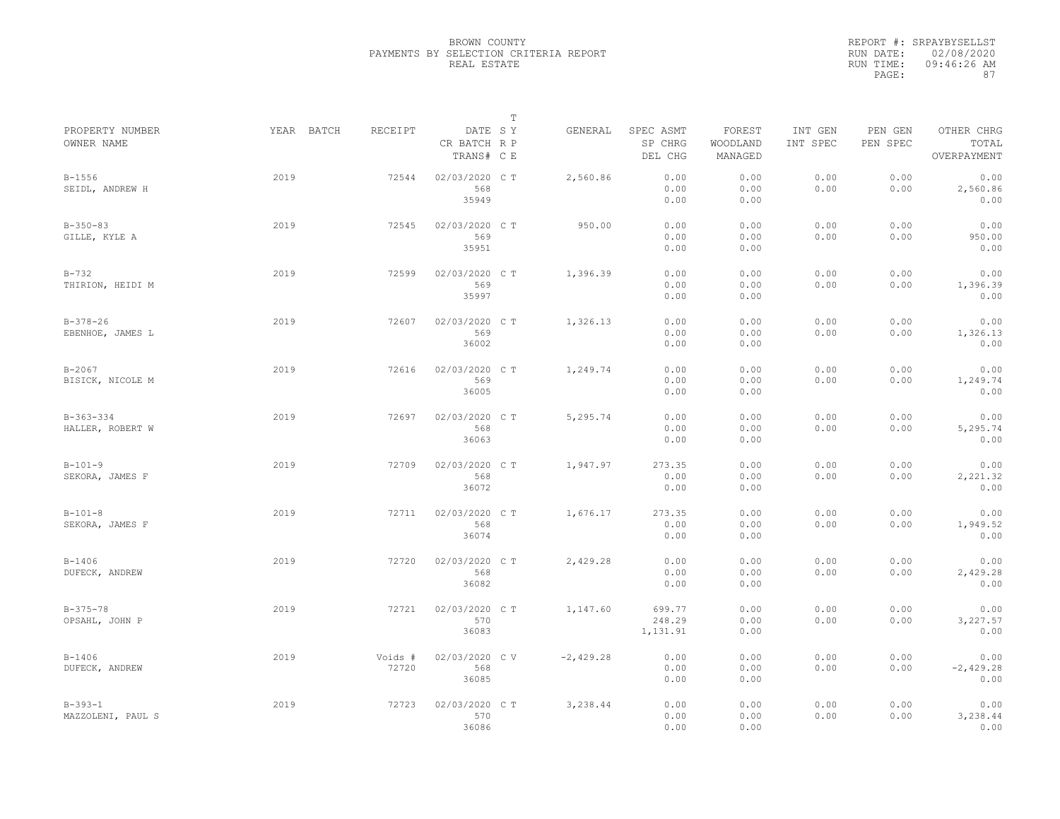BROWN COUNTY
PAYMENTS BY SELECTION CRITERIA REPORT
REAL ESTATE

REPORT #: SRPAYBYSELLST
RUN DATE: 02/08/2020
RUN TIME: 09:46:26 AM

| PROPERTY NUMBER<br>OWNER NAME | YEAR | BATCH | RECEIPT | DATE<br>CR BATCH<br>TRANS# | T SY RP CE | GENERAL | SPEC ASMT<br>SP CHRG<br>DEL CHG | FOREST<br>WOODLAND<br>MANAGED | INT GEN<br>INT SPEC | PEN GEN<br>PEN SPEC | OTHER CHRG<br>TOTAL<br>OVERPAYMENT |
|---|---|---|---|---|---|---|---|---|---|---|---|
| B-1556<br>SEIDL, ANDREW H | 2019 | | 72544 | 02/03/2020<br>568<br>35949 | C T | 2,560.86 | 0.00<br>0.00<br>0.00 | 0.00<br>0.00<br>0.00 | 0.00<br>0.00 | 0.00<br>0.00 | 0.00<br>2,560.86<br>0.00 |
| B-350-83<br>GILLE, KYLE A | 2019 | | 72545 | 02/03/2020<br>569<br>35951 | C T | 950.00 | 0.00<br>0.00<br>0.00 | 0.00<br>0.00<br>0.00 | 0.00<br>0.00 | 0.00<br>0.00 | 0.00<br>950.00<br>0.00 |
| B-732<br>THIRION, HEIDI M | 2019 | | 72599 | 02/03/2020<br>569<br>35997 | C T | 1,396.39 | 0.00<br>0.00<br>0.00 | 0.00<br>0.00<br>0.00 | 0.00<br>0.00 | 0.00<br>0.00 | 0.00<br>1,396.39<br>0.00 |
| B-378-26<br>EBENHOE, JAMES L | 2019 | | 72607 | 02/03/2020<br>569<br>36002 | C T | 1,326.13 | 0.00<br>0.00<br>0.00 | 0.00<br>0.00<br>0.00 | 0.00<br>0.00 | 0.00<br>0.00 | 0.00<br>1,326.13<br>0.00 |
| B-2067<br>BISICK, NICOLE M | 2019 | | 72616 | 02/03/2020<br>569<br>36005 | C T | 1,249.74 | 0.00<br>0.00<br>0.00 | 0.00<br>0.00<br>0.00 | 0.00<br>0.00 | 0.00<br>0.00 | 0.00<br>1,249.74<br>0.00 |
| B-363-334<br>HALLER, ROBERT W | 2019 | | 72697 | 02/03/2020<br>568<br>36063 | C T | 5,295.74 | 0.00<br>0.00<br>0.00 | 0.00<br>0.00<br>0.00 | 0.00<br>0.00 | 0.00<br>0.00 | 0.00<br>5,295.74<br>0.00 |
| B-101-9<br>SEKORA, JAMES F | 2019 | | 72709 | 02/03/2020<br>568<br>36072 | C T | 1,947.97 | 273.35<br>0.00<br>0.00 | 0.00<br>0.00<br>0.00 | 0.00<br>0.00 | 0.00<br>0.00 | 0.00<br>2,221.32<br>0.00 |
| B-101-8<br>SEKORA, JAMES F | 2019 | | 72711 | 02/03/2020<br>568<br>36074 | C T | 1,676.17 | 273.35<br>0.00<br>0.00 | 0.00<br>0.00<br>0.00 | 0.00<br>0.00 | 0.00<br>0.00 | 0.00<br>1,949.52<br>0.00 |
| B-1406<br>DUFECK, ANDREW | 2019 | | 72720 | 02/03/2020<br>568<br>36082 | C T | 2,429.28 | 0.00<br>0.00<br>0.00 | 0.00<br>0.00<br>0.00 | 0.00<br>0.00 | 0.00<br>0.00 | 0.00<br>2,429.28<br>0.00 |
| B-375-78<br>OPSAHL, JOHN P | 2019 | | 72721 | 02/03/2020<br>570<br>36083 | C T | 1,147.60 | 699.77<br>248.29<br>1,131.91 | 0.00<br>0.00<br>0.00 | 0.00<br>0.00 | 0.00<br>0.00 | 0.00<br>3,227.57<br>0.00 |
| B-1406<br>DUFECK, ANDREW | 2019 | | Voids #<br>72720 | 02/03/2020<br>568<br>36085 | C V | -2,429.28 | 0.00<br>0.00<br>0.00 | 0.00<br>0.00<br>0.00 | 0.00<br>0.00 | 0.00<br>0.00 | 0.00<br>-2,429.28<br>0.00 |
| B-393-1<br>MAZZOLENI, PAUL S | 2019 | | 72723 | 02/03/2020<br>570<br>36086 | C T | 3,238.44 | 0.00<br>0.00<br>0.00 | 0.00<br>0.00<br>0.00 | 0.00<br>0.00 | 0.00<br>0.00 | 0.00<br>3,238.44<br>0.00 |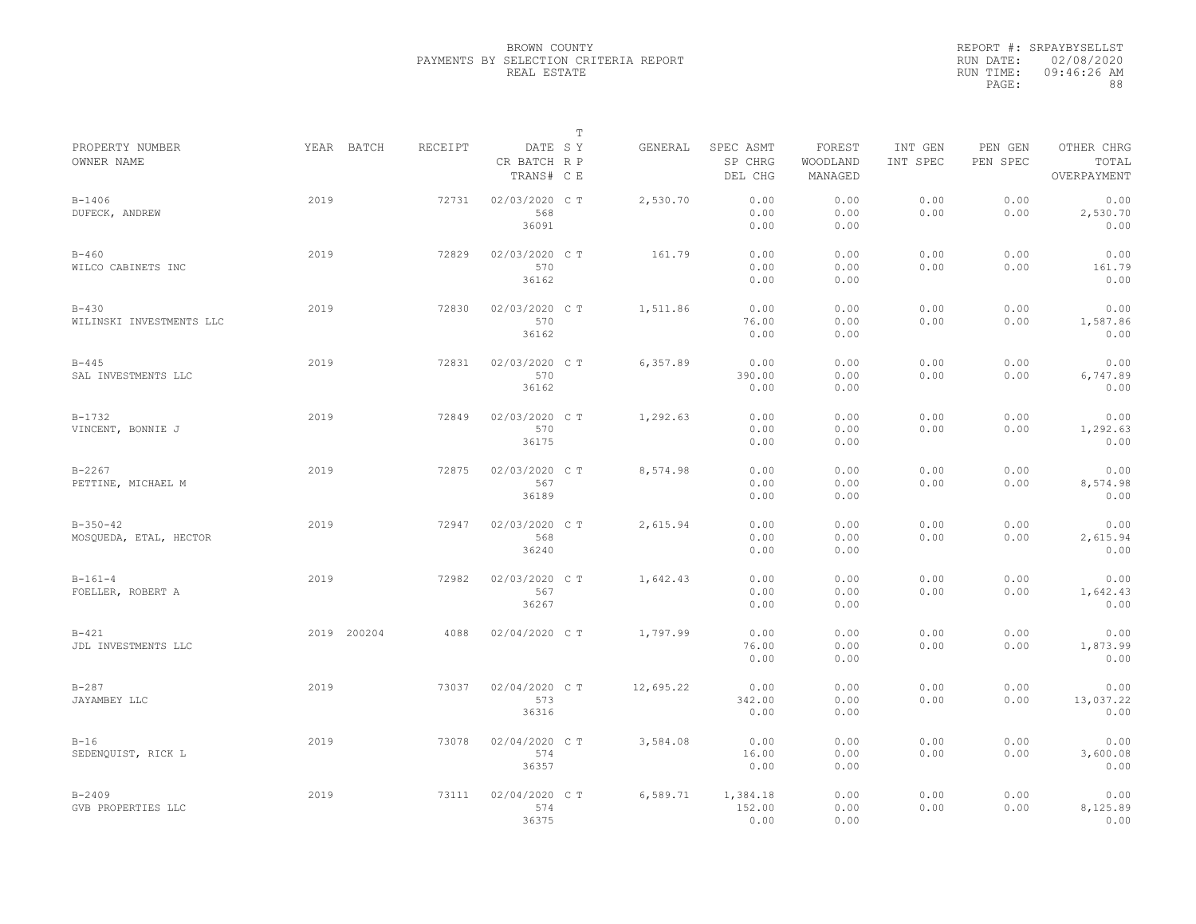BROWN COUNTY
PAYMENTS BY SELECTION CRITERIA REPORT
REAL ESTATE

REPORT #: SRPAYBYSELLST
RUN DATE: 02/08/2020
RUN TIME: 09:46:26 AM

| PROPERTY NUMBER / OWNER NAME | YEAR | BATCH | RECEIPT | DATE / CR BATCH / TRANS# | T SY RP CE | GENERAL | SPEC ASMT / SP CHRG / DEL CHG | FOREST / WOODLAND / MANAGED | INT GEN / INT SPEC | PEN GEN / PEN SPEC | OTHER CHRG / TOTAL / OVERPAYMENT |
|---|---|---|---|---|---|---|---|---|---|---|---|
| B-1406 DUFECK, ANDREW | 2019 | | 72731 | 02/03/2020 568 36091 | C T | 2,530.70 | 0.00 0.00 0.00 | 0.00 0.00 0.00 | 0.00 0.00 | 0.00 0.00 | 0.00 2,530.70 0.00 |
| B-460 WILCO CABINETS INC | 2019 | | 72829 | 02/03/2020 570 36162 | C T | 161.79 | 0.00 0.00 0.00 | 0.00 0.00 0.00 | 0.00 0.00 | 0.00 0.00 | 0.00 161.79 0.00 |
| B-430 WILINSKI INVESTMENTS LLC | 2019 | | 72830 | 02/03/2020 570 36162 | C T | 1,511.86 | 0.00 76.00 0.00 | 0.00 0.00 0.00 | 0.00 0.00 | 0.00 0.00 | 0.00 1,587.86 0.00 |
| B-445 SAL INVESTMENTS LLC | 2019 | | 72831 | 02/03/2020 570 36162 | C T | 6,357.89 | 0.00 390.00 0.00 | 0.00 0.00 0.00 | 0.00 0.00 | 0.00 0.00 | 0.00 6,747.89 0.00 |
| B-1732 VINCENT, BONNIE J | 2019 | | 72849 | 02/03/2020 570 36175 | C T | 1,292.63 | 0.00 0.00 0.00 | 0.00 0.00 0.00 | 0.00 0.00 | 0.00 0.00 | 0.00 1,292.63 0.00 |
| B-2267 PETTINE, MICHAEL M | 2019 | | 72875 | 02/03/2020 567 36189 | C T | 8,574.98 | 0.00 0.00 0.00 | 0.00 0.00 0.00 | 0.00 0.00 | 0.00 0.00 | 0.00 8,574.98 0.00 |
| B-350-42 MOSQUEDA, ETAL, HECTOR | 2019 | | 72947 | 02/03/2020 568 36240 | C T | 2,615.94 | 0.00 0.00 0.00 | 0.00 0.00 0.00 | 0.00 0.00 | 0.00 0.00 | 0.00 2,615.94 0.00 |
| B-161-4 FOELLER, ROBERT A | 2019 | | 72982 | 02/03/2020 567 36267 | C T | 1,642.43 | 0.00 0.00 0.00 | 0.00 0.00 0.00 | 0.00 0.00 | 0.00 0.00 | 0.00 1,642.43 0.00 |
| B-421 JDL INVESTMENTS LLC | 2019 | 200204 | 4088 | 02/04/2020 | C T | 1,797.99 | 0.00 76.00 0.00 | 0.00 0.00 0.00 | 0.00 0.00 | 0.00 0.00 | 0.00 1,873.99 0.00 |
| B-287 JAYAMBEY LLC | 2019 | | 73037 | 02/04/2020 573 36316 | C T | 12,695.22 | 0.00 342.00 0.00 | 0.00 0.00 0.00 | 0.00 0.00 | 0.00 0.00 | 0.00 13,037.22 0.00 |
| B-16 SEDENQUIST, RICK L | 2019 | | 73078 | 02/04/2020 574 36357 | C T | 3,584.08 | 0.00 16.00 0.00 | 0.00 0.00 0.00 | 0.00 0.00 | 0.00 0.00 | 0.00 3,600.08 0.00 |
| B-2409 GVB PROPERTIES LLC | 2019 | | 73111 | 02/04/2020 574 36375 | C T | 6,589.71 | 1,384.18 152.00 0.00 | 0.00 0.00 0.00 | 0.00 0.00 | 0.00 0.00 | 0.00 8,125.89 0.00 |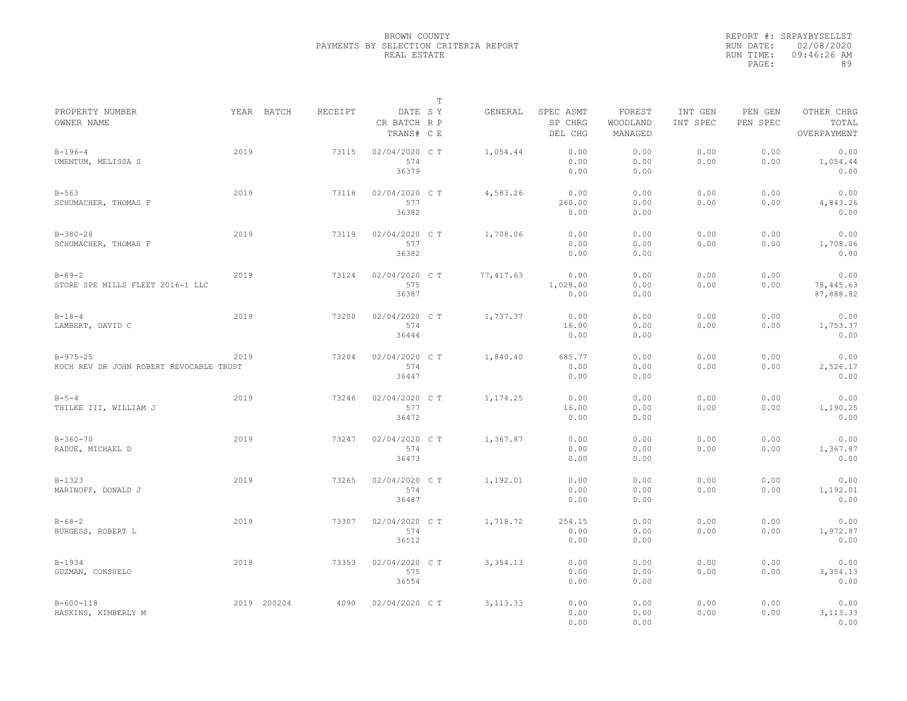BROWN COUNTY
PAYMENTS BY SELECTION CRITERIA REPORT
REAL ESTATE

REPORT #: SRPAYBYSELLST
RUN DATE: 02/08/2020
RUN TIME: 09:46:26 AM
PAGE: 89

| PROPERTY NUMBER<br>OWNER NAME | YEAR | BATCH | RECEIPT | DATE<br>CR BATCH<br>TRANS# | T<br>S Y<br>R P<br>C E | GENERAL | SPEC ASMT<br>SP CHRG<br>DEL CHG | FOREST<br>WOODLAND<br>MANAGED | INT GEN<br>INT SPEC | PEN GEN<br>PEN SPEC | OTHER CHRG<br>TOTAL<br>OVERPAYMENT |
|---|---|---|---|---|---|---|---|---|---|---|---|
| B-196-4<br>UMENTUM, MELISSA S | 2019 | | 73115 | 02/04/2020<br>574<br>36379 | C T | 1,054.44 | 0.00<br>0.00<br>0.00 | 0.00<br>0.00<br>0.00 | 0.00<br>0.00 | 0.00<br>0.00 | 0.00<br>1,054.44<br>0.00 |
| B-563<br>SCHUMACHER, THOMAS F | 2019 | | 73118 | 02/04/2020<br>577<br>36382 | C T | 4,583.26 | 0.00<br>260.00<br>0.00 | 0.00<br>0.00<br>0.00 | 0.00<br>0.00 | 0.00<br>0.00 | 0.00<br>4,843.26<br>0.00 |
| B-380-28<br>SCHUMACHER, THOMAS F | 2019 | | 73119 | 02/04/2020<br>577<br>36382 | C T | 1,708.06 | 0.00<br>0.00<br>0.00 | 0.00<br>0.00<br>0.00 | 0.00<br>0.00 | 0.00<br>0.00 | 0.00<br>1,708.06<br>0.00 |
| B-89-2<br>STORE SPE MILLS FLEET 2016-1 LLC | 2019 | | 73124 | 02/04/2020<br>575<br>36387 | C T | 77,417.63 | 0.00<br>1,028.00<br>0.00 | 0.00<br>0.00<br>0.00 | 0.00<br>0.00 | 0.00<br>0.00 | 0.00<br>78,445.63<br>87,888.82 |
| B-18-4<br>LAMBERT, DAVID C | 2019 | | 73200 | 02/04/2020<br>574<br>36444 | C T | 1,737.37 | 0.00<br>16.00<br>0.00 | 0.00<br>0.00<br>0.00 | 0.00<br>0.00 | 0.00<br>0.00 | 0.00<br>1,753.37<br>0.00 |
| B-975-25<br>KOCH REV DR JOHN ROBERT REVOCABLE TRUST | 2019 | | 73204 | 02/04/2020<br>574<br>36447 | C T | 1,840.40 | 685.77<br>0.00<br>0.00 | 0.00<br>0.00<br>0.00 | 0.00<br>0.00 | 0.00<br>0.00 | 0.00<br>2,526.17<br>0.00 |
| B-5-4<br>THILKE III, WILLIAM J | 2019 | | 73246 | 02/04/2020<br>577<br>36472 | C T | 1,174.25 | 0.00<br>16.00<br>0.00 | 0.00<br>0.00<br>0.00 | 0.00<br>0.00 | 0.00<br>0.00 | 0.00<br>1,190.25<br>0.00 |
| B-360-70<br>RADUE, MICHAEL D | 2019 | | 73247 | 02/04/2020<br>574<br>36473 | C T | 1,367.87 | 0.00<br>0.00<br>0.00 | 0.00<br>0.00<br>0.00 | 0.00<br>0.00 | 0.00<br>0.00 | 0.00<br>1,367.87<br>0.00 |
| B-1323<br>MARINOFF, DONALD J | 2019 | | 73265 | 02/04/2020<br>574<br>36487 | C T | 1,192.01 | 0.00<br>0.00<br>0.00 | 0.00<br>0.00<br>0.00 | 0.00<br>0.00 | 0.00<br>0.00 | 0.00<br>1,192.01<br>0.00 |
| B-68-2<br>BURGESS, ROBERT L | 2019 | | 73307 | 02/04/2020<br>574<br>36512 | C T | 1,718.72 | 254.15<br>0.00<br>0.00 | 0.00<br>0.00<br>0.00 | 0.00<br>0.00 | 0.00<br>0.00 | 0.00<br>1,972.87<br>0.00 |
| B-1934<br>GUZMAN, CONSUELO | 2019 | | 73353 | 02/04/2020<br>575<br>36554 | C T | 3,354.13 | 0.00<br>0.00<br>0.00 | 0.00<br>0.00<br>0.00 | 0.00<br>0.00 | 0.00<br>0.00 | 0.00<br>3,354.13<br>0.00 |
| B-600-118<br>HASKINS, KIMBERLY M | 2019 | 200204 | 4090 | 02/04/2020 | C T | 3,113.33 | 0.00<br>0.00<br>0.00 | 0.00<br>0.00<br>0.00 | 0.00<br>0.00 | 0.00<br>0.00 | 0.00<br>3,113.33<br>0.00 |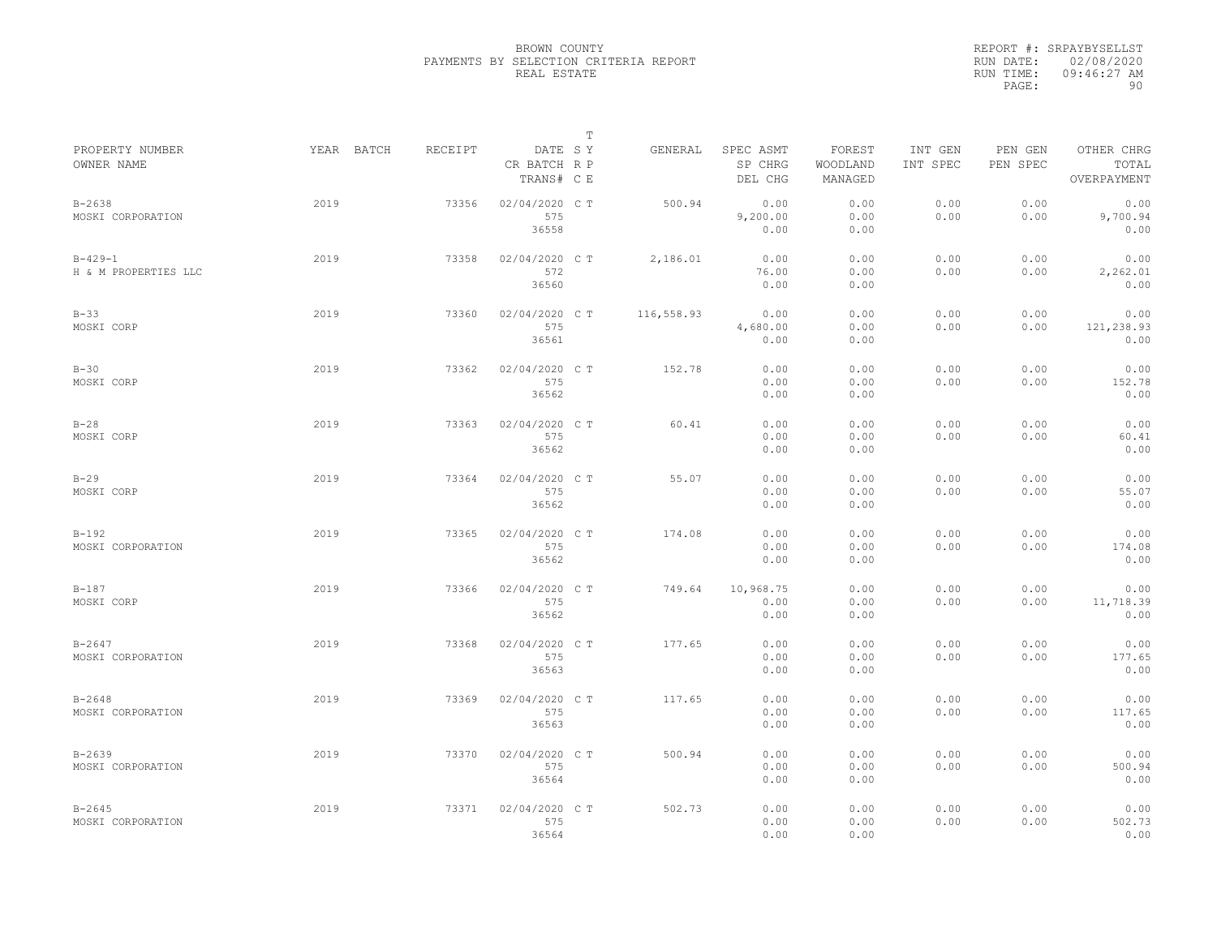BROWN COUNTY
PAYMENTS BY SELECTION CRITERIA REPORT
REAL ESTATE

REPORT #: SRPAYBYSELLST
RUN DATE: 02/08/2020
RUN TIME: 09:46:27 AM

| PROPERTY NUMBER / OWNER NAME | YEAR | BATCH | RECEIPT | DATE / CR BATCH / TRANS# | T SY RP CE | GENERAL | SPEC ASMT / SP CHRG / DEL CHG | FOREST / WOODLAND / MANAGED | INT GEN / INT SPEC | PEN GEN / PEN SPEC | OTHER CHRG / TOTAL / OVERPAYMENT |
|---|---|---|---|---|---|---|---|---|---|---|---|
| B-2638 MOSKI CORPORATION | 2019 | | 73356 | 02/04/2020 575 36558 | C T | 500.94 | 0.00 9,200.00 0.00 | 0.00 0.00 0.00 | 0.00 0.00 | 0.00 0.00 | 0.00 9,700.94 0.00 |
| B-429-1 H & M PROPERTIES LLC | 2019 | | 73358 | 02/04/2020 572 36560 | C T | 2,186.01 | 0.00 76.00 0.00 | 0.00 0.00 0.00 | 0.00 0.00 | 0.00 0.00 | 0.00 2,262.01 0.00 |
| B-33 MOSKI CORP | 2019 | | 73360 | 02/04/2020 575 36561 | C T | 116,558.93 | 0.00 4,680.00 0.00 | 0.00 0.00 0.00 | 0.00 0.00 | 0.00 0.00 | 0.00 121,238.93 0.00 |
| B-30 MOSKI CORP | 2019 | | 73362 | 02/04/2020 575 36562 | C T | 152.78 | 0.00 0.00 0.00 | 0.00 0.00 0.00 | 0.00 0.00 | 0.00 0.00 | 0.00 152.78 0.00 |
| B-28 MOSKI CORP | 2019 | | 73363 | 02/04/2020 575 36562 | C T | 60.41 | 0.00 0.00 0.00 | 0.00 0.00 0.00 | 0.00 0.00 | 0.00 0.00 | 0.00 60.41 0.00 |
| B-29 MOSKI CORP | 2019 | | 73364 | 02/04/2020 575 36562 | C T | 55.07 | 0.00 0.00 0.00 | 0.00 0.00 0.00 | 0.00 0.00 | 0.00 0.00 | 0.00 55.07 0.00 |
| B-192 MOSKI CORPORATION | 2019 | | 73365 | 02/04/2020 575 36562 | C T | 174.08 | 0.00 0.00 0.00 | 0.00 0.00 0.00 | 0.00 0.00 | 0.00 0.00 | 0.00 174.08 0.00 |
| B-187 MOSKI CORP | 2019 | | 73366 | 02/04/2020 575 36562 | C T | 749.64 | 10,968.75 0.00 0.00 | 0.00 0.00 0.00 | 0.00 0.00 | 0.00 0.00 | 0.00 11,718.39 0.00 |
| B-2647 MOSKI CORPORATION | 2019 | | 73368 | 02/04/2020 575 36563 | C T | 177.65 | 0.00 0.00 0.00 | 0.00 0.00 0.00 | 0.00 0.00 | 0.00 0.00 | 0.00 177.65 0.00 |
| B-2648 MOSKI CORPORATION | 2019 | | 73369 | 02/04/2020 575 36563 | C T | 117.65 | 0.00 0.00 0.00 | 0.00 0.00 0.00 | 0.00 0.00 | 0.00 0.00 | 0.00 117.65 0.00 |
| B-2639 MOSKI CORPORATION | 2019 | | 73370 | 02/04/2020 575 36564 | C T | 500.94 | 0.00 0.00 0.00 | 0.00 0.00 0.00 | 0.00 0.00 | 0.00 0.00 | 0.00 500.94 0.00 |
| B-2645 MOSKI CORPORATION | 2019 | | 73371 | 02/04/2020 575 36564 | C T | 502.73 | 0.00 0.00 0.00 | 0.00 0.00 0.00 | 0.00 0.00 | 0.00 0.00 | 0.00 502.73 0.00 |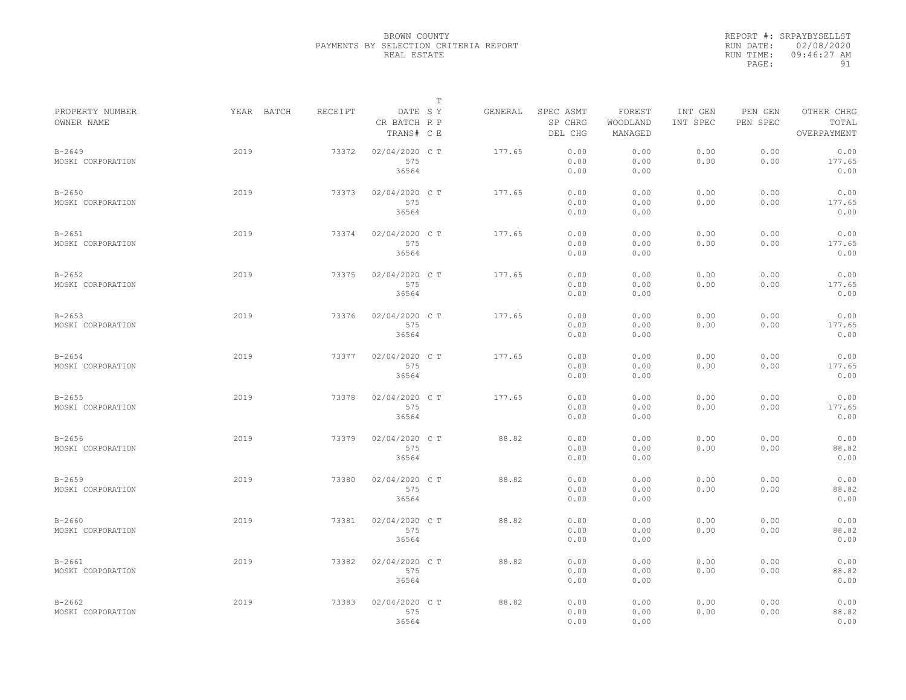BROWN COUNTY
PAYMENTS BY SELECTION CRITERIA REPORT
REAL ESTATE

REPORT #: SRPAYBYSELLST
RUN DATE: 02/08/2020
RUN TIME: 09:46:27 AM

| PROPERTY NUMBER<br>OWNER NAME | YEAR | BATCH | RECEIPT | DATE<br>CR BATCH<br>TRANS# | T SY<br>R P<br>C E | GENERAL | SPEC ASMT<br>SP CHRG<br>DEL CHG | FOREST<br>WOODLAND<br>MANAGED | INT GEN<br>INT SPEC | PEN GEN<br>PEN SPEC | OTHER CHRG<br>TOTAL<br>OVERPAYMENT |
|---|---|---|---|---|---|---|---|---|---|---|---|
| B-2649<br>MOSKI CORPORATION | 2019 | | 73372 | 02/04/2020<br>575<br>36564 | C T | 177.65 | 0.00<br>0.00<br>0.00 | 0.00<br>0.00<br>0.00 | 0.00<br>0.00 | 0.00<br>0.00 | 0.00<br>177.65<br>0.00 |
| B-2650<br>MOSKI CORPORATION | 2019 | | 73373 | 02/04/2020<br>575<br>36564 | C T | 177.65 | 0.00<br>0.00<br>0.00 | 0.00<br>0.00<br>0.00 | 0.00<br>0.00 | 0.00<br>0.00 | 0.00<br>177.65<br>0.00 |
| B-2651<br>MOSKI CORPORATION | 2019 | | 73374 | 02/04/2020<br>575<br>36564 | C T | 177.65 | 0.00<br>0.00<br>0.00 | 0.00<br>0.00<br>0.00 | 0.00<br>0.00 | 0.00<br>0.00 | 0.00<br>177.65<br>0.00 |
| B-2652<br>MOSKI CORPORATION | 2019 | | 73375 | 02/04/2020<br>575<br>36564 | C T | 177.65 | 0.00<br>0.00<br>0.00 | 0.00<br>0.00<br>0.00 | 0.00<br>0.00 | 0.00<br>0.00 | 0.00<br>177.65<br>0.00 |
| B-2653<br>MOSKI CORPORATION | 2019 | | 73376 | 02/04/2020<br>575<br>36564 | C T | 177.65 | 0.00<br>0.00<br>0.00 | 0.00<br>0.00<br>0.00 | 0.00<br>0.00 | 0.00<br>0.00 | 0.00<br>177.65<br>0.00 |
| B-2654<br>MOSKI CORPORATION | 2019 | | 73377 | 02/04/2020<br>575<br>36564 | C T | 177.65 | 0.00<br>0.00<br>0.00 | 0.00<br>0.00<br>0.00 | 0.00<br>0.00 | 0.00<br>0.00 | 0.00<br>177.65<br>0.00 |
| B-2655<br>MOSKI CORPORATION | 2019 | | 73378 | 02/04/2020<br>575<br>36564 | C T | 177.65 | 0.00<br>0.00<br>0.00 | 0.00<br>0.00<br>0.00 | 0.00<br>0.00 | 0.00<br>0.00 | 0.00<br>177.65<br>0.00 |
| B-2656<br>MOSKI CORPORATION | 2019 | | 73379 | 02/04/2020<br>575<br>36564 | C T | 88.82 | 0.00<br>0.00<br>0.00 | 0.00<br>0.00<br>0.00 | 0.00<br>0.00 | 0.00<br>0.00 | 0.00<br>88.82<br>0.00 |
| B-2659<br>MOSKI CORPORATION | 2019 | | 73380 | 02/04/2020<br>575<br>36564 | C T | 88.82 | 0.00<br>0.00<br>0.00 | 0.00<br>0.00<br>0.00 | 0.00<br>0.00 | 0.00<br>0.00 | 0.00<br>88.82<br>0.00 |
| B-2660<br>MOSKI CORPORATION | 2019 | | 73381 | 02/04/2020<br>575<br>36564 | C T | 88.82 | 0.00<br>0.00<br>0.00 | 0.00<br>0.00<br>0.00 | 0.00<br>0.00 | 0.00<br>0.00 | 0.00<br>88.82<br>0.00 |
| B-2661<br>MOSKI CORPORATION | 2019 | | 73382 | 02/04/2020<br>575<br>36564 | C T | 88.82 | 0.00<br>0.00<br>0.00 | 0.00<br>0.00<br>0.00 | 0.00<br>0.00 | 0.00<br>0.00 | 0.00<br>88.82<br>0.00 |
| B-2662<br>MOSKI CORPORATION | 2019 | | 73383 | 02/04/2020<br>575<br>36564 | C T | 88.82 | 0.00<br>0.00<br>0.00 | 0.00<br>0.00<br>0.00 | 0.00<br>0.00 | 0.00<br>0.00 | 0.00<br>88.82<br>0.00 |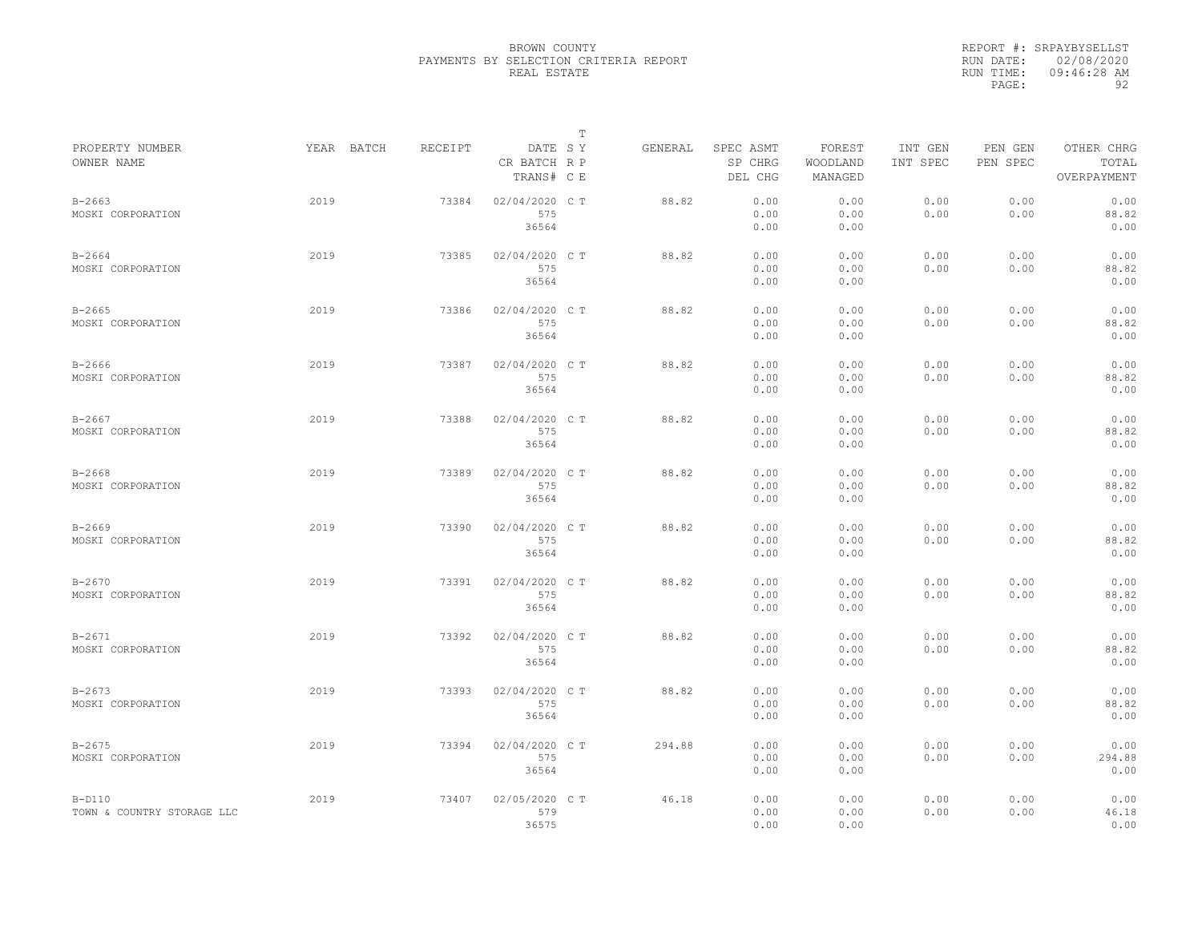BROWN COUNTY
PAYMENTS BY SELECTION CRITERIA REPORT
REAL ESTATE

REPORT #: SRPAYBYSELLST
RUN DATE: 02/08/2020
RUN TIME: 09:46:28 AM

| PROPERTY NUMBER<br>OWNER NAME | YEAR | BATCH | RECEIPT | DATE<br>CR BATCH<br>TRANS# | T S Y R P C E | GENERAL | SPEC ASMT<br>SP CHRG<br>DEL CHG | FOREST<br>WOODLAND<br>MANAGED | INT GEN<br>INT SPEC | PEN GEN<br>PEN SPEC | OTHER CHRG<br>TOTAL<br>OVERPAYMENT |
|---|---|---|---|---|---|---|---|---|---|---|---|
| B-2663<br>MOSKI CORPORATION | 2019 | | 73384 | 02/04/2020<br>575<br>36564 | C T | 88.82 | 0.00<br>0.00<br>0.00 | 0.00<br>0.00<br>0.00 | 0.00<br>0.00 | 0.00<br>0.00 | 0.00<br>88.82<br>0.00 |
| B-2664<br>MOSKI CORPORATION | 2019 | | 73385 | 02/04/2020<br>575<br>36564 | C T | 88.82 | 0.00<br>0.00<br>0.00 | 0.00<br>0.00<br>0.00 | 0.00<br>0.00 | 0.00<br>0.00 | 0.00<br>88.82<br>0.00 |
| B-2665<br>MOSKI CORPORATION | 2019 | | 73386 | 02/04/2020<br>575<br>36564 | C T | 88.82 | 0.00<br>0.00<br>0.00 | 0.00<br>0.00<br>0.00 | 0.00<br>0.00 | 0.00<br>0.00 | 0.00<br>88.82<br>0.00 |
| B-2666<br>MOSKI CORPORATION | 2019 | | 73387 | 02/04/2020<br>575<br>36564 | C T | 88.82 | 0.00<br>0.00<br>0.00 | 0.00<br>0.00<br>0.00 | 0.00<br>0.00 | 0.00<br>0.00 | 0.00<br>88.82<br>0.00 |
| B-2667<br>MOSKI CORPORATION | 2019 | | 73388 | 02/04/2020<br>575<br>36564 | C T | 88.82 | 0.00<br>0.00<br>0.00 | 0.00<br>0.00<br>0.00 | 0.00<br>0.00 | 0.00<br>0.00 | 0.00<br>88.82<br>0.00 |
| B-2668<br>MOSKI CORPORATION | 2019 | | 73389 | 02/04/2020<br>575<br>36564 | C T | 88.82 | 0.00<br>0.00<br>0.00 | 0.00<br>0.00<br>0.00 | 0.00<br>0.00 | 0.00<br>0.00 | 0.00<br>88.82<br>0.00 |
| B-2669<br>MOSKI CORPORATION | 2019 | | 73390 | 02/04/2020<br>575<br>36564 | C T | 88.82 | 0.00<br>0.00<br>0.00 | 0.00<br>0.00<br>0.00 | 0.00<br>0.00 | 0.00<br>0.00 | 0.00<br>88.82<br>0.00 |
| B-2670<br>MOSKI CORPORATION | 2019 | | 73391 | 02/04/2020<br>575<br>36564 | C T | 88.82 | 0.00<br>0.00<br>0.00 | 0.00<br>0.00<br>0.00 | 0.00<br>0.00 | 0.00<br>0.00 | 0.00<br>88.82<br>0.00 |
| B-2671<br>MOSKI CORPORATION | 2019 | | 73392 | 02/04/2020<br>575<br>36564 | C T | 88.82 | 0.00<br>0.00<br>0.00 | 0.00<br>0.00<br>0.00 | 0.00<br>0.00 | 0.00<br>0.00 | 0.00<br>88.82<br>0.00 |
| B-2673<br>MOSKI CORPORATION | 2019 | | 73393 | 02/04/2020<br>575<br>36564 | C T | 88.82 | 0.00<br>0.00<br>0.00 | 0.00<br>0.00<br>0.00 | 0.00<br>0.00 | 0.00<br>0.00 | 0.00<br>88.82<br>0.00 |
| B-2675<br>MOSKI CORPORATION | 2019 | | 73394 | 02/04/2020<br>575<br>36564 | C T | 294.88 | 0.00<br>0.00<br>0.00 | 0.00<br>0.00<br>0.00 | 0.00<br>0.00 | 0.00<br>0.00 | 0.00<br>294.88<br>0.00 |
| B-D110<br>TOWN & COUNTRY STORAGE LLC | 2019 | | 73407 | 02/05/2020<br>579<br>36575 | C T | 46.18 | 0.00<br>0.00<br>0.00 | 0.00<br>0.00<br>0.00 | 0.00<br>0.00 | 0.00<br>0.00 | 0.00<br>46.18<br>0.00 |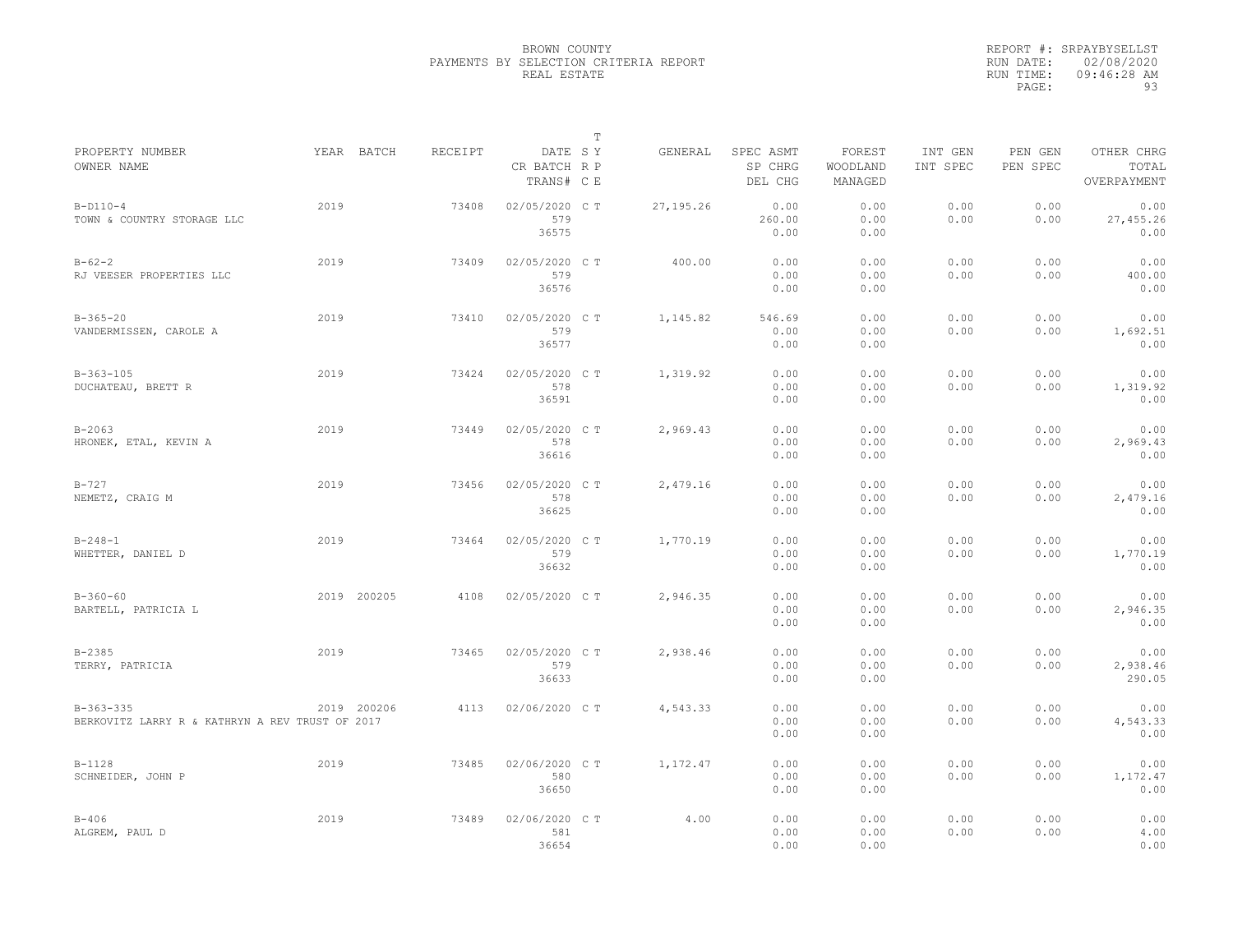BROWN COUNTY
PAYMENTS BY SELECTION CRITERIA REPORT
REAL ESTATE

REPORT #: SRPAYBYSELLST
RUN DATE: 02/08/2020
RUN TIME: 09:46:28 AM

| PROPERTY NUMBER / OWNER NAME | YEAR | BATCH | RECEIPT | DATE / CR BATCH / TRANS# | T SY RP CE | GENERAL | SPEC ASMT / SP CHRG / DEL CHG | FOREST / WOODLAND / MANAGED | INT GEN / INT SPEC | PEN GEN / PEN SPEC | OTHER CHRG / TOTAL / OVERPAYMENT |
|---|---|---|---|---|---|---|---|---|---|---|---|
| B-D110-4 / TOWN & COUNTRY STORAGE LLC | 2019 | | 73408 | 02/05/2020 / 579 / 36575 | C T | 27,195.26 | 0.00 / 260.00 / 0.00 | 0.00 / 0.00 / 0.00 | 0.00 / 0.00 | 0.00 / 0.00 | 0.00 / 27,455.26 / 0.00 |
| B-62-2 / RJ VEESER PROPERTIES LLC | 2019 | | 73409 | 02/05/2020 / 579 / 36576 | C T | 400.00 | 0.00 / 0.00 / 0.00 | 0.00 / 0.00 / 0.00 | 0.00 / 0.00 | 0.00 / 0.00 | 0.00 / 400.00 / 0.00 |
| B-365-20 / VANDERMISSEN, CAROLE A | 2019 | | 73410 | 02/05/2020 / 579 / 36577 | C T | 1,145.82 | 546.69 / 0.00 / 0.00 | 0.00 / 0.00 / 0.00 | 0.00 / 0.00 | 0.00 / 0.00 | 0.00 / 1,692.51 / 0.00 |
| B-363-105 / DUCHATEAU, BRETT R | 2019 | | 73424 | 02/05/2020 / 578 / 36591 | C T | 1,319.92 | 0.00 / 0.00 / 0.00 | 0.00 / 0.00 / 0.00 | 0.00 / 0.00 | 0.00 / 0.00 | 0.00 / 1,319.92 / 0.00 |
| B-2063 / HRONEK, ETAL, KEVIN A | 2019 | | 73449 | 02/05/2020 / 578 / 36616 | C T | 2,969.43 | 0.00 / 0.00 / 0.00 | 0.00 / 0.00 / 0.00 | 0.00 / 0.00 | 0.00 / 0.00 | 0.00 / 2,969.43 / 0.00 |
| B-727 / NEMETZ, CRAIG M | 2019 | | 73456 | 02/05/2020 / 578 / 36625 | C T | 2,479.16 | 0.00 / 0.00 / 0.00 | 0.00 / 0.00 / 0.00 | 0.00 / 0.00 | 0.00 / 0.00 | 0.00 / 2,479.16 / 0.00 |
| B-248-1 / WHETTER, DANIEL D | 2019 | | 73464 | 02/05/2020 / 579 / 36632 | C T | 1,770.19 | 0.00 / 0.00 / 0.00 | 0.00 / 0.00 / 0.00 | 0.00 / 0.00 | 0.00 / 0.00 | 0.00 / 1,770.19 / 0.00 |
| B-360-60 / BARTELL, PATRICIA L | 2019 | 200205 | 4108 | 02/05/2020 | C T | 2,946.35 | 0.00 / 0.00 / 0.00 | 0.00 / 0.00 / 0.00 | 0.00 / 0.00 | 0.00 / 0.00 | 0.00 / 2,946.35 / 0.00 |
| B-2385 / TERRY, PATRICIA | 2019 | | 73465 | 02/05/2020 / 579 / 36633 | C T | 2,938.46 | 0.00 / 0.00 / 0.00 | 0.00 / 0.00 / 0.00 | 0.00 / 0.00 | 0.00 / 0.00 | 0.00 / 2,938.46 / 290.05 |
| B-363-335 / BERKOVITZ LARRY R & KATHRYN A REV TRUST OF 2017 | 2019 | 200206 | 4113 | 02/06/2020 | C T | 4,543.33 | 0.00 / 0.00 / 0.00 | 0.00 / 0.00 / 0.00 | 0.00 / 0.00 | 0.00 / 0.00 | 0.00 / 4,543.33 / 0.00 |
| B-1128 / SCHNEIDER, JOHN P | 2019 | | 73485 | 02/06/2020 / 580 / 36650 | C T | 1,172.47 | 0.00 / 0.00 / 0.00 | 0.00 / 0.00 / 0.00 | 0.00 / 0.00 | 0.00 / 0.00 | 0.00 / 1,172.47 / 0.00 |
| B-406 / ALGREM, PAUL D | 2019 | | 73489 | 02/06/2020 / 581 / 36654 | C T | 4.00 | 0.00 / 0.00 / 0.00 | 0.00 / 0.00 / 0.00 | 0.00 / 0.00 | 0.00 / 0.00 | 0.00 / 4.00 / 0.00 |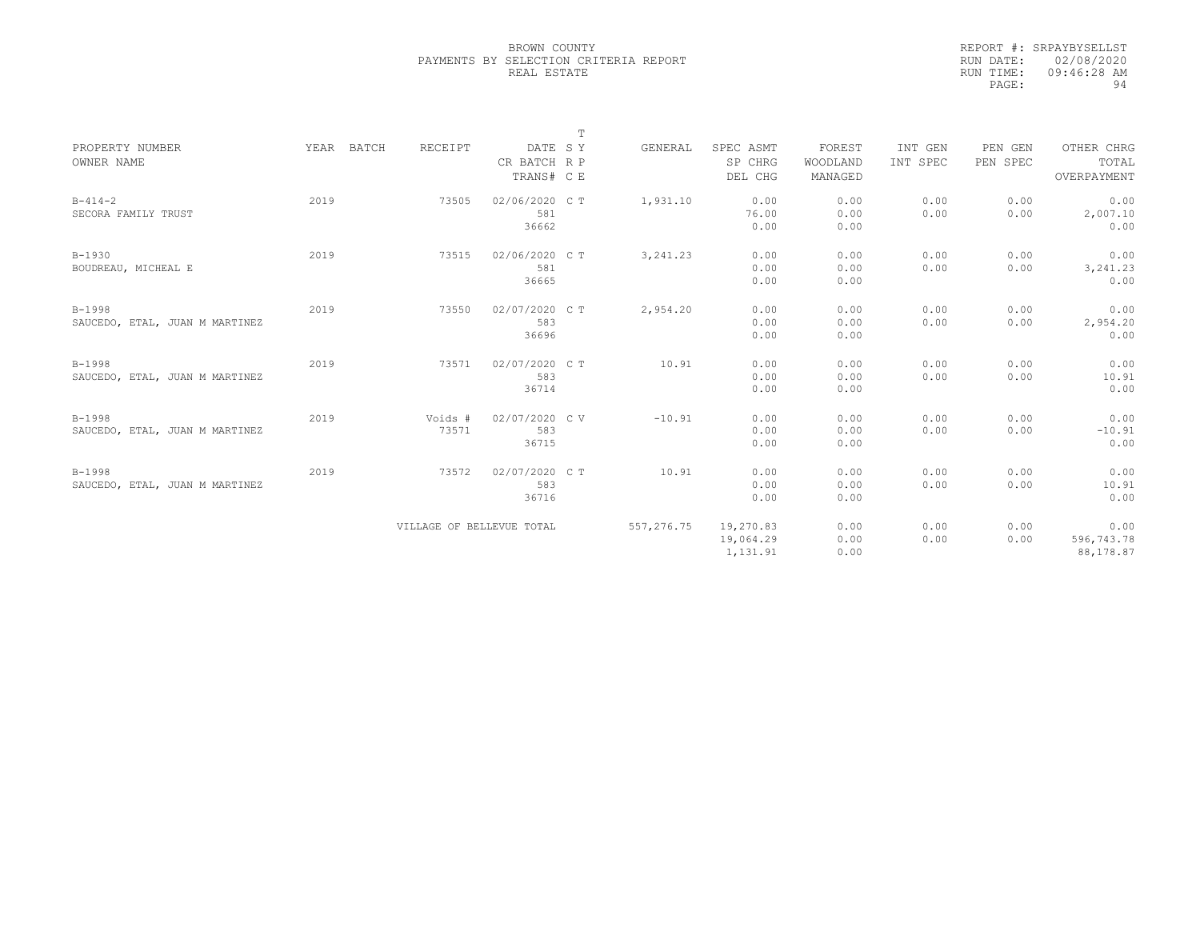BROWN COUNTY
PAYMENTS BY SELECTION CRITERIA REPORT
REAL ESTATE

REPORT #: SRPAYBYSELLST
RUN DATE: 02/08/2020
RUN TIME: 09:46:28 AM

| PROPERTY NUMBER / OWNER NAME | YEAR | BATCH | RECEIPT | DATE / CR BATCH / TRANS# | T S C | T Y P E | GENERAL | SPEC ASMT / SP CHRG / DEL CHG | FOREST / WOODLAND / MANAGED | INT GEN / INT SPEC | PEN GEN / PEN SPEC | OTHER CHRG / TOTAL / OVERPAYMENT |
|---|---|---|---|---|---|---|---|---|---|---|---|---|
| B-414-2 SECORA FAMILY TRUST | 2019 | | 73505 | 02/06/2020 581 36662 | C | T | 1,931.10 | 0.00 76.00 0.00 | 0.00 0.00 0.00 | 0.00 0.00 | 0.00 0.00 | 0.00 2,007.10 0.00 |
| B-1930 BOUDREAU, MICHEAL E | 2019 | | 73515 | 02/06/2020 581 36665 | C | T | 3,241.23 | 0.00 0.00 0.00 | 0.00 0.00 0.00 | 0.00 0.00 | 0.00 0.00 | 0.00 3,241.23 0.00 |
| B-1998 SAUCEDO, ETAL, JUAN M MARTINEZ | 2019 | | 73550 | 02/07/2020 583 36696 | C | T | 2,954.20 | 0.00 0.00 0.00 | 0.00 0.00 0.00 | 0.00 0.00 | 0.00 0.00 | 0.00 2,954.20 0.00 |
| B-1998 SAUCEDO, ETAL, JUAN M MARTINEZ | 2019 | | 73571 | 02/07/2020 583 36714 | C | T | 10.91 | 0.00 0.00 0.00 | 0.00 0.00 0.00 | 0.00 0.00 | 0.00 0.00 | 0.00 10.91 0.00 |
| B-1998 SAUCEDO, ETAL, JUAN M MARTINEZ | 2019 | | Voids # 73571 | 02/07/2020 583 36715 | C | V | -10.91 | 0.00 0.00 0.00 | 0.00 0.00 0.00 | 0.00 0.00 | 0.00 0.00 | 0.00 -10.91 0.00 |
| B-1998 SAUCEDO, ETAL, JUAN M MARTINEZ | 2019 | | 73572 | 02/07/2020 583 36716 | C | T | 10.91 | 0.00 0.00 0.00 | 0.00 0.00 0.00 | 0.00 0.00 | 0.00 0.00 | 0.00 10.91 0.00 |
| | | | VILLAGE OF BELLEVUE TOTAL | | | | 557,276.75 | 19,270.83 19,064.29 1,131.91 | 0.00 0.00 0.00 | 0.00 0.00 | 0.00 0.00 | 0.00 596,743.78 88,178.87 |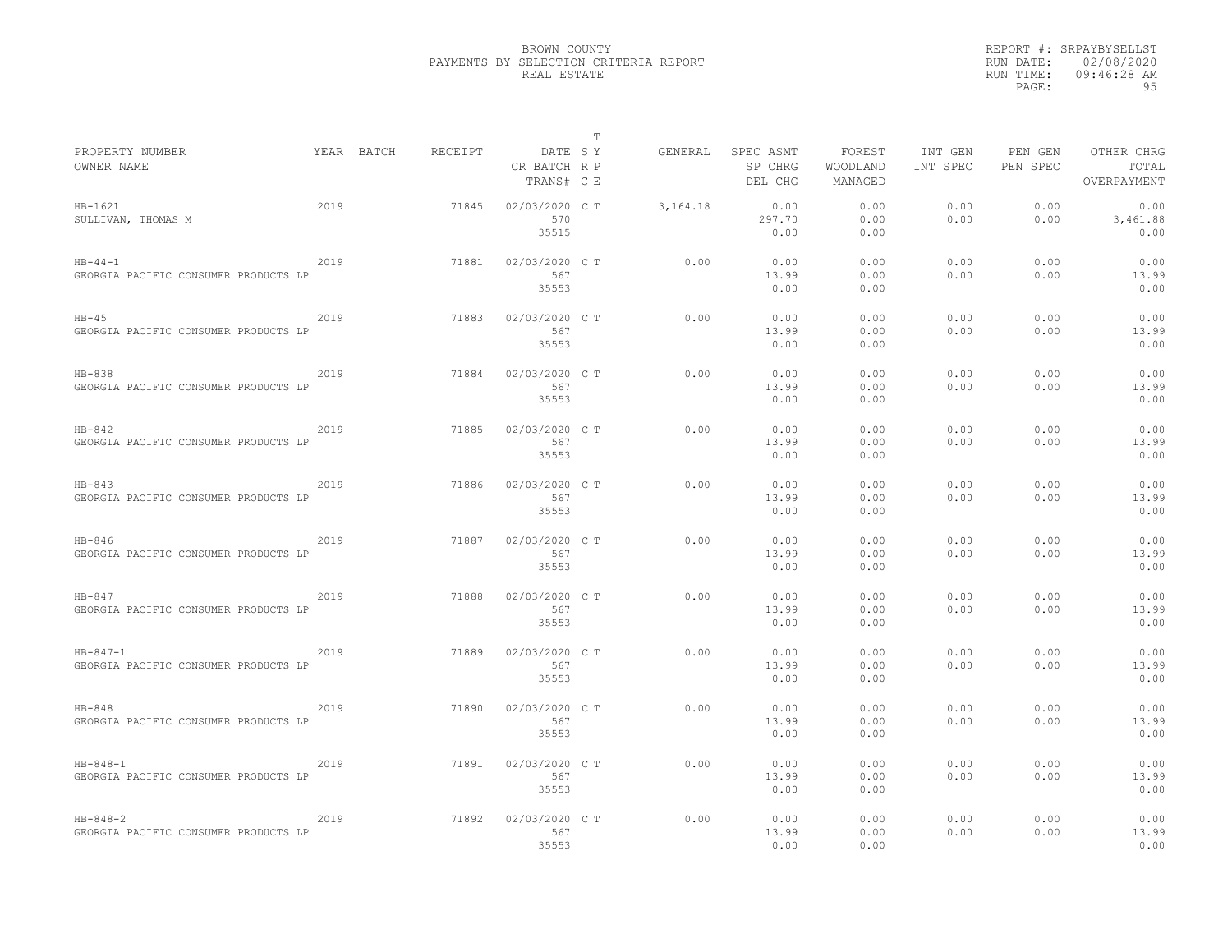BROWN COUNTY
PAYMENTS BY SELECTION CRITERIA REPORT
REAL ESTATE

REPORT #: SRPAYBYSELLST
RUN DATE: 02/08/2020
RUN TIME: 09:46:28 AM

| PROPERTY NUMBER / OWNER NAME | YEAR | BATCH | RECEIPT | DATE / CR BATCH / TRANS# | T SY / RP / CE | GENERAL | SPEC ASMT / SP CHRG / DEL CHG | FOREST / WOODLAND / MANAGED | INT GEN / INT SPEC | PEN GEN / PEN SPEC | OTHER CHRG / TOTAL / OVERPAYMENT |
|---|---|---|---|---|---|---|---|---|---|---|---|
| HB-1621 SULLIVAN, THOMAS M | 2019 | | 71845 | 02/03/2020 570 35515 | C T | 3,164.18 | 0.00 297.70 0.00 | 0.00 0.00 0.00 | 0.00 0.00 | 0.00 0.00 | 0.00 3,461.88 0.00 |
| HB-44-1 GEORGIA PACIFIC CONSUMER PRODUCTS LP | 2019 | | 71881 | 02/03/2020 567 35553 | C T | 0.00 | 0.00 13.99 0.00 | 0.00 0.00 0.00 | 0.00 0.00 | 0.00 0.00 | 0.00 13.99 0.00 |
| HB-45 GEORGIA PACIFIC CONSUMER PRODUCTS LP | 2019 | | 71883 | 02/03/2020 567 35553 | C T | 0.00 | 0.00 13.99 0.00 | 0.00 0.00 0.00 | 0.00 0.00 | 0.00 0.00 | 0.00 13.99 0.00 |
| HB-838 GEORGIA PACIFIC CONSUMER PRODUCTS LP | 2019 | | 71884 | 02/03/2020 567 35553 | C T | 0.00 | 0.00 13.99 0.00 | 0.00 0.00 0.00 | 0.00 0.00 | 0.00 0.00 | 0.00 13.99 0.00 |
| HB-842 GEORGIA PACIFIC CONSUMER PRODUCTS LP | 2019 | | 71885 | 02/03/2020 567 35553 | C T | 0.00 | 0.00 13.99 0.00 | 0.00 0.00 0.00 | 0.00 0.00 | 0.00 0.00 | 0.00 13.99 0.00 |
| HB-843 GEORGIA PACIFIC CONSUMER PRODUCTS LP | 2019 | | 71886 | 02/03/2020 567 35553 | C T | 0.00 | 0.00 13.99 0.00 | 0.00 0.00 0.00 | 0.00 0.00 | 0.00 0.00 | 0.00 13.99 0.00 |
| HB-846 GEORGIA PACIFIC CONSUMER PRODUCTS LP | 2019 | | 71887 | 02/03/2020 567 35553 | C T | 0.00 | 0.00 13.99 0.00 | 0.00 0.00 0.00 | 0.00 0.00 | 0.00 0.00 | 0.00 13.99 0.00 |
| HB-847 GEORGIA PACIFIC CONSUMER PRODUCTS LP | 2019 | | 71888 | 02/03/2020 567 35553 | C T | 0.00 | 0.00 13.99 0.00 | 0.00 0.00 0.00 | 0.00 0.00 | 0.00 0.00 | 0.00 13.99 0.00 |
| HB-847-1 GEORGIA PACIFIC CONSUMER PRODUCTS LP | 2019 | | 71889 | 02/03/2020 567 35553 | C T | 0.00 | 0.00 13.99 0.00 | 0.00 0.00 0.00 | 0.00 0.00 | 0.00 0.00 | 0.00 13.99 0.00 |
| HB-848 GEORGIA PACIFIC CONSUMER PRODUCTS LP | 2019 | | 71890 | 02/03/2020 567 35553 | C T | 0.00 | 0.00 13.99 0.00 | 0.00 0.00 0.00 | 0.00 0.00 | 0.00 0.00 | 0.00 13.99 0.00 |
| HB-848-1 GEORGIA PACIFIC CONSUMER PRODUCTS LP | 2019 | | 71891 | 02/03/2020 567 35553 | C T | 0.00 | 0.00 13.99 0.00 | 0.00 0.00 0.00 | 0.00 0.00 | 0.00 0.00 | 0.00 13.99 0.00 |
| HB-848-2 GEORGIA PACIFIC CONSUMER PRODUCTS LP | 2019 | | 71892 | 02/03/2020 567 35553 | C T | 0.00 | 0.00 13.99 0.00 | 0.00 0.00 0.00 | 0.00 0.00 | 0.00 0.00 | 0.00 13.99 0.00 |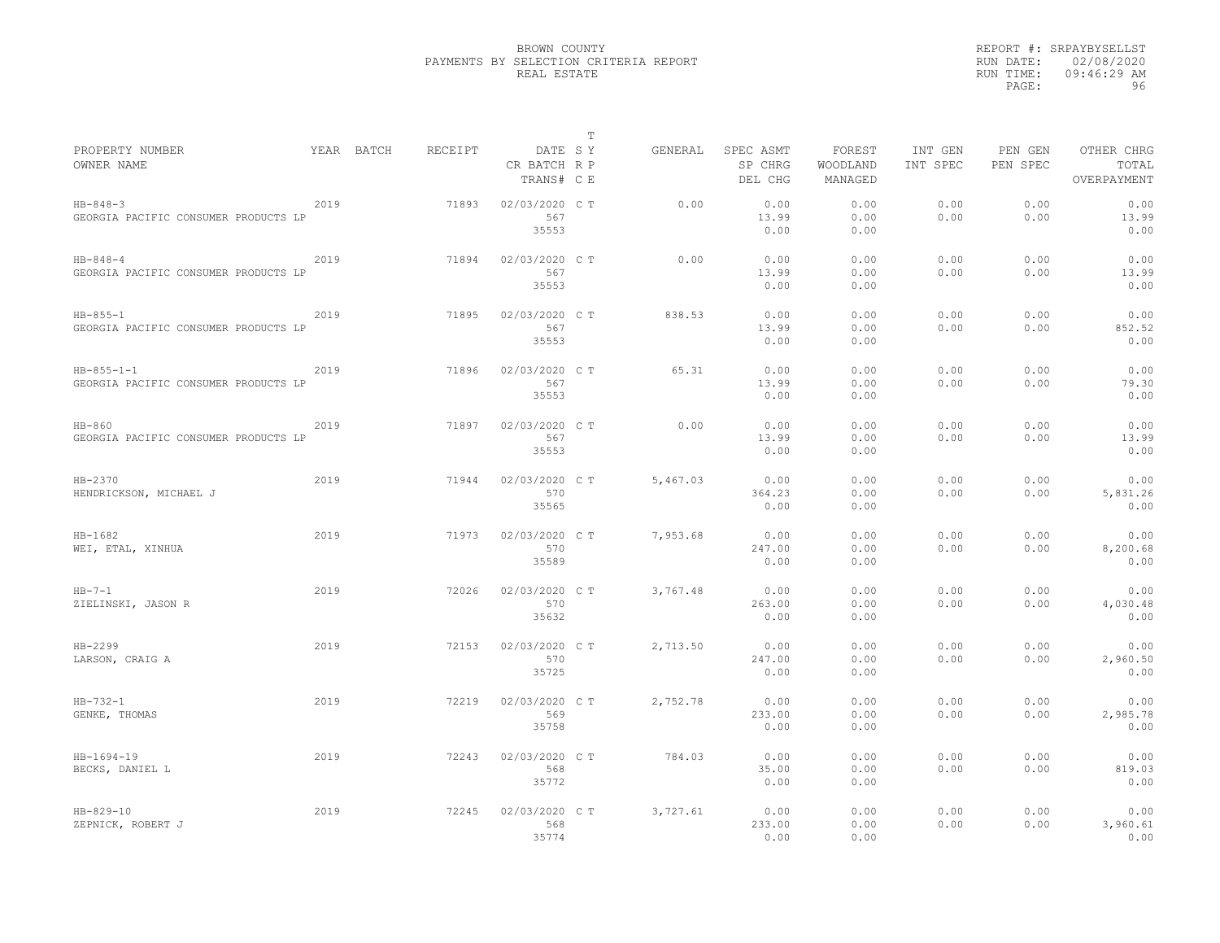BROWN COUNTY
PAYMENTS BY SELECTION CRITERIA REPORT
REAL ESTATE

REPORT #: SRPAYBYSELLST
RUN DATE: 02/08/2020
RUN TIME: 09:46:29 AM

| PROPERTY NUMBER<br>OWNER NAME | YEAR | BATCH | RECEIPT | DATE<br>CR BATCH<br>TRANS# | T<br>S Y<br>R P<br>C E | GENERAL | SPEC ASMT<br>SP CHRG<br>DEL CHG | FOREST<br>WOODLAND<br>MANAGED | INT GEN<br>INT SPEC | PEN GEN<br>PEN SPEC | OTHER CHRG<br>TOTAL<br>OVERPAYMENT |
|---|---|---|---|---|---|---|---|---|---|---|---|
| HB-848-3<br>GEORGIA PACIFIC CONSUMER PRODUCTS LP | 2019 | | 71893 | 02/03/2020<br>567<br>35553 | C T | 0.00 | 0.00<br>13.99<br>0.00 | 0.00<br>0.00<br>0.00 | 0.00<br>0.00 | 0.00<br>0.00 | 0.00<br>13.99<br>0.00 |
| HB-848-4<br>GEORGIA PACIFIC CONSUMER PRODUCTS LP | 2019 | | 71894 | 02/03/2020<br>567<br>35553 | C T | 0.00 | 0.00<br>13.99<br>0.00 | 0.00<br>0.00<br>0.00 | 0.00<br>0.00 | 0.00<br>0.00 | 0.00<br>13.99<br>0.00 |
| HB-855-1<br>GEORGIA PACIFIC CONSUMER PRODUCTS LP | 2019 | | 71895 | 02/03/2020<br>567<br>35553 | C T | 838.53 | 0.00<br>13.99<br>0.00 | 0.00<br>0.00<br>0.00 | 0.00<br>0.00 | 0.00<br>0.00 | 0.00<br>852.52<br>0.00 |
| HB-855-1-1<br>GEORGIA PACIFIC CONSUMER PRODUCTS LP | 2019 | | 71896 | 02/03/2020<br>567<br>35553 | C T | 65.31 | 0.00<br>13.99<br>0.00 | 0.00<br>0.00<br>0.00 | 0.00<br>0.00 | 0.00<br>0.00 | 0.00<br>79.30<br>0.00 |
| HB-860<br>GEORGIA PACIFIC CONSUMER PRODUCTS LP | 2019 | | 71897 | 02/03/2020<br>567<br>35553 | C T | 0.00 | 0.00<br>13.99<br>0.00 | 0.00<br>0.00<br>0.00 | 0.00<br>0.00 | 0.00<br>0.00 | 0.00<br>13.99<br>0.00 |
| HB-2370<br>HENDRICKSON, MICHAEL J | 2019 | | 71944 | 02/03/2020<br>570<br>35565 | C T | 5,467.03 | 0.00<br>364.23<br>0.00 | 0.00<br>0.00<br>0.00 | 0.00<br>0.00 | 0.00<br>0.00 | 0.00<br>5,831.26<br>0.00 |
| HB-1682<br>WEI, ETAL, XINHUA | 2019 | | 71973 | 02/03/2020<br>570<br>35589 | C T | 7,953.68 | 0.00<br>247.00<br>0.00 | 0.00<br>0.00<br>0.00 | 0.00<br>0.00 | 0.00<br>0.00 | 0.00<br>8,200.68<br>0.00 |
| HB-7-1<br>ZIELINSKI, JASON R | 2019 | | 72026 | 02/03/2020<br>570<br>35632 | C T | 3,767.48 | 0.00<br>263.00<br>0.00 | 0.00<br>0.00<br>0.00 | 0.00<br>0.00 | 0.00<br>0.00 | 0.00<br>4,030.48<br>0.00 |
| HB-2299<br>LARSON, CRAIG A | 2019 | | 72153 | 02/03/2020<br>570<br>35725 | C T | 2,713.50 | 0.00<br>247.00<br>0.00 | 0.00<br>0.00<br>0.00 | 0.00<br>0.00 | 0.00<br>0.00 | 0.00<br>2,960.50<br>0.00 |
| HB-732-1<br>GENKE, THOMAS | 2019 | | 72219 | 02/03/2020<br>569<br>35758 | C T | 2,752.78 | 0.00<br>233.00<br>0.00 | 0.00<br>0.00<br>0.00 | 0.00<br>0.00 | 0.00<br>0.00 | 0.00<br>2,985.78<br>0.00 |
| HB-1694-19<br>BECKS, DANIEL L | 2019 | | 72243 | 02/03/2020<br>568<br>35772 | C T | 784.03 | 0.00<br>35.00<br>0.00 | 0.00<br>0.00<br>0.00 | 0.00<br>0.00 | 0.00<br>0.00 | 0.00<br>819.03<br>0.00 |
| HB-829-10<br>ZEPNICK, ROBERT J | 2019 | | 72245 | 02/03/2020<br>568<br>35774 | C T | 3,727.61 | 0.00<br>233.00<br>0.00 | 0.00<br>0.00<br>0.00 | 0.00<br>0.00 | 0.00<br>0.00 | 0.00<br>3,960.61<br>0.00 |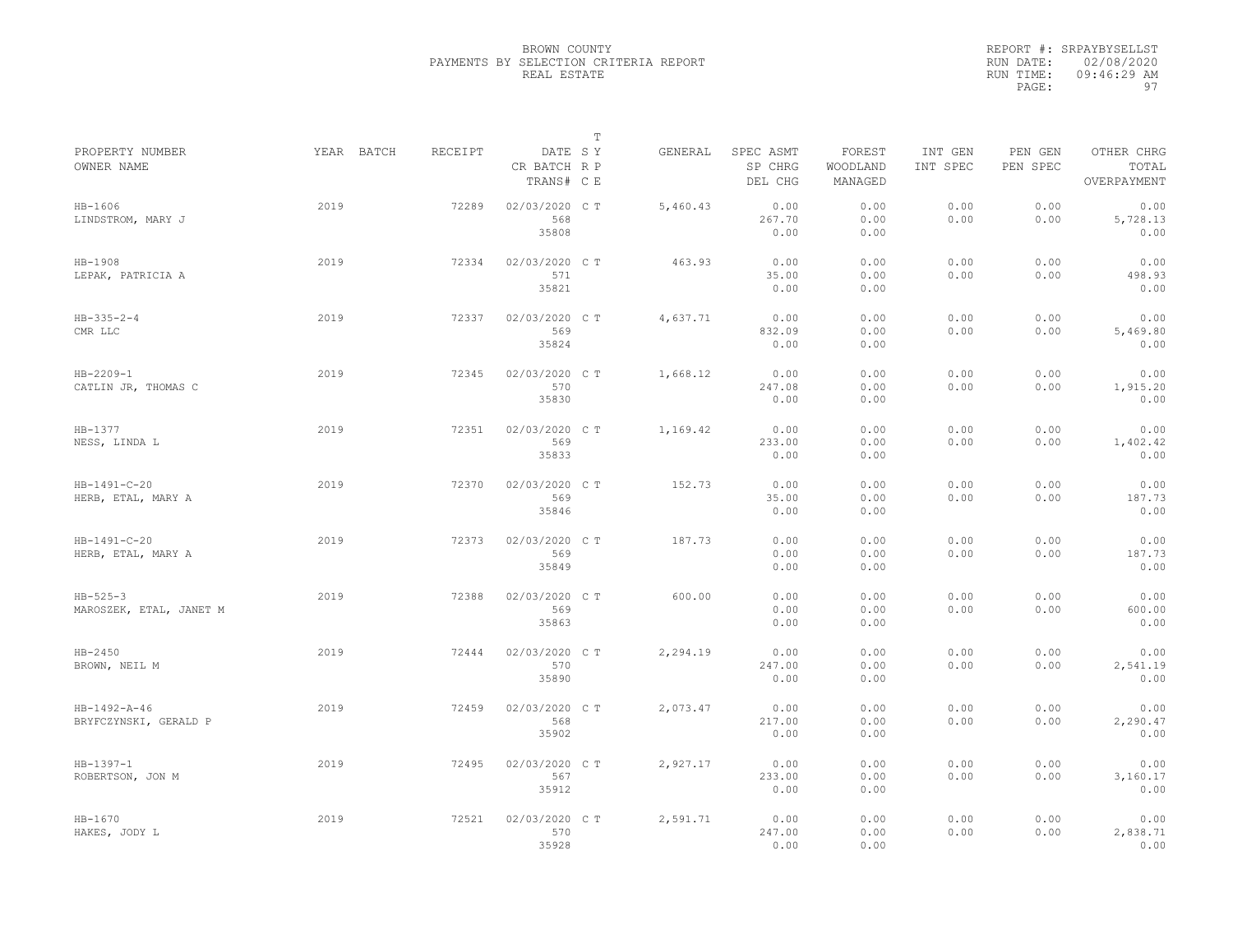BROWN COUNTY
PAYMENTS BY SELECTION CRITERIA REPORT
REAL ESTATE

REPORT #: SRPAYBYSELLST
RUN DATE: 02/08/2020
RUN TIME: 09:46:29 AM

| PROPERTY NUMBER<br>OWNER NAME | YEAR | BATCH | RECEIPT | DATE<br>CR BATCH<br>TRANS# | T<br>S Y<br>R P<br>C E | GENERAL | SPEC ASMT<br>SP CHRG<br>DEL CHG | FOREST<br>WOODLAND<br>MANAGED | INT GEN<br>INT SPEC | PEN GEN<br>PEN SPEC | OTHER CHRG<br>TOTAL<br>OVERPAYMENT |
|---|---|---|---|---|---|---|---|---|---|---|---|
| HB-1606<br>LINDSTROM, MARY J | 2019 | | 72289 | 02/03/2020<br>568<br>35808 | C T | 5,460.43 | 0.00<br>267.70<br>0.00 | 0.00<br>0.00<br>0.00 | 0.00<br>0.00 | 0.00<br>0.00 | 0.00<br>5,728.13<br>0.00 |
| HB-1908<br>LEPAK, PATRICIA A | 2019 | | 72334 | 02/03/2020<br>571<br>35821 | C T | 463.93 | 0.00<br>35.00<br>0.00 | 0.00<br>0.00<br>0.00 | 0.00<br>0.00 | 0.00<br>0.00 | 0.00<br>498.93<br>0.00 |
| HB-335-2-4<br>CMR LLC | 2019 | | 72337 | 02/03/2020<br>569<br>35824 | C T | 4,637.71 | 0.00<br>832.09<br>0.00 | 0.00<br>0.00<br>0.00 | 0.00<br>0.00 | 0.00<br>0.00 | 0.00<br>5,469.80<br>0.00 |
| HB-2209-1<br>CATLIN JR, THOMAS C | 2019 | | 72345 | 02/03/2020<br>570<br>35830 | C T | 1,668.12 | 0.00<br>247.08<br>0.00 | 0.00<br>0.00<br>0.00 | 0.00<br>0.00 | 0.00<br>0.00 | 0.00<br>1,915.20<br>0.00 |
| HB-1377<br>NESS, LINDA L | 2019 | | 72351 | 02/03/2020<br>569<br>35833 | C T | 1,169.42 | 0.00<br>233.00<br>0.00 | 0.00<br>0.00<br>0.00 | 0.00<br>0.00 | 0.00<br>0.00 | 0.00<br>1,402.42<br>0.00 |
| HB-1491-C-20<br>HERB, ETAL, MARY A | 2019 | | 72370 | 02/03/2020<br>569<br>35846 | C T | 152.73 | 0.00<br>35.00<br>0.00 | 0.00<br>0.00<br>0.00 | 0.00<br>0.00 | 0.00<br>0.00 | 0.00<br>187.73<br>0.00 |
| HB-1491-C-20<br>HERB, ETAL, MARY A | 2019 | | 72373 | 02/03/2020<br>569<br>35849 | C T | 187.73 | 0.00<br>0.00<br>0.00 | 0.00<br>0.00<br>0.00 | 0.00<br>0.00 | 0.00<br>0.00 | 0.00<br>187.73<br>0.00 |
| HB-525-3<br>MAROSZEK, ETAL, JANET M | 2019 | | 72388 | 02/03/2020<br>569<br>35863 | C T | 600.00 | 0.00<br>0.00<br>0.00 | 0.00<br>0.00<br>0.00 | 0.00<br>0.00 | 0.00<br>0.00 | 0.00<br>600.00<br>0.00 |
| HB-2450<br>BROWN, NEIL M | 2019 | | 72444 | 02/03/2020<br>570<br>35890 | C T | 2,294.19 | 0.00<br>247.00<br>0.00 | 0.00<br>0.00<br>0.00 | 0.00<br>0.00 | 0.00<br>0.00 | 0.00<br>2,541.19<br>0.00 |
| HB-1492-A-46<br>BRYFCZYNSKI, GERALD P | 2019 | | 72459 | 02/03/2020<br>568<br>35902 | C T | 2,073.47 | 0.00<br>217.00<br>0.00 | 0.00<br>0.00<br>0.00 | 0.00<br>0.00 | 0.00<br>0.00 | 0.00<br>2,290.47<br>0.00 |
| HB-1397-1<br>ROBERTSON, JON M | 2019 | | 72495 | 02/03/2020<br>567<br>35912 | C T | 2,927.17 | 0.00<br>233.00<br>0.00 | 0.00<br>0.00<br>0.00 | 0.00<br>0.00 | 0.00<br>0.00 | 0.00<br>3,160.17<br>0.00 |
| HB-1670<br>HAKES, JODY L | 2019 | | 72521 | 02/03/2020<br>570<br>35928 | C T | 2,591.71 | 0.00<br>247.00<br>0.00 | 0.00<br>0.00<br>0.00 | 0.00<br>0.00 | 0.00<br>0.00 | 0.00<br>2,838.71<br>0.00 |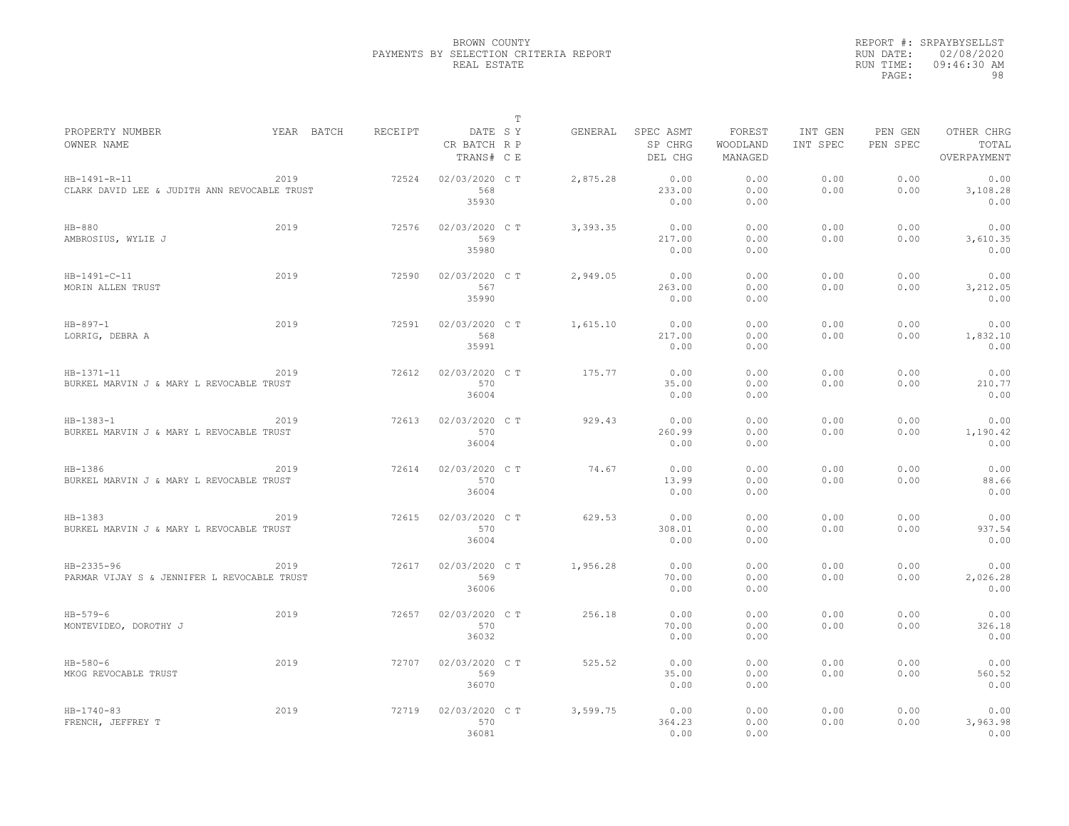BROWN COUNTY
PAYMENTS BY SELECTION CRITERIA REPORT
REAL ESTATE

REPORT #: SRPAYBYSELLST
RUN DATE: 02/08/2020
RUN TIME: 09:46:30 AM

| PROPERTY NUMBER / OWNER NAME | YEAR | BATCH | RECEIPT | DATE / CR BATCH / TRANS# | T SY RP CE | GENERAL | SPEC ASMT / SP CHRG / DEL CHG | FOREST / WOODLAND / MANAGED | INT GEN / INT SPEC | PEN GEN / PEN SPEC | OTHER CHRG / TOTAL / OVERPAYMENT |
|---|---|---|---|---|---|---|---|---|---|---|---|
| HB-1491-R-11 / CLARK DAVID LEE & JUDITH ANN REVOCABLE TRUST | 2019 | | 72524 | 02/03/2020 / 568 / 35930 | C T | 2,875.28 | 0.00 / 233.00 / 0.00 | 0.00 / 0.00 / 0.00 | 0.00 / 0.00 | 0.00 / 0.00 | 0.00 / 3,108.28 / 0.00 |
| HB-880 / AMBROSIUS, WYLIE J | 2019 | | 72576 | 02/03/2020 / 569 / 35980 | C T | 3,393.35 | 0.00 / 217.00 / 0.00 | 0.00 / 0.00 / 0.00 | 0.00 / 0.00 | 0.00 / 0.00 | 0.00 / 3,610.35 / 0.00 |
| HB-1491-C-11 / MORIN ALLEN TRUST | 2019 | | 72590 | 02/03/2020 / 567 / 35990 | C T | 2,949.05 | 0.00 / 263.00 / 0.00 | 0.00 / 0.00 / 0.00 | 0.00 / 0.00 | 0.00 / 0.00 | 0.00 / 3,212.05 / 0.00 |
| HB-897-1 / LORRIG, DEBRA A | 2019 | | 72591 | 02/03/2020 / 568 / 35991 | C T | 1,615.10 | 0.00 / 217.00 / 0.00 | 0.00 / 0.00 / 0.00 | 0.00 / 0.00 | 0.00 / 0.00 | 0.00 / 1,832.10 / 0.00 |
| HB-1371-11 / BURKEL MARVIN J & MARY L REVOCABLE TRUST | 2019 | | 72612 | 02/03/2020 / 570 / 36004 | C T | 175.77 | 0.00 / 35.00 / 0.00 | 0.00 / 0.00 / 0.00 | 0.00 / 0.00 | 0.00 / 0.00 | 0.00 / 210.77 / 0.00 |
| HB-1383-1 / BURKEL MARVIN J & MARY L REVOCABLE TRUST | 2019 | | 72613 | 02/03/2020 / 570 / 36004 | C T | 929.43 | 0.00 / 260.99 / 0.00 | 0.00 / 0.00 / 0.00 | 0.00 / 0.00 | 0.00 / 0.00 | 0.00 / 1,190.42 / 0.00 |
| HB-1386 / BURKEL MARVIN J & MARY L REVOCABLE TRUST | 2019 | | 72614 | 02/03/2020 / 570 / 36004 | C T | 74.67 | 0.00 / 13.99 / 0.00 | 0.00 / 0.00 / 0.00 | 0.00 / 0.00 | 0.00 / 0.00 | 0.00 / 88.66 / 0.00 |
| HB-1383 / BURKEL MARVIN J & MARY L REVOCABLE TRUST | 2019 | | 72615 | 02/03/2020 / 570 / 36004 | C T | 629.53 | 0.00 / 308.01 / 0.00 | 0.00 / 0.00 / 0.00 | 0.00 / 0.00 | 0.00 / 0.00 | 0.00 / 937.54 / 0.00 |
| HB-2335-96 / PARMAR VIJAY S & JENNIFER L REVOCABLE TRUST | 2019 | | 72617 | 02/03/2020 / 569 / 36006 | C T | 1,956.28 | 0.00 / 70.00 / 0.00 | 0.00 / 0.00 / 0.00 | 0.00 / 0.00 | 0.00 / 0.00 | 0.00 / 2,026.28 / 0.00 |
| HB-579-6 / MONTEVIDEO, DOROTHY J | 2019 | | 72657 | 02/03/2020 / 570 / 36032 | C T | 256.18 | 0.00 / 70.00 / 0.00 | 0.00 / 0.00 / 0.00 | 0.00 / 0.00 | 0.00 / 0.00 | 0.00 / 326.18 / 0.00 |
| HB-580-6 / MKOG REVOCABLE TRUST | 2019 | | 72707 | 02/03/2020 / 569 / 36070 | C T | 525.52 | 0.00 / 35.00 / 0.00 | 0.00 / 0.00 / 0.00 | 0.00 / 0.00 | 0.00 / 0.00 | 0.00 / 560.52 / 0.00 |
| HB-1740-83 / FRENCH, JEFFREY T | 2019 | | 72719 | 02/03/2020 / 570 / 36081 | C T | 3,599.75 | 0.00 / 364.23 / 0.00 | 0.00 / 0.00 / 0.00 | 0.00 / 0.00 | 0.00 / 0.00 | 0.00 / 3,963.98 / 0.00 |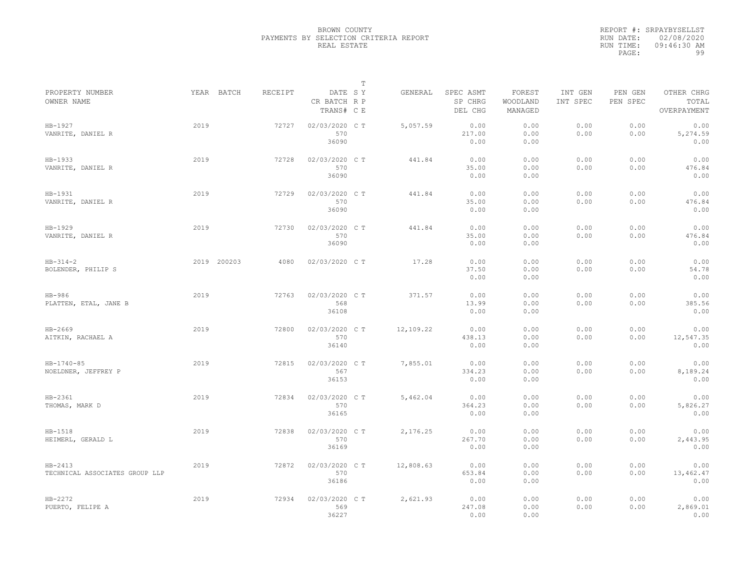BROWN COUNTY
PAYMENTS BY SELECTION CRITERIA REPORT
REAL ESTATE

REPORT #: SRPAYBYSELLST
RUN DATE: 02/08/2020
RUN TIME: 09:46:30 AM

| PROPERTY NUMBER<br>OWNER NAME | YEAR | BATCH | RECEIPT | DATE<br>CR BATCH<br>TRANS# | T<br>S Y<br>R P<br>C E | GENERAL | SPEC ASMT<br>SP CHRG<br>DEL CHG | FOREST<br>WOODLAND<br>MANAGED | INT GEN<br>INT SPEC | PEN GEN<br>PEN SPEC | OTHER CHRG<br>TOTAL<br>OVERPAYMENT |
|---|---|---|---|---|---|---|---|---|---|---|---|
| HB-1927<br>VANRITE, DANIEL R | 2019 | | 72727 | 02/03/2020<br>570<br>36090 | C T | 5,057.59 | 0.00<br>217.00<br>0.00 | 0.00<br>0.00<br>0.00 | 0.00<br>0.00 | 0.00<br>0.00 | 0.00<br>5,274.59<br>0.00 |
| HB-1933<br>VANRITE, DANIEL R | 2019 | | 72728 | 02/03/2020<br>570<br>36090 | C T | 441.84 | 0.00<br>35.00<br>0.00 | 0.00<br>0.00<br>0.00 | 0.00<br>0.00 | 0.00<br>0.00 | 0.00<br>476.84<br>0.00 |
| HB-1931<br>VANRITE, DANIEL R | 2019 | | 72729 | 02/03/2020<br>570<br>36090 | C T | 441.84 | 0.00<br>35.00<br>0.00 | 0.00<br>0.00<br>0.00 | 0.00<br>0.00 | 0.00<br>0.00 | 0.00<br>476.84<br>0.00 |
| HB-1929<br>VANRITE, DANIEL R | 2019 | | 72730 | 02/03/2020<br>570<br>36090 | C T | 441.84 | 0.00<br>35.00<br>0.00 | 0.00<br>0.00<br>0.00 | 0.00<br>0.00 | 0.00<br>0.00 | 0.00<br>476.84<br>0.00 |
| HB-314-2<br>BOLENDER, PHILIP S | 2019 | 200203 | 4080 | 02/03/2020 | C T | 17.28 | 0.00<br>37.50<br>0.00 | 0.00<br>0.00<br>0.00 | 0.00<br>0.00 | 0.00<br>0.00 | 0.00<br>54.78<br>0.00 |
| HB-986<br>PLATTEN, ETAL, JANE B | 2019 | | 72763 | 02/03/2020<br>568<br>36108 | C T | 371.57 | 0.00<br>13.99<br>0.00 | 0.00<br>0.00<br>0.00 | 0.00<br>0.00 | 0.00<br>0.00 | 0.00<br>385.56<br>0.00 |
| HB-2669<br>AITKIN, RACHAEL A | 2019 | | 72800 | 02/03/2020<br>570<br>36140 | C T | 12,109.22 | 0.00<br>438.13<br>0.00 | 0.00<br>0.00<br>0.00 | 0.00<br>0.00 | 0.00<br>0.00 | 0.00<br>12,547.35<br>0.00 |
| HB-1740-85<br>NOELDNER, JEFFREY P | 2019 | | 72815 | 02/03/2020<br>567<br>36153 | C T | 7,855.01 | 0.00<br>334.23<br>0.00 | 0.00<br>0.00<br>0.00 | 0.00<br>0.00 | 0.00<br>0.00 | 0.00<br>8,189.24<br>0.00 |
| HB-2361<br>THOMAS, MARK D | 2019 | | 72834 | 02/03/2020<br>570<br>36165 | C T | 5,462.04 | 0.00<br>364.23<br>0.00 | 0.00<br>0.00<br>0.00 | 0.00<br>0.00 | 0.00<br>0.00 | 0.00<br>5,826.27<br>0.00 |
| HB-1518<br>HEIMERL, GERALD L | 2019 | | 72838 | 02/03/2020<br>570<br>36169 | C T | 2,176.25 | 0.00<br>267.70<br>0.00 | 0.00<br>0.00<br>0.00 | 0.00<br>0.00 | 0.00<br>0.00 | 0.00<br>2,443.95<br>0.00 |
| HB-2413<br>TECHNICAL ASSOCIATES GROUP LLP | 2019 | | 72872 | 02/03/2020<br>570<br>36186 | C T | 12,808.63 | 0.00<br>653.84<br>0.00 | 0.00<br>0.00<br>0.00 | 0.00<br>0.00 | 0.00<br>0.00 | 0.00<br>13,462.47<br>0.00 |
| HB-2272<br>PUERTO, FELIPE A | 2019 | | 72934 | 02/03/2020<br>569<br>36227 | C T | 2,621.93 | 0.00<br>247.08<br>0.00 | 0.00<br>0.00<br>0.00 | 0.00<br>0.00 | 0.00<br>0.00 | 0.00<br>2,869.01<br>0.00 |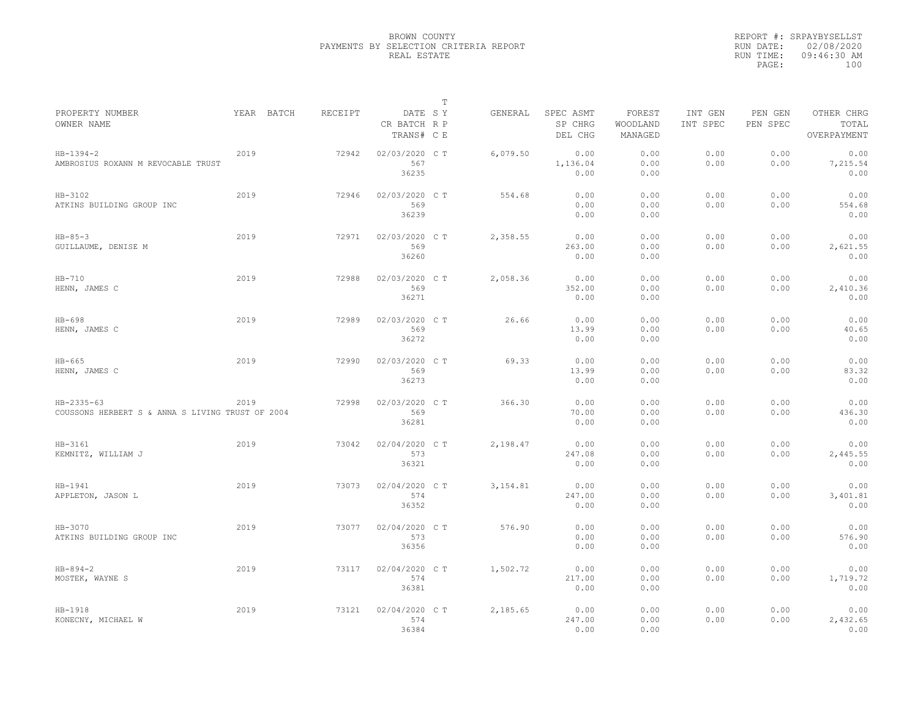BROWN COUNTY
PAYMENTS BY SELECTION CRITERIA REPORT
REAL ESTATE

REPORT #: SRPAYBYSELLST
RUN DATE: 02/08/2020
RUN TIME: 09:46:30 AM

| PROPERTY NUMBER / OWNER NAME | YEAR | BATCH | RECEIPT | DATE / CR BATCH / TRANS# | T SY / RP / CE | GENERAL | SPEC ASMT / SP CHRG / DEL CHG | FOREST / WOODLAND / MANAGED | INT GEN / INT SPEC | PEN GEN / PEN SPEC | OTHER CHRG / TOTAL / OVERPAYMENT |
|---|---|---|---|---|---|---|---|---|---|---|---|
| HB-1394-2 / AMBROSIUS ROXANN M REVOCABLE TRUST | 2019 | | 72942 | 02/03/2020 / 567 / 36235 | C T | 6,079.50 | 0.00 / 1,136.04 / 0.00 | 0.00 / 0.00 / 0.00 | 0.00 / 0.00 | 0.00 / 0.00 | 0.00 / 7,215.54 / 0.00 |
| HB-3102 / ATKINS BUILDING GROUP INC | 2019 | | 72946 | 02/03/2020 / 569 / 36239 | C T | 554.68 | 0.00 / 0.00 / 0.00 | 0.00 / 0.00 / 0.00 | 0.00 / 0.00 | 0.00 / 0.00 | 0.00 / 554.68 / 0.00 |
| HB-85-3 / GUILLAUME, DENISE M | 2019 | | 72971 | 02/03/2020 / 569 / 36260 | C T | 2,358.55 | 0.00 / 263.00 / 0.00 | 0.00 / 0.00 / 0.00 | 0.00 / 0.00 | 0.00 / 0.00 | 0.00 / 2,621.55 / 0.00 |
| HB-710 / HENN, JAMES C | 2019 | | 72988 | 02/03/2020 / 569 / 36271 | C T | 2,058.36 | 0.00 / 352.00 / 0.00 | 0.00 / 0.00 / 0.00 | 0.00 / 0.00 | 0.00 / 0.00 | 0.00 / 2,410.36 / 0.00 |
| HB-698 / HENN, JAMES C | 2019 | | 72989 | 02/03/2020 / 569 / 36272 | C T | 26.66 | 0.00 / 13.99 / 0.00 | 0.00 / 0.00 / 0.00 | 0.00 / 0.00 | 0.00 / 0.00 | 0.00 / 40.65 / 0.00 |
| HB-665 / HENN, JAMES C | 2019 | | 72990 | 02/03/2020 / 569 / 36273 | C T | 69.33 | 0.00 / 13.99 / 0.00 | 0.00 / 0.00 / 0.00 | 0.00 / 0.00 | 0.00 / 0.00 | 0.00 / 83.32 / 0.00 |
| HB-2335-63 / COUSSONS HERBERT S & ANNA S LIVING TRUST OF 2004 | 2019 | | 72998 | 02/03/2020 / 569 / 36281 | C T | 366.30 | 0.00 / 70.00 / 0.00 | 0.00 / 0.00 / 0.00 | 0.00 / 0.00 | 0.00 / 0.00 | 0.00 / 436.30 / 0.00 |
| HB-3161 / KEMNITZ, WILLIAM J | 2019 | | 73042 | 02/04/2020 / 573 / 36321 | C T | 2,198.47 | 0.00 / 247.08 / 0.00 | 0.00 / 0.00 / 0.00 | 0.00 / 0.00 | 0.00 / 0.00 | 0.00 / 2,445.55 / 0.00 |
| HB-1941 / APPLETON, JASON L | 2019 | | 73073 | 02/04/2020 / 574 / 36352 | C T | 3,154.81 | 0.00 / 247.00 / 0.00 | 0.00 / 0.00 / 0.00 | 0.00 / 0.00 | 0.00 / 0.00 | 0.00 / 3,401.81 / 0.00 |
| HB-3070 / ATKINS BUILDING GROUP INC | 2019 | | 73077 | 02/04/2020 / 573 / 36356 | C T | 576.90 | 0.00 / 0.00 / 0.00 | 0.00 / 0.00 / 0.00 | 0.00 / 0.00 | 0.00 / 0.00 | 0.00 / 576.90 / 0.00 |
| HB-894-2 / MOSTEK, WAYNE S | 2019 | | 73117 | 02/04/2020 / 574 / 36381 | C T | 1,502.72 | 0.00 / 217.00 / 0.00 | 0.00 / 0.00 / 0.00 | 0.00 / 0.00 | 0.00 / 0.00 | 0.00 / 1,719.72 / 0.00 |
| HB-1918 / KONECNY, MICHAEL W | 2019 | | 73121 | 02/04/2020 / 574 / 36384 | C T | 2,185.65 | 0.00 / 247.00 / 0.00 | 0.00 / 0.00 / 0.00 | 0.00 / 0.00 | 0.00 / 0.00 | 0.00 / 2,432.65 / 0.00 |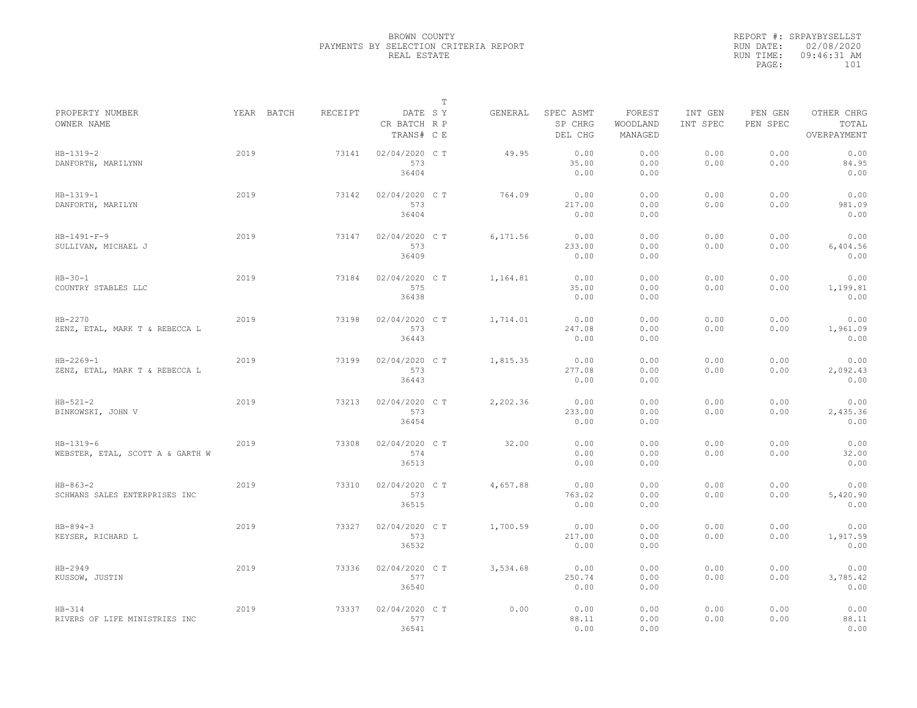BROWN COUNTY
PAYMENTS BY SELECTION CRITERIA REPORT
REAL ESTATE

REPORT #: SRPAYBYSELLST
RUN DATE: 02/08/2020
RUN TIME: 09:46:31 AM

| PROPERTY NUMBER / OWNER NAME | YEAR | BATCH | RECEIPT | DATE / CR BATCH / TRANS# | T SY RP CE | GENERAL | SPEC ASMT / SP CHRG / DEL CHG | FOREST / WOODLAND / MANAGED | INT GEN / INT SPEC | PEN GEN / PEN SPEC | OTHER CHRG / TOTAL / OVERPAYMENT |
|---|---|---|---|---|---|---|---|---|---|---|---|
| HB-1319-2 / DANFORTH, MARILYNN | 2019 | | 73141 | 02/04/2020 / 573 / 36404 | C T | 49.95 | 0.00 / 35.00 / 0.00 | 0.00 / 0.00 / 0.00 | 0.00 / 0.00 | 0.00 / 0.00 | 0.00 / 84.95 / 0.00 |
| HB-1319-1 / DANFORTH, MARILYN | 2019 | | 73142 | 02/04/2020 / 573 / 36404 | C T | 764.09 | 0.00 / 217.00 / 0.00 | 0.00 / 0.00 / 0.00 | 0.00 / 0.00 | 0.00 / 0.00 | 0.00 / 981.09 / 0.00 |
| HB-1491-F-9 / SULLIVAN, MICHAEL J | 2019 | | 73147 | 02/04/2020 / 573 / 36409 | C T | 6,171.56 | 0.00 / 233.00 / 0.00 | 0.00 / 0.00 / 0.00 | 0.00 / 0.00 | 0.00 / 0.00 | 0.00 / 6,404.56 / 0.00 |
| HB-30-1 / COUNTRY STABLES LLC | 2019 | | 73184 | 02/04/2020 / 575 / 36438 | C T | 1,164.81 | 0.00 / 35.00 / 0.00 | 0.00 / 0.00 / 0.00 | 0.00 / 0.00 | 0.00 / 0.00 | 0.00 / 1,199.81 / 0.00 |
| HB-2270 / ZENZ, ETAL, MARK T & REBECCA L | 2019 | | 73198 | 02/04/2020 / 573 / 36443 | C T | 1,714.01 | 0.00 / 247.08 / 0.00 | 0.00 / 0.00 / 0.00 | 0.00 / 0.00 | 0.00 / 0.00 | 0.00 / 1,961.09 / 0.00 |
| HB-2269-1 / ZENZ, ETAL, MARK T & REBECCA L | 2019 | | 73199 | 02/04/2020 / 573 / 36443 | C T | 1,815.35 | 0.00 / 277.08 / 0.00 | 0.00 / 0.00 / 0.00 | 0.00 / 0.00 | 0.00 / 0.00 | 0.00 / 2,092.43 / 0.00 |
| HB-521-2 / BINKOWSKI, JOHN V | 2019 | | 73213 | 02/04/2020 / 573 / 36454 | C T | 2,202.36 | 0.00 / 233.00 / 0.00 | 0.00 / 0.00 / 0.00 | 0.00 / 0.00 | 0.00 / 0.00 | 0.00 / 2,435.36 / 0.00 |
| HB-1319-6 / WEBSTER, ETAL, SCOTT A & GARTH W | 2019 | | 73308 | 02/04/2020 / 574 / 36513 | C T | 32.00 | 0.00 / 0.00 / 0.00 | 0.00 / 0.00 / 0.00 | 0.00 / 0.00 | 0.00 / 0.00 | 0.00 / 32.00 / 0.00 |
| HB-863-2 / SCHWANS SALES ENTERPRISES INC | 2019 | | 73310 | 02/04/2020 / 573 / 36515 | C T | 4,657.88 | 0.00 / 763.02 / 0.00 | 0.00 / 0.00 / 0.00 | 0.00 / 0.00 | 0.00 / 0.00 | 0.00 / 5,420.90 / 0.00 |
| HB-894-3 / KEYSER, RICHARD L | 2019 | | 73327 | 02/04/2020 / 573 / 36532 | C T | 1,700.59 | 0.00 / 217.00 / 0.00 | 0.00 / 0.00 / 0.00 | 0.00 / 0.00 | 0.00 / 0.00 | 0.00 / 1,917.59 / 0.00 |
| HB-2949 / KUSSOW, JUSTIN | 2019 | | 73336 | 02/04/2020 / 577 / 36540 | C T | 3,534.68 | 0.00 / 250.74 / 0.00 | 0.00 / 0.00 / 0.00 | 0.00 / 0.00 | 0.00 / 0.00 | 0.00 / 3,785.42 / 0.00 |
| HB-314 / RIVERS OF LIFE MINISTRIES INC | 2019 | | 73337 | 02/04/2020 / 577 / 36541 | C T | 0.00 | 0.00 / 88.11 / 0.00 | 0.00 / 0.00 / 0.00 | 0.00 / 0.00 | 0.00 / 0.00 | 0.00 / 88.11 / 0.00 |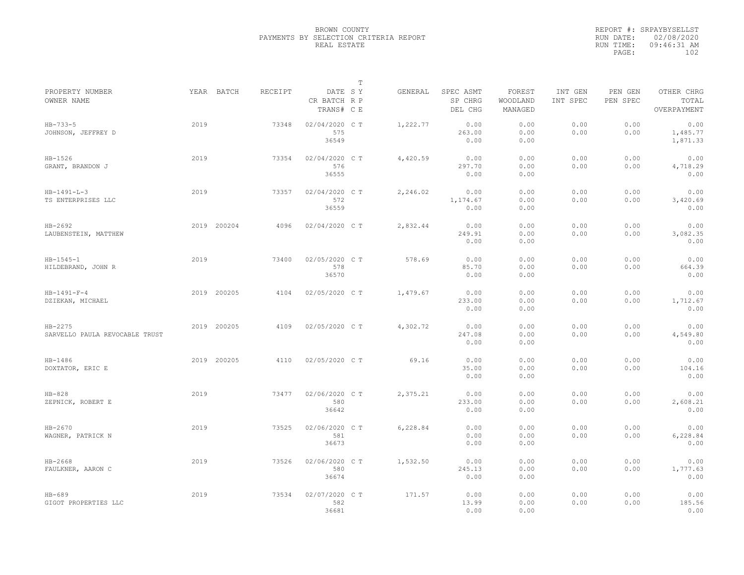BROWN COUNTY
PAYMENTS BY SELECTION CRITERIA REPORT
REAL ESTATE

REPORT #: SRPAYBYSELLST
RUN DATE: 02/08/2020
RUN TIME: 09:46:31 AM

| PROPERTY NUMBER / OWNER NAME | YEAR | BATCH | RECEIPT | DATE / CR BATCH / TRANS# | T SY RP CE | GENERAL | SPEC ASMT / SP CHRG / DEL CHG | FOREST / WOODLAND / MANAGED | INT GEN / INT SPEC | PEN GEN / PEN SPEC | OTHER CHRG / TOTAL / OVERPAYMENT |
|---|---|---|---|---|---|---|---|---|---|---|---|
| HB-733-5 JOHNSON, JEFFREY D | 2019 | | 73348 | 02/04/2020 575 36549 | C T | 1,222.77 | 0.00 263.00 0.00 | 0.00 0.00 0.00 | 0.00 0.00 | 0.00 0.00 | 0.00 1,485.77 1,871.33 |
| HB-1526 GRANT, BRANDON J | 2019 | | 73354 | 02/04/2020 576 36555 | C T | 4,420.59 | 0.00 297.70 0.00 | 0.00 0.00 0.00 | 0.00 0.00 | 0.00 0.00 | 0.00 4,718.29 0.00 |
| HB-1491-L-3 TS ENTERPRISES LLC | 2019 | | 73357 | 02/04/2020 572 36559 | C T | 2,246.02 | 0.00 1,174.67 0.00 | 0.00 0.00 0.00 | 0.00 0.00 | 0.00 0.00 | 0.00 3,420.69 0.00 |
| HB-2692 LAUBENSTEIN, MATTHEW | 2019 | 200204 | 4096 | 02/04/2020 | C T | 2,832.44 | 0.00 249.91 0.00 | 0.00 0.00 0.00 | 0.00 0.00 | 0.00 0.00 | 0.00 3,082.35 0.00 |
| HB-1545-1 HILDEBRAND, JOHN R | 2019 | | 73400 | 02/05/2020 578 36570 | C T | 578.69 | 0.00 85.70 0.00 | 0.00 0.00 0.00 | 0.00 0.00 | 0.00 0.00 | 0.00 664.39 0.00 |
| HB-1491-F-4 DZIEKAN, MICHAEL | 2019 | 200205 | 4104 | 02/05/2020 | C T | 1,479.67 | 0.00 233.00 0.00 | 0.00 0.00 0.00 | 0.00 0.00 | 0.00 0.00 | 0.00 1,712.67 0.00 |
| HB-2275 SARVELLO PAULA REVOCABLE TRUST | 2019 | 200205 | 4109 | 02/05/2020 | C T | 4,302.72 | 0.00 247.08 0.00 | 0.00 0.00 0.00 | 0.00 0.00 | 0.00 0.00 | 0.00 4,549.80 0.00 |
| HB-1486 DOXTATOR, ERIC E | 2019 | 200205 | 4110 | 02/05/2020 | C T | 69.16 | 0.00 35.00 0.00 | 0.00 0.00 0.00 | 0.00 0.00 | 0.00 0.00 | 0.00 104.16 0.00 |
| HB-828 ZEPNICK, ROBERT E | 2019 | | 73477 | 02/06/2020 580 36642 | C T | 2,375.21 | 0.00 233.00 0.00 | 0.00 0.00 0.00 | 0.00 0.00 | 0.00 0.00 | 0.00 2,608.21 0.00 |
| HB-2670 WAGNER, PATRICK N | 2019 | | 73525 | 02/06/2020 581 36673 | C T | 6,228.84 | 0.00 0.00 0.00 | 0.00 0.00 0.00 | 0.00 0.00 | 0.00 0.00 | 0.00 6,228.84 0.00 |
| HB-2668 FAULKNER, AARON C | 2019 | | 73526 | 02/06/2020 580 36674 | C T | 1,532.50 | 0.00 245.13 0.00 | 0.00 0.00 0.00 | 0.00 0.00 | 0.00 0.00 | 0.00 1,777.63 0.00 |
| HB-689 GIGOT PROPERTIES LLC | 2019 | | 73534 | 02/07/2020 582 36681 | C T | 171.57 | 0.00 13.99 0.00 | 0.00 0.00 0.00 | 0.00 0.00 | 0.00 0.00 | 0.00 185.56 0.00 |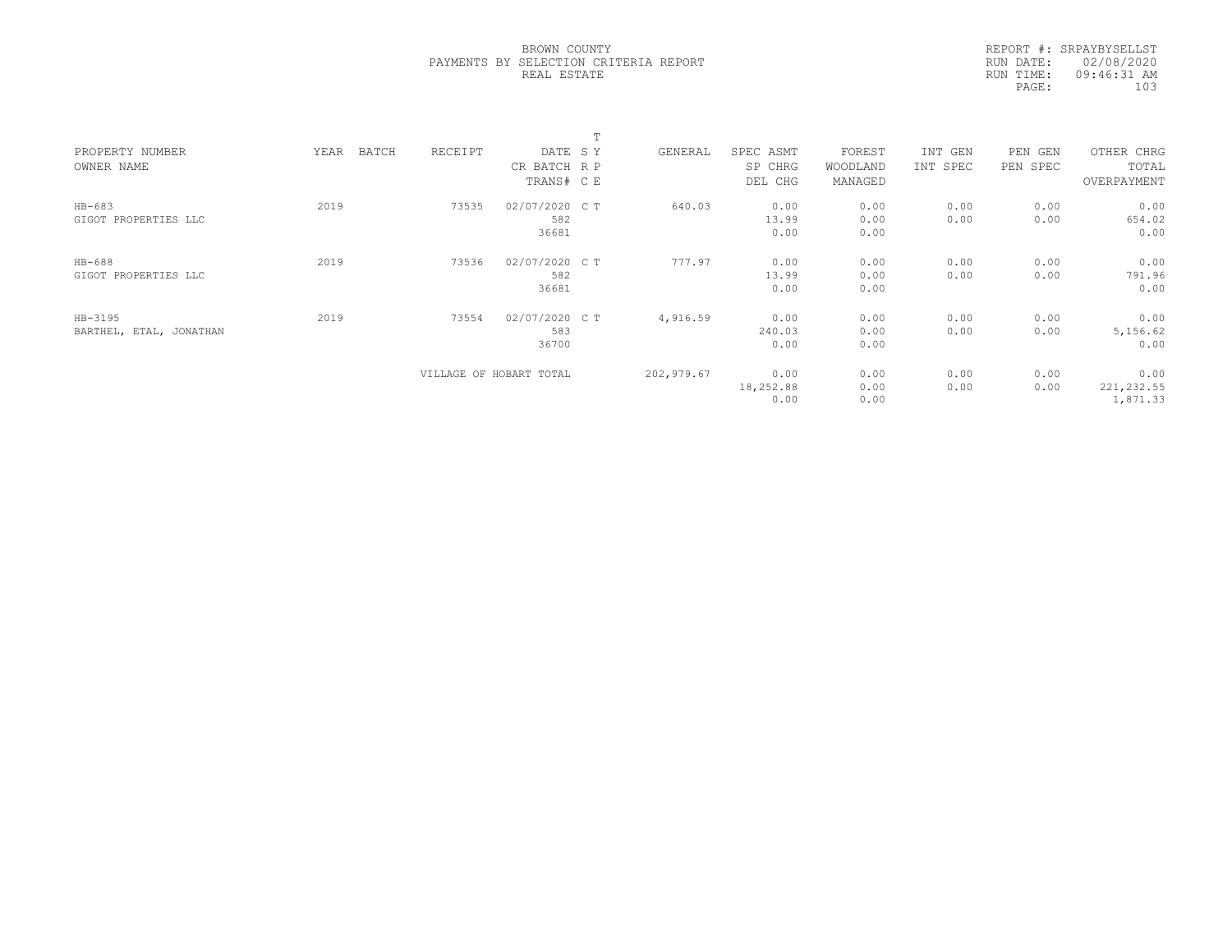BROWN COUNTY
PAYMENTS BY SELECTION CRITERIA REPORT
REAL ESTATE

REPORT #: SRPAYBYSELLST
RUN DATE: 02/08/2020
RUN TIME: 09:46:31 AM

| PROPERTY NUMBER<br>OWNER NAME | YEAR | BATCH | RECEIPT | DATE<br>CR BATCH<br>TRANS# | T<br>S Y<br>R P<br>C E | GENERAL | SPEC ASMT<br>SP CHRG<br>DEL CHG | FOREST<br>WOODLAND<br>MANAGED | INT GEN<br>INT SPEC | PEN GEN<br>PEN SPEC | OTHER CHRG<br>TOTAL<br>OVERPAYMENT |
|---|---|---|---|---|---|---|---|---|---|---|---|
| HB-683<br>GIGOT PROPERTIES LLC | 2019 | | 73535 | 02/07/2020<br>582<br>36681 | C T | 640.03 | 0.00<br>13.99<br>0.00 | 0.00<br>0.00<br>0.00 | 0.00<br>0.00 | 0.00<br>0.00 | 0.00<br>654.02<br>0.00 |
| HB-688<br>GIGOT PROPERTIES LLC | 2019 | | 73536 | 02/07/2020<br>582<br>36681 | C T | 777.97 | 0.00<br>13.99<br>0.00 | 0.00<br>0.00<br>0.00 | 0.00<br>0.00 | 0.00<br>0.00 | 0.00<br>791.96<br>0.00 |
| HB-3195<br>BARTHEL, ETAL, JONATHAN | 2019 | | 73554 | 02/07/2020<br>583<br>36700 | C T | 4,916.59 | 0.00<br>240.03<br>0.00 | 0.00<br>0.00<br>0.00 | 0.00<br>0.00 | 0.00<br>0.00 | 0.00<br>5,156.62<br>0.00 |
| | | | VILLAGE OF HOBART TOTAL | | | 202,979.67 | 0.00<br>18,252.88<br>0.00 | 0.00<br>0.00<br>0.00 | 0.00<br>0.00 | 0.00<br>0.00 | 0.00<br>221,232.55<br>1,871.33 |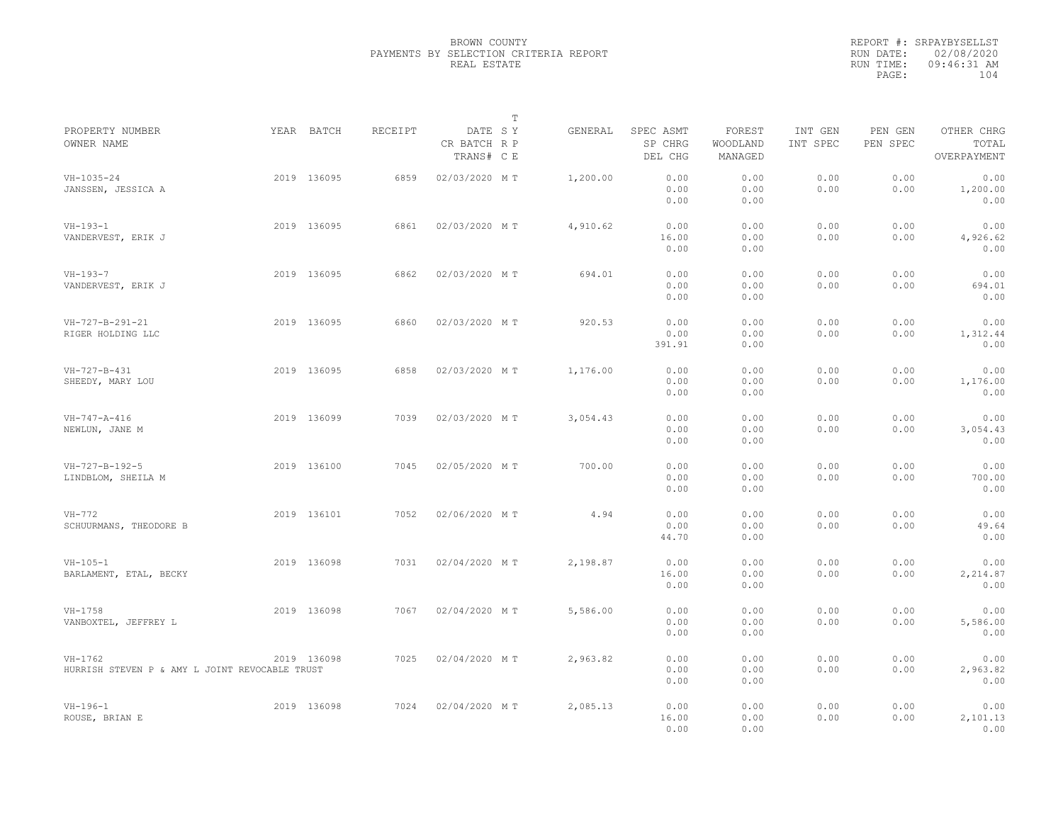BROWN COUNTY
PAYMENTS BY SELECTION CRITERIA REPORT
REAL ESTATE

REPORT #: SRPAYBYSELLST
RUN DATE: 02/08/2020
RUN TIME: 09:46:31 AM

| PROPERTY NUMBER / OWNER NAME | YEAR | BATCH | RECEIPT | DATE / CR BATCH / TRANS# | T SY RP CE | GENERAL | SPEC ASMT / SP CHRG / DEL CHG | FOREST / WOODLAND / MANAGED | INT GEN / INT SPEC | PEN GEN / PEN SPEC | OTHER CHRG / TOTAL / OVERPAYMENT |
|---|---|---|---|---|---|---|---|---|---|---|---|
| VH-1035-24 JANSSEN, JESSICA A | 2019 | 136095 | 6859 | 02/03/2020 | M T | 1,200.00 | 0.00 0.00 0.00 | 0.00 0.00 0.00 | 0.00 0.00 | 0.00 0.00 | 0.00 1,200.00 0.00 |
| VH-193-1 VANDERVEST, ERIK J | 2019 | 136095 | 6861 | 02/03/2020 | M T | 4,910.62 | 0.00 16.00 0.00 | 0.00 0.00 0.00 | 0.00 0.00 | 0.00 0.00 | 0.00 4,926.62 0.00 |
| VH-193-7 VANDERVEST, ERIK J | 2019 | 136095 | 6862 | 02/03/2020 | M T | 694.01 | 0.00 0.00 0.00 | 0.00 0.00 0.00 | 0.00 0.00 | 0.00 0.00 | 0.00 694.01 0.00 |
| VH-727-B-291-21 RIGER HOLDING LLC | 2019 | 136095 | 6860 | 02/03/2020 | M T | 920.53 | 0.00 0.00 391.91 | 0.00 0.00 0.00 | 0.00 0.00 | 0.00 0.00 | 0.00 1,312.44 0.00 |
| VH-727-B-431 SHEEDY, MARY LOU | 2019 | 136095 | 6858 | 02/03/2020 | M T | 1,176.00 | 0.00 0.00 0.00 | 0.00 0.00 0.00 | 0.00 0.00 | 0.00 0.00 | 0.00 1,176.00 0.00 |
| VH-747-A-416 NEWLUN, JANE M | 2019 | 136099 | 7039 | 02/03/2020 | M T | 3,054.43 | 0.00 0.00 0.00 | 0.00 0.00 0.00 | 0.00 0.00 | 0.00 0.00 | 0.00 3,054.43 0.00 |
| VH-727-B-192-5 LINDBLOM, SHEILA M | 2019 | 136100 | 7045 | 02/05/2020 | M T | 700.00 | 0.00 0.00 0.00 | 0.00 0.00 0.00 | 0.00 0.00 | 0.00 0.00 | 0.00 700.00 0.00 |
| VH-772 SCHUURMANS, THEODORE B | 2019 | 136101 | 7052 | 02/06/2020 | M T | 4.94 | 0.00 0.00 44.70 | 0.00 0.00 0.00 | 0.00 0.00 | 0.00 0.00 | 0.00 49.64 0.00 |
| VH-105-1 BARLAMENT, ETAL, BECKY | 2019 | 136098 | 7031 | 02/04/2020 | M T | 2,198.87 | 0.00 16.00 0.00 | 0.00 0.00 0.00 | 0.00 0.00 | 0.00 0.00 | 0.00 2,214.87 0.00 |
| VH-1758 VANBOXTEL, JEFFREY L | 2019 | 136098 | 7067 | 02/04/2020 | M T | 5,586.00 | 0.00 0.00 0.00 | 0.00 0.00 0.00 | 0.00 0.00 | 0.00 0.00 | 0.00 5,586.00 0.00 |
| VH-1762 HURRISH STEVEN P & AMY L JOINT REVOCABLE TRUST | 2019 | 136098 | 7025 | 02/04/2020 | M T | 2,963.82 | 0.00 0.00 0.00 | 0.00 0.00 0.00 | 0.00 0.00 | 0.00 0.00 | 0.00 2,963.82 0.00 |
| VH-196-1 ROUSE, BRIAN E | 2019 | 136098 | 7024 | 02/04/2020 | M T | 2,085.13 | 0.00 16.00 0.00 | 0.00 0.00 0.00 | 0.00 0.00 | 0.00 0.00 | 0.00 2,101.13 0.00 |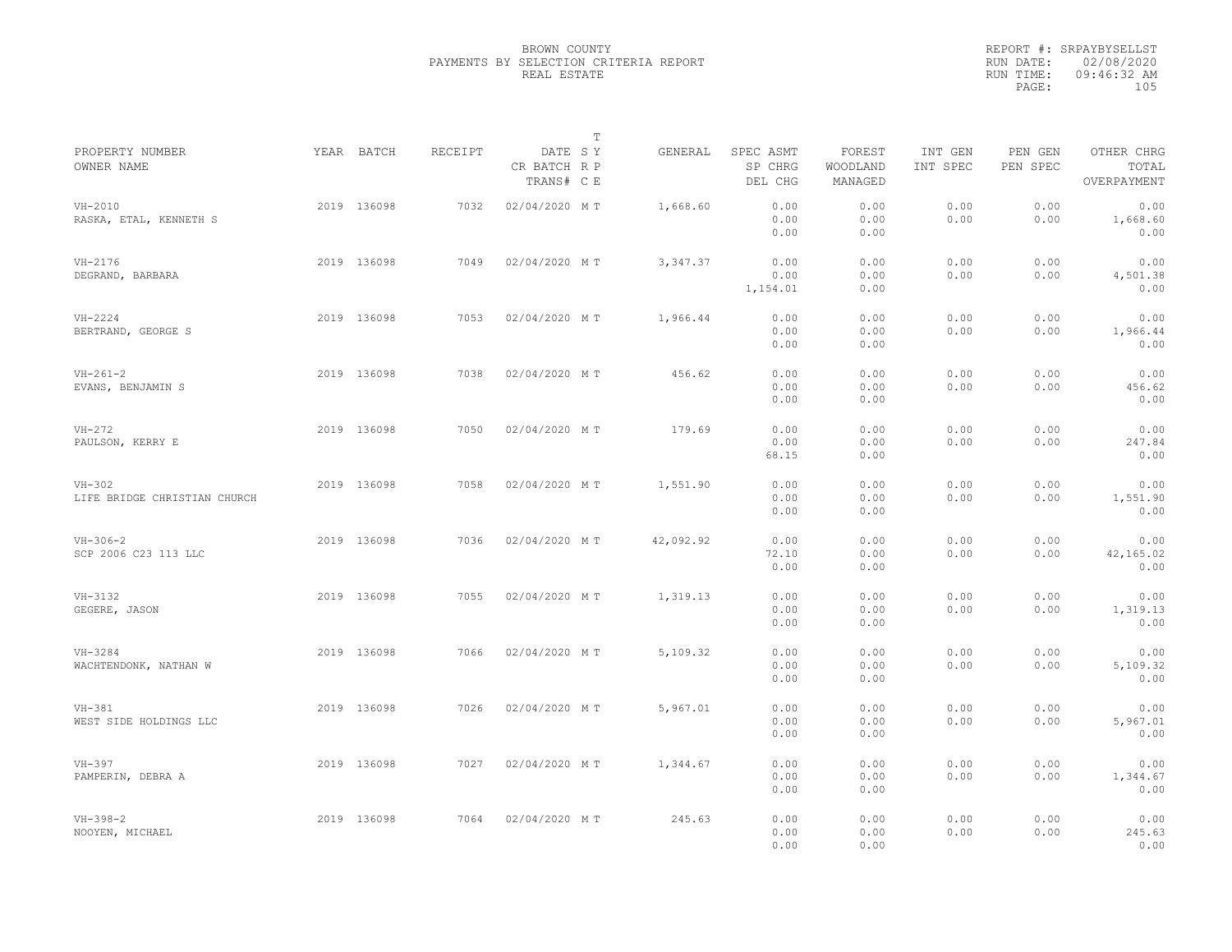BROWN COUNTY
PAYMENTS BY SELECTION CRITERIA REPORT
REAL ESTATE

REPORT #: SRPAYBYSELLST
RUN DATE: 02/08/2020
RUN TIME: 09:46:32 AM

| PROPERTY NUMBER / OWNER NAME | YEAR | BATCH | RECEIPT | DATE / CR BATCH / TRANS# | T SY RP CE | GENERAL | SPEC ASMT / SP CHRG / DEL CHG | FOREST / WOODLAND / MANAGED | INT GEN / INT SPEC | PEN GEN / PEN SPEC | OTHER CHRG / TOTAL / OVERPAYMENT |
|---|---|---|---|---|---|---|---|---|---|---|---|
| VH-2010 / RASKA, ETAL, KENNETH S | 2019 | 136098 | 7032 | 02/04/2020 | M T | 1,668.60 | 0.00 / 0.00 / 0.00 | 0.00 / 0.00 / 0.00 | 0.00 / 0.00 | 0.00 / 0.00 | 0.00 / 1,668.60 / 0.00 |
| VH-2176 / DEGRAND, BARBARA | 2019 | 136098 | 7049 | 02/04/2020 | M T | 3,347.37 | 0.00 / 0.00 / 1,154.01 | 0.00 / 0.00 / 0.00 | 0.00 / 0.00 | 0.00 / 0.00 | 0.00 / 4,501.38 / 0.00 |
| VH-2224 / BERTRAND, GEORGE S | 2019 | 136098 | 7053 | 02/04/2020 | M T | 1,966.44 | 0.00 / 0.00 / 0.00 | 0.00 / 0.00 / 0.00 | 0.00 / 0.00 | 0.00 / 0.00 | 0.00 / 1,966.44 / 0.00 |
| VH-261-2 / EVANS, BENJAMIN S | 2019 | 136098 | 7038 | 02/04/2020 | M T | 456.62 | 0.00 / 0.00 / 0.00 | 0.00 / 0.00 / 0.00 | 0.00 / 0.00 | 0.00 / 0.00 | 0.00 / 456.62 / 0.00 |
| VH-272 / PAULSON, KERRY E | 2019 | 136098 | 7050 | 02/04/2020 | M T | 179.69 | 0.00 / 0.00 / 68.15 | 0.00 / 0.00 / 0.00 | 0.00 / 0.00 | 0.00 / 0.00 | 0.00 / 247.84 / 0.00 |
| VH-302 / LIFE BRIDGE CHRISTIAN CHURCH | 2019 | 136098 | 7058 | 02/04/2020 | M T | 1,551.90 | 0.00 / 0.00 / 0.00 | 0.00 / 0.00 / 0.00 | 0.00 / 0.00 | 0.00 / 0.00 | 0.00 / 1,551.90 / 0.00 |
| VH-306-2 / SCP 2006 C23 113 LLC | 2019 | 136098 | 7036 | 02/04/2020 | M T | 42,092.92 | 0.00 / 72.10 / 0.00 | 0.00 / 0.00 / 0.00 | 0.00 / 0.00 | 0.00 / 0.00 | 0.00 / 42,165.02 / 0.00 |
| VH-3132 / GEGERE, JASON | 2019 | 136098 | 7055 | 02/04/2020 | M T | 1,319.13 | 0.00 / 0.00 / 0.00 | 0.00 / 0.00 / 0.00 | 0.00 / 0.00 | 0.00 / 0.00 | 0.00 / 1,319.13 / 0.00 |
| VH-3284 / WACHTENDONK, NATHAN W | 2019 | 136098 | 7066 | 02/04/2020 | M T | 5,109.32 | 0.00 / 0.00 / 0.00 | 0.00 / 0.00 / 0.00 | 0.00 / 0.00 | 0.00 / 0.00 | 0.00 / 5,109.32 / 0.00 |
| VH-381 / WEST SIDE HOLDINGS LLC | 2019 | 136098 | 7026 | 02/04/2020 | M T | 5,967.01 | 0.00 / 0.00 / 0.00 | 0.00 / 0.00 / 0.00 | 0.00 / 0.00 | 0.00 / 0.00 | 0.00 / 5,967.01 / 0.00 |
| VH-397 / PAMPERIN, DEBRA A | 2019 | 136098 | 7027 | 02/04/2020 | M T | 1,344.67 | 0.00 / 0.00 / 0.00 | 0.00 / 0.00 / 0.00 | 0.00 / 0.00 | 0.00 / 0.00 | 0.00 / 1,344.67 / 0.00 |
| VH-398-2 / NOOYEN, MICHAEL | 2019 | 136098 | 7064 | 02/04/2020 | M T | 245.63 | 0.00 / 0.00 / 0.00 | 0.00 / 0.00 / 0.00 | 0.00 / 0.00 | 0.00 / 0.00 | 0.00 / 245.63 / 0.00 |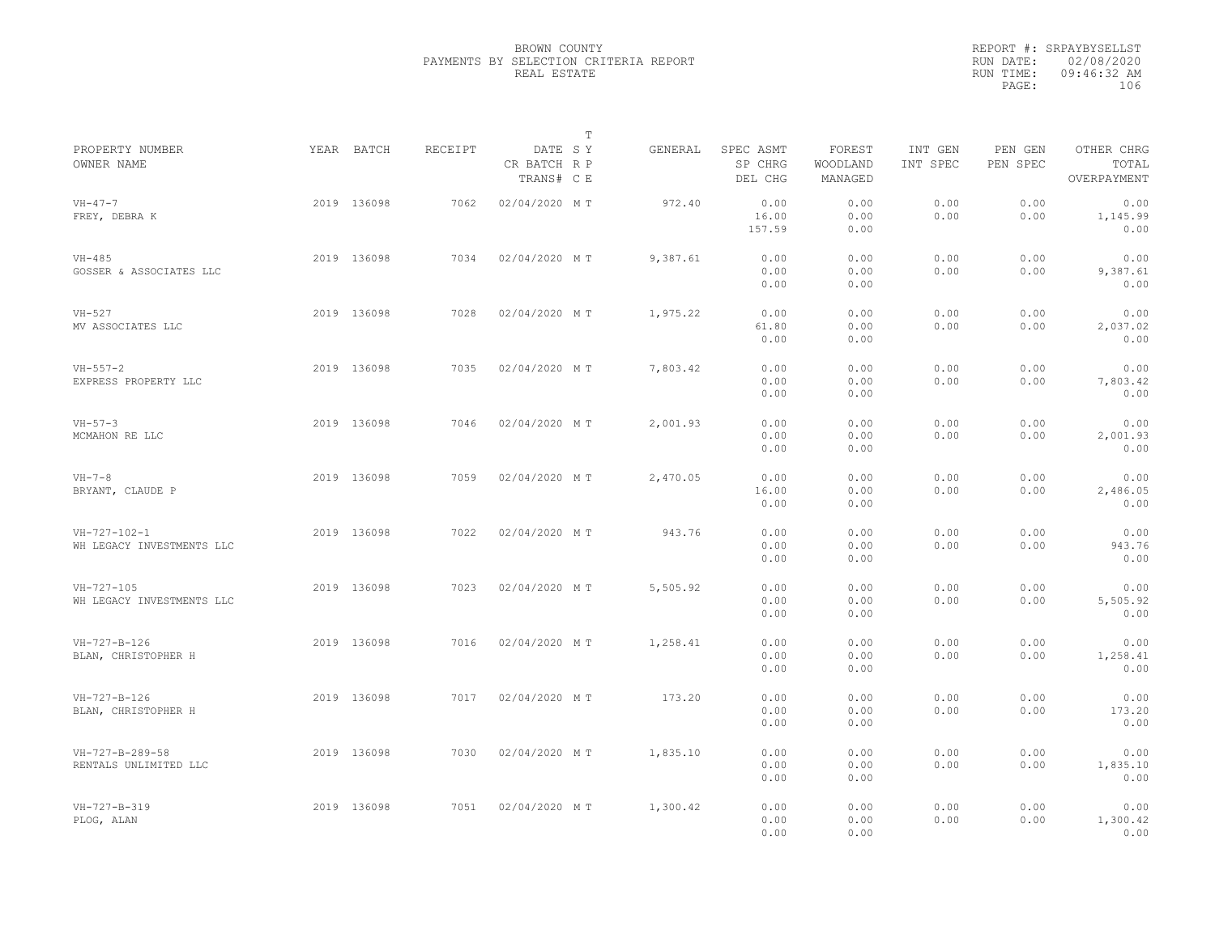BROWN COUNTY
PAYMENTS BY SELECTION CRITERIA REPORT
REAL ESTATE

REPORT #: SRPAYBYSELLST
RUN DATE: 02/08/2020
RUN TIME: 09:46:32 AM

| PROPERTY NUMBER / OWNER NAME | YEAR | BATCH | RECEIPT | DATE / CR BATCH / TRANS# | T SY / R P / C E | GENERAL | SPEC ASMT / SP CHRG / DEL CHG | FOREST / WOODLAND / MANAGED | INT GEN / INT SPEC | PEN GEN / PEN SPEC | OTHER CHRG / TOTAL / OVERPAYMENT |
|---|---|---|---|---|---|---|---|---|---|---|---|
| VH-47-7 / FREY, DEBRA K | 2019 | 136098 | 7062 | 02/04/2020 | M T | 972.40 | 0.00 / 16.00 / 157.59 | 0.00 / 0.00 / 0.00 | 0.00 / 0.00 | 0.00 / 0.00 | 0.00 / 1,145.99 / 0.00 |
| VH-485 / GOSSER & ASSOCIATES LLC | 2019 | 136098 | 7034 | 02/04/2020 | M T | 9,387.61 | 0.00 / 0.00 / 0.00 | 0.00 / 0.00 / 0.00 | 0.00 / 0.00 | 0.00 / 0.00 | 0.00 / 9,387.61 / 0.00 |
| VH-527 / MV ASSOCIATES LLC | 2019 | 136098 | 7028 | 02/04/2020 | M T | 1,975.22 | 0.00 / 61.80 / 0.00 | 0.00 / 0.00 / 0.00 | 0.00 / 0.00 | 0.00 / 0.00 | 0.00 / 2,037.02 / 0.00 |
| VH-557-2 / EXPRESS PROPERTY LLC | 2019 | 136098 | 7035 | 02/04/2020 | M T | 7,803.42 | 0.00 / 0.00 / 0.00 | 0.00 / 0.00 / 0.00 | 0.00 / 0.00 | 0.00 / 0.00 | 0.00 / 7,803.42 / 0.00 |
| VH-57-3 / MCMAHON RE LLC | 2019 | 136098 | 7046 | 02/04/2020 | M T | 2,001.93 | 0.00 / 0.00 / 0.00 | 0.00 / 0.00 / 0.00 | 0.00 / 0.00 | 0.00 / 0.00 | 0.00 / 2,001.93 / 0.00 |
| VH-7-8 / BRYANT, CLAUDE P | 2019 | 136098 | 7059 | 02/04/2020 | M T | 2,470.05 | 0.00 / 16.00 / 0.00 | 0.00 / 0.00 / 0.00 | 0.00 / 0.00 | 0.00 / 0.00 | 0.00 / 2,486.05 / 0.00 |
| VH-727-102-1 / WH LEGACY INVESTMENTS LLC | 2019 | 136098 | 7022 | 02/04/2020 | M T | 943.76 | 0.00 / 0.00 / 0.00 | 0.00 / 0.00 / 0.00 | 0.00 / 0.00 | 0.00 / 0.00 | 0.00 / 943.76 / 0.00 |
| VH-727-105 / WH LEGACY INVESTMENTS LLC | 2019 | 136098 | 7023 | 02/04/2020 | M T | 5,505.92 | 0.00 / 0.00 / 0.00 | 0.00 / 0.00 / 0.00 | 0.00 / 0.00 | 0.00 / 0.00 | 0.00 / 5,505.92 / 0.00 |
| VH-727-B-126 / BLAN, CHRISTOPHER H | 2019 | 136098 | 7016 | 02/04/2020 | M T | 1,258.41 | 0.00 / 0.00 / 0.00 | 0.00 / 0.00 / 0.00 | 0.00 / 0.00 | 0.00 / 0.00 | 0.00 / 1,258.41 / 0.00 |
| VH-727-B-126 / BLAN, CHRISTOPHER H | 2019 | 136098 | 7017 | 02/04/2020 | M T | 173.20 | 0.00 / 0.00 / 0.00 | 0.00 / 0.00 / 0.00 | 0.00 / 0.00 | 0.00 / 0.00 | 0.00 / 173.20 / 0.00 |
| VH-727-B-289-58 / RENTALS UNLIMITED LLC | 2019 | 136098 | 7030 | 02/04/2020 | M T | 1,835.10 | 0.00 / 0.00 / 0.00 | 0.00 / 0.00 / 0.00 | 0.00 / 0.00 | 0.00 / 0.00 | 0.00 / 1,835.10 / 0.00 |
| VH-727-B-319 / PLOG, ALAN | 2019 | 136098 | 7051 | 02/04/2020 | M T | 1,300.42 | 0.00 / 0.00 / 0.00 | 0.00 / 0.00 / 0.00 | 0.00 / 0.00 | 0.00 / 0.00 | 0.00 / 1,300.42 / 0.00 |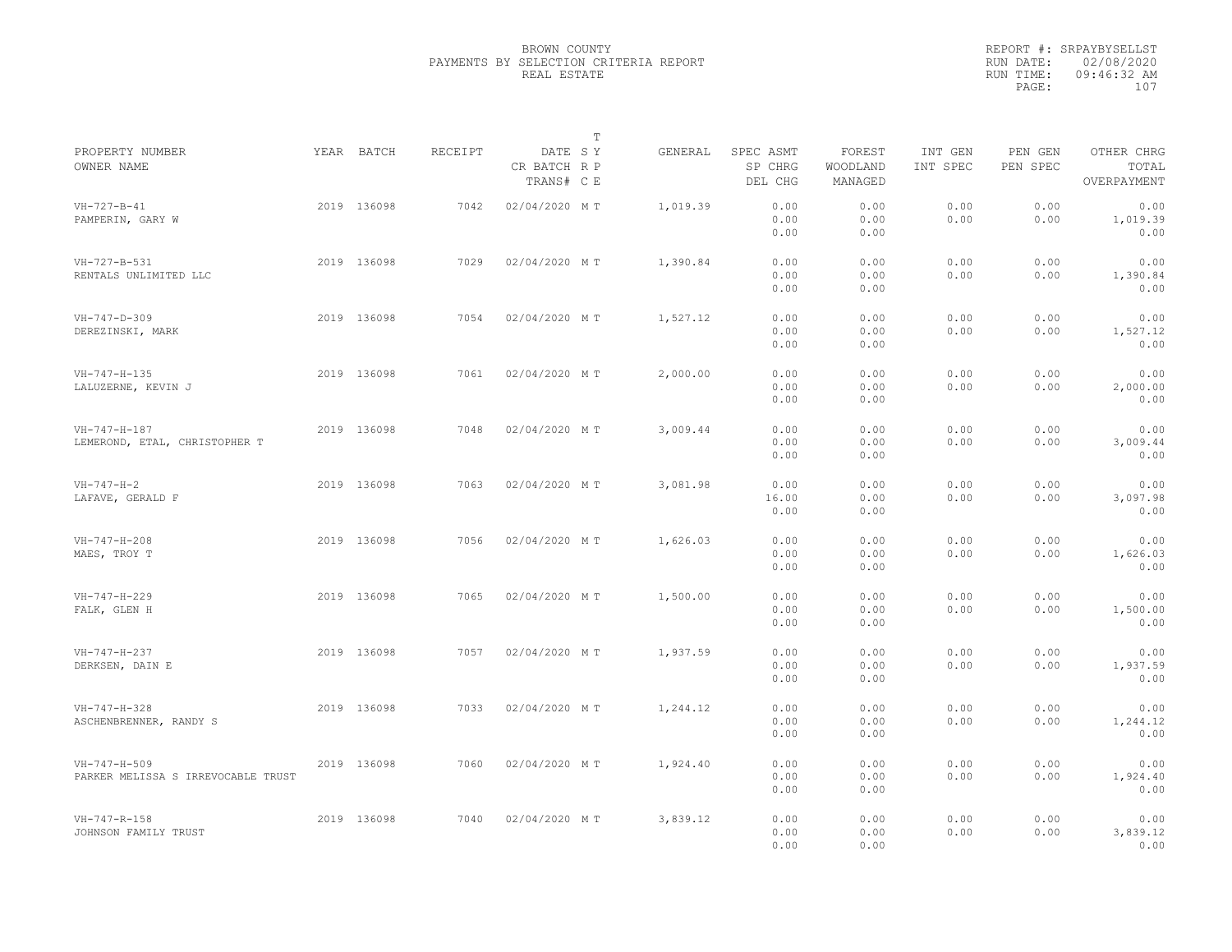BROWN COUNTY
PAYMENTS BY SELECTION CRITERIA REPORT
REAL ESTATE

REPORT #: SRPAYBYSELLST
RUN DATE: 02/08/2020
RUN TIME: 09:46:32 AM

| PROPERTY NUMBER / OWNER NAME | YEAR | BATCH | RECEIPT | DATE / CR BATCH / TRANS# | T SY RP CE | GENERAL | SPEC ASMT / SP CHRG / DEL CHG | FOREST / WOODLAND / MANAGED | INT GEN / INT SPEC | PEN GEN / PEN SPEC | OTHER CHRG / TOTAL / OVERPAYMENT |
|---|---|---|---|---|---|---|---|---|---|---|---|
| VH-727-B-41<br>PAMPERIN, GARY W | 2019 | 136098 | 7042 | 02/04/2020 | M T | 1,019.39 | 0.00<br>0.00<br>0.00 | 0.00<br>0.00<br>0.00 | 0.00<br>0.00 | 0.00<br>0.00 | 0.00<br>1,019.39<br>0.00 |
| VH-727-B-531<br>RENTALS UNLIMITED LLC | 2019 | 136098 | 7029 | 02/04/2020 | M T | 1,390.84 | 0.00<br>0.00<br>0.00 | 0.00<br>0.00<br>0.00 | 0.00<br>0.00 | 0.00<br>0.00 | 0.00<br>1,390.84<br>0.00 |
| VH-747-D-309<br>DEREZINSKI, MARK | 2019 | 136098 | 7054 | 02/04/2020 | M T | 1,527.12 | 0.00<br>0.00<br>0.00 | 0.00<br>0.00<br>0.00 | 0.00<br>0.00 | 0.00<br>0.00 | 0.00<br>1,527.12<br>0.00 |
| VH-747-H-135<br>LALUZERNE, KEVIN J | 2019 | 136098 | 7061 | 02/04/2020 | M T | 2,000.00 | 0.00<br>0.00<br>0.00 | 0.00<br>0.00<br>0.00 | 0.00<br>0.00 | 0.00<br>0.00 | 0.00<br>2,000.00<br>0.00 |
| VH-747-H-187<br>LEMEROND, ETAL, CHRISTOPHER T | 2019 | 136098 | 7048 | 02/04/2020 | M T | 3,009.44 | 0.00<br>0.00<br>0.00 | 0.00<br>0.00<br>0.00 | 0.00<br>0.00 | 0.00<br>0.00 | 0.00<br>3,009.44<br>0.00 |
| VH-747-H-2<br>LAFAVE, GERALD F | 2019 | 136098 | 7063 | 02/04/2020 | M T | 3,081.98 | 0.00<br>16.00<br>0.00 | 0.00<br>0.00<br>0.00 | 0.00<br>0.00 | 0.00<br>0.00 | 0.00<br>3,097.98<br>0.00 |
| VH-747-H-208<br>MAES, TROY T | 2019 | 136098 | 7056 | 02/04/2020 | M T | 1,626.03 | 0.00<br>0.00<br>0.00 | 0.00<br>0.00<br>0.00 | 0.00<br>0.00 | 0.00<br>0.00 | 0.00<br>1,626.03<br>0.00 |
| VH-747-H-229<br>FALK, GLEN H | 2019 | 136098 | 7065 | 02/04/2020 | M T | 1,500.00 | 0.00<br>0.00<br>0.00 | 0.00<br>0.00<br>0.00 | 0.00<br>0.00 | 0.00<br>0.00 | 0.00<br>1,500.00<br>0.00 |
| VH-747-H-237<br>DERKSEN, DAIN E | 2019 | 136098 | 7057 | 02/04/2020 | M T | 1,937.59 | 0.00<br>0.00<br>0.00 | 0.00<br>0.00<br>0.00 | 0.00<br>0.00 | 0.00<br>0.00 | 0.00<br>1,937.59<br>0.00 |
| VH-747-H-328<br>ASCHENBRENNER, RANDY S | 2019 | 136098 | 7033 | 02/04/2020 | M T | 1,244.12 | 0.00<br>0.00<br>0.00 | 0.00<br>0.00<br>0.00 | 0.00<br>0.00 | 0.00<br>0.00 | 0.00<br>1,244.12<br>0.00 |
| VH-747-H-509<br>PARKER MELISSA S IRREVOCABLE TRUST | 2019 | 136098 | 7060 | 02/04/2020 | M T | 1,924.40 | 0.00<br>0.00<br>0.00 | 0.00<br>0.00<br>0.00 | 0.00<br>0.00 | 0.00<br>0.00 | 0.00<br>1,924.40<br>0.00 |
| VH-747-R-158<br>JOHNSON FAMILY TRUST | 2019 | 136098 | 7040 | 02/04/2020 | M T | 3,839.12 | 0.00<br>0.00<br>0.00 | 0.00<br>0.00<br>0.00 | 0.00<br>0.00 | 0.00<br>0.00 | 0.00<br>3,839.12<br>0.00 |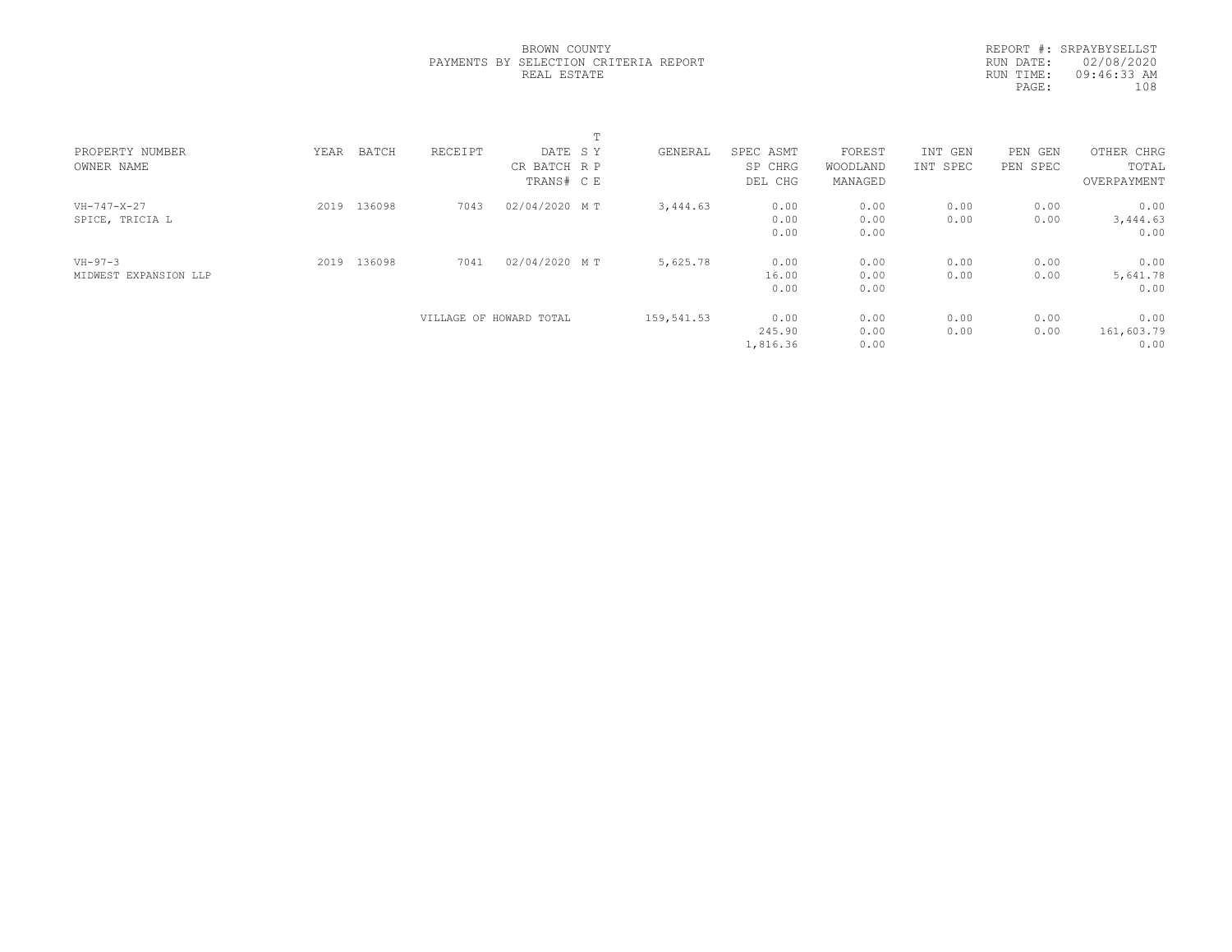BROWN COUNTY
PAYMENTS BY SELECTION CRITERIA REPORT
REAL ESTATE

REPORT #: SRPAYBYSELLST
RUN DATE: 02/08/2020
RUN TIME: 09:46:33 AM

| PROPERTY NUMBER<br>OWNER NAME | YEAR | BATCH | RECEIPT | DATE<br>CR BATCH<br>TRANS# | T<br>S Y<br>R P<br>C E | GENERAL | SPEC ASMT<br>SP CHRG<br>DEL CHG | FOREST<br>WOODLAND<br>MANAGED | INT GEN<br>INT SPEC | PEN GEN<br>PEN SPEC | OTHER CHRG<br>TOTAL<br>OVERPAYMENT |
|---|---|---|---|---|---|---|---|---|---|---|---|
| VH-747-X-27<br>SPICE, TRICIA L | 2019 | 136098 | 7043 | 02/04/2020 | M T | 3,444.63 | 0.00<br>0.00<br>0.00 | 0.00<br>0.00<br>0.00 | 0.00<br>0.00 | 0.00<br>0.00 | 0.00<br>3,444.63<br>0.00 |
| VH-97-3<br>MIDWEST EXPANSION LLP | 2019 | 136098 | 7041 | 02/04/2020 | M T | 5,625.78 | 0.00<br>16.00<br>0.00 | 0.00<br>0.00<br>0.00 | 0.00<br>0.00 | 0.00<br>0.00 | 0.00<br>5,641.78<br>0.00 |
| | | | VILLAGE OF HOWARD TOTAL | | | 159,541.53 | 0.00<br>245.90<br>1,816.36 | 0.00<br>0.00<br>0.00 | 0.00<br>0.00 | 0.00<br>0.00 | 0.00<br>161,603.79<br>0.00 |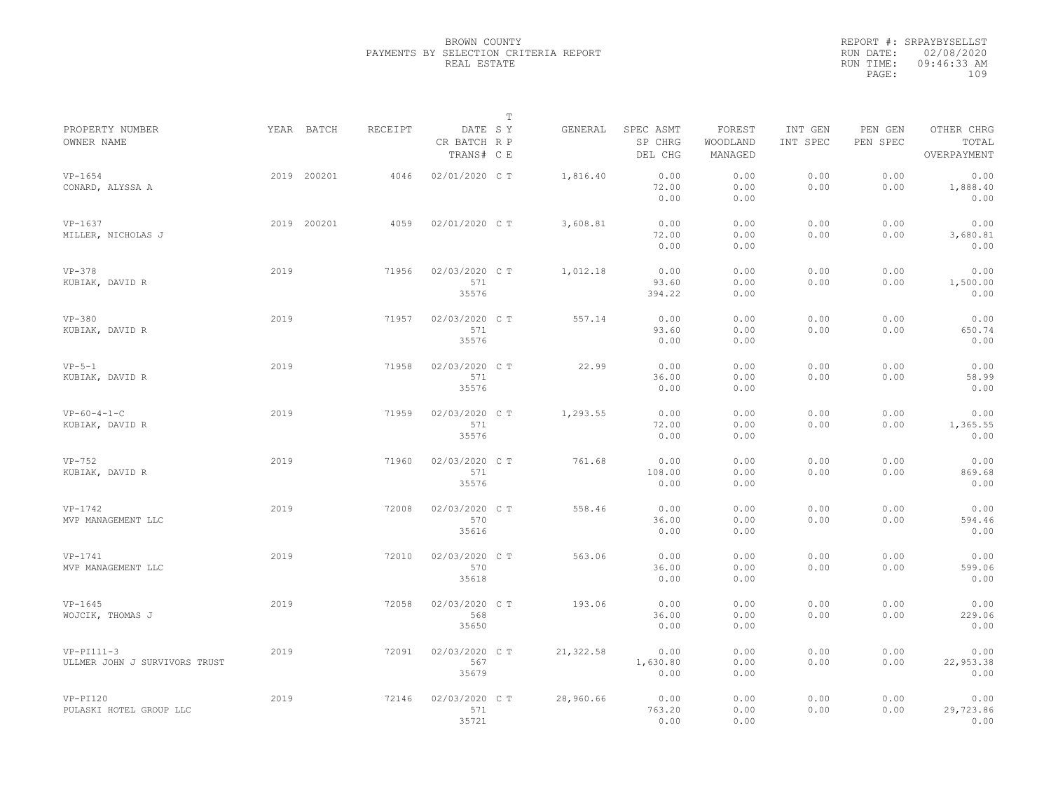BROWN COUNTY
PAYMENTS BY SELECTION CRITERIA REPORT
REAL ESTATE

REPORT #: SRPAYBYSELLST
RUN DATE: 02/08/2020
RUN TIME: 09:46:33 AM

| PROPERTY NUMBER<br>OWNER NAME | YEAR | BATCH | RECEIPT | DATE<br>CR BATCH<br>TRANS# | T<br>S Y<br>R P<br>C E | GENERAL | SPEC ASMT<br>SP CHRG<br>DEL CHG | FOREST<br>WOODLAND<br>MANAGED | INT GEN<br>INT SPEC | PEN GEN<br>PEN SPEC | OTHER CHRG<br>TOTAL<br>OVERPAYMENT |
|---|---|---|---|---|---|---|---|---|---|---|---|
| VP-1654<br>CONARD, ALYSSA A | 2019 | 200201 | 4046 | 02/01/2020 | C T | 1,816.40 | 0.00<br>72.00<br>0.00 | 0.00<br>0.00<br>0.00 | 0.00<br>0.00 | 0.00<br>0.00 | 0.00<br>1,888.40<br>0.00 |
| VP-1637<br>MILLER, NICHOLAS J | 2019 | 200201 | 4059 | 02/01/2020 | C T | 3,608.81 | 0.00<br>72.00<br>0.00 | 0.00<br>0.00<br>0.00 | 0.00<br>0.00 | 0.00<br>0.00 | 0.00<br>3,680.81<br>0.00 |
| VP-378<br>KUBIAK, DAVID R | 2019 | | 71956 | 02/03/2020<br>571<br>35576 | C T | 1,012.18 | 0.00<br>93.60<br>394.22 | 0.00<br>0.00<br>0.00 | 0.00<br>0.00 | 0.00<br>0.00 | 0.00<br>1,500.00<br>0.00 |
| VP-380<br>KUBIAK, DAVID R | 2019 | | 71957 | 02/03/2020<br>571<br>35576 | C T | 557.14 | 0.00<br>93.60<br>0.00 | 0.00<br>0.00<br>0.00 | 0.00<br>0.00 | 0.00<br>0.00 | 0.00<br>650.74<br>0.00 |
| VP-5-1<br>KUBIAK, DAVID R | 2019 | | 71958 | 02/03/2020<br>571<br>35576 | C T | 22.99 | 0.00<br>36.00<br>0.00 | 0.00<br>0.00<br>0.00 | 0.00<br>0.00 | 0.00<br>0.00 | 0.00<br>58.99<br>0.00 |
| VP-60-4-1-C<br>KUBIAK, DAVID R | 2019 | | 71959 | 02/03/2020<br>571<br>35576 | C T | 1,293.55 | 0.00<br>72.00<br>0.00 | 0.00<br>0.00<br>0.00 | 0.00<br>0.00 | 0.00<br>0.00 | 0.00<br>1,365.55<br>0.00 |
| VP-752<br>KUBIAK, DAVID R | 2019 | | 71960 | 02/03/2020<br>571<br>35576 | C T | 761.68 | 0.00<br>108.00<br>0.00 | 0.00<br>0.00<br>0.00 | 0.00<br>0.00 | 0.00<br>0.00 | 0.00<br>869.68<br>0.00 |
| VP-1742<br>MVP MANAGEMENT LLC | 2019 | | 72008 | 02/03/2020<br>570<br>35616 | C T | 558.46 | 0.00<br>36.00<br>0.00 | 0.00<br>0.00<br>0.00 | 0.00<br>0.00 | 0.00<br>0.00 | 0.00<br>594.46<br>0.00 |
| VP-1741<br>MVP MANAGEMENT LLC | 2019 | | 72010 | 02/03/2020<br>570<br>35618 | C T | 563.06 | 0.00<br>36.00<br>0.00 | 0.00<br>0.00<br>0.00 | 0.00<br>0.00 | 0.00<br>0.00 | 0.00<br>599.06<br>0.00 |
| VP-1645<br>WOJCIK, THOMAS J | 2019 | | 72058 | 02/03/2020<br>568<br>35650 | C T | 193.06 | 0.00<br>36.00<br>0.00 | 0.00<br>0.00<br>0.00 | 0.00<br>0.00 | 0.00<br>0.00 | 0.00<br>229.06<br>0.00 |
| VP-PI111-3<br>ULLMER JOHN J SURVIVORS TRUST | 2019 | | 72091 | 02/03/2020<br>567<br>35679 | C T | 21,322.58 | 0.00<br>1,630.80<br>0.00 | 0.00<br>0.00<br>0.00 | 0.00<br>0.00 | 0.00<br>0.00 | 0.00<br>22,953.38<br>0.00 |
| VP-PI120<br>PULASKI HOTEL GROUP LLC | 2019 | | 72146 | 02/03/2020<br>571<br>35721 | C T | 28,960.66 | 0.00<br>763.20<br>0.00 | 0.00<br>0.00<br>0.00 | 0.00<br>0.00 | 0.00<br>0.00 | 0.00<br>29,723.86<br>0.00 |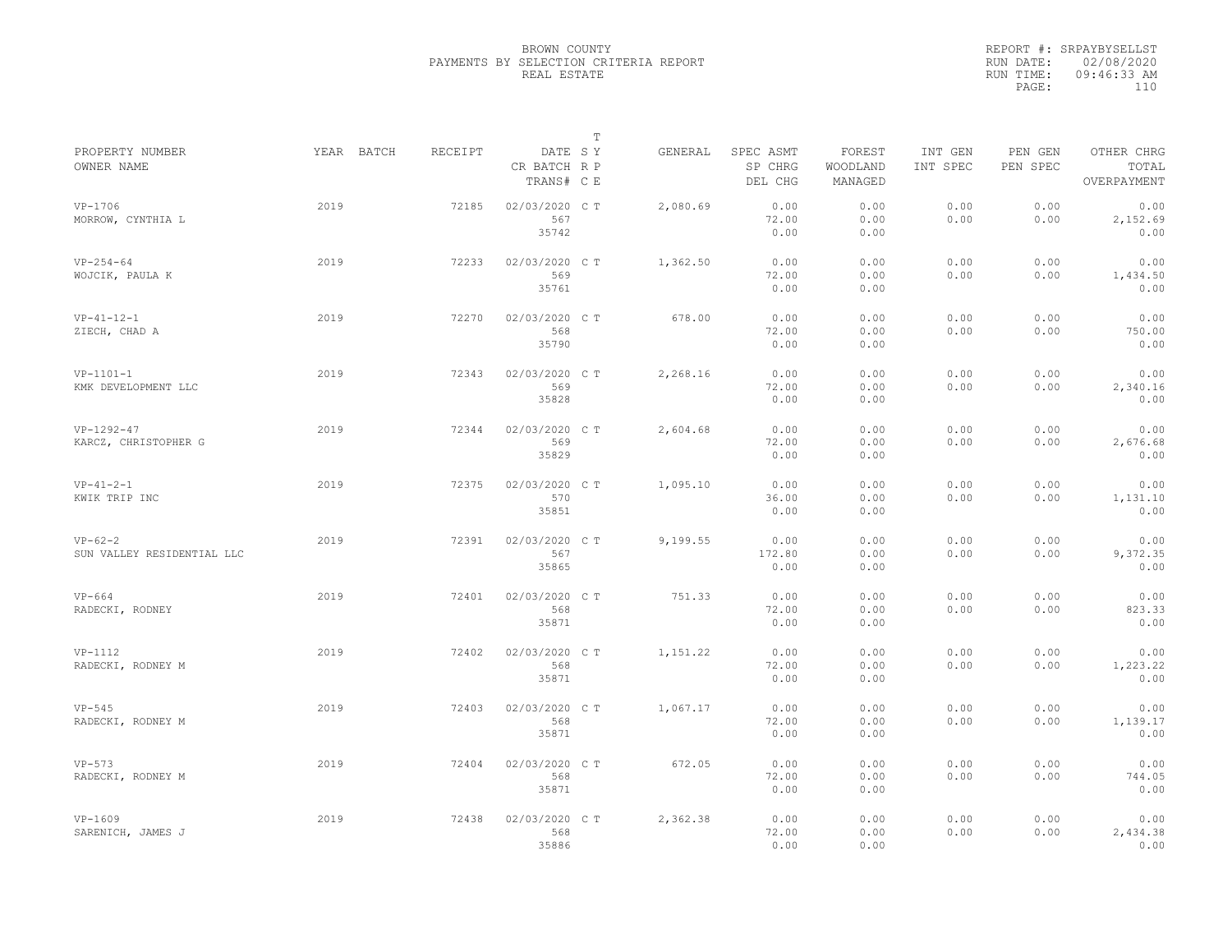BROWN COUNTY
PAYMENTS BY SELECTION CRITERIA REPORT
REAL ESTATE

REPORT #: SRPAYBYSELLST
RUN DATE: 02/08/2020
RUN TIME: 09:46:33 AM

| PROPERTY NUMBER<br>OWNER NAME | YEAR | BATCH | RECEIPT | DATE<br>CR BATCH<br>TRANS# | T SY RP CE | GENERAL | SPEC ASMT<br>SP CHRG<br>DEL CHG | FOREST<br>WOODLAND<br>MANAGED | INT GEN<br>INT SPEC | PEN GEN<br>PEN SPEC | OTHER CHRG<br>TOTAL<br>OVERPAYMENT |
|---|---|---|---|---|---|---|---|---|---|---|---|
| VP-1706<br>MORROW, CYNTHIA L | 2019 | | 72185 | 02/03/2020<br>567<br>35742 | C T | 2,080.69 | 0.00<br>72.00<br>0.00 | 0.00<br>0.00<br>0.00 | 0.00<br>0.00 | 0.00<br>0.00 | 0.00<br>2,152.69<br>0.00 |
| VP-254-64<br>WOJCIK, PAULA K | 2019 | | 72233 | 02/03/2020<br>569<br>35761 | C T | 1,362.50 | 0.00<br>72.00<br>0.00 | 0.00<br>0.00<br>0.00 | 0.00<br>0.00 | 0.00<br>0.00 | 0.00<br>1,434.50<br>0.00 |
| VP-41-12-1<br>ZIECH, CHAD A | 2019 | | 72270 | 02/03/2020<br>568<br>35790 | C T | 678.00 | 0.00<br>72.00<br>0.00 | 0.00<br>0.00<br>0.00 | 0.00<br>0.00 | 0.00<br>0.00 | 0.00<br>750.00<br>0.00 |
| VP-1101-1<br>KMK DEVELOPMENT LLC | 2019 | | 72343 | 02/03/2020<br>569<br>35828 | C T | 2,268.16 | 0.00<br>72.00<br>0.00 | 0.00<br>0.00<br>0.00 | 0.00<br>0.00 | 0.00<br>0.00 | 0.00<br>2,340.16<br>0.00 |
| VP-1292-47<br>KARCZ, CHRISTOPHER G | 2019 | | 72344 | 02/03/2020<br>569<br>35829 | C T | 2,604.68 | 0.00<br>72.00<br>0.00 | 0.00<br>0.00<br>0.00 | 0.00<br>0.00 | 0.00<br>0.00 | 0.00<br>2,676.68<br>0.00 |
| VP-41-2-1<br>KWIK TRIP INC | 2019 | | 72375 | 02/03/2020<br>570<br>35851 | C T | 1,095.10 | 0.00<br>36.00<br>0.00 | 0.00<br>0.00<br>0.00 | 0.00<br>0.00 | 0.00<br>0.00 | 0.00<br>1,131.10<br>0.00 |
| VP-62-2<br>SUN VALLEY RESIDENTIAL LLC | 2019 | | 72391 | 02/03/2020<br>567<br>35865 | C T | 9,199.55 | 0.00<br>172.80<br>0.00 | 0.00<br>0.00<br>0.00 | 0.00<br>0.00 | 0.00<br>0.00 | 0.00<br>9,372.35<br>0.00 |
| VP-664<br>RADECKI, RODNEY | 2019 | | 72401 | 02/03/2020<br>568<br>35871 | C T | 751.33 | 0.00<br>72.00<br>0.00 | 0.00<br>0.00<br>0.00 | 0.00<br>0.00 | 0.00<br>0.00 | 0.00<br>823.33<br>0.00 |
| VP-1112<br>RADECKI, RODNEY M | 2019 | | 72402 | 02/03/2020<br>568<br>35871 | C T | 1,151.22 | 0.00<br>72.00<br>0.00 | 0.00<br>0.00<br>0.00 | 0.00<br>0.00 | 0.00<br>0.00 | 0.00<br>1,223.22<br>0.00 |
| VP-545<br>RADECKI, RODNEY M | 2019 | | 72403 | 02/03/2020<br>568<br>35871 | C T | 1,067.17 | 0.00<br>72.00<br>0.00 | 0.00<br>0.00<br>0.00 | 0.00<br>0.00 | 0.00<br>0.00 | 0.00<br>1,139.17<br>0.00 |
| VP-573<br>RADECKI, RODNEY M | 2019 | | 72404 | 02/03/2020<br>568<br>35871 | C T | 672.05 | 0.00<br>72.00<br>0.00 | 0.00<br>0.00<br>0.00 | 0.00<br>0.00 | 0.00<br>0.00 | 0.00<br>744.05<br>0.00 |
| VP-1609<br>SARENICH, JAMES J | 2019 | | 72438 | 02/03/2020<br>568<br>35886 | C T | 2,362.38 | 0.00<br>72.00<br>0.00 | 0.00<br>0.00<br>0.00 | 0.00<br>0.00 | 0.00<br>0.00 | 0.00<br>2,434.38<br>0.00 |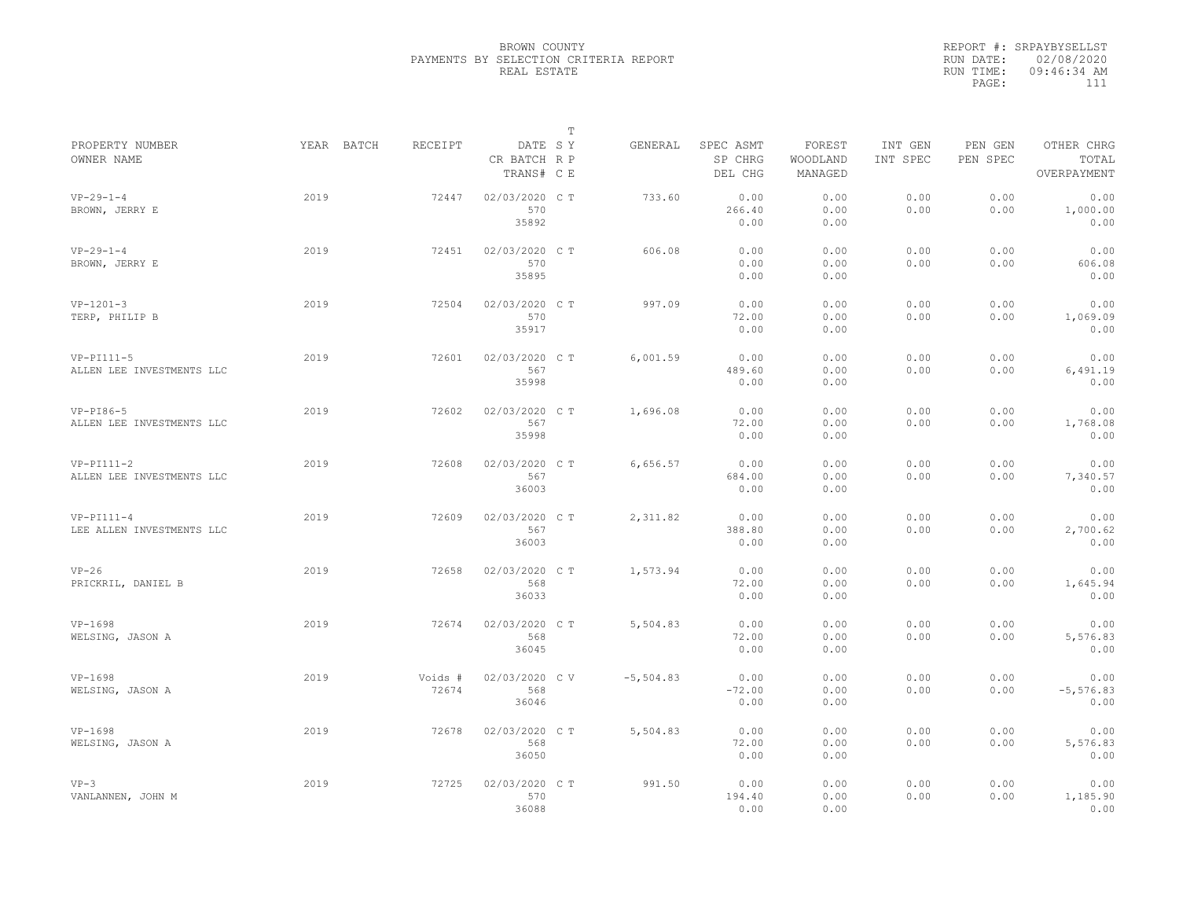BROWN COUNTY
PAYMENTS BY SELECTION CRITERIA REPORT
REAL ESTATE

REPORT #: SRPAYBYSELLST
RUN DATE: 02/08/2020
RUN TIME: 09:46:34 AM

| PROPERTY NUMBER / OWNER NAME | YEAR | BATCH | RECEIPT | DATE / CR BATCH / TRANS# | T SY RP CE | GENERAL | SPEC ASMT / SP CHRG / DEL CHG | FOREST / WOODLAND / MANAGED | INT GEN / INT SPEC | PEN GEN / PEN SPEC | OTHER CHRG / TOTAL / OVERPAYMENT |
|---|---|---|---|---|---|---|---|---|---|---|---|
| VP-29-1-4 / BROWN, JERRY E | 2019 | | 72447 | 02/03/2020 / 570 / 35892 | C T | 733.60 | 0.00 / 266.40 / 0.00 | 0.00 / 0.00 / 0.00 | 0.00 / 0.00 | 0.00 / 0.00 | 0.00 / 1,000.00 / 0.00 |
| VP-29-1-4 / BROWN, JERRY E | 2019 | | 72451 | 02/03/2020 / 570 / 35895 | C T | 606.08 | 0.00 / 0.00 / 0.00 | 0.00 / 0.00 / 0.00 | 0.00 / 0.00 | 0.00 / 0.00 | 0.00 / 606.08 / 0.00 |
| VP-1201-3 / TERP, PHILIP B | 2019 | | 72504 | 02/03/2020 / 570 / 35917 | C T | 997.09 | 0.00 / 72.00 / 0.00 | 0.00 / 0.00 / 0.00 | 0.00 / 0.00 | 0.00 / 0.00 | 0.00 / 1,069.09 / 0.00 |
| VP-PI111-5 / ALLEN LEE INVESTMENTS LLC | 2019 | | 72601 | 02/03/2020 / 567 / 35998 | C T | 6,001.59 | 0.00 / 489.60 / 0.00 | 0.00 / 0.00 / 0.00 | 0.00 / 0.00 | 0.00 / 0.00 | 0.00 / 6,491.19 / 0.00 |
| VP-PI86-5 / ALLEN LEE INVESTMENTS LLC | 2019 | | 72602 | 02/03/2020 / 567 / 35998 | C T | 1,696.08 | 0.00 / 72.00 / 0.00 | 0.00 / 0.00 / 0.00 | 0.00 / 0.00 | 0.00 / 0.00 | 0.00 / 1,768.08 / 0.00 |
| VP-PI111-2 / ALLEN LEE INVESTMENTS LLC | 2019 | | 72608 | 02/03/2020 / 567 / 36003 | C T | 6,656.57 | 0.00 / 684.00 / 0.00 | 0.00 / 0.00 / 0.00 | 0.00 / 0.00 | 0.00 / 0.00 | 0.00 / 7,340.57 / 0.00 |
| VP-PI111-4 / LEE ALLEN INVESTMENTS LLC | 2019 | | 72609 | 02/03/2020 / 567 / 36003 | C T | 2,311.82 | 0.00 / 388.80 / 0.00 | 0.00 / 0.00 / 0.00 | 0.00 / 0.00 | 0.00 / 0.00 | 0.00 / 2,700.62 / 0.00 |
| VP-26 / PRICKRIL, DANIEL B | 2019 | | 72658 | 02/03/2020 / 568 / 36033 | C T | 1,573.94 | 0.00 / 72.00 / 0.00 | 0.00 / 0.00 / 0.00 | 0.00 / 0.00 | 0.00 / 0.00 | 0.00 / 1,645.94 / 0.00 |
| VP-1698 / WELSING, JASON A | 2019 | | 72674 | 02/03/2020 / 568 / 36045 | C T | 5,504.83 | 0.00 / 72.00 / 0.00 | 0.00 / 0.00 / 0.00 | 0.00 / 0.00 | 0.00 / 0.00 | 0.00 / 5,576.83 / 0.00 |
| VP-1698 / WELSING, JASON A | 2019 | | Voids # 72674 | 02/03/2020 / 568 / 36046 | C V | -5,504.83 | 0.00 / -72.00 / 0.00 | 0.00 / 0.00 / 0.00 | 0.00 / 0.00 | 0.00 / 0.00 | 0.00 / -5,576.83 / 0.00 |
| VP-1698 / WELSING, JASON A | 2019 | | 72678 | 02/03/2020 / 568 / 36050 | C T | 5,504.83 | 0.00 / 72.00 / 0.00 | 0.00 / 0.00 / 0.00 | 0.00 / 0.00 | 0.00 / 0.00 | 0.00 / 5,576.83 / 0.00 |
| VP-3 / VANLANNEN, JOHN M | 2019 | | 72725 | 02/03/2020 / 570 / 36088 | C T | 991.50 | 0.00 / 194.40 / 0.00 | 0.00 / 0.00 / 0.00 | 0.00 / 0.00 | 0.00 / 0.00 | 0.00 / 1,185.90 / 0.00 |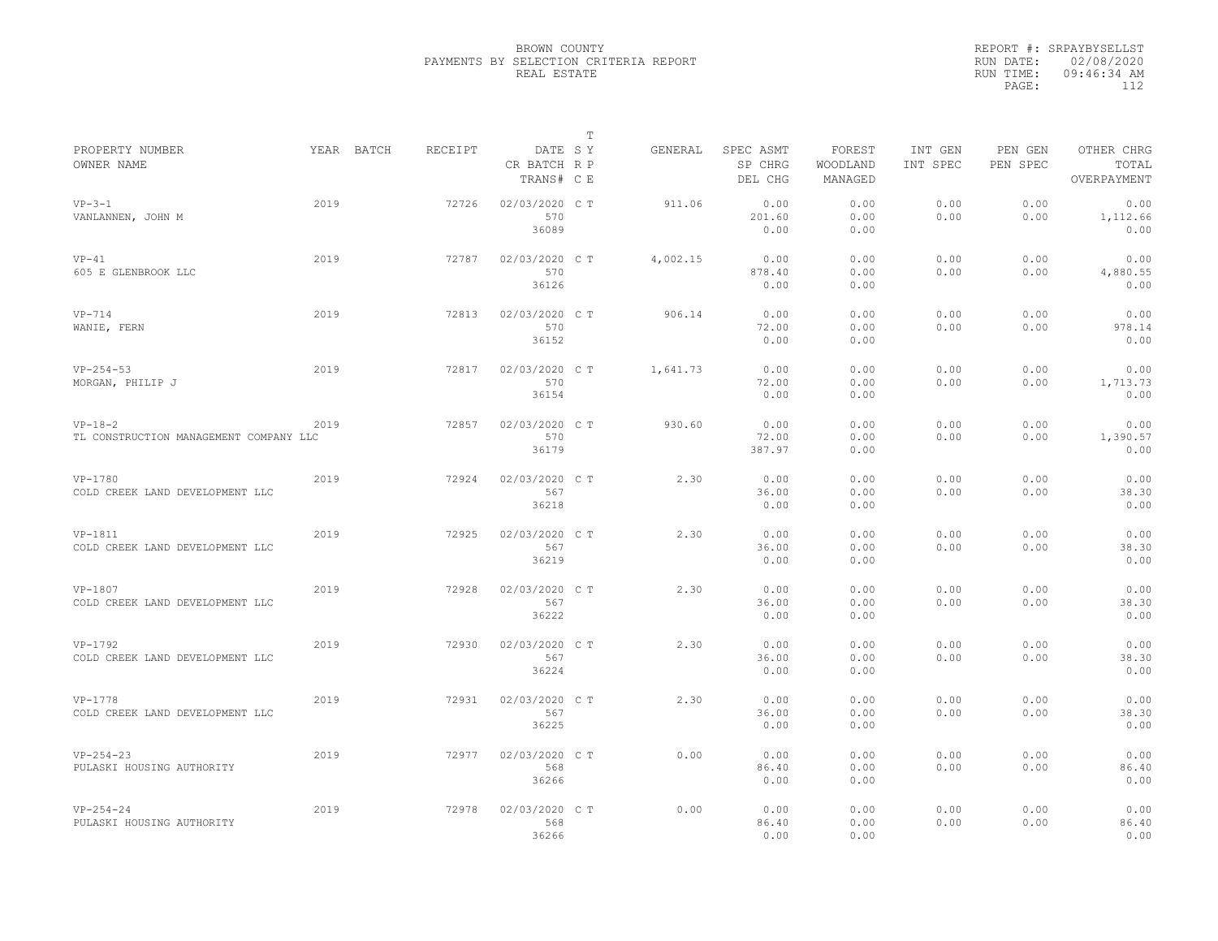BROWN COUNTY
PAYMENTS BY SELECTION CRITERIA REPORT
REAL ESTATE

REPORT #: SRPAYBYSELLST
RUN DATE: 02/08/2020
RUN TIME: 09:46:34 AM

| PROPERTY NUMBER<br>OWNER NAME | YEAR | BATCH | RECEIPT | DATE<br>CR BATCH<br>TRANS# | T<br>S Y<br>R P<br>C E | GENERAL | SPEC ASMT<br>SP CHRG<br>DEL CHG | FOREST<br>WOODLAND<br>MANAGED | INT GEN<br>INT SPEC | PEN GEN<br>PEN SPEC | OTHER CHRG<br>TOTAL<br>OVERPAYMENT |
|---|---|---|---|---|---|---|---|---|---|---|---|
| VP-3-1<br>VANLANNEN, JOHN M | 2019 | | 72726 | 02/03/2020<br>570<br>36089 | C T | 911.06 | 0.00<br>201.60<br>0.00 | 0.00<br>0.00<br>0.00 | 0.00<br>0.00 | 0.00<br>0.00 | 0.00<br>1,112.66<br>0.00 |
| VP-41<br>605 E GLENBROOK LLC | 2019 | | 72787 | 02/03/2020<br>570<br>36126 | C T | 4,002.15 | 0.00<br>878.40<br>0.00 | 0.00<br>0.00<br>0.00 | 0.00<br>0.00 | 0.00<br>0.00 | 0.00<br>4,880.55<br>0.00 |
| VP-714<br>WANIE, FERN | 2019 | | 72813 | 02/03/2020<br>570<br>36152 | C T | 906.14 | 0.00<br>72.00<br>0.00 | 0.00<br>0.00<br>0.00 | 0.00<br>0.00 | 0.00<br>0.00 | 0.00<br>978.14<br>0.00 |
| VP-254-53<br>MORGAN, PHILIP J | 2019 | | 72817 | 02/03/2020<br>570<br>36154 | C T | 1,641.73 | 0.00<br>72.00<br>0.00 | 0.00<br>0.00<br>0.00 | 0.00<br>0.00 | 0.00<br>0.00 | 0.00<br>1,713.73<br>0.00 |
| VP-18-2<br>TL CONSTRUCTION MANAGEMENT COMPANY LLC | 2019 | | 72857 | 02/03/2020<br>570<br>36179 | C T | 930.60 | 0.00<br>72.00<br>387.97 | 0.00<br>0.00<br>0.00 | 0.00<br>0.00 | 0.00<br>0.00 | 0.00<br>1,390.57<br>0.00 |
| VP-1780<br>COLD CREEK LAND DEVELOPMENT LLC | 2019 | | 72924 | 02/03/2020<br>567<br>36218 | C T | 2.30 | 0.00<br>36.00<br>0.00 | 0.00<br>0.00<br>0.00 | 0.00<br>0.00 | 0.00<br>0.00 | 0.00<br>38.30<br>0.00 |
| VP-1811<br>COLD CREEK LAND DEVELOPMENT LLC | 2019 | | 72925 | 02/03/2020<br>567<br>36219 | C T | 2.30 | 0.00<br>36.00<br>0.00 | 0.00<br>0.00<br>0.00 | 0.00<br>0.00 | 0.00<br>0.00 | 0.00<br>38.30<br>0.00 |
| VP-1807<br>COLD CREEK LAND DEVELOPMENT LLC | 2019 | | 72928 | 02/03/2020<br>567<br>36222 | C T | 2.30 | 0.00<br>36.00<br>0.00 | 0.00<br>0.00<br>0.00 | 0.00<br>0.00 | 0.00<br>0.00 | 0.00<br>38.30<br>0.00 |
| VP-1792<br>COLD CREEK LAND DEVELOPMENT LLC | 2019 | | 72930 | 02/03/2020<br>567<br>36224 | C T | 2.30 | 0.00<br>36.00<br>0.00 | 0.00<br>0.00<br>0.00 | 0.00<br>0.00 | 0.00<br>0.00 | 0.00<br>38.30<br>0.00 |
| VP-1778<br>COLD CREEK LAND DEVELOPMENT LLC | 2019 | | 72931 | 02/03/2020<br>567<br>36225 | C T | 2.30 | 0.00<br>36.00<br>0.00 | 0.00<br>0.00<br>0.00 | 0.00<br>0.00 | 0.00<br>0.00 | 0.00<br>38.30<br>0.00 |
| VP-254-23<br>PULASKI HOUSING AUTHORITY | 2019 | | 72977 | 02/03/2020<br>568<br>36266 | C T | 0.00 | 0.00<br>86.40<br>0.00 | 0.00<br>0.00<br>0.00 | 0.00<br>0.00 | 0.00<br>0.00 | 0.00<br>86.40<br>0.00 |
| VP-254-24<br>PULASKI HOUSING AUTHORITY | 2019 | | 72978 | 02/03/2020<br>568<br>36266 | C T | 0.00 | 0.00<br>86.40<br>0.00 | 0.00<br>0.00<br>0.00 | 0.00<br>0.00 | 0.00<br>0.00 | 0.00<br>86.40<br>0.00 |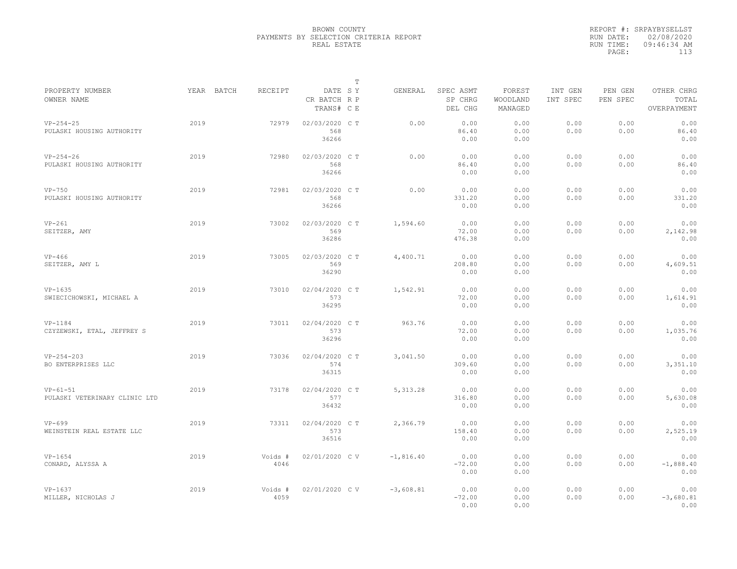BROWN COUNTY
PAYMENTS BY SELECTION CRITERIA REPORT
REAL ESTATE

REPORT #: SRPAYBYSELLST
RUN DATE: 02/08/2020
RUN TIME: 09:46:34 AM

| PROPERTY NUMBER<br>OWNER NAME | YEAR | BATCH | RECEIPT | DATE<br>CR BATCH<br>TRANS# | S R C | T Y P E | GENERAL | SPEC ASMT<br>SP CHRG<br>DEL CHG | FOREST<br>WOODLAND<br>MANAGED | INT GEN<br>INT SPEC | PEN GEN<br>PEN SPEC | OTHER CHRG<br>TOTAL<br>OVERPAYMENT |
|---|---|---|---|---|---|---|---|---|---|---|---|---|
| VP-254-25<br>PULASKI HOUSING AUTHORITY | 2019 | | 72979 | 02/03/2020<br>568<br>36266 | C | T | 0.00 | 0.00<br>86.40<br>0.00 | 0.00<br>0.00<br>0.00 | 0.00<br>0.00 | 0.00<br>0.00 | 0.00<br>86.40<br>0.00 |
| VP-254-26<br>PULASKI HOUSING AUTHORITY | 2019 | | 72980 | 02/03/2020<br>568<br>36266 | C | T | 0.00 | 0.00<br>86.40<br>0.00 | 0.00<br>0.00<br>0.00 | 0.00<br>0.00 | 0.00<br>0.00 | 0.00<br>86.40<br>0.00 |
| VP-750<br>PULASKI HOUSING AUTHORITY | 2019 | | 72981 | 02/03/2020<br>568<br>36266 | C | T | 0.00 | 0.00<br>331.20<br>0.00 | 0.00<br>0.00<br>0.00 | 0.00<br>0.00 | 0.00<br>0.00 | 0.00<br>331.20<br>0.00 |
| VP-261<br>SEITZER, AMY | 2019 | | 73002 | 02/03/2020<br>569<br>36286 | C | T | 1,594.60 | 0.00<br>72.00<br>476.38 | 0.00<br>0.00<br>0.00 | 0.00<br>0.00 | 0.00<br>0.00 | 0.00<br>2,142.98<br>0.00 |
| VP-466<br>SEITZER, AMY L | 2019 | | 73005 | 02/03/2020<br>569<br>36290 | C | T | 4,400.71 | 0.00<br>208.80<br>0.00 | 0.00<br>0.00<br>0.00 | 0.00<br>0.00 | 0.00<br>0.00 | 0.00<br>4,609.51<br>0.00 |
| VP-1635<br>SWIECICHOWSKI, MICHAEL A | 2019 | | 73010 | 02/04/2020<br>573<br>36295 | C | T | 1,542.91 | 0.00<br>72.00<br>0.00 | 0.00<br>0.00<br>0.00 | 0.00<br>0.00 | 0.00<br>0.00 | 0.00<br>1,614.91<br>0.00 |
| VP-1184<br>CZYZEWSKI, ETAL, JEFFREY S | 2019 | | 73011 | 02/04/2020<br>573<br>36296 | C | T | 963.76 | 0.00<br>72.00<br>0.00 | 0.00<br>0.00<br>0.00 | 0.00<br>0.00 | 0.00<br>0.00 | 0.00<br>1,035.76<br>0.00 |
| VP-254-203<br>BO ENTERPRISES LLC | 2019 | | 73036 | 02/04/2020<br>574<br>36315 | C | T | 3,041.50 | 0.00<br>309.60<br>0.00 | 0.00<br>0.00<br>0.00 | 0.00<br>0.00 | 0.00<br>0.00 | 0.00<br>3,351.10<br>0.00 |
| VP-61-51<br>PULASKI VETERINARY CLINIC LTD | 2019 | | 73178 | 02/04/2020<br>577<br>36432 | C | T | 5,313.28 | 0.00<br>316.80<br>0.00 | 0.00<br>0.00<br>0.00 | 0.00<br>0.00 | 0.00<br>0.00 | 0.00<br>5,630.08<br>0.00 |
| VP-699<br>WEINSTEIN REAL ESTATE LLC | 2019 | | 73311 | 02/04/2020<br>573<br>36516 | C | T | 2,366.79 | 0.00<br>158.40<br>0.00 | 0.00<br>0.00<br>0.00 | 0.00<br>0.00 | 0.00<br>0.00 | 0.00<br>2,525.19<br>0.00 |
| VP-1654<br>CONARD, ALYSSA A | 2019 | | Voids #<br>4046 | 02/01/2020 | C | V | -1,816.40 | 0.00<br>-72.00<br>0.00 | 0.00<br>0.00<br>0.00 | 0.00<br>0.00 | 0.00<br>0.00 | 0.00<br>-1,888.40<br>0.00 |
| VP-1637<br>MILLER, NICHOLAS J | 2019 | | Voids #<br>4059 | 02/01/2020 | C | V | -3,608.81 | 0.00<br>-72.00<br>0.00 | 0.00<br>0.00<br>0.00 | 0.00<br>0.00 | 0.00<br>0.00 | 0.00<br>-3,680.81<br>0.00 |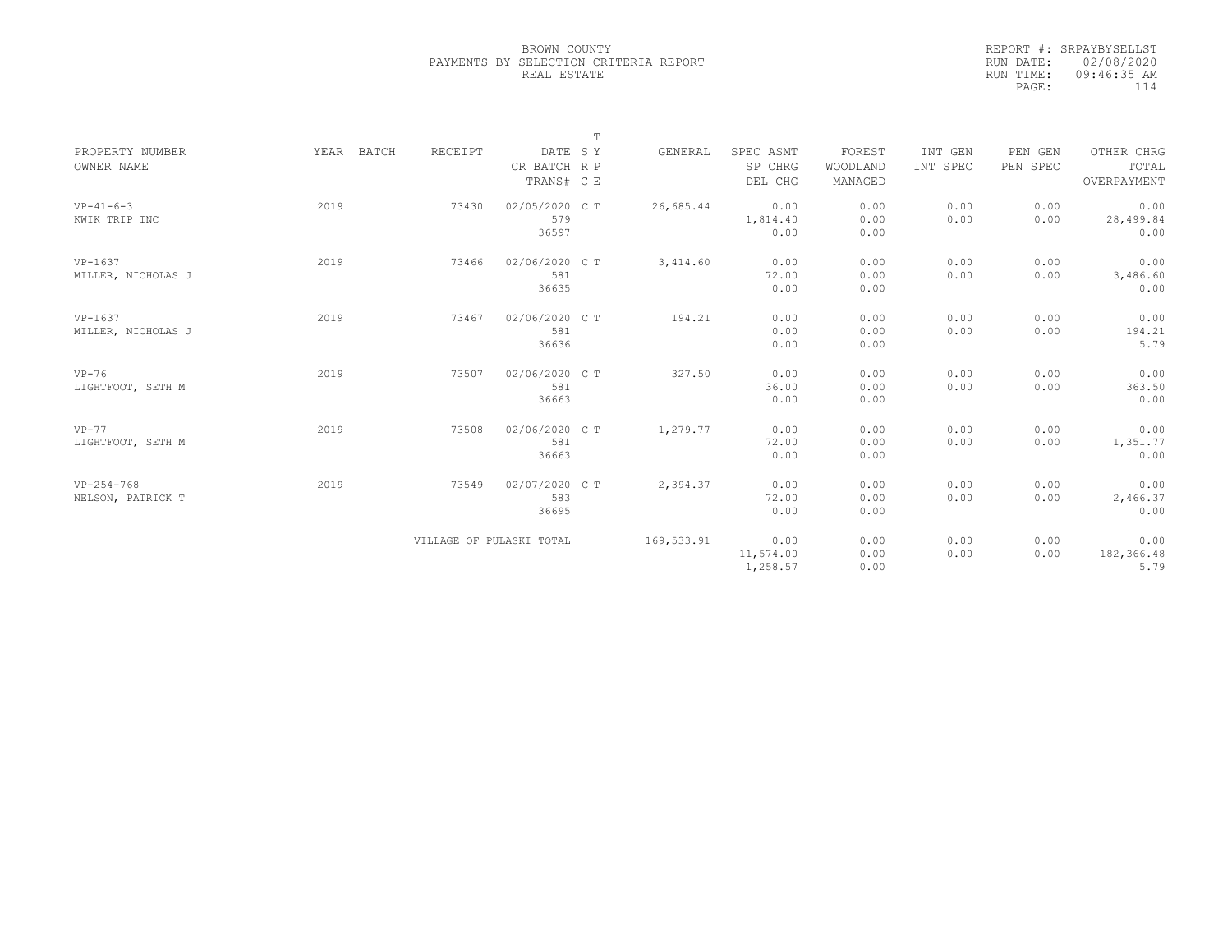BROWN COUNTY
PAYMENTS BY SELECTION CRITERIA REPORT
REAL ESTATE

REPORT #: SRPAYBYSELLST
RUN DATE: 02/08/2020
RUN TIME: 09:46:35 AM
PAGE: 114

| PROPERTY NUMBER / OWNER NAME | YEAR | BATCH | RECEIPT | DATE / CR BATCH / TRANS# | T SY / RP / CE | GENERAL | SPEC ASMT / SP CHRG / DEL CHG | FOREST / WOODLAND / MANAGED | INT GEN / INT SPEC | PEN GEN / PEN SPEC | OTHER CHRG / TOTAL / OVERPAYMENT |
|---|---|---|---|---|---|---|---|---|---|---|---|
| VP-41-6-3 / KWIK TRIP INC | 2019 | | 73430 | 02/05/2020 / 579 / 36597 | C T | 26,685.44 | 0.00 / 1,814.40 / 0.00 | 0.00 / 0.00 / 0.00 | 0.00 / 0.00 | 0.00 / 0.00 | 0.00 / 28,499.84 / 0.00 |
| VP-1637 / MILLER, NICHOLAS J | 2019 | | 73466 | 02/06/2020 / 581 / 36635 | C T | 3,414.60 | 0.00 / 72.00 / 0.00 | 0.00 / 0.00 / 0.00 | 0.00 / 0.00 | 0.00 / 0.00 | 0.00 / 3,486.60 / 0.00 |
| VP-1637 / MILLER, NICHOLAS J | 2019 | | 73467 | 02/06/2020 / 581 / 36636 | C T | 194.21 | 0.00 / 0.00 / 0.00 | 0.00 / 0.00 / 0.00 | 0.00 / 0.00 | 0.00 / 0.00 | 0.00 / 194.21 / 5.79 |
| VP-76 / LIGHTFOOT, SETH M | 2019 | | 73507 | 02/06/2020 / 581 / 36663 | C T | 327.50 | 0.00 / 36.00 / 0.00 | 0.00 / 0.00 / 0.00 | 0.00 / 0.00 | 0.00 / 0.00 | 0.00 / 363.50 / 0.00 |
| VP-77 / LIGHTFOOT, SETH M | 2019 | | 73508 | 02/06/2020 / 581 / 36663 | C T | 1,279.77 | 0.00 / 72.00 / 0.00 | 0.00 / 0.00 / 0.00 | 0.00 / 0.00 | 0.00 / 0.00 | 0.00 / 1,351.77 / 0.00 |
| VP-254-768 / NELSON, PATRICK T | 2019 | | 73549 | 02/07/2020 / 583 / 36695 | C T | 2,394.37 | 0.00 / 72.00 / 0.00 | 0.00 / 0.00 / 0.00 | 0.00 / 0.00 | 0.00 / 0.00 | 0.00 / 2,466.37 / 0.00 |
| VILLAGE OF PULASKI TOTAL | | | | | | 169,533.91 | 0.00 / 11,574.00 / 1,258.57 | 0.00 / 0.00 / 0.00 | 0.00 / 0.00 | 0.00 / 0.00 | 0.00 / 182,366.48 / 5.79 |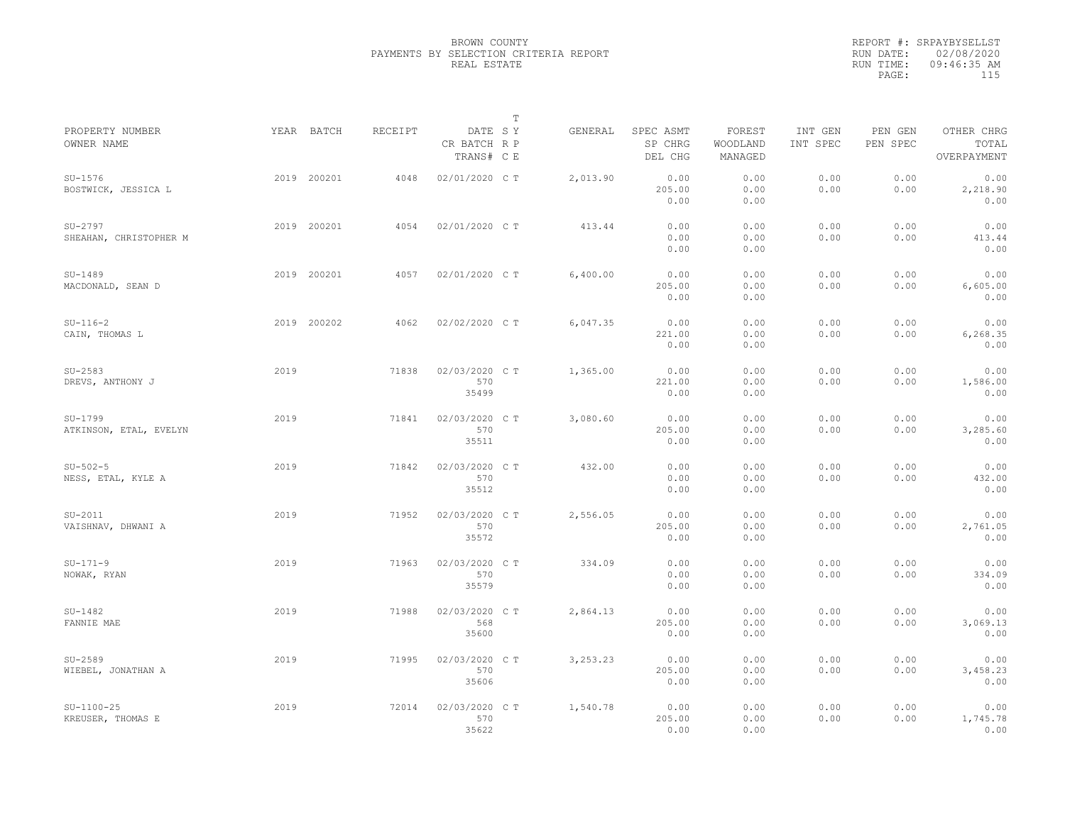BROWN COUNTY
PAYMENTS BY SELECTION CRITERIA REPORT
REAL ESTATE

REPORT #: SRPAYBYSELLST
RUN DATE: 02/08/2020
RUN TIME: 09:46:35 AM

| PROPERTY NUMBER<br>OWNER NAME | YEAR | BATCH | RECEIPT | DATE<br>CR BATCH<br>TRANS# | T<br>S Y<br>R P<br>C E | GENERAL | SPEC ASMT<br>SP CHRG<br>DEL CHG | FOREST<br>WOODLAND<br>MANAGED | INT GEN<br>INT SPEC | PEN GEN<br>PEN SPEC | OTHER CHRG<br>TOTAL<br>OVERPAYMENT |
|---|---|---|---|---|---|---|---|---|---|---|---|
| SU-1576<br>BOSTWICK, JESSICA L | 2019 | 200201 | 4048 | 02/01/2020 | C T | 2,013.90 | 0.00<br>205.00<br>0.00 | 0.00<br>0.00<br>0.00 | 0.00<br>0.00 | 0.00<br>0.00 | 0.00<br>2,218.90<br>0.00 |
| SU-2797<br>SHEAHAN, CHRISTOPHER M | 2019 | 200201 | 4054 | 02/01/2020 | C T | 413.44 | 0.00<br>0.00<br>0.00 | 0.00<br>0.00<br>0.00 | 0.00<br>0.00 | 0.00<br>0.00 | 0.00<br>413.44<br>0.00 |
| SU-1489<br>MACDONALD, SEAN D | 2019 | 200201 | 4057 | 02/01/2020 | C T | 6,400.00 | 0.00<br>205.00<br>0.00 | 0.00<br>0.00<br>0.00 | 0.00<br>0.00 | 0.00<br>0.00 | 0.00<br>6,605.00<br>0.00 |
| SU-116-2<br>CAIN, THOMAS L | 2019 | 200202 | 4062 | 02/02/2020 | C T | 6,047.35 | 0.00<br>221.00<br>0.00 | 0.00<br>0.00<br>0.00 | 0.00<br>0.00 | 0.00<br>0.00 | 0.00<br>6,268.35<br>0.00 |
| SU-2583<br>DREVS, ANTHONY J | 2019 | | 71838 | 02/03/2020<br>570<br>35499 | C T | 1,365.00 | 0.00<br>221.00<br>0.00 | 0.00<br>0.00<br>0.00 | 0.00<br>0.00 | 0.00<br>0.00 | 0.00<br>1,586.00<br>0.00 |
| SU-1799<br>ATKINSON, ETAL, EVELYN | 2019 | | 71841 | 02/03/2020<br>570<br>35511 | C T | 3,080.60 | 0.00<br>205.00<br>0.00 | 0.00<br>0.00<br>0.00 | 0.00<br>0.00 | 0.00<br>0.00 | 0.00<br>3,285.60<br>0.00 |
| SU-502-5<br>NESS, ETAL, KYLE A | 2019 | | 71842 | 02/03/2020<br>570<br>35512 | C T | 432.00 | 0.00<br>0.00<br>0.00 | 0.00<br>0.00<br>0.00 | 0.00<br>0.00 | 0.00<br>0.00 | 0.00<br>432.00<br>0.00 |
| SU-2011<br>VAISHNAV, DHWANI A | 2019 | | 71952 | 02/03/2020<br>570<br>35572 | C T | 2,556.05 | 0.00<br>205.00<br>0.00 | 0.00<br>0.00<br>0.00 | 0.00<br>0.00 | 0.00<br>0.00 | 0.00<br>2,761.05<br>0.00 |
| SU-171-9<br>NOWAK, RYAN | 2019 | | 71963 | 02/03/2020<br>570<br>35579 | C T | 334.09 | 0.00<br>0.00<br>0.00 | 0.00<br>0.00<br>0.00 | 0.00<br>0.00 | 0.00<br>0.00 | 0.00<br>334.09<br>0.00 |
| SU-1482<br>FANNIE MAE | 2019 | | 71988 | 02/03/2020<br>568<br>35600 | C T | 2,864.13 | 0.00<br>205.00<br>0.00 | 0.00<br>0.00<br>0.00 | 0.00<br>0.00 | 0.00<br>0.00 | 0.00<br>3,069.13<br>0.00 |
| SU-2589<br>WIEBEL, JONATHAN A | 2019 | | 71995 | 02/03/2020<br>570<br>35606 | C T | 3,253.23 | 0.00<br>205.00<br>0.00 | 0.00<br>0.00<br>0.00 | 0.00<br>0.00 | 0.00<br>0.00 | 0.00<br>3,458.23<br>0.00 |
| SU-1100-25<br>KREUSER, THOMAS E | 2019 | | 72014 | 02/03/2020<br>570<br>35622 | C T | 1,540.78 | 0.00<br>205.00<br>0.00 | 0.00<br>0.00<br>0.00 | 0.00<br>0.00 | 0.00<br>0.00 | 0.00<br>1,745.78<br>0.00 |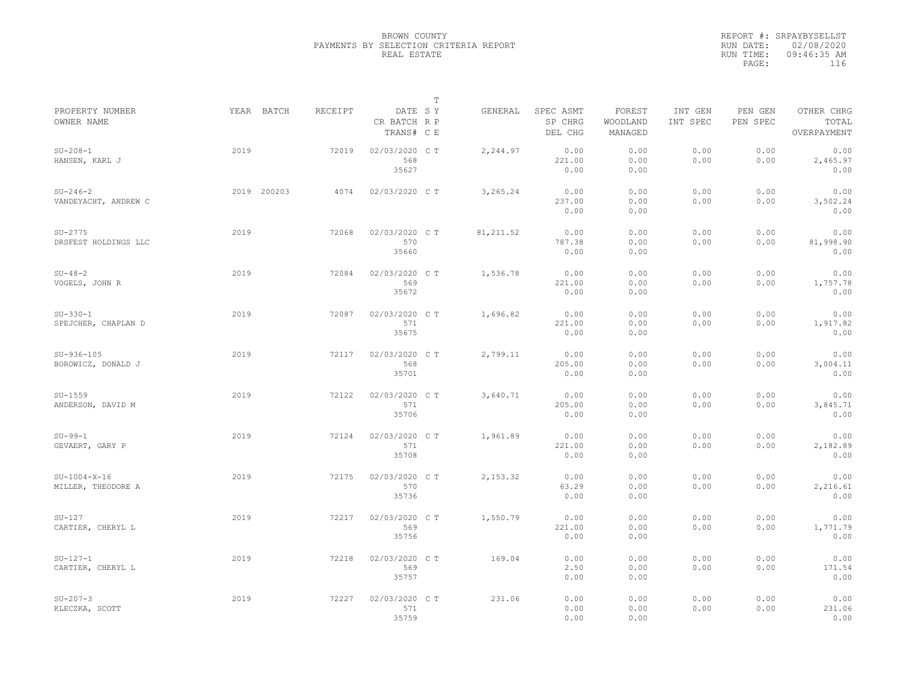BROWN COUNTY
PAYMENTS BY SELECTION CRITERIA REPORT
REAL ESTATE

REPORT #: SRPAYBYSELLST
RUN DATE: 02/08/2020
RUN TIME: 09:46:35 AM

| PROPERTY NUMBER / OWNER NAME | YEAR | BATCH | RECEIPT | DATE / CR BATCH / TRANS# | T S Y / R P / C E | GENERAL | SPEC ASMT / SP CHRG / DEL CHG | FOREST / WOODLAND / MANAGED | INT GEN / INT SPEC | PEN GEN / PEN SPEC | OTHER CHRG / TOTAL / OVERPAYMENT |
|---|---|---|---|---|---|---|---|---|---|---|---|
| SU-208-1 / HANSEN, KARL J | 2019 | | 72019 | 02/03/2020 / 568 / 35627 | C T | 2,244.97 | 0.00 / 221.00 / 0.00 | 0.00 / 0.00 / 0.00 | 0.00 / 0.00 | 0.00 / 0.00 | 0.00 / 2,465.97 / 0.00 |
| SU-246-2 / VANDEYACHT, ANDREW C | 2019 | 200203 | 4074 | 02/03/2020 | C T | 3,265.24 | 0.00 / 237.00 / 0.00 | 0.00 / 0.00 / 0.00 | 0.00 / 0.00 | 0.00 / 0.00 | 0.00 / 3,502.24 / 0.00 |
| SU-2775 / DRSFEST HOLDINGS LLC | 2019 | | 72068 | 02/03/2020 / 570 / 35660 | C T | 81,211.52 | 0.00 / 787.38 / 0.00 | 0.00 / 0.00 / 0.00 | 0.00 / 0.00 | 0.00 / 0.00 | 0.00 / 81,998.90 / 0.00 |
| SU-48-2 / VOGELS, JOHN R | 2019 | | 72084 | 02/03/2020 / 569 / 35672 | C T | 1,536.78 | 0.00 / 221.00 / 0.00 | 0.00 / 0.00 / 0.00 | 0.00 / 0.00 | 0.00 / 0.00 | 0.00 / 1,757.78 / 0.00 |
| SU-330-1 / SPEJCHER, CHAPLAN D | 2019 | | 72087 | 02/03/2020 / 571 / 35675 | C T | 1,696.82 | 0.00 / 221.00 / 0.00 | 0.00 / 0.00 / 0.00 | 0.00 / 0.00 | 0.00 / 0.00 | 0.00 / 1,917.82 / 0.00 |
| SU-936-105 / BOROWICZ, DONALD J | 2019 | | 72117 | 02/03/2020 / 568 / 35701 | C T | 2,799.11 | 0.00 / 205.00 / 0.00 | 0.00 / 0.00 / 0.00 | 0.00 / 0.00 | 0.00 / 0.00 | 0.00 / 3,004.11 / 0.00 |
| SU-1559 / ANDERSON, DAVID M | 2019 | | 72122 | 02/03/2020 / 571 / 35706 | C T | 3,640.71 | 0.00 / 205.00 / 0.00 | 0.00 / 0.00 / 0.00 | 0.00 / 0.00 | 0.00 / 0.00 | 0.00 / 3,845.71 / 0.00 |
| SU-99-1 / GEVAERT, GARY P | 2019 | | 72124 | 02/03/2020 / 571 / 35708 | C T | 1,961.89 | 0.00 / 221.00 / 0.00 | 0.00 / 0.00 / 0.00 | 0.00 / 0.00 | 0.00 / 0.00 | 0.00 / 2,182.89 / 0.00 |
| SU-1004-X-16 / MILLER, THEODORE A | 2019 | | 72175 | 02/03/2020 / 570 / 35736 | C T | 2,153.32 | 0.00 / 63.29 / 0.00 | 0.00 / 0.00 / 0.00 | 0.00 / 0.00 | 0.00 / 0.00 | 0.00 / 2,216.61 / 0.00 |
| SU-127 / CARTIER, CHERYL L | 2019 | | 72217 | 02/03/2020 / 569 / 35756 | C T | 1,550.79 | 0.00 / 221.00 / 0.00 | 0.00 / 0.00 / 0.00 | 0.00 / 0.00 | 0.00 / 0.00 | 0.00 / 1,771.79 / 0.00 |
| SU-127-1 / CARTIER, CHERYL L | 2019 | | 72218 | 02/03/2020 / 569 / 35757 | C T | 169.04 | 0.00 / 2.50 / 0.00 | 0.00 / 0.00 / 0.00 | 0.00 / 0.00 | 0.00 / 0.00 | 0.00 / 171.54 / 0.00 |
| SU-207-3 / KLECZKA, SCOTT | 2019 | | 72227 | 02/03/2020 / 571 / 35759 | C T | 231.06 | 0.00 / 0.00 / 0.00 | 0.00 / 0.00 / 0.00 | 0.00 / 0.00 | 0.00 / 0.00 | 0.00 / 231.06 / 0.00 |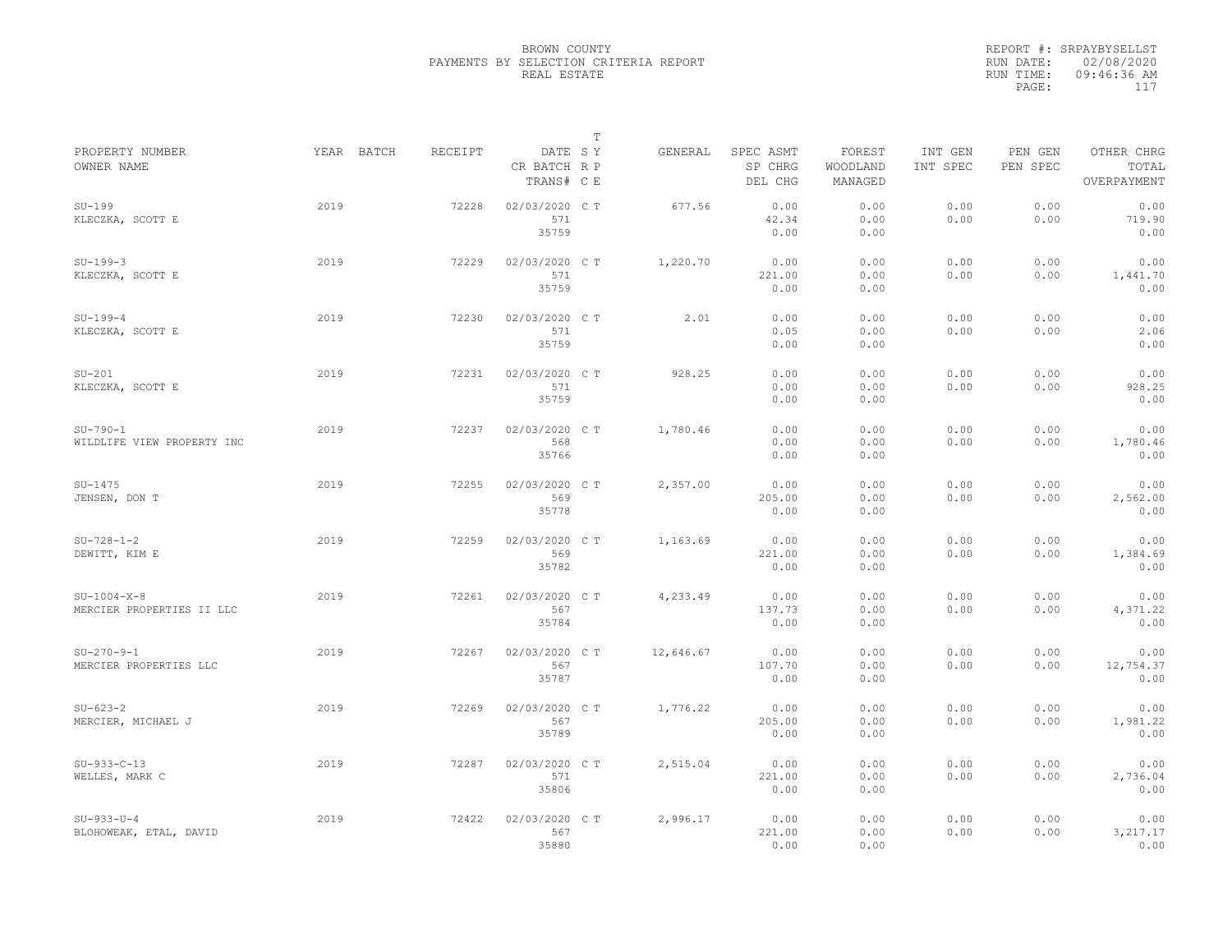BROWN COUNTY
PAYMENTS BY SELECTION CRITERIA REPORT
REAL ESTATE

REPORT #: SRPAYBYSELLST
RUN DATE: 02/08/2020
RUN TIME: 09:46:36 AM

| PROPERTY NUMBER<br>OWNER NAME | YEAR | BATCH | RECEIPT | DATE<br>CR BATCH<br>TRANS# | T SY RP CE | GENERAL | SPEC ASMT<br>SP CHRG<br>DEL CHG | FOREST<br>WOODLAND<br>MANAGED | INT GEN<br>INT SPEC | PEN GEN<br>PEN SPEC | OTHER CHRG<br>TOTAL<br>OVERPAYMENT |
|---|---|---|---|---|---|---|---|---|---|---|---|
| SU-199<br>KLECZKA, SCOTT E | 2019 | | 72228 | 02/03/2020<br>571<br>35759 | C T | 677.56 | 0.00<br>42.34<br>0.00 | 0.00<br>0.00<br>0.00 | 0.00<br>0.00 | 0.00<br>0.00 | 0.00<br>719.90<br>0.00 |
| SU-199-3<br>KLECZKA, SCOTT E | 2019 | | 72229 | 02/03/2020<br>571<br>35759 | C T | 1,220.70 | 0.00<br>221.00<br>0.00 | 0.00<br>0.00<br>0.00 | 0.00<br>0.00 | 0.00<br>0.00 | 0.00<br>1,441.70<br>0.00 |
| SU-199-4<br>KLECZKA, SCOTT E | 2019 | | 72230 | 02/03/2020<br>571<br>35759 | C T | 2.01 | 0.00<br>0.05<br>0.00 | 0.00<br>0.00<br>0.00 | 0.00<br>0.00 | 0.00<br>0.00 | 0.00<br>2.06<br>0.00 |
| SU-201<br>KLECZKA, SCOTT E | 2019 | | 72231 | 02/03/2020<br>571<br>35759 | C T | 928.25 | 0.00<br>0.00<br>0.00 | 0.00<br>0.00<br>0.00 | 0.00<br>0.00 | 0.00<br>0.00 | 0.00<br>928.25<br>0.00 |
| SU-790-1<br>WILDLIFE VIEW PROPERTY INC | 2019 | | 72237 | 02/03/2020<br>568<br>35766 | C T | 1,780.46 | 0.00<br>0.00<br>0.00 | 0.00<br>0.00<br>0.00 | 0.00<br>0.00 | 0.00<br>0.00 | 0.00<br>1,780.46<br>0.00 |
| SU-1475<br>JENSEN, DON T | 2019 | | 72255 | 02/03/2020<br>569<br>35778 | C T | 2,357.00 | 0.00<br>205.00<br>0.00 | 0.00<br>0.00<br>0.00 | 0.00<br>0.00 | 0.00<br>0.00 | 0.00<br>2,562.00<br>0.00 |
| SU-728-1-2<br>DEWITT, KIM E | 2019 | | 72259 | 02/03/2020<br>569<br>35782 | C T | 1,163.69 | 0.00<br>221.00<br>0.00 | 0.00<br>0.00<br>0.00 | 0.00<br>0.00 | 0.00<br>0.00 | 0.00<br>1,384.69<br>0.00 |
| SU-1004-X-8<br>MERCIER PROPERTIES II LLC | 2019 | | 72261 | 02/03/2020<br>567<br>35784 | C T | 4,233.49 | 0.00<br>137.73<br>0.00 | 0.00<br>0.00<br>0.00 | 0.00<br>0.00 | 0.00<br>0.00 | 0.00<br>4,371.22<br>0.00 |
| SU-270-9-1<br>MERCIER PROPERTIES LLC | 2019 | | 72267 | 02/03/2020<br>567<br>35787 | C T | 12,646.67 | 0.00<br>107.70<br>0.00 | 0.00<br>0.00<br>0.00 | 0.00<br>0.00 | 0.00<br>0.00 | 0.00<br>12,754.37<br>0.00 |
| SU-623-2<br>MERCIER, MICHAEL J | 2019 | | 72269 | 02/03/2020<br>567<br>35789 | C T | 1,776.22 | 0.00<br>205.00<br>0.00 | 0.00<br>0.00<br>0.00 | 0.00<br>0.00 | 0.00<br>0.00 | 0.00<br>1,981.22<br>0.00 |
| SU-933-C-13<br>WELLES, MARK C | 2019 | | 72287 | 02/03/2020<br>571<br>35806 | C T | 2,515.04 | 0.00<br>221.00<br>0.00 | 0.00<br>0.00<br>0.00 | 0.00<br>0.00 | 0.00<br>0.00 | 0.00<br>2,736.04<br>0.00 |
| SU-933-U-4<br>BLOHOWEAK, ETAL, DAVID | 2019 | | 72422 | 02/03/2020<br>567<br>35880 | C T | 2,996.17 | 0.00<br>221.00<br>0.00 | 0.00<br>0.00<br>0.00 | 0.00<br>0.00 | 0.00<br>0.00 | 0.00<br>3,217.17<br>0.00 |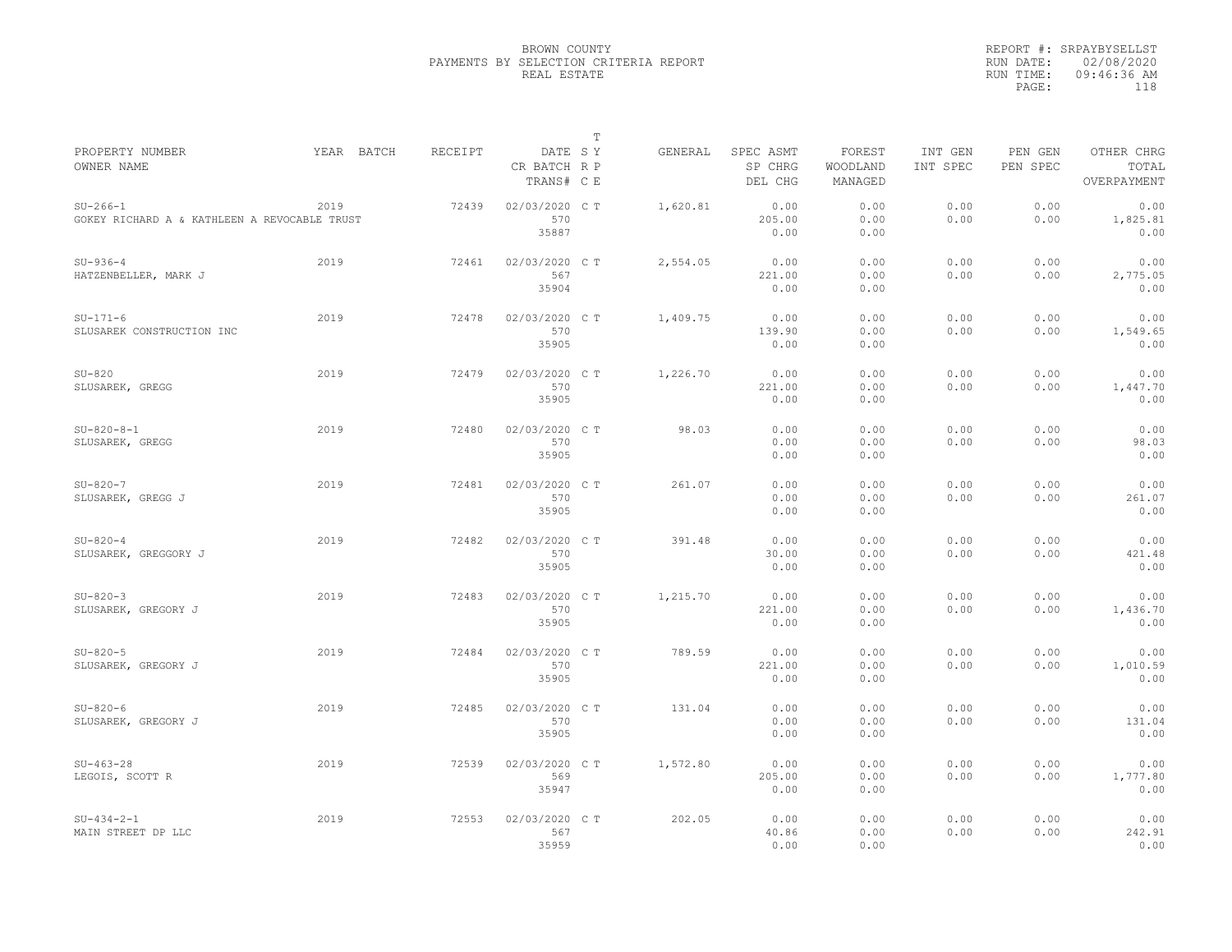BROWN COUNTY
PAYMENTS BY SELECTION CRITERIA REPORT
REAL ESTATE

REPORT #: SRPAYBYSELLST
RUN DATE: 02/08/2020
RUN TIME: 09:46:36 AM

| PROPERTY NUMBER / OWNER NAME | YEAR | BATCH | RECEIPT | DATE / CR BATCH / TRANS# | T S Y / R P / C E | GENERAL | SPEC ASMT / SP CHRG / DEL CHG | FOREST / WOODLAND / MANAGED | INT GEN / INT SPEC | PEN GEN / PEN SPEC | OTHER CHRG / TOTAL / OVERPAYMENT |
|---|---|---|---|---|---|---|---|---|---|---|---|
| SU-266-1 / GOKEY RICHARD A & KATHLEEN A REVOCABLE TRUST | 2019 | | 72439 | 02/03/2020 / 570 / 35887 | C T | 1,620.81 | 0.00 / 205.00 / 0.00 | 0.00 / 0.00 / 0.00 | 0.00 / 0.00 | 0.00 / 0.00 | 0.00 / 1,825.81 / 0.00 |
| SU-936-4 / HATZENBELLER, MARK J | 2019 | | 72461 | 02/03/2020 / 567 / 35904 | C T | 2,554.05 | 0.00 / 221.00 / 0.00 | 0.00 / 0.00 / 0.00 | 0.00 / 0.00 | 0.00 / 0.00 | 0.00 / 2,775.05 / 0.00 |
| SU-171-6 / SLUSAREK CONSTRUCTION INC | 2019 | | 72478 | 02/03/2020 / 570 / 35905 | C T | 1,409.75 | 0.00 / 139.90 / 0.00 | 0.00 / 0.00 / 0.00 | 0.00 / 0.00 | 0.00 / 0.00 | 0.00 / 1,549.65 / 0.00 |
| SU-820 / SLUSAREK, GREGG | 2019 | | 72479 | 02/03/2020 / 570 / 35905 | C T | 1,226.70 | 0.00 / 221.00 / 0.00 | 0.00 / 0.00 / 0.00 | 0.00 / 0.00 | 0.00 / 0.00 | 0.00 / 1,447.70 / 0.00 |
| SU-820-8-1 / SLUSAREK, GREGG | 2019 | | 72480 | 02/03/2020 / 570 / 35905 | C T | 98.03 | 0.00 / 0.00 / 0.00 | 0.00 / 0.00 / 0.00 | 0.00 / 0.00 | 0.00 / 0.00 | 0.00 / 98.03 / 0.00 |
| SU-820-7 / SLUSAREK, GREGG J | 2019 | | 72481 | 02/03/2020 / 570 / 35905 | C T | 261.07 | 0.00 / 0.00 / 0.00 | 0.00 / 0.00 / 0.00 | 0.00 / 0.00 | 0.00 / 0.00 | 0.00 / 261.07 / 0.00 |
| SU-820-4 / SLUSAREK, GREGGORY J | 2019 | | 72482 | 02/03/2020 / 570 / 35905 | C T | 391.48 | 0.00 / 30.00 / 0.00 | 0.00 / 0.00 / 0.00 | 0.00 / 0.00 | 0.00 / 0.00 | 0.00 / 421.48 / 0.00 |
| SU-820-3 / SLUSAREK, GREGORY J | 2019 | | 72483 | 02/03/2020 / 570 / 35905 | C T | 1,215.70 | 0.00 / 221.00 / 0.00 | 0.00 / 0.00 / 0.00 | 0.00 / 0.00 | 0.00 / 0.00 | 0.00 / 1,436.70 / 0.00 |
| SU-820-5 / SLUSAREK, GREGORY J | 2019 | | 72484 | 02/03/2020 / 570 / 35905 | C T | 789.59 | 0.00 / 221.00 / 0.00 | 0.00 / 0.00 / 0.00 | 0.00 / 0.00 | 0.00 / 0.00 | 0.00 / 1,010.59 / 0.00 |
| SU-820-6 / SLUSAREK, GREGORY J | 2019 | | 72485 | 02/03/2020 / 570 / 35905 | C T | 131.04 | 0.00 / 0.00 / 0.00 | 0.00 / 0.00 / 0.00 | 0.00 / 0.00 | 0.00 / 0.00 | 0.00 / 131.04 / 0.00 |
| SU-463-28 / LEGOIS, SCOTT R | 2019 | | 72539 | 02/03/2020 / 569 / 35947 | C T | 1,572.80 | 0.00 / 205.00 / 0.00 | 0.00 / 0.00 / 0.00 | 0.00 / 0.00 | 0.00 / 0.00 | 0.00 / 1,777.80 / 0.00 |
| SU-434-2-1 / MAIN STREET DP LLC | 2019 | | 72553 | 02/03/2020 / 567 / 35959 | C T | 202.05 | 0.00 / 40.86 / 0.00 | 0.00 / 0.00 / 0.00 | 0.00 / 0.00 | 0.00 / 0.00 | 0.00 / 242.91 / 0.00 |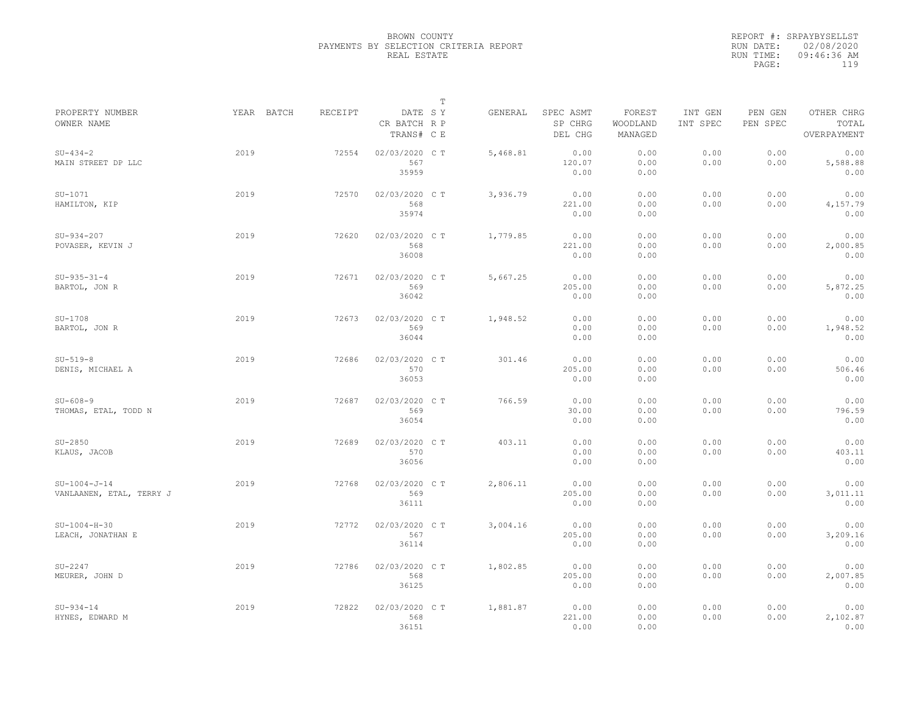BROWN COUNTY
PAYMENTS BY SELECTION CRITERIA REPORT
REAL ESTATE

REPORT #: SRPAYBYSELLST
RUN DATE: 02/08/2020
RUN TIME: 09:46:36 AM

| PROPERTY NUMBER<br>OWNER NAME | YEAR | BATCH | RECEIPT | DATE<br>CR BATCH<br>TRANS# | T S Y<br>R P<br>C E | GENERAL | SPEC ASMT<br>SP CHRG<br>DEL CHG | FOREST<br>WOODLAND<br>MANAGED | INT GEN<br>INT SPEC | PEN GEN<br>PEN SPEC | OTHER CHRG<br>TOTAL<br>OVERPAYMENT |
|---|---|---|---|---|---|---|---|---|---|---|---|
| SU-434-2<br>MAIN STREET DP LLC | 2019 | | 72554 | 02/03/2020<br>567<br>35959 | C T | 5,468.81 | 0.00<br>120.07<br>0.00 | 0.00<br>0.00<br>0.00 | 0.00<br>0.00 | 0.00<br>0.00 | 0.00<br>5,588.88<br>0.00 |
| SU-1071<br>HAMILTON, KIP | 2019 | | 72570 | 02/03/2020<br>568<br>35974 | C T | 3,936.79 | 0.00<br>221.00<br>0.00 | 0.00<br>0.00<br>0.00 | 0.00<br>0.00 | 0.00<br>0.00 | 0.00<br>4,157.79<br>0.00 |
| SU-934-207<br>POVASER, KEVIN J | 2019 | | 72620 | 02/03/2020<br>568<br>36008 | C T | 1,779.85 | 0.00<br>221.00<br>0.00 | 0.00<br>0.00<br>0.00 | 0.00<br>0.00 | 0.00<br>0.00 | 0.00<br>2,000.85<br>0.00 |
| SU-935-31-4<br>BARTOL, JON R | 2019 | | 72671 | 02/03/2020<br>569<br>36042 | C T | 5,667.25 | 0.00<br>205.00<br>0.00 | 0.00<br>0.00<br>0.00 | 0.00<br>0.00 | 0.00<br>0.00 | 0.00<br>5,872.25<br>0.00 |
| SU-1708<br>BARTOL, JON R | 2019 | | 72673 | 02/03/2020<br>569<br>36044 | C T | 1,948.52 | 0.00<br>0.00<br>0.00 | 0.00<br>0.00<br>0.00 | 0.00<br>0.00 | 0.00<br>0.00 | 0.00<br>1,948.52<br>0.00 |
| SU-519-8<br>DENIS, MICHAEL A | 2019 | | 72686 | 02/03/2020<br>570<br>36053 | C T | 301.46 | 0.00<br>205.00<br>0.00 | 0.00<br>0.00<br>0.00 | 0.00<br>0.00 | 0.00<br>0.00 | 0.00<br>506.46<br>0.00 |
| SU-608-9<br>THOMAS, ETAL, TODD N | 2019 | | 72687 | 02/03/2020<br>569<br>36054 | C T | 766.59 | 0.00<br>30.00<br>0.00 | 0.00<br>0.00<br>0.00 | 0.00<br>0.00 | 0.00<br>0.00 | 0.00<br>796.59<br>0.00 |
| SU-2850<br>KLAUS, JACOB | 2019 | | 72689 | 02/03/2020<br>570<br>36056 | C T | 403.11 | 0.00<br>0.00<br>0.00 | 0.00<br>0.00<br>0.00 | 0.00<br>0.00 | 0.00<br>0.00 | 0.00<br>403.11<br>0.00 |
| SU-1004-J-14<br>VANLAANEN, ETAL, TERRY J | 2019 | | 72768 | 02/03/2020<br>569<br>36111 | C T | 2,806.11 | 0.00<br>205.00<br>0.00 | 0.00<br>0.00<br>0.00 | 0.00<br>0.00 | 0.00<br>0.00 | 0.00<br>3,011.11<br>0.00 |
| SU-1004-H-30<br>LEACH, JONATHAN E | 2019 | | 72772 | 02/03/2020<br>567<br>36114 | C T | 3,004.16 | 0.00<br>205.00<br>0.00 | 0.00<br>0.00<br>0.00 | 0.00<br>0.00 | 0.00<br>0.00 | 0.00<br>3,209.16<br>0.00 |
| SU-2247<br>MEURER, JOHN D | 2019 | | 72786 | 02/03/2020<br>568<br>36125 | C T | 1,802.85 | 0.00<br>205.00<br>0.00 | 0.00<br>0.00<br>0.00 | 0.00<br>0.00 | 0.00<br>0.00 | 0.00<br>2,007.85<br>0.00 |
| SU-934-14<br>HYNES, EDWARD M | 2019 | | 72822 | 02/03/2020<br>568<br>36151 | C T | 1,881.87 | 0.00<br>221.00<br>0.00 | 0.00<br>0.00<br>0.00 | 0.00<br>0.00 | 0.00<br>0.00 | 0.00<br>2,102.87<br>0.00 |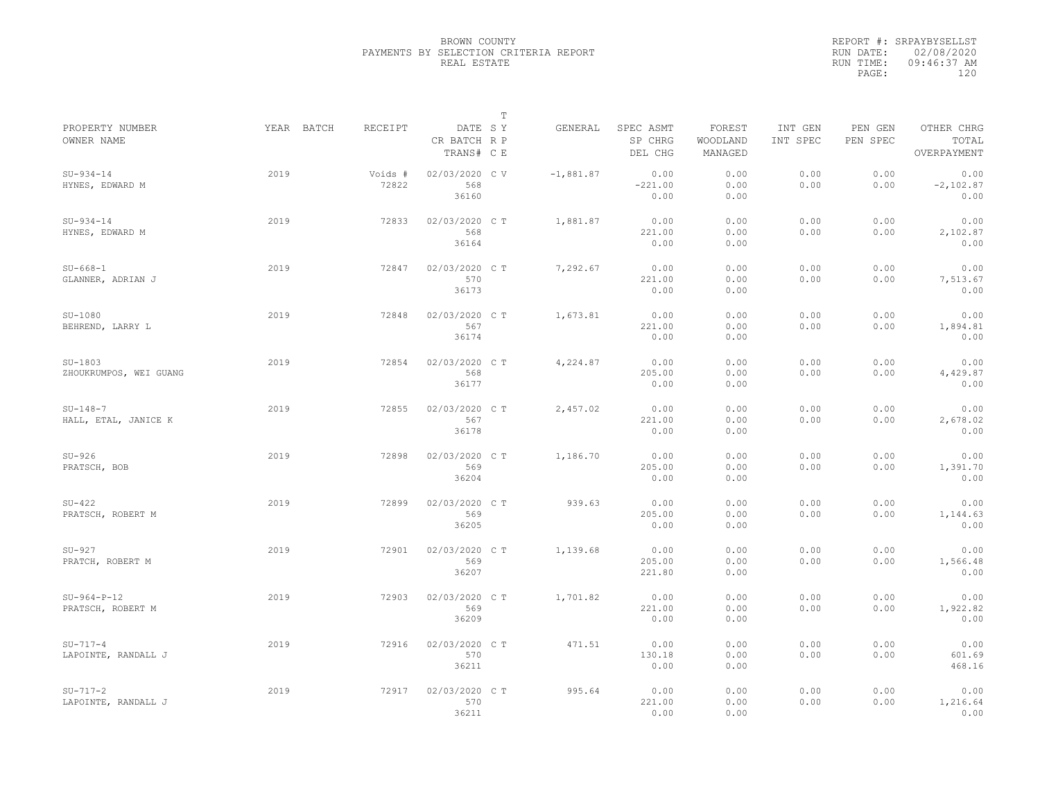BROWN COUNTY
PAYMENTS BY SELECTION CRITERIA REPORT
REAL ESTATE

REPORT #: SRPAYBYSELLST
RUN DATE: 02/08/2020
RUN TIME: 09:46:37 AM

| PROPERTY NUMBER / OWNER NAME | YEAR | BATCH | RECEIPT | DATE / CR BATCH / TRANS# | T C | SY RP E | GENERAL | SPEC ASMT / SP CHRG / DEL CHG | FOREST / WOODLAND / MANAGED | INT GEN / INT SPEC | PEN GEN / PEN SPEC | OTHER CHRG / TOTAL / OVERPAYMENT |
|---|---|---|---|---|---|---|---|---|---|---|---|---|
| SU-934-14 HYNES, EDWARD M | 2019 | | Voids # 72822 | 02/03/2020 568 36160 | C | V | -1,881.87 | 0.00 -221.00 0.00 | 0.00 0.00 0.00 | 0.00 0.00 | 0.00 0.00 | 0.00 -2,102.87 0.00 |
| SU-934-14 HYNES, EDWARD M | 2019 | | 72833 | 02/03/2020 568 36164 | C | T | 1,881.87 | 0.00 221.00 0.00 | 0.00 0.00 0.00 | 0.00 0.00 | 0.00 0.00 | 0.00 2,102.87 0.00 |
| SU-668-1 GLANNER, ADRIAN J | 2019 | | 72847 | 02/03/2020 570 36173 | C | T | 7,292.67 | 0.00 221.00 0.00 | 0.00 0.00 0.00 | 0.00 0.00 | 0.00 0.00 | 0.00 7,513.67 0.00 |
| SU-1080 BEHREND, LARRY L | 2019 | | 72848 | 02/03/2020 567 36174 | C | T | 1,673.81 | 0.00 221.00 0.00 | 0.00 0.00 0.00 | 0.00 0.00 | 0.00 0.00 | 0.00 1,894.81 0.00 |
| SU-1803 ZHOUKRUMPOS, WEI GUANG | 2019 | | 72854 | 02/03/2020 568 36177 | C | T | 4,224.87 | 0.00 205.00 0.00 | 0.00 0.00 0.00 | 0.00 0.00 | 0.00 0.00 | 0.00 4,429.87 0.00 |
| SU-148-7 HALL, ETAL, JANICE K | 2019 | | 72855 | 02/03/2020 567 36178 | C | T | 2,457.02 | 0.00 221.00 0.00 | 0.00 0.00 0.00 | 0.00 0.00 | 0.00 0.00 | 0.00 2,678.02 0.00 |
| SU-926 PRATSCH, BOB | 2019 | | 72898 | 02/03/2020 569 36204 | C | T | 1,186.70 | 0.00 205.00 0.00 | 0.00 0.00 0.00 | 0.00 0.00 | 0.00 0.00 | 0.00 1,391.70 0.00 |
| SU-422 PRATSCH, ROBERT M | 2019 | | 72899 | 02/03/2020 569 36205 | C | T | 939.63 | 0.00 205.00 0.00 | 0.00 0.00 0.00 | 0.00 0.00 | 0.00 0.00 | 0.00 1,144.63 0.00 |
| SU-927 PRATCH, ROBERT M | 2019 | | 72901 | 02/03/2020 569 36207 | C | T | 1,139.68 | 0.00 205.00 221.80 | 0.00 0.00 0.00 | 0.00 0.00 | 0.00 0.00 | 0.00 1,566.48 0.00 |
| SU-964-P-12 PRATSCH, ROBERT M | 2019 | | 72903 | 02/03/2020 569 36209 | C | T | 1,701.82 | 0.00 221.00 0.00 | 0.00 0.00 0.00 | 0.00 0.00 | 0.00 0.00 | 0.00 1,922.82 0.00 |
| SU-717-4 LAPOINTE, RANDALL J | 2019 | | 72916 | 02/03/2020 570 36211 | C | T | 471.51 | 0.00 130.18 0.00 | 0.00 0.00 0.00 | 0.00 0.00 | 0.00 0.00 | 0.00 601.69 468.16 |
| SU-717-2 LAPOINTE, RANDALL J | 2019 | | 72917 | 02/03/2020 570 36211 | C | T | 995.64 | 0.00 221.00 0.00 | 0.00 0.00 0.00 | 0.00 0.00 | 0.00 0.00 | 0.00 1,216.64 0.00 |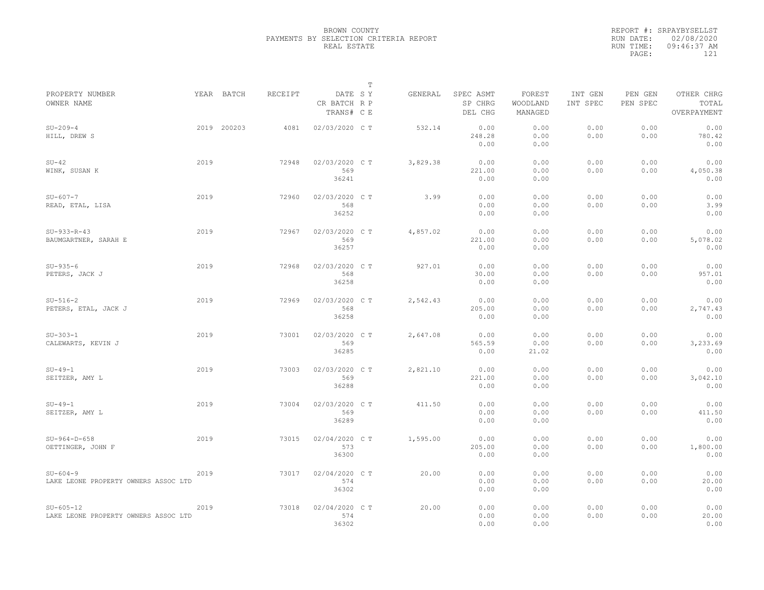BROWN COUNTY
PAYMENTS BY SELECTION CRITERIA REPORT
REAL ESTATE

REPORT #: SRPAYBYSELLST
RUN DATE: 02/08/2020
RUN TIME: 09:46:37 AM

| PROPERTY NUMBER / OWNER NAME | YEAR | BATCH | RECEIPT | DATE / CR BATCH / TRANS# | T SY RP CE | GENERAL | SPEC ASMT / SP CHRG / DEL CHG | FOREST / WOODLAND / MANAGED | INT GEN / INT SPEC | PEN GEN / PEN SPEC | OTHER CHRG / TOTAL / OVERPAYMENT |
|---|---|---|---|---|---|---|---|---|---|---|---|
| SU-209-4 HILL, DREW S | 2019 | 200203 | 4081 | 02/03/2020 | C T | 532.14 | 0.00 248.28 0.00 | 0.00 0.00 0.00 | 0.00 0.00 | 0.00 0.00 | 0.00 780.42 0.00 |
| SU-42 WINK, SUSAN K | 2019 | | 72948 | 02/03/2020 569 36241 | C T | 3,829.38 | 0.00 221.00 0.00 | 0.00 0.00 0.00 | 0.00 0.00 | 0.00 0.00 | 0.00 4,050.38 0.00 |
| SU-607-7 READ, ETAL, LISA | 2019 | | 72960 | 02/03/2020 568 36252 | C T | 3.99 | 0.00 0.00 0.00 | 0.00 0.00 0.00 | 0.00 0.00 | 0.00 0.00 | 0.00 3.99 0.00 |
| SU-933-R-43 BAUMGARTNER, SARAH E | 2019 | | 72967 | 02/03/2020 569 36257 | C T | 4,857.02 | 0.00 221.00 0.00 | 0.00 0.00 0.00 | 0.00 0.00 | 0.00 0.00 | 0.00 5,078.02 0.00 |
| SU-935-6 PETERS, JACK J | 2019 | | 72968 | 02/03/2020 568 36258 | C T | 927.01 | 0.00 30.00 0.00 | 0.00 0.00 0.00 | 0.00 0.00 | 0.00 0.00 | 0.00 957.01 0.00 |
| SU-516-2 PETERS, ETAL, JACK J | 2019 | | 72969 | 02/03/2020 568 36258 | C T | 2,542.43 | 0.00 205.00 0.00 | 0.00 0.00 0.00 | 0.00 0.00 | 0.00 0.00 | 0.00 2,747.43 0.00 |
| SU-303-1 CALEWARTS, KEVIN J | 2019 | | 73001 | 02/03/2020 569 36285 | C T | 2,647.08 | 0.00 565.59 0.00 | 0.00 0.00 21.02 | 0.00 0.00 | 0.00 0.00 | 0.00 3,233.69 0.00 |
| SU-49-1 SEITZER, AMY L | 2019 | | 73003 | 02/03/2020 569 36288 | C T | 2,821.10 | 0.00 221.00 0.00 | 0.00 0.00 0.00 | 0.00 0.00 | 0.00 0.00 | 0.00 3,042.10 0.00 |
| SU-49-1 SEITZER, AMY L | 2019 | | 73004 | 02/03/2020 569 36289 | C T | 411.50 | 0.00 0.00 0.00 | 0.00 0.00 0.00 | 0.00 0.00 | 0.00 0.00 | 0.00 411.50 0.00 |
| SU-964-D-658 OETTINGER, JOHN F | 2019 | | 73015 | 02/04/2020 573 36300 | C T | 1,595.00 | 0.00 205.00 0.00 | 0.00 0.00 0.00 | 0.00 0.00 | 0.00 0.00 | 0.00 1,800.00 0.00 |
| SU-604-9 LAKE LEONE PROPERTY OWNERS ASSOC LTD | 2019 | | 73017 | 02/04/2020 574 36302 | C T | 20.00 | 0.00 0.00 0.00 | 0.00 0.00 0.00 | 0.00 0.00 | 0.00 0.00 | 0.00 20.00 0.00 |
| SU-605-12 LAKE LEONE PROPERTY OWNERS ASSOC LTD | 2019 | | 73018 | 02/04/2020 574 36302 | C T | 20.00 | 0.00 0.00 0.00 | 0.00 0.00 0.00 | 0.00 0.00 | 0.00 0.00 | 0.00 20.00 0.00 |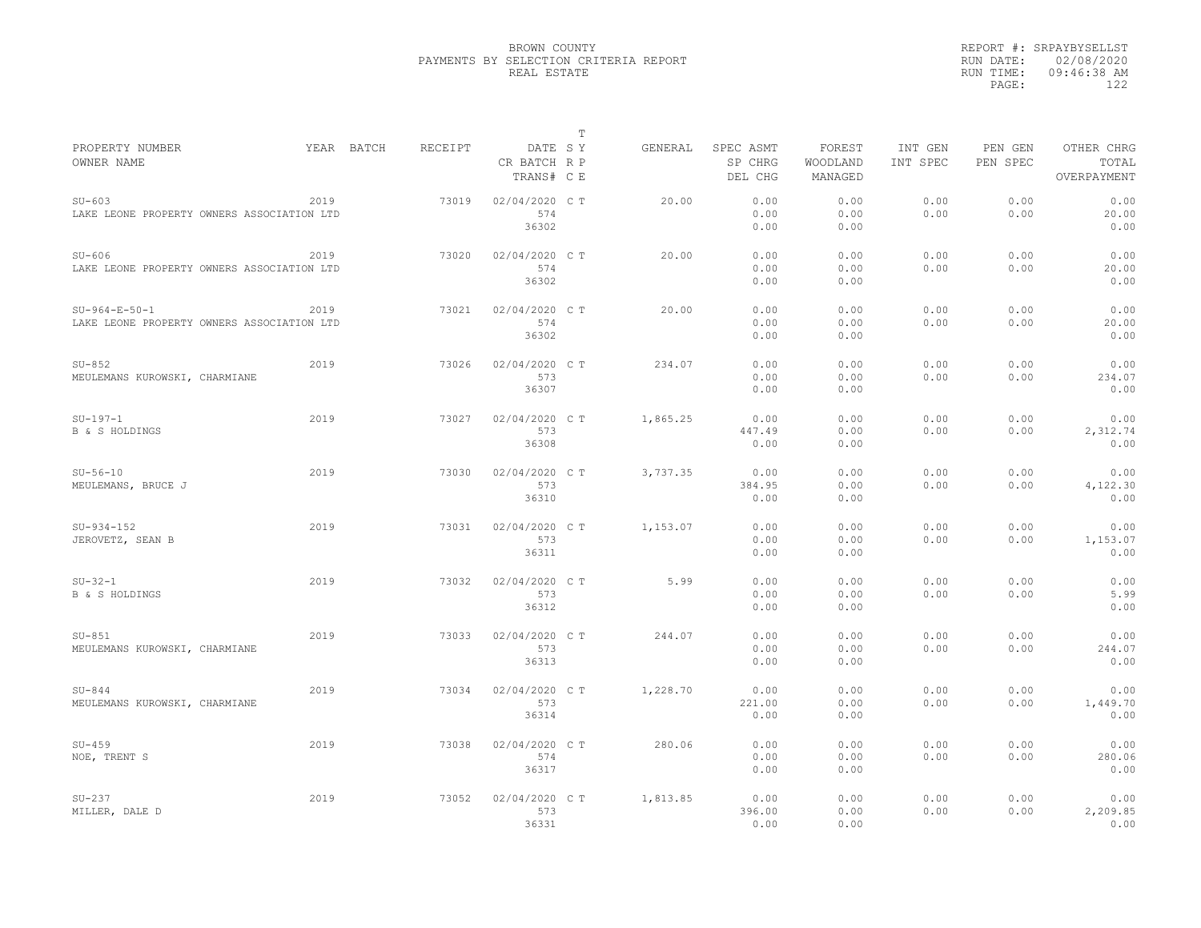BROWN COUNTY
PAYMENTS BY SELECTION CRITERIA REPORT
REAL ESTATE

REPORT #: SRPAYBYSELLST
RUN DATE: 02/08/2020
RUN TIME: 09:46:38 AM

| PROPERTY NUMBER<br>OWNER NAME | YEAR | BATCH | RECEIPT | DATE<br>CR BATCH<br>TRANS# | T S Y<br>R P<br>C E | GENERAL | SPEC ASMT<br>SP CHRG<br>DEL CHG | FOREST<br>WOODLAND<br>MANAGED | INT GEN<br>INT SPEC | PEN GEN<br>PEN SPEC | OTHER CHRG<br>TOTAL<br>OVERPAYMENT |
|---|---|---|---|---|---|---|---|---|---|---|---|
| SU-603<br>LAKE LEONE PROPERTY OWNERS ASSOCIATION LTD | 2019 | | 73019 | 02/04/2020<br>574<br>36302 | C T | 20.00 | 0.00<br>0.00<br>0.00 | 0.00<br>0.00<br>0.00 | 0.00<br>0.00 | 0.00<br>0.00 | 0.00<br>20.00<br>0.00 |
| SU-606<br>LAKE LEONE PROPERTY OWNERS ASSOCIATION LTD | 2019 | | 73020 | 02/04/2020<br>574<br>36302 | C T | 20.00 | 0.00<br>0.00<br>0.00 | 0.00<br>0.00<br>0.00 | 0.00<br>0.00 | 0.00<br>0.00 | 0.00<br>20.00<br>0.00 |
| SU-964-E-50-1<br>LAKE LEONE PROPERTY OWNERS ASSOCIATION LTD | 2019 | | 73021 | 02/04/2020<br>574<br>36302 | C T | 20.00 | 0.00<br>0.00<br>0.00 | 0.00<br>0.00<br>0.00 | 0.00<br>0.00 | 0.00<br>0.00 | 0.00<br>20.00<br>0.00 |
| SU-852<br>MEULEMANS KUROWSKI, CHARMIANE | 2019 | | 73026 | 02/04/2020<br>573<br>36307 | C T | 234.07 | 0.00<br>0.00<br>0.00 | 0.00<br>0.00<br>0.00 | 0.00<br>0.00 | 0.00<br>0.00 | 0.00<br>234.07<br>0.00 |
| SU-197-1<br>B & S HOLDINGS | 2019 | | 73027 | 02/04/2020<br>573<br>36308 | C T | 1,865.25 | 0.00<br>447.49<br>0.00 | 0.00<br>0.00<br>0.00 | 0.00<br>0.00 | 0.00<br>0.00 | 0.00<br>2,312.74<br>0.00 |
| SU-56-10<br>MEULEMANS, BRUCE J | 2019 | | 73030 | 02/04/2020<br>573<br>36310 | C T | 3,737.35 | 0.00<br>384.95<br>0.00 | 0.00<br>0.00<br>0.00 | 0.00<br>0.00 | 0.00<br>0.00 | 0.00<br>4,122.30<br>0.00 |
| SU-934-152<br>JEROVETZ, SEAN B | 2019 | | 73031 | 02/04/2020<br>573<br>36311 | C T | 1,153.07 | 0.00<br>0.00<br>0.00 | 0.00<br>0.00<br>0.00 | 0.00<br>0.00 | 0.00<br>0.00 | 0.00<br>1,153.07<br>0.00 |
| SU-32-1<br>B & S HOLDINGS | 2019 | | 73032 | 02/04/2020<br>573<br>36312 | C T | 5.99 | 0.00<br>0.00<br>0.00 | 0.00<br>0.00<br>0.00 | 0.00<br>0.00 | 0.00<br>0.00 | 0.00<br>5.99<br>0.00 |
| SU-851<br>MEULEMANS KUROWSKI, CHARMIANE | 2019 | | 73033 | 02/04/2020<br>573<br>36313 | C T | 244.07 | 0.00<br>0.00<br>0.00 | 0.00<br>0.00<br>0.00 | 0.00<br>0.00 | 0.00<br>0.00 | 0.00<br>244.07<br>0.00 |
| SU-844<br>MEULEMANS KUROWSKI, CHARMIANE | 2019 | | 73034 | 02/04/2020<br>573<br>36314 | C T | 1,228.70 | 0.00<br>221.00<br>0.00 | 0.00<br>0.00<br>0.00 | 0.00<br>0.00 | 0.00<br>0.00 | 0.00<br>1,449.70<br>0.00 |
| SU-459<br>NOE, TRENT S | 2019 | | 73038 | 02/04/2020<br>574<br>36317 | C T | 280.06 | 0.00<br>0.00<br>0.00 | 0.00<br>0.00<br>0.00 | 0.00<br>0.00 | 0.00<br>0.00 | 0.00<br>280.06<br>0.00 |
| SU-237<br>MILLER, DALE D | 2019 | | 73052 | 02/04/2020<br>573<br>36331 | C T | 1,813.85 | 0.00<br>396.00<br>0.00 | 0.00<br>0.00<br>0.00 | 0.00<br>0.00 | 0.00<br>0.00 | 0.00<br>2,209.85<br>0.00 |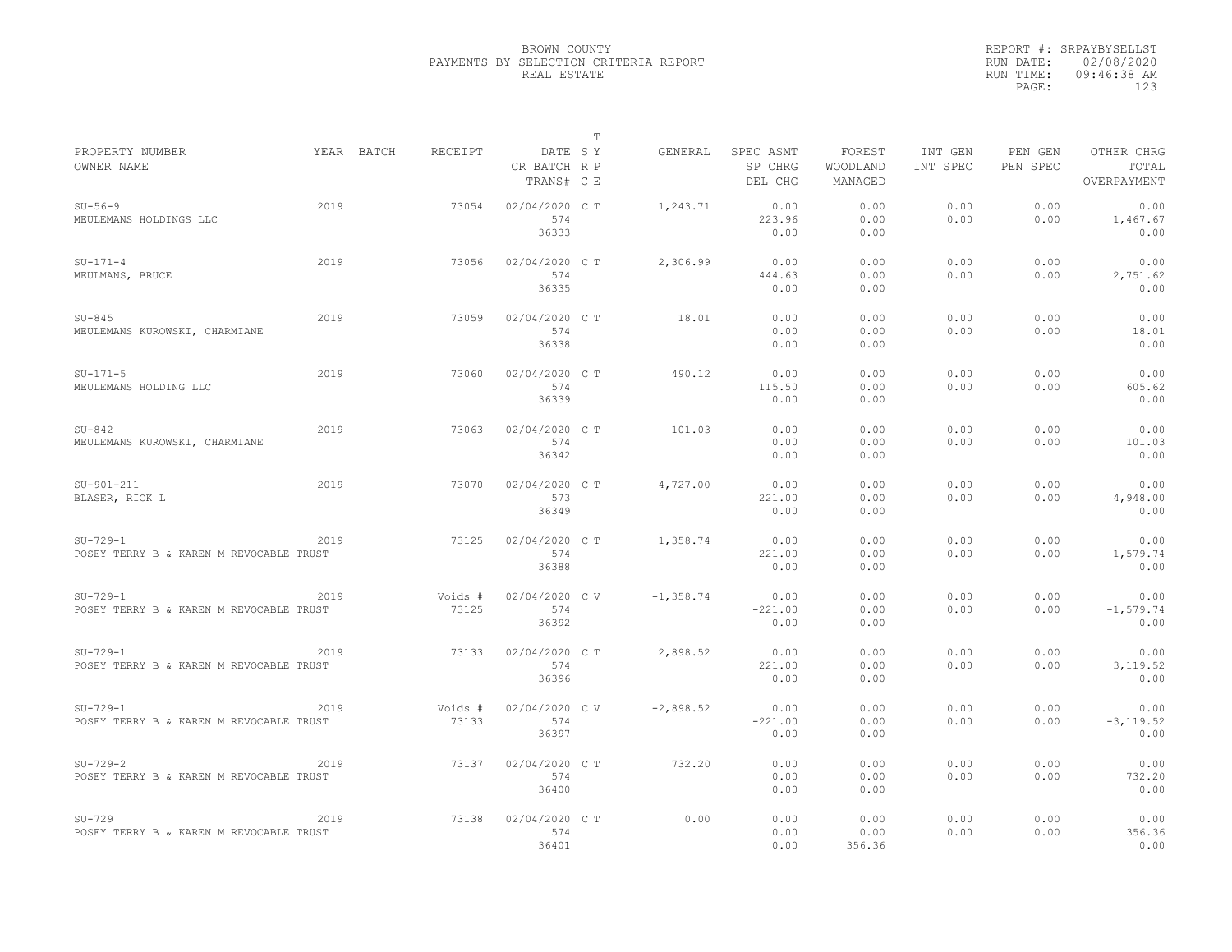BROWN COUNTY
PAYMENTS BY SELECTION CRITERIA REPORT
REAL ESTATE

REPORT #: SRPAYBYSELLST
RUN DATE: 02/08/2020
RUN TIME: 09:46:38 AM

| PROPERTY NUMBER / OWNER NAME | YEAR | BATCH | RECEIPT | DATE / CR BATCH / TRANS# | T S Y / R P / C E | GENERAL | SPEC ASMT / SP CHRG / DEL CHG | FOREST / WOODLAND / MANAGED | INT GEN / INT SPEC | PEN GEN / PEN SPEC | OTHER CHRG / TOTAL / OVERPAYMENT |
|---|---|---|---|---|---|---|---|---|---|---|---|
| SU-56-9 / MEULEMANS HOLDINGS LLC | 2019 | | 73054 | 02/04/2020 / 574 / 36333 | C T | 1,243.71 | 0.00 / 223.96 / 0.00 | 0.00 / 0.00 / 0.00 | 0.00 / 0.00 | 0.00 / 0.00 | 0.00 / 1,467.67 / 0.00 |
| SU-171-4 / MEULMANS, BRUCE | 2019 | | 73056 | 02/04/2020 / 574 / 36335 | C T | 2,306.99 | 0.00 / 444.63 / 0.00 | 0.00 / 0.00 / 0.00 | 0.00 / 0.00 | 0.00 / 0.00 | 0.00 / 2,751.62 / 0.00 |
| SU-845 / MEULEMANS KUROWSKI, CHARMIANE | 2019 | | 73059 | 02/04/2020 / 574 / 36338 | C T | 18.01 | 0.00 / 0.00 / 0.00 | 0.00 / 0.00 / 0.00 | 0.00 / 0.00 | 0.00 / 0.00 | 0.00 / 18.01 / 0.00 |
| SU-171-5 / MEULEMANS HOLDING LLC | 2019 | | 73060 | 02/04/2020 / 574 / 36339 | C T | 490.12 | 0.00 / 115.50 / 0.00 | 0.00 / 0.00 / 0.00 | 0.00 / 0.00 | 0.00 / 0.00 | 0.00 / 605.62 / 0.00 |
| SU-842 / MEULEMANS KUROWSKI, CHARMIANE | 2019 | | 73063 | 02/04/2020 / 574 / 36342 | C T | 101.03 | 0.00 / 0.00 / 0.00 | 0.00 / 0.00 / 0.00 | 0.00 / 0.00 | 0.00 / 0.00 | 0.00 / 101.03 / 0.00 |
| SU-901-211 / BLASER, RICK L | 2019 | | 73070 | 02/04/2020 / 573 / 36349 | C T | 4,727.00 | 0.00 / 221.00 / 0.00 | 0.00 / 0.00 / 0.00 | 0.00 / 0.00 | 0.00 / 0.00 | 0.00 / 4,948.00 / 0.00 |
| SU-729-1 / POSEY TERRY B & KAREN M REVOCABLE TRUST | 2019 | | 73125 | 02/04/2020 / 574 / 36388 | C T | 1,358.74 | 0.00 / 221.00 / 0.00 | 0.00 / 0.00 / 0.00 | 0.00 / 0.00 | 0.00 / 0.00 | 0.00 / 1,579.74 / 0.00 |
| SU-729-1 / POSEY TERRY B & KAREN M REVOCABLE TRUST | 2019 | | Voids # 73125 | 02/04/2020 / 574 / 36392 | C V | -1,358.74 | 0.00 / -221.00 / 0.00 | 0.00 / 0.00 / 0.00 | 0.00 / 0.00 | 0.00 / 0.00 | 0.00 / -1,579.74 / 0.00 |
| SU-729-1 / POSEY TERRY B & KAREN M REVOCABLE TRUST | 2019 | | 73133 | 02/04/2020 / 574 / 36396 | C T | 2,898.52 | 0.00 / 221.00 / 0.00 | 0.00 / 0.00 / 0.00 | 0.00 / 0.00 | 0.00 / 0.00 | 0.00 / 3,119.52 / 0.00 |
| SU-729-1 / POSEY TERRY B & KAREN M REVOCABLE TRUST | 2019 | | Voids # 73133 | 02/04/2020 / 574 / 36397 | C V | -2,898.52 | 0.00 / -221.00 / 0.00 | 0.00 / 0.00 / 0.00 | 0.00 / 0.00 | 0.00 / 0.00 | 0.00 / -3,119.52 / 0.00 |
| SU-729-2 / POSEY TERRY B & KAREN M REVOCABLE TRUST | 2019 | | 73137 | 02/04/2020 / 574 / 36400 | C T | 732.20 | 0.00 / 0.00 / 0.00 | 0.00 / 0.00 / 0.00 | 0.00 / 0.00 | 0.00 / 0.00 | 0.00 / 732.20 / 0.00 |
| SU-729 / POSEY TERRY B & KAREN M REVOCABLE TRUST | 2019 | | 73138 | 02/04/2020 / 574 / 36401 | C T | 0.00 | 0.00 / 0.00 / 0.00 | 0.00 / 0.00 / 356.36 | 0.00 / 0.00 | 0.00 / 0.00 | 0.00 / 356.36 / 0.00 |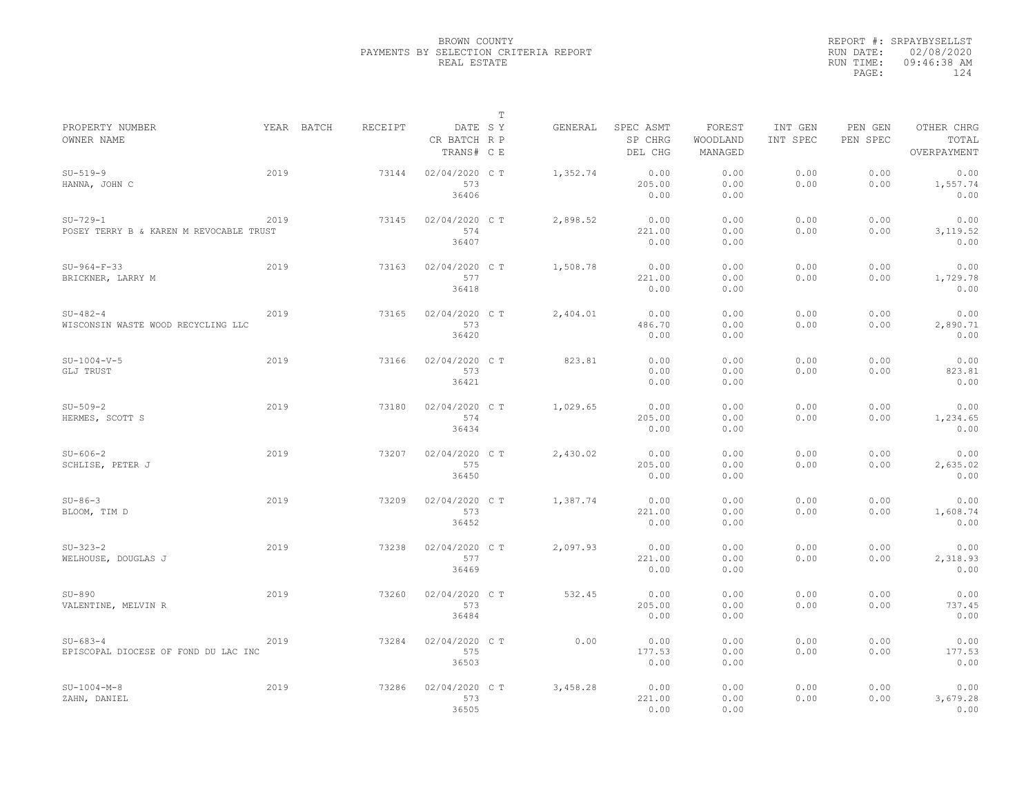BROWN COUNTY
PAYMENTS BY SELECTION CRITERIA REPORT
REAL ESTATE

REPORT #: SRPAYBYSELLST
RUN DATE: 02/08/2020
RUN TIME: 09:46:38 AM

| PROPERTY NUMBER / OWNER NAME | YEAR | BATCH | RECEIPT | DATE / CR BATCH / TRANS# | T SY RP CE | GENERAL | SPEC ASMT / SP CHRG / DEL CHG | FOREST / WOODLAND / MANAGED | INT GEN / INT SPEC | PEN GEN / PEN SPEC | OTHER CHRG / TOTAL / OVERPAYMENT |
|---|---|---|---|---|---|---|---|---|---|---|---|
| SU-519-9 / HANNA, JOHN C | 2019 | | 73144 | 02/04/2020 / 573 / 36406 | C T | 1,352.74 | 0.00 / 205.00 / 0.00 | 0.00 / 0.00 / 0.00 | 0.00 / 0.00 | 0.00 / 0.00 | 0.00 / 1,557.74 / 0.00 |
| SU-729-1 / POSEY TERRY B & KAREN M REVOCABLE TRUST | 2019 | | 73145 | 02/04/2020 / 574 / 36407 | C T | 2,898.52 | 0.00 / 221.00 / 0.00 | 0.00 / 0.00 / 0.00 | 0.00 / 0.00 | 0.00 / 0.00 | 0.00 / 3,119.52 / 0.00 |
| SU-964-F-33 / BRICKNER, LARRY M | 2019 | | 73163 | 02/04/2020 / 577 / 36418 | C T | 1,508.78 | 0.00 / 221.00 / 0.00 | 0.00 / 0.00 / 0.00 | 0.00 / 0.00 | 0.00 / 0.00 | 0.00 / 1,729.78 / 0.00 |
| SU-482-4 / WISCONSIN WASTE WOOD RECYCLING LLC | 2019 | | 73165 | 02/04/2020 / 573 / 36420 | C T | 2,404.01 | 0.00 / 486.70 / 0.00 | 0.00 / 0.00 / 0.00 | 0.00 / 0.00 | 0.00 / 0.00 | 0.00 / 2,890.71 / 0.00 |
| SU-1004-V-5 / GLJ TRUST | 2019 | | 73166 | 02/04/2020 / 573 / 36421 | C T | 823.81 | 0.00 / 0.00 / 0.00 | 0.00 / 0.00 / 0.00 | 0.00 / 0.00 | 0.00 / 0.00 | 0.00 / 823.81 / 0.00 |
| SU-509-2 / HERMES, SCOTT S | 2019 | | 73180 | 02/04/2020 / 574 / 36434 | C T | 1,029.65 | 0.00 / 205.00 / 0.00 | 0.00 / 0.00 / 0.00 | 0.00 / 0.00 | 0.00 / 0.00 | 0.00 / 1,234.65 / 0.00 |
| SU-606-2 / SCHLISE, PETER J | 2019 | | 73207 | 02/04/2020 / 575 / 36450 | C T | 2,430.02 | 0.00 / 205.00 / 0.00 | 0.00 / 0.00 / 0.00 | 0.00 / 0.00 | 0.00 / 0.00 | 0.00 / 2,635.02 / 0.00 |
| SU-86-3 / BLOOM, TIM D | 2019 | | 73209 | 02/04/2020 / 573 / 36452 | C T | 1,387.74 | 0.00 / 221.00 / 0.00 | 0.00 / 0.00 / 0.00 | 0.00 / 0.00 | 0.00 / 0.00 | 0.00 / 1,608.74 / 0.00 |
| SU-323-2 / WELHOUSE, DOUGLAS J | 2019 | | 73238 | 02/04/2020 / 577 / 36469 | C T | 2,097.93 | 0.00 / 221.00 / 0.00 | 0.00 / 0.00 / 0.00 | 0.00 / 0.00 | 0.00 / 0.00 | 0.00 / 2,318.93 / 0.00 |
| SU-890 / VALENTINE, MELVIN R | 2019 | | 73260 | 02/04/2020 / 573 / 36484 | C T | 532.45 | 0.00 / 205.00 / 0.00 | 0.00 / 0.00 / 0.00 | 0.00 / 0.00 | 0.00 / 0.00 | 0.00 / 737.45 / 0.00 |
| SU-683-4 / EPISCOPAL DIOCESE OF FOND DU LAC INC | 2019 | | 73284 | 02/04/2020 / 575 / 36503 | C T | 0.00 | 0.00 / 177.53 / 0.00 | 0.00 / 0.00 / 0.00 | 0.00 / 0.00 | 0.00 / 0.00 | 0.00 / 177.53 / 0.00 |
| SU-1004-M-8 / ZAHN, DANIEL | 2019 | | 73286 | 02/04/2020 / 573 / 36505 | C T | 3,458.28 | 0.00 / 221.00 / 0.00 | 0.00 / 0.00 / 0.00 | 0.00 / 0.00 | 0.00 / 0.00 | 0.00 / 3,679.28 / 0.00 |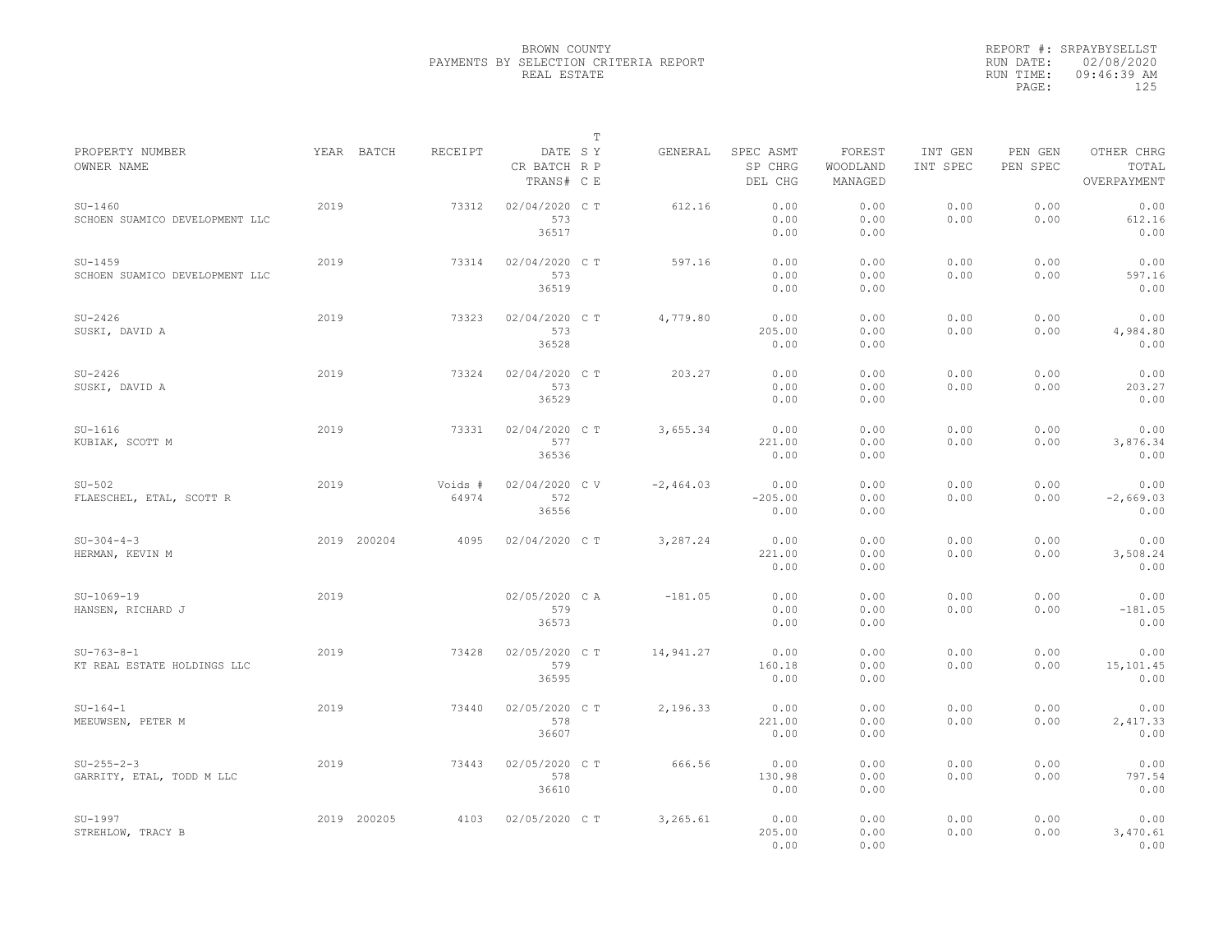BROWN COUNTY
PAYMENTS BY SELECTION CRITERIA REPORT
REAL ESTATE

REPORT #: SRPAYBYSELLST
RUN DATE: 02/08/2020
RUN TIME: 09:46:39 AM

| PROPERTY NUMBER<br>OWNER NAME | YEAR | BATCH | RECEIPT | DATE<br>CR BATCH<br>TRANS# | T<br>S Y<br>R P<br>C E | GENERAL | SPEC ASMT<br>SP CHRG<br>DEL CHG | FOREST<br>WOODLAND<br>MANAGED | INT GEN<br>INT SPEC | PEN GEN<br>PEN SPEC | OTHER CHRG<br>TOTAL<br>OVERPAYMENT |
|---|---|---|---|---|---|---|---|---|---|---|---|
| SU-1460<br>SCHOEN SUAMICO DEVELOPMENT LLC | 2019 | | 73312 | 02/04/2020<br>573<br>36517 | C T | 612.16 | 0.00<br>0.00<br>0.00 | 0.00<br>0.00<br>0.00 | 0.00<br>0.00 | 0.00<br>0.00 | 0.00<br>612.16<br>0.00 |
| SU-1459<br>SCHOEN SUAMICO DEVELOPMENT LLC | 2019 | | 73314 | 02/04/2020<br>573<br>36519 | C T | 597.16 | 0.00<br>0.00<br>0.00 | 0.00<br>0.00<br>0.00 | 0.00<br>0.00 | 0.00<br>0.00 | 0.00<br>597.16<br>0.00 |
| SU-2426<br>SUSKI, DAVID A | 2019 | | 73323 | 02/04/2020<br>573<br>36528 | C T | 4,779.80 | 0.00<br>205.00<br>0.00 | 0.00<br>0.00<br>0.00 | 0.00<br>0.00 | 0.00<br>0.00 | 0.00<br>4,984.80<br>0.00 |
| SU-2426<br>SUSKI, DAVID A | 2019 | | 73324 | 02/04/2020<br>573<br>36529 | C T | 203.27 | 0.00<br>0.00<br>0.00 | 0.00<br>0.00<br>0.00 | 0.00<br>0.00 | 0.00<br>0.00 | 0.00<br>203.27<br>0.00 |
| SU-1616<br>KUBIAK, SCOTT M | 2019 | | 73331 | 02/04/2020<br>577<br>36536 | C T | 3,655.34 | 0.00<br>221.00<br>0.00 | 0.00<br>0.00<br>0.00 | 0.00<br>0.00 | 0.00<br>0.00 | 0.00<br>3,876.34<br>0.00 |
| SU-502<br>FLAESCHEL, ETAL, SCOTT R | 2019 | | Voids #<br>64974 | 02/04/2020<br>572<br>36556 | C V | -2,464.03 | 0.00<br>-205.00<br>0.00 | 0.00<br>0.00<br>0.00 | 0.00<br>0.00 | 0.00<br>0.00 | 0.00<br>-2,669.03<br>0.00 |
| SU-304-4-3<br>HERMAN, KEVIN M | 2019 | 200204 | 4095 | 02/04/2020 | C T | 3,287.24 | 0.00<br>221.00<br>0.00 | 0.00<br>0.00<br>0.00 | 0.00<br>0.00 | 0.00<br>0.00 | 0.00<br>3,508.24<br>0.00 |
| SU-1069-19<br>HANSEN, RICHARD J | 2019 | | | 02/05/2020<br>579<br>36573 | C A | -181.05 | 0.00<br>0.00<br>0.00 | 0.00<br>0.00<br>0.00 | 0.00<br>0.00 | 0.00<br>0.00 | 0.00<br>-181.05<br>0.00 |
| SU-763-8-1<br>KT REAL ESTATE HOLDINGS LLC | 2019 | | 73428 | 02/05/2020<br>579<br>36595 | C T | 14,941.27 | 0.00<br>160.18<br>0.00 | 0.00<br>0.00<br>0.00 | 0.00<br>0.00 | 0.00<br>0.00 | 0.00<br>15,101.45<br>0.00 |
| SU-164-1<br>MEEUWSEN, PETER M | 2019 | | 73440 | 02/05/2020<br>578<br>36607 | C T | 2,196.33 | 0.00<br>221.00<br>0.00 | 0.00<br>0.00<br>0.00 | 0.00<br>0.00 | 0.00<br>0.00 | 0.00<br>2,417.33<br>0.00 |
| SU-255-2-3<br>GARRITY, ETAL, TODD M LLC | 2019 | | 73443 | 02/05/2020<br>578<br>36610 | C T | 666.56 | 0.00<br>130.98<br>0.00 | 0.00<br>0.00<br>0.00 | 0.00<br>0.00 | 0.00<br>0.00 | 0.00<br>797.54<br>0.00 |
| SU-1997<br>STREHLOW, TRACY B | 2019 | 200205 | 4103 | 02/05/2020 | C T | 3,265.61 | 0.00<br>205.00<br>0.00 | 0.00<br>0.00<br>0.00 | 0.00<br>0.00 | 0.00<br>0.00 | 0.00<br>3,470.61<br>0.00 |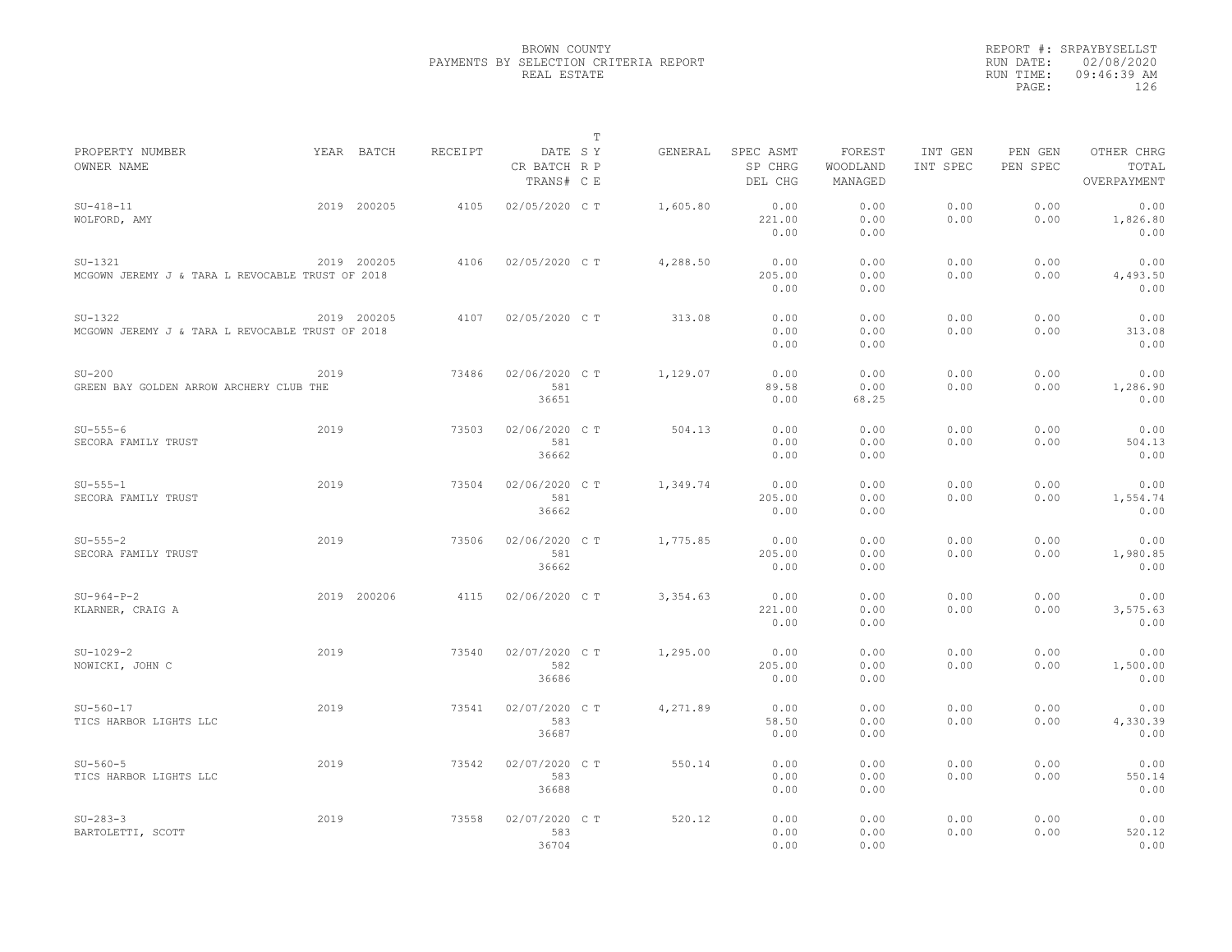# BROWN COUNTY
## PAYMENTS BY SELECTION CRITERIA REPORT
### REAL ESTATE

REPORT #: SRPAYBYSELLST
RUN DATE: 02/08/2020
RUN TIME: 09:46:39 AM

| PROPERTY NUMBER<br>OWNER NAME | YEAR | BATCH | RECEIPT | DATE<br>CR BATCH<br>TRANS# | T S Y R P C E | GENERAL | SPEC ASMT<br>SP CHRG<br>DEL CHG | FOREST<br>WOODLAND<br>MANAGED | INT GEN<br>INT SPEC | PEN GEN<br>PEN SPEC | OTHER CHRG<br>TOTAL<br>OVERPAYMENT |
|---|---|---|---|---|---|---|---|---|---|---|---|
| SU-418-11<br>WOLFORD, AMY | 2019 | 200205 | 4105 | 02/05/2020 | C T | 1,605.80 | 0.00<br>221.00<br>0.00 | 0.00<br>0.00<br>0.00 | 0.00<br>0.00 | 0.00<br>0.00 | 0.00<br>1,826.80<br>0.00 |
| SU-1321<br>MCGOWN JEREMY J & TARA L REVOCABLE TRUST OF 2018 | 2019 | 200205 | 4106 | 02/05/2020 | C T | 4,288.50 | 0.00<br>205.00<br>0.00 | 0.00<br>0.00<br>0.00 | 0.00<br>0.00 | 0.00<br>0.00 | 0.00<br>4,493.50<br>0.00 |
| SU-1322<br>MCGOWN JEREMY J & TARA L REVOCABLE TRUST OF 2018 | 2019 | 200205 | 4107 | 02/05/2020 | C T | 313.08 | 0.00<br>0.00<br>0.00 | 0.00<br>0.00<br>0.00 | 0.00<br>0.00 | 0.00<br>0.00 | 0.00<br>313.08<br>0.00 |
| SU-200<br>GREEN BAY GOLDEN ARROW ARCHERY CLUB THE | 2019 | | 73486 | 02/06/2020<br>581<br>36651 | C T | 1,129.07 | 0.00<br>89.58<br>0.00 | 0.00<br>0.00<br>68.25 | 0.00<br>0.00 | 0.00<br>0.00 | 0.00<br>1,286.90<br>0.00 |
| SU-555-6<br>SECORA FAMILY TRUST | 2019 | | 73503 | 02/06/2020<br>581<br>36662 | C T | 504.13 | 0.00<br>0.00<br>0.00 | 0.00<br>0.00<br>0.00 | 0.00<br>0.00 | 0.00<br>0.00 | 0.00<br>504.13<br>0.00 |
| SU-555-1<br>SECORA FAMILY TRUST | 2019 | | 73504 | 02/06/2020<br>581<br>36662 | C T | 1,349.74 | 0.00<br>205.00<br>0.00 | 0.00<br>0.00<br>0.00 | 0.00<br>0.00 | 0.00<br>0.00 | 0.00<br>1,554.74<br>0.00 |
| SU-555-2<br>SECORA FAMILY TRUST | 2019 | | 73506 | 02/06/2020<br>581<br>36662 | C T | 1,775.85 | 0.00<br>205.00<br>0.00 | 0.00<br>0.00<br>0.00 | 0.00<br>0.00 | 0.00<br>0.00 | 0.00<br>1,980.85<br>0.00 |
| SU-964-P-2<br>KLARNER, CRAIG A | 2019 | 200206 | 4115 | 02/06/2020 | C T | 3,354.63 | 0.00<br>221.00<br>0.00 | 0.00<br>0.00<br>0.00 | 0.00<br>0.00 | 0.00<br>0.00 | 0.00<br>3,575.63<br>0.00 |
| SU-1029-2<br>NOWICKI, JOHN C | 2019 | | 73540 | 02/07/2020<br>582<br>36686 | C T | 1,295.00 | 0.00<br>205.00<br>0.00 | 0.00<br>0.00<br>0.00 | 0.00<br>0.00 | 0.00<br>0.00 | 0.00<br>1,500.00<br>0.00 |
| SU-560-17<br>TICS HARBOR LIGHTS LLC | 2019 | | 73541 | 02/07/2020<br>583<br>36687 | C T | 4,271.89 | 0.00<br>58.50<br>0.00 | 0.00<br>0.00<br>0.00 | 0.00<br>0.00 | 0.00<br>0.00 | 0.00<br>4,330.39<br>0.00 |
| SU-560-5<br>TICS HARBOR LIGHTS LLC | 2019 | | 73542 | 02/07/2020<br>583<br>36688 | C T | 550.14 | 0.00<br>0.00<br>0.00 | 0.00<br>0.00<br>0.00 | 0.00<br>0.00 | 0.00<br>0.00 | 0.00<br>550.14<br>0.00 |
| SU-283-3<br>BARTOLETTI, SCOTT | 2019 | | 73558 | 02/07/2020<br>583<br>36704 | C T | 520.12 | 0.00<br>0.00<br>0.00 | 0.00<br>0.00<br>0.00 | 0.00<br>0.00 | 0.00<br>0.00 | 0.00<br>520.12<br>0.00 |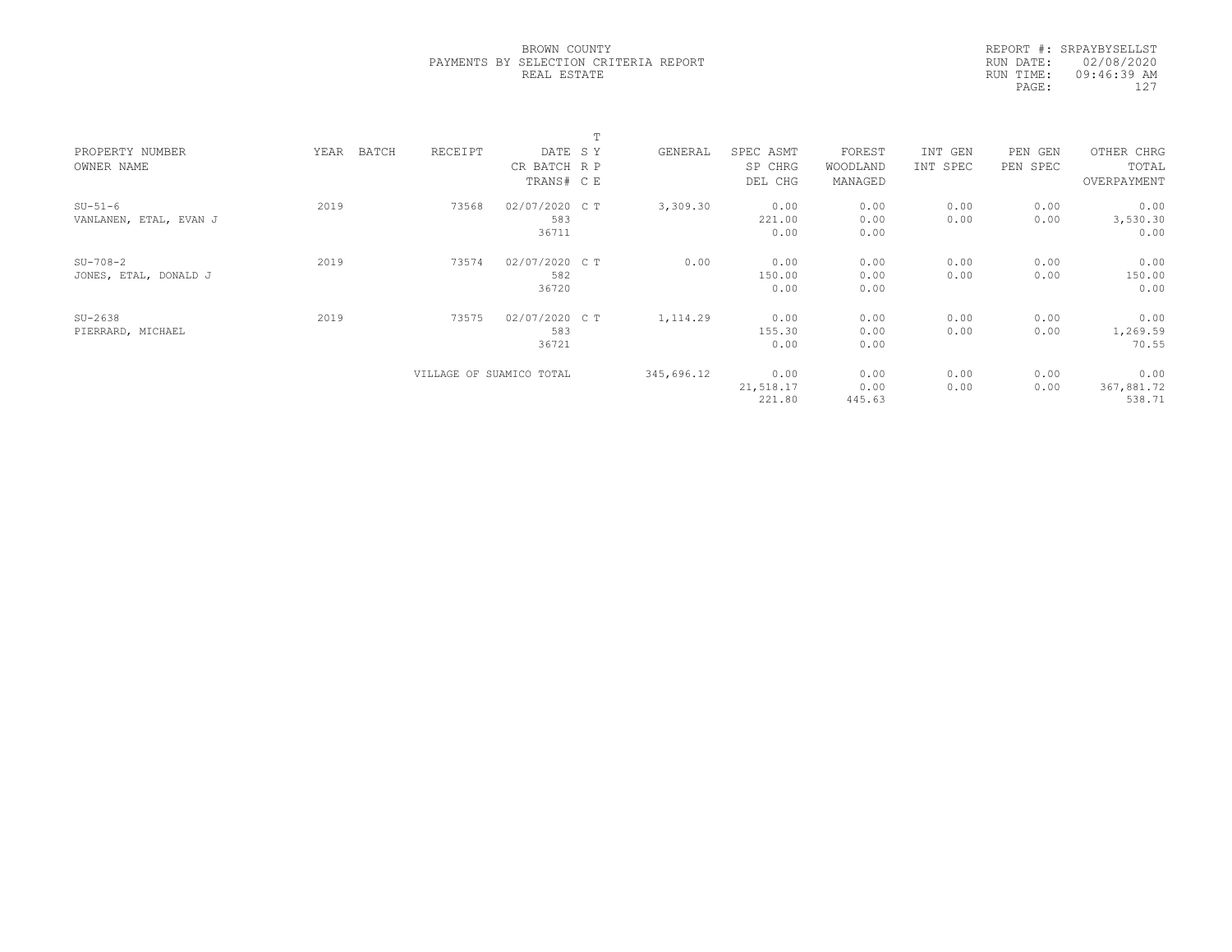BROWN COUNTY
PAYMENTS BY SELECTION CRITERIA REPORT
REAL ESTATE

REPORT #: SRPAYBYSELLST
RUN DATE: 02/08/2020
RUN TIME: 09:46:39 AM
PAGE: 127

| PROPERTY NUMBER<br>OWNER NAME | YEAR | BATCH | RECEIPT | DATE<br>CR BATCH<br>TRANS# | T<br>S Y<br>R P<br>C E | GENERAL | SPEC ASMT<br>SP CHRG<br>DEL CHG | FOREST<br>WOODLAND<br>MANAGED | INT GEN<br>INT SPEC | PEN GEN<br>PEN SPEC | OTHER CHRG<br>TOTAL<br>OVERPAYMENT |
|---|---|---|---|---|---|---|---|---|---|---|---|
| SU-51-6<br>VANLANEN, ETAL, EVAN J | 2019 | | 73568 | 02/07/2020<br>583<br>36711 | C T | 3,309.30 | 0.00<br>221.00<br>0.00 | 0.00<br>0.00<br>0.00 | 0.00<br>0.00 | 0.00<br>0.00 | 0.00<br>3,530.30<br>0.00 |
| SU-708-2<br>JONES, ETAL, DONALD J | 2019 | | 73574 | 02/07/2020<br>582<br>36720 | C T | 0.00 | 0.00<br>150.00<br>0.00 | 0.00<br>0.00<br>0.00 | 0.00<br>0.00 | 0.00<br>0.00 | 0.00<br>150.00<br>0.00 |
| SU-2638<br>PIERRARD, MICHAEL | 2019 | | 73575 | 02/07/2020<br>583<br>36721 | C T | 1,114.29 | 0.00<br>155.30<br>0.00 | 0.00<br>0.00<br>0.00 | 0.00<br>0.00 | 0.00<br>0.00 | 0.00<br>1,269.59<br>70.55 |
| | | | VILLAGE OF SUAMICO TOTAL | | | 345,696.12 | 0.00<br>21,518.17<br>221.80 | 0.00<br>0.00<br>445.63 | 0.00<br>0.00 | 0.00<br>0.00 | 0.00<br>367,881.72<br>538.71 |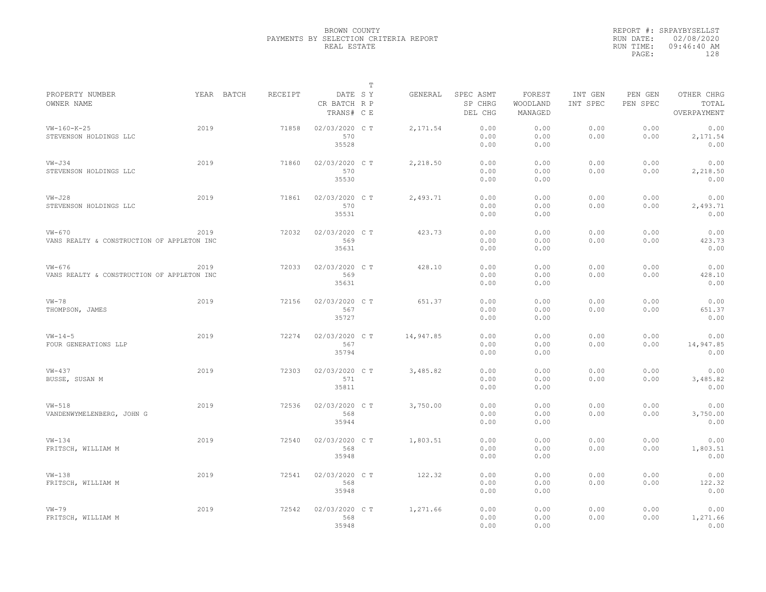BROWN COUNTY
PAYMENTS BY SELECTION CRITERIA REPORT
REAL ESTATE

REPORT #: SRPAYBYSELLST
RUN DATE: 02/08/2020
RUN TIME: 09:46:40 AM

| PROPERTY NUMBER / OWNER NAME | YEAR | BATCH | RECEIPT | DATE / CR BATCH / TRANS# | T SY / R P / C E | GENERAL | SPEC ASMT / SP CHRG / DEL CHG | FOREST / WOODLAND / MANAGED | INT GEN / INT SPEC | PEN GEN / PEN SPEC | OTHER CHRG / TOTAL / OVERPAYMENT |
|---|---|---|---|---|---|---|---|---|---|---|---|
| VW-160-K-25 / STEVENSON HOLDINGS LLC | 2019 | | 71858 | 02/03/2020 / 570 / 35528 | C T | 2,171.54 | 0.00 / 0.00 / 0.00 | 0.00 / 0.00 / 0.00 | 0.00 / 0.00 | 0.00 / 0.00 | 0.00 / 2,171.54 / 0.00 |
| VW-J34 / STEVENSON HOLDINGS LLC | 2019 | | 71860 | 02/03/2020 / 570 / 35530 | C T | 2,218.50 | 0.00 / 0.00 / 0.00 | 0.00 / 0.00 / 0.00 | 0.00 / 0.00 | 0.00 / 0.00 | 0.00 / 2,218.50 / 0.00 |
| VW-J28 / STEVENSON HOLDINGS LLC | 2019 | | 71861 | 02/03/2020 / 570 / 35531 | C T | 2,493.71 | 0.00 / 0.00 / 0.00 | 0.00 / 0.00 / 0.00 | 0.00 / 0.00 | 0.00 / 0.00 | 0.00 / 2,493.71 / 0.00 |
| VW-670 / VANS REALTY & CONSTRUCTION OF APPLETON INC | 2019 | | 72032 | 02/03/2020 / 569 / 35631 | C T | 423.73 | 0.00 / 0.00 / 0.00 | 0.00 / 0.00 / 0.00 | 0.00 / 0.00 | 0.00 / 0.00 | 0.00 / 423.73 / 0.00 |
| VW-676 / VANS REALTY & CONSTRUCTION OF APPLETON INC | 2019 | | 72033 | 02/03/2020 / 569 / 35631 | C T | 428.10 | 0.00 / 0.00 / 0.00 | 0.00 / 0.00 / 0.00 | 0.00 / 0.00 | 0.00 / 0.00 | 0.00 / 428.10 / 0.00 |
| VW-78 / THOMPSON, JAMES | 2019 | | 72156 | 02/03/2020 / 567 / 35727 | C T | 651.37 | 0.00 / 0.00 / 0.00 | 0.00 / 0.00 / 0.00 | 0.00 / 0.00 | 0.00 / 0.00 | 0.00 / 651.37 / 0.00 |
| VW-14-5 / FOUR GENERATIONS LLP | 2019 | | 72274 | 02/03/2020 / 567 / 35794 | C T | 14,947.85 | 0.00 / 0.00 / 0.00 | 0.00 / 0.00 / 0.00 | 0.00 / 0.00 | 0.00 / 0.00 | 0.00 / 14,947.85 / 0.00 |
| VW-437 / BUSSE, SUSAN M | 2019 | | 72303 | 02/03/2020 / 571 / 35811 | C T | 3,485.82 | 0.00 / 0.00 / 0.00 | 0.00 / 0.00 / 0.00 | 0.00 / 0.00 | 0.00 / 0.00 | 0.00 / 3,485.82 / 0.00 |
| VW-518 / VANDENWYMELENBERG, JOHN G | 2019 | | 72536 | 02/03/2020 / 568 / 35944 | C T | 3,750.00 | 0.00 / 0.00 / 0.00 | 0.00 / 0.00 / 0.00 | 0.00 / 0.00 | 0.00 / 0.00 | 0.00 / 3,750.00 / 0.00 |
| VW-134 / FRITSCH, WILLIAM M | 2019 | | 72540 | 02/03/2020 / 568 / 35948 | C T | 1,803.51 | 0.00 / 0.00 / 0.00 | 0.00 / 0.00 / 0.00 | 0.00 / 0.00 | 0.00 / 0.00 | 0.00 / 1,803.51 / 0.00 |
| VW-138 / FRITSCH, WILLIAM M | 2019 | | 72541 | 02/03/2020 / 568 / 35948 | C T | 122.32 | 0.00 / 0.00 / 0.00 | 0.00 / 0.00 / 0.00 | 0.00 / 0.00 | 0.00 / 0.00 | 0.00 / 122.32 / 0.00 |
| VW-79 / FRITSCH, WILLIAM M | 2019 | | 72542 | 02/03/2020 / 568 / 35948 | C T | 1,271.66 | 0.00 / 0.00 / 0.00 | 0.00 / 0.00 / 0.00 | 0.00 / 0.00 | 0.00 / 0.00 | 0.00 / 1,271.66 / 0.00 |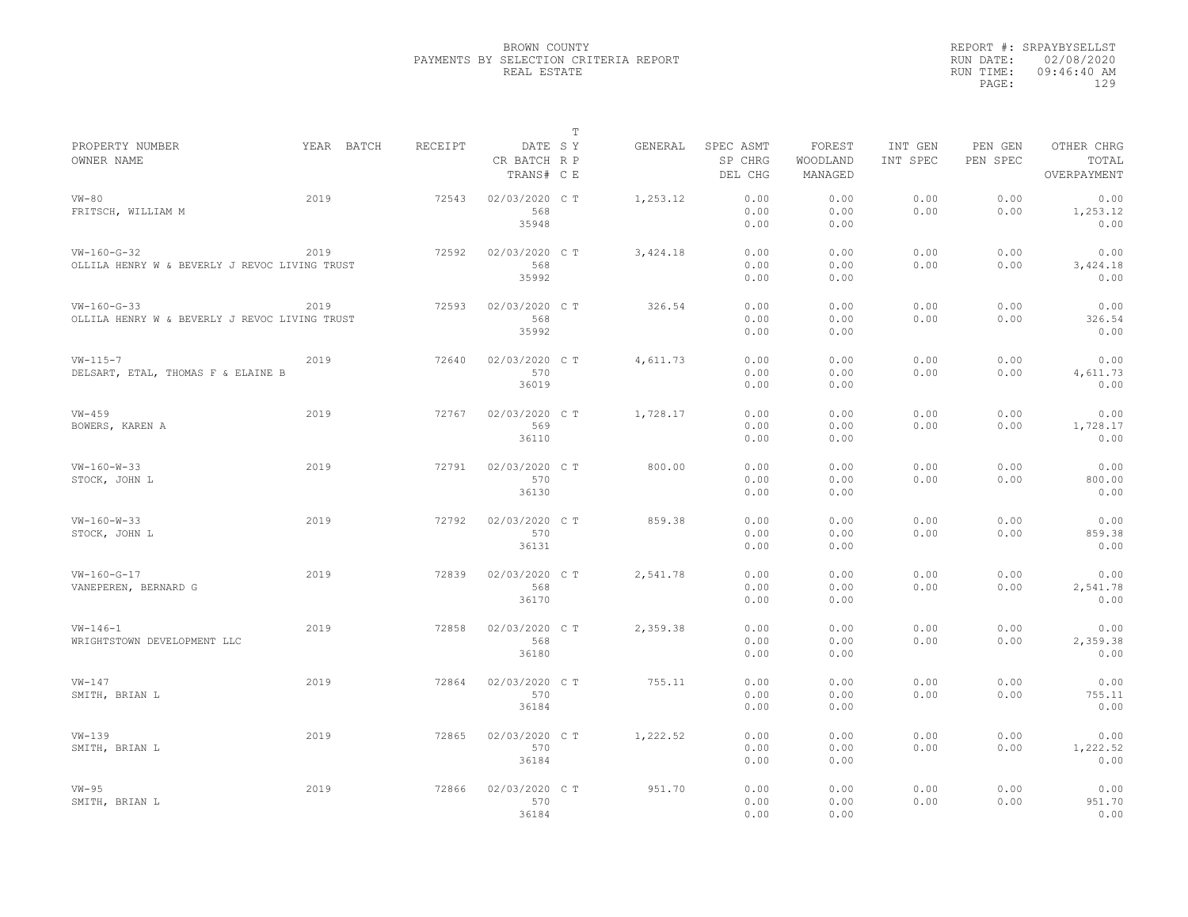BROWN COUNTY
PAYMENTS BY SELECTION CRITERIA REPORT
REAL ESTATE

REPORT #: SRPAYBYSELLST
RUN DATE: 02/08/2020
RUN TIME: 09:46:40 AM

| PROPERTY NUMBER / OWNER NAME | YEAR | BATCH | RECEIPT | DATE / CR BATCH / TRANS# | T S Y / R P / C E | GENERAL | SPEC ASMT / SP CHRG / DEL CHG | FOREST / WOODLAND / MANAGED | INT GEN / INT SPEC | PEN GEN / PEN SPEC | OTHER CHRG / TOTAL / OVERPAYMENT |
|---|---|---|---|---|---|---|---|---|---|---|---|
| VW-80 / FRITSCH, WILLIAM M | 2019 | | 72543 | 02/03/2020 / 568 / 35948 | C T | 1,253.12 | 0.00 / 0.00 / 0.00 | 0.00 / 0.00 / 0.00 | 0.00 / 0.00 | 0.00 / 0.00 | 0.00 / 1,253.12 / 0.00 |
| VW-160-G-32 / OLLILA HENRY W & BEVERLY J REVOC LIVING TRUST | 2019 | | 72592 | 02/03/2020 / 568 / 35992 | C T | 3,424.18 | 0.00 / 0.00 / 0.00 | 0.00 / 0.00 / 0.00 | 0.00 / 0.00 | 0.00 / 0.00 | 0.00 / 3,424.18 / 0.00 |
| VW-160-G-33 / OLLILA HENRY W & BEVERLY J REVOC LIVING TRUST | 2019 | | 72593 | 02/03/2020 / 568 / 35992 | C T | 326.54 | 0.00 / 0.00 / 0.00 | 0.00 / 0.00 / 0.00 | 0.00 / 0.00 | 0.00 / 0.00 | 0.00 / 326.54 / 0.00 |
| VW-115-7 / DELSART, ETAL, THOMAS F & ELAINE B | 2019 | | 72640 | 02/03/2020 / 570 / 36019 | C T | 4,611.73 | 0.00 / 0.00 / 0.00 | 0.00 / 0.00 / 0.00 | 0.00 / 0.00 | 0.00 / 0.00 | 0.00 / 4,611.73 / 0.00 |
| VW-459 / BOWERS, KAREN A | 2019 | | 72767 | 02/03/2020 / 569 / 36110 | C T | 1,728.17 | 0.00 / 0.00 / 0.00 | 0.00 / 0.00 / 0.00 | 0.00 / 0.00 | 0.00 / 0.00 | 0.00 / 1,728.17 / 0.00 |
| VW-160-W-33 / STOCK, JOHN L | 2019 | | 72791 | 02/03/2020 / 570 / 36130 | C T | 800.00 | 0.00 / 0.00 / 0.00 | 0.00 / 0.00 / 0.00 | 0.00 / 0.00 | 0.00 / 0.00 | 0.00 / 800.00 / 0.00 |
| VW-160-W-33 / STOCK, JOHN L | 2019 | | 72792 | 02/03/2020 / 570 / 36131 | C T | 859.38 | 0.00 / 0.00 / 0.00 | 0.00 / 0.00 / 0.00 | 0.00 / 0.00 | 0.00 / 0.00 | 0.00 / 859.38 / 0.00 |
| VW-160-G-17 / VANEPEREN, BERNARD G | 2019 | | 72839 | 02/03/2020 / 568 / 36170 | C T | 2,541.78 | 0.00 / 0.00 / 0.00 | 0.00 / 0.00 / 0.00 | 0.00 / 0.00 | 0.00 / 0.00 | 0.00 / 2,541.78 / 0.00 |
| VW-146-1 / WRIGHTSTOWN DEVELOPMENT LLC | 2019 | | 72858 | 02/03/2020 / 568 / 36180 | C T | 2,359.38 | 0.00 / 0.00 / 0.00 | 0.00 / 0.00 / 0.00 | 0.00 / 0.00 | 0.00 / 0.00 | 0.00 / 2,359.38 / 0.00 |
| VW-147 / SMITH, BRIAN L | 2019 | | 72864 | 02/03/2020 / 570 / 36184 | C T | 755.11 | 0.00 / 0.00 / 0.00 | 0.00 / 0.00 / 0.00 | 0.00 / 0.00 | 0.00 / 0.00 | 0.00 / 755.11 / 0.00 |
| VW-139 / SMITH, BRIAN L | 2019 | | 72865 | 02/03/2020 / 570 / 36184 | C T | 1,222.52 | 0.00 / 0.00 / 0.00 | 0.00 / 0.00 / 0.00 | 0.00 / 0.00 | 0.00 / 0.00 | 0.00 / 1,222.52 / 0.00 |
| VW-95 / SMITH, BRIAN L | 2019 | | 72866 | 02/03/2020 / 570 / 36184 | C T | 951.70 | 0.00 / 0.00 / 0.00 | 0.00 / 0.00 / 0.00 | 0.00 / 0.00 | 0.00 / 0.00 | 0.00 / 951.70 / 0.00 |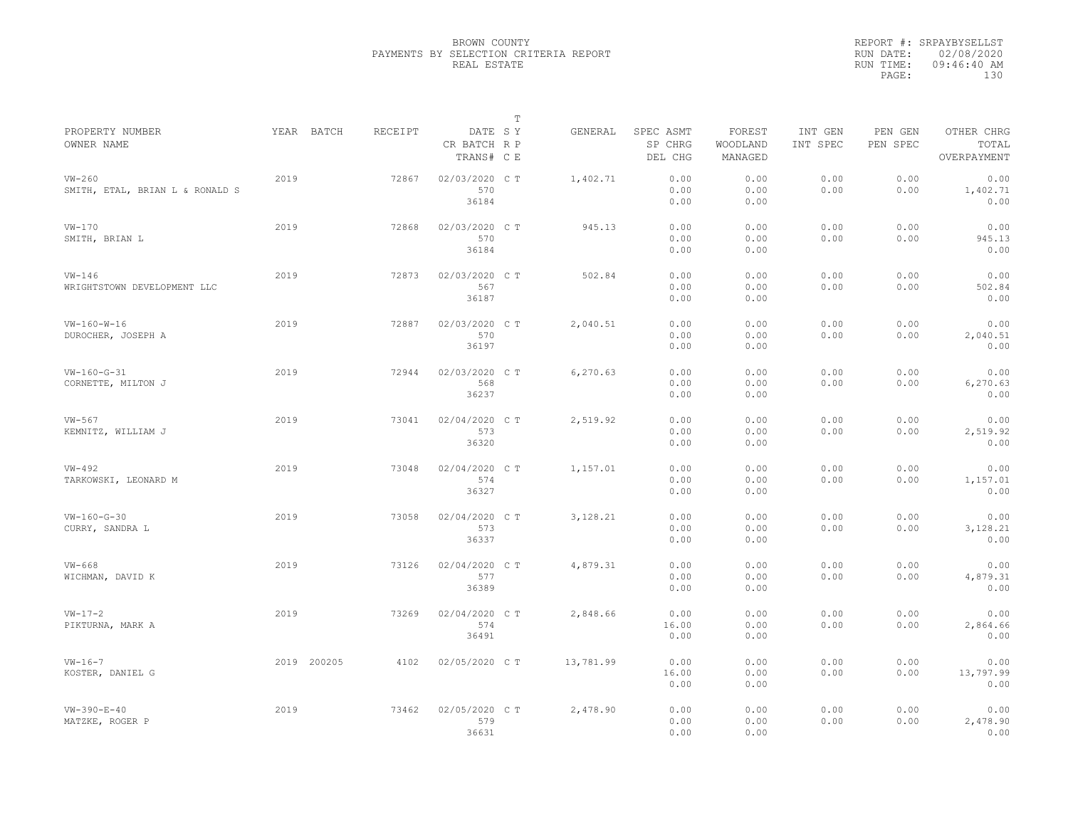BROWN COUNTY
PAYMENTS BY SELECTION CRITERIA REPORT
REAL ESTATE

REPORT #: SRPAYBYSELLST
RUN DATE: 02/08/2020
RUN TIME: 09:46:40 AM
PAGE: 130

| PROPERTY NUMBER<br>OWNER NAME | YEAR | BATCH | RECEIPT | DATE<br>CR BATCH<br>TRANS# | T<br>SY<br>RP<br>CE | GENERAL | SPEC ASMT<br>SP CHRG<br>DEL CHG | FOREST<br>WOODLAND<br>MANAGED | INT GEN<br>INT SPEC | PEN GEN<br>PEN SPEC | OTHER CHRG<br>TOTAL<br>OVERPAYMENT |
|---|---|---|---|---|---|---|---|---|---|---|---|
| VW-260<br>SMITH, ETAL, BRIAN L & RONALD S | 2019 | | 72867 | 02/03/2020<br>570<br>36184 | C T | 1,402.71 | 0.00<br>0.00<br>0.00 | 0.00<br>0.00<br>0.00 | 0.00<br>0.00 | 0.00<br>0.00 | 0.00<br>1,402.71<br>0.00 |
| VW-170<br>SMITH, BRIAN L | 2019 | | 72868 | 02/03/2020<br>570<br>36184 | C T | 945.13 | 0.00<br>0.00<br>0.00 | 0.00<br>0.00<br>0.00 | 0.00<br>0.00 | 0.00<br>0.00 | 0.00<br>945.13<br>0.00 |
| VW-146<br>WRIGHTSTOWN DEVELOPMENT LLC | 2019 | | 72873 | 02/03/2020<br>567<br>36187 | C T | 502.84 | 0.00<br>0.00<br>0.00 | 0.00<br>0.00<br>0.00 | 0.00<br>0.00 | 0.00<br>0.00 | 0.00<br>502.84<br>0.00 |
| VW-160-W-16<br>DUROCHER, JOSEPH A | 2019 | | 72887 | 02/03/2020<br>570<br>36197 | C T | 2,040.51 | 0.00<br>0.00<br>0.00 | 0.00<br>0.00<br>0.00 | 0.00<br>0.00 | 0.00<br>0.00 | 0.00<br>2,040.51<br>0.00 |
| VW-160-G-31<br>CORNETTE, MILTON J | 2019 | | 72944 | 02/03/2020<br>568<br>36237 | C T | 6,270.63 | 0.00<br>0.00<br>0.00 | 0.00<br>0.00<br>0.00 | 0.00<br>0.00 | 0.00<br>0.00 | 0.00<br>6,270.63<br>0.00 |
| VW-567<br>KEMNITZ, WILLIAM J | 2019 | | 73041 | 02/04/2020<br>573<br>36320 | C T | 2,519.92 | 0.00<br>0.00<br>0.00 | 0.00<br>0.00<br>0.00 | 0.00<br>0.00 | 0.00<br>0.00 | 0.00<br>2,519.92<br>0.00 |
| VW-492<br>TARKOWSKI, LEONARD M | 2019 | | 73048 | 02/04/2020<br>574<br>36327 | C T | 1,157.01 | 0.00<br>0.00<br>0.00 | 0.00<br>0.00<br>0.00 | 0.00<br>0.00 | 0.00<br>0.00 | 0.00<br>1,157.01<br>0.00 |
| VW-160-G-30<br>CURRY, SANDRA L | 2019 | | 73058 | 02/04/2020<br>573<br>36337 | C T | 3,128.21 | 0.00<br>0.00<br>0.00 | 0.00<br>0.00<br>0.00 | 0.00<br>0.00 | 0.00<br>0.00 | 0.00<br>3,128.21<br>0.00 |
| VW-668<br>WICHMAN, DAVID K | 2019 | | 73126 | 02/04/2020<br>577<br>36389 | C T | 4,879.31 | 0.00<br>0.00<br>0.00 | 0.00<br>0.00<br>0.00 | 0.00<br>0.00 | 0.00<br>0.00 | 0.00<br>4,879.31<br>0.00 |
| VW-17-2<br>PIKTURNA, MARK A | 2019 | | 73269 | 02/04/2020<br>574<br>36491 | C T | 2,848.66 | 0.00<br>16.00<br>0.00 | 0.00<br>0.00<br>0.00 | 0.00<br>0.00 | 0.00<br>0.00 | 0.00<br>2,864.66<br>0.00 |
| VW-16-7<br>KOSTER, DANIEL G | 2019 | 200205 | 4102 | 02/05/2020 | C T | 13,781.99 | 0.00<br>16.00<br>0.00 | 0.00<br>0.00<br>0.00 | 0.00<br>0.00 | 0.00<br>0.00 | 0.00<br>13,797.99<br>0.00 |
| VW-390-E-40<br>MATZKE, ROGER P | 2019 | | 73462 | 02/05/2020<br>579<br>36631 | C T | 2,478.90 | 0.00<br>0.00<br>0.00 | 0.00<br>0.00<br>0.00 | 0.00<br>0.00 | 0.00<br>0.00 | 0.00<br>2,478.90<br>0.00 |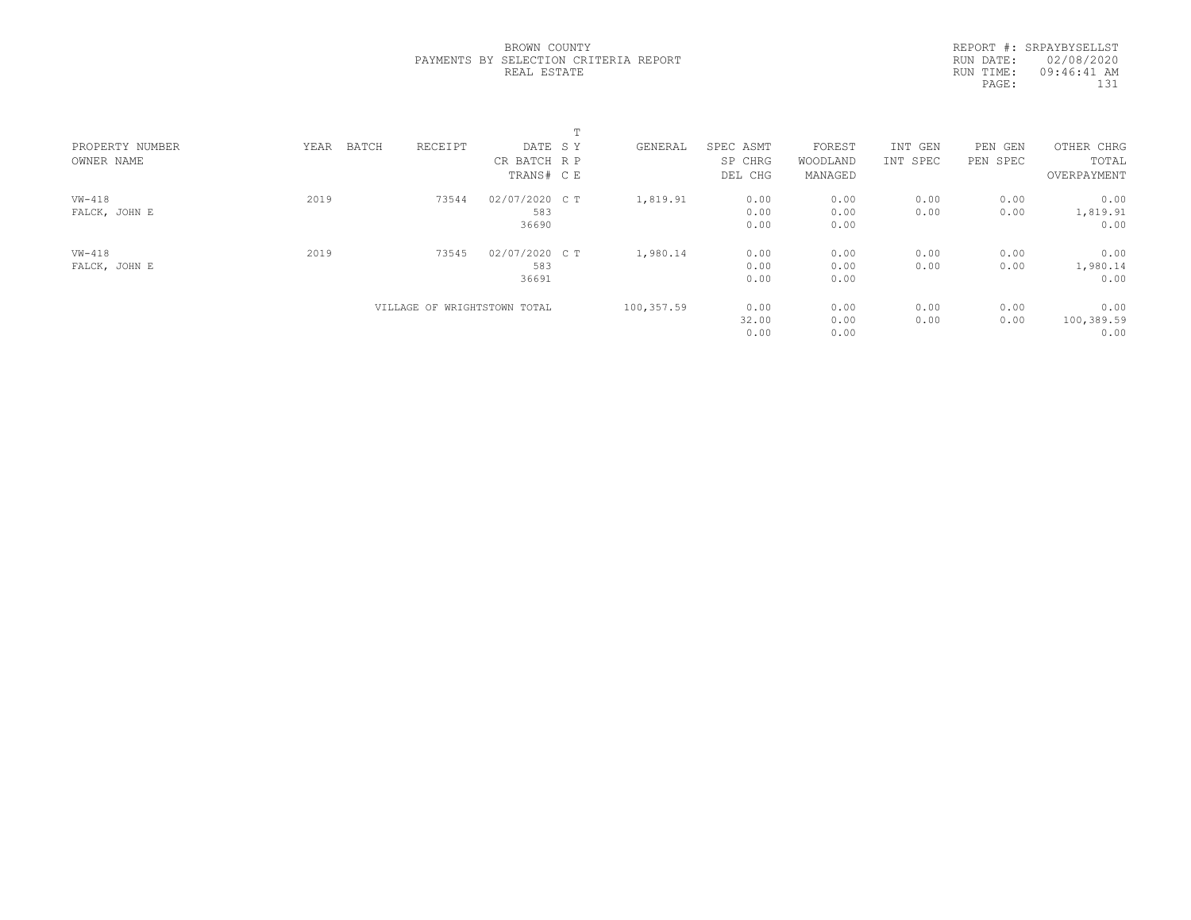BROWN COUNTY
PAYMENTS BY SELECTION CRITERIA REPORT
REAL ESTATE

REPORT #: SRPAYBYSELLST
RUN DATE: 02/08/2020
RUN TIME: 09:46:41 AM

| PROPERTY NUMBER<br>OWNER NAME | YEAR | BATCH | RECEIPT | DATE<br>CR BATCH<br>TRANS# | T<br>S Y<br>R P<br>C E | GENERAL | SPEC ASMT<br>SP CHRG<br>DEL CHG | FOREST<br>WOODLAND<br>MANAGED | INT GEN<br>INT SPEC | PEN GEN<br>PEN SPEC | OTHER CHRG<br>TOTAL<br>OVERPAYMENT |
|---|---|---|---|---|---|---|---|---|---|---|---|
| VW-418<br>FALCK, JOHN E | 2019 | | 73544 | 02/07/2020<br>583<br>36690 | C T | 1,819.91 | 0.00<br>0.00<br>0.00 | 0.00<br>0.00<br>0.00 | 0.00<br>0.00 | 0.00<br>0.00 | 0.00<br>1,819.91<br>0.00 |
| VW-418<br>FALCK, JOHN E | 2019 | | 73545 | 02/07/2020<br>583<br>36691 | C T | 1,980.14 | 0.00<br>0.00<br>0.00 | 0.00<br>0.00<br>0.00 | 0.00<br>0.00 | 0.00<br>0.00 | 0.00<br>1,980.14<br>0.00 |
| | | | VILLAGE OF WRIGHTSTOWN TOTAL | | | 100,357.59 | 0.00<br>32.00<br>0.00 | 0.00<br>0.00<br>0.00 | 0.00<br>0.00 | 0.00<br>0.00 | 0.00<br>100,389.59<br>0.00 |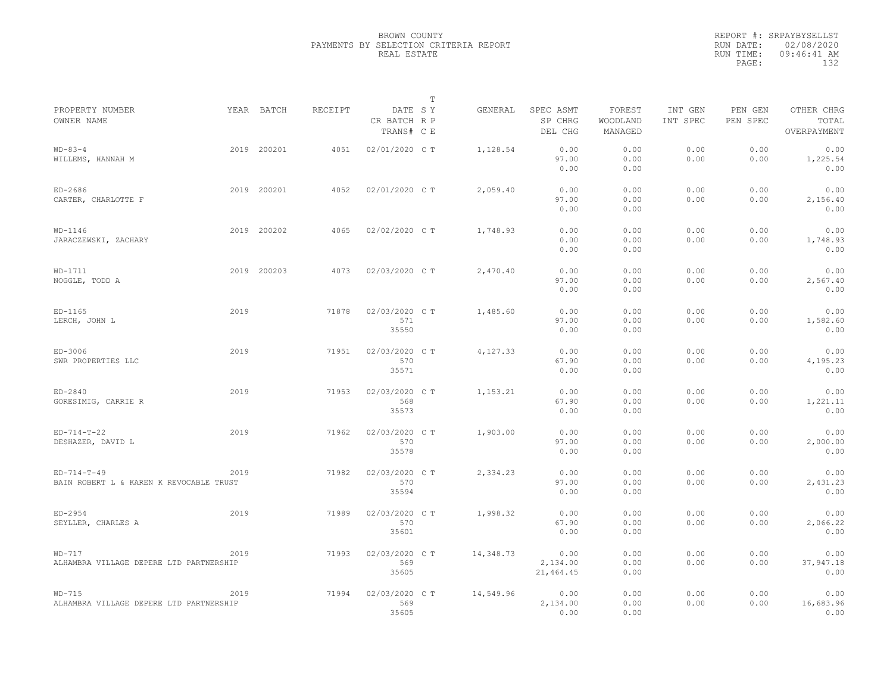BROWN COUNTY
PAYMENTS BY SELECTION CRITERIA REPORT
REAL ESTATE

REPORT #: SRPAYBYSELLST
RUN DATE: 02/08/2020
RUN TIME: 09:46:41 AM

| PROPERTY NUMBER / OWNER NAME | YEAR | BATCH | RECEIPT | DATE / CR BATCH / TRANS# | T SY RP CE | GENERAL | SPEC ASMT / SP CHRG / DEL CHG | FOREST / WOODLAND / MANAGED | INT GEN / INT SPEC | PEN GEN / PEN SPEC | OTHER CHRG / TOTAL / OVERPAYMENT |
|---|---|---|---|---|---|---|---|---|---|---|---|
| WD-83-4 / WILLEMS, HANNAH M | 2019 | 200201 | 4051 | 02/01/2020 | C T | 1,128.54 | 0.00 / 97.00 / 0.00 | 0.00 / 0.00 / 0.00 | 0.00 / 0.00 | 0.00 / 0.00 | 0.00 / 1,225.54 / 0.00 |
| ED-2686 / CARTER, CHARLOTTE F | 2019 | 200201 | 4052 | 02/01/2020 | C T | 2,059.40 | 0.00 / 97.00 / 0.00 | 0.00 / 0.00 / 0.00 | 0.00 / 0.00 | 0.00 / 0.00 | 0.00 / 2,156.40 / 0.00 |
| WD-1146 / JARACZEWSKI, ZACHARY | 2019 | 200202 | 4065 | 02/02/2020 | C T | 1,748.93 | 0.00 / 0.00 / 0.00 | 0.00 / 0.00 / 0.00 | 0.00 / 0.00 | 0.00 / 0.00 | 0.00 / 1,748.93 / 0.00 |
| WD-1711 / NOGGLE, TODD A | 2019 | 200203 | 4073 | 02/03/2020 | C T | 2,470.40 | 0.00 / 97.00 / 0.00 | 0.00 / 0.00 / 0.00 | 0.00 / 0.00 | 0.00 / 0.00 | 0.00 / 2,567.40 / 0.00 |
| ED-1165 / LERCH, JOHN L | 2019 | | 71878 | 02/03/2020 / 571 / 35550 | C T | 1,485.60 | 0.00 / 97.00 / 0.00 | 0.00 / 0.00 / 0.00 | 0.00 / 0.00 | 0.00 / 0.00 | 0.00 / 1,582.60 / 0.00 |
| ED-3006 / SWR PROPERTIES LLC | 2019 | | 71951 | 02/03/2020 / 570 / 35571 | C T | 4,127.33 | 0.00 / 67.90 / 0.00 | 0.00 / 0.00 / 0.00 | 0.00 / 0.00 | 0.00 / 0.00 | 0.00 / 4,195.23 / 0.00 |
| ED-2840 / GORESIMIG, CARRIE R | 2019 | | 71953 | 02/03/2020 / 568 / 35573 | C T | 1,153.21 | 0.00 / 67.90 / 0.00 | 0.00 / 0.00 / 0.00 | 0.00 / 0.00 | 0.00 / 0.00 | 0.00 / 1,221.11 / 0.00 |
| ED-714-T-22 / DESHAZER, DAVID L | 2019 | | 71962 | 02/03/2020 / 570 / 35578 | C T | 1,903.00 | 0.00 / 97.00 / 0.00 | 0.00 / 0.00 / 0.00 | 0.00 / 0.00 | 0.00 / 0.00 | 0.00 / 2,000.00 / 0.00 |
| ED-714-T-49 / BAIN ROBERT L & KAREN K REVOCABLE TRUST | 2019 | | 71982 | 02/03/2020 / 570 / 35594 | C T | 2,334.23 | 0.00 / 97.00 / 0.00 | 0.00 / 0.00 / 0.00 | 0.00 / 0.00 | 0.00 / 0.00 | 0.00 / 2,431.23 / 0.00 |
| ED-2954 / SEYLLER, CHARLES A | 2019 | | 71989 | 02/03/2020 / 570 / 35601 | C T | 1,998.32 | 0.00 / 67.90 / 0.00 | 0.00 / 0.00 / 0.00 | 0.00 / 0.00 | 0.00 / 0.00 | 0.00 / 2,066.22 / 0.00 |
| WD-717 / ALHAMBRA VILLAGE DEPERE LTD PARTNERSHIP | 2019 | | 71993 | 02/03/2020 / 569 / 35605 | C T | 14,348.73 | 0.00 / 2,134.00 / 21,464.45 | 0.00 / 0.00 / 0.00 | 0.00 / 0.00 | 0.00 / 0.00 | 0.00 / 37,947.18 / 0.00 |
| WD-715 / ALHAMBRA VILLAGE DEPERE LTD PARTNERSHIP | 2019 | | 71994 | 02/03/2020 / 569 / 35605 | C T | 14,549.96 | 0.00 / 2,134.00 / 0.00 | 0.00 / 0.00 / 0.00 | 0.00 / 0.00 | 0.00 / 0.00 | 0.00 / 16,683.96 / 0.00 |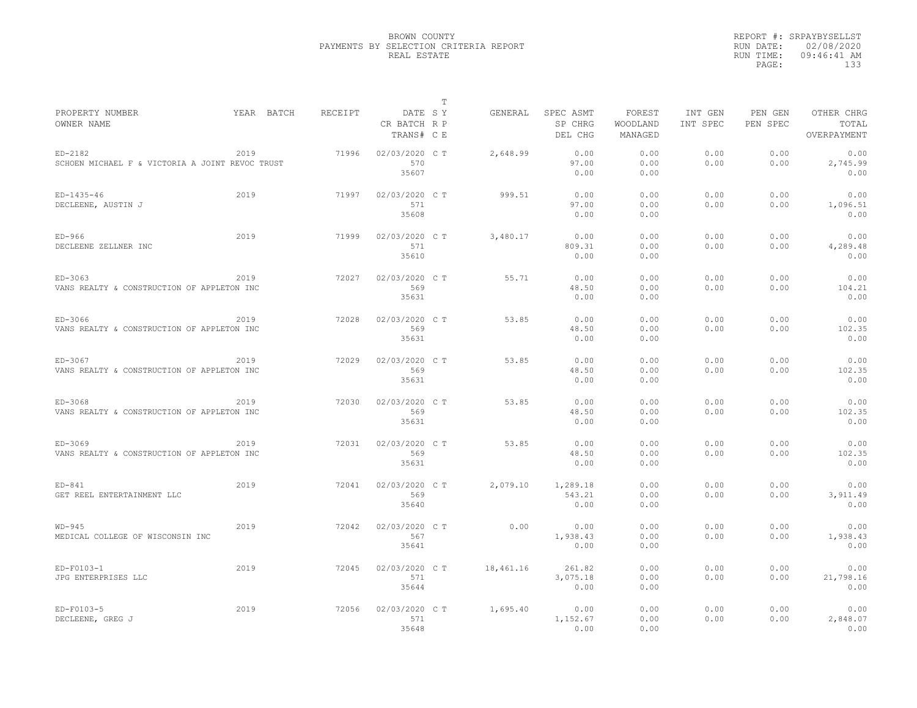BROWN COUNTY
PAYMENTS BY SELECTION CRITERIA REPORT
REAL ESTATE

REPORT #: SRPAYBYSELLST
RUN DATE: 02/08/2020
RUN TIME: 09:46:41 AM

| PROPERTY NUMBER / OWNER NAME | YEAR | BATCH | RECEIPT | DATE / CR BATCH / TRANS# | T SY RP CE | GENERAL | SPEC ASMT / SP CHRG / DEL CHG | FOREST / WOODLAND / MANAGED | INT GEN / INT SPEC | PEN GEN / PEN SPEC | OTHER CHRG / TOTAL / OVERPAYMENT |
|---|---|---|---|---|---|---|---|---|---|---|---|
| ED-2182 / SCHOEN MICHAEL F & VICTORIA A JOINT REVOC TRUST | 2019 | | 71996 | 02/03/2020 / 570 / 35607 | C T | 2,648.99 | 0.00 / 97.00 / 0.00 | 0.00 / 0.00 / 0.00 | 0.00 / 0.00 | 0.00 / 0.00 | 0.00 / 2,745.99 / 0.00 |
| ED-1435-46 / DECLEENE, AUSTIN J | 2019 | | 71997 | 02/03/2020 / 571 / 35608 | C T | 999.51 | 0.00 / 97.00 / 0.00 | 0.00 / 0.00 / 0.00 | 0.00 / 0.00 | 0.00 / 0.00 | 0.00 / 1,096.51 / 0.00 |
| ED-966 / DECLEENE ZELLNER INC | 2019 | | 71999 | 02/03/2020 / 571 / 35610 | C T | 3,480.17 | 0.00 / 809.31 / 0.00 | 0.00 / 0.00 / 0.00 | 0.00 / 0.00 | 0.00 / 0.00 | 0.00 / 4,289.48 / 0.00 |
| ED-3063 / VANS REALTY & CONSTRUCTION OF APPLETON INC | 2019 | | 72027 | 02/03/2020 / 569 / 35631 | C T | 55.71 | 0.00 / 48.50 / 0.00 | 0.00 / 0.00 / 0.00 | 0.00 / 0.00 | 0.00 / 0.00 | 0.00 / 104.21 / 0.00 |
| ED-3066 / VANS REALTY & CONSTRUCTION OF APPLETON INC | 2019 | | 72028 | 02/03/2020 / 569 / 35631 | C T | 53.85 | 0.00 / 48.50 / 0.00 | 0.00 / 0.00 / 0.00 | 0.00 / 0.00 | 0.00 / 0.00 | 0.00 / 102.35 / 0.00 |
| ED-3067 / VANS REALTY & CONSTRUCTION OF APPLETON INC | 2019 | | 72029 | 02/03/2020 / 569 / 35631 | C T | 53.85 | 0.00 / 48.50 / 0.00 | 0.00 / 0.00 / 0.00 | 0.00 / 0.00 | 0.00 / 0.00 | 0.00 / 102.35 / 0.00 |
| ED-3068 / VANS REALTY & CONSTRUCTION OF APPLETON INC | 2019 | | 72030 | 02/03/2020 / 569 / 35631 | C T | 53.85 | 0.00 / 48.50 / 0.00 | 0.00 / 0.00 / 0.00 | 0.00 / 0.00 | 0.00 / 0.00 | 0.00 / 102.35 / 0.00 |
| ED-3069 / VANS REALTY & CONSTRUCTION OF APPLETON INC | 2019 | | 72031 | 02/03/2020 / 569 / 35631 | C T | 53.85 | 0.00 / 48.50 / 0.00 | 0.00 / 0.00 / 0.00 | 0.00 / 0.00 | 0.00 / 0.00 | 0.00 / 102.35 / 0.00 |
| ED-841 / GET REEL ENTERTAINMENT LLC | 2019 | | 72041 | 02/03/2020 / 569 / 35640 | C T | 2,079.10 | 1,289.18 / 543.21 / 0.00 | 0.00 / 0.00 / 0.00 | 0.00 / 0.00 | 0.00 / 0.00 | 0.00 / 3,911.49 / 0.00 |
| WD-945 / MEDICAL COLLEGE OF WISCONSIN INC | 2019 | | 72042 | 02/03/2020 / 567 / 35641 | C T | 0.00 | 0.00 / 1,938.43 / 0.00 | 0.00 / 0.00 / 0.00 | 0.00 / 0.00 | 0.00 / 0.00 | 0.00 / 1,938.43 / 0.00 |
| ED-F0103-1 / JPG ENTERPRISES LLC | 2019 | | 72045 | 02/03/2020 / 571 / 35644 | C T | 18,461.16 | 261.82 / 3,075.18 / 0.00 | 0.00 / 0.00 / 0.00 | 0.00 / 0.00 | 0.00 / 0.00 | 0.00 / 21,798.16 / 0.00 |
| ED-F0103-5 / DECLEENE, GREG J | 2019 | | 72056 | 02/03/2020 / 571 / 35648 | C T | 1,695.40 | 0.00 / 1,152.67 / 0.00 | 0.00 / 0.00 / 0.00 | 0.00 / 0.00 | 0.00 / 0.00 | 0.00 / 2,848.07 / 0.00 |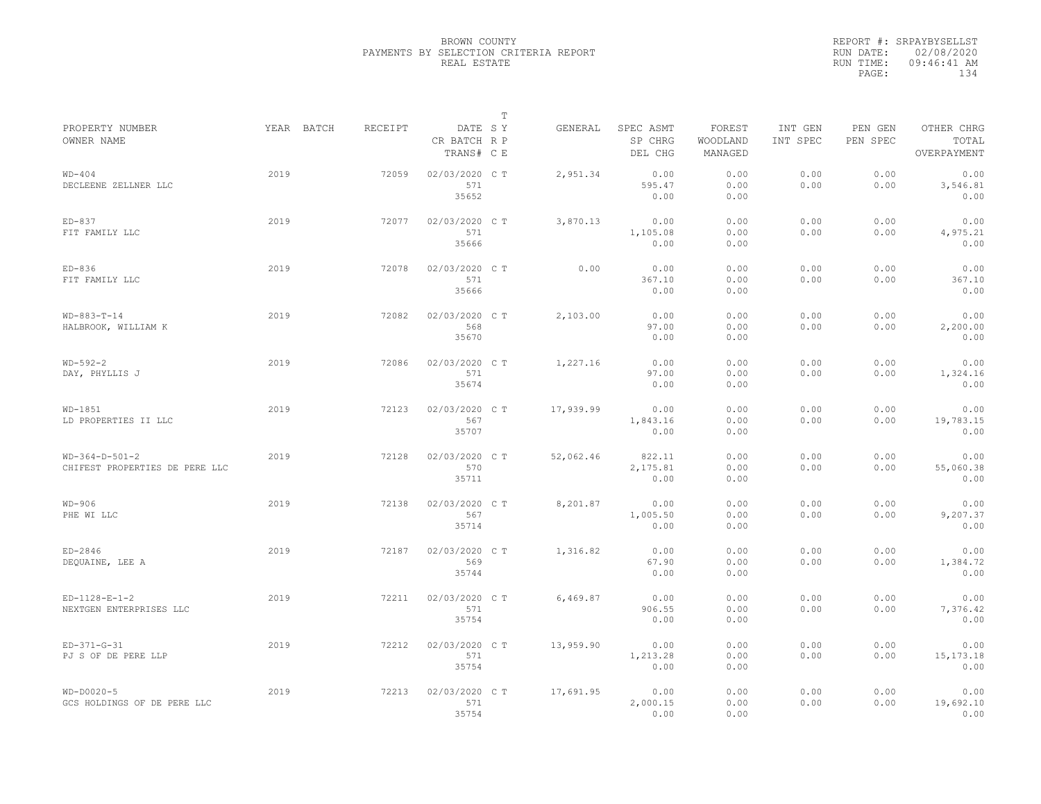BROWN COUNTY
PAYMENTS BY SELECTION CRITERIA REPORT
REAL ESTATE

REPORT #: SRPAYBYSELLST
RUN DATE: 02/08/2020
RUN TIME: 09:46:41 AM

| PROPERTY NUMBER / OWNER NAME | YEAR | BATCH | RECEIPT | DATE / CR BATCH / TRANS# | T SY / RP / CE | GENERAL | SPEC ASMT / SP CHRG / DEL CHG | FOREST / WOODLAND / MANAGED | INT GEN / INT SPEC | PEN GEN / PEN SPEC | OTHER CHRG / TOTAL / OVERPAYMENT |
|---|---|---|---|---|---|---|---|---|---|---|---|
| WD-404 / DECLEENE ZELLNER LLC | 2019 | | 72059 | 02/03/2020 / 571 / 35652 | C T | 2,951.34 | 0.00 / 595.47 / 0.00 | 0.00 / 0.00 / 0.00 | 0.00 / 0.00 | 0.00 / 0.00 | 0.00 / 3,546.81 / 0.00 |
| ED-837 / FIT FAMILY LLC | 2019 | | 72077 | 02/03/2020 / 571 / 35666 | C T | 3,870.13 | 0.00 / 1,105.08 / 0.00 | 0.00 / 0.00 / 0.00 | 0.00 / 0.00 | 0.00 / 0.00 | 0.00 / 4,975.21 / 0.00 |
| ED-836 / FIT FAMILY LLC | 2019 | | 72078 | 02/03/2020 / 571 / 35666 | C T | 0.00 | 0.00 / 367.10 / 0.00 | 0.00 / 0.00 / 0.00 | 0.00 / 0.00 | 0.00 / 0.00 | 0.00 / 367.10 / 0.00 |
| WD-883-T-14 / HALBROOK, WILLIAM K | 2019 | | 72082 | 02/03/2020 / 568 / 35670 | C T | 2,103.00 | 0.00 / 97.00 / 0.00 | 0.00 / 0.00 / 0.00 | 0.00 / 0.00 | 0.00 / 0.00 | 0.00 / 2,200.00 / 0.00 |
| WD-592-2 / DAY, PHYLLIS J | 2019 | | 72086 | 02/03/2020 / 571 / 35674 | C T | 1,227.16 | 0.00 / 97.00 / 0.00 | 0.00 / 0.00 / 0.00 | 0.00 / 0.00 | 0.00 / 0.00 | 0.00 / 1,324.16 / 0.00 |
| WD-1851 / LD PROPERTIES II LLC | 2019 | | 72123 | 02/03/2020 / 567 / 35707 | C T | 17,939.99 | 0.00 / 1,843.16 / 0.00 | 0.00 / 0.00 / 0.00 | 0.00 / 0.00 | 0.00 / 0.00 | 0.00 / 19,783.15 / 0.00 |
| WD-364-D-501-2 / CHIFEST PROPERTIES DE PERE LLC | 2019 | | 72128 | 02/03/2020 / 570 / 35711 | C T | 52,062.46 | 822.11 / 2,175.81 / 0.00 | 0.00 / 0.00 / 0.00 | 0.00 / 0.00 | 0.00 / 0.00 | 0.00 / 55,060.38 / 0.00 |
| WD-906 / PHE WI LLC | 2019 | | 72138 | 02/03/2020 / 567 / 35714 | C T | 8,201.87 | 0.00 / 1,005.50 / 0.00 | 0.00 / 0.00 / 0.00 | 0.00 / 0.00 | 0.00 / 0.00 | 0.00 / 9,207.37 / 0.00 |
| ED-2846 / DEQUAINE, LEE A | 2019 | | 72187 | 02/03/2020 / 569 / 35744 | C T | 1,316.82 | 0.00 / 67.90 / 0.00 | 0.00 / 0.00 / 0.00 | 0.00 / 0.00 | 0.00 / 0.00 | 0.00 / 1,384.72 / 0.00 |
| ED-1128-E-1-2 / NEXTGEN ENTERPRISES LLC | 2019 | | 72211 | 02/03/2020 / 571 / 35754 | C T | 6,469.87 | 0.00 / 906.55 / 0.00 | 0.00 / 0.00 / 0.00 | 0.00 / 0.00 | 0.00 / 0.00 | 0.00 / 7,376.42 / 0.00 |
| ED-371-G-31 / PJ S OF DE PERE LLP | 2019 | | 72212 | 02/03/2020 / 571 / 35754 | C T | 13,959.90 | 0.00 / 1,213.28 / 0.00 | 0.00 / 0.00 / 0.00 | 0.00 / 0.00 | 0.00 / 0.00 | 0.00 / 15,173.18 / 0.00 |
| WD-D0020-5 / GCS HOLDINGS OF DE PERE LLC | 2019 | | 72213 | 02/03/2020 / 571 / 35754 | C T | 17,691.95 | 0.00 / 2,000.15 / 0.00 | 0.00 / 0.00 / 0.00 | 0.00 / 0.00 | 0.00 / 0.00 | 0.00 / 19,692.10 / 0.00 |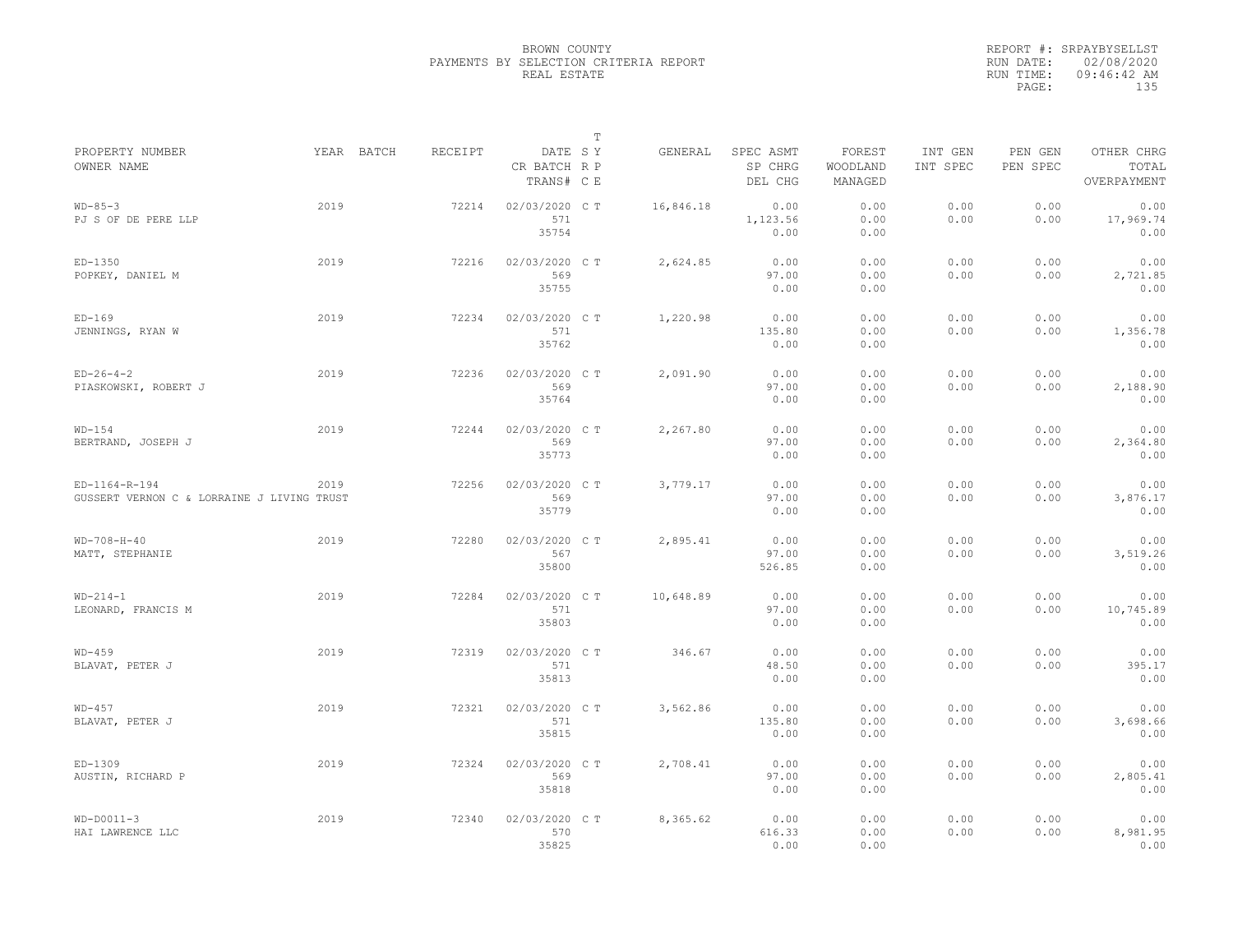BROWN COUNTY
PAYMENTS BY SELECTION CRITERIA REPORT
REAL ESTATE

REPORT #: SRPAYBYSELLST
RUN DATE: 02/08/2020
RUN TIME: 09:46:42 AM
PAGE: 135

| PROPERTY NUMBER<br>OWNER NAME | YEAR | BATCH | RECEIPT | DATE<br>CR BATCH<br>TRANS# | T SY RP CE | GENERAL | SPEC ASMT<br>SP CHRG<br>DEL CHG | FOREST<br>WOODLAND<br>MANAGED | INT GEN<br>INT SPEC | PEN GEN<br>PEN SPEC | OTHER CHRG<br>TOTAL<br>OVERPAYMENT |
|---|---|---|---|---|---|---|---|---|---|---|---|
| WD-85-3<br>PJ S OF DE PERE LLP | 2019 | | 72214 | 02/03/2020<br>571<br>35754 | C T | 16,846.18 | 0.00<br>1,123.56<br>0.00 | 0.00<br>0.00<br>0.00 | 0.00<br>0.00 | 0.00<br>0.00 | 0.00<br>17,969.74<br>0.00 |
| ED-1350<br>POPKEY, DANIEL M | 2019 | | 72216 | 02/03/2020<br>569<br>35755 | C T | 2,624.85 | 0.00<br>97.00<br>0.00 | 0.00<br>0.00<br>0.00 | 0.00<br>0.00 | 0.00<br>0.00 | 0.00<br>2,721.85<br>0.00 |
| ED-169<br>JENNINGS, RYAN W | 2019 | | 72234 | 02/03/2020<br>571<br>35762 | C T | 1,220.98 | 0.00<br>135.80<br>0.00 | 0.00<br>0.00<br>0.00 | 0.00<br>0.00 | 0.00<br>0.00 | 0.00<br>1,356.78<br>0.00 |
| ED-26-4-2<br>PIASKOWSKI, ROBERT J | 2019 | | 72236 | 02/03/2020<br>569<br>35764 | C T | 2,091.90 | 0.00<br>97.00<br>0.00 | 0.00<br>0.00<br>0.00 | 0.00<br>0.00 | 0.00<br>0.00 | 0.00<br>2,188.90<br>0.00 |
| WD-154<br>BERTRAND, JOSEPH J | 2019 | | 72244 | 02/03/2020<br>569<br>35773 | C T | 2,267.80 | 0.00<br>97.00<br>0.00 | 0.00<br>0.00<br>0.00 | 0.00<br>0.00 | 0.00<br>0.00 | 0.00<br>2,364.80<br>0.00 |
| ED-1164-R-194<br>GUSSERT VERNON C & LORRAINE J LIVING TRUST | 2019 | | 72256 | 02/03/2020<br>569<br>35779 | C T | 3,779.17 | 0.00<br>97.00<br>0.00 | 0.00<br>0.00<br>0.00 | 0.00<br>0.00 | 0.00<br>0.00 | 0.00<br>3,876.17<br>0.00 |
| WD-708-H-40<br>MATT, STEPHANIE | 2019 | | 72280 | 02/03/2020<br>567<br>35800 | C T | 2,895.41 | 0.00<br>97.00<br>526.85 | 0.00<br>0.00<br>0.00 | 0.00<br>0.00 | 0.00<br>0.00 | 0.00<br>3,519.26<br>0.00 |
| WD-214-1<br>LEONARD, FRANCIS M | 2019 | | 72284 | 02/03/2020<br>571<br>35803 | C T | 10,648.89 | 0.00<br>97.00<br>0.00 | 0.00<br>0.00<br>0.00 | 0.00<br>0.00 | 0.00<br>0.00 | 0.00<br>10,745.89<br>0.00 |
| WD-459<br>BLAVAT, PETER J | 2019 | | 72319 | 02/03/2020<br>571<br>35813 | C T | 346.67 | 0.00<br>48.50<br>0.00 | 0.00<br>0.00<br>0.00 | 0.00<br>0.00 | 0.00<br>0.00 | 0.00<br>395.17<br>0.00 |
| WD-457<br>BLAVAT, PETER J | 2019 | | 72321 | 02/03/2020<br>571<br>35815 | C T | 3,562.86 | 0.00<br>135.80<br>0.00 | 0.00<br>0.00<br>0.00 | 0.00<br>0.00 | 0.00<br>0.00 | 0.00<br>3,698.66<br>0.00 |
| ED-1309<br>AUSTIN, RICHARD P | 2019 | | 72324 | 02/03/2020<br>569<br>35818 | C T | 2,708.41 | 0.00<br>97.00<br>0.00 | 0.00<br>0.00<br>0.00 | 0.00<br>0.00 | 0.00<br>0.00 | 0.00<br>2,805.41<br>0.00 |
| WD-D0011-3<br>HAI LAWRENCE LLC | 2019 | | 72340 | 02/03/2020<br>570<br>35825 | C T | 8,365.62 | 0.00<br>616.33<br>0.00 | 0.00<br>0.00<br>0.00 | 0.00<br>0.00 | 0.00<br>0.00 | 0.00<br>8,981.95<br>0.00 |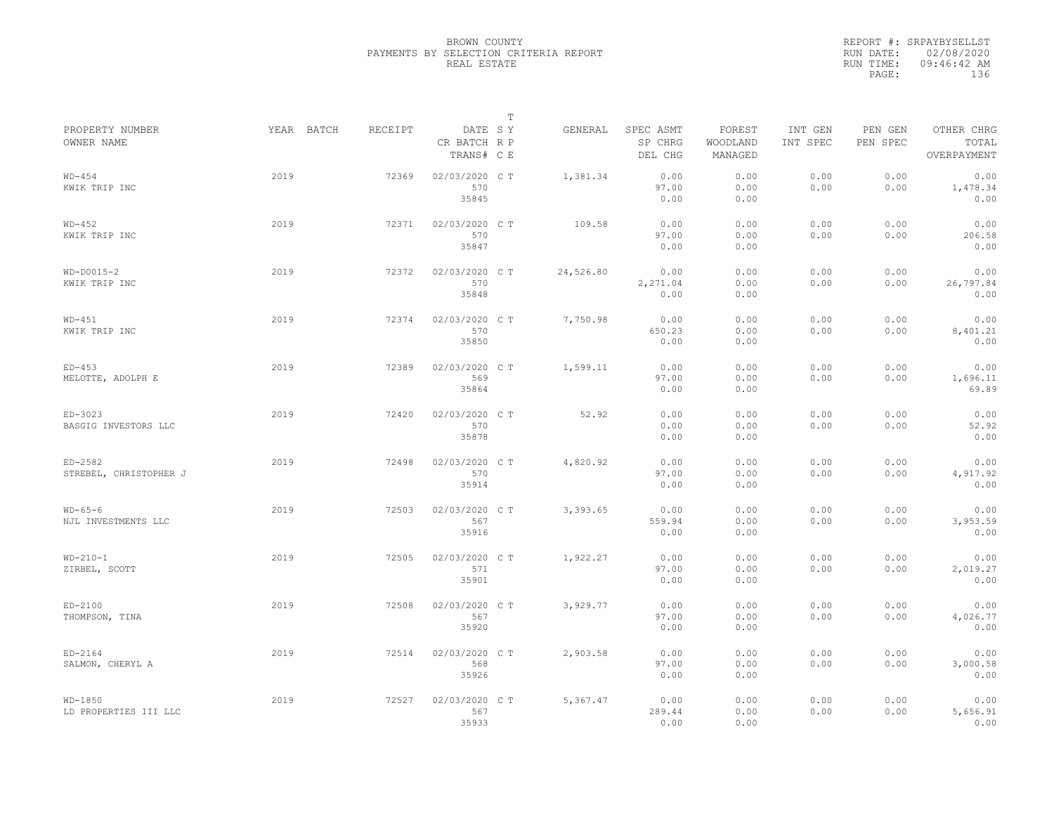BROWN COUNTY
PAYMENTS BY SELECTION CRITERIA REPORT
REAL ESTATE

REPORT #: SRPAYBYSELLST
RUN DATE: 02/08/2020
RUN TIME: 09:46:42 AM

| PROPERTY NUMBER / OWNER NAME | YEAR | BATCH | RECEIPT | DATE / CR BATCH / TRANS# | T SY RP CE | GENERAL | SPEC ASMT / SP CHRG / DEL CHG | FOREST / WOODLAND / MANAGED | INT GEN / INT SPEC | PEN GEN / PEN SPEC | OTHER CHRG / TOTAL / OVERPAYMENT |
|---|---|---|---|---|---|---|---|---|---|---|---|
| WD-454 KWIK TRIP INC | 2019 | | 72369 | 02/03/2020 570 35845 | C T | 1,381.34 | 0.00 97.00 0.00 | 0.00 0.00 0.00 | 0.00 0.00 | 0.00 0.00 | 0.00 1,478.34 0.00 |
| WD-452 KWIK TRIP INC | 2019 | | 72371 | 02/03/2020 570 35847 | C T | 109.58 | 0.00 97.00 0.00 | 0.00 0.00 0.00 | 0.00 0.00 | 0.00 0.00 | 0.00 206.58 0.00 |
| WD-D0015-2 KWIK TRIP INC | 2019 | | 72372 | 02/03/2020 570 35848 | C T | 24,526.80 | 0.00 2,271.04 0.00 | 0.00 0.00 0.00 | 0.00 0.00 | 0.00 0.00 | 0.00 26,797.84 0.00 |
| WD-451 KWIK TRIP INC | 2019 | | 72374 | 02/03/2020 570 35850 | C T | 7,750.98 | 0.00 650.23 0.00 | 0.00 0.00 0.00 | 0.00 0.00 | 0.00 0.00 | 0.00 8,401.21 0.00 |
| ED-453 MELOTTE, ADOLPH E | 2019 | | 72389 | 02/03/2020 569 35864 | C T | 1,599.11 | 0.00 97.00 0.00 | 0.00 0.00 0.00 | 0.00 0.00 | 0.00 0.00 | 0.00 1,696.11 69.89 |
| ED-3023 BASGIG INVESTORS LLC | 2019 | | 72420 | 02/03/2020 570 35878 | C T | 52.92 | 0.00 0.00 0.00 | 0.00 0.00 0.00 | 0.00 0.00 | 0.00 0.00 | 0.00 52.92 0.00 |
| ED-2582 STREBEL, CHRISTOPHER J | 2019 | | 72498 | 02/03/2020 570 35914 | C T | 4,820.92 | 0.00 97.00 0.00 | 0.00 0.00 0.00 | 0.00 0.00 | 0.00 0.00 | 0.00 4,917.92 0.00 |
| WD-65-6 NJL INVESTMENTS LLC | 2019 | | 72503 | 02/03/2020 567 35916 | C T | 3,393.65 | 0.00 559.94 0.00 | 0.00 0.00 0.00 | 0.00 0.00 | 0.00 0.00 | 0.00 3,953.59 0.00 |
| WD-210-1 ZIRBEL, SCOTT | 2019 | | 72505 | 02/03/2020 571 35901 | C T | 1,922.27 | 0.00 97.00 0.00 | 0.00 0.00 0.00 | 0.00 0.00 | 0.00 0.00 | 0.00 2,019.27 0.00 |
| ED-2100 THOMPSON, TINA | 2019 | | 72508 | 02/03/2020 567 35920 | C T | 3,929.77 | 0.00 97.00 0.00 | 0.00 0.00 0.00 | 0.00 0.00 | 0.00 0.00 | 0.00 4,026.77 0.00 |
| ED-2164 SALMON, CHERYL A | 2019 | | 72514 | 02/03/2020 568 35926 | C T | 2,903.58 | 0.00 97.00 0.00 | 0.00 0.00 0.00 | 0.00 0.00 | 0.00 0.00 | 0.00 3,000.58 0.00 |
| WD-1850 LD PROPERTIES III LLC | 2019 | | 72527 | 02/03/2020 567 35933 | C T | 5,367.47 | 0.00 289.44 0.00 | 0.00 0.00 0.00 | 0.00 0.00 | 0.00 0.00 | 0.00 5,656.91 0.00 |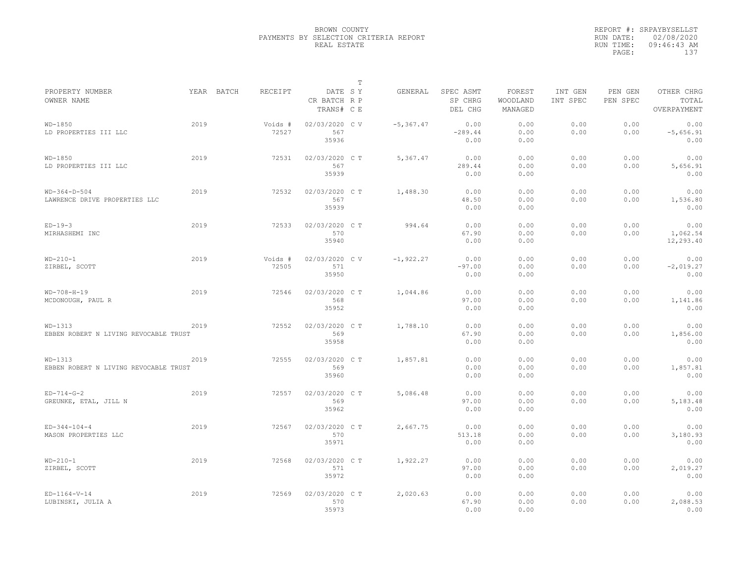BROWN COUNTY
PAYMENTS BY SELECTION CRITERIA REPORT
REAL ESTATE

REPORT #: SRPAYBYSELLST
RUN DATE: 02/08/2020
RUN TIME: 09:46:43 AM

| PROPERTY NUMBER<br>OWNER NAME | YEAR | BATCH | RECEIPT | DATE<br>CR BATCH<br>TRANS# | T S Y<br>R P<br>C E | GENERAL | SPEC ASMT<br>SP CHRG<br>DEL CHG | FOREST<br>WOODLAND<br>MANAGED | INT GEN<br>INT SPEC | PEN GEN<br>PEN SPEC | OTHER CHRG<br>TOTAL<br>OVERPAYMENT |
|---|---|---|---|---|---|---|---|---|---|---|---|
| WD-1850<br>LD PROPERTIES III LLC | 2019 | | Voids #<br>72527 | 02/03/2020<br>567<br>35936 | C V | -5,367.47 | 0.00<br>-289.44<br>0.00 | 0.00<br>0.00<br>0.00 | 0.00<br>0.00 | 0.00<br>0.00 | 0.00<br>-5,656.91<br>0.00 |
| WD-1850<br>LD PROPERTIES III LLC | 2019 | | 72531 | 02/03/2020<br>567<br>35939 | C T | 5,367.47 | 0.00<br>289.44<br>0.00 | 0.00<br>0.00<br>0.00 | 0.00<br>0.00 | 0.00<br>0.00 | 0.00<br>5,656.91<br>0.00 |
| WD-364-D-504<br>LAWRENCE DRIVE PROPERTIES LLC | 2019 | | 72532 | 02/03/2020<br>567<br>35939 | C T | 1,488.30 | 0.00<br>48.50<br>0.00 | 0.00<br>0.00<br>0.00 | 0.00<br>0.00 | 0.00<br>0.00 | 0.00<br>1,536.80<br>0.00 |
| ED-19-3<br>MIRHASHEMI INC | 2019 | | 72533 | 02/03/2020<br>570<br>35940 | C T | 994.64 | 0.00<br>67.90<br>0.00 | 0.00<br>0.00<br>0.00 | 0.00<br>0.00 | 0.00<br>0.00 | 0.00<br>1,062.54<br>12,293.40 |
| WD-210-1<br>ZIRBEL, SCOTT | 2019 | | Voids #<br>72505 | 02/03/2020<br>571<br>35950 | C V | -1,922.27 | 0.00<br>-97.00<br>0.00 | 0.00<br>0.00<br>0.00 | 0.00<br>0.00 | 0.00<br>0.00 | 0.00<br>-2,019.27<br>0.00 |
| WD-708-H-19<br>MCDONOUGH, PAUL R | 2019 | | 72546 | 02/03/2020<br>568<br>35952 | C T | 1,044.86 | 0.00<br>97.00<br>0.00 | 0.00<br>0.00<br>0.00 | 0.00<br>0.00 | 0.00<br>0.00 | 0.00<br>1,141.86<br>0.00 |
| WD-1313<br>EBBEN ROBERT N LIVING REVOCABLE TRUST | 2019 | | 72552 | 02/03/2020<br>569<br>35958 | C T | 1,788.10 | 0.00<br>67.90<br>0.00 | 0.00<br>0.00<br>0.00 | 0.00<br>0.00 | 0.00<br>0.00 | 0.00<br>1,856.00<br>0.00 |
| WD-1313<br>EBBEN ROBERT N LIVING REVOCABLE TRUST | 2019 | | 72555 | 02/03/2020<br>569<br>35960 | C T | 1,857.81 | 0.00<br>0.00<br>0.00 | 0.00<br>0.00<br>0.00 | 0.00<br>0.00 | 0.00<br>0.00 | 0.00<br>1,857.81<br>0.00 |
| ED-714-G-2<br>GREUNKE, ETAL, JILL N | 2019 | | 72557 | 02/03/2020<br>569<br>35962 | C T | 5,086.48 | 0.00<br>97.00<br>0.00 | 0.00<br>0.00<br>0.00 | 0.00<br>0.00 | 0.00<br>0.00 | 0.00<br>5,183.48<br>0.00 |
| ED-344-104-4<br>MASON PROPERTIES LLC | 2019 | | 72567 | 02/03/2020<br>570<br>35971 | C T | 2,667.75 | 0.00<br>513.18<br>0.00 | 0.00<br>0.00<br>0.00 | 0.00<br>0.00 | 0.00<br>0.00 | 0.00<br>3,180.93<br>0.00 |
| WD-210-1<br>ZIRBEL, SCOTT | 2019 | | 72568 | 02/03/2020<br>571<br>35972 | C T | 1,922.27 | 0.00<br>97.00<br>0.00 | 0.00<br>0.00<br>0.00 | 0.00<br>0.00 | 0.00<br>0.00 | 0.00<br>2,019.27<br>0.00 |
| ED-1164-V-14<br>LUBINSKI, JULIA A | 2019 | | 72569 | 02/03/2020<br>570<br>35973 | C T | 2,020.63 | 0.00<br>67.90<br>0.00 | 0.00<br>0.00<br>0.00 | 0.00<br>0.00 | 0.00<br>0.00 | 0.00<br>2,088.53<br>0.00 |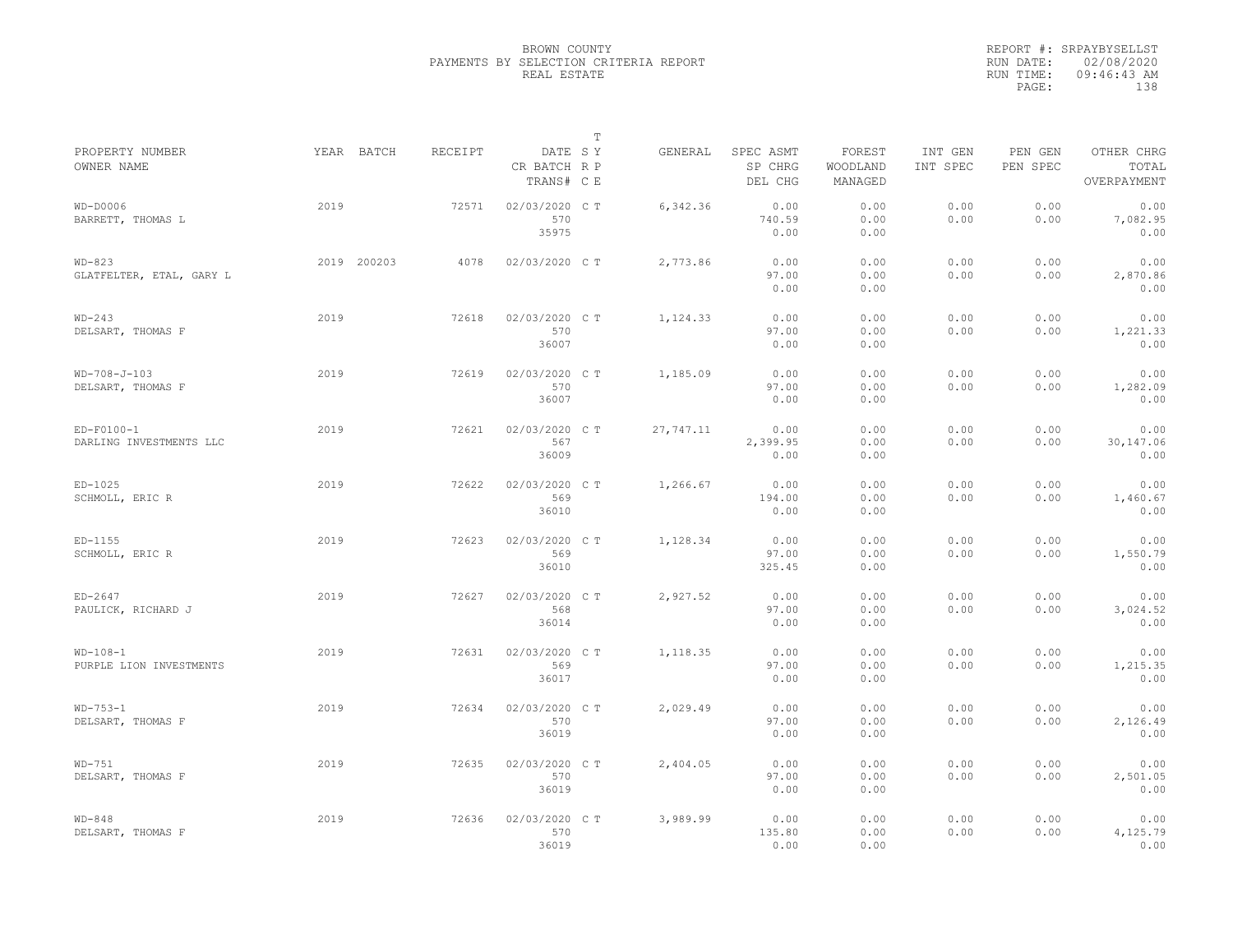BROWN COUNTY
PAYMENTS BY SELECTION CRITERIA REPORT
REAL ESTATE

REPORT #: SRPAYBYSELLST
RUN DATE: 02/08/2020
RUN TIME: 09:46:43 AM

| PROPERTY NUMBER<br>OWNER NAME | YEAR | BATCH | RECEIPT | DATE<br>CR BATCH<br>TRANS# | T S Y R P C E | GENERAL | SPEC ASMT<br>SP CHRG<br>DEL CHG | FOREST<br>WOODLAND<br>MANAGED | INT GEN<br>INT SPEC | PEN GEN<br>PEN SPEC | OTHER CHRG<br>TOTAL<br>OVERPAYMENT |
|---|---|---|---|---|---|---|---|---|---|---|---|
| WD-D0006<br>BARRETT, THOMAS L | 2019 | | 72571 | 02/03/2020<br>570<br>35975 | C T | 6,342.36 | 0.00<br>740.59<br>0.00 | 0.00<br>0.00<br>0.00 | 0.00<br>0.00 | 0.00<br>0.00 | 0.00<br>7,082.95<br>0.00 |
| WD-823<br>GLATFELTER, ETAL, GARY L | 2019 | 200203 | 4078 | 02/03/2020 | C T | 2,773.86 | 0.00<br>97.00<br>0.00 | 0.00<br>0.00<br>0.00 | 0.00<br>0.00 | 0.00<br>0.00 | 0.00<br>2,870.86<br>0.00 |
| WD-243<br>DELSART, THOMAS F | 2019 | | 72618 | 02/03/2020<br>570<br>36007 | C T | 1,124.33 | 0.00<br>97.00<br>0.00 | 0.00<br>0.00<br>0.00 | 0.00<br>0.00 | 0.00<br>0.00 | 0.00<br>1,221.33<br>0.00 |
| WD-708-J-103<br>DELSART, THOMAS F | 2019 | | 72619 | 02/03/2020<br>570<br>36007 | C T | 1,185.09 | 0.00<br>97.00<br>0.00 | 0.00<br>0.00<br>0.00 | 0.00<br>0.00 | 0.00<br>0.00 | 0.00<br>1,282.09<br>0.00 |
| ED-F0100-1<br>DARLING INVESTMENTS LLC | 2019 | | 72621 | 02/03/2020<br>567<br>36009 | C T | 27,747.11 | 0.00<br>2,399.95<br>0.00 | 0.00<br>0.00<br>0.00 | 0.00<br>0.00 | 0.00<br>0.00 | 0.00<br>30,147.06<br>0.00 |
| ED-1025<br>SCHMOLL, ERIC R | 2019 | | 72622 | 02/03/2020<br>569<br>36010 | C T | 1,266.67 | 0.00<br>194.00<br>0.00 | 0.00<br>0.00<br>0.00 | 0.00<br>0.00 | 0.00<br>0.00 | 0.00<br>1,460.67<br>0.00 |
| ED-1155<br>SCHMOLL, ERIC R | 2019 | | 72623 | 02/03/2020<br>569<br>36010 | C T | 1,128.34 | 0.00<br>97.00<br>325.45 | 0.00<br>0.00<br>0.00 | 0.00<br>0.00 | 0.00<br>0.00 | 0.00<br>1,550.79<br>0.00 |
| ED-2647<br>PAULICK, RICHARD J | 2019 | | 72627 | 02/03/2020<br>568<br>36014 | C T | 2,927.52 | 0.00<br>97.00<br>0.00 | 0.00<br>0.00<br>0.00 | 0.00<br>0.00 | 0.00<br>0.00 | 0.00<br>3,024.52<br>0.00 |
| WD-108-1<br>PURPLE LION INVESTMENTS | 2019 | | 72631 | 02/03/2020<br>569<br>36017 | C T | 1,118.35 | 0.00<br>97.00<br>0.00 | 0.00<br>0.00<br>0.00 | 0.00<br>0.00 | 0.00<br>0.00 | 0.00<br>1,215.35<br>0.00 |
| WD-753-1<br>DELSART, THOMAS F | 2019 | | 72634 | 02/03/2020<br>570<br>36019 | C T | 2,029.49 | 0.00<br>97.00<br>0.00 | 0.00<br>0.00<br>0.00 | 0.00<br>0.00 | 0.00<br>0.00 | 0.00<br>2,126.49<br>0.00 |
| WD-751<br>DELSART, THOMAS F | 2019 | | 72635 | 02/03/2020<br>570<br>36019 | C T | 2,404.05 | 0.00<br>97.00<br>0.00 | 0.00<br>0.00<br>0.00 | 0.00<br>0.00 | 0.00<br>0.00 | 0.00<br>2,501.05<br>0.00 |
| WD-848<br>DELSART, THOMAS F | 2019 | | 72636 | 02/03/2020<br>570<br>36019 | C T | 3,989.99 | 0.00<br>135.80<br>0.00 | 0.00<br>0.00<br>0.00 | 0.00<br>0.00 | 0.00<br>0.00 | 0.00<br>4,125.79<br>0.00 |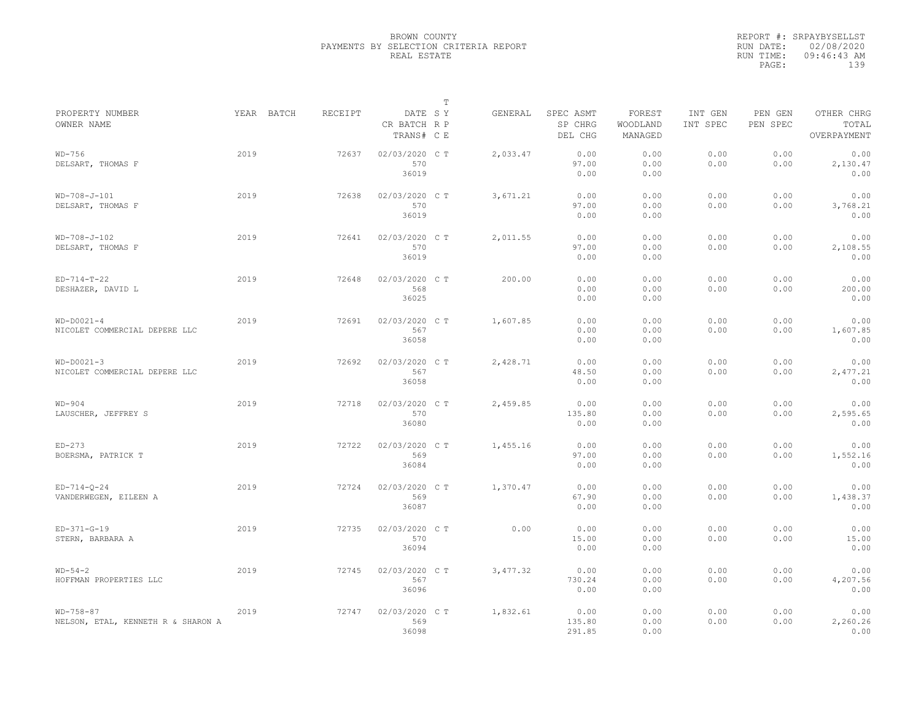BROWN COUNTY
PAYMENTS BY SELECTION CRITERIA REPORT
REAL ESTATE

REPORT #: SRPAYBYSELLST
RUN DATE: 02/08/2020
RUN TIME: 09:46:43 AM
PAGE: 139

| PROPERTY NUMBER<br>OWNER NAME | YEAR | BATCH | RECEIPT | DATE<br>CR BATCH<br>TRANS# | T<br>S Y<br>R P<br>C E | GENERAL | SPEC ASMT<br>SP CHRG<br>DEL CHG | FOREST<br>WOODLAND<br>MANAGED | INT GEN<br>INT SPEC | PEN GEN<br>PEN SPEC | OTHER CHRG<br>TOTAL<br>OVERPAYMENT |
|---|---|---|---|---|---|---|---|---|---|---|---|
| WD-756<br>DELSART, THOMAS F | 2019 | | 72637 | 02/03/2020<br>570<br>36019 | C T | 2,033.47 | 0.00<br>97.00<br>0.00 | 0.00<br>0.00<br>0.00 | 0.00<br>0.00 | 0.00<br>0.00 | 0.00<br>2,130.47<br>0.00 |
| WD-708-J-101<br>DELSART, THOMAS F | 2019 | | 72638 | 02/03/2020<br>570<br>36019 | C T | 3,671.21 | 0.00<br>97.00<br>0.00 | 0.00<br>0.00<br>0.00 | 0.00<br>0.00 | 0.00<br>0.00 | 0.00<br>3,768.21<br>0.00 |
| WD-708-J-102<br>DELSART, THOMAS F | 2019 | | 72641 | 02/03/2020<br>570<br>36019 | C T | 2,011.55 | 0.00<br>97.00<br>0.00 | 0.00<br>0.00<br>0.00 | 0.00<br>0.00 | 0.00<br>0.00 | 0.00<br>2,108.55<br>0.00 |
| ED-714-T-22<br>DESHAZER, DAVID L | 2019 | | 72648 | 02/03/2020<br>568<br>36025 | C T | 200.00 | 0.00<br>0.00<br>0.00 | 0.00<br>0.00<br>0.00 | 0.00<br>0.00 | 0.00<br>0.00 | 0.00<br>200.00<br>0.00 |
| WD-D0021-4<br>NICOLET COMMERCIAL DEPERE LLC | 2019 | | 72691 | 02/03/2020<br>567<br>36058 | C T | 1,607.85 | 0.00<br>0.00<br>0.00 | 0.00<br>0.00<br>0.00 | 0.00<br>0.00 | 0.00<br>0.00 | 0.00<br>1,607.85<br>0.00 |
| WD-D0021-3<br>NICOLET COMMERCIAL DEPERE LLC | 2019 | | 72692 | 02/03/2020<br>567<br>36058 | C T | 2,428.71 | 0.00<br>48.50<br>0.00 | 0.00<br>0.00<br>0.00 | 0.00<br>0.00 | 0.00<br>0.00 | 0.00<br>2,477.21<br>0.00 |
| WD-904<br>LAUSCHER, JEFFREY S | 2019 | | 72718 | 02/03/2020<br>570<br>36080 | C T | 2,459.85 | 0.00<br>135.80<br>0.00 | 0.00<br>0.00<br>0.00 | 0.00<br>0.00 | 0.00<br>0.00 | 0.00<br>2,595.65<br>0.00 |
| ED-273<br>BOERSMA, PATRICK T | 2019 | | 72722 | 02/03/2020<br>569<br>36084 | C T | 1,455.16 | 0.00<br>97.00<br>0.00 | 0.00<br>0.00<br>0.00 | 0.00<br>0.00 | 0.00<br>0.00 | 0.00<br>1,552.16<br>0.00 |
| ED-714-Q-24<br>VANDERWEGEN, EILEEN A | 2019 | | 72724 | 02/03/2020<br>569<br>36087 | C T | 1,370.47 | 0.00<br>67.90<br>0.00 | 0.00<br>0.00<br>0.00 | 0.00<br>0.00 | 0.00<br>0.00 | 0.00<br>1,438.37<br>0.00 |
| ED-371-G-19<br>STERN, BARBARA A | 2019 | | 72735 | 02/03/2020<br>570<br>36094 | C T | 0.00 | 0.00<br>15.00<br>0.00 | 0.00<br>0.00<br>0.00 | 0.00<br>0.00 | 0.00<br>0.00 | 0.00<br>15.00<br>0.00 |
| WD-54-2<br>HOFFMAN PROPERTIES LLC | 2019 | | 72745 | 02/03/2020<br>567<br>36096 | C T | 3,477.32 | 0.00<br>730.24<br>0.00 | 0.00<br>0.00<br>0.00 | 0.00<br>0.00 | 0.00<br>0.00 | 0.00<br>4,207.56<br>0.00 |
| WD-758-87<br>NELSON, ETAL, KENNETH R & SHARON A | 2019 | | 72747 | 02/03/2020<br>569<br>36098 | C T | 1,832.61 | 0.00<br>135.80<br>291.85 | 0.00<br>0.00<br>0.00 | 0.00<br>0.00 | 0.00<br>0.00 | 0.00<br>2,260.26<br>0.00 |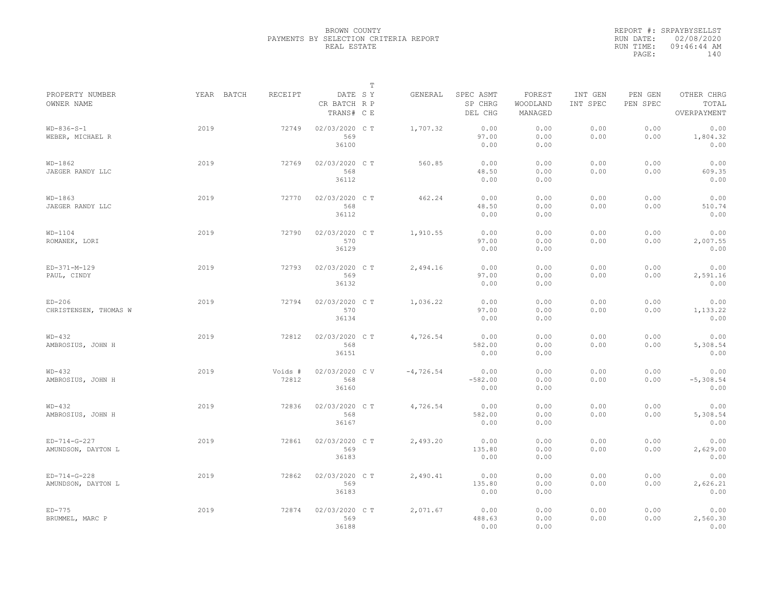# BROWN COUNTY
## PAYMENTS BY SELECTION CRITERIA REPORT
### REAL ESTATE

REPORT #: SRPAYBYSELLST
RUN DATE: 02/08/2020
RUN TIME: 09:46:44 AM

| PROPERTY NUMBER / OWNER NAME | YEAR | BATCH | RECEIPT | DATE / CR BATCH / TRANS# | T SY / RP / CE | GENERAL | SPEC ASMT / SP CHRG / DEL CHG | FOREST / WOODLAND / MANAGED | INT GEN / INT SPEC | PEN GEN / PEN SPEC | OTHER CHRG / TOTAL / OVERPAYMENT |
|---|---|---|---|---|---|---|---|---|---|---|---|
| WD-836-S-1 / WEBER, MICHAEL R | 2019 | | 72749 | 02/03/2020 / 569 / 36100 | C T | 1,707.32 | 0.00 / 97.00 / 0.00 | 0.00 / 0.00 / 0.00 | 0.00 / 0.00 | 0.00 / 0.00 | 0.00 / 1,804.32 / 0.00 |
| WD-1862 / JAEGER RANDY LLC | 2019 | | 72769 | 02/03/2020 / 568 / 36112 | C T | 560.85 | 0.00 / 48.50 / 0.00 | 0.00 / 0.00 / 0.00 | 0.00 / 0.00 | 0.00 / 0.00 | 0.00 / 609.35 / 0.00 |
| WD-1863 / JAEGER RANDY LLC | 2019 | | 72770 | 02/03/2020 / 568 / 36112 | C T | 462.24 | 0.00 / 48.50 / 0.00 | 0.00 / 0.00 / 0.00 | 0.00 / 0.00 | 0.00 / 0.00 | 0.00 / 510.74 / 0.00 |
| WD-1104 / ROMANEK, LORI | 2019 | | 72790 | 02/03/2020 / 570 / 36129 | C T | 1,910.55 | 0.00 / 97.00 / 0.00 | 0.00 / 0.00 / 0.00 | 0.00 / 0.00 | 0.00 / 0.00 | 0.00 / 2,007.55 / 0.00 |
| ED-371-M-129 / PAUL, CINDY | 2019 | | 72793 | 02/03/2020 / 569 / 36132 | C T | 2,494.16 | 0.00 / 97.00 / 0.00 | 0.00 / 0.00 / 0.00 | 0.00 / 0.00 | 0.00 / 0.00 | 0.00 / 2,591.16 / 0.00 |
| ED-206 / CHRISTENSEN, THOMAS W | 2019 | | 72794 | 02/03/2020 / 570 / 36134 | C T | 1,036.22 | 0.00 / 97.00 / 0.00 | 0.00 / 0.00 / 0.00 | 0.00 / 0.00 | 0.00 / 0.00 | 0.00 / 1,133.22 / 0.00 |
| WD-432 / AMBROSIUS, JOHN H | 2019 | | 72812 | 02/03/2020 / 568 / 36151 | C T | 4,726.54 | 0.00 / 582.00 / 0.00 | 0.00 / 0.00 / 0.00 | 0.00 / 0.00 | 0.00 / 0.00 | 0.00 / 5,308.54 / 0.00 |
| WD-432 / AMBROSIUS, JOHN H | 2019 | | Voids # 72812 | 02/03/2020 / 568 / 36160 | C V | -4,726.54 | 0.00 / -582.00 / 0.00 | 0.00 / 0.00 / 0.00 | 0.00 / 0.00 | 0.00 / 0.00 | 0.00 / -5,308.54 / 0.00 |
| WD-432 / AMBROSIUS, JOHN H | 2019 | | 72836 | 02/03/2020 / 568 / 36167 | C T | 4,726.54 | 0.00 / 582.00 / 0.00 | 0.00 / 0.00 / 0.00 | 0.00 / 0.00 | 0.00 / 0.00 | 0.00 / 5,308.54 / 0.00 |
| ED-714-G-227 / AMUNDSON, DAYTON L | 2019 | | 72861 | 02/03/2020 / 569 / 36183 | C T | 2,493.20 | 0.00 / 135.80 / 0.00 | 0.00 / 0.00 / 0.00 | 0.00 / 0.00 | 0.00 / 0.00 | 0.00 / 2,629.00 / 0.00 |
| ED-714-G-228 / AMUNDSON, DAYTON L | 2019 | | 72862 | 02/03/2020 / 569 / 36183 | C T | 2,490.41 | 0.00 / 135.80 / 0.00 | 0.00 / 0.00 / 0.00 | 0.00 / 0.00 | 0.00 / 0.00 | 0.00 / 2,626.21 / 0.00 |
| ED-775 / BRUMMEL, MARC P | 2019 | | 72874 | 02/03/2020 / 569 / 36188 | C T | 2,071.67 | 0.00 / 488.63 / 0.00 | 0.00 / 0.00 / 0.00 | 0.00 / 0.00 | 0.00 / 0.00 | 0.00 / 2,560.30 / 0.00 |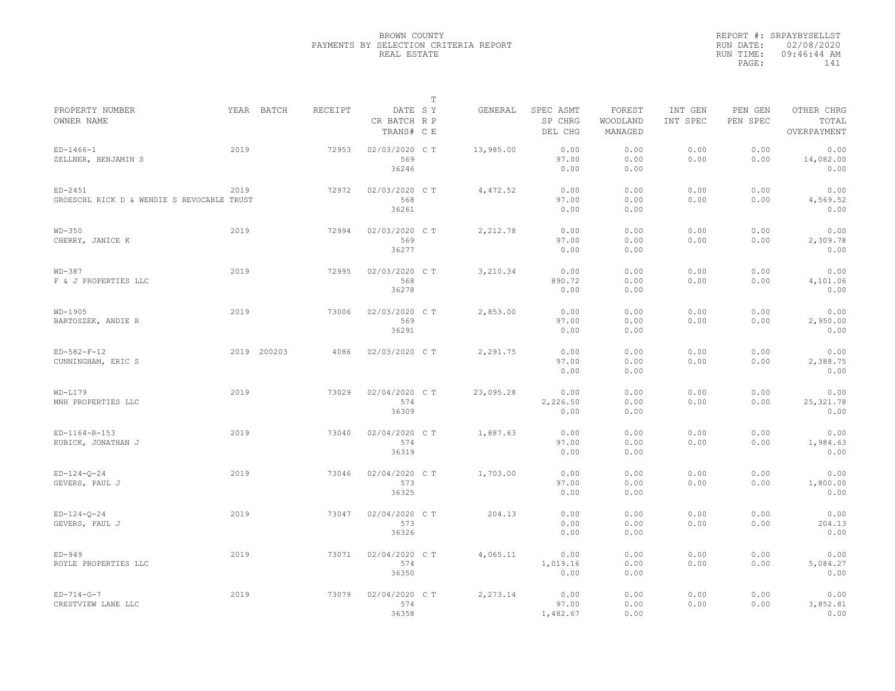BROWN COUNTY
PAYMENTS BY SELECTION CRITERIA REPORT
REAL ESTATE

REPORT #: SRPAYBYSELLST
RUN DATE: 02/08/2020
RUN TIME: 09:46:44 AM

| PROPERTY NUMBER / OWNER NAME | YEAR | BATCH | RECEIPT | DATE / CR BATCH / TRANS# | T SY RP CE | GENERAL | SPEC ASMT / SP CHRG / DEL CHG | FOREST / WOODLAND / MANAGED | INT GEN / INT SPEC | PEN GEN / PEN SPEC | OTHER CHRG / TOTAL / OVERPAYMENT |
|---|---|---|---|---|---|---|---|---|---|---|---|
| ED-1466-1 / ZELLNER, BENJAMIN S | 2019 | | 72953 | 02/03/2020 / 569 / 36246 | C T | 13,985.00 | 0.00 / 97.00 / 0.00 | 0.00 / 0.00 / 0.00 | 0.00 / 0.00 | 0.00 / 0.00 | 0.00 / 14,082.00 / 0.00 |
| ED-2451 / GROESCHL RICK D & WENDIE S REVOCABLE TRUST | 2019 | | 72972 | 02/03/2020 / 568 / 36261 | C T | 4,472.52 | 0.00 / 97.00 / 0.00 | 0.00 / 0.00 / 0.00 | 0.00 / 0.00 | 0.00 / 0.00 | 0.00 / 4,569.52 / 0.00 |
| WD-350 / CHERRY, JANICE K | 2019 | | 72994 | 02/03/2020 / 569 / 36277 | C T | 2,212.78 | 0.00 / 97.00 / 0.00 | 0.00 / 0.00 / 0.00 | 0.00 / 0.00 | 0.00 / 0.00 | 0.00 / 2,309.78 / 0.00 |
| WD-387 / F & J PROPERTIES LLC | 2019 | | 72995 | 02/03/2020 / 568 / 36278 | C T | 3,210.34 | 0.00 / 890.72 / 0.00 | 0.00 / 0.00 / 0.00 | 0.00 / 0.00 | 0.00 / 0.00 | 0.00 / 4,101.06 / 0.00 |
| WD-1905 / BARTOSZEK, ANDIE R | 2019 | | 73006 | 02/03/2020 / 569 / 36291 | C T | 2,853.00 | 0.00 / 97.00 / 0.00 | 0.00 / 0.00 / 0.00 | 0.00 / 0.00 | 0.00 / 0.00 | 0.00 / 2,950.00 / 0.00 |
| ED-582-F-12 / CUNNINGHAM, ERIC S | 2019 | 200203 | 4086 | 02/03/2020 | C T | 2,291.75 | 0.00 / 97.00 / 0.00 | 0.00 / 0.00 / 0.00 | 0.00 / 0.00 | 0.00 / 0.00 | 0.00 / 2,388.75 / 0.00 |
| WD-L179 / MNH PROPERTIES LLC | 2019 | | 73029 | 02/04/2020 / 574 / 36309 | C T | 23,095.28 | 0.00 / 2,226.50 / 0.00 | 0.00 / 0.00 / 0.00 | 0.00 / 0.00 | 0.00 / 0.00 | 0.00 / 25,321.78 / 0.00 |
| ED-1164-R-153 / KUBICK, JONATHAN J | 2019 | | 73040 | 02/04/2020 / 574 / 36319 | C T | 1,887.63 | 0.00 / 97.00 / 0.00 | 0.00 / 0.00 / 0.00 | 0.00 / 0.00 | 0.00 / 0.00 | 0.00 / 1,984.63 / 0.00 |
| ED-124-Q-24 / GEVERS, PAUL J | 2019 | | 73046 | 02/04/2020 / 573 / 36325 | C T | 1,703.00 | 0.00 / 97.00 / 0.00 | 0.00 / 0.00 / 0.00 | 0.00 / 0.00 | 0.00 / 0.00 | 0.00 / 1,800.00 / 0.00 |
| ED-124-Q-24 / GEVERS, PAUL J | 2019 | | 73047 | 02/04/2020 / 573 / 36326 | C T | 204.13 | 0.00 / 0.00 / 0.00 | 0.00 / 0.00 / 0.00 | 0.00 / 0.00 | 0.00 / 0.00 | 0.00 / 204.13 / 0.00 |
| ED-949 / ROYLE PROPERTIES LLC | 2019 | | 73071 | 02/04/2020 / 574 / 36350 | C T | 4,065.11 | 0.00 / 1,019.16 / 0.00 | 0.00 / 0.00 / 0.00 | 0.00 / 0.00 | 0.00 / 0.00 | 0.00 / 5,084.27 / 0.00 |
| ED-714-G-7 / CRESTVIEW LANE LLC | 2019 | | 73079 | 02/04/2020 / 574 / 36358 | C T | 2,273.14 | 0.00 / 97.00 / 1,482.67 | 0.00 / 0.00 / 0.00 | 0.00 / 0.00 | 0.00 / 0.00 | 0.00 / 3,852.81 / 0.00 |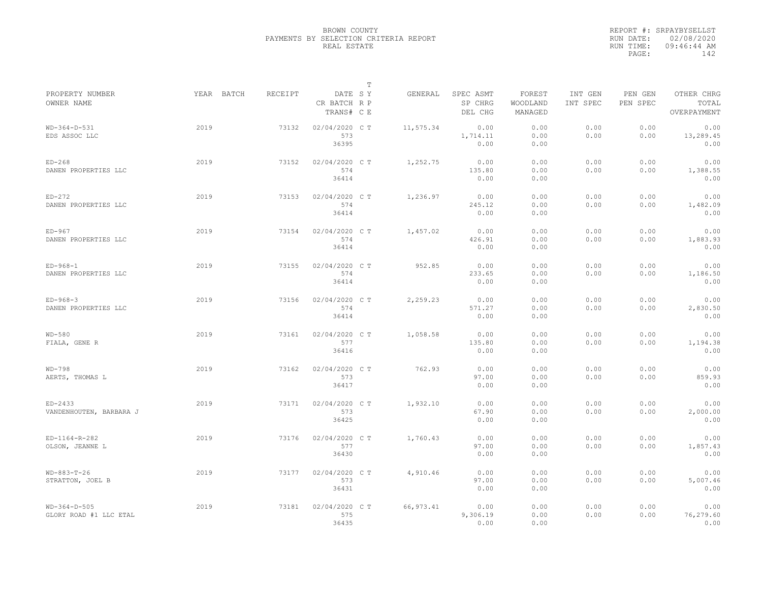BROWN COUNTY
PAYMENTS BY SELECTION CRITERIA REPORT
REAL ESTATE

REPORT #: SRPAYBYSELLST
RUN DATE: 02/08/2020
RUN TIME: 09:46:44 AM

| PROPERTY NUMBER<br>OWNER NAME | YEAR | BATCH | RECEIPT | DATE<br>CR BATCH<br>TRANS# | T<br>SY<br>RP<br>CE | GENERAL | SPEC ASMT<br>SP CHRG<br>DEL CHG | FOREST<br>WOODLAND<br>MANAGED | INT GEN<br>INT SPEC | PEN GEN<br>PEN SPEC | OTHER CHRG<br>TOTAL<br>OVERPAYMENT |
|---|---|---|---|---|---|---|---|---|---|---|---|
| WD-364-D-531<br>EDS ASSOC LLC | 2019 | | 73132 | 02/04/2020<br>573<br>36395 | C T | 11,575.34 | 0.00<br>1,714.11<br>0.00 | 0.00<br>0.00<br>0.00 | 0.00<br>0.00 | 0.00<br>0.00 | 0.00<br>13,289.45<br>0.00 |
| ED-268<br>DANEN PROPERTIES LLC | 2019 | | 73152 | 02/04/2020<br>574<br>36414 | C T | 1,252.75 | 0.00<br>135.80<br>0.00 | 0.00<br>0.00<br>0.00 | 0.00<br>0.00 | 0.00<br>0.00 | 0.00<br>1,388.55<br>0.00 |
| ED-272<br>DANEN PROPERTIES LLC | 2019 | | 73153 | 02/04/2020<br>574<br>36414 | C T | 1,236.97 | 0.00<br>245.12<br>0.00 | 0.00<br>0.00<br>0.00 | 0.00<br>0.00 | 0.00<br>0.00 | 0.00<br>1,482.09<br>0.00 |
| ED-967<br>DANEN PROPERTIES LLC | 2019 | | 73154 | 02/04/2020<br>574<br>36414 | C T | 1,457.02 | 0.00<br>426.91<br>0.00 | 0.00<br>0.00<br>0.00 | 0.00<br>0.00 | 0.00<br>0.00 | 0.00<br>1,883.93<br>0.00 |
| ED-968-1<br>DANEN PROPERTIES LLC | 2019 | | 73155 | 02/04/2020<br>574<br>36414 | C T | 952.85 | 0.00<br>233.65<br>0.00 | 0.00<br>0.00<br>0.00 | 0.00<br>0.00 | 0.00<br>0.00 | 0.00<br>1,186.50<br>0.00 |
| ED-968-3<br>DANEN PROPERTIES LLC | 2019 | | 73156 | 02/04/2020<br>574<br>36414 | C T | 2,259.23 | 0.00<br>571.27<br>0.00 | 0.00<br>0.00<br>0.00 | 0.00<br>0.00 | 0.00<br>0.00 | 0.00<br>2,830.50<br>0.00 |
| WD-580<br>FIALA, GENE R | 2019 | | 73161 | 02/04/2020<br>577<br>36416 | C T | 1,058.58 | 0.00<br>135.80<br>0.00 | 0.00<br>0.00<br>0.00 | 0.00<br>0.00 | 0.00<br>0.00 | 0.00<br>1,194.38<br>0.00 |
| WD-798<br>AERTS, THOMAS L | 2019 | | 73162 | 02/04/2020<br>573<br>36417 | C T | 762.93 | 0.00<br>97.00<br>0.00 | 0.00<br>0.00<br>0.00 | 0.00<br>0.00 | 0.00<br>0.00 | 0.00<br>859.93<br>0.00 |
| ED-2433<br>VANDENHOUTEN, BARBARA J | 2019 | | 73171 | 02/04/2020<br>573<br>36425 | C T | 1,932.10 | 0.00<br>67.90<br>0.00 | 0.00<br>0.00<br>0.00 | 0.00<br>0.00 | 0.00<br>0.00 | 0.00<br>2,000.00<br>0.00 |
| ED-1164-R-282<br>OLSON, JEANNE L | 2019 | | 73176 | 02/04/2020<br>577<br>36430 | C T | 1,760.43 | 0.00<br>97.00<br>0.00 | 0.00<br>0.00<br>0.00 | 0.00<br>0.00 | 0.00<br>0.00 | 0.00<br>1,857.43<br>0.00 |
| WD-883-T-26<br>STRATTON, JOEL B | 2019 | | 73177 | 02/04/2020<br>573<br>36431 | C T | 4,910.46 | 0.00<br>97.00<br>0.00 | 0.00<br>0.00<br>0.00 | 0.00<br>0.00 | 0.00<br>0.00 | 0.00<br>5,007.46<br>0.00 |
| WD-364-D-505<br>GLORY ROAD #1 LLC ETAL | 2019 | | 73181 | 02/04/2020<br>575<br>36435 | C T | 66,973.41 | 0.00<br>9,306.19<br>0.00 | 0.00<br>0.00<br>0.00 | 0.00<br>0.00 | 0.00<br>0.00 | 0.00<br>76,279.60<br>0.00 |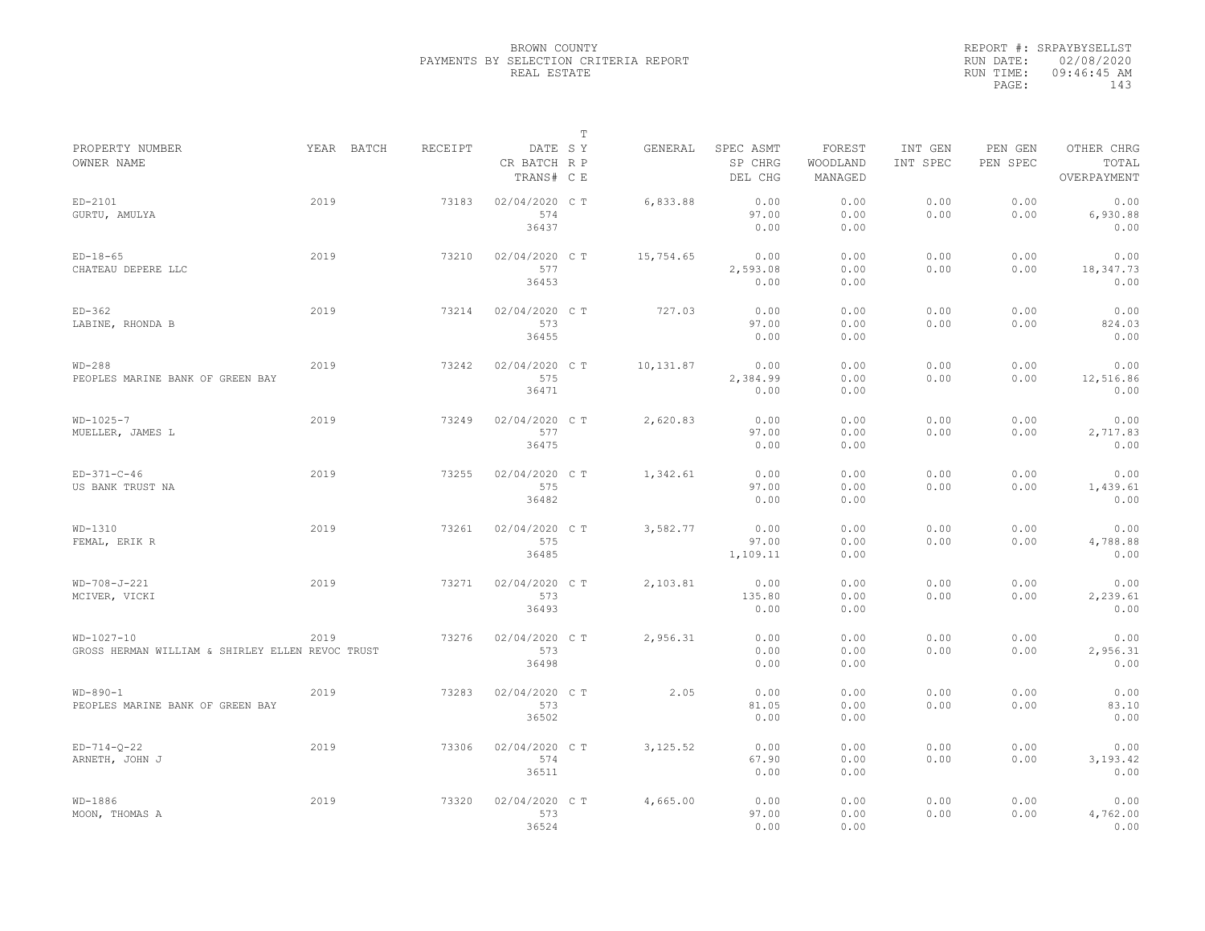BROWN COUNTY
PAYMENTS BY SELECTION CRITERIA REPORT
REAL ESTATE

REPORT #: SRPAYBYSELLST
RUN DATE: 02/08/2020
RUN TIME: 09:46:45 AM

| PROPERTY NUMBER / OWNER NAME | YEAR | BATCH | RECEIPT | DATE / CR BATCH / TRANS# | S R C | T Y P E | GENERAL | SPEC ASMT / SP CHRG / DEL CHG | FOREST / WOODLAND / MANAGED | INT GEN / INT SPEC | PEN GEN / PEN SPEC | OTHER CHRG / TOTAL / OVERPAYMENT |
|---|---|---|---|---|---|---|---|---|---|---|---|---|
| ED-2101 / GURTU, AMULYA | 2019 | | 73183 | 02/04/2020 / 574 / 36437 | C | T | 6,833.88 | 0.00 / 97.00 / 0.00 | 0.00 / 0.00 / 0.00 | 0.00 / 0.00 | 0.00 / 0.00 | 0.00 / 6,930.88 / 0.00 |
| ED-18-65 / CHATEAU DEPERE LLC | 2019 | | 73210 | 02/04/2020 / 577 / 36453 | C | T | 15,754.65 | 0.00 / 2,593.08 / 0.00 | 0.00 / 0.00 / 0.00 | 0.00 / 0.00 | 0.00 / 0.00 | 0.00 / 18,347.73 / 0.00 |
| ED-362 / LABINE, RHONDA B | 2019 | | 73214 | 02/04/2020 / 573 / 36455 | C | T | 727.03 | 0.00 / 97.00 / 0.00 | 0.00 / 0.00 / 0.00 | 0.00 / 0.00 | 0.00 / 0.00 | 0.00 / 824.03 / 0.00 |
| WD-288 / PEOPLES MARINE BANK OF GREEN BAY | 2019 | | 73242 | 02/04/2020 / 575 / 36471 | C | T | 10,131.87 | 0.00 / 2,384.99 / 0.00 | 0.00 / 0.00 / 0.00 | 0.00 / 0.00 | 0.00 / 0.00 | 0.00 / 12,516.86 / 0.00 |
| WD-1025-7 / MUELLER, JAMES L | 2019 | | 73249 | 02/04/2020 / 577 / 36475 | C | T | 2,620.83 | 0.00 / 97.00 / 0.00 | 0.00 / 0.00 / 0.00 | 0.00 / 0.00 | 0.00 / 0.00 | 0.00 / 2,717.83 / 0.00 |
| ED-371-C-46 / US BANK TRUST NA | 2019 | | 73255 | 02/04/2020 / 575 / 36482 | C | T | 1,342.61 | 0.00 / 97.00 / 0.00 | 0.00 / 0.00 / 0.00 | 0.00 / 0.00 | 0.00 / 0.00 | 0.00 / 1,439.61 / 0.00 |
| WD-1310 / FEMAL, ERIK R | 2019 | | 73261 | 02/04/2020 / 575 / 36485 | C | T | 3,582.77 | 0.00 / 97.00 / 1,109.11 | 0.00 / 0.00 / 0.00 | 0.00 / 0.00 | 0.00 / 0.00 | 0.00 / 4,788.88 / 0.00 |
| WD-708-J-221 / MCIVER, VICKI | 2019 | | 73271 | 02/04/2020 / 573 / 36493 | C | T | 2,103.81 | 0.00 / 135.80 / 0.00 | 0.00 / 0.00 / 0.00 | 0.00 / 0.00 | 0.00 / 0.00 | 0.00 / 2,239.61 / 0.00 |
| WD-1027-10 / GROSS HERMAN WILLIAM & SHIRLEY ELLEN REVOC TRUST | 2019 | | 73276 | 02/04/2020 / 573 / 36498 | C | T | 2,956.31 | 0.00 / 0.00 / 0.00 | 0.00 / 0.00 / 0.00 | 0.00 / 0.00 | 0.00 / 0.00 | 0.00 / 2,956.31 / 0.00 |
| WD-890-1 / PEOPLES MARINE BANK OF GREEN BAY | 2019 | | 73283 | 02/04/2020 / 573 / 36502 | C | T | 2.05 | 0.00 / 81.05 / 0.00 | 0.00 / 0.00 / 0.00 | 0.00 / 0.00 | 0.00 / 0.00 | 0.00 / 83.10 / 0.00 |
| ED-714-Q-22 / ARNETH, JOHN J | 2019 | | 73306 | 02/04/2020 / 574 / 36511 | C | T | 3,125.52 | 0.00 / 67.90 / 0.00 | 0.00 / 0.00 / 0.00 | 0.00 / 0.00 | 0.00 / 0.00 | 0.00 / 3,193.42 / 0.00 |
| WD-1886 / MOON, THOMAS A | 2019 | | 73320 | 02/04/2020 / 573 / 36524 | C | T | 4,665.00 | 0.00 / 97.00 / 0.00 | 0.00 / 0.00 / 0.00 | 0.00 / 0.00 | 0.00 / 0.00 | 0.00 / 4,762.00 / 0.00 |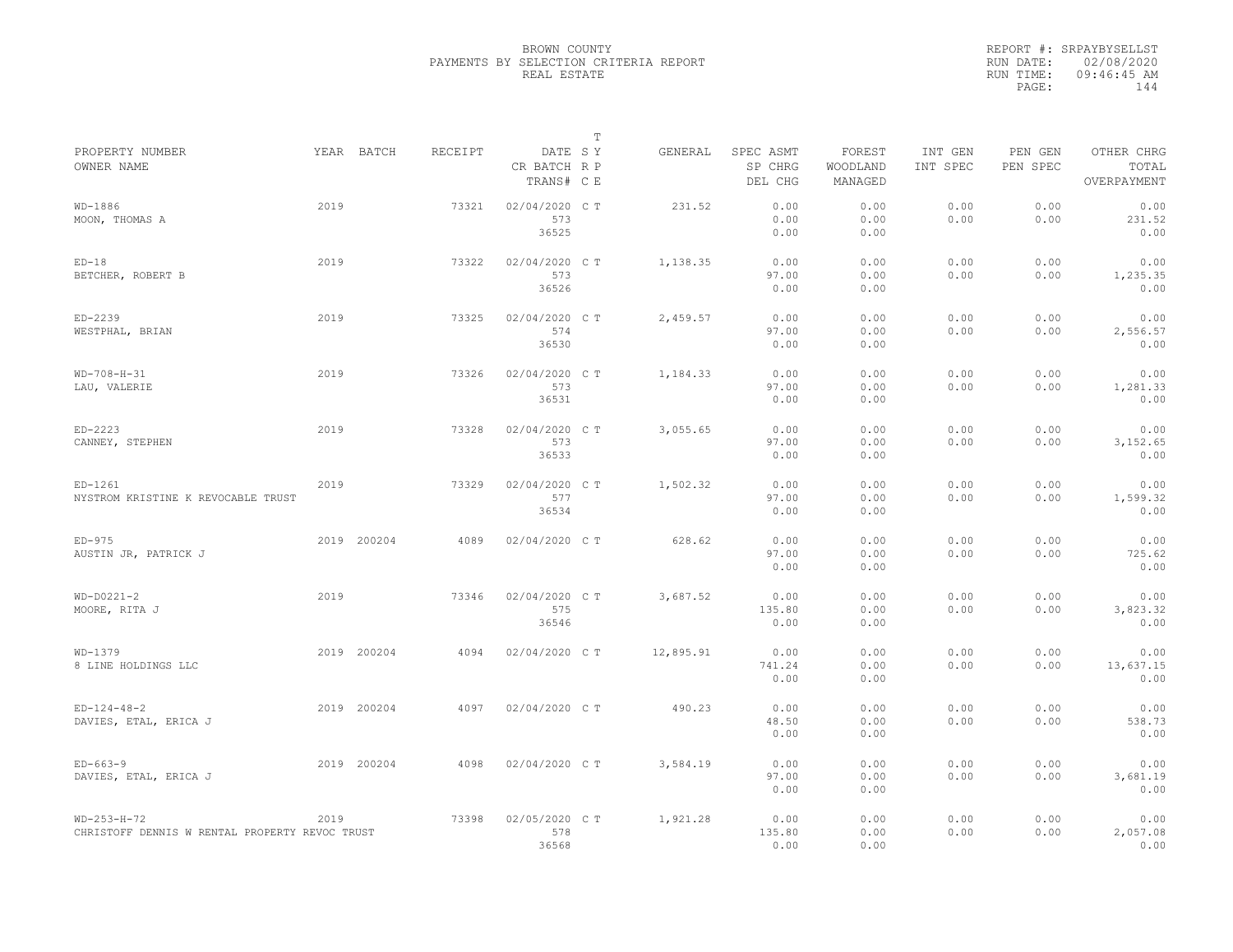BROWN COUNTY
PAYMENTS BY SELECTION CRITERIA REPORT
REAL ESTATE

REPORT #: SRPAYBYSELLST
RUN DATE: 02/08/2020
RUN TIME: 09:46:45 AM

| PROPERTY NUMBER / OWNER NAME | YEAR | BATCH | RECEIPT | DATE / CR BATCH / TRANS# | T S Y R P C E | GENERAL | SPEC ASMT / SP CHRG / DEL CHG | FOREST / WOODLAND / MANAGED | INT GEN / INT SPEC | PEN GEN / PEN SPEC | OTHER CHRG / TOTAL / OVERPAYMENT |
|---|---|---|---|---|---|---|---|---|---|---|---|
| WD-1886 / MOON, THOMAS A | 2019 | | 73321 | 02/04/2020 / 573 / 36525 | C T | 231.52 | 0.00 / 0.00 / 0.00 | 0.00 / 0.00 / 0.00 | 0.00 / 0.00 | 0.00 / 0.00 | 0.00 / 231.52 / 0.00 |
| ED-18 / BETCHER, ROBERT B | 2019 | | 73322 | 02/04/2020 / 573 / 36526 | C T | 1,138.35 | 0.00 / 97.00 / 0.00 | 0.00 / 0.00 / 0.00 | 0.00 / 0.00 | 0.00 / 0.00 | 0.00 / 1,235.35 / 0.00 |
| ED-2239 / WESTPHAL, BRIAN | 2019 | | 73325 | 02/04/2020 / 574 / 36530 | C T | 2,459.57 | 0.00 / 97.00 / 0.00 | 0.00 / 0.00 / 0.00 | 0.00 / 0.00 | 0.00 / 0.00 | 0.00 / 2,556.57 / 0.00 |
| WD-708-H-31 / LAU, VALERIE | 2019 | | 73326 | 02/04/2020 / 573 / 36531 | C T | 1,184.33 | 0.00 / 97.00 / 0.00 | 0.00 / 0.00 / 0.00 | 0.00 / 0.00 | 0.00 / 0.00 | 0.00 / 1,281.33 / 0.00 |
| ED-2223 / CANNEY, STEPHEN | 2019 | | 73328 | 02/04/2020 / 573 / 36533 | C T | 3,055.65 | 0.00 / 97.00 / 0.00 | 0.00 / 0.00 / 0.00 | 0.00 / 0.00 | 0.00 / 0.00 | 0.00 / 3,152.65 / 0.00 |
| ED-1261 / NYSTROM KRISTINE K REVOCABLE TRUST | 2019 | | 73329 | 02/04/2020 / 577 / 36534 | C T | 1,502.32 | 0.00 / 97.00 / 0.00 | 0.00 / 0.00 / 0.00 | 0.00 / 0.00 | 0.00 / 0.00 | 0.00 / 1,599.32 / 0.00 |
| ED-975 / AUSTIN JR, PATRICK J | 2019 | 200204 | 4089 | 02/04/2020 | C T | 628.62 | 0.00 / 97.00 / 0.00 | 0.00 / 0.00 / 0.00 | 0.00 / 0.00 | 0.00 / 0.00 | 0.00 / 725.62 / 0.00 |
| WD-D0221-2 / MOORE, RITA J | 2019 | | 73346 | 02/04/2020 / 575 / 36546 | C T | 3,687.52 | 0.00 / 135.80 / 0.00 | 0.00 / 0.00 / 0.00 | 0.00 / 0.00 | 0.00 / 0.00 | 0.00 / 3,823.32 / 0.00 |
| WD-1379 / 8 LINE HOLDINGS LLC | 2019 | 200204 | 4094 | 02/04/2020 | C T | 12,895.91 | 0.00 / 741.24 / 0.00 | 0.00 / 0.00 / 0.00 | 0.00 / 0.00 | 0.00 / 0.00 | 0.00 / 13,637.15 / 0.00 |
| ED-124-48-2 / DAVIES, ETAL, ERICA J | 2019 | 200204 | 4097 | 02/04/2020 | C T | 490.23 | 0.00 / 48.50 / 0.00 | 0.00 / 0.00 / 0.00 | 0.00 / 0.00 | 0.00 / 0.00 | 0.00 / 538.73 / 0.00 |
| ED-663-9 / DAVIES, ETAL, ERICA J | 2019 | 200204 | 4098 | 02/04/2020 | C T | 3,584.19 | 0.00 / 97.00 / 0.00 | 0.00 / 0.00 / 0.00 | 0.00 / 0.00 | 0.00 / 0.00 | 0.00 / 3,681.19 / 0.00 |
| WD-253-H-72 / CHRISTOFF DENNIS W RENTAL PROPERTY REVOC TRUST | 2019 | | 73398 | 02/05/2020 / 578 / 36568 | C T | 1,921.28 | 0.00 / 135.80 / 0.00 | 0.00 / 0.00 / 0.00 | 0.00 / 0.00 | 0.00 / 0.00 | 0.00 / 2,057.08 / 0.00 |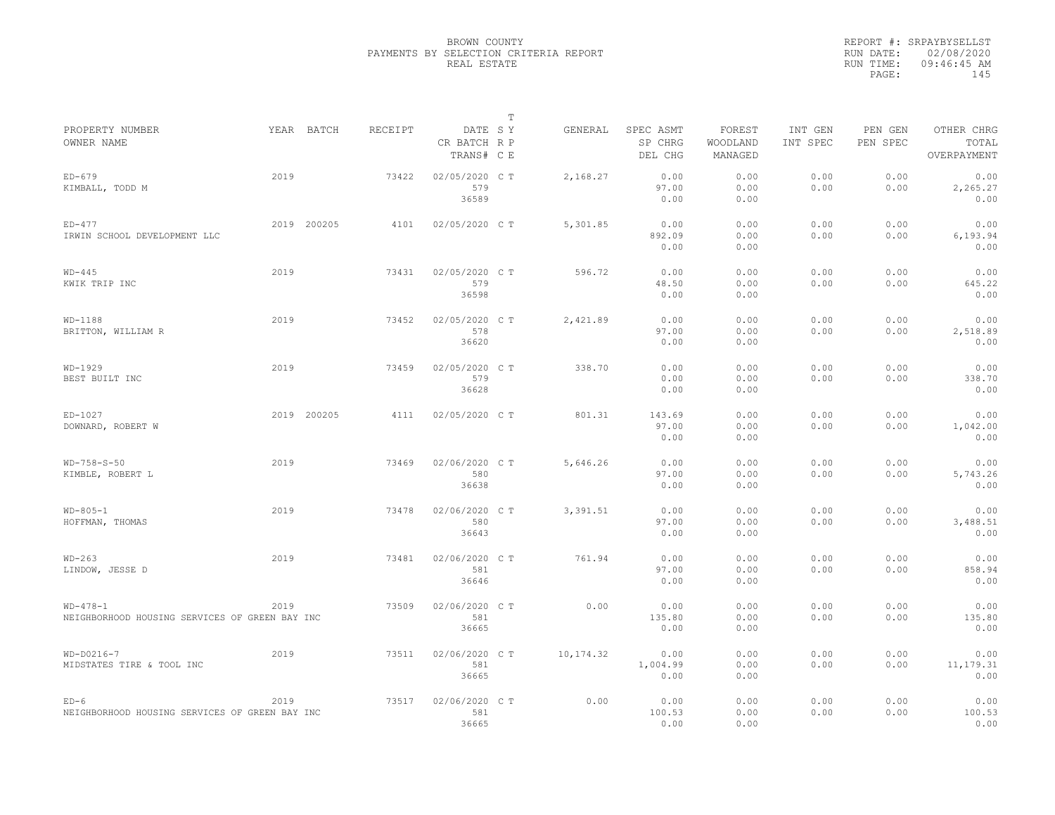BROWN COUNTY
PAYMENTS BY SELECTION CRITERIA REPORT
REAL ESTATE

REPORT #: SRPAYBYSELLST
RUN DATE: 02/08/2020
RUN TIME: 09:46:45 AM

| PROPERTY NUMBER / OWNER NAME | YEAR | BATCH | RECEIPT | DATE / CR BATCH / TRANS# | T S Y / R P / C E | GENERAL | SPEC ASMT / SP CHRG / DEL CHG | FOREST / WOODLAND / MANAGED | INT GEN / INT SPEC | PEN GEN / PEN SPEC | OTHER CHRG / TOTAL / OVERPAYMENT |
|---|---|---|---|---|---|---|---|---|---|---|---|
| ED-679 / KIMBALL, TODD M | 2019 | | 73422 | 02/05/2020 / 579 / 36589 | C T | 2,168.27 | 0.00 / 97.00 / 0.00 | 0.00 / 0.00 / 0.00 | 0.00 / 0.00 | 0.00 / 0.00 | 0.00 / 2,265.27 / 0.00 |
| ED-477 / IRWIN SCHOOL DEVELOPMENT LLC | 2019 | 200205 | 4101 | 02/05/2020 | C T | 5,301.85 | 0.00 / 892.09 / 0.00 | 0.00 / 0.00 / 0.00 | 0.00 / 0.00 | 0.00 / 0.00 | 0.00 / 6,193.94 / 0.00 |
| WD-445 / KWIK TRIP INC | 2019 | | 73431 | 02/05/2020 / 579 / 36598 | C T | 596.72 | 0.00 / 48.50 / 0.00 | 0.00 / 0.00 / 0.00 | 0.00 / 0.00 | 0.00 / 0.00 | 0.00 / 645.22 / 0.00 |
| WD-1188 / BRITTON, WILLIAM R | 2019 | | 73452 | 02/05/2020 / 578 / 36620 | C T | 2,421.89 | 0.00 / 97.00 / 0.00 | 0.00 / 0.00 / 0.00 | 0.00 / 0.00 | 0.00 / 0.00 | 0.00 / 2,518.89 / 0.00 |
| WD-1929 / BEST BUILT INC | 2019 | | 73459 | 02/05/2020 / 579 / 36628 | C T | 338.70 | 0.00 / 0.00 / 0.00 | 0.00 / 0.00 / 0.00 | 0.00 / 0.00 | 0.00 / 0.00 | 0.00 / 338.70 / 0.00 |
| ED-1027 / DOWNARD, ROBERT W | 2019 | 200205 | 4111 | 02/05/2020 | C T | 801.31 | 143.69 / 97.00 / 0.00 | 0.00 / 0.00 / 0.00 | 0.00 / 0.00 | 0.00 / 0.00 | 0.00 / 1,042.00 / 0.00 |
| WD-758-S-50 / KIMBLE, ROBERT L | 2019 | | 73469 | 02/06/2020 / 580 / 36638 | C T | 5,646.26 | 0.00 / 97.00 / 0.00 | 0.00 / 0.00 / 0.00 | 0.00 / 0.00 | 0.00 / 0.00 | 0.00 / 5,743.26 / 0.00 |
| WD-805-1 / HOFFMAN, THOMAS | 2019 | | 73478 | 02/06/2020 / 580 / 36643 | C T | 3,391.51 | 0.00 / 97.00 / 0.00 | 0.00 / 0.00 / 0.00 | 0.00 / 0.00 | 0.00 / 0.00 | 0.00 / 3,488.51 / 0.00 |
| WD-263 / LINDOW, JESSE D | 2019 | | 73481 | 02/06/2020 / 581 / 36646 | C T | 761.94 | 0.00 / 97.00 / 0.00 | 0.00 / 0.00 / 0.00 | 0.00 / 0.00 | 0.00 / 0.00 | 0.00 / 858.94 / 0.00 |
| WD-478-1 / NEIGHBORHOOD HOUSING SERVICES OF GREEN BAY INC | 2019 | | 73509 | 02/06/2020 / 581 / 36665 | C T | 0.00 | 0.00 / 135.80 / 0.00 | 0.00 / 0.00 / 0.00 | 0.00 / 0.00 | 0.00 / 0.00 | 0.00 / 135.80 / 0.00 |
| WD-D0216-7 / MIDSTATES TIRE & TOOL INC | 2019 | | 73511 | 02/06/2020 / 581 / 36665 | C T | 10,174.32 | 0.00 / 1,004.99 / 0.00 | 0.00 / 0.00 / 0.00 | 0.00 / 0.00 | 0.00 / 0.00 | 0.00 / 11,179.31 / 0.00 |
| ED-6 / NEIGHBORHOOD HOUSING SERVICES OF GREEN BAY INC | 2019 | | 73517 | 02/06/2020 / 581 / 36665 | C T | 0.00 | 0.00 / 100.53 / 0.00 | 0.00 / 0.00 / 0.00 | 0.00 / 0.00 | 0.00 / 0.00 | 0.00 / 100.53 / 0.00 |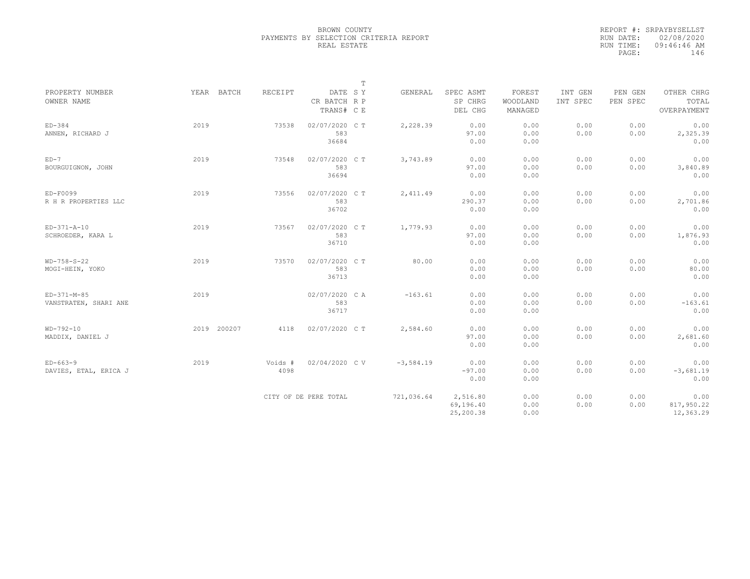BROWN COUNTY
PAYMENTS BY SELECTION CRITERIA REPORT
REAL ESTATE

REPORT #: SRPAYBYSELLST
RUN DATE: 02/08/2020
RUN TIME: 09:46:46 AM
PAGE: 146

| PROPERTY NUMBER / OWNER NAME | YEAR | BATCH | RECEIPT | DATE / CR BATCH / TRANS# | T S Y R P C E | GENERAL | SPEC ASMT / SP CHRG / DEL CHG | FOREST / WOODLAND / MANAGED | INT GEN / INT SPEC | PEN GEN / PEN SPEC | OTHER CHRG / TOTAL / OVERPAYMENT |
|---|---|---|---|---|---|---|---|---|---|---|---|
| ED-384 / ANNEN, RICHARD J | 2019 | | 73538 | 02/07/2020 / 583 / 36684 | C T | 2,228.39 | 0.00 / 97.00 / 0.00 | 0.00 / 0.00 / 0.00 | 0.00 / 0.00 | 0.00 / 0.00 | 0.00 / 2,325.39 / 0.00 |
| ED-7 / BOURGUIGNON, JOHN | 2019 | | 73548 | 02/07/2020 / 583 / 36694 | C T | 3,743.89 | 0.00 / 97.00 / 0.00 | 0.00 / 0.00 / 0.00 | 0.00 / 0.00 | 0.00 / 0.00 | 0.00 / 3,840.89 / 0.00 |
| ED-F0099 / R H R PROPERTIES LLC | 2019 | | 73556 | 02/07/2020 / 583 / 36702 | C T | 2,411.49 | 0.00 / 290.37 / 0.00 | 0.00 / 0.00 / 0.00 | 0.00 / 0.00 | 0.00 / 0.00 | 0.00 / 2,701.86 / 0.00 |
| ED-371-A-10 / SCHROEDER, KARA L | 2019 | | 73567 | 02/07/2020 / 583 / 36710 | C T | 1,779.93 | 0.00 / 97.00 / 0.00 | 0.00 / 0.00 / 0.00 | 0.00 / 0.00 | 0.00 / 0.00 | 0.00 / 1,876.93 / 0.00 |
| WD-758-S-22 / MOGI-HEIN, YOKO | 2019 | | 73570 | 02/07/2020 / 583 / 36713 | C T | 80.00 | 0.00 / 0.00 / 0.00 | 0.00 / 0.00 / 0.00 | 0.00 / 0.00 | 0.00 / 0.00 | 0.00 / 80.00 / 0.00 |
| ED-371-M-85 / VANSTRATEN, SHARI ANE | 2019 | | | 02/07/2020 / 583 / 36717 | C A | -163.61 | 0.00 / 0.00 / 0.00 | 0.00 / 0.00 / 0.00 | 0.00 / 0.00 | 0.00 / 0.00 | 0.00 / -163.61 / 0.00 |
| WD-792-10 / MADDIX, DANIEL J | 2019 | 200207 | 4118 | 02/07/2020 | C T | 2,584.60 | 0.00 / 97.00 / 0.00 | 0.00 / 0.00 / 0.00 | 0.00 / 0.00 | 0.00 / 0.00 | 0.00 / 2,681.60 / 0.00 |
| ED-663-9 / DAVIES, ETAL, ERICA J | 2019 | | Voids # 4098 | 02/04/2020 | C V | -3,584.19 | 0.00 / -97.00 / 0.00 | 0.00 / 0.00 / 0.00 | 0.00 / 0.00 | 0.00 / 0.00 | 0.00 / -3,681.19 / 0.00 |
| | | | CITY OF DE PERE TOTAL | | | 721,036.64 | 2,516.80 / 69,196.40 / 25,200.38 | 0.00 / 0.00 / 0.00 | 0.00 / 0.00 | 0.00 / 0.00 | 0.00 / 817,950.22 / 12,363.29 |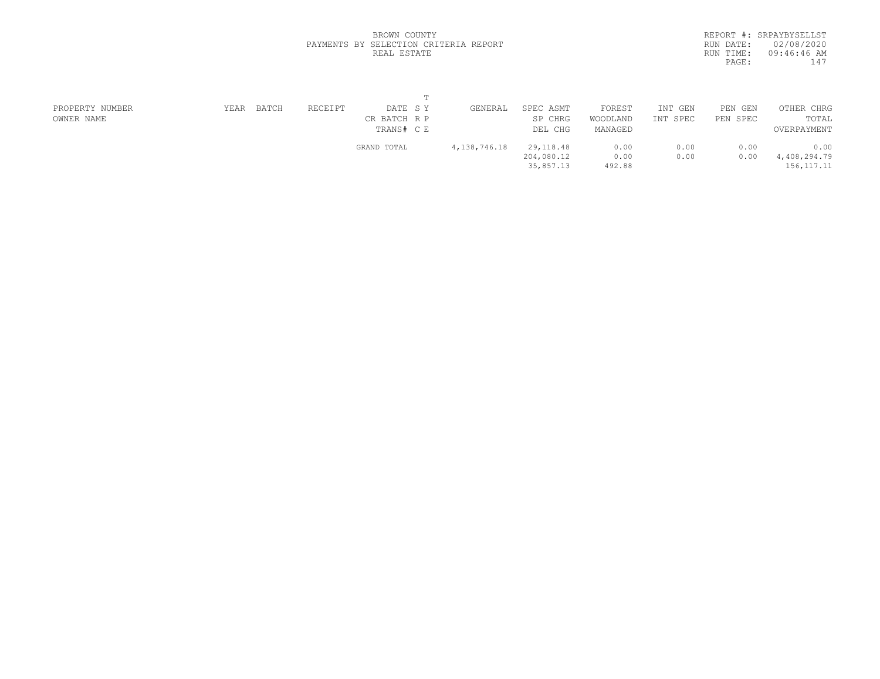BROWN COUNTY
PAYMENTS BY SELECTION CRITERIA REPORT
REAL ESTATE

REPORT #: SRPAYBYSELLST
RUN DATE: 02/08/2020
RUN TIME: 09:46:46 AM

| PROPERTY NUMBER<br>OWNER NAME | YEAR | BATCH | RECEIPT | DATE<br>CR BATCH<br>TRANS# | T<br>S Y<br>R P<br>C E | GENERAL | SPEC ASMT<br>SP CHRG<br>DEL CHG | FOREST<br>WOODLAND<br>MANAGED | INT GEN<br>INT SPEC | PEN GEN<br>PEN SPEC | OTHER CHRG<br>TOTAL<br>OVERPAYMENT |
|---|---|---|---|---|---|---|---|---|---|---|---|
| | | | | GRAND TOTAL | | 4,138,746.18 | 29,118.48<br>204,080.12<br>35,857.13 | 0.00<br>0.00<br>492.88 | 0.00<br>0.00 | 0.00<br>0.00 | 0.00<br>4,408,294.79<br>156,117.11 |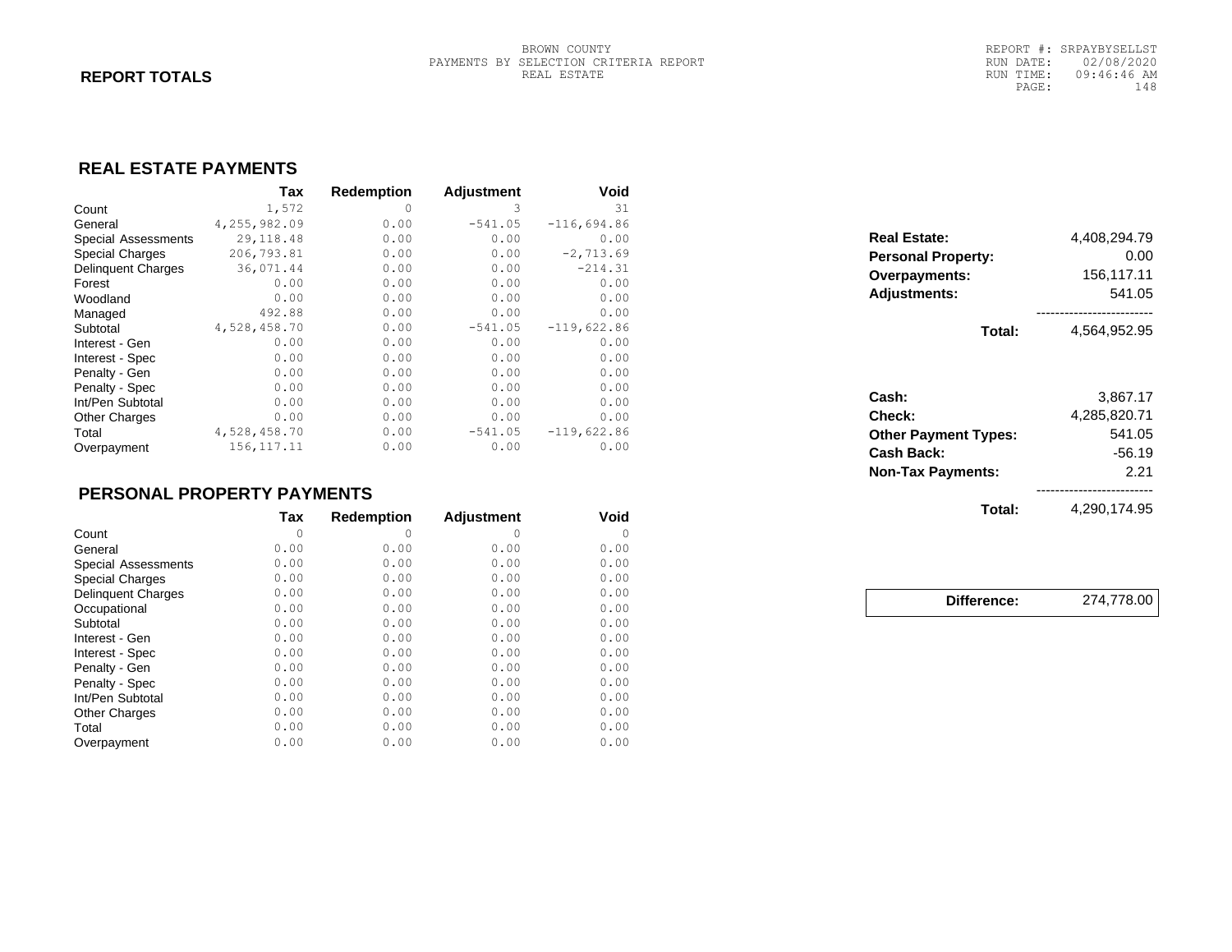**REPORT TOTALS**

BROWN COUNTY
PAYMENTS BY SELECTION CRITERIA REPORT
REAL ESTATE

REPORT #: SRPAYBYSELLST
RUN DATE: 02/08/2020
RUN TIME: 09:46:46 AM

## REAL ESTATE PAYMENTS

| | Tax | Redemption | Adjustment | Void |
|---|---|---|---|---|
| Count | 1,572 | 0 | 3 | 31 |
| General | 4,255,982.09 | 0.00 | -541.05 | -116,694.86 |
| Special Assessments | 29,118.48 | 0.00 | 0.00 | 0.00 |
| Special Charges | 206,793.81 | 0.00 | 0.00 | -2,713.69 |
| Delinquent Charges | 36,071.44 | 0.00 | 0.00 | -214.31 |
| Forest | 0.00 | 0.00 | 0.00 | 0.00 |
| Woodland | 0.00 | 0.00 | 0.00 | 0.00 |
| Managed | 492.88 | 0.00 | 0.00 | 0.00 |
| Subtotal | 4,528,458.70 | 0.00 | -541.05 | -119,622.86 |
| Interest - Gen | 0.00 | 0.00 | 0.00 | 0.00 |
| Interest - Spec | 0.00 | 0.00 | 0.00 | 0.00 |
| Penalty - Gen | 0.00 | 0.00 | 0.00 | 0.00 |
| Penalty - Spec | 0.00 | 0.00 | 0.00 | 0.00 |
| Int/Pen Subtotal | 0.00 | 0.00 | 0.00 | 0.00 |
| Other Charges | 0.00 | 0.00 | 0.00 | 0.00 |
| Total | 4,528,458.70 | 0.00 | -541.05 | -119,622.86 |
| Overpayment | 156,117.11 | 0.00 | 0.00 | 0.00 |

## PERSONAL PROPERTY PAYMENTS

| | Tax | Redemption | Adjustment | Void |
|---|---|---|---|---|
| Count | 0 | 0 | 0 | 0 |
| General | 0.00 | 0.00 | 0.00 | 0.00 |
| Special Assessments | 0.00 | 0.00 | 0.00 | 0.00 |
| Special Charges | 0.00 | 0.00 | 0.00 | 0.00 |
| Delinquent Charges | 0.00 | 0.00 | 0.00 | 0.00 |
| Occupational | 0.00 | 0.00 | 0.00 | 0.00 |
| Subtotal | 0.00 | 0.00 | 0.00 | 0.00 |
| Interest - Gen | 0.00 | 0.00 | 0.00 | 0.00 |
| Interest - Spec | 0.00 | 0.00 | 0.00 | 0.00 |
| Penalty - Gen | 0.00 | 0.00 | 0.00 | 0.00 |
| Penalty - Spec | 0.00 | 0.00 | 0.00 | 0.00 |
| Int/Pen Subtotal | 0.00 | 0.00 | 0.00 | 0.00 |
| Other Charges | 0.00 | 0.00 | 0.00 | 0.00 |
| Total | 0.00 | 0.00 | 0.00 | 0.00 |
| Overpayment | 0.00 | 0.00 | 0.00 | 0.00 |

| | |
|---|---|
| **Real Estate:** | 4,408,294.79 |
| **Personal Property:** | 0.00 |
| **Overpayments:** | 156,117.11 |
| **Adjustments:** | 541.05 |
| **Total:** | 4,564,952.95 |

| | |
|---|---|
| **Cash:** | 3,867.17 |
| **Check:** | 4,285,820.71 |
| **Other Payment Types:** | 541.05 |
| **Cash Back:** | -56.19 |
| **Non-Tax Payments:** | 2.21 |
| **Total:** | 4,290,174.95 |

| | |
|---|---|
| **Difference:** | 274,778.00 |